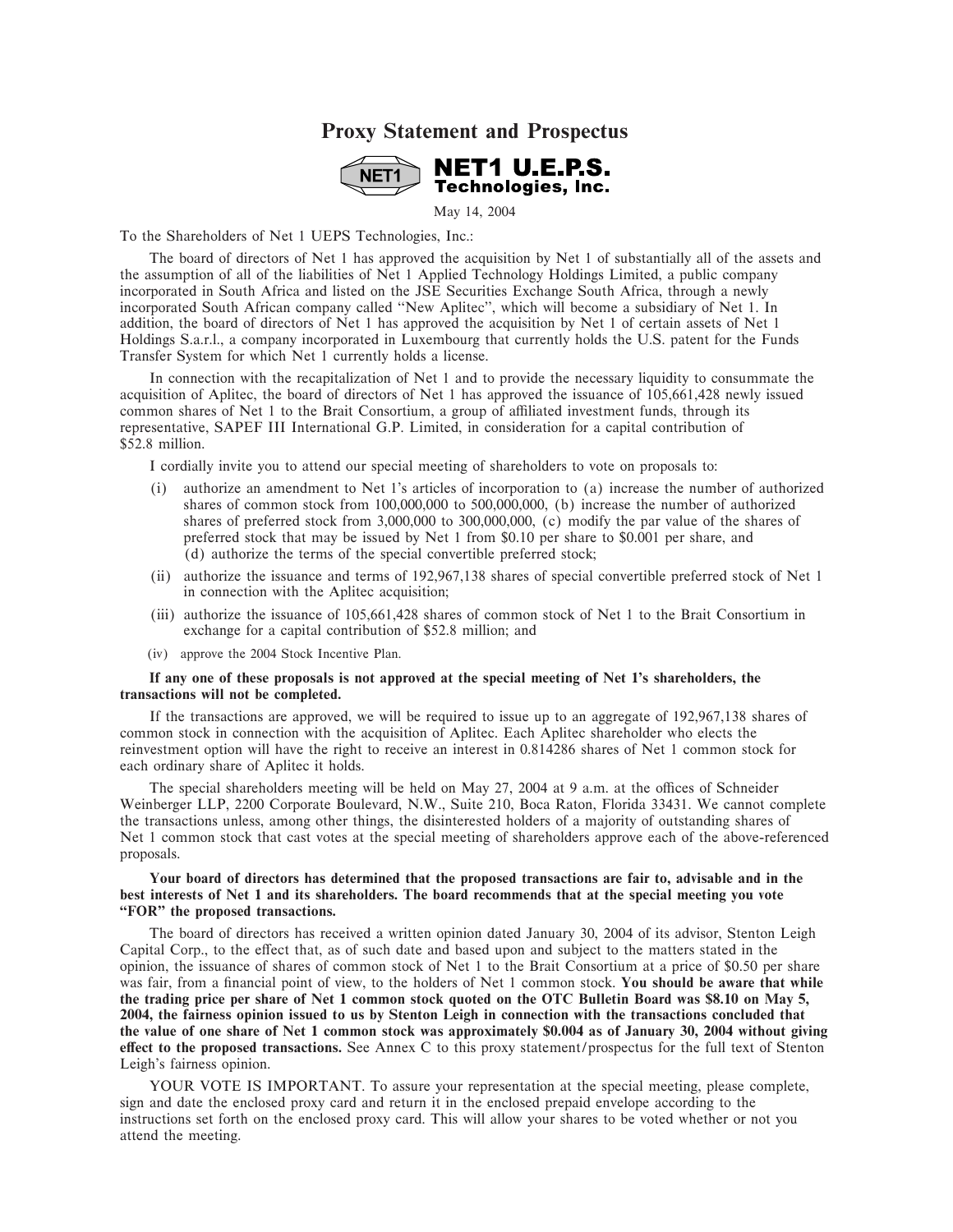# Proxy Statement and Prospectus

**NET1 U.E.P.S. Technologies, Inc.**

May 14, 2004

To the Shareholders of Net 1 UEPS Technologies, Inc.:

The board of directors of Net 1 has approved the acquisition by Net 1 of substantially all of the assets and the assumption of all of the liabilities of Net 1 Applied Technology Holdings Limited, a public company incorporated in South Africa and listed on the JSE Securities Exchange South Africa, through a newly incorporated South African company called "New Aplitec", which will become a subsidiary of Net 1. In addition, the board of directors of Net 1 has approved the acquisition by Net 1 of certain assets of Net 1 Holdings S.a.r.l., a company incorporated in Luxembourg that currently holds the U.S. patent for the Funds Transfer System for which Net 1 currently holds a license.

In connection with the recapitalization of Net 1 and to provide the necessary liquidity to consummate the acquisition of Aplitec, the board of directors of Net 1 has approved the issuance of 105,661,428 newly issued common shares of Net 1 to the Brait Consortium, a group of affiliated investment funds, through its representative, SAPEF III International G.P. Limited, in consideration for a capital contribution of $52.8 million.

I cordially invite you to attend our special meeting of shareholders to vote on proposals to:

(i) authorize an amendment to Net 1's articles of incorporation to (a) increase the number of authorized shares of common stock from 100,000,000 to 500,000,000, (b) increase the number of authorized shares of preferred stock from 3,000,000 to 300,000,000, (c) modify the par value of the shares of preferred stock that may be issued by Net 1 from $0.10 per share to $0.001 per share, and (d) authorize the terms of the special convertible preferred stock;

(ii) authorize the issuance and terms of 192,967,138 shares of special convertible preferred stock of Net 1 in connection with the Aplitec acquisition;

(iii) authorize the issuance of 105,661,428 shares of common stock of Net 1 to the Brait Consortium in exchange for a capital contribution of $52.8 million; and

(iv) approve the 2004 Stock Incentive Plan.

**If any one of these proposals is not approved at the special meeting of Net 1's shareholders, the transactions will not be completed.**

If the transactions are approved, we will be required to issue up to an aggregate of 192,967,138 shares of common stock in connection with the acquisition of Aplitec. Each Aplitec shareholder who elects the reinvestment option will have the right to receive an interest in 0.814286 shares of Net 1 common stock for each ordinary share of Aplitec it holds.

The special shareholders meeting will be held on May 27, 2004 at 9 a.m. at the offices of Schneider Weinberger LLP, 2200 Corporate Boulevard, N.W., Suite 210, Boca Raton, Florida 33431. We cannot complete the transactions unless, among other things, the disinterested holders of a majority of outstanding shares of Net 1 common stock that cast votes at the special meeting of shareholders approve each of the above-referenced proposals.

**Your board of directors has determined that the proposed transactions are fair to, advisable and in the best interests of Net 1 and its shareholders. The board recommends that at the special meeting you vote "FOR" the proposed transactions.**

The board of directors has received a written opinion dated January 30, 2004 of its advisor, Stenton Leigh Capital Corp., to the effect that, as of such date and based upon and subject to the matters stated in the opinion, the issuance of shares of common stock of Net 1 to the Brait Consortium at a price of $0.50 per share was fair, from a financial point of view, to the holders of Net 1 common stock. **You should be aware that while the trading price per share of Net 1 common stock quoted on the OTC Bulletin Board was $8.10 on May 5, 2004, the fairness opinion issued to us by Stenton Leigh in connection with the transactions concluded that the value of one share of Net 1 common stock was approximately $0.004 as of January 30, 2004 without giving effect to the proposed transactions.** See Annex C to this proxy statement/prospectus for the full text of Stenton Leigh's fairness opinion.

YOUR VOTE IS IMPORTANT. To assure your representation at the special meeting, please complete, sign and date the enclosed proxy card and return it in the enclosed prepaid envelope according to the instructions set forth on the enclosed proxy card. This will allow your shares to be voted whether or not you attend the meeting.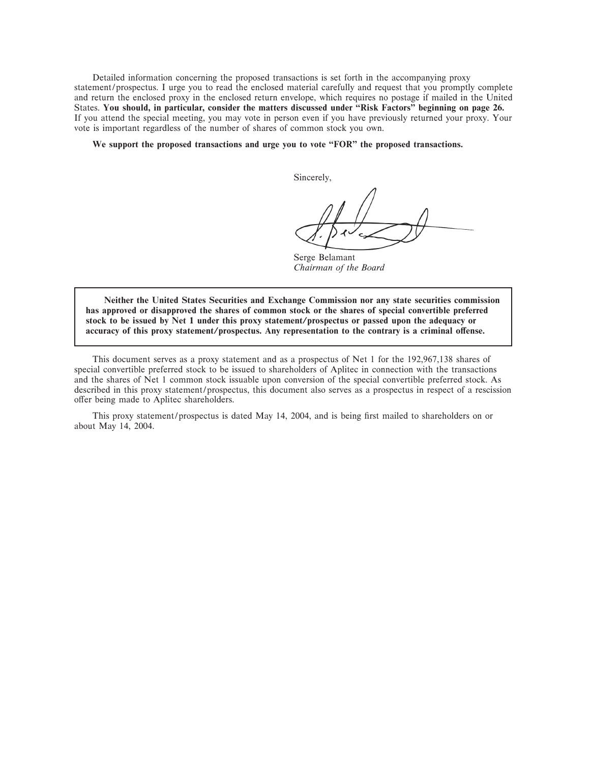Detailed information concerning the proposed transactions is set forth in the accompanying proxy statement/prospectus. I urge you to read the enclosed material carefully and request that you promptly complete and return the enclosed proxy in the enclosed return envelope, which requires no postage if mailed in the United States. **You should, in particular, consider the matters discussed under "Risk Factors" beginning on page 26.** If you attend the special meeting, you may vote in person even if you have previously returned your proxy. Your vote is important regardless of the number of shares of common stock you own.

**We support the proposed transactions and urge you to vote "FOR" the proposed transactions.**

Sincerely,

Serge Belamant
*Chairman of the Board*

**Neither the United States Securities and Exchange Commission nor any state securities commission has approved or disapproved the shares of common stock or the shares of special convertible preferred stock to be issued by Net 1 under this proxy statement/prospectus or passed upon the adequacy or accuracy of this proxy statement/prospectus. Any representation to the contrary is a criminal offense.**

This document serves as a proxy statement and as a prospectus of Net 1 for the 192,967,138 shares of special convertible preferred stock to be issued to shareholders of Aplitec in connection with the transactions and the shares of Net 1 common stock issuable upon conversion of the special convertible preferred stock. As described in this proxy statement/prospectus, this document also serves as a prospectus in respect of a rescission offer being made to Aplitec shareholders.

This proxy statement/prospectus is dated May 14, 2004, and is being first mailed to shareholders on or about May 14, 2004.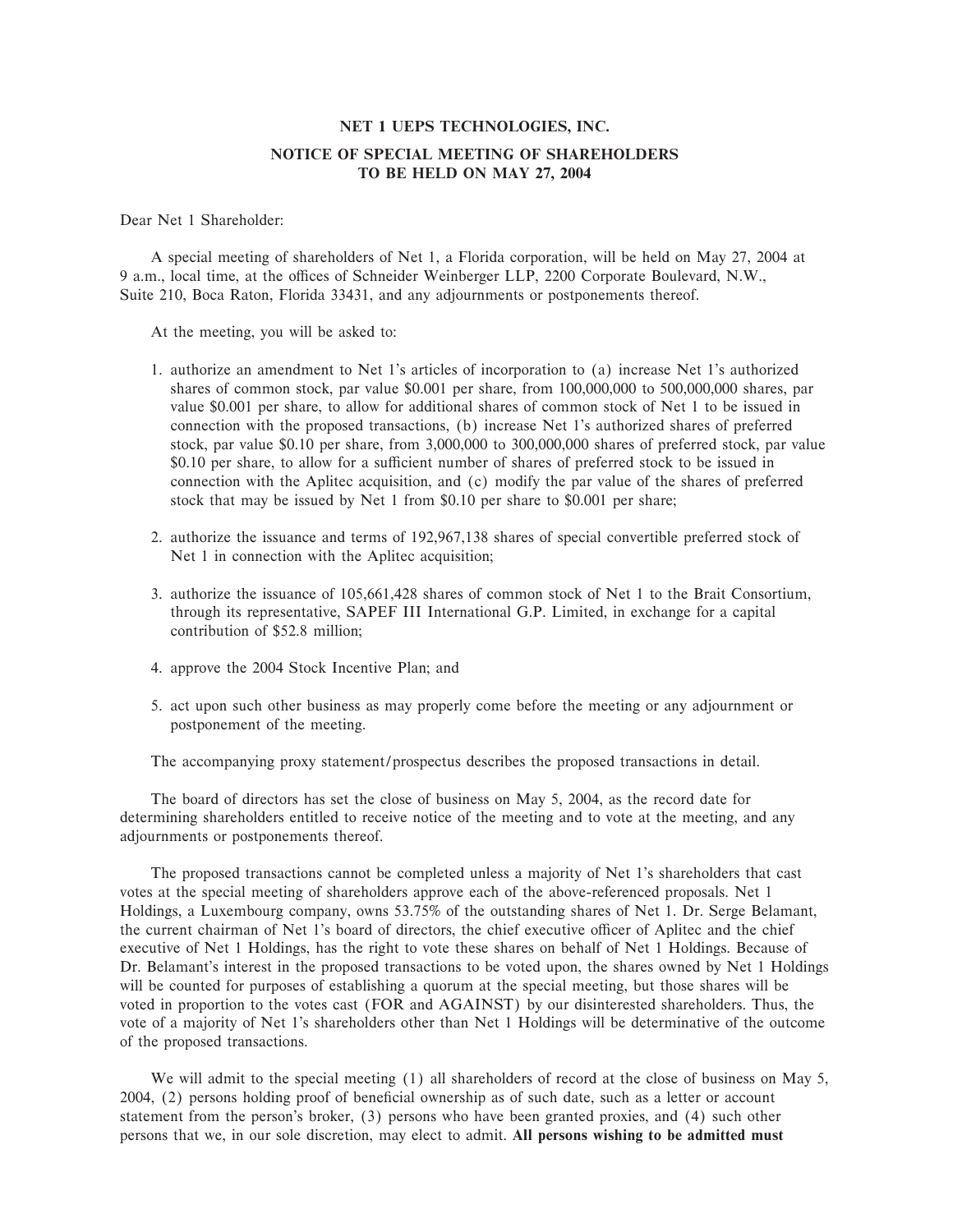**NET 1 UEPS TECHNOLOGIES, INC.**

**NOTICE OF SPECIAL MEETING OF SHAREHOLDERS TO BE HELD ON MAY 27, 2004**

Dear Net 1 Shareholder:

A special meeting of shareholders of Net 1, a Florida corporation, will be held on May 27, 2004 at 9 a.m., local time, at the offices of Schneider Weinberger LLP, 2200 Corporate Boulevard, N.W., Suite 210, Boca Raton, Florida 33431, and any adjournments or postponements thereof.

At the meeting, you will be asked to:

1. authorize an amendment to Net 1's articles of incorporation to (a) increase Net 1's authorized shares of common stock, par value $0.001 per share, from 100,000,000 to 500,000,000 shares, par value $0.001 per share, to allow for additional shares of common stock of Net 1 to be issued in connection with the proposed transactions, (b) increase Net 1's authorized shares of preferred stock, par value $0.10 per share, from 3,000,000 to 300,000,000 shares of preferred stock, par value $0.10 per share, to allow for a sufficient number of shares of preferred stock to be issued in connection with the Aplitec acquisition, and (c) modify the par value of the shares of preferred stock that may be issued by Net 1 from $0.10 per share to $0.001 per share;

2. authorize the issuance and terms of 192,967,138 shares of special convertible preferred stock of Net 1 in connection with the Aplitec acquisition;

3. authorize the issuance of 105,661,428 shares of common stock of Net 1 to the Brait Consortium, through its representative, SAPEF III International G.P. Limited, in exchange for a capital contribution of $52.8 million;

4. approve the 2004 Stock Incentive Plan; and

5. act upon such other business as may properly come before the meeting or any adjournment or postponement of the meeting.

The accompanying proxy statement/prospectus describes the proposed transactions in detail.

The board of directors has set the close of business on May 5, 2004, as the record date for determining shareholders entitled to receive notice of the meeting and to vote at the meeting, and any adjournments or postponements thereof.

The proposed transactions cannot be completed unless a majority of Net 1's shareholders that cast votes at the special meeting of shareholders approve each of the above-referenced proposals. Net 1 Holdings, a Luxembourg company, owns 53.75% of the outstanding shares of Net 1. Dr. Serge Belamant, the current chairman of Net 1's board of directors, the chief executive officer of Aplitec and the chief executive of Net 1 Holdings, has the right to vote these shares on behalf of Net 1 Holdings. Because of Dr. Belamant's interest in the proposed transactions to be voted upon, the shares owned by Net 1 Holdings will be counted for purposes of establishing a quorum at the special meeting, but those shares will be voted in proportion to the votes cast (FOR and AGAINST) by our disinterested shareholders. Thus, the vote of a majority of Net 1's shareholders other than Net 1 Holdings will be determinative of the outcome of the proposed transactions.

We will admit to the special meeting (1) all shareholders of record at the close of business on May 5, 2004, (2) persons holding proof of beneficial ownership as of such date, such as a letter or account statement from the person's broker, (3) persons who have been granted proxies, and (4) such other persons that we, in our sole discretion, may elect to admit. **All persons wishing to be admitted must**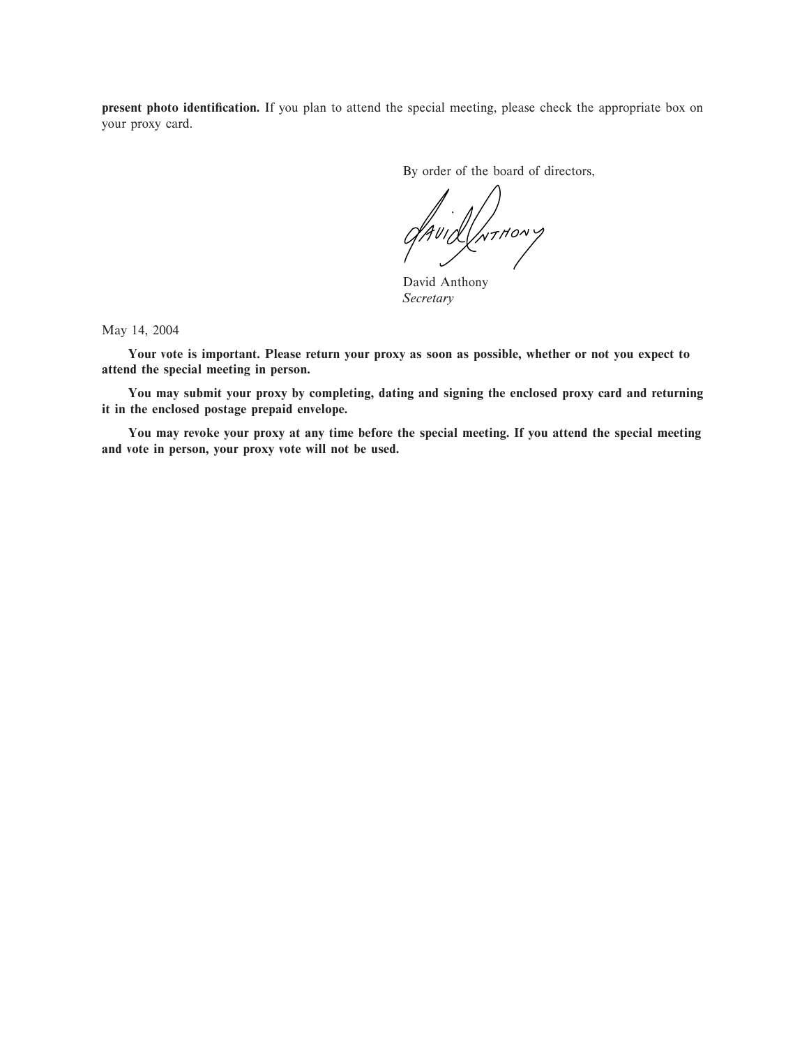**present photo identification.** If you plan to attend the special meeting, please check the appropriate box on your proxy card.

By order of the board of directors,

David Anthony
*Secretary*

May 14, 2004

**Your vote is important. Please return your proxy as soon as possible, whether or not you expect to attend the special meeting in person.**

**You may submit your proxy by completing, dating and signing the enclosed proxy card and returning it in the enclosed postage prepaid envelope.**

**You may revoke your proxy at any time before the special meeting. If you attend the special meeting and vote in person, your proxy vote will not be used.**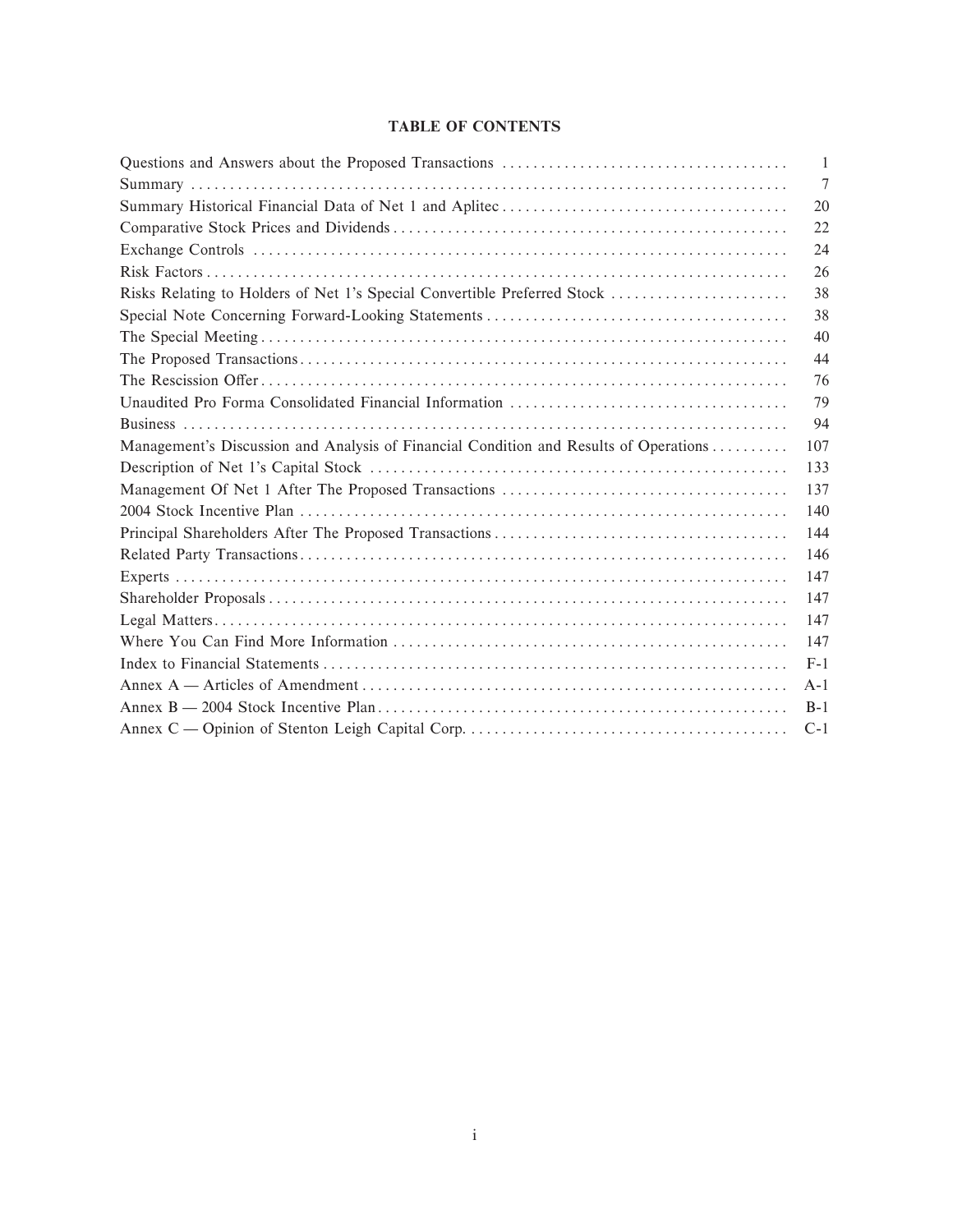## TABLE OF CONTENTS

| | |
|---|---|
| Questions and Answers about the Proposed Transactions | 1 |
| Summary | 7 |
| Summary Historical Financial Data of Net 1 and Aplitec | 20 |
| Comparative Stock Prices and Dividends | 22 |
| Exchange Controls | 24 |
| Risk Factors | 26 |
| Risks Relating to Holders of Net 1's Special Convertible Preferred Stock | 38 |
| Special Note Concerning Forward-Looking Statements | 38 |
| The Special Meeting | 40 |
| The Proposed Transactions | 44 |
| The Rescission Offer | 76 |
| Unaudited Pro Forma Consolidated Financial Information | 79 |
| Business | 94 |
| Management's Discussion and Analysis of Financial Condition and Results of Operations | 107 |
| Description of Net 1's Capital Stock | 133 |
| Management Of Net 1 After The Proposed Transactions | 137 |
| 2004 Stock Incentive Plan | 140 |
| Principal Shareholders After The Proposed Transactions | 144 |
| Related Party Transactions | 146 |
| Experts | 147 |
| Shareholder Proposals | 147 |
| Legal Matters | 147 |
| Where You Can Find More Information | 147 |
| Index to Financial Statements | F-1 |
| Annex A — Articles of Amendment | A-1 |
| Annex B — 2004 Stock Incentive Plan | B-1 |
| Annex C — Opinion of Stenton Leigh Capital Corp. | C-1 |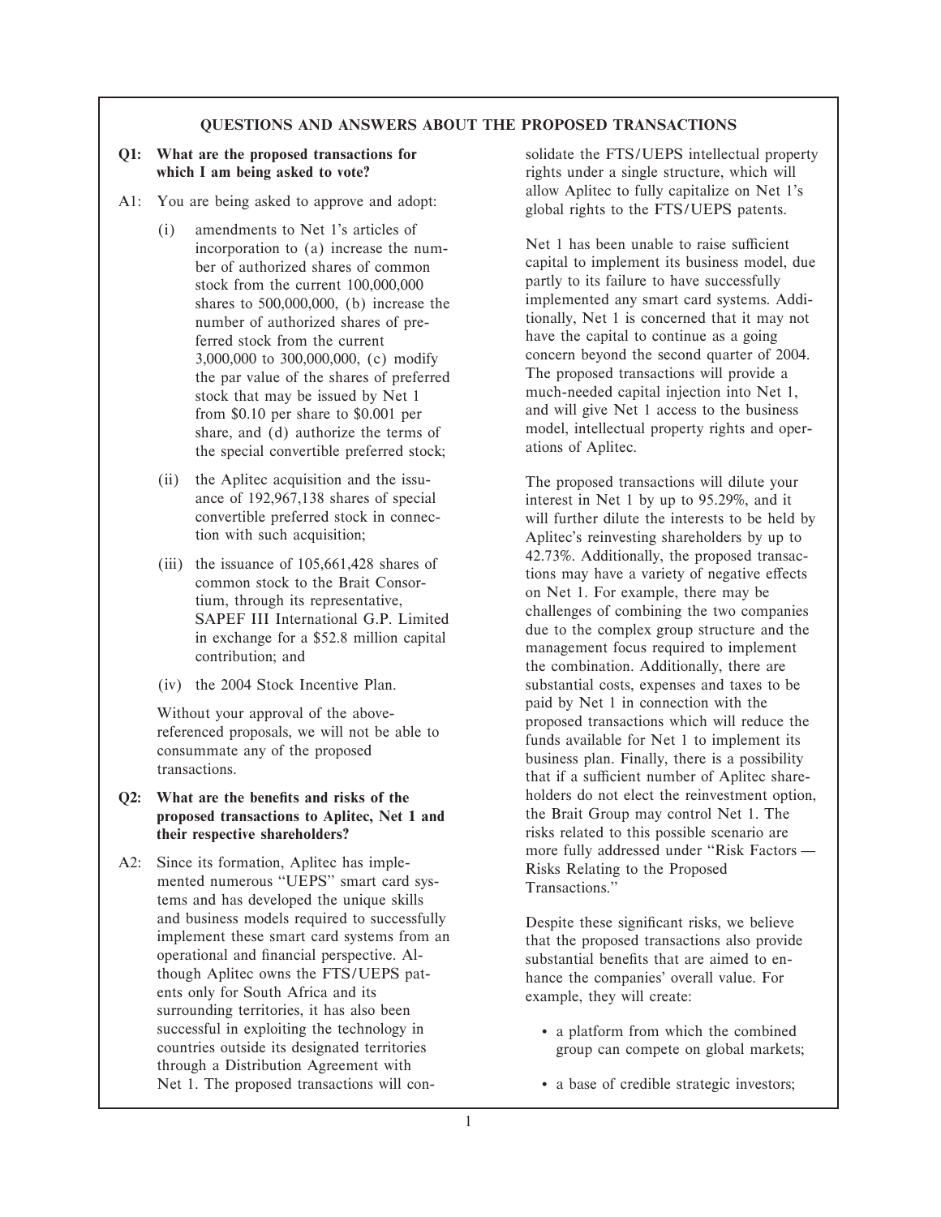## QUESTIONS AND ANSWERS ABOUT THE PROPOSED TRANSACTIONS

**Q1: What are the proposed transactions for which I am being asked to vote?**

A1: You are being asked to approve and adopt:

(i) amendments to Net 1's articles of incorporation to (a) increase the number of authorized shares of common stock from the current 100,000,000 shares to 500,000,000, (b) increase the number of authorized shares of preferred stock from the current 3,000,000 to 300,000,000, (c) modify the par value of the shares of preferred stock that may be issued by Net 1 from $0.10 per share to $0.001 per share, and (d) authorize the terms of the special convertible preferred stock;

(ii) the Aplitec acquisition and the issuance of 192,967,138 shares of special convertible preferred stock in connection with such acquisition;

(iii) the issuance of 105,661,428 shares of common stock to the Brait Consortium, through its representative, SAPEF III International G.P. Limited in exchange for a $52.8 million capital contribution; and

(iv) the 2004 Stock Incentive Plan.

Without your approval of the above-referenced proposals, we will not be able to consummate any of the proposed transactions.

**Q2: What are the benefits and risks of the proposed transactions to Aplitec, Net 1 and their respective shareholders?**

A2: Since its formation, Aplitec has implemented numerous "UEPS" smart card systems and has developed the unique skills and business models required to successfully implement these smart card systems from an operational and financial perspective. Although Aplitec owns the FTS/UEPS patents only for South Africa and its surrounding territories, it has also been successful in exploiting the technology in countries outside its designated territories through a Distribution Agreement with Net 1. The proposed transactions will consolidate the FTS/UEPS intellectual property rights under a single structure, which will allow Aplitec to fully capitalize on Net 1's global rights to the FTS/UEPS patents.

Net 1 has been unable to raise sufficient capital to implement its business model, due partly to its failure to have successfully implemented any smart card systems. Additionally, Net 1 is concerned that it may not have the capital to continue as a going concern beyond the second quarter of 2004. The proposed transactions will provide a much-needed capital injection into Net 1, and will give Net 1 access to the business model, intellectual property rights and operations of Aplitec.

The proposed transactions will dilute your interest in Net 1 by up to 95.29%, and it will further dilute the interests to be held by Aplitec's reinvesting shareholders by up to 42.73%. Additionally, the proposed transactions may have a variety of negative effects on Net 1. For example, there may be challenges of combining the two companies due to the complex group structure and the management focus required to implement the combination. Additionally, there are substantial costs, expenses and taxes to be paid by Net 1 in connection with the proposed transactions which will reduce the funds available for Net 1 to implement its business plan. Finally, there is a possibility that if a sufficient number of Aplitec shareholders do not elect the reinvestment option, the Brait Group may control Net 1. The risks related to this possible scenario are more fully addressed under "Risk Factors — Risks Relating to the Proposed Transactions."

Despite these significant risks, we believe that the proposed transactions also provide substantial benefits that are aimed to enhance the companies' overall value. For example, they will create:

- a platform from which the combined group can compete on global markets;
- a base of credible strategic investors;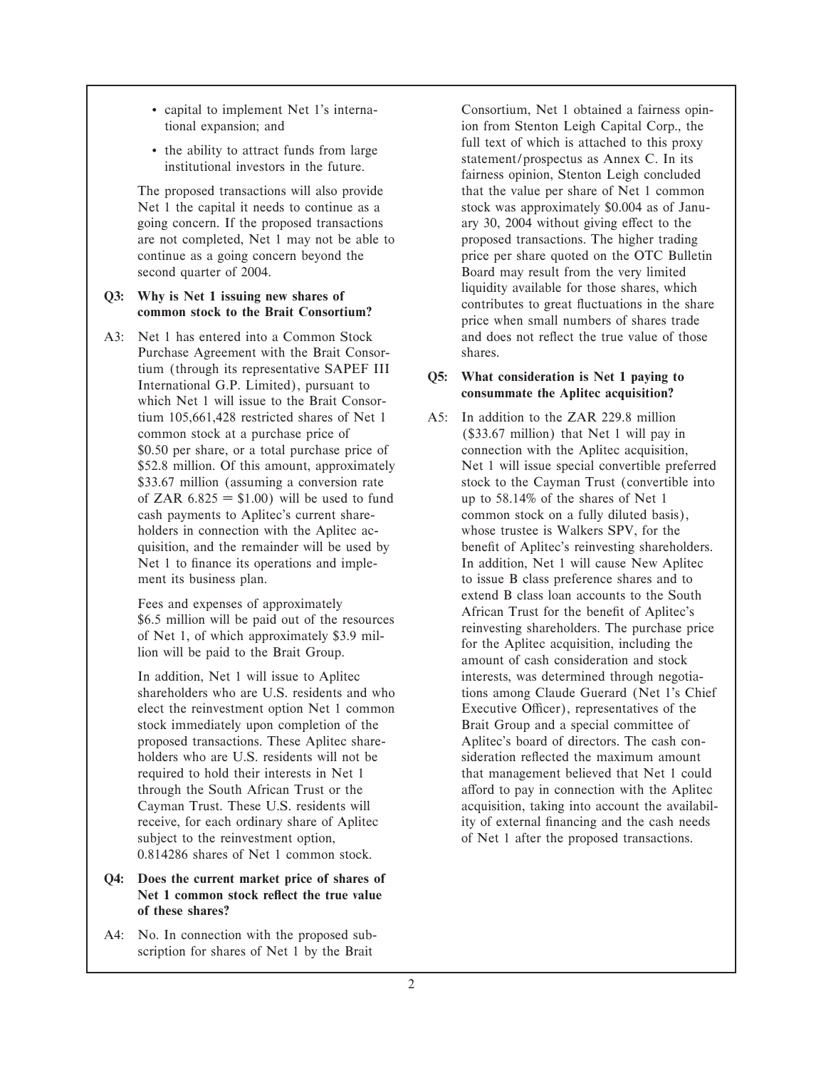- capital to implement Net 1's international expansion; and
- the ability to attract funds from large institutional investors in the future.

The proposed transactions will also provide Net 1 the capital it needs to continue as a going concern. If the proposed transactions are not completed, Net 1 may not be able to continue as a going concern beyond the second quarter of 2004.

**Q3: Why is Net 1 issuing new shares of common stock to the Brait Consortium?**

A3: Net 1 has entered into a Common Stock Purchase Agreement with the Brait Consortium (through its representative SAPEF III International G.P. Limited), pursuant to which Net 1 will issue to the Brait Consortium 105,661,428 restricted shares of Net 1 common stock at a purchase price of $0.50 per share, or a total purchase price of $52.8 million. Of this amount, approximately $33.67 million (assuming a conversion rate of ZAR 6.825 = $1.00) will be used to fund cash payments to Aplitec's current shareholders in connection with the Aplitec acquisition, and the remainder will be used by Net 1 to finance its operations and implement its business plan.

Fees and expenses of approximately $6.5 million will be paid out of the resources of Net 1, of which approximately $3.9 million will be paid to the Brait Group.

In addition, Net 1 will issue to Aplitec shareholders who are U.S. residents and who elect the reinvestment option Net 1 common stock immediately upon completion of the proposed transactions. These Aplitec shareholders who are U.S. residents will not be required to hold their interests in Net 1 through the South African Trust or the Cayman Trust. These U.S. residents will receive, for each ordinary share of Aplitec subject to the reinvestment option, 0.814286 shares of Net 1 common stock.

**Q4: Does the current market price of shares of Net 1 common stock reflect the true value of these shares?**

A4: No. In connection with the proposed subscription for shares of Net 1 by the Brait Consortium, Net 1 obtained a fairness opinion from Stenton Leigh Capital Corp., the full text of which is attached to this proxy statement/prospectus as Annex C. In its fairness opinion, Stenton Leigh concluded that the value per share of Net 1 common stock was approximately $0.004 as of January 30, 2004 without giving effect to the proposed transactions. The higher trading price per share quoted on the OTC Bulletin Board may result from the very limited liquidity available for those shares, which contributes to great fluctuations in the share price when small numbers of shares trade and does not reflect the true value of those shares.

**Q5: What consideration is Net 1 paying to consummate the Aplitec acquisition?**

A5: In addition to the ZAR 229.8 million ($33.67 million) that Net 1 will pay in connection with the Aplitec acquisition, Net 1 will issue special convertible preferred stock to the Cayman Trust (convertible into up to 58.14% of the shares of Net 1 common stock on a fully diluted basis), whose trustee is Walkers SPV, for the benefit of Aplitec's reinvesting shareholders. In addition, Net 1 will cause New Aplitec to issue B class preference shares and to extend B class loan accounts to the South African Trust for the benefit of Aplitec's reinvesting shareholders. The purchase price for the Aplitec acquisition, including the amount of cash consideration and stock interests, was determined through negotiations among Claude Guerard (Net 1's Chief Executive Officer), representatives of the Brait Group and a special committee of Aplitec's board of directors. The cash consideration reflected the maximum amount that management believed that Net 1 could afford to pay in connection with the Aplitec acquisition, taking into account the availability of external financing and the cash needs of Net 1 after the proposed transactions.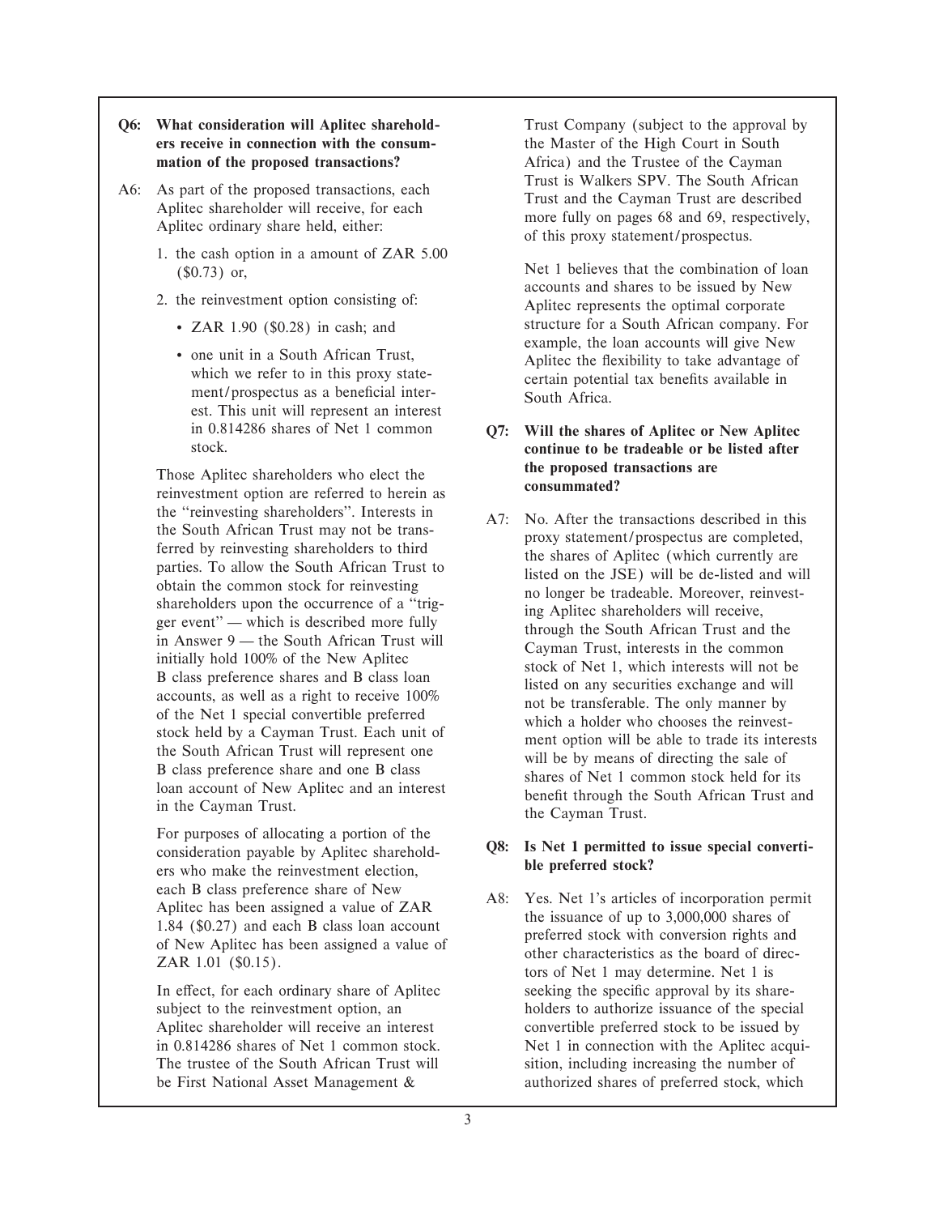**Q6: What consideration will Aplitec shareholders receive in connection with the consummation of the proposed transactions?**

A6: As part of the proposed transactions, each Aplitec shareholder will receive, for each Aplitec ordinary share held, either:

1. the cash option in a amount of ZAR 5.00 ($0.73) or,
2. the reinvestment option consisting of:
   - ZAR 1.90 ($0.28) in cash; and
   - one unit in a South African Trust, which we refer to in this proxy statement/prospectus as a beneficial interest. This unit will represent an interest in 0.814286 shares of Net 1 common stock.

Those Aplitec shareholders who elect the reinvestment option are referred to herein as the "reinvesting shareholders". Interests in the South African Trust may not be transferred by reinvesting shareholders to third parties. To allow the South African Trust to obtain the common stock for reinvesting shareholders upon the occurrence of a "trigger event" — which is described more fully in Answer 9 — the South African Trust will initially hold 100% of the New Aplitec B class preference shares and B class loan accounts, as well as a right to receive 100% of the Net 1 special convertible preferred stock held by a Cayman Trust. Each unit of the South African Trust will represent one B class preference share and one B class loan account of New Aplitec and an interest in the Cayman Trust.

For purposes of allocating a portion of the consideration payable by Aplitec shareholders who make the reinvestment election, each B class preference share of New Aplitec has been assigned a value of ZAR 1.84 ($0.27) and each B class loan account of New Aplitec has been assigned a value of ZAR 1.01 ($0.15).

In effect, for each ordinary share of Aplitec subject to the reinvestment option, an Aplitec shareholder will receive an interest in 0.814286 shares of Net 1 common stock. The trustee of the South African Trust will be First National Asset Management & Trust Company (subject to the approval by the Master of the High Court in South Africa) and the Trustee of the Cayman Trust is Walkers SPV. The South African Trust and the Cayman Trust are described more fully on pages 68 and 69, respectively, of this proxy statement/prospectus.

Net 1 believes that the combination of loan accounts and shares to be issued by New Aplitec represents the optimal corporate structure for a South African company. For example, the loan accounts will give New Aplitec the flexibility to take advantage of certain potential tax benefits available in South Africa.

**Q7: Will the shares of Aplitec or New Aplitec continue to be tradeable or be listed after the proposed transactions are consummated?**

A7: No. After the transactions described in this proxy statement/prospectus are completed, the shares of Aplitec (which currently are listed on the JSE) will be de-listed and will no longer be tradeable. Moreover, reinvesting Aplitec shareholders will receive, through the South African Trust and the Cayman Trust, interests in the common stock of Net 1, which interests will not be listed on any securities exchange and will not be transferable. The only manner by which a holder who chooses the reinvestment option will be able to trade its interests will be by means of directing the sale of shares of Net 1 common stock held for its benefit through the South African Trust and the Cayman Trust.

**Q8: Is Net 1 permitted to issue special convertible preferred stock?**

A8: Yes. Net 1's articles of incorporation permit the issuance of up to 3,000,000 shares of preferred stock with conversion rights and other characteristics as the board of directors of Net 1 may determine. Net 1 is seeking the specific approval by its shareholders to authorize issuance of the special convertible preferred stock to be issued by Net 1 in connection with the Aplitec acquisition, including increasing the number of authorized shares of preferred stock, which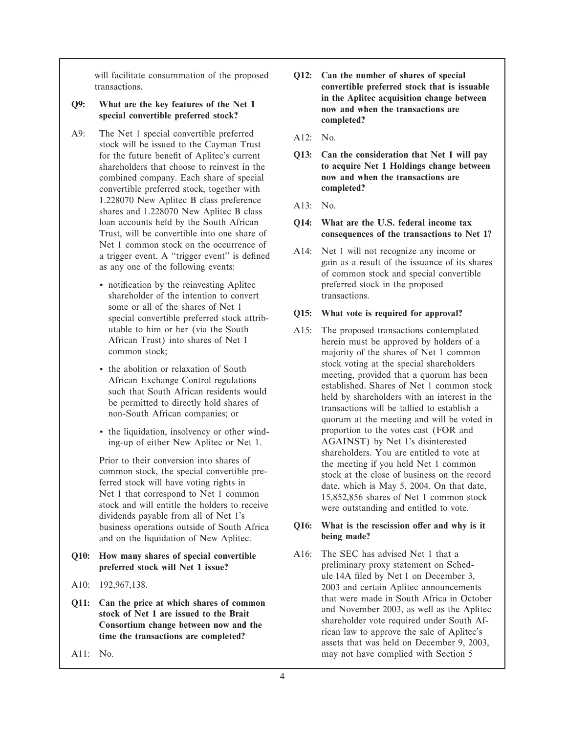will facilitate consummation of the proposed transactions.

**Q9: What are the key features of the Net 1 special convertible preferred stock?**

A9: The Net 1 special convertible preferred stock will be issued to the Cayman Trust for the future benefit of Aplitec's current shareholders that choose to reinvest in the combined company. Each share of special convertible preferred stock, together with 1.228070 New Aplitec B class preference shares and 1.228070 New Aplitec B class loan accounts held by the South African Trust, will be convertible into one share of Net 1 common stock on the occurrence of a trigger event. A "trigger event" is defined as any one of the following events:

- notification by the reinvesting Aplitec shareholder of the intention to convert some or all of the shares of Net 1 special convertible preferred stock attributable to him or her (via the South African Trust) into shares of Net 1 common stock;
- the abolition or relaxation of South African Exchange Control regulations such that South African residents would be permitted to directly hold shares of non-South African companies; or
- the liquidation, insolvency or other winding-up of either New Aplitec or Net 1.

Prior to their conversion into shares of common stock, the special convertible preferred stock will have voting rights in Net 1 that correspond to Net 1 common stock and will entitle the holders to receive dividends payable from all of Net 1's business operations outside of South Africa and on the liquidation of New Aplitec.

**Q10: How many shares of special convertible preferred stock will Net 1 issue?**

A10: 192,967,138.

**Q11: Can the price at which shares of common stock of Net 1 are issued to the Brait Consortium change between now and the time the transactions are completed?**

A11: No.

**Q12: Can the number of shares of special convertible preferred stock that is issuable in the Aplitec acquisition change between now and when the transactions are completed?**

A12: No.

**Q13: Can the consideration that Net 1 will pay to acquire Net 1 Holdings change between now and when the transactions are completed?**

A13: No.

**Q14: What are the U.S. federal income tax consequences of the transactions to Net 1?**

A14: Net 1 will not recognize any income or gain as a result of the issuance of its shares of common stock and special convertible preferred stock in the proposed transactions.

**Q15: What vote is required for approval?**

A15: The proposed transactions contemplated herein must be approved by holders of a majority of the shares of Net 1 common stock voting at the special shareholders meeting, provided that a quorum has been established. Shares of Net 1 common stock held by shareholders with an interest in the transactions will be tallied to establish a quorum at the meeting and will be voted in proportion to the votes cast (FOR and AGAINST) by Net 1's disinterested shareholders. You are entitled to vote at the meeting if you held Net 1 common stock at the close of business on the record date, which is May 5, 2004. On that date, 15,852,856 shares of Net 1 common stock were outstanding and entitled to vote.

**Q16: What is the rescission offer and why is it being made?**

A16: The SEC has advised Net 1 that a preliminary proxy statement on Schedule 14A filed by Net 1 on December 3, 2003 and certain Aplitec announcements that were made in South Africa in October and November 2003, as well as the Aplitec shareholder vote required under South African law to approve the sale of Aplitec's assets that was held on December 9, 2003, may not have complied with Section 5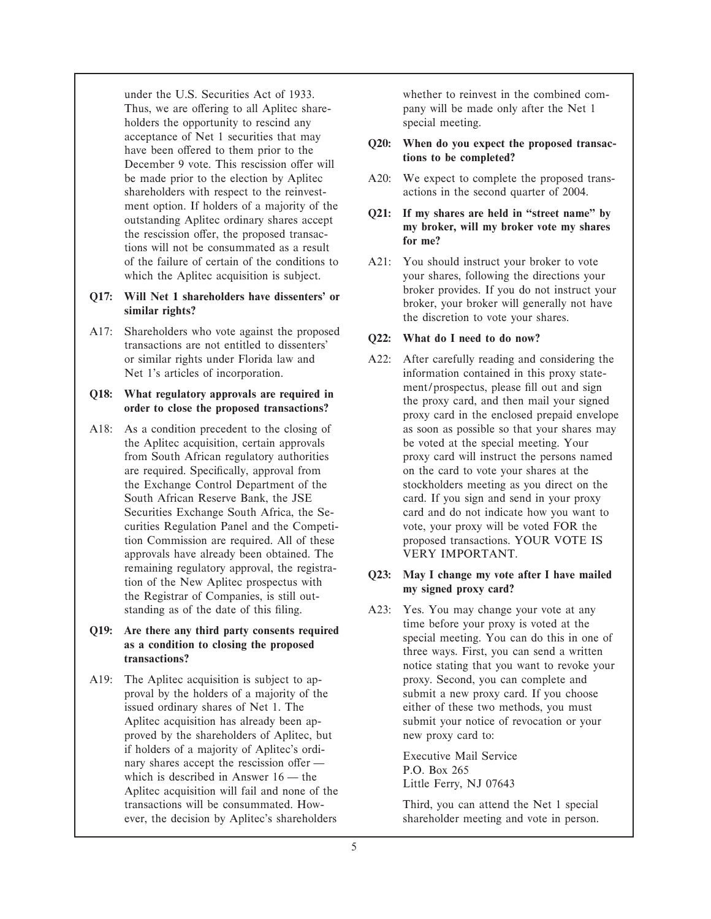under the U.S. Securities Act of 1933. Thus, we are offering to all Aplitec shareholders the opportunity to rescind any acceptance of Net 1 securities that may have been offered to them prior to the December 9 vote. This rescission offer will be made prior to the election by Aplitec shareholders with respect to the reinvestment option. If holders of a majority of the outstanding Aplitec ordinary shares accept the rescission offer, the proposed transactions will not be consummated as a result of the failure of certain of the conditions to which the Aplitec acquisition is subject.

**Q17: Will Net 1 shareholders have dissenters' or similar rights?**

A17: Shareholders who vote against the proposed transactions are not entitled to dissenters' or similar rights under Florida law and Net 1's articles of incorporation.

**Q18: What regulatory approvals are required in order to close the proposed transactions?**

A18: As a condition precedent to the closing of the Aplitec acquisition, certain approvals from South African regulatory authorities are required. Specifically, approval from the Exchange Control Department of the South African Reserve Bank, the JSE Securities Exchange South Africa, the Securities Regulation Panel and the Competition Commission are required. All of these approvals have already been obtained. The remaining regulatory approval, the registration of the New Aplitec prospectus with the Registrar of Companies, is still outstanding as of the date of this filing.

**Q19: Are there any third party consents required as a condition to closing the proposed transactions?**

A19: The Aplitec acquisition is subject to approval by the holders of a majority of the issued ordinary shares of Net 1. The Aplitec acquisition has already been approved by the shareholders of Aplitec, but if holders of a majority of Aplitec's ordinary shares accept the rescission offer — which is described in Answer 16 — the Aplitec acquisition will fail and none of the transactions will be consummated. However, the decision by Aplitec's shareholders whether to reinvest in the combined company will be made only after the Net 1 special meeting.

**Q20: When do you expect the proposed transactions to be completed?**

A20: We expect to complete the proposed transactions in the second quarter of 2004.

**Q21: If my shares are held in "street name" by my broker, will my broker vote my shares for me?**

A21: You should instruct your broker to vote your shares, following the directions your broker provides. If you do not instruct your broker, your broker will generally not have the discretion to vote your shares.

**Q22: What do I need to do now?**

A22: After carefully reading and considering the information contained in this proxy statement/prospectus, please fill out and sign the proxy card, and then mail your signed proxy card in the enclosed prepaid envelope as soon as possible so that your shares may be voted at the special meeting. Your proxy card will instruct the persons named on the card to vote your shares at the stockholders meeting as you direct on the card. If you sign and send in your proxy card and do not indicate how you want to vote, your proxy will be voted FOR the proposed transactions. YOUR VOTE IS VERY IMPORTANT.

**Q23: May I change my vote after I have mailed my signed proxy card?**

A23: Yes. You may change your vote at any time before your proxy is voted at the special meeting. You can do this in one of three ways. First, you can send a written notice stating that you want to revoke your proxy. Second, you can complete and submit a new proxy card. If you choose either of these two methods, you must submit your notice of revocation or your new proxy card to:

Executive Mail Service
P.O. Box 265
Little Ferry, NJ 07643

Third, you can attend the Net 1 special shareholder meeting and vote in person.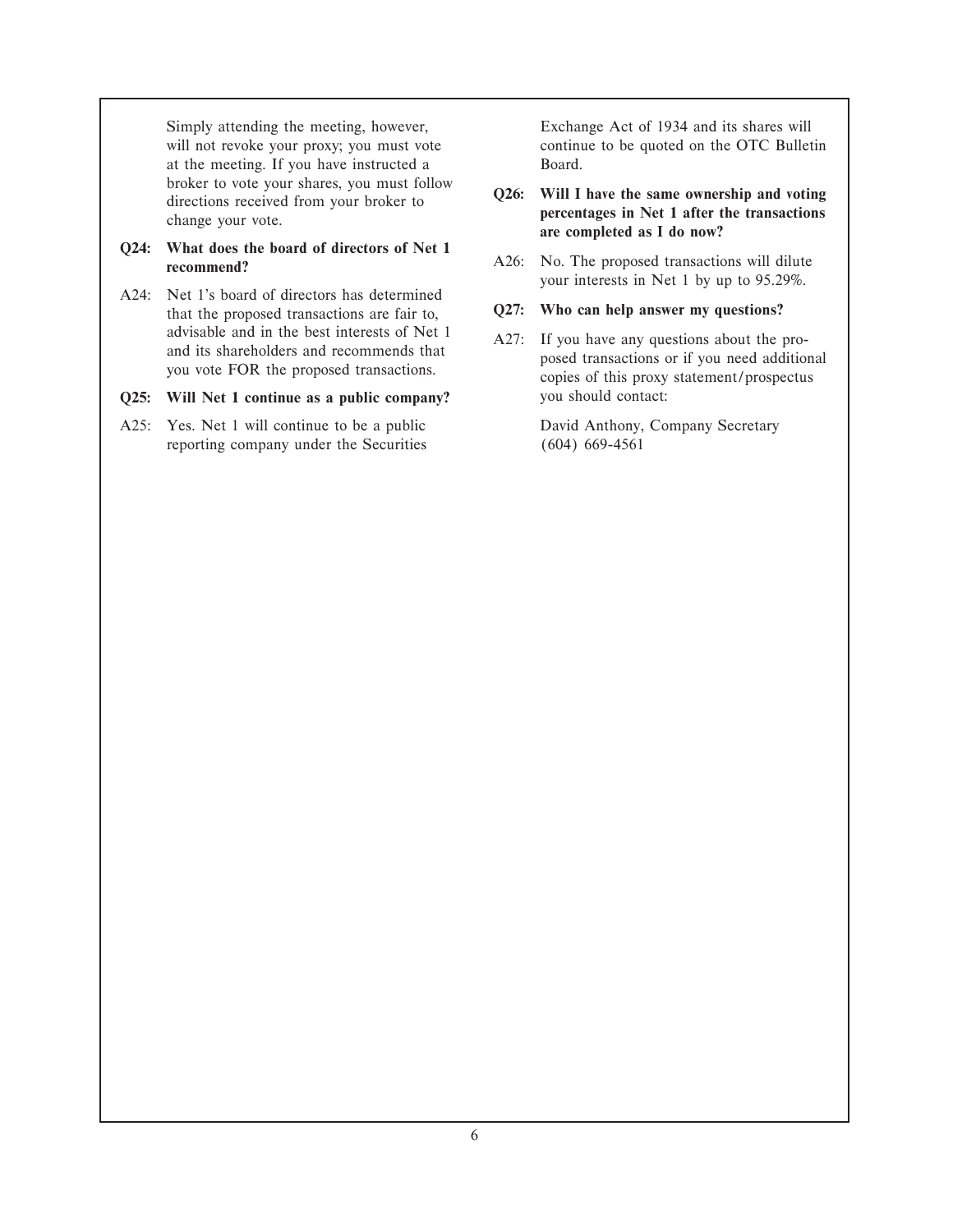Simply attending the meeting, however, will not revoke your proxy; you must vote at the meeting. If you have instructed a broker to vote your shares, you must follow directions received from your broker to change your vote.

**Q24: What does the board of directors of Net 1 recommend?**

A24: Net 1's board of directors has determined that the proposed transactions are fair to, advisable and in the best interests of Net 1 and its shareholders and recommends that you vote FOR the proposed transactions.

**Q25: Will Net 1 continue as a public company?**

A25: Yes. Net 1 will continue to be a public reporting company under the Securities Exchange Act of 1934 and its shares will continue to be quoted on the OTC Bulletin Board.

**Q26: Will I have the same ownership and voting percentages in Net 1 after the transactions are completed as I do now?**

A26: No. The proposed transactions will dilute your interests in Net 1 by up to 95.29%.

**Q27: Who can help answer my questions?**

A27: If you have any questions about the proposed transactions or if you need additional copies of this proxy statement/prospectus you should contact:

David Anthony, Company Secretary
(604) 669-4561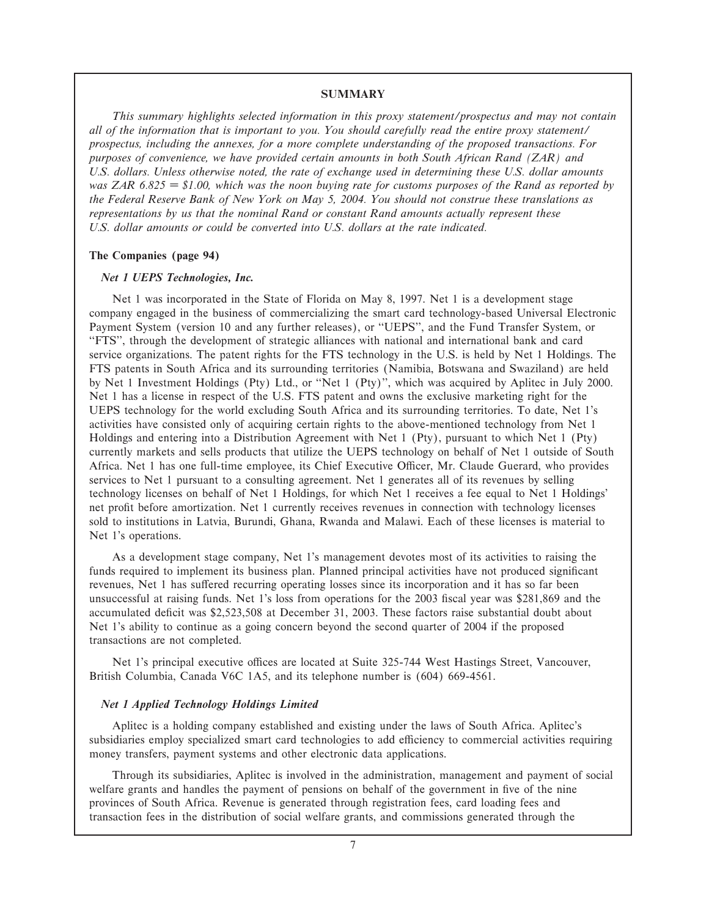## SUMMARY

*This summary highlights selected information in this proxy statement/prospectus and may not contain all of the information that is important to you. You should carefully read the entire proxy statement/prospectus, including the annexes, for a more complete understanding of the proposed transactions. For purposes of convenience, we have provided certain amounts in both South African Rand (ZAR) and U.S. dollars. Unless otherwise noted, the rate of exchange used in determining these U.S. dollar amounts was ZAR 6.825 = $1.00, which was the noon buying rate for customs purposes of the Rand as reported by the Federal Reserve Bank of New York on May 5, 2004. You should not construe these translations as representations by us that the nominal Rand or constant Rand amounts actually represent these U.S. dollar amounts or could be converted into U.S. dollars at the rate indicated.*

### The Companies (page 94)

#### *Net 1 UEPS Technologies, Inc.*

Net 1 was incorporated in the State of Florida on May 8, 1997. Net 1 is a development stage company engaged in the business of commercializing the smart card technology-based Universal Electronic Payment System (version 10 and any further releases), or "UEPS", and the Fund Transfer System, or "FTS", through the development of strategic alliances with national and international bank and card service organizations. The patent rights for the FTS technology in the U.S. is held by Net 1 Holdings. The FTS patents in South Africa and its surrounding territories (Namibia, Botswana and Swaziland) are held by Net 1 Investment Holdings (Pty) Ltd., or "Net 1 (Pty)", which was acquired by Aplitec in July 2000. Net 1 has a license in respect of the U.S. FTS patent and owns the exclusive marketing right for the UEPS technology for the world excluding South Africa and its surrounding territories. To date, Net 1's activities have consisted only of acquiring certain rights to the above-mentioned technology from Net 1 Holdings and entering into a Distribution Agreement with Net 1 (Pty), pursuant to which Net 1 (Pty) currently markets and sells products that utilize the UEPS technology on behalf of Net 1 outside of South Africa. Net 1 has one full-time employee, its Chief Executive Officer, Mr. Claude Guerard, who provides services to Net 1 pursuant to a consulting agreement. Net 1 generates all of its revenues by selling technology licenses on behalf of Net 1 Holdings, for which Net 1 receives a fee equal to Net 1 Holdings' net profit before amortization. Net 1 currently receives revenues in connection with technology licenses sold to institutions in Latvia, Burundi, Ghana, Rwanda and Malawi. Each of these licenses is material to Net 1's operations.

As a development stage company, Net 1's management devotes most of its activities to raising the funds required to implement its business plan. Planned principal activities have not produced significant revenues, Net 1 has suffered recurring operating losses since its incorporation and it has so far been unsuccessful at raising funds. Net 1's loss from operations for the 2003 fiscal year was $281,869 and the accumulated deficit was $2,523,508 at December 31, 2003. These factors raise substantial doubt about Net 1's ability to continue as a going concern beyond the second quarter of 2004 if the proposed transactions are not completed.

Net 1's principal executive offices are located at Suite 325-744 West Hastings Street, Vancouver, British Columbia, Canada V6C 1A5, and its telephone number is (604) 669-4561.

#### *Net 1 Applied Technology Holdings Limited*

Aplitec is a holding company established and existing under the laws of South Africa. Aplitec's subsidiaries employ specialized smart card technologies to add efficiency to commercial activities requiring money transfers, payment systems and other electronic data applications.

Through its subsidiaries, Aplitec is involved in the administration, management and payment of social welfare grants and handles the payment of pensions on behalf of the government in five of the nine provinces of South Africa. Revenue is generated through registration fees, card loading fees and transaction fees in the distribution of social welfare grants, and commissions generated through the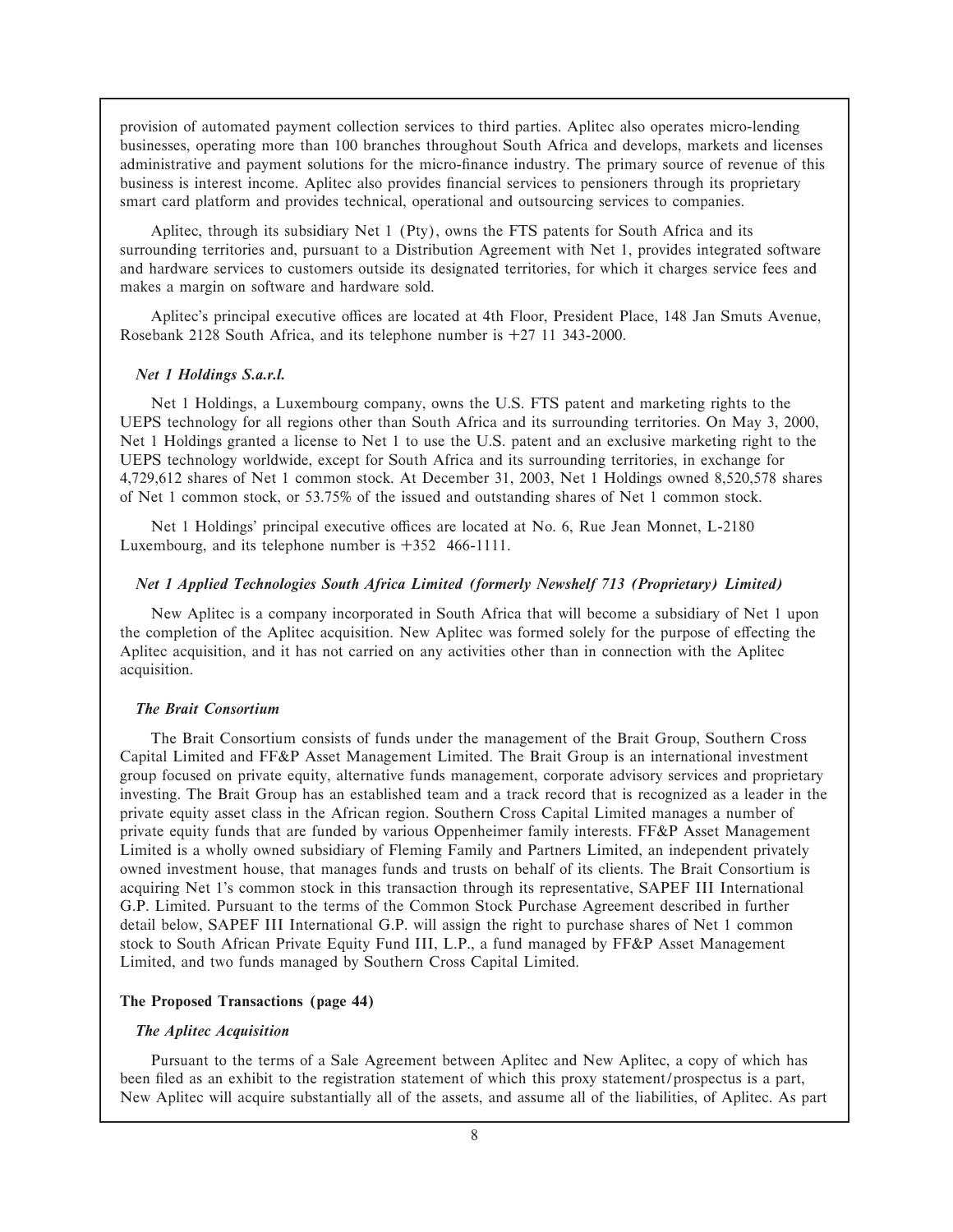provision of automated payment collection services to third parties. Aplitec also operates micro-lending businesses, operating more than 100 branches throughout South Africa and develops, markets and licenses administrative and payment solutions for the micro-finance industry. The primary source of revenue of this business is interest income. Aplitec also provides financial services to pensioners through its proprietary smart card platform and provides technical, operational and outsourcing services to companies.

Aplitec, through its subsidiary Net 1 (Pty), owns the FTS patents for South Africa and its surrounding territories and, pursuant to a Distribution Agreement with Net 1, provides integrated software and hardware services to customers outside its designated territories, for which it charges service fees and makes a margin on software and hardware sold.

Aplitec's principal executive offices are located at 4th Floor, President Place, 148 Jan Smuts Avenue, Rosebank 2128 South Africa, and its telephone number is +27 11 343-2000.

***Net 1 Holdings S.a.r.l.***

Net 1 Holdings, a Luxembourg company, owns the U.S. FTS patent and marketing rights to the UEPS technology for all regions other than South Africa and its surrounding territories. On May 3, 2000, Net 1 Holdings granted a license to Net 1 to use the U.S. patent and an exclusive marketing right to the UEPS technology worldwide, except for South Africa and its surrounding territories, in exchange for 4,729,612 shares of Net 1 common stock. At December 31, 2003, Net 1 Holdings owned 8,520,578 shares of Net 1 common stock, or 53.75% of the issued and outstanding shares of Net 1 common stock.

Net 1 Holdings' principal executive offices are located at No. 6, Rue Jean Monnet, L-2180 Luxembourg, and its telephone number is +352 466-1111.

***Net 1 Applied Technologies South Africa Limited (formerly Newshelf 713 (Proprietary) Limited)***

New Aplitec is a company incorporated in South Africa that will become a subsidiary of Net 1 upon the completion of the Aplitec acquisition. New Aplitec was formed solely for the purpose of effecting the Aplitec acquisition, and it has not carried on any activities other than in connection with the Aplitec acquisition.

***The Brait Consortium***

The Brait Consortium consists of funds under the management of the Brait Group, Southern Cross Capital Limited and FF&P Asset Management Limited. The Brait Group is an international investment group focused on private equity, alternative funds management, corporate advisory services and proprietary investing. The Brait Group has an established team and a track record that is recognized as a leader in the private equity asset class in the African region. Southern Cross Capital Limited manages a number of private equity funds that are funded by various Oppenheimer family interests. FF&P Asset Management Limited is a wholly owned subsidiary of Fleming Family and Partners Limited, an independent privately owned investment house, that manages funds and trusts on behalf of its clients. The Brait Consortium is acquiring Net 1's common stock in this transaction through its representative, SAPEF III International G.P. Limited. Pursuant to the terms of the Common Stock Purchase Agreement described in further detail below, SAPEF III International G.P. will assign the right to purchase shares of Net 1 common stock to South African Private Equity Fund III, L.P., a fund managed by FF&P Asset Management Limited, and two funds managed by Southern Cross Capital Limited.

**The Proposed Transactions (page 44)**

***The Aplitec Acquisition***

Pursuant to the terms of a Sale Agreement between Aplitec and New Aplitec, a copy of which has been filed as an exhibit to the registration statement of which this proxy statement/prospectus is a part, New Aplitec will acquire substantially all of the assets, and assume all of the liabilities, of Aplitec. As part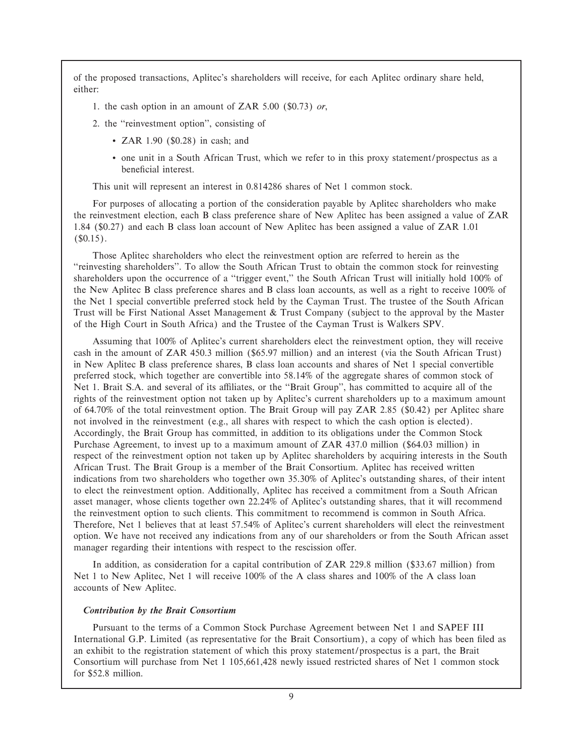of the proposed transactions, Aplitec's shareholders will receive, for each Aplitec ordinary share held, either:

1. the cash option in an amount of ZAR 5.00 ($0.73) *or*,
2. the "reinvestment option", consisting of
   - ZAR 1.90 ($0.28) in cash; and
   - one unit in a South African Trust, which we refer to in this proxy statement/prospectus as a beneficial interest.

This unit will represent an interest in 0.814286 shares of Net 1 common stock.

For purposes of allocating a portion of the consideration payable by Aplitec shareholders who make the reinvestment election, each B class preference share of New Aplitec has been assigned a value of ZAR 1.84 ($0.27) and each B class loan account of New Aplitec has been assigned a value of ZAR 1.01 ($0.15).

Those Aplitec shareholders who elect the reinvestment option are referred to herein as the "reinvesting shareholders". To allow the South African Trust to obtain the common stock for reinvesting shareholders upon the occurrence of a "trigger event," the South African Trust will initially hold 100% of the New Aplitec B class preference shares and B class loan accounts, as well as a right to receive 100% of the Net 1 special convertible preferred stock held by the Cayman Trust. The trustee of the South African Trust will be First National Asset Management & Trust Company (subject to the approval by the Master of the High Court in South Africa) and the Trustee of the Cayman Trust is Walkers SPV.

Assuming that 100% of Aplitec's current shareholders elect the reinvestment option, they will receive cash in the amount of ZAR 450.3 million ($65.97 million) and an interest (via the South African Trust) in New Aplitec B class preference shares, B class loan accounts and shares of Net 1 special convertible preferred stock, which together are convertible into 58.14% of the aggregate shares of common stock of Net 1. Brait S.A. and several of its affiliates, or the "Brait Group", has committed to acquire all of the rights of the reinvestment option not taken up by Aplitec's current shareholders up to a maximum amount of 64.70% of the total reinvestment option. The Brait Group will pay ZAR 2.85 ($0.42) per Aplitec share not involved in the reinvestment (e.g., all shares with respect to which the cash option is elected). Accordingly, the Brait Group has committed, in addition to its obligations under the Common Stock Purchase Agreement, to invest up to a maximum amount of ZAR 437.0 million ($64.03 million) in respect of the reinvestment option not taken up by Aplitec shareholders by acquiring interests in the South African Trust. The Brait Group is a member of the Brait Consortium. Aplitec has received written indications from two shareholders who together own 35.30% of Aplitec's outstanding shares, of their intent to elect the reinvestment option. Additionally, Aplitec has received a commitment from a South African asset manager, whose clients together own 22.24% of Aplitec's outstanding shares, that it will recommend the reinvestment option to such clients. This commitment to recommend is common in South Africa. Therefore, Net 1 believes that at least 57.54% of Aplitec's current shareholders will elect the reinvestment option. We have not received any indications from any of our shareholders or from the South African asset manager regarding their intentions with respect to the rescission offer.

In addition, as consideration for a capital contribution of ZAR 229.8 million ($33.67 million) from Net 1 to New Aplitec, Net 1 will receive 100% of the A class shares and 100% of the A class loan accounts of New Aplitec.

***Contribution by the Brait Consortium***

Pursuant to the terms of a Common Stock Purchase Agreement between Net 1 and SAPEF III International G.P. Limited (as representative for the Brait Consortium), a copy of which has been filed as an exhibit to the registration statement of which this proxy statement/prospectus is a part, the Brait Consortium will purchase from Net 1 105,661,428 newly issued restricted shares of Net 1 common stock for $52.8 million.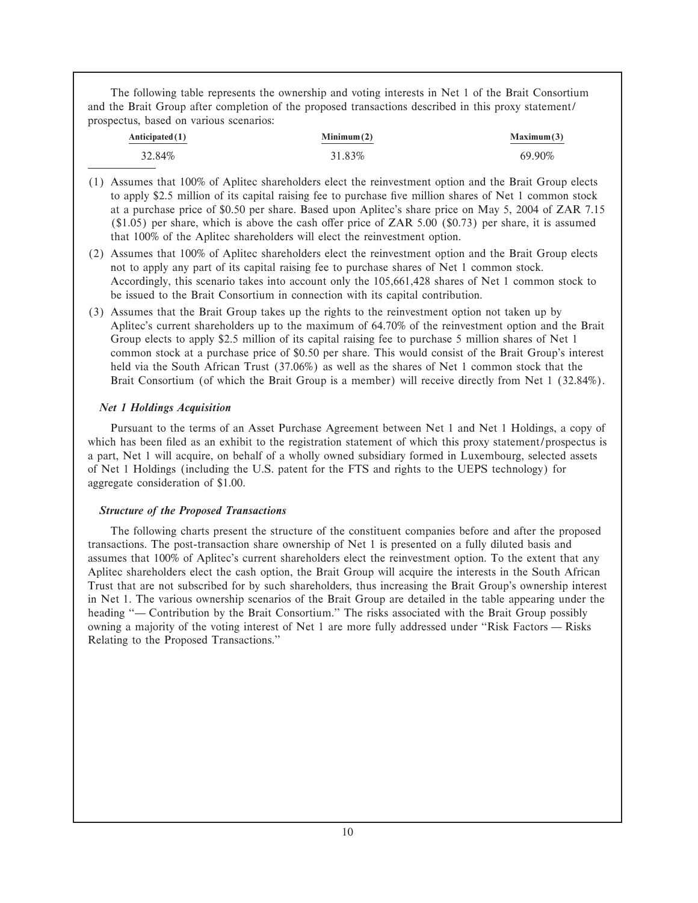The following table represents the ownership and voting interests in Net 1 of the Brait Consortium and the Brait Group after completion of the proposed transactions described in this proxy statement/prospectus, based on various scenarios:

| Anticipated(1) | Minimum(2) | Maximum(3) |
| --- | --- | --- |
| 32.84% | 31.83% | 69.90% |

(1) Assumes that 100% of Aplitec shareholders elect the reinvestment option and the Brait Group elects to apply \$2.5 million of its capital raising fee to purchase five million shares of Net 1 common stock at a purchase price of \$0.50 per share. Based upon Aplitec's share price on May 5, 2004 of ZAR 7.15 (\$1.05) per share, which is above the cash offer price of ZAR 5.00 (\$0.73) per share, it is assumed that 100% of the Aplitec shareholders will elect the reinvestment option.

(2) Assumes that 100% of Aplitec shareholders elect the reinvestment option and the Brait Group elects not to apply any part of its capital raising fee to purchase shares of Net 1 common stock. Accordingly, this scenario takes into account only the 105,661,428 shares of Net 1 common stock to be issued to the Brait Consortium in connection with its capital contribution.

(3) Assumes that the Brait Group takes up the rights to the reinvestment option not taken up by Aplitec's current shareholders up to the maximum of 64.70% of the reinvestment option and the Brait Group elects to apply \$2.5 million of its capital raising fee to purchase 5 million shares of Net 1 common stock at a purchase price of \$0.50 per share. This would consist of the Brait Group's interest held via the South African Trust (37.06%) as well as the shares of Net 1 common stock that the Brait Consortium (of which the Brait Group is a member) will receive directly from Net 1 (32.84%).

***Net 1 Holdings Acquisition***

Pursuant to the terms of an Asset Purchase Agreement between Net 1 and Net 1 Holdings, a copy of which has been filed as an exhibit to the registration statement of which this proxy statement/prospectus is a part, Net 1 will acquire, on behalf of a wholly owned subsidiary formed in Luxembourg, selected assets of Net 1 Holdings (including the U.S. patent for the FTS and rights to the UEPS technology) for aggregate consideration of \$1.00.

***Structure of the Proposed Transactions***

The following charts present the structure of the constituent companies before and after the proposed transactions. The post-transaction share ownership of Net 1 is presented on a fully diluted basis and assumes that 100% of Aplitec's current shareholders elect the reinvestment option. To the extent that any Aplitec shareholders elect the cash option, the Brait Group will acquire the interests in the South African Trust that are not subscribed for by such shareholders, thus increasing the Brait Group's ownership interest in Net 1. The various ownership scenarios of the Brait Group are detailed in the table appearing under the heading "— Contribution by the Brait Consortium." The risks associated with the Brait Group possibly owning a majority of the voting interest of Net 1 are more fully addressed under "Risk Factors — Risks Relating to the Proposed Transactions."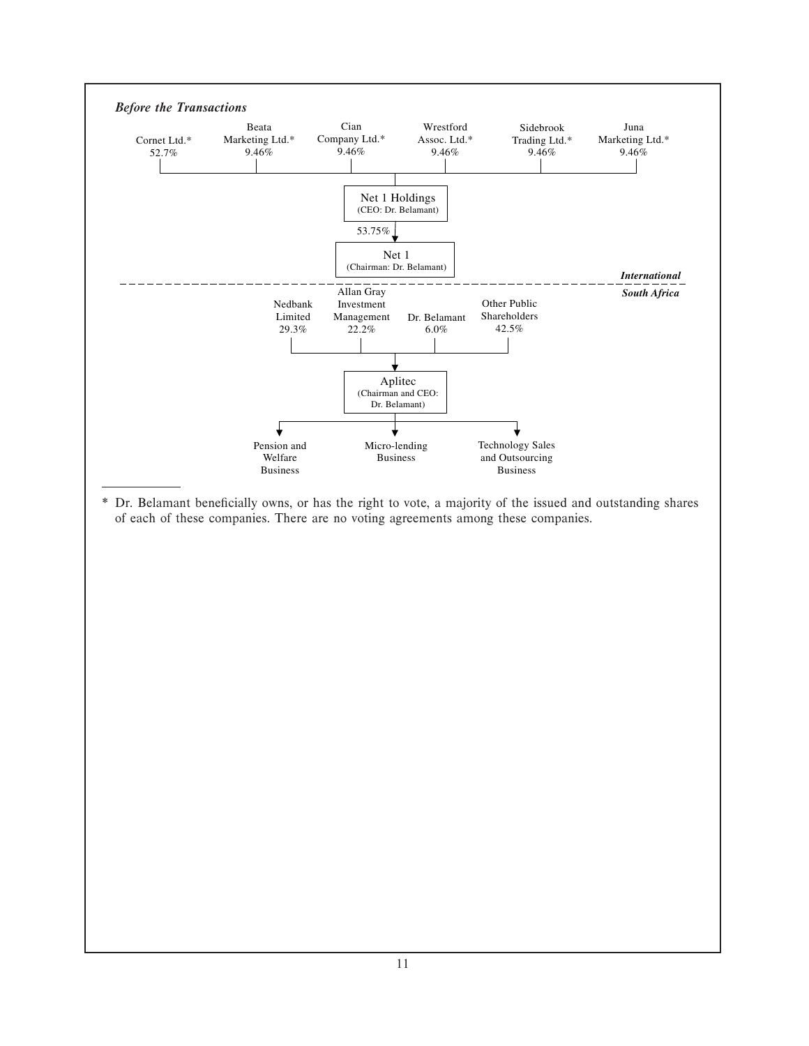***Before the Transactions***

Cornet Ltd.* 52.7% | Beata Marketing Ltd.* 9.46% | Cian Company Ltd.* 9.46% | Wrestford Assoc. Ltd.* 9.46% | Sidebrook Trading Ltd.* 9.46% | Juna Marketing Ltd.* 9.46%

↓

**Net 1 Holdings**
(CEO: Dr. Belamant)

53.75% ↓

**Net 1**
(Chairman: Dr. Belamant)

***International***

---

***South Africa***

Nedbank Limited 29.3% | Allan Gray Investment Management 22.2% | Dr. Belamant 6.0% | Other Public Shareholders 42.5%

↓

**Aplitec**
(Chairman and CEO: Dr. Belamant)

↓

Pension and Welfare Business | Micro-lending Business | Technology Sales and Outsourcing Business

---

* Dr. Belamant beneficially owns, or has the right to vote, a majority of the issued and outstanding shares of each of these companies. There are no voting agreements among these companies.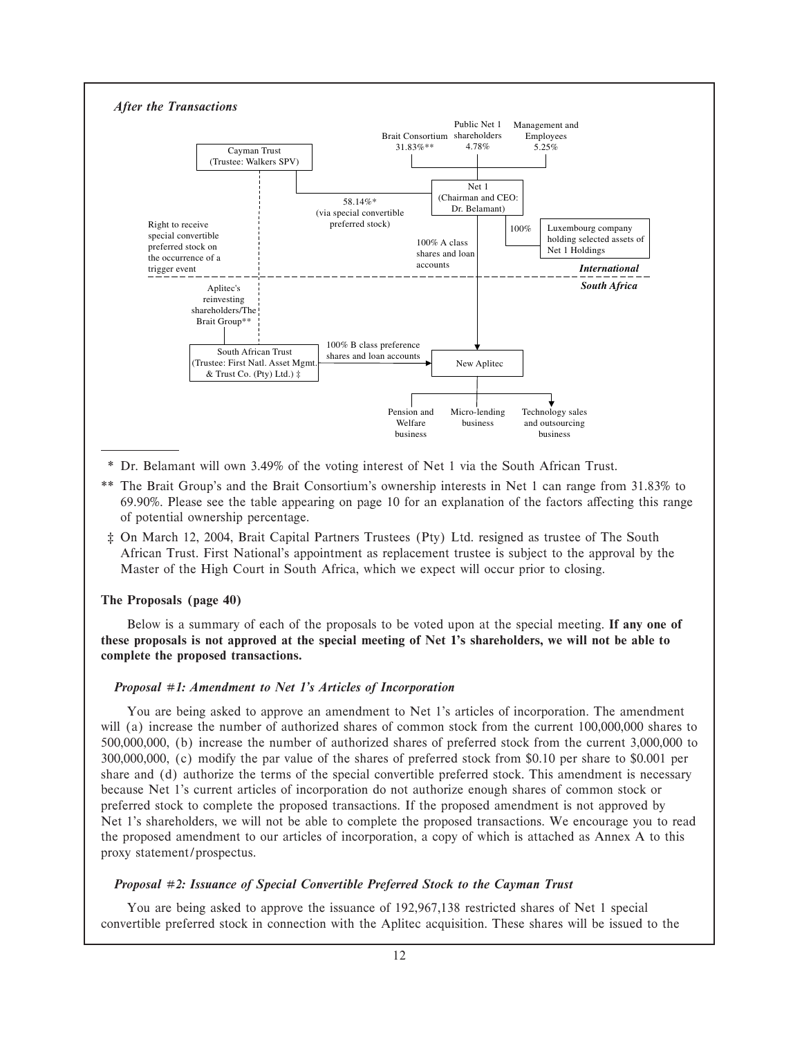*After the Transactions*

Cayman Trust (Trustee: Walkers SPV)

Brait Consortium 31.83%**

Public Net 1 shareholders 4.78%

Management and Employees 5.25%

58.14%* (via special convertible preferred stock)

Net 1 (Chairman and CEO: Dr. Belamant)

100% Luxembourg company holding selected assets of Net 1 Holdings

Right to receive special convertible preferred stock on the occurrence of a trigger event

100% A class shares and loan accounts

***International***

***South Africa***

Aplitec's reinvesting shareholders/The Brait Group**

South African Trust (Trustee: First Natl. Asset Mgmt. & Trust Co. (Pty) Ltd.) ‡

100% B class preference shares and loan accounts

New Aplitec

Pension and Welfare business

Micro-lending business

Technology sales and outsourcing business

---

\* Dr. Belamant will own 3.49% of the voting interest of Net 1 via the South African Trust.

\*\* The Brait Group's and the Brait Consortium's ownership interests in Net 1 can range from 31.83% to 69.90%. Please see the table appearing on page 10 for an explanation of the factors affecting this range of potential ownership percentage.

‡ On March 12, 2004, Brait Capital Partners Trustees (Pty) Ltd. resigned as trustee of The South African Trust. First National's appointment as replacement trustee is subject to the approval by the Master of the High Court in South Africa, which we expect will occur prior to closing.

### The Proposals (page 40)

Below is a summary of each of the proposals to be voted upon at the special meeting. **If any one of these proposals is not approved at the special meeting of Net 1's shareholders, we will not be able to complete the proposed transactions.**

#### *Proposal #1: Amendment to Net 1's Articles of Incorporation*

You are being asked to approve an amendment to Net 1's articles of incorporation. The amendment will (a) increase the number of authorized shares of common stock from the current 100,000,000 shares to 500,000,000, (b) increase the number of authorized shares of preferred stock from the current 3,000,000 to 300,000,000, (c) modify the par value of the shares of preferred stock from \$0.10 per share to \$0.001 per share and (d) authorize the terms of the special convertible preferred stock. This amendment is necessary because Net 1's current articles of incorporation do not authorize enough shares of common stock or preferred stock to complete the proposed transactions. If the proposed amendment is not approved by Net 1's shareholders, we will not be able to complete the proposed transactions. We encourage you to read the proposed amendment to our articles of incorporation, a copy of which is attached as Annex A to this proxy statement/prospectus.

#### *Proposal #2: Issuance of Special Convertible Preferred Stock to the Cayman Trust*

You are being asked to approve the issuance of 192,967,138 restricted shares of Net 1 special convertible preferred stock in connection with the Aplitec acquisition. These shares will be issued to the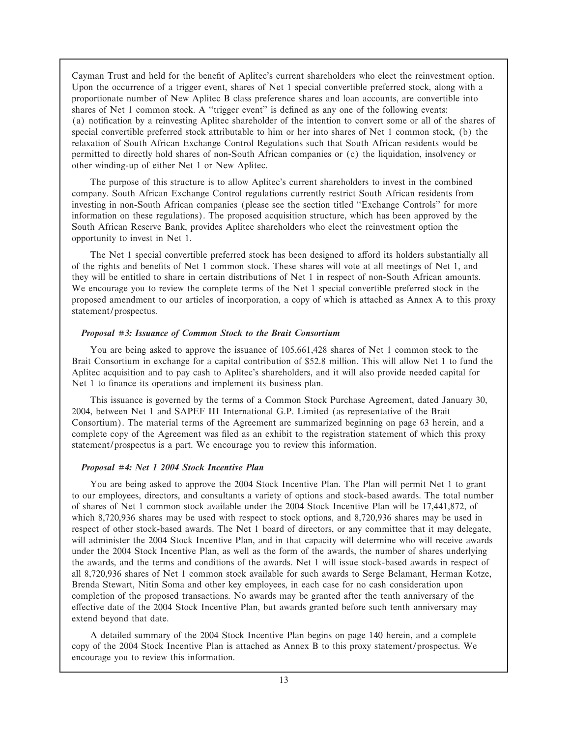Cayman Trust and held for the benefit of Aplitec's current shareholders who elect the reinvestment option. Upon the occurrence of a trigger event, shares of Net 1 special convertible preferred stock, along with a proportionate number of New Aplitec B class preference shares and loan accounts, are convertible into shares of Net 1 common stock. A "trigger event" is defined as any one of the following events: (a) notification by a reinvesting Aplitec shareholder of the intention to convert some or all of the shares of special convertible preferred stock attributable to him or her into shares of Net 1 common stock, (b) the relaxation of South African Exchange Control Regulations such that South African residents would be permitted to directly hold shares of non-South African companies or (c) the liquidation, insolvency or other winding-up of either Net 1 or New Aplitec.

The purpose of this structure is to allow Aplitec's current shareholders to invest in the combined company. South African Exchange Control regulations currently restrict South African residents from investing in non-South African companies (please see the section titled "Exchange Controls" for more information on these regulations). The proposed acquisition structure, which has been approved by the South African Reserve Bank, provides Aplitec shareholders who elect the reinvestment option the opportunity to invest in Net 1.

The Net 1 special convertible preferred stock has been designed to afford its holders substantially all of the rights and benefits of Net 1 common stock. These shares will vote at all meetings of Net 1, and they will be entitled to share in certain distributions of Net 1 in respect of non-South African amounts. We encourage you to review the complete terms of the Net 1 special convertible preferred stock in the proposed amendment to our articles of incorporation, a copy of which is attached as Annex A to this proxy statement/prospectus.

***Proposal #3: Issuance of Common Stock to the Brait Consortium***

You are being asked to approve the issuance of 105,661,428 shares of Net 1 common stock to the Brait Consortium in exchange for a capital contribution of $52.8 million. This will allow Net 1 to fund the Aplitec acquisition and to pay cash to Aplitec's shareholders, and it will also provide needed capital for Net 1 to finance its operations and implement its business plan.

This issuance is governed by the terms of a Common Stock Purchase Agreement, dated January 30, 2004, between Net 1 and SAPEF III International G.P. Limited (as representative of the Brait Consortium). The material terms of the Agreement are summarized beginning on page 63 herein, and a complete copy of the Agreement was filed as an exhibit to the registration statement of which this proxy statement/prospectus is a part. We encourage you to review this information.

***Proposal #4: Net 1 2004 Stock Incentive Plan***

You are being asked to approve the 2004 Stock Incentive Plan. The Plan will permit Net 1 to grant to our employees, directors, and consultants a variety of options and stock-based awards. The total number of shares of Net 1 common stock available under the 2004 Stock Incentive Plan will be 17,441,872, of which 8,720,936 shares may be used with respect to stock options, and 8,720,936 shares may be used in respect of other stock-based awards. The Net 1 board of directors, or any committee that it may delegate, will administer the 2004 Stock Incentive Plan, and in that capacity will determine who will receive awards under the 2004 Stock Incentive Plan, as well as the form of the awards, the number of shares underlying the awards, and the terms and conditions of the awards. Net 1 will issue stock-based awards in respect of all 8,720,936 shares of Net 1 common stock available for such awards to Serge Belamant, Herman Kotze, Brenda Stewart, Nitin Soma and other key employees, in each case for no cash consideration upon completion of the proposed transactions. No awards may be granted after the tenth anniversary of the effective date of the 2004 Stock Incentive Plan, but awards granted before such tenth anniversary may extend beyond that date.

A detailed summary of the 2004 Stock Incentive Plan begins on page 140 herein, and a complete copy of the 2004 Stock Incentive Plan is attached as Annex B to this proxy statement/prospectus. We encourage you to review this information.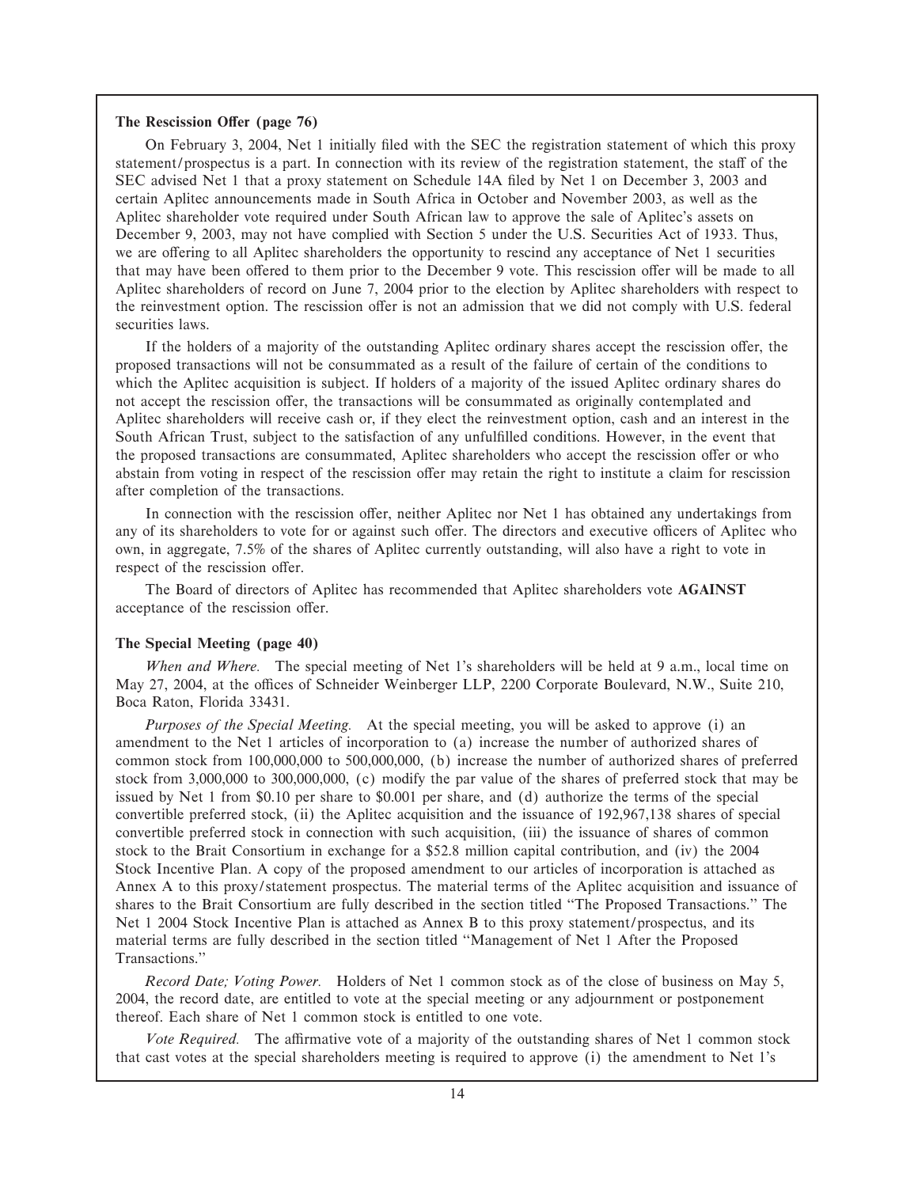**The Rescission Offer (page 76)**

On February 3, 2004, Net 1 initially filed with the SEC the registration statement of which this proxy statement/prospectus is a part. In connection with its review of the registration statement, the staff of the SEC advised Net 1 that a proxy statement on Schedule 14A filed by Net 1 on December 3, 2003 and certain Aplitec announcements made in South Africa in October and November 2003, as well as the Aplitec shareholder vote required under South African law to approve the sale of Aplitec's assets on December 9, 2003, may not have complied with Section 5 under the U.S. Securities Act of 1933. Thus, we are offering to all Aplitec shareholders the opportunity to rescind any acceptance of Net 1 securities that may have been offered to them prior to the December 9 vote. This rescission offer will be made to all Aplitec shareholders of record on June 7, 2004 prior to the election by Aplitec shareholders with respect to the reinvestment option. The rescission offer is not an admission that we did not comply with U.S. federal securities laws.

If the holders of a majority of the outstanding Aplitec ordinary shares accept the rescission offer, the proposed transactions will not be consummated as a result of the failure of certain of the conditions to which the Aplitec acquisition is subject. If holders of a majority of the issued Aplitec ordinary shares do not accept the rescission offer, the transactions will be consummated as originally contemplated and Aplitec shareholders will receive cash or, if they elect the reinvestment option, cash and an interest in the South African Trust, subject to the satisfaction of any unfulfilled conditions. However, in the event that the proposed transactions are consummated, Aplitec shareholders who accept the rescission offer or who abstain from voting in respect of the rescission offer may retain the right to institute a claim for rescission after completion of the transactions.

In connection with the rescission offer, neither Aplitec nor Net 1 has obtained any undertakings from any of its shareholders to vote for or against such offer. The directors and executive officers of Aplitec who own, in aggregate, 7.5% of the shares of Aplitec currently outstanding, will also have a right to vote in respect of the rescission offer.

The Board of directors of Aplitec has recommended that Aplitec shareholders vote **AGAINST** acceptance of the rescission offer.

**The Special Meeting (page 40)**

*When and Where.* The special meeting of Net 1's shareholders will be held at 9 a.m., local time on May 27, 2004, at the offices of Schneider Weinberger LLP, 2200 Corporate Boulevard, N.W., Suite 210, Boca Raton, Florida 33431.

*Purposes of the Special Meeting.* At the special meeting, you will be asked to approve (i) an amendment to the Net 1 articles of incorporation to (a) increase the number of authorized shares of common stock from 100,000,000 to 500,000,000, (b) increase the number of authorized shares of preferred stock from 3,000,000 to 300,000,000, (c) modify the par value of the shares of preferred stock that may be issued by Net 1 from $0.10 per share to $0.001 per share, and (d) authorize the terms of the special convertible preferred stock, (ii) the Aplitec acquisition and the issuance of 192,967,138 shares of special convertible preferred stock in connection with such acquisition, (iii) the issuance of shares of common stock to the Brait Consortium in exchange for a $52.8 million capital contribution, and (iv) the 2004 Stock Incentive Plan. A copy of the proposed amendment to our articles of incorporation is attached as Annex A to this proxy/statement prospectus. The material terms of the Aplitec acquisition and issuance of shares to the Brait Consortium are fully described in the section titled "The Proposed Transactions." The Net 1 2004 Stock Incentive Plan is attached as Annex B to this proxy statement/prospectus, and its material terms are fully described in the section titled "Management of Net 1 After the Proposed Transactions."

*Record Date; Voting Power.* Holders of Net 1 common stock as of the close of business on May 5, 2004, the record date, are entitled to vote at the special meeting or any adjournment or postponement thereof. Each share of Net 1 common stock is entitled to one vote.

*Vote Required.* The affirmative vote of a majority of the outstanding shares of Net 1 common stock that cast votes at the special shareholders meeting is required to approve (i) the amendment to Net 1's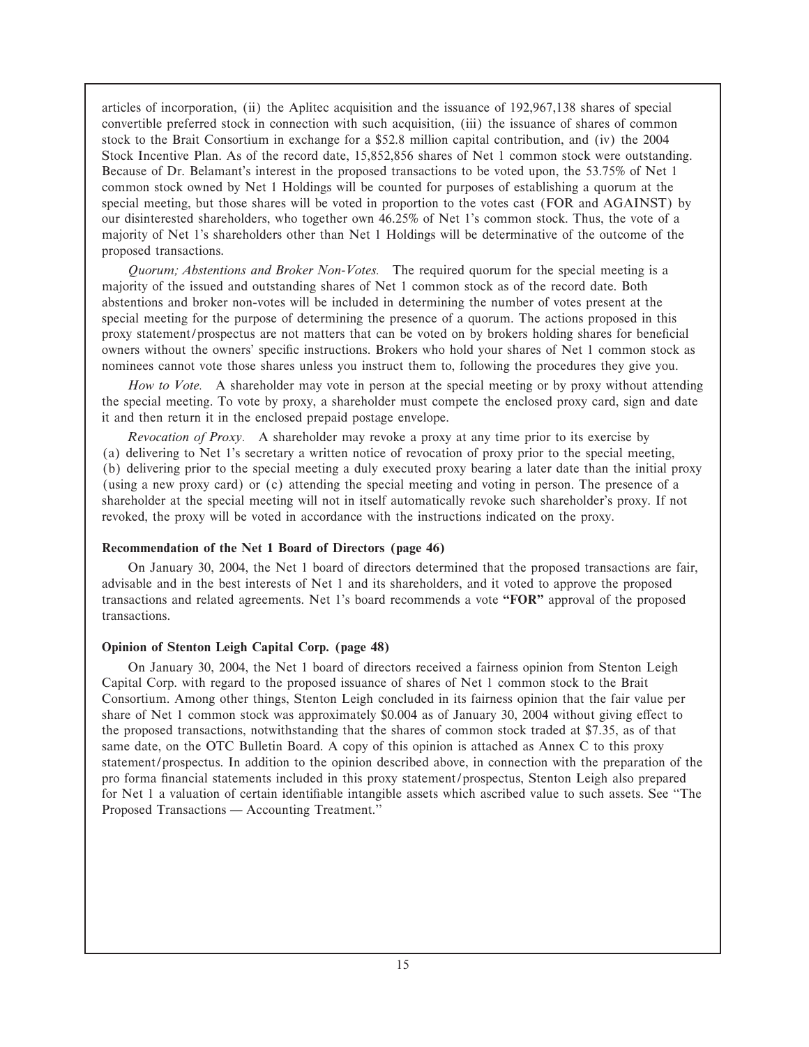articles of incorporation, (ii) the Aplitec acquisition and the issuance of 192,967,138 shares of special convertible preferred stock in connection with such acquisition, (iii) the issuance of shares of common stock to the Brait Consortium in exchange for a $52.8 million capital contribution, and (iv) the 2004 Stock Incentive Plan. As of the record date, 15,852,856 shares of Net 1 common stock were outstanding. Because of Dr. Belamant's interest in the proposed transactions to be voted upon, the 53.75% of Net 1 common stock owned by Net 1 Holdings will be counted for purposes of establishing a quorum at the special meeting, but those shares will be voted in proportion to the votes cast (FOR and AGAINST) by our disinterested shareholders, who together own 46.25% of Net 1's common stock. Thus, the vote of a majority of Net 1's shareholders other than Net 1 Holdings will be determinative of the outcome of the proposed transactions.

*Quorum; Abstentions and Broker Non-Votes.* The required quorum for the special meeting is a majority of the issued and outstanding shares of Net 1 common stock as of the record date. Both abstentions and broker non-votes will be included in determining the number of votes present at the special meeting for the purpose of determining the presence of a quorum. The actions proposed in this proxy statement/prospectus are not matters that can be voted on by brokers holding shares for beneficial owners without the owners' specific instructions. Brokers who hold your shares of Net 1 common stock as nominees cannot vote those shares unless you instruct them to, following the procedures they give you.

*How to Vote.* A shareholder may vote in person at the special meeting or by proxy without attending the special meeting. To vote by proxy, a shareholder must compete the enclosed proxy card, sign and date it and then return it in the enclosed prepaid postage envelope.

*Revocation of Proxy.* A shareholder may revoke a proxy at any time prior to its exercise by (a) delivering to Net 1's secretary a written notice of revocation of proxy prior to the special meeting, (b) delivering prior to the special meeting a duly executed proxy bearing a later date than the initial proxy (using a new proxy card) or (c) attending the special meeting and voting in person. The presence of a shareholder at the special meeting will not in itself automatically revoke such shareholder's proxy. If not revoked, the proxy will be voted in accordance with the instructions indicated on the proxy.

**Recommendation of the Net 1 Board of Directors (page 46)**

On January 30, 2004, the Net 1 board of directors determined that the proposed transactions are fair, advisable and in the best interests of Net 1 and its shareholders, and it voted to approve the proposed transactions and related agreements. Net 1's board recommends a vote **"FOR"** approval of the proposed transactions.

**Opinion of Stenton Leigh Capital Corp. (page 48)**

On January 30, 2004, the Net 1 board of directors received a fairness opinion from Stenton Leigh Capital Corp. with regard to the proposed issuance of shares of Net 1 common stock to the Brait Consortium. Among other things, Stenton Leigh concluded in its fairness opinion that the fair value per share of Net 1 common stock was approximately $0.004 as of January 30, 2004 without giving effect to the proposed transactions, notwithstanding that the shares of common stock traded at $7.35, as of that same date, on the OTC Bulletin Board. A copy of this opinion is attached as Annex C to this proxy statement/prospectus. In addition to the opinion described above, in connection with the preparation of the pro forma financial statements included in this proxy statement/prospectus, Stenton Leigh also prepared for Net 1 a valuation of certain identifiable intangible assets which ascribed value to such assets. See "The Proposed Transactions — Accounting Treatment."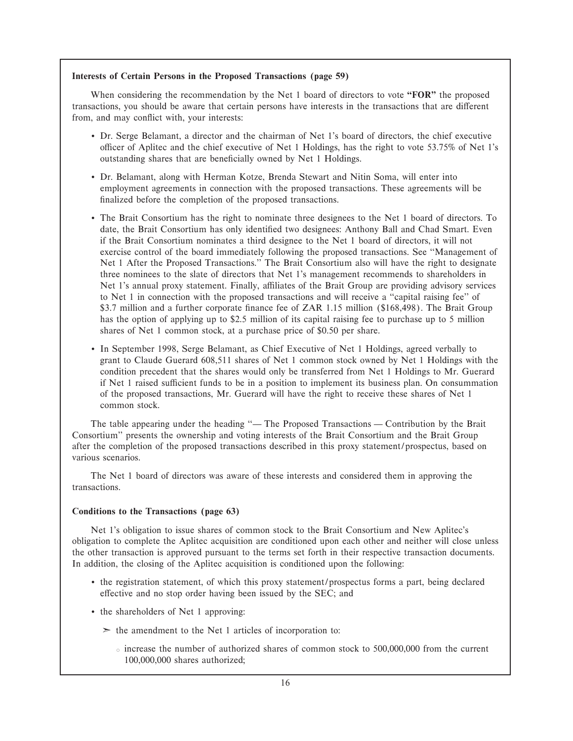**Interests of Certain Persons in the Proposed Transactions (page 59)**

When considering the recommendation by the Net 1 board of directors to vote **"FOR"** the proposed transactions, you should be aware that certain persons have interests in the transactions that are different from, and may conflict with, your interests:

- Dr. Serge Belamant, a director and the chairman of Net 1's board of directors, the chief executive officer of Aplitec and the chief executive of Net 1 Holdings, has the right to vote 53.75% of Net 1's outstanding shares that are beneficially owned by Net 1 Holdings.
- Dr. Belamant, along with Herman Kotze, Brenda Stewart and Nitin Soma, will enter into employment agreements in connection with the proposed transactions. These agreements will be finalized before the completion of the proposed transactions.
- The Brait Consortium has the right to nominate three designees to the Net 1 board of directors. To date, the Brait Consortium has only identified two designees: Anthony Ball and Chad Smart. Even if the Brait Consortium nominates a third designee to the Net 1 board of directors, it will not exercise control of the board immediately following the proposed transactions. See "Management of Net 1 After the Proposed Transactions." The Brait Consortium also will have the right to designate three nominees to the slate of directors that Net 1's management recommends to shareholders in Net 1's annual proxy statement. Finally, affiliates of the Brait Group are providing advisory services to Net 1 in connection with the proposed transactions and will receive a "capital raising fee" of $3.7 million and a further corporate finance fee of ZAR 1.15 million ($168,498). The Brait Group has the option of applying up to $2.5 million of its capital raising fee to purchase up to 5 million shares of Net 1 common stock, at a purchase price of $0.50 per share.
- In September 1998, Serge Belamant, as Chief Executive of Net 1 Holdings, agreed verbally to grant to Claude Guerard 608,511 shares of Net 1 common stock owned by Net 1 Holdings with the condition precedent that the shares would only be transferred from Net 1 Holdings to Mr. Guerard if Net 1 raised sufficient funds to be in a position to implement its business plan. On consummation of the proposed transactions, Mr. Guerard will have the right to receive these shares of Net 1 common stock.

The table appearing under the heading "— The Proposed Transactions — Contribution by the Brait Consortium" presents the ownership and voting interests of the Brait Consortium and the Brait Group after the completion of the proposed transactions described in this proxy statement/prospectus, based on various scenarios.

The Net 1 board of directors was aware of these interests and considered them in approving the transactions.

**Conditions to the Transactions (page 63)**

Net 1's obligation to issue shares of common stock to the Brait Consortium and New Aplitec's obligation to complete the Aplitec acquisition are conditioned upon each other and neither will close unless the other transaction is approved pursuant to the terms set forth in their respective transaction documents. In addition, the closing of the Aplitec acquisition is conditioned upon the following:

- the registration statement, of which this proxy statement/prospectus forms a part, being declared effective and no stop order having been issued by the SEC; and
- the shareholders of Net 1 approving:
  - the amendment to the Net 1 articles of incorporation to:
    - increase the number of authorized shares of common stock to 500,000,000 from the current 100,000,000 shares authorized;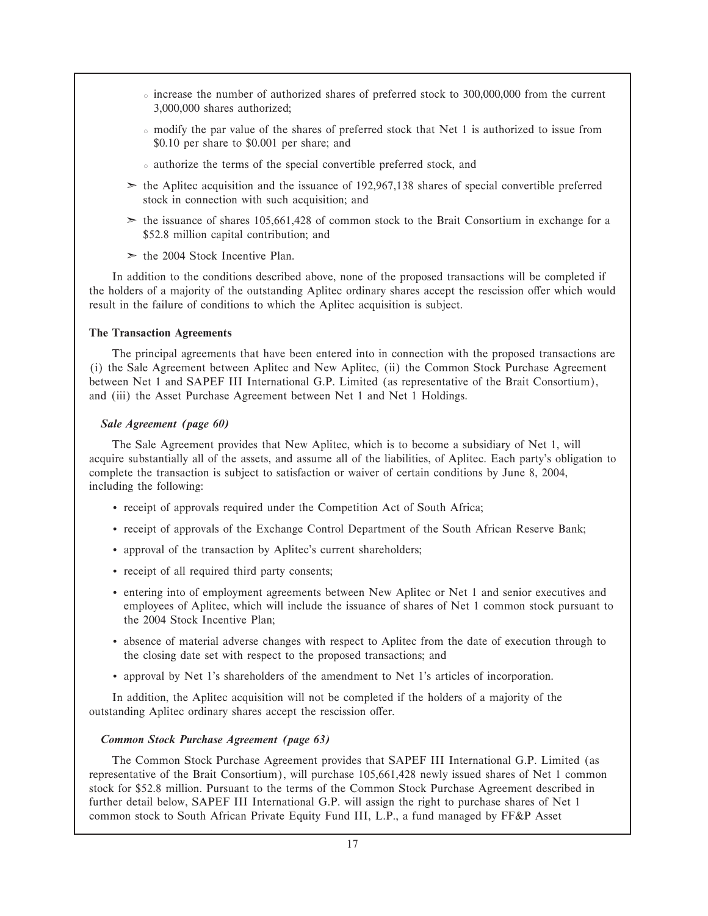- increase the number of authorized shares of preferred stock to 300,000,000 from the current 3,000,000 shares authorized;
  - modify the par value of the shares of preferred stock that Net 1 is authorized to issue from $0.10 per share to $0.001 per share; and
  - authorize the terms of the special convertible preferred stock, and

- ➢ the Aplitec acquisition and the issuance of 192,967,138 shares of special convertible preferred stock in connection with such acquisition; and
- ➢ the issuance of shares 105,661,428 of common stock to the Brait Consortium in exchange for a $52.8 million capital contribution; and
- ➢ the 2004 Stock Incentive Plan.

In addition to the conditions described above, none of the proposed transactions will be completed if the holders of a majority of the outstanding Aplitec ordinary shares accept the rescission offer which would result in the failure of conditions to which the Aplitec acquisition is subject.

**The Transaction Agreements**

The principal agreements that have been entered into in connection with the proposed transactions are (i) the Sale Agreement between Aplitec and New Aplitec, (ii) the Common Stock Purchase Agreement between Net 1 and SAPEF III International G.P. Limited (as representative of the Brait Consortium), and (iii) the Asset Purchase Agreement between Net 1 and Net 1 Holdings.

***Sale Agreement (page 60)***

The Sale Agreement provides that New Aplitec, which is to become a subsidiary of Net 1, will acquire substantially all of the assets, and assume all of the liabilities, of Aplitec. Each party's obligation to complete the transaction is subject to satisfaction or waiver of certain conditions by June 8, 2004, including the following:

- receipt of approvals required under the Competition Act of South Africa;
- receipt of approvals of the Exchange Control Department of the South African Reserve Bank;
- approval of the transaction by Aplitec's current shareholders;
- receipt of all required third party consents;
- entering into of employment agreements between New Aplitec or Net 1 and senior executives and employees of Aplitec, which will include the issuance of shares of Net 1 common stock pursuant to the 2004 Stock Incentive Plan;
- absence of material adverse changes with respect to Aplitec from the date of execution through to the closing date set with respect to the proposed transactions; and
- approval by Net 1's shareholders of the amendment to Net 1's articles of incorporation.

In addition, the Aplitec acquisition will not be completed if the holders of a majority of the outstanding Aplitec ordinary shares accept the rescission offer.

***Common Stock Purchase Agreement (page 63)***

The Common Stock Purchase Agreement provides that SAPEF III International G.P. Limited (as representative of the Brait Consortium), will purchase 105,661,428 newly issued shares of Net 1 common stock for $52.8 million. Pursuant to the terms of the Common Stock Purchase Agreement described in further detail below, SAPEF III International G.P. will assign the right to purchase shares of Net 1 common stock to South African Private Equity Fund III, L.P., a fund managed by FF&P Asset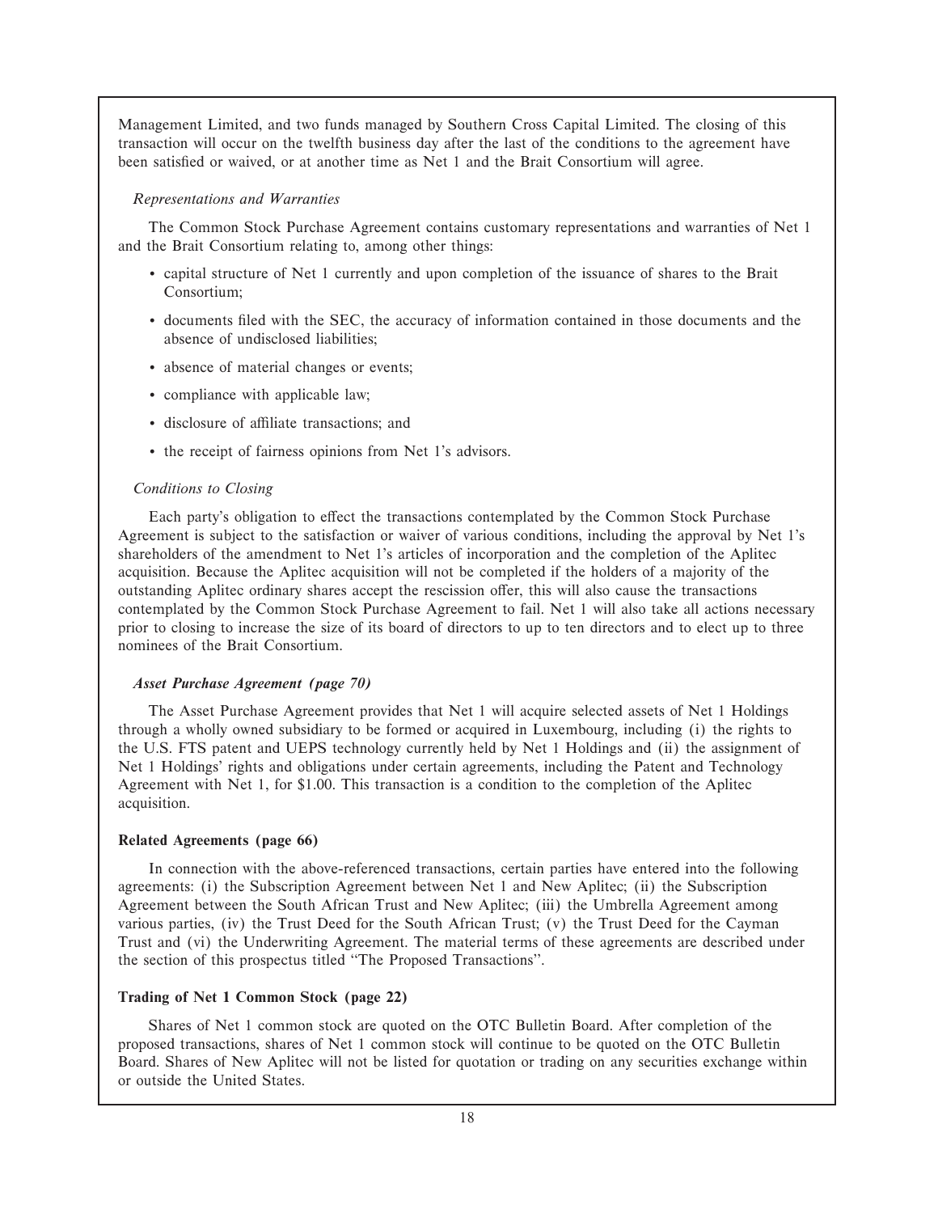Management Limited, and two funds managed by Southern Cross Capital Limited. The closing of this transaction will occur on the twelfth business day after the last of the conditions to the agreement have been satisfied or waived, or at another time as Net 1 and the Brait Consortium will agree.

*Representations and Warranties*

The Common Stock Purchase Agreement contains customary representations and warranties of Net 1 and the Brait Consortium relating to, among other things:

- capital structure of Net 1 currently and upon completion of the issuance of shares to the Brait Consortium;
- documents filed with the SEC, the accuracy of information contained in those documents and the absence of undisclosed liabilities;
- absence of material changes or events;
- compliance with applicable law;
- disclosure of affiliate transactions; and
- the receipt of fairness opinions from Net 1's advisors.

*Conditions to Closing*

Each party's obligation to effect the transactions contemplated by the Common Stock Purchase Agreement is subject to the satisfaction or waiver of various conditions, including the approval by Net 1's shareholders of the amendment to Net 1's articles of incorporation and the completion of the Aplitec acquisition. Because the Aplitec acquisition will not be completed if the holders of a majority of the outstanding Aplitec ordinary shares accept the rescission offer, this will also cause the transactions contemplated by the Common Stock Purchase Agreement to fail. Net 1 will also take all actions necessary prior to closing to increase the size of its board of directors to up to ten directors and to elect up to three nominees of the Brait Consortium.

***Asset Purchase Agreement (page 70)***

The Asset Purchase Agreement provides that Net 1 will acquire selected assets of Net 1 Holdings through a wholly owned subsidiary to be formed or acquired in Luxembourg, including (i) the rights to the U.S. FTS patent and UEPS technology currently held by Net 1 Holdings and (ii) the assignment of Net 1 Holdings' rights and obligations under certain agreements, including the Patent and Technology Agreement with Net 1, for $1.00. This transaction is a condition to the completion of the Aplitec acquisition.

**Related Agreements (page 66)**

In connection with the above-referenced transactions, certain parties have entered into the following agreements: (i) the Subscription Agreement between Net 1 and New Aplitec; (ii) the Subscription Agreement between the South African Trust and New Aplitec; (iii) the Umbrella Agreement among various parties, (iv) the Trust Deed for the South African Trust; (v) the Trust Deed for the Cayman Trust and (vi) the Underwriting Agreement. The material terms of these agreements are described under the section of this prospectus titled "The Proposed Transactions".

**Trading of Net 1 Common Stock (page 22)**

Shares of Net 1 common stock are quoted on the OTC Bulletin Board. After completion of the proposed transactions, shares of Net 1 common stock will continue to be quoted on the OTC Bulletin Board. Shares of New Aplitec will not be listed for quotation or trading on any securities exchange within or outside the United States.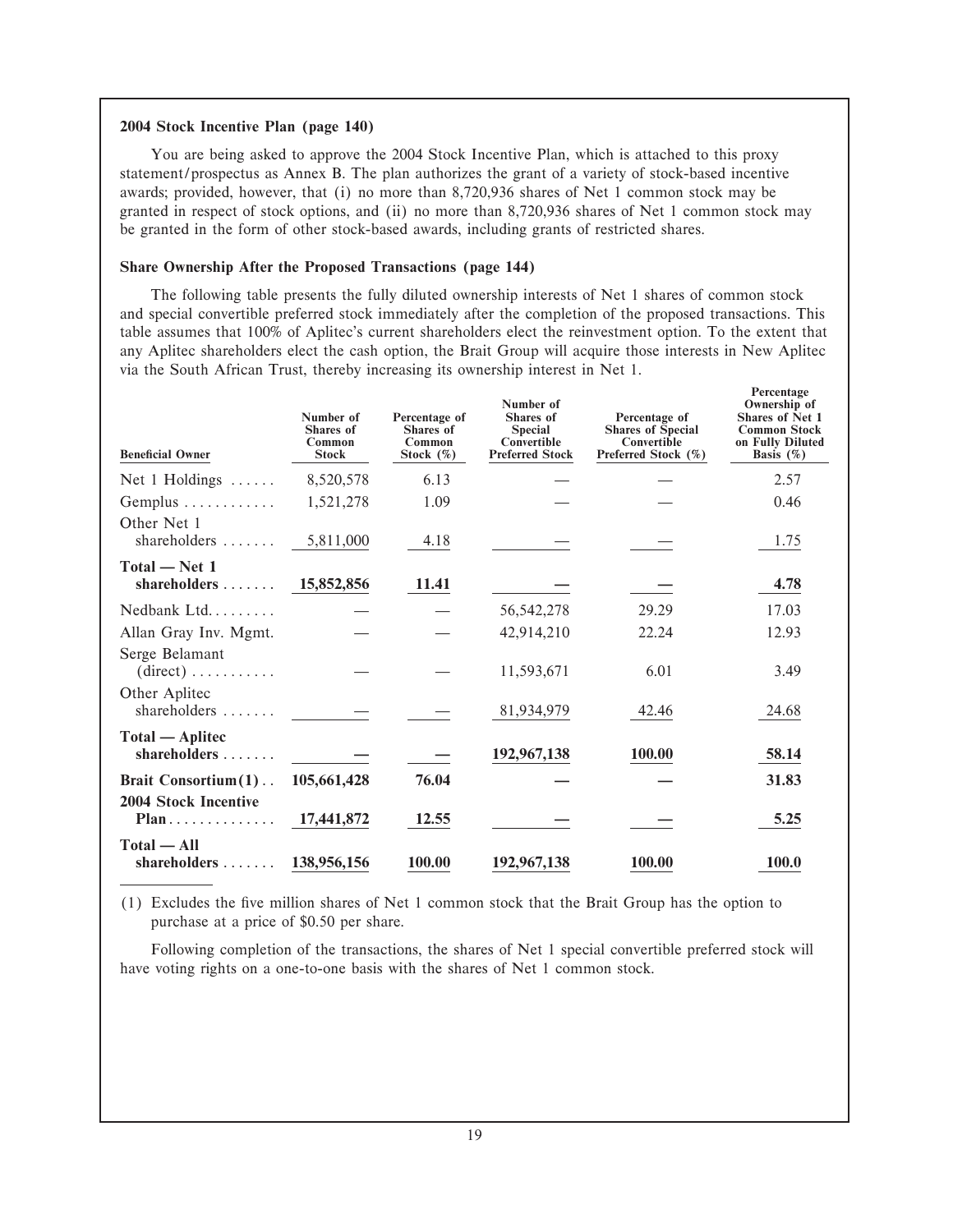### 2004 Stock Incentive Plan (page 140)

You are being asked to approve the 2004 Stock Incentive Plan, which is attached to this proxy statement/prospectus as Annex B. The plan authorizes the grant of a variety of stock-based incentive awards; provided, however, that (i) no more than 8,720,936 shares of Net 1 common stock may be granted in respect of stock options, and (ii) no more than 8,720,936 shares of Net 1 common stock may be granted in the form of other stock-based awards, including grants of restricted shares.

### Share Ownership After the Proposed Transactions (page 144)

The following table presents the fully diluted ownership interests of Net 1 shares of common stock and special convertible preferred stock immediately after the completion of the proposed transactions. This table assumes that 100% of Aplitec's current shareholders elect the reinvestment option. To the extent that any Aplitec shareholders elect the cash option, the Brait Group will acquire those interests in New Aplitec via the South African Trust, thereby increasing its ownership interest in Net 1.

| Beneficial Owner | Number of Shares of Common Stock | Percentage of Shares of Common Stock (%) | Number of Shares of Special Convertible Preferred Stock | Percentage of Shares of Special Convertible Preferred Stock (%) | Percentage Ownership of Shares of Net 1 Common Stock on Fully Diluted Basis (%) |
|---|---|---|---|---|---|
| Net 1 Holdings | 8,520,578 | 6.13 | — | — | 2.57 |
| Gemplus | 1,521,278 | 1.09 | — | — | 0.46 |
| Other Net 1 shareholders | 5,811,000 | 4.18 | — | — | 1.75 |
| **Total — Net 1 shareholders** | **15,852,856** | **11.41** | **—** | **—** | **4.78** |
| Nedbank Ltd. | — | — | 56,542,278 | 29.29 | 17.03 |
| Allan Gray Inv. Mgmt. | — | — | 42,914,210 | 22.24 | 12.93 |
| Serge Belamant (direct) | — | — | 11,593,671 | 6.01 | 3.49 |
| Other Aplitec shareholders | — | — | 81,934,979 | 42.46 | 24.68 |
| **Total — Aplitec shareholders** | **—** | **—** | **192,967,138** | **100.00** | **58.14** |
| **Brait Consortium(1)** | **105,661,428** | **76.04** | **—** | **—** | **31.83** |
| **2004 Stock Incentive Plan** | **17,441,872** | **12.55** | **—** | **—** | **5.25** |
| **Total — All shareholders** | **138,956,156** | **100.00** | **192,967,138** | **100.00** | **100.0** |

(1) Excludes the five million shares of Net 1 common stock that the Brait Group has the option to purchase at a price of $0.50 per share.

Following completion of the transactions, the shares of Net 1 special convertible preferred stock will have voting rights on a one-to-one basis with the shares of Net 1 common stock.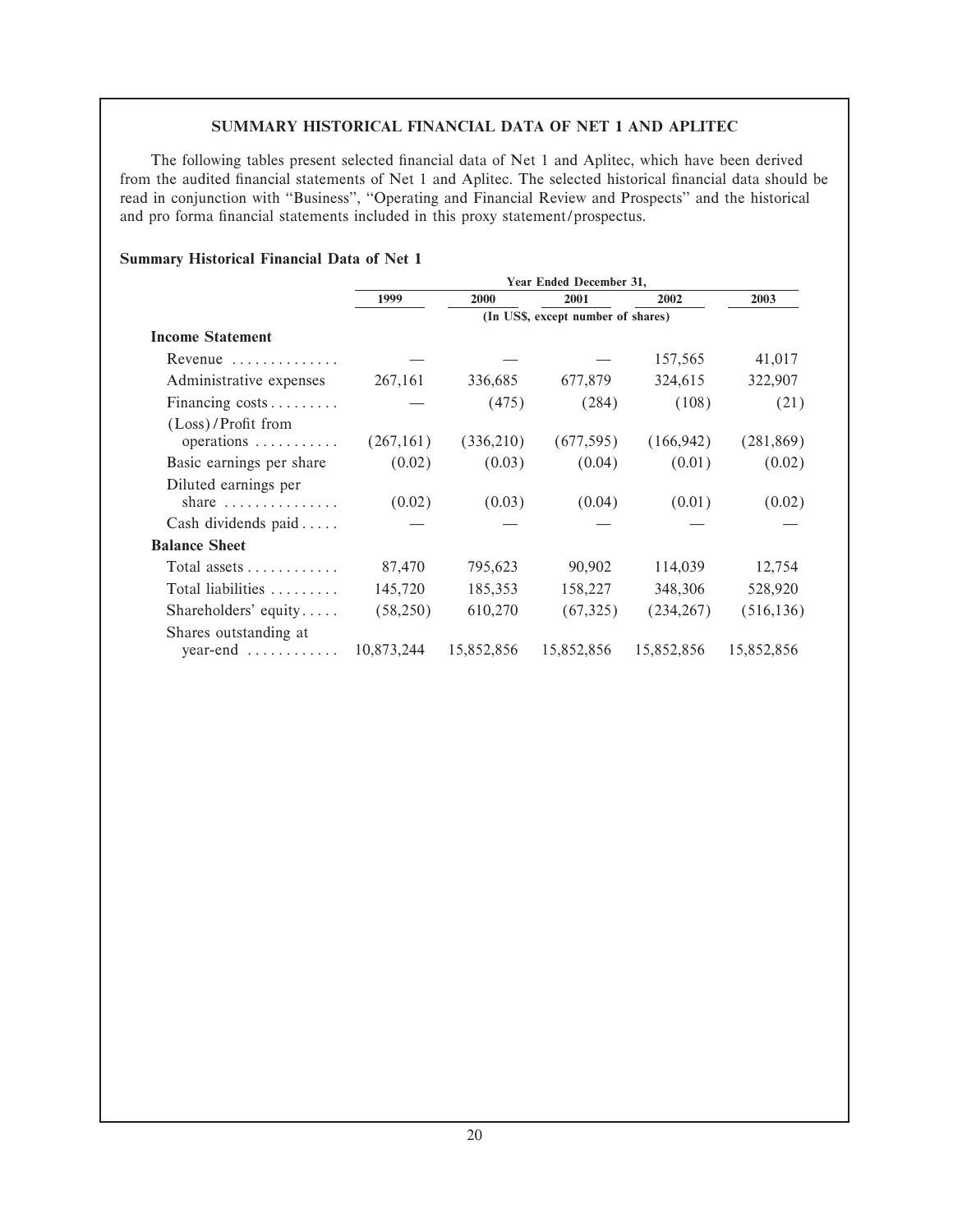## SUMMARY HISTORICAL FINANCIAL DATA OF NET 1 AND APLITEC

The following tables present selected financial data of Net 1 and Aplitec, which have been derived from the audited financial statements of Net 1 and Aplitec. The selected historical financial data should be read in conjunction with "Business", "Operating and Financial Review and Prospects" and the historical and pro forma financial statements included in this proxy statement/prospectus.

### Summary Historical Financial Data of Net 1

| | Year Ended December 31, | | | | |
|---|---|---|---|---|---|
| | 1999 | 2000 | 2001 | 2002 | 2003 |
| | (In US$, except number of shares) | | | | |
| **Income Statement** | | | | | |
| Revenue | — | — | — | 157,565 | 41,017 |
| Administrative expenses | 267,161 | 336,685 | 677,879 | 324,615 | 322,907 |
| Financing costs | — | (475) | (284) | (108) | (21) |
| (Loss)/Profit from operations | (267,161) | (336,210) | (677,595) | (166,942) | (281,869) |
| Basic earnings per share | (0.02) | (0.03) | (0.04) | (0.01) | (0.02) |
| Diluted earnings per share | (0.02) | (0.03) | (0.04) | (0.01) | (0.02) |
| Cash dividends paid | — | — | — | — | — |
| **Balance Sheet** | | | | | |
| Total assets | 87,470 | 795,623 | 90,902 | 114,039 | 12,754 |
| Total liabilities | 145,720 | 185,353 | 158,227 | 348,306 | 528,920 |
| Shareholders' equity | (58,250) | 610,270 | (67,325) | (234,267) | (516,136) |
| Shares outstanding at year-end | 10,873,244 | 15,852,856 | 15,852,856 | 15,852,856 | 15,852,856 |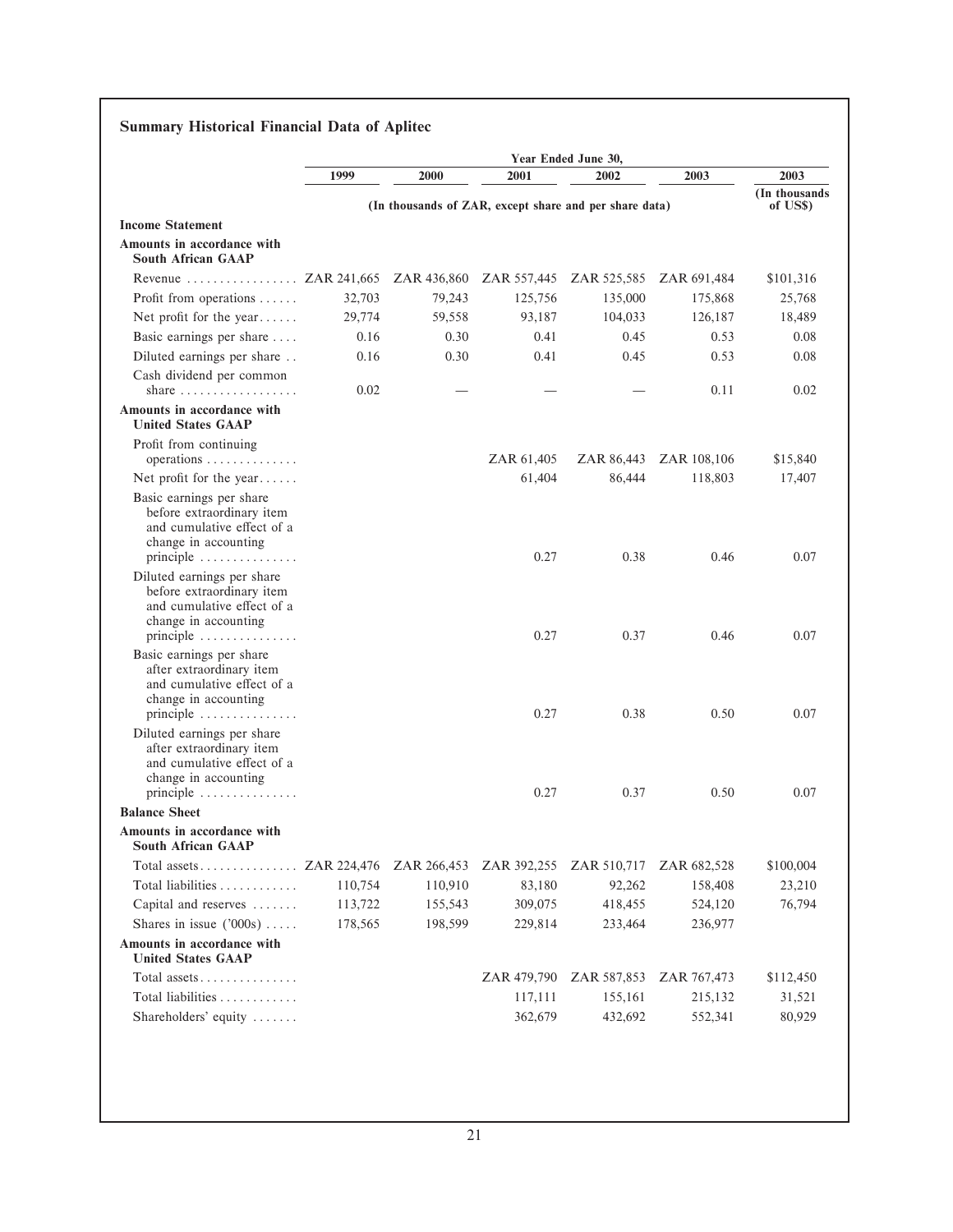## Summary Historical Financial Data of Aplitec

| | Year Ended June 30, | | | | | |
|---|---|---|---|---|---|---|
| | 1999 | 2000 | 2001 | 2002 | 2003 | 2003 |
| | (In thousands of ZAR, except share and per share data) | | | | | (In thousands of US$) |
| **Income Statement** | | | | | | |
| **Amounts in accordance with South African GAAP** | | | | | | |
| Revenue | ZAR 241,665 | ZAR 436,860 | ZAR 557,445 | ZAR 525,585 | ZAR 691,484 | $101,316 |
| Profit from operations | 32,703 | 79,243 | 125,756 | 135,000 | 175,868 | 25,768 |
| Net profit for the year | 29,774 | 59,558 | 93,187 | 104,033 | 126,187 | 18,489 |
| Basic earnings per share | 0.16 | 0.30 | 0.41 | 0.45 | 0.53 | 0.08 |
| Diluted earnings per share | 0.16 | 0.30 | 0.41 | 0.45 | 0.53 | 0.08 |
| Cash dividend per common share | 0.02 | — | — | — | 0.11 | 0.02 |
| **Amounts in accordance with United States GAAP** | | | | | | |
| Profit from continuing operations | | | ZAR 61,405 | ZAR 86,443 | ZAR 108,106 | $15,840 |
| Net profit for the year | | | 61,404 | 86,444 | 118,803 | 17,407 |
| Basic earnings per share before extraordinary item and cumulative effect of a change in accounting principle | | | 0.27 | 0.38 | 0.46 | 0.07 |
| Diluted earnings per share before extraordinary item and cumulative effect of a change in accounting principle | | | 0.27 | 0.37 | 0.46 | 0.07 |
| Basic earnings per share after extraordinary item and cumulative effect of a change in accounting principle | | | 0.27 | 0.38 | 0.50 | 0.07 |
| Diluted earnings per share after extraordinary item and cumulative effect of a change in accounting principle | | | 0.27 | 0.37 | 0.50 | 0.07 |
| **Balance Sheet** | | | | | | |
| **Amounts in accordance with South African GAAP** | | | | | | |
| Total assets | ZAR 224,476 | ZAR 266,453 | ZAR 392,255 | ZAR 510,717 | ZAR 682,528 | $100,004 |
| Total liabilities | 110,754 | 110,910 | 83,180 | 92,262 | 158,408 | 23,210 |
| Capital and reserves | 113,722 | 155,543 | 309,075 | 418,455 | 524,120 | 76,794 |
| Shares in issue ('000s) | 178,565 | 198,599 | 229,814 | 233,464 | 236,977 | |
| **Amounts in accordance with United States GAAP** | | | | | | |
| Total assets | | | ZAR 479,790 | ZAR 587,853 | ZAR 767,473 | $112,450 |
| Total liabilities | | | 117,111 | 155,161 | 215,132 | 31,521 |
| Shareholders' equity | | | 362,679 | 432,692 | 552,341 | 80,929 |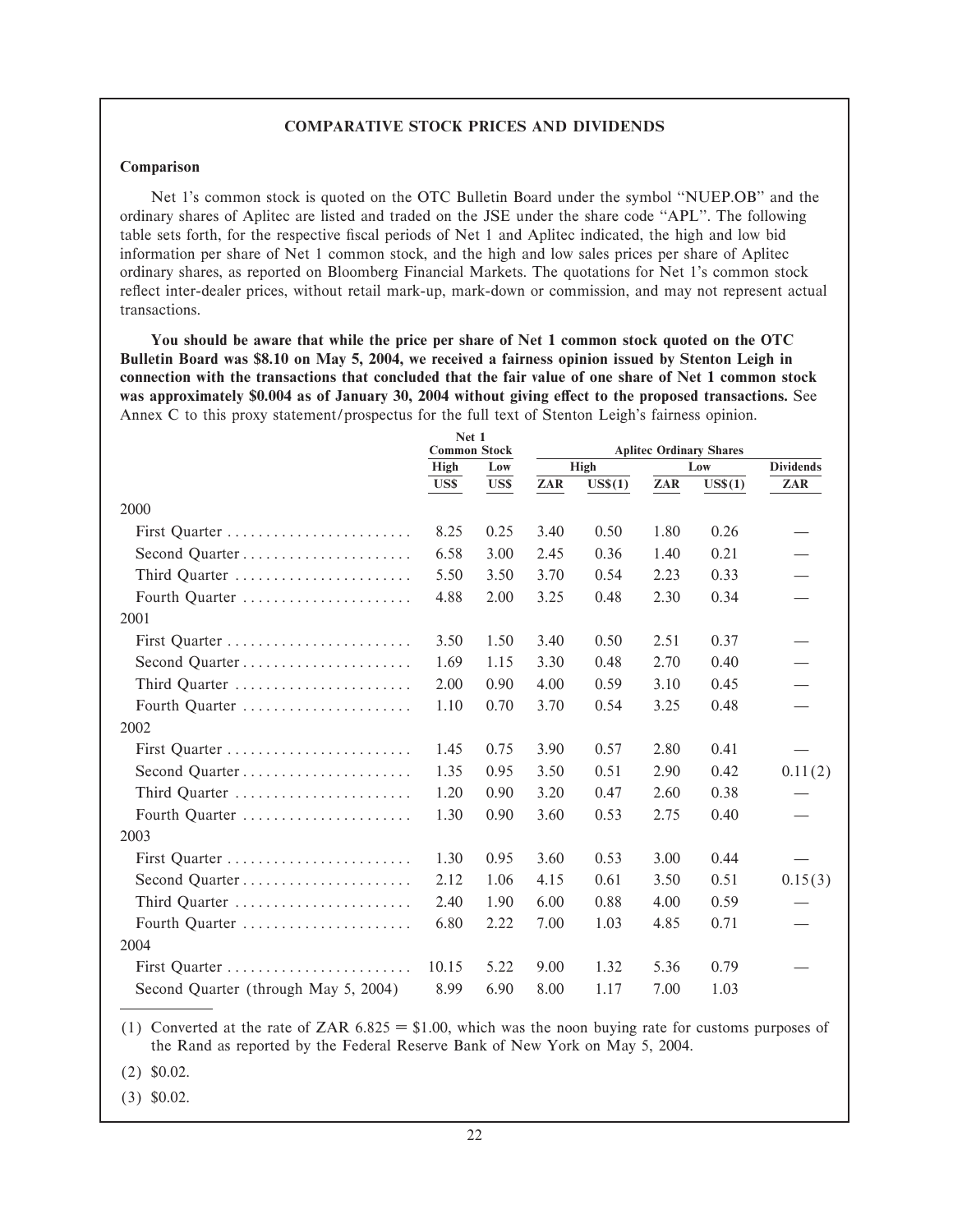## COMPARATIVE STOCK PRICES AND DIVIDENDS

### Comparison

Net 1's common stock is quoted on the OTC Bulletin Board under the symbol "NUEP.OB" and the ordinary shares of Aplitec are listed and traded on the JSE under the share code "APL". The following table sets forth, for the respective fiscal periods of Net 1 and Aplitec indicated, the high and low bid information per share of Net 1 common stock, and the high and low sales prices per share of Aplitec ordinary shares, as reported on Bloomberg Financial Markets. The quotations for Net 1's common stock reflect inter-dealer prices, without retail mark-up, mark-down or commission, and may not represent actual transactions.

**You should be aware that while the price per share of Net 1 common stock quoted on the OTC Bulletin Board was $8.10 on May 5, 2004, we received a fairness opinion issued by Stenton Leigh in connection with the transactions that concluded that the fair value of one share of Net 1 common stock was approximately $0.004 as of January 30, 2004 without giving effect to the proposed transactions.** See Annex C to this proxy statement/prospectus for the full text of Stenton Leigh's fairness opinion.

| | Net 1 Common Stock | | Aplitec Ordinary Shares | | | | |
|---|---|---|---|---|---|---|---|
| | High | Low | High | | Low | | Dividends |
| | US$ | US$ | ZAR | US$(1) | ZAR | US$(1) | ZAR |
| 2000 | | | | | | | |
| First Quarter | 8.25 | 0.25 | 3.40 | 0.50 | 1.80 | 0.26 | — |
| Second Quarter | 6.58 | 3.00 | 2.45 | 0.36 | 1.40 | 0.21 | — |
| Third Quarter | 5.50 | 3.50 | 3.70 | 0.54 | 2.23 | 0.33 | — |
| Fourth Quarter | 4.88 | 2.00 | 3.25 | 0.48 | 2.30 | 0.34 | — |
| 2001 | | | | | | | |
| First Quarter | 3.50 | 1.50 | 3.40 | 0.50 | 2.51 | 0.37 | — |
| Second Quarter | 1.69 | 1.15 | 3.30 | 0.48 | 2.70 | 0.40 | — |
| Third Quarter | 2.00 | 0.90 | 4.00 | 0.59 | 3.10 | 0.45 | — |
| Fourth Quarter | 1.10 | 0.70 | 3.70 | 0.54 | 3.25 | 0.48 | — |
| 2002 | | | | | | | |
| First Quarter | 1.45 | 0.75 | 3.90 | 0.57 | 2.80 | 0.41 | — |
| Second Quarter | 1.35 | 0.95 | 3.50 | 0.51 | 2.90 | 0.42 | 0.11(2) |
| Third Quarter | 1.20 | 0.90 | 3.20 | 0.47 | 2.60 | 0.38 | — |
| Fourth Quarter | 1.30 | 0.90 | 3.60 | 0.53 | 2.75 | 0.40 | — |
| 2003 | | | | | | | |
| First Quarter | 1.30 | 0.95 | 3.60 | 0.53 | 3.00 | 0.44 | — |
| Second Quarter | 2.12 | 1.06 | 4.15 | 0.61 | 3.50 | 0.51 | 0.15(3) |
| Third Quarter | 2.40 | 1.90 | 6.00 | 0.88 | 4.00 | 0.59 | — |
| Fourth Quarter | 6.80 | 2.22 | 7.00 | 1.03 | 4.85 | 0.71 | — |
| 2004 | | | | | | | |
| First Quarter | 10.15 | 5.22 | 9.00 | 1.32 | 5.36 | 0.79 | — |
| Second Quarter (through May 5, 2004) | 8.99 | 6.90 | 8.00 | 1.17 | 7.00 | 1.03 | |

(1) Converted at the rate of ZAR 6.825 = $1.00, which was the noon buying rate for customs purposes of the Rand as reported by the Federal Reserve Bank of New York on May 5, 2004.

(2) $0.02.

(3) $0.02.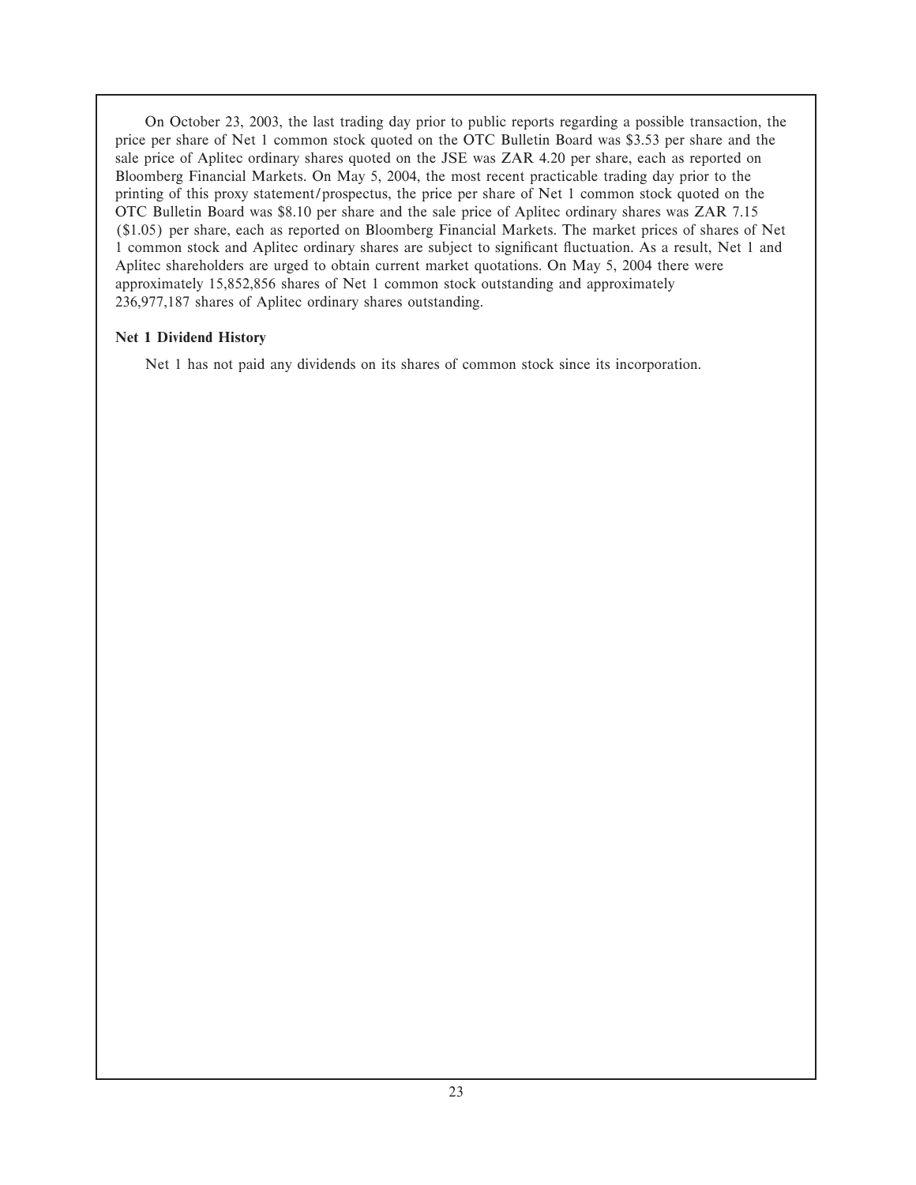On October 23, 2003, the last trading day prior to public reports regarding a possible transaction, the price per share of Net 1 common stock quoted on the OTC Bulletin Board was $3.53 per share and the sale price of Aplitec ordinary shares quoted on the JSE was ZAR 4.20 per share, each as reported on Bloomberg Financial Markets. On May 5, 2004, the most recent practicable trading day prior to the printing of this proxy statement/prospectus, the price per share of Net 1 common stock quoted on the OTC Bulletin Board was $8.10 per share and the sale price of Aplitec ordinary shares was ZAR 7.15 ($1.05) per share, each as reported on Bloomberg Financial Markets. The market prices of shares of Net 1 common stock and Aplitec ordinary shares are subject to significant fluctuation. As a result, Net 1 and Aplitec shareholders are urged to obtain current market quotations. On May 5, 2004 there were approximately 15,852,856 shares of Net 1 common stock outstanding and approximately 236,977,187 shares of Aplitec ordinary shares outstanding.

**Net 1 Dividend History**

Net 1 has not paid any dividends on its shares of common stock since its incorporation.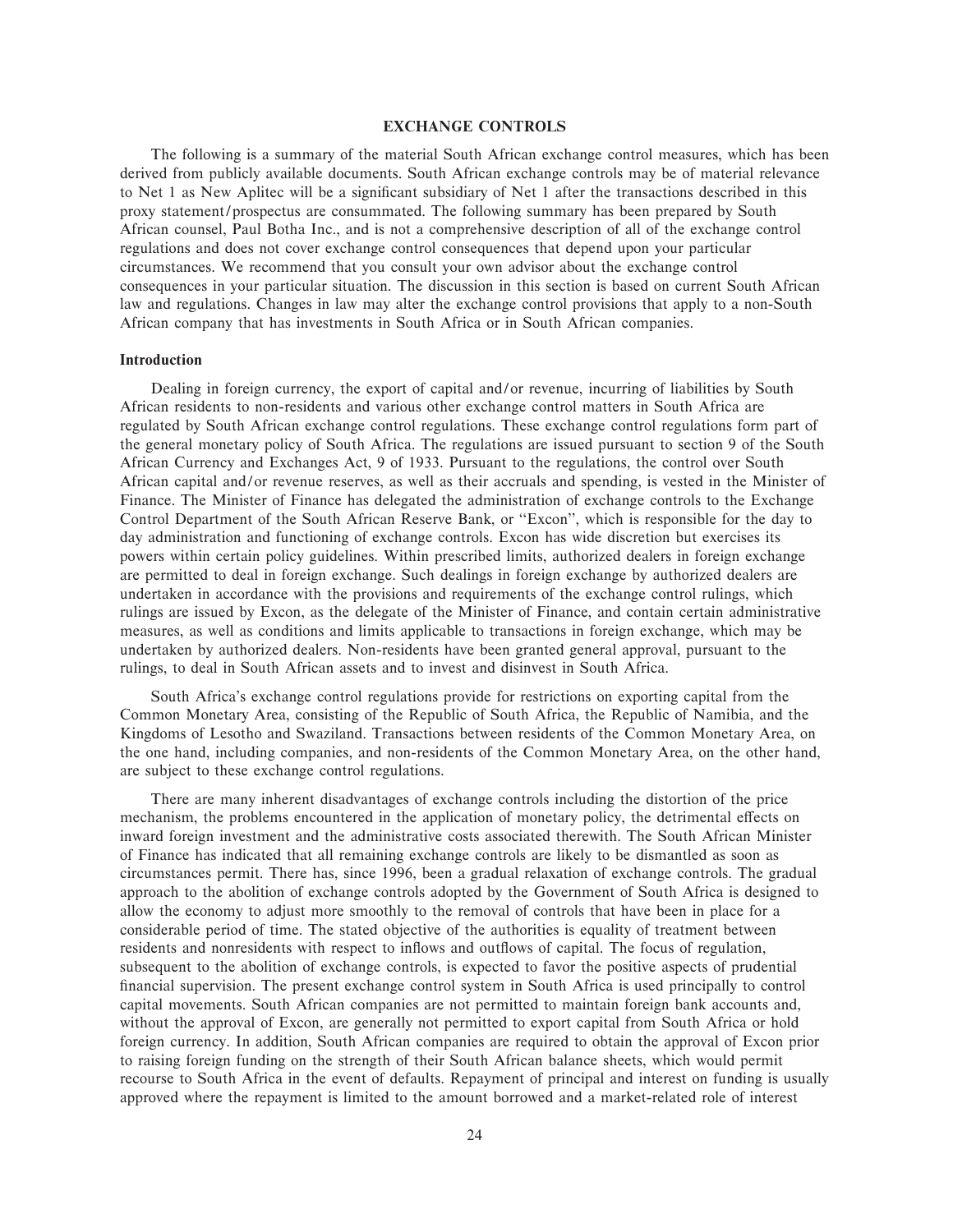## EXCHANGE CONTROLS

The following is a summary of the material South African exchange control measures, which has been derived from publicly available documents. South African exchange controls may be of material relevance to Net 1 as New Aplitec will be a significant subsidiary of Net 1 after the transactions described in this proxy statement/prospectus are consummated. The following summary has been prepared by South African counsel, Paul Botha Inc., and is not a comprehensive description of all of the exchange control regulations and does not cover exchange control consequences that depend upon your particular circumstances. We recommend that you consult your own advisor about the exchange control consequences in your particular situation. The discussion in this section is based on current South African law and regulations. Changes in law may alter the exchange control provisions that apply to a non-South African company that has investments in South Africa or in South African companies.

### Introduction

Dealing in foreign currency, the export of capital and/or revenue, incurring of liabilities by South African residents to non-residents and various other exchange control matters in South Africa are regulated by South African exchange control regulations. These exchange control regulations form part of the general monetary policy of South Africa. The regulations are issued pursuant to section 9 of the South African Currency and Exchanges Act, 9 of 1933. Pursuant to the regulations, the control over South African capital and/or revenue reserves, as well as their accruals and spending, is vested in the Minister of Finance. The Minister of Finance has delegated the administration of exchange controls to the Exchange Control Department of the South African Reserve Bank, or "Excon", which is responsible for the day to day administration and functioning of exchange controls. Excon has wide discretion but exercises its powers within certain policy guidelines. Within prescribed limits, authorized dealers in foreign exchange are permitted to deal in foreign exchange. Such dealings in foreign exchange by authorized dealers are undertaken in accordance with the provisions and requirements of the exchange control rulings, which rulings are issued by Excon, as the delegate of the Minister of Finance, and contain certain administrative measures, as well as conditions and limits applicable to transactions in foreign exchange, which may be undertaken by authorized dealers. Non-residents have been granted general approval, pursuant to the rulings, to deal in South African assets and to invest and disinvest in South Africa.

South Africa's exchange control regulations provide for restrictions on exporting capital from the Common Monetary Area, consisting of the Republic of South Africa, the Republic of Namibia, and the Kingdoms of Lesotho and Swaziland. Transactions between residents of the Common Monetary Area, on the one hand, including companies, and non-residents of the Common Monetary Area, on the other hand, are subject to these exchange control regulations.

There are many inherent disadvantages of exchange controls including the distortion of the price mechanism, the problems encountered in the application of monetary policy, the detrimental effects on inward foreign investment and the administrative costs associated therewith. The South African Minister of Finance has indicated that all remaining exchange controls are likely to be dismantled as soon as circumstances permit. There has, since 1996, been a gradual relaxation of exchange controls. The gradual approach to the abolition of exchange controls adopted by the Government of South Africa is designed to allow the economy to adjust more smoothly to the removal of controls that have been in place for a considerable period of time. The stated objective of the authorities is equality of treatment between residents and nonresidents with respect to inflows and outflows of capital. The focus of regulation, subsequent to the abolition of exchange controls, is expected to favor the positive aspects of prudential financial supervision. The present exchange control system in South Africa is used principally to control capital movements. South African companies are not permitted to maintain foreign bank accounts and, without the approval of Excon, are generally not permitted to export capital from South Africa or hold foreign currency. In addition, South African companies are required to obtain the approval of Excon prior to raising foreign funding on the strength of their South African balance sheets, which would permit recourse to South Africa in the event of defaults. Repayment of principal and interest on funding is usually approved where the repayment is limited to the amount borrowed and a market-related role of interest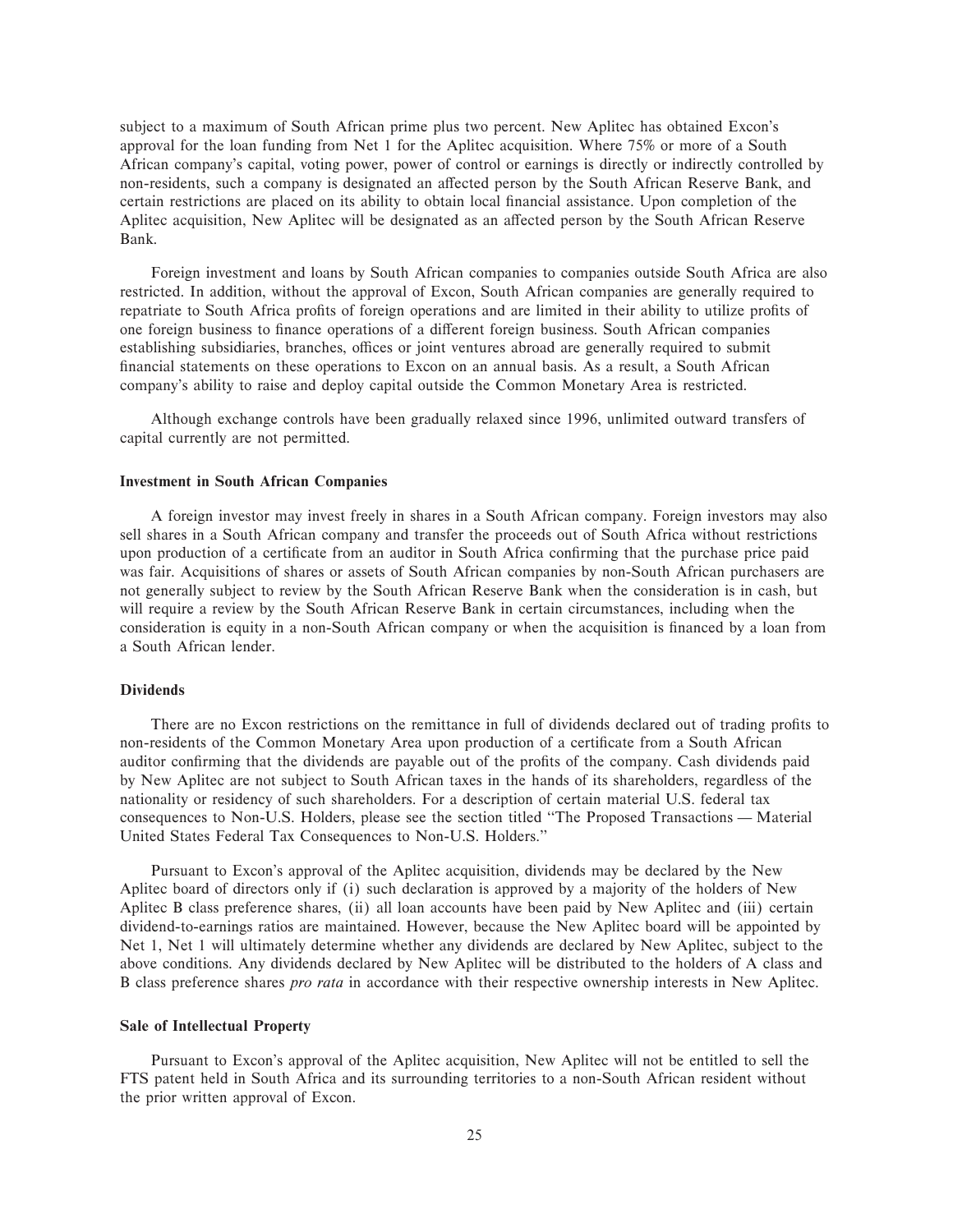subject to a maximum of South African prime plus two percent. New Aplitec has obtained Excon's approval for the loan funding from Net 1 for the Aplitec acquisition. Where 75% or more of a South African company's capital, voting power, power of control or earnings is directly or indirectly controlled by non-residents, such a company is designated an affected person by the South African Reserve Bank, and certain restrictions are placed on its ability to obtain local financial assistance. Upon completion of the Aplitec acquisition, New Aplitec will be designated as an affected person by the South African Reserve Bank.

Foreign investment and loans by South African companies to companies outside South Africa are also restricted. In addition, without the approval of Excon, South African companies are generally required to repatriate to South Africa profits of foreign operations and are limited in their ability to utilize profits of one foreign business to finance operations of a different foreign business. South African companies establishing subsidiaries, branches, offices or joint ventures abroad are generally required to submit financial statements on these operations to Excon on an annual basis. As a result, a South African company's ability to raise and deploy capital outside the Common Monetary Area is restricted.

Although exchange controls have been gradually relaxed since 1996, unlimited outward transfers of capital currently are not permitted.

### Investment in South African Companies

A foreign investor may invest freely in shares in a South African company. Foreign investors may also sell shares in a South African company and transfer the proceeds out of South Africa without restrictions upon production of a certificate from an auditor in South Africa confirming that the purchase price paid was fair. Acquisitions of shares or assets of South African companies by non-South African purchasers are not generally subject to review by the South African Reserve Bank when the consideration is in cash, but will require a review by the South African Reserve Bank in certain circumstances, including when the consideration is equity in a non-South African company or when the acquisition is financed by a loan from a South African lender.

### Dividends

There are no Excon restrictions on the remittance in full of dividends declared out of trading profits to non-residents of the Common Monetary Area upon production of a certificate from a South African auditor confirming that the dividends are payable out of the profits of the company. Cash dividends paid by New Aplitec are not subject to South African taxes in the hands of its shareholders, regardless of the nationality or residency of such shareholders. For a description of certain material U.S. federal tax consequences to Non-U.S. Holders, please see the section titled "The Proposed Transactions — Material United States Federal Tax Consequences to Non-U.S. Holders."

Pursuant to Excon's approval of the Aplitec acquisition, dividends may be declared by the New Aplitec board of directors only if (i) such declaration is approved by a majority of the holders of New Aplitec B class preference shares, (ii) all loan accounts have been paid by New Aplitec and (iii) certain dividend-to-earnings ratios are maintained. However, because the New Aplitec board will be appointed by Net 1, Net 1 will ultimately determine whether any dividends are declared by New Aplitec, subject to the above conditions. Any dividends declared by New Aplitec will be distributed to the holders of A class and B class preference shares *pro rata* in accordance with their respective ownership interests in New Aplitec.

### Sale of Intellectual Property

Pursuant to Excon's approval of the Aplitec acquisition, New Aplitec will not be entitled to sell the FTS patent held in South Africa and its surrounding territories to a non-South African resident without the prior written approval of Excon.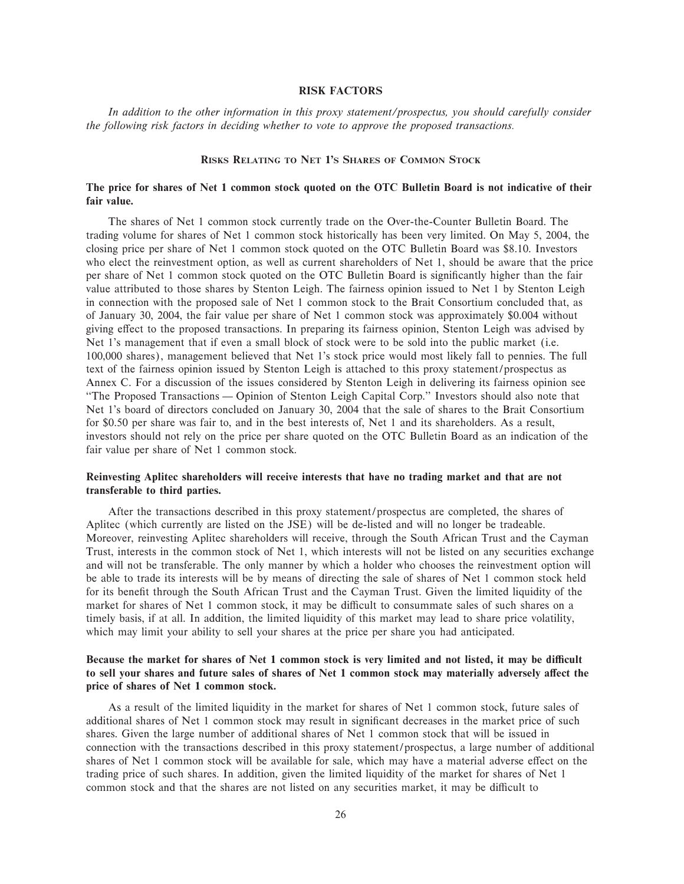# RISK FACTORS

*In addition to the other information in this proxy statement/prospectus, you should carefully consider the following risk factors in deciding whether to vote to approve the proposed transactions.*

## Risks Relating to Net 1's Shares of Common Stock

### The price for shares of Net 1 common stock quoted on the OTC Bulletin Board is not indicative of their fair value.

The shares of Net 1 common stock currently trade on the Over-the-Counter Bulletin Board. The trading volume for shares of Net 1 common stock historically has been very limited. On May 5, 2004, the closing price per share of Net 1 common stock quoted on the OTC Bulletin Board was $8.10. Investors who elect the reinvestment option, as well as current shareholders of Net 1, should be aware that the price per share of Net 1 common stock quoted on the OTC Bulletin Board is significantly higher than the fair value attributed to those shares by Stenton Leigh. The fairness opinion issued to Net 1 by Stenton Leigh in connection with the proposed sale of Net 1 common stock to the Brait Consortium concluded that, as of January 30, 2004, the fair value per share of Net 1 common stock was approximately $0.004 without giving effect to the proposed transactions. In preparing its fairness opinion, Stenton Leigh was advised by Net 1's management that if even a small block of stock were to be sold into the public market (i.e. 100,000 shares), management believed that Net 1's stock price would most likely fall to pennies. The full text of the fairness opinion issued by Stenton Leigh is attached to this proxy statement/prospectus as Annex C. For a discussion of the issues considered by Stenton Leigh in delivering its fairness opinion see "The Proposed Transactions — Opinion of Stenton Leigh Capital Corp." Investors should also note that Net 1's board of directors concluded on January 30, 2004 that the sale of shares to the Brait Consortium for $0.50 per share was fair to, and in the best interests of, Net 1 and its shareholders. As a result, investors should not rely on the price per share quoted on the OTC Bulletin Board as an indication of the fair value per share of Net 1 common stock.

### Reinvesting Aplitec shareholders will receive interests that have no trading market and that are not transferable to third parties.

After the transactions described in this proxy statement/prospectus are completed, the shares of Aplitec (which currently are listed on the JSE) will be de-listed and will no longer be tradeable. Moreover, reinvesting Aplitec shareholders will receive, through the South African Trust and the Cayman Trust, interests in the common stock of Net 1, which interests will not be listed on any securities exchange and will not be transferable. The only manner by which a holder who chooses the reinvestment option will be able to trade its interests will be by means of directing the sale of shares of Net 1 common stock held for its benefit through the South African Trust and the Cayman Trust. Given the limited liquidity of the market for shares of Net 1 common stock, it may be difficult to consummate sales of such shares on a timely basis, if at all. In addition, the limited liquidity of this market may lead to share price volatility, which may limit your ability to sell your shares at the price per share you had anticipated.

### Because the market for shares of Net 1 common stock is very limited and not listed, it may be difficult to sell your shares and future sales of shares of Net 1 common stock may materially adversely affect the price of shares of Net 1 common stock.

As a result of the limited liquidity in the market for shares of Net 1 common stock, future sales of additional shares of Net 1 common stock may result in significant decreases in the market price of such shares. Given the large number of additional shares of Net 1 common stock that will be issued in connection with the transactions described in this proxy statement/prospectus, a large number of additional shares of Net 1 common stock will be available for sale, which may have a material adverse effect on the trading price of such shares. In addition, given the limited liquidity of the market for shares of Net 1 common stock and that the shares are not listed on any securities market, it may be difficult to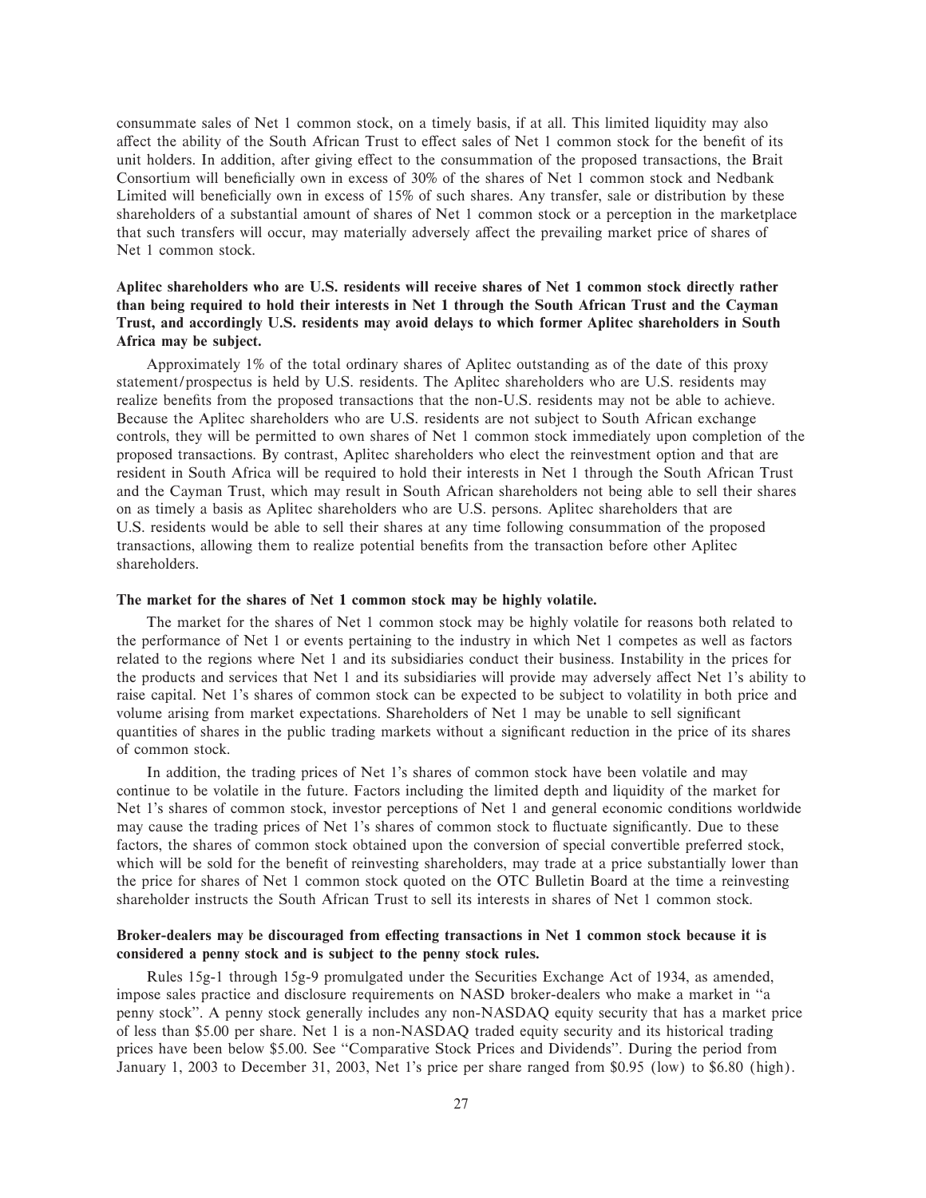consummate sales of Net 1 common stock, on a timely basis, if at all. This limited liquidity may also affect the ability of the South African Trust to effect sales of Net 1 common stock for the benefit of its unit holders. In addition, after giving effect to the consummation of the proposed transactions, the Brait Consortium will beneficially own in excess of 30% of the shares of Net 1 common stock and Nedbank Limited will beneficially own in excess of 15% of such shares. Any transfer, sale or distribution by these shareholders of a substantial amount of shares of Net 1 common stock or a perception in the marketplace that such transfers will occur, may materially adversely affect the prevailing market price of shares of Net 1 common stock.

**Aplitec shareholders who are U.S. residents will receive shares of Net 1 common stock directly rather than being required to hold their interests in Net 1 through the South African Trust and the Cayman Trust, and accordingly U.S. residents may avoid delays to which former Aplitec shareholders in South Africa may be subject.**

Approximately 1% of the total ordinary shares of Aplitec outstanding as of the date of this proxy statement/prospectus is held by U.S. residents. The Aplitec shareholders who are U.S. residents may realize benefits from the proposed transactions that the non-U.S. residents may not be able to achieve. Because the Aplitec shareholders who are U.S. residents are not subject to South African exchange controls, they will be permitted to own shares of Net 1 common stock immediately upon completion of the proposed transactions. By contrast, Aplitec shareholders who elect the reinvestment option and that are resident in South Africa will be required to hold their interests in Net 1 through the South African Trust and the Cayman Trust, which may result in South African shareholders not being able to sell their shares on as timely a basis as Aplitec shareholders who are U.S. persons. Aplitec shareholders that are U.S. residents would be able to sell their shares at any time following consummation of the proposed transactions, allowing them to realize potential benefits from the transaction before other Aplitec shareholders.

**The market for the shares of Net 1 common stock may be highly volatile.**

The market for the shares of Net 1 common stock may be highly volatile for reasons both related to the performance of Net 1 or events pertaining to the industry in which Net 1 competes as well as factors related to the regions where Net 1 and its subsidiaries conduct their business. Instability in the prices for the products and services that Net 1 and its subsidiaries will provide may adversely affect Net 1's ability to raise capital. Net 1's shares of common stock can be expected to be subject to volatility in both price and volume arising from market expectations. Shareholders of Net 1 may be unable to sell significant quantities of shares in the public trading markets without a significant reduction in the price of its shares of common stock.

In addition, the trading prices of Net 1's shares of common stock have been volatile and may continue to be volatile in the future. Factors including the limited depth and liquidity of the market for Net 1's shares of common stock, investor perceptions of Net 1 and general economic conditions worldwide may cause the trading prices of Net 1's shares of common stock to fluctuate significantly. Due to these factors, the shares of common stock obtained upon the conversion of special convertible preferred stock, which will be sold for the benefit of reinvesting shareholders, may trade at a price substantially lower than the price for shares of Net 1 common stock quoted on the OTC Bulletin Board at the time a reinvesting shareholder instructs the South African Trust to sell its interests in shares of Net 1 common stock.

**Broker-dealers may be discouraged from effecting transactions in Net 1 common stock because it is considered a penny stock and is subject to the penny stock rules.**

Rules 15g-1 through 15g-9 promulgated under the Securities Exchange Act of 1934, as amended, impose sales practice and disclosure requirements on NASD broker-dealers who make a market in "a penny stock". A penny stock generally includes any non-NASDAQ equity security that has a market price of less than $5.00 per share. Net 1 is a non-NASDAQ traded equity security and its historical trading prices have been below $5.00. See "Comparative Stock Prices and Dividends". During the period from January 1, 2003 to December 31, 2003, Net 1's price per share ranged from $0.95 (low) to $6.80 (high).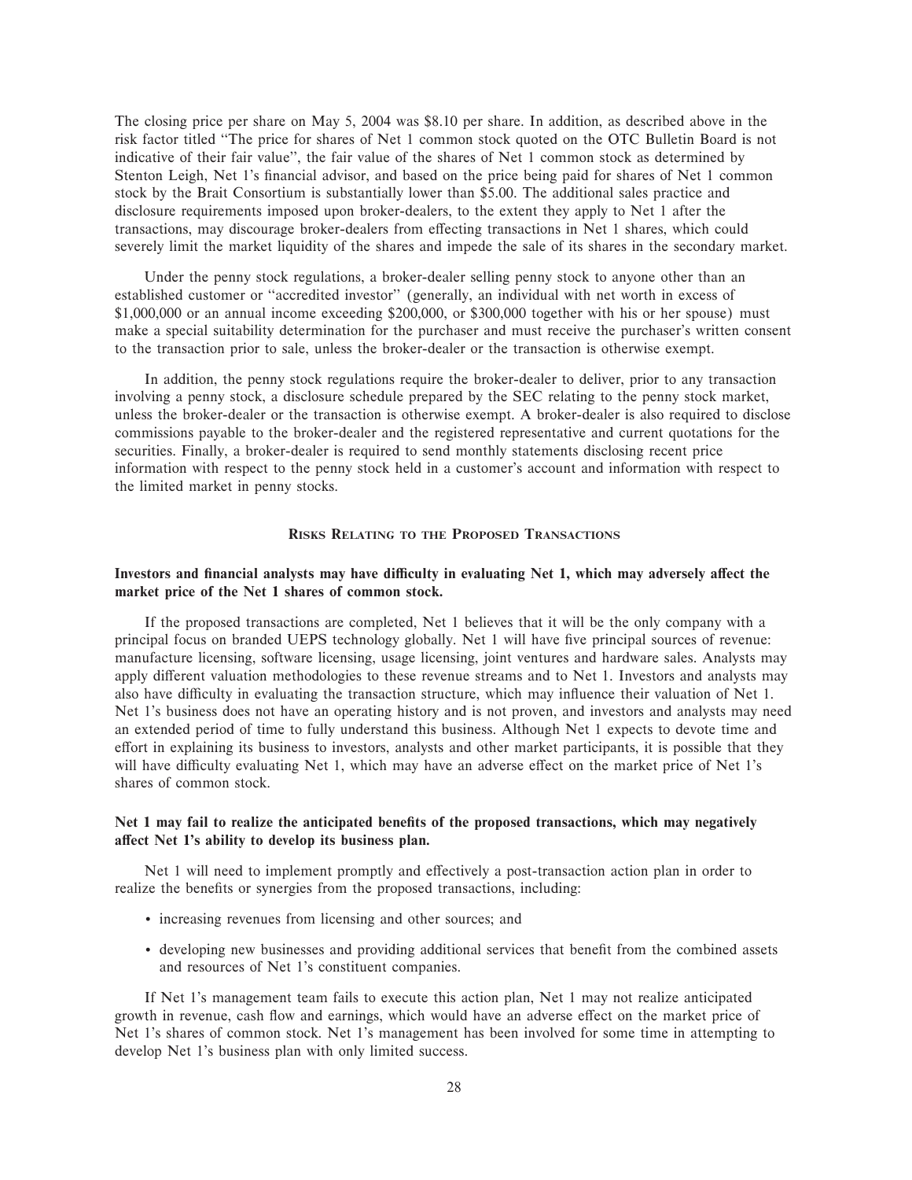The closing price per share on May 5, 2004 was $8.10 per share. In addition, as described above in the risk factor titled "The price for shares of Net 1 common stock quoted on the OTC Bulletin Board is not indicative of their fair value", the fair value of the shares of Net 1 common stock as determined by Stenton Leigh, Net 1's financial advisor, and based on the price being paid for shares of Net 1 common stock by the Brait Consortium is substantially lower than $5.00. The additional sales practice and disclosure requirements imposed upon broker-dealers, to the extent they apply to Net 1 after the transactions, may discourage broker-dealers from effecting transactions in Net 1 shares, which could severely limit the market liquidity of the shares and impede the sale of its shares in the secondary market.

Under the penny stock regulations, a broker-dealer selling penny stock to anyone other than an established customer or "accredited investor" (generally, an individual with net worth in excess of $1,000,000 or an annual income exceeding $200,000, or $300,000 together with his or her spouse) must make a special suitability determination for the purchaser and must receive the purchaser's written consent to the transaction prior to sale, unless the broker-dealer or the transaction is otherwise exempt.

In addition, the penny stock regulations require the broker-dealer to deliver, prior to any transaction involving a penny stock, a disclosure schedule prepared by the SEC relating to the penny stock market, unless the broker-dealer or the transaction is otherwise exempt. A broker-dealer is also required to disclose commissions payable to the broker-dealer and the registered representative and current quotations for the securities. Finally, a broker-dealer is required to send monthly statements disclosing recent price information with respect to the penny stock held in a customer's account and information with respect to the limited market in penny stocks.

## Risks Relating to the Proposed Transactions

**Investors and financial analysts may have difficulty in evaluating Net 1, which may adversely affect the market price of the Net 1 shares of common stock.**

If the proposed transactions are completed, Net 1 believes that it will be the only company with a principal focus on branded UEPS technology globally. Net 1 will have five principal sources of revenue: manufacture licensing, software licensing, usage licensing, joint ventures and hardware sales. Analysts may apply different valuation methodologies to these revenue streams and to Net 1. Investors and analysts may also have difficulty in evaluating the transaction structure, which may influence their valuation of Net 1. Net 1's business does not have an operating history and is not proven, and investors and analysts may need an extended period of time to fully understand this business. Although Net 1 expects to devote time and effort in explaining its business to investors, analysts and other market participants, it is possible that they will have difficulty evaluating Net 1, which may have an adverse effect on the market price of Net 1's shares of common stock.

**Net 1 may fail to realize the anticipated benefits of the proposed transactions, which may negatively affect Net 1's ability to develop its business plan.**

Net 1 will need to implement promptly and effectively a post-transaction action plan in order to realize the benefits or synergies from the proposed transactions, including:

- increasing revenues from licensing and other sources; and
- developing new businesses and providing additional services that benefit from the combined assets and resources of Net 1's constituent companies.

If Net 1's management team fails to execute this action plan, Net 1 may not realize anticipated growth in revenue, cash flow and earnings, which would have an adverse effect on the market price of Net 1's shares of common stock. Net 1's management has been involved for some time in attempting to develop Net 1's business plan with only limited success.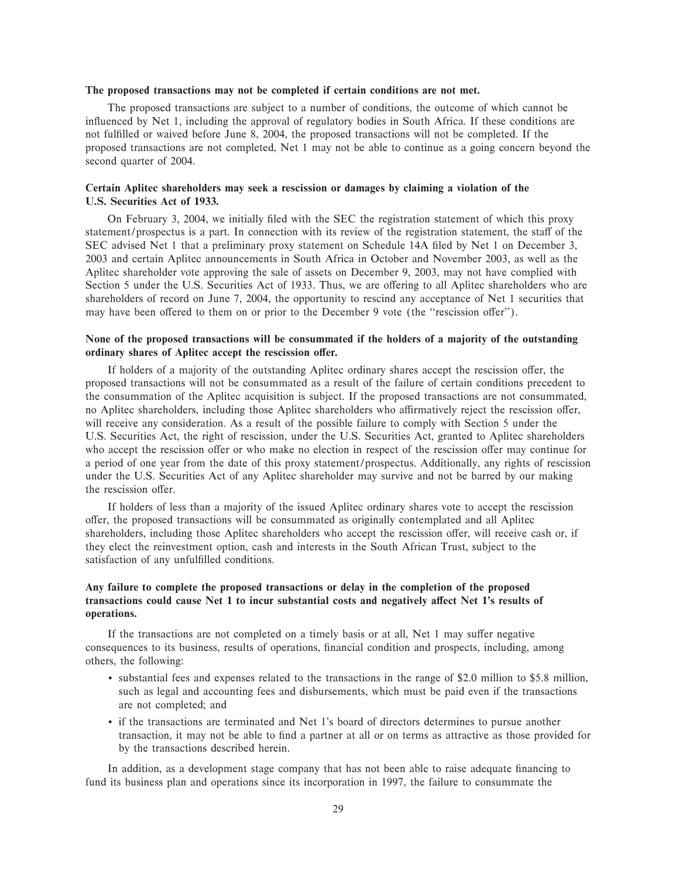**The proposed transactions may not be completed if certain conditions are not met.**

The proposed transactions are subject to a number of conditions, the outcome of which cannot be influenced by Net 1, including the approval of regulatory bodies in South Africa. If these conditions are not fulfilled or waived before June 8, 2004, the proposed transactions will not be completed. If the proposed transactions are not completed, Net 1 may not be able to continue as a going concern beyond the second quarter of 2004.

**Certain Aplitec shareholders may seek a rescission or damages by claiming a violation of the U.S. Securities Act of 1933.**

On February 3, 2004, we initially filed with the SEC the registration statement of which this proxy statement/prospectus is a part. In connection with its review of the registration statement, the staff of the SEC advised Net 1 that a preliminary proxy statement on Schedule 14A filed by Net 1 on December 3, 2003 and certain Aplitec announcements in South Africa in October and November 2003, as well as the Aplitec shareholder vote approving the sale of assets on December 9, 2003, may not have complied with Section 5 under the U.S. Securities Act of 1933. Thus, we are offering to all Aplitec shareholders who are shareholders of record on June 7, 2004, the opportunity to rescind any acceptance of Net 1 securities that may have been offered to them on or prior to the December 9 vote (the "rescission offer").

**None of the proposed transactions will be consummated if the holders of a majority of the outstanding ordinary shares of Aplitec accept the rescission offer.**

If holders of a majority of the outstanding Aplitec ordinary shares accept the rescission offer, the proposed transactions will not be consummated as a result of the failure of certain conditions precedent to the consummation of the Aplitec acquisition is subject. If the proposed transactions are not consummated, no Aplitec shareholders, including those Aplitec shareholders who affirmatively reject the rescission offer, will receive any consideration. As a result of the possible failure to comply with Section 5 under the U.S. Securities Act, the right of rescission, under the U.S. Securities Act, granted to Aplitec shareholders who accept the rescission offer or who make no election in respect of the rescission offer may continue for a period of one year from the date of this proxy statement/prospectus. Additionally, any rights of rescission under the U.S. Securities Act of any Aplitec shareholder may survive and not be barred by our making the rescission offer.

If holders of less than a majority of the issued Aplitec ordinary shares vote to accept the rescission offer, the proposed transactions will be consummated as originally contemplated and all Aplitec shareholders, including those Aplitec shareholders who accept the rescission offer, will receive cash or, if they elect the reinvestment option, cash and interests in the South African Trust, subject to the satisfaction of any unfulfilled conditions.

**Any failure to complete the proposed transactions or delay in the completion of the proposed transactions could cause Net 1 to incur substantial costs and negatively affect Net 1's results of operations.**

If the transactions are not completed on a timely basis or at all, Net 1 may suffer negative consequences to its business, results of operations, financial condition and prospects, including, among others, the following:

- substantial fees and expenses related to the transactions in the range of $2.0 million to $5.8 million, such as legal and accounting fees and disbursements, which must be paid even if the transactions are not completed; and
- if the transactions are terminated and Net 1's board of directors determines to pursue another transaction, it may not be able to find a partner at all or on terms as attractive as those provided for by the transactions described herein.

In addition, as a development stage company that has not been able to raise adequate financing to fund its business plan and operations since its incorporation in 1997, the failure to consummate the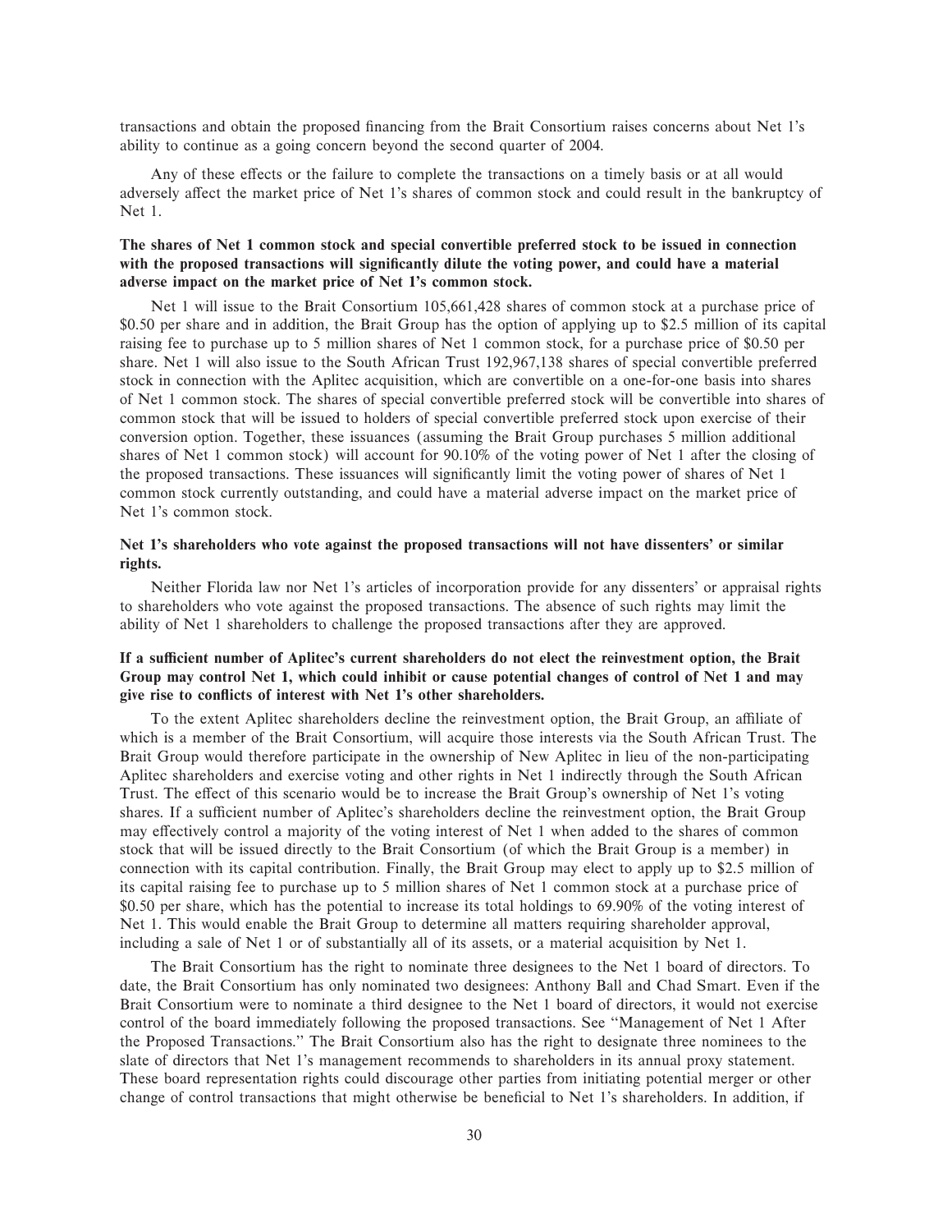transactions and obtain the proposed financing from the Brait Consortium raises concerns about Net 1's ability to continue as a going concern beyond the second quarter of 2004.

Any of these effects or the failure to complete the transactions on a timely basis or at all would adversely affect the market price of Net 1's shares of common stock and could result in the bankruptcy of Net 1.

**The shares of Net 1 common stock and special convertible preferred stock to be issued in connection with the proposed transactions will significantly dilute the voting power, and could have a material adverse impact on the market price of Net 1's common stock.**

Net 1 will issue to the Brait Consortium 105,661,428 shares of common stock at a purchase price of $0.50 per share and in addition, the Brait Group has the option of applying up to $2.5 million of its capital raising fee to purchase up to 5 million shares of Net 1 common stock, for a purchase price of $0.50 per share. Net 1 will also issue to the South African Trust 192,967,138 shares of special convertible preferred stock in connection with the Aplitec acquisition, which are convertible on a one-for-one basis into shares of Net 1 common stock. The shares of special convertible preferred stock will be convertible into shares of common stock that will be issued to holders of special convertible preferred stock upon exercise of their conversion option. Together, these issuances (assuming the Brait Group purchases 5 million additional shares of Net 1 common stock) will account for 90.10% of the voting power of Net 1 after the closing of the proposed transactions. These issuances will significantly limit the voting power of shares of Net 1 common stock currently outstanding, and could have a material adverse impact on the market price of Net 1's common stock.

**Net 1's shareholders who vote against the proposed transactions will not have dissenters' or similar rights.**

Neither Florida law nor Net 1's articles of incorporation provide for any dissenters' or appraisal rights to shareholders who vote against the proposed transactions. The absence of such rights may limit the ability of Net 1 shareholders to challenge the proposed transactions after they are approved.

**If a sufficient number of Aplitec's current shareholders do not elect the reinvestment option, the Brait Group may control Net 1, which could inhibit or cause potential changes of control of Net 1 and may give rise to conflicts of interest with Net 1's other shareholders.**

To the extent Aplitec shareholders decline the reinvestment option, the Brait Group, an affiliate of which is a member of the Brait Consortium, will acquire those interests via the South African Trust. The Brait Group would therefore participate in the ownership of New Aplitec in lieu of the non-participating Aplitec shareholders and exercise voting and other rights in Net 1 indirectly through the South African Trust. The effect of this scenario would be to increase the Brait Group's ownership of Net 1's voting shares. If a sufficient number of Aplitec's shareholders decline the reinvestment option, the Brait Group may effectively control a majority of the voting interest of Net 1 when added to the shares of common stock that will be issued directly to the Brait Consortium (of which the Brait Group is a member) in connection with its capital contribution. Finally, the Brait Group may elect to apply up to $2.5 million of its capital raising fee to purchase up to 5 million shares of Net 1 common stock at a purchase price of $0.50 per share, which has the potential to increase its total holdings to 69.90% of the voting interest of Net 1. This would enable the Brait Group to determine all matters requiring shareholder approval, including a sale of Net 1 or of substantially all of its assets, or a material acquisition by Net 1.

The Brait Consortium has the right to nominate three designees to the Net 1 board of directors. To date, the Brait Consortium has only nominated two designees: Anthony Ball and Chad Smart. Even if the Brait Consortium were to nominate a third designee to the Net 1 board of directors, it would not exercise control of the board immediately following the proposed transactions. See "Management of Net 1 After the Proposed Transactions." The Brait Consortium also has the right to designate three nominees to the slate of directors that Net 1's management recommends to shareholders in its annual proxy statement. These board representation rights could discourage other parties from initiating potential merger or other change of control transactions that might otherwise be beneficial to Net 1's shareholders. In addition, if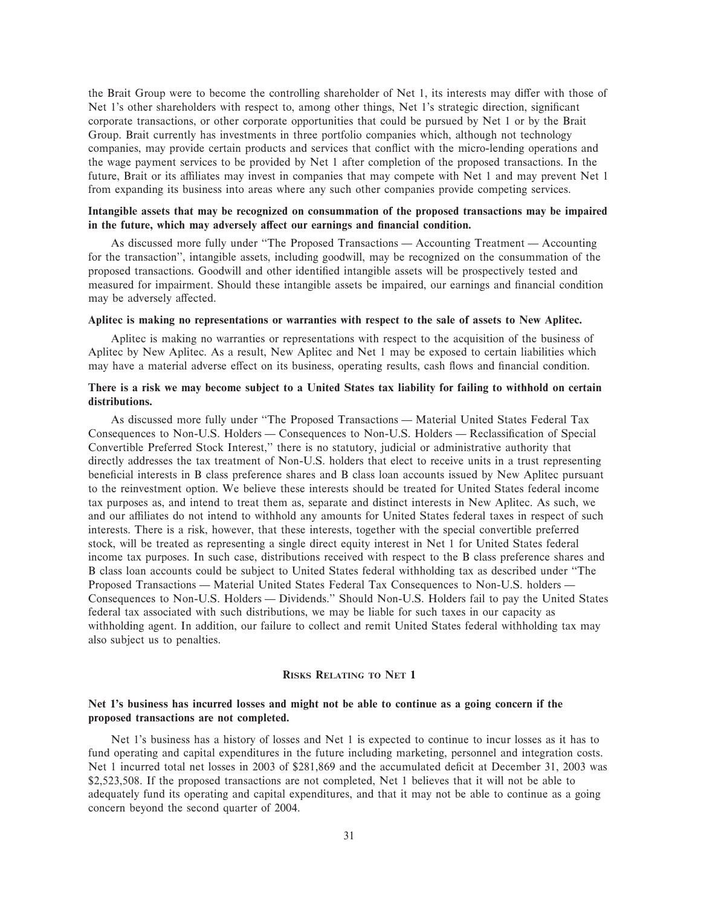the Brait Group were to become the controlling shareholder of Net 1, its interests may differ with those of Net 1's other shareholders with respect to, among other things, Net 1's strategic direction, significant corporate transactions, or other corporate opportunities that could be pursued by Net 1 or by the Brait Group. Brait currently has investments in three portfolio companies which, although not technology companies, may provide certain products and services that conflict with the micro-lending operations and the wage payment services to be provided by Net 1 after completion of the proposed transactions. In the future, Brait or its affiliates may invest in companies that may compete with Net 1 and may prevent Net 1 from expanding its business into areas where any such other companies provide competing services.

**Intangible assets that may be recognized on consummation of the proposed transactions may be impaired in the future, which may adversely affect our earnings and financial condition.**

As discussed more fully under "The Proposed Transactions — Accounting Treatment — Accounting for the transaction", intangible assets, including goodwill, may be recognized on the consummation of the proposed transactions. Goodwill and other identified intangible assets will be prospectively tested and measured for impairment. Should these intangible assets be impaired, our earnings and financial condition may be adversely affected.

**Aplitec is making no representations or warranties with respect to the sale of assets to New Aplitec.**

Aplitec is making no warranties or representations with respect to the acquisition of the business of Aplitec by New Aplitec. As a result, New Aplitec and Net 1 may be exposed to certain liabilities which may have a material adverse effect on its business, operating results, cash flows and financial condition.

**There is a risk we may become subject to a United States tax liability for failing to withhold on certain distributions.**

As discussed more fully under "The Proposed Transactions — Material United States Federal Tax Consequences to Non-U.S. Holders — Consequences to Non-U.S. Holders — Reclassification of Special Convertible Preferred Stock Interest," there is no statutory, judicial or administrative authority that directly addresses the tax treatment of Non-U.S. holders that elect to receive units in a trust representing beneficial interests in B class preference shares and B class loan accounts issued by New Aplitec pursuant to the reinvestment option. We believe these interests should be treated for United States federal income tax purposes as, and intend to treat them as, separate and distinct interests in New Aplitec. As such, we and our affiliates do not intend to withhold any amounts for United States federal taxes in respect of such interests. There is a risk, however, that these interests, together with the special convertible preferred stock, will be treated as representing a single direct equity interest in Net 1 for United States federal income tax purposes. In such case, distributions received with respect to the B class preference shares and B class loan accounts could be subject to United States federal withholding tax as described under "The Proposed Transactions — Material United States Federal Tax Consequences to Non-U.S. holders — Consequences to Non-U.S. Holders — Dividends." Should Non-U.S. Holders fail to pay the United States federal tax associated with such distributions, we may be liable for such taxes in our capacity as withholding agent. In addition, our failure to collect and remit United States federal withholding tax may also subject us to penalties.

## Risks Relating to Net 1

**Net 1's business has incurred losses and might not be able to continue as a going concern if the proposed transactions are not completed.**

Net 1's business has a history of losses and Net 1 is expected to continue to incur losses as it has to fund operating and capital expenditures in the future including marketing, personnel and integration costs. Net 1 incurred total net losses in 2003 of $281,869 and the accumulated deficit at December 31, 2003 was $2,523,508. If the proposed transactions are not completed, Net 1 believes that it will not be able to adequately fund its operating and capital expenditures, and that it may not be able to continue as a going concern beyond the second quarter of 2004.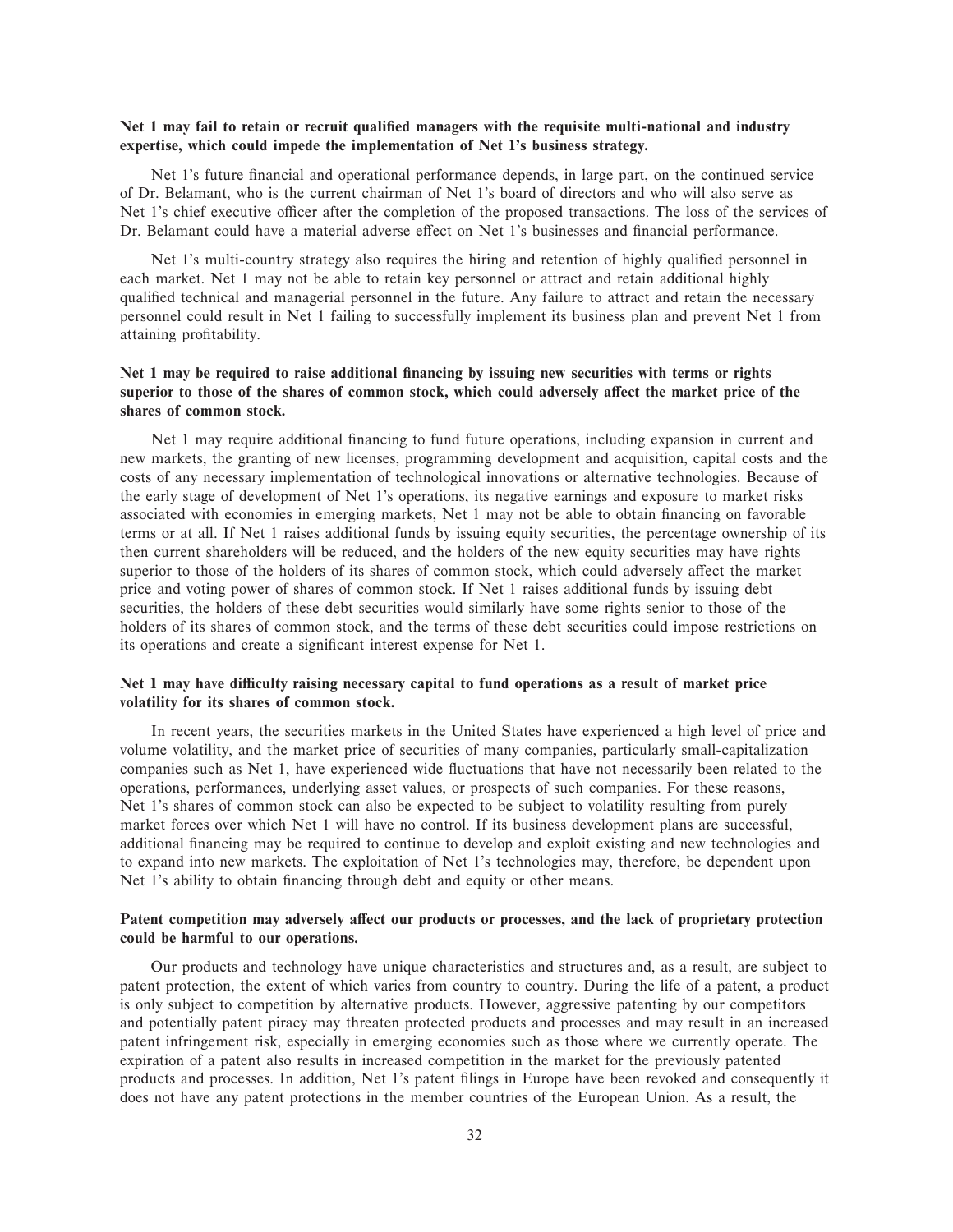**Net 1 may fail to retain or recruit qualified managers with the requisite multi-national and industry expertise, which could impede the implementation of Net 1's business strategy.**

Net 1's future financial and operational performance depends, in large part, on the continued service of Dr. Belamant, who is the current chairman of Net 1's board of directors and who will also serve as Net 1's chief executive officer after the completion of the proposed transactions. The loss of the services of Dr. Belamant could have a material adverse effect on Net 1's businesses and financial performance.

Net 1's multi-country strategy also requires the hiring and retention of highly qualified personnel in each market. Net 1 may not be able to retain key personnel or attract and retain additional highly qualified technical and managerial personnel in the future. Any failure to attract and retain the necessary personnel could result in Net 1 failing to successfully implement its business plan and prevent Net 1 from attaining profitability.

**Net 1 may be required to raise additional financing by issuing new securities with terms or rights superior to those of the shares of common stock, which could adversely affect the market price of the shares of common stock.**

Net 1 may require additional financing to fund future operations, including expansion in current and new markets, the granting of new licenses, programming development and acquisition, capital costs and the costs of any necessary implementation of technological innovations or alternative technologies. Because of the early stage of development of Net 1's operations, its negative earnings and exposure to market risks associated with economies in emerging markets, Net 1 may not be able to obtain financing on favorable terms or at all. If Net 1 raises additional funds by issuing equity securities, the percentage ownership of its then current shareholders will be reduced, and the holders of the new equity securities may have rights superior to those of the holders of its shares of common stock, which could adversely affect the market price and voting power of shares of common stock. If Net 1 raises additional funds by issuing debt securities, the holders of these debt securities would similarly have some rights senior to those of the holders of its shares of common stock, and the terms of these debt securities could impose restrictions on its operations and create a significant interest expense for Net 1.

**Net 1 may have difficulty raising necessary capital to fund operations as a result of market price volatility for its shares of common stock.**

In recent years, the securities markets in the United States have experienced a high level of price and volume volatility, and the market price of securities of many companies, particularly small-capitalization companies such as Net 1, have experienced wide fluctuations that have not necessarily been related to the operations, performances, underlying asset values, or prospects of such companies. For these reasons, Net 1's shares of common stock can also be expected to be subject to volatility resulting from purely market forces over which Net 1 will have no control. If its business development plans are successful, additional financing may be required to continue to develop and exploit existing and new technologies and to expand into new markets. The exploitation of Net 1's technologies may, therefore, be dependent upon Net 1's ability to obtain financing through debt and equity or other means.

**Patent competition may adversely affect our products or processes, and the lack of proprietary protection could be harmful to our operations.**

Our products and technology have unique characteristics and structures and, as a result, are subject to patent protection, the extent of which varies from country to country. During the life of a patent, a product is only subject to competition by alternative products. However, aggressive patenting by our competitors and potentially patent piracy may threaten protected products and processes and may result in an increased patent infringement risk, especially in emerging economies such as those where we currently operate. The expiration of a patent also results in increased competition in the market for the previously patented products and processes. In addition, Net 1's patent filings in Europe have been revoked and consequently it does not have any patent protections in the member countries of the European Union. As a result, the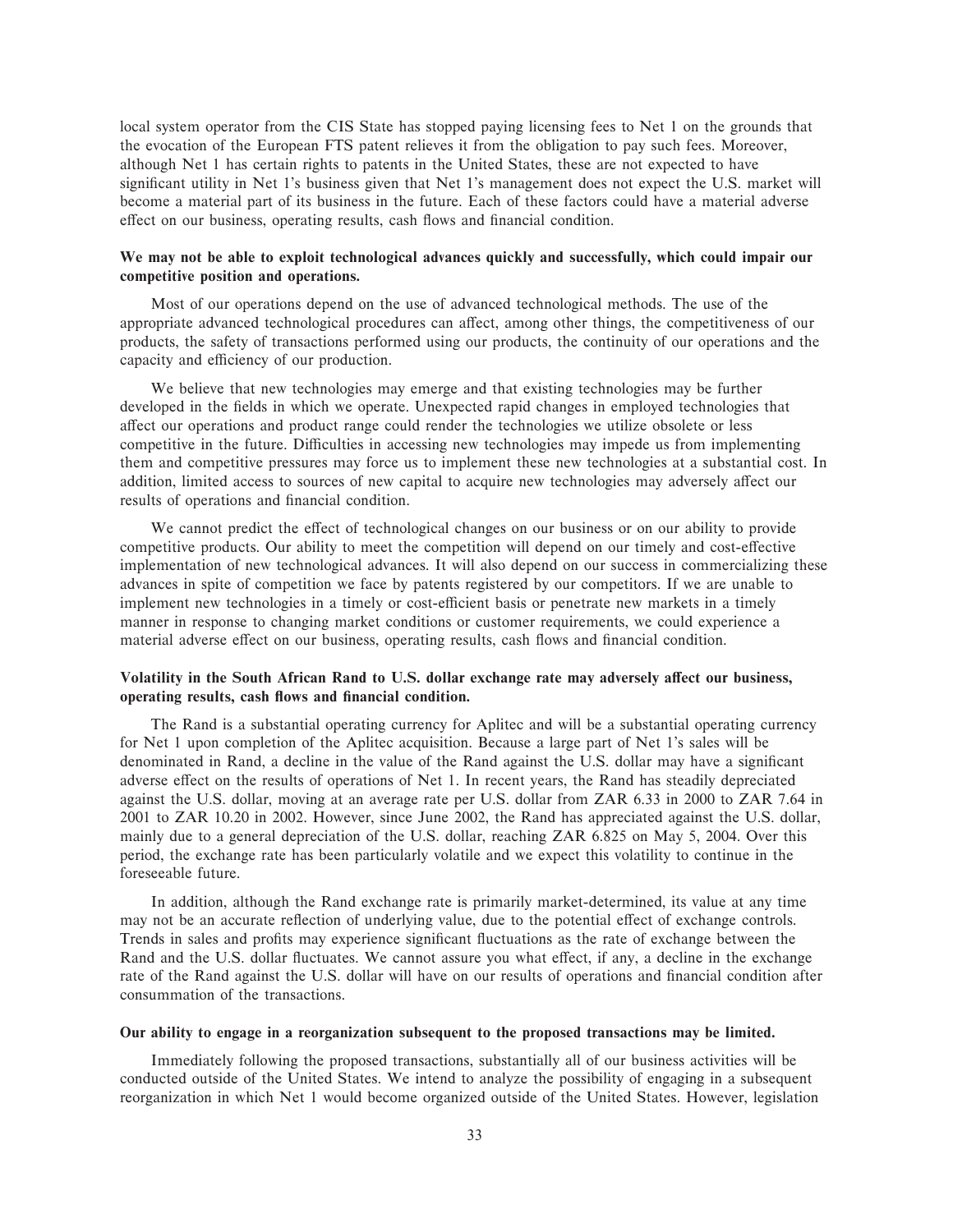local system operator from the CIS State has stopped paying licensing fees to Net 1 on the grounds that the evocation of the European FTS patent relieves it from the obligation to pay such fees. Moreover, although Net 1 has certain rights to patents in the United States, these are not expected to have significant utility in Net 1's business given that Net 1's management does not expect the U.S. market will become a material part of its business in the future. Each of these factors could have a material adverse effect on our business, operating results, cash flows and financial condition.

**We may not be able to exploit technological advances quickly and successfully, which could impair our competitive position and operations.**

Most of our operations depend on the use of advanced technological methods. The use of the appropriate advanced technological procedures can affect, among other things, the competitiveness of our products, the safety of transactions performed using our products, the continuity of our operations and the capacity and efficiency of our production.

We believe that new technologies may emerge and that existing technologies may be further developed in the fields in which we operate. Unexpected rapid changes in employed technologies that affect our operations and product range could render the technologies we utilize obsolete or less competitive in the future. Difficulties in accessing new technologies may impede us from implementing them and competitive pressures may force us to implement these new technologies at a substantial cost. In addition, limited access to sources of new capital to acquire new technologies may adversely affect our results of operations and financial condition.

We cannot predict the effect of technological changes on our business or on our ability to provide competitive products. Our ability to meet the competition will depend on our timely and cost-effective implementation of new technological advances. It will also depend on our success in commercializing these advances in spite of competition we face by patents registered by our competitors. If we are unable to implement new technologies in a timely or cost-efficient basis or penetrate new markets in a timely manner in response to changing market conditions or customer requirements, we could experience a material adverse effect on our business, operating results, cash flows and financial condition.

**Volatility in the South African Rand to U.S. dollar exchange rate may adversely affect our business, operating results, cash flows and financial condition.**

The Rand is a substantial operating currency for Aplitec and will be a substantial operating currency for Net 1 upon completion of the Aplitec acquisition. Because a large part of Net 1's sales will be denominated in Rand, a decline in the value of the Rand against the U.S. dollar may have a significant adverse effect on the results of operations of Net 1. In recent years, the Rand has steadily depreciated against the U.S. dollar, moving at an average rate per U.S. dollar from ZAR 6.33 in 2000 to ZAR 7.64 in 2001 to ZAR 10.20 in 2002. However, since June 2002, the Rand has appreciated against the U.S. dollar, mainly due to a general depreciation of the U.S. dollar, reaching ZAR 6.825 on May 5, 2004. Over this period, the exchange rate has been particularly volatile and we expect this volatility to continue in the foreseeable future.

In addition, although the Rand exchange rate is primarily market-determined, its value at any time may not be an accurate reflection of underlying value, due to the potential effect of exchange controls. Trends in sales and profits may experience significant fluctuations as the rate of exchange between the Rand and the U.S. dollar fluctuates. We cannot assure you what effect, if any, a decline in the exchange rate of the Rand against the U.S. dollar will have on our results of operations and financial condition after consummation of the transactions.

**Our ability to engage in a reorganization subsequent to the proposed transactions may be limited.**

Immediately following the proposed transactions, substantially all of our business activities will be conducted outside of the United States. We intend to analyze the possibility of engaging in a subsequent reorganization in which Net 1 would become organized outside of the United States. However, legislation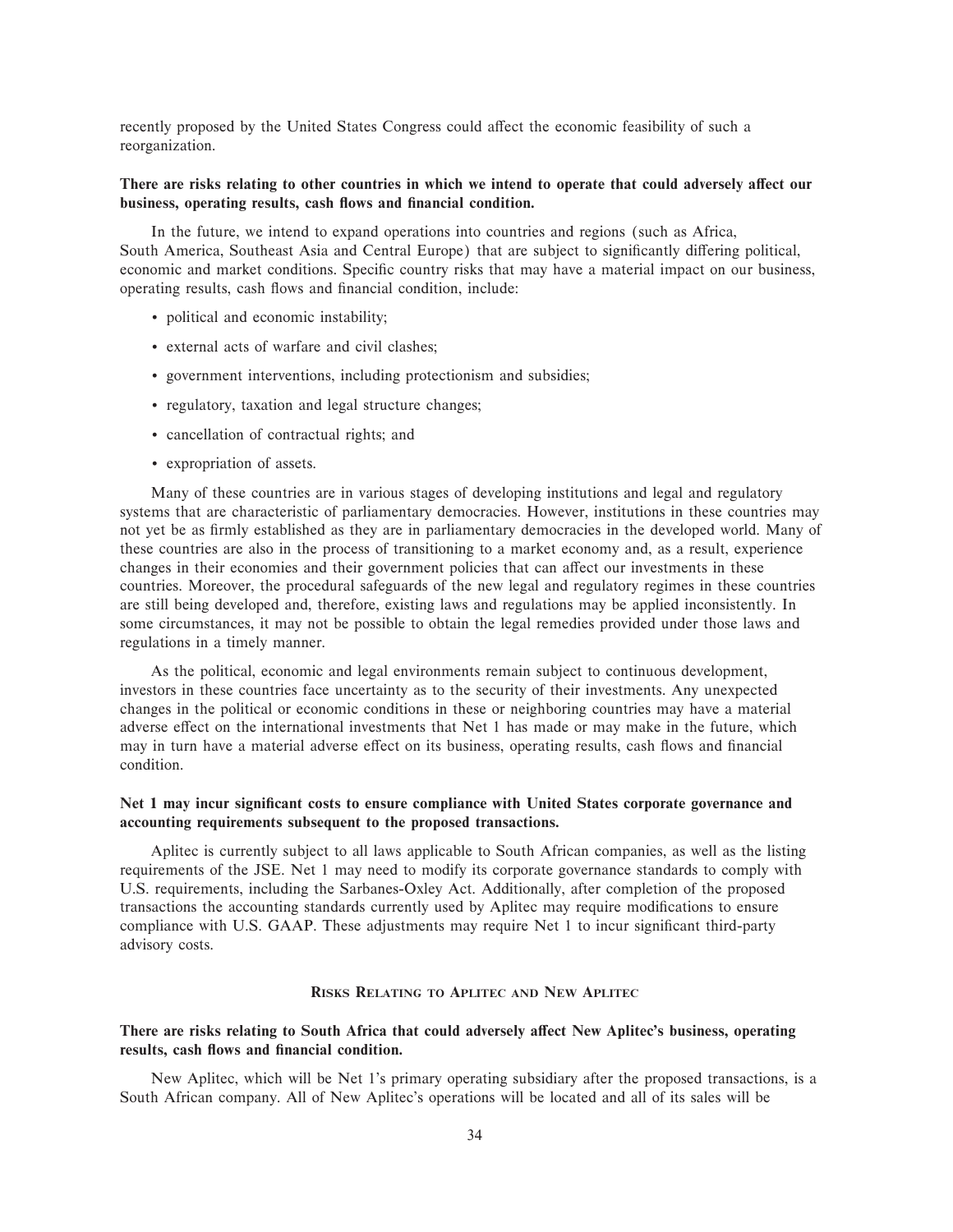recently proposed by the United States Congress could affect the economic feasibility of such a reorganization.

**There are risks relating to other countries in which we intend to operate that could adversely affect our business, operating results, cash flows and financial condition.**

In the future, we intend to expand operations into countries and regions (such as Africa, South America, Southeast Asia and Central Europe) that are subject to significantly differing political, economic and market conditions. Specific country risks that may have a material impact on our business, operating results, cash flows and financial condition, include:

- political and economic instability;
- external acts of warfare and civil clashes;
- government interventions, including protectionism and subsidies;
- regulatory, taxation and legal structure changes;
- cancellation of contractual rights; and
- expropriation of assets.

Many of these countries are in various stages of developing institutions and legal and regulatory systems that are characteristic of parliamentary democracies. However, institutions in these countries may not yet be as firmly established as they are in parliamentary democracies in the developed world. Many of these countries are also in the process of transitioning to a market economy and, as a result, experience changes in their economies and their government policies that can affect our investments in these countries. Moreover, the procedural safeguards of the new legal and regulatory regimes in these countries are still being developed and, therefore, existing laws and regulations may be applied inconsistently. In some circumstances, it may not be possible to obtain the legal remedies provided under those laws and regulations in a timely manner.

As the political, economic and legal environments remain subject to continuous development, investors in these countries face uncertainty as to the security of their investments. Any unexpected changes in the political or economic conditions in these or neighboring countries may have a material adverse effect on the international investments that Net 1 has made or may make in the future, which may in turn have a material adverse effect on its business, operating results, cash flows and financial condition.

**Net 1 may incur significant costs to ensure compliance with United States corporate governance and accounting requirements subsequent to the proposed transactions.**

Aplitec is currently subject to all laws applicable to South African companies, as well as the listing requirements of the JSE. Net 1 may need to modify its corporate governance standards to comply with U.S. requirements, including the Sarbanes-Oxley Act. Additionally, after completion of the proposed transactions the accounting standards currently used by Aplitec may require modifications to ensure compliance with U.S. GAAP. These adjustments may require Net 1 to incur significant third-party advisory costs.

## Risks Relating to Aplitec and New Aplitec

**There are risks relating to South Africa that could adversely affect New Aplitec's business, operating results, cash flows and financial condition.**

New Aplitec, which will be Net 1's primary operating subsidiary after the proposed transactions, is a South African company. All of New Aplitec's operations will be located and all of its sales will be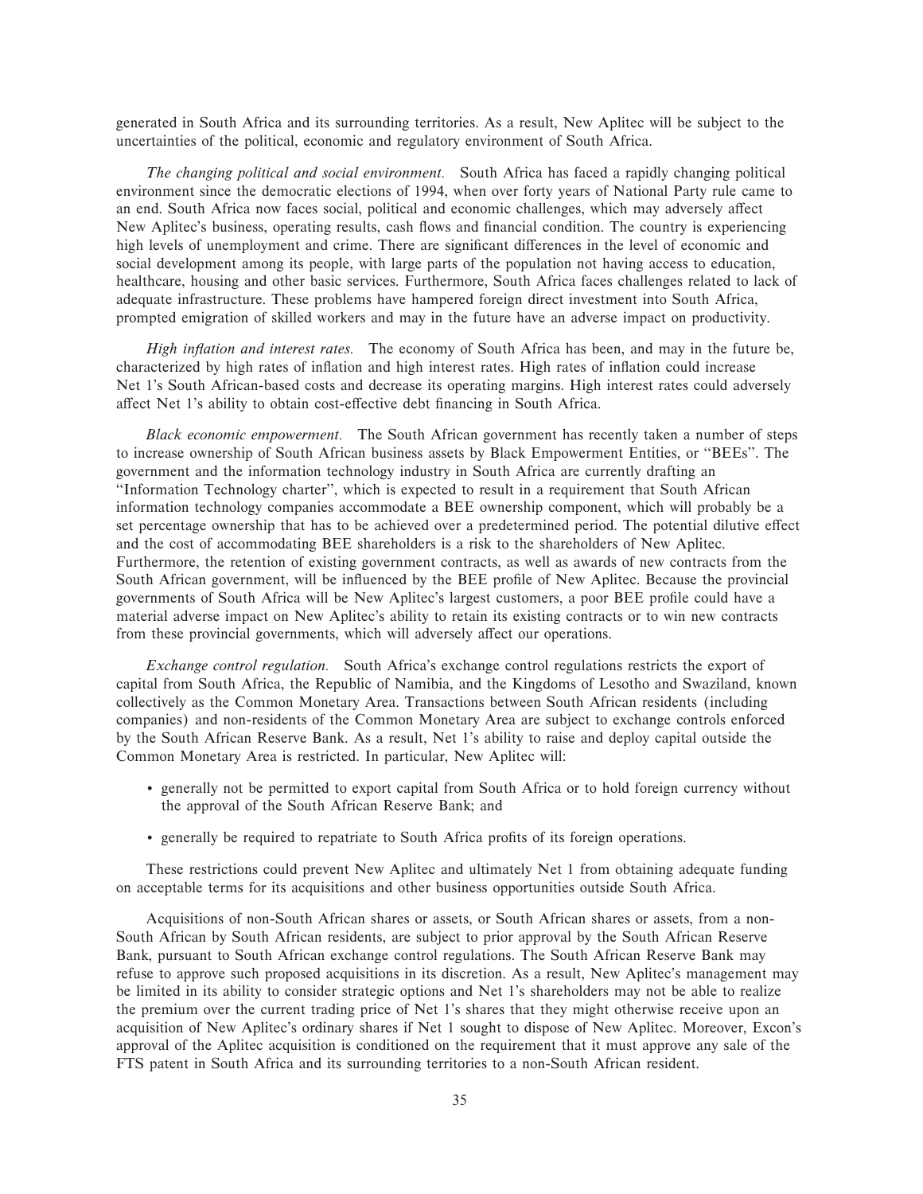generated in South Africa and its surrounding territories. As a result, New Aplitec will be subject to the uncertainties of the political, economic and regulatory environment of South Africa.

*The changing political and social environment.* South Africa has faced a rapidly changing political environment since the democratic elections of 1994, when over forty years of National Party rule came to an end. South Africa now faces social, political and economic challenges, which may adversely affect New Aplitec's business, operating results, cash flows and financial condition. The country is experiencing high levels of unemployment and crime. There are significant differences in the level of economic and social development among its people, with large parts of the population not having access to education, healthcare, housing and other basic services. Furthermore, South Africa faces challenges related to lack of adequate infrastructure. These problems have hampered foreign direct investment into South Africa, prompted emigration of skilled workers and may in the future have an adverse impact on productivity.

*High inflation and interest rates.* The economy of South Africa has been, and may in the future be, characterized by high rates of inflation and high interest rates. High rates of inflation could increase Net 1's South African-based costs and decrease its operating margins. High interest rates could adversely affect Net 1's ability to obtain cost-effective debt financing in South Africa.

*Black economic empowerment.* The South African government has recently taken a number of steps to increase ownership of South African business assets by Black Empowerment Entities, or "BEEs". The government and the information technology industry in South Africa are currently drafting an "Information Technology charter", which is expected to result in a requirement that South African information technology companies accommodate a BEE ownership component, which will probably be a set percentage ownership that has to be achieved over a predetermined period. The potential dilutive effect and the cost of accommodating BEE shareholders is a risk to the shareholders of New Aplitec. Furthermore, the retention of existing government contracts, as well as awards of new contracts from the South African government, will be influenced by the BEE profile of New Aplitec. Because the provincial governments of South Africa will be New Aplitec's largest customers, a poor BEE profile could have a material adverse impact on New Aplitec's ability to retain its existing contracts or to win new contracts from these provincial governments, which will adversely affect our operations.

*Exchange control regulation.* South Africa's exchange control regulations restricts the export of capital from South Africa, the Republic of Namibia, and the Kingdoms of Lesotho and Swaziland, known collectively as the Common Monetary Area. Transactions between South African residents (including companies) and non-residents of the Common Monetary Area are subject to exchange controls enforced by the South African Reserve Bank. As a result, Net 1's ability to raise and deploy capital outside the Common Monetary Area is restricted. In particular, New Aplitec will:

- generally not be permitted to export capital from South Africa or to hold foreign currency without the approval of the South African Reserve Bank; and
- generally be required to repatriate to South Africa profits of its foreign operations.

These restrictions could prevent New Aplitec and ultimately Net 1 from obtaining adequate funding on acceptable terms for its acquisitions and other business opportunities outside South Africa.

Acquisitions of non-South African shares or assets, or South African shares or assets, from a non-South African by South African residents, are subject to prior approval by the South African Reserve Bank, pursuant to South African exchange control regulations. The South African Reserve Bank may refuse to approve such proposed acquisitions in its discretion. As a result, New Aplitec's management may be limited in its ability to consider strategic options and Net 1's shareholders may not be able to realize the premium over the current trading price of Net 1's shares that they might otherwise receive upon an acquisition of New Aplitec's ordinary shares if Net 1 sought to dispose of New Aplitec. Moreover, Excon's approval of the Aplitec acquisition is conditioned on the requirement that it must approve any sale of the FTS patent in South Africa and its surrounding territories to a non-South African resident.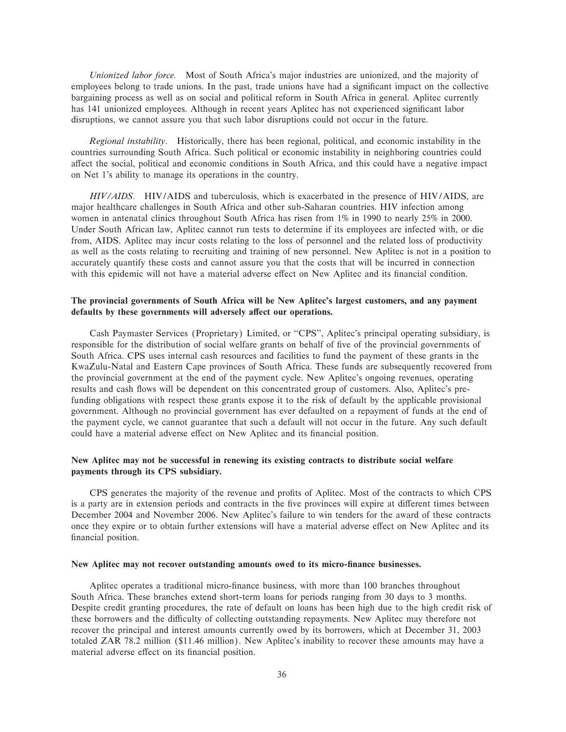*Unionized labor force.* Most of South Africa's major industries are unionized, and the majority of employees belong to trade unions. In the past, trade unions have had a significant impact on the collective bargaining process as well as on social and political reform in South Africa in general. Aplitec currently has 141 unionized employees. Although in recent years Aplitec has not experienced significant labor disruptions, we cannot assure you that such labor disruptions could not occur in the future.

*Regional instability.* Historically, there has been regional, political, and economic instability in the countries surrounding South Africa. Such political or economic instability in neighboring countries could affect the social, political and economic conditions in South Africa, and this could have a negative impact on Net 1's ability to manage its operations in the country.

*HIV/AIDS.* HIV/AIDS and tuberculosis, which is exacerbated in the presence of HIV/AIDS, are major healthcare challenges in South Africa and other sub-Saharan countries. HIV infection among women in antenatal clinics throughout South Africa has risen from 1% in 1990 to nearly 25% in 2000. Under South African law, Aplitec cannot run tests to determine if its employees are infected with, or die from, AIDS. Aplitec may incur costs relating to the loss of personnel and the related loss of productivity as well as the costs relating to recruiting and training of new personnel. New Aplitec is not in a position to accurately quantify these costs and cannot assure you that the costs that will be incurred in connection with this epidemic will not have a material adverse effect on New Aplitec and its financial condition.

**The provincial governments of South Africa will be New Aplitec's largest customers, and any payment defaults by these governments will adversely affect our operations.**

Cash Paymaster Services (Proprietary) Limited, or "CPS", Aplitec's principal operating subsidiary, is responsible for the distribution of social welfare grants on behalf of five of the provincial governments of South Africa. CPS uses internal cash resources and facilities to fund the payment of these grants in the KwaZulu-Natal and Eastern Cape provinces of South Africa. These funds are subsequently recovered from the provincial government at the end of the payment cycle. New Aplitec's ongoing revenues, operating results and cash flows will be dependent on this concentrated group of customers. Also, Aplitec's pre-funding obligations with respect these grants expose it to the risk of default by the applicable provisional government. Although no provincial government has ever defaulted on a repayment of funds at the end of the payment cycle, we cannot guarantee that such a default will not occur in the future. Any such default could have a material adverse effect on New Aplitec and its financial position.

**New Aplitec may not be successful in renewing its existing contracts to distribute social welfare payments through its CPS subsidiary.**

CPS generates the majority of the revenue and profits of Aplitec. Most of the contracts to which CPS is a party are in extension periods and contracts in the five provinces will expire at different times between December 2004 and November 2006. New Aplitec's failure to win tenders for the award of these contracts once they expire or to obtain further extensions will have a material adverse effect on New Aplitec and its financial position.

**New Aplitec may not recover outstanding amounts owed to its micro-finance businesses.**

Aplitec operates a traditional micro-finance business, with more than 100 branches throughout South Africa. These branches extend short-term loans for periods ranging from 30 days to 3 months. Despite credit granting procedures, the rate of default on loans has been high due to the high credit risk of these borrowers and the difficulty of collecting outstanding repayments. New Aplitec may therefore not recover the principal and interest amounts currently owed by its borrowers, which at December 31, 2003 totaled ZAR 78.2 million ($11.46 million). New Aplitec's inability to recover these amounts may have a material adverse effect on its financial position.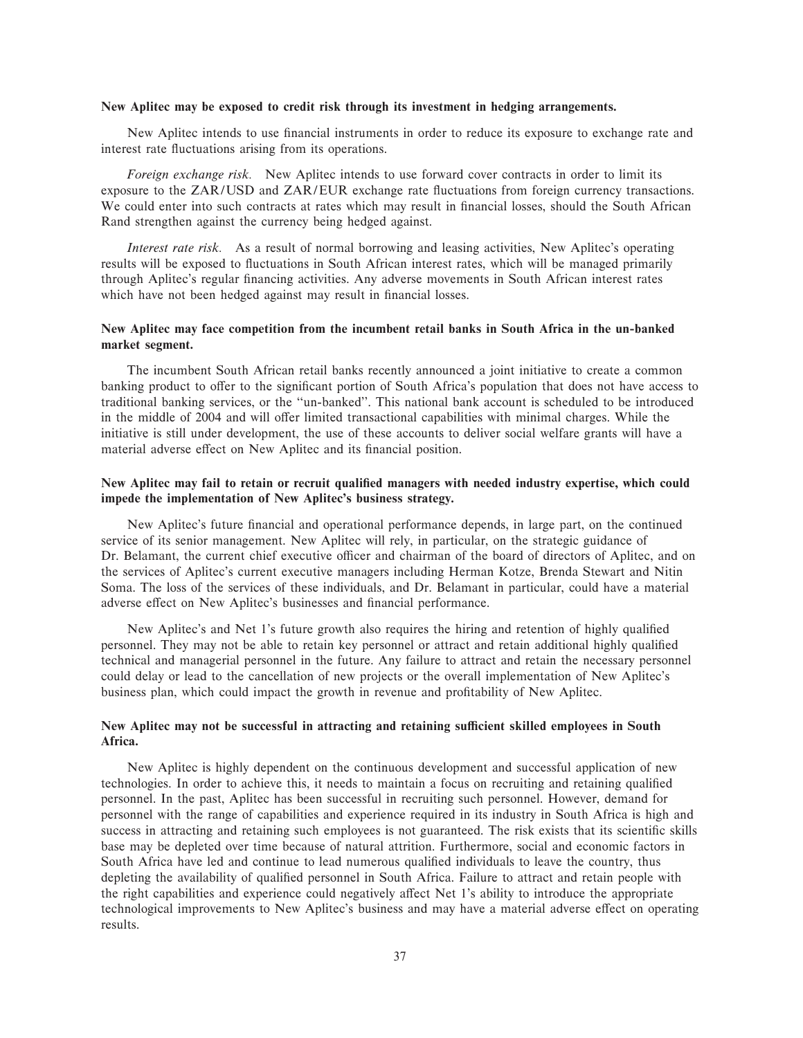**New Aplitec may be exposed to credit risk through its investment in hedging arrangements.**

New Aplitec intends to use financial instruments in order to reduce its exposure to exchange rate and interest rate fluctuations arising from its operations.

*Foreign exchange risk.* New Aplitec intends to use forward cover contracts in order to limit its exposure to the ZAR/USD and ZAR/EUR exchange rate fluctuations from foreign currency transactions. We could enter into such contracts at rates which may result in financial losses, should the South African Rand strengthen against the currency being hedged against.

*Interest rate risk.* As a result of normal borrowing and leasing activities, New Aplitec's operating results will be exposed to fluctuations in South African interest rates, which will be managed primarily through Aplitec's regular financing activities. Any adverse movements in South African interest rates which have not been hedged against may result in financial losses.

**New Aplitec may face competition from the incumbent retail banks in South Africa in the un-banked market segment.**

The incumbent South African retail banks recently announced a joint initiative to create a common banking product to offer to the significant portion of South Africa's population that does not have access to traditional banking services, or the "un-banked". This national bank account is scheduled to be introduced in the middle of 2004 and will offer limited transactional capabilities with minimal charges. While the initiative is still under development, the use of these accounts to deliver social welfare grants will have a material adverse effect on New Aplitec and its financial position.

**New Aplitec may fail to retain or recruit qualified managers with needed industry expertise, which could impede the implementation of New Aplitec's business strategy.**

New Aplitec's future financial and operational performance depends, in large part, on the continued service of its senior management. New Aplitec will rely, in particular, on the strategic guidance of Dr. Belamant, the current chief executive officer and chairman of the board of directors of Aplitec, and on the services of Aplitec's current executive managers including Herman Kotze, Brenda Stewart and Nitin Soma. The loss of the services of these individuals, and Dr. Belamant in particular, could have a material adverse effect on New Aplitec's businesses and financial performance.

New Aplitec's and Net 1's future growth also requires the hiring and retention of highly qualified personnel. They may not be able to retain key personnel or attract and retain additional highly qualified technical and managerial personnel in the future. Any failure to attract and retain the necessary personnel could delay or lead to the cancellation of new projects or the overall implementation of New Aplitec's business plan, which could impact the growth in revenue and profitability of New Aplitec.

**New Aplitec may not be successful in attracting and retaining sufficient skilled employees in South Africa.**

New Aplitec is highly dependent on the continuous development and successful application of new technologies. In order to achieve this, it needs to maintain a focus on recruiting and retaining qualified personnel. In the past, Aplitec has been successful in recruiting such personnel. However, demand for personnel with the range of capabilities and experience required in its industry in South Africa is high and success in attracting and retaining such employees is not guaranteed. The risk exists that its scientific skills base may be depleted over time because of natural attrition. Furthermore, social and economic factors in South Africa have led and continue to lead numerous qualified individuals to leave the country, thus depleting the availability of qualified personnel in South Africa. Failure to attract and retain people with the right capabilities and experience could negatively affect Net 1's ability to introduce the appropriate technological improvements to New Aplitec's business and may have a material adverse effect on operating results.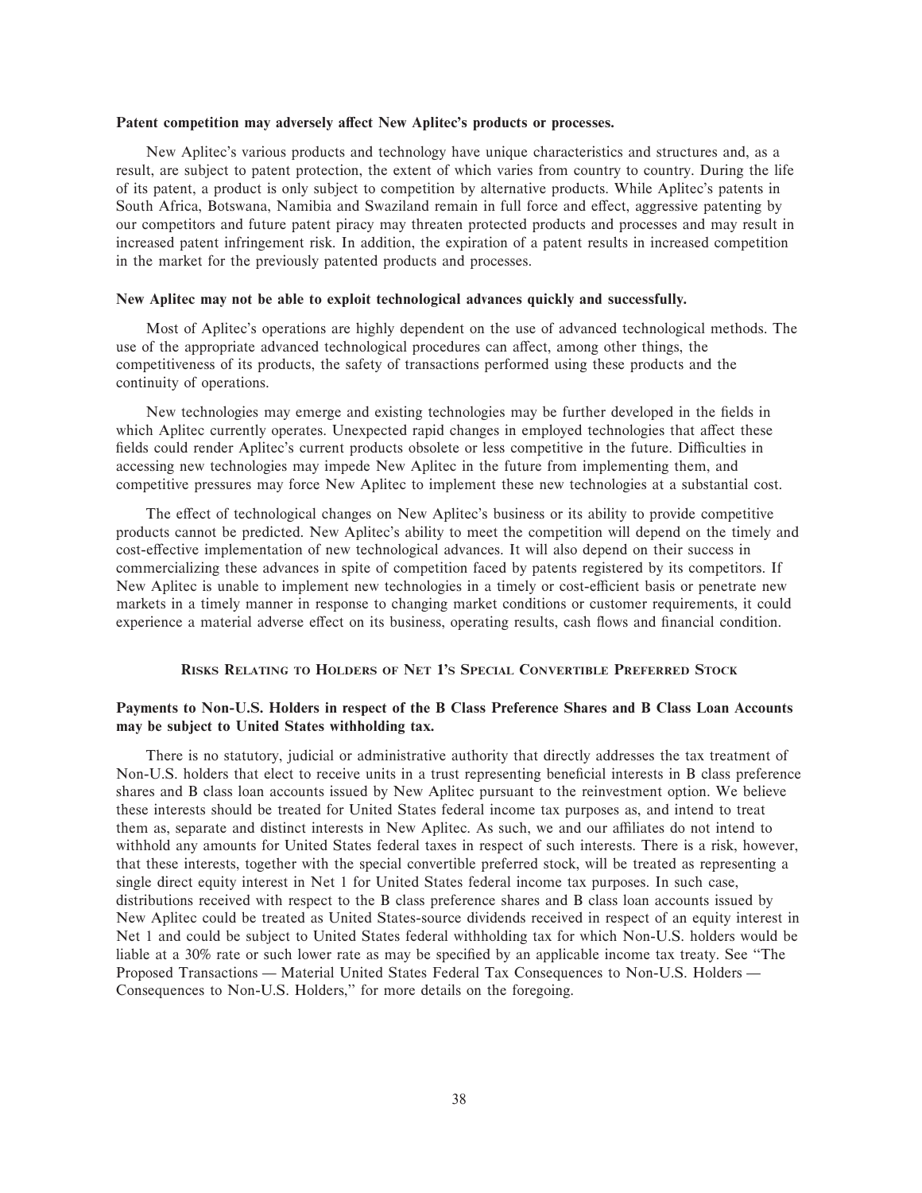**Patent competition may adversely affect New Aplitec's products or processes.**

New Aplitec's various products and technology have unique characteristics and structures and, as a result, are subject to patent protection, the extent of which varies from country to country. During the life of its patent, a product is only subject to competition by alternative products. While Aplitec's patents in South Africa, Botswana, Namibia and Swaziland remain in full force and effect, aggressive patenting by our competitors and future patent piracy may threaten protected products and processes and may result in increased patent infringement risk. In addition, the expiration of a patent results in increased competition in the market for the previously patented products and processes.

**New Aplitec may not be able to exploit technological advances quickly and successfully.**

Most of Aplitec's operations are highly dependent on the use of advanced technological methods. The use of the appropriate advanced technological procedures can affect, among other things, the competitiveness of its products, the safety of transactions performed using these products and the continuity of operations.

New technologies may emerge and existing technologies may be further developed in the fields in which Aplitec currently operates. Unexpected rapid changes in employed technologies that affect these fields could render Aplitec's current products obsolete or less competitive in the future. Difficulties in accessing new technologies may impede New Aplitec in the future from implementing them, and competitive pressures may force New Aplitec to implement these new technologies at a substantial cost.

The effect of technological changes on New Aplitec's business or its ability to provide competitive products cannot be predicted. New Aplitec's ability to meet the competition will depend on the timely and cost-effective implementation of new technological advances. It will also depend on their success in commercializing these advances in spite of competition faced by patents registered by its competitors. If New Aplitec is unable to implement new technologies in a timely or cost-efficient basis or penetrate new markets in a timely manner in response to changing market conditions or customer requirements, it could experience a material adverse effect on its business, operating results, cash flows and financial condition.

## RISKS RELATING TO HOLDERS OF NET 1'S SPECIAL CONVERTIBLE PREFERRED STOCK

**Payments to Non-U.S. Holders in respect of the B Class Preference Shares and B Class Loan Accounts may be subject to United States withholding tax.**

There is no statutory, judicial or administrative authority that directly addresses the tax treatment of Non-U.S. holders that elect to receive units in a trust representing beneficial interests in B class preference shares and B class loan accounts issued by New Aplitec pursuant to the reinvestment option. We believe these interests should be treated for United States federal income tax purposes as, and intend to treat them as, separate and distinct interests in New Aplitec. As such, we and our affiliates do not intend to withhold any amounts for United States federal taxes in respect of such interests. There is a risk, however, that these interests, together with the special convertible preferred stock, will be treated as representing a single direct equity interest in Net 1 for United States federal income tax purposes. In such case, distributions received with respect to the B class preference shares and B class loan accounts issued by New Aplitec could be treated as United States-source dividends received in respect of an equity interest in Net 1 and could be subject to United States federal withholding tax for which Non-U.S. holders would be liable at a 30% rate or such lower rate as may be specified by an applicable income tax treaty. See "The Proposed Transactions — Material United States Federal Tax Consequences to Non-U.S. Holders — Consequences to Non-U.S. Holders," for more details on the foregoing.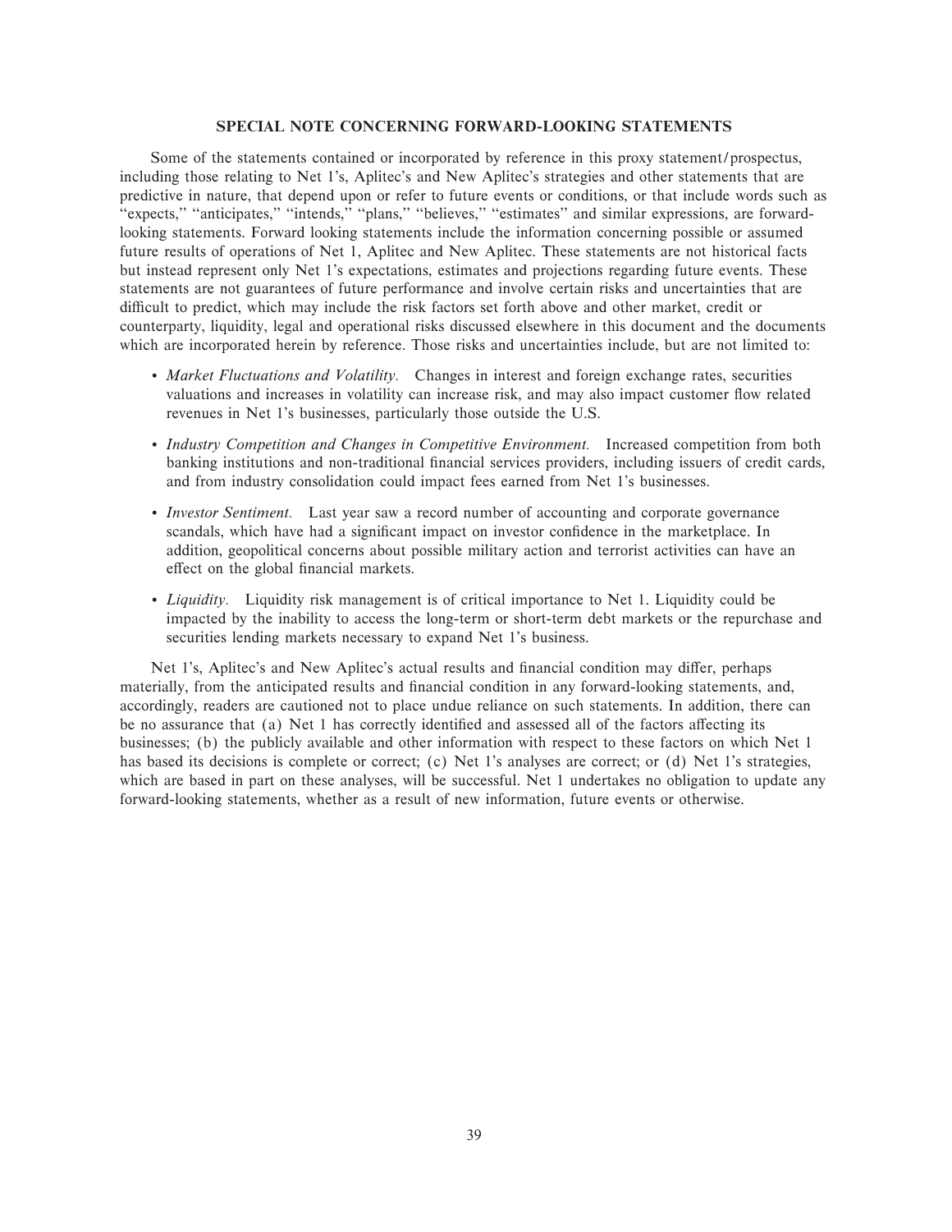## SPECIAL NOTE CONCERNING FORWARD-LOOKING STATEMENTS

Some of the statements contained or incorporated by reference in this proxy statement/prospectus, including those relating to Net 1's, Aplitec's and New Aplitec's strategies and other statements that are predictive in nature, that depend upon or refer to future events or conditions, or that include words such as "expects," "anticipates," "intends," "plans," "believes," "estimates" and similar expressions, are forward-looking statements. Forward looking statements include the information concerning possible or assumed future results of operations of Net 1, Aplitec and New Aplitec. These statements are not historical facts but instead represent only Net 1's expectations, estimates and projections regarding future events. These statements are not guarantees of future performance and involve certain risks and uncertainties that are difficult to predict, which may include the risk factors set forth above and other market, credit or counterparty, liquidity, legal and operational risks discussed elsewhere in this document and the documents which are incorporated herein by reference. Those risks and uncertainties include, but are not limited to:

- *Market Fluctuations and Volatility.* Changes in interest and foreign exchange rates, securities valuations and increases in volatility can increase risk, and may also impact customer flow related revenues in Net 1's businesses, particularly those outside the U.S.
- *Industry Competition and Changes in Competitive Environment.* Increased competition from both banking institutions and non-traditional financial services providers, including issuers of credit cards, and from industry consolidation could impact fees earned from Net 1's businesses.
- *Investor Sentiment.* Last year saw a record number of accounting and corporate governance scandals, which have had a significant impact on investor confidence in the marketplace. In addition, geopolitical concerns about possible military action and terrorist activities can have an effect on the global financial markets.
- *Liquidity.* Liquidity risk management is of critical importance to Net 1. Liquidity could be impacted by the inability to access the long-term or short-term debt markets or the repurchase and securities lending markets necessary to expand Net 1's business.

Net 1's, Aplitec's and New Aplitec's actual results and financial condition may differ, perhaps materially, from the anticipated results and financial condition in any forward-looking statements, and, accordingly, readers are cautioned not to place undue reliance on such statements. In addition, there can be no assurance that (a) Net 1 has correctly identified and assessed all of the factors affecting its businesses; (b) the publicly available and other information with respect to these factors on which Net 1 has based its decisions is complete or correct; (c) Net 1's analyses are correct; or (d) Net 1's strategies, which are based in part on these analyses, will be successful. Net 1 undertakes no obligation to update any forward-looking statements, whether as a result of new information, future events or otherwise.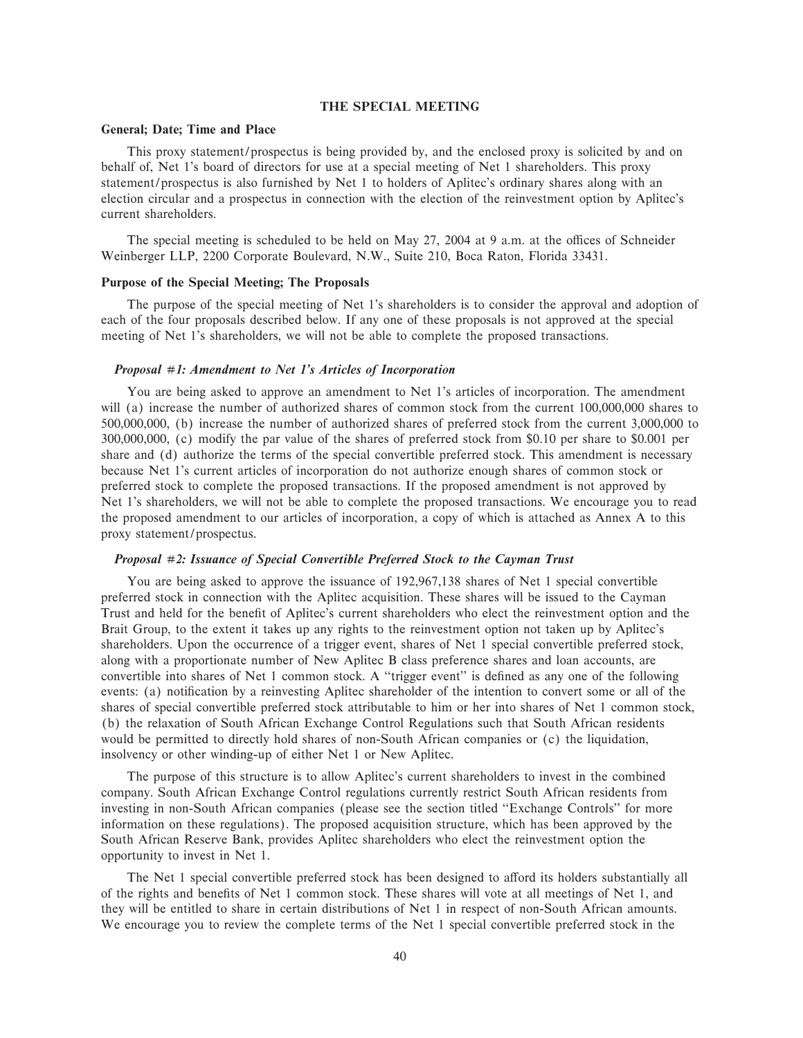## THE SPECIAL MEETING

### General; Date; Time and Place

This proxy statement/prospectus is being provided by, and the enclosed proxy is solicited by and on behalf of, Net 1's board of directors for use at a special meeting of Net 1 shareholders. This proxy statement/prospectus is also furnished by Net 1 to holders of Aplitec's ordinary shares along with an election circular and a prospectus in connection with the election of the reinvestment option by Aplitec's current shareholders.

The special meeting is scheduled to be held on May 27, 2004 at 9 a.m. at the offices of Schneider Weinberger LLP, 2200 Corporate Boulevard, N.W., Suite 210, Boca Raton, Florida 33431.

### Purpose of the Special Meeting; The Proposals

The purpose of the special meeting of Net 1's shareholders is to consider the approval and adoption of each of the four proposals described below. If any one of these proposals is not approved at the special meeting of Net 1's shareholders, we will not be able to complete the proposed transactions.

#### *Proposal #1: Amendment to Net 1's Articles of Incorporation*

You are being asked to approve an amendment to Net 1's articles of incorporation. The amendment will (a) increase the number of authorized shares of common stock from the current 100,000,000 shares to 500,000,000, (b) increase the number of authorized shares of preferred stock from the current 3,000,000 to 300,000,000, (c) modify the par value of the shares of preferred stock from $0.10 per share to $0.001 per share and (d) authorize the terms of the special convertible preferred stock. This amendment is necessary because Net 1's current articles of incorporation do not authorize enough shares of common stock or preferred stock to complete the proposed transactions. If the proposed amendment is not approved by Net 1's shareholders, we will not be able to complete the proposed transactions. We encourage you to read the proposed amendment to our articles of incorporation, a copy of which is attached as Annex A to this proxy statement/prospectus.

#### *Proposal #2: Issuance of Special Convertible Preferred Stock to the Cayman Trust*

You are being asked to approve the issuance of 192,967,138 shares of Net 1 special convertible preferred stock in connection with the Aplitec acquisition. These shares will be issued to the Cayman Trust and held for the benefit of Aplitec's current shareholders who elect the reinvestment option and the Brait Group, to the extent it takes up any rights to the reinvestment option not taken up by Aplitec's shareholders. Upon the occurrence of a trigger event, shares of Net 1 special convertible preferred stock, along with a proportionate number of New Aplitec B class preference shares and loan accounts, are convertible into shares of Net 1 common stock. A "trigger event" is defined as any one of the following events: (a) notification by a reinvesting Aplitec shareholder of the intention to convert some or all of the shares of special convertible preferred stock attributable to him or her into shares of Net 1 common stock, (b) the relaxation of South African Exchange Control Regulations such that South African residents would be permitted to directly hold shares of non-South African companies or (c) the liquidation, insolvency or other winding-up of either Net 1 or New Aplitec.

The purpose of this structure is to allow Aplitec's current shareholders to invest in the combined company. South African Exchange Control regulations currently restrict South African residents from investing in non-South African companies (please see the section titled "Exchange Controls" for more information on these regulations). The proposed acquisition structure, which has been approved by the South African Reserve Bank, provides Aplitec shareholders who elect the reinvestment option the opportunity to invest in Net 1.

The Net 1 special convertible preferred stock has been designed to afford its holders substantially all of the rights and benefits of Net 1 common stock. These shares will vote at all meetings of Net 1, and they will be entitled to share in certain distributions of Net 1 in respect of non-South African amounts. We encourage you to review the complete terms of the Net 1 special convertible preferred stock in the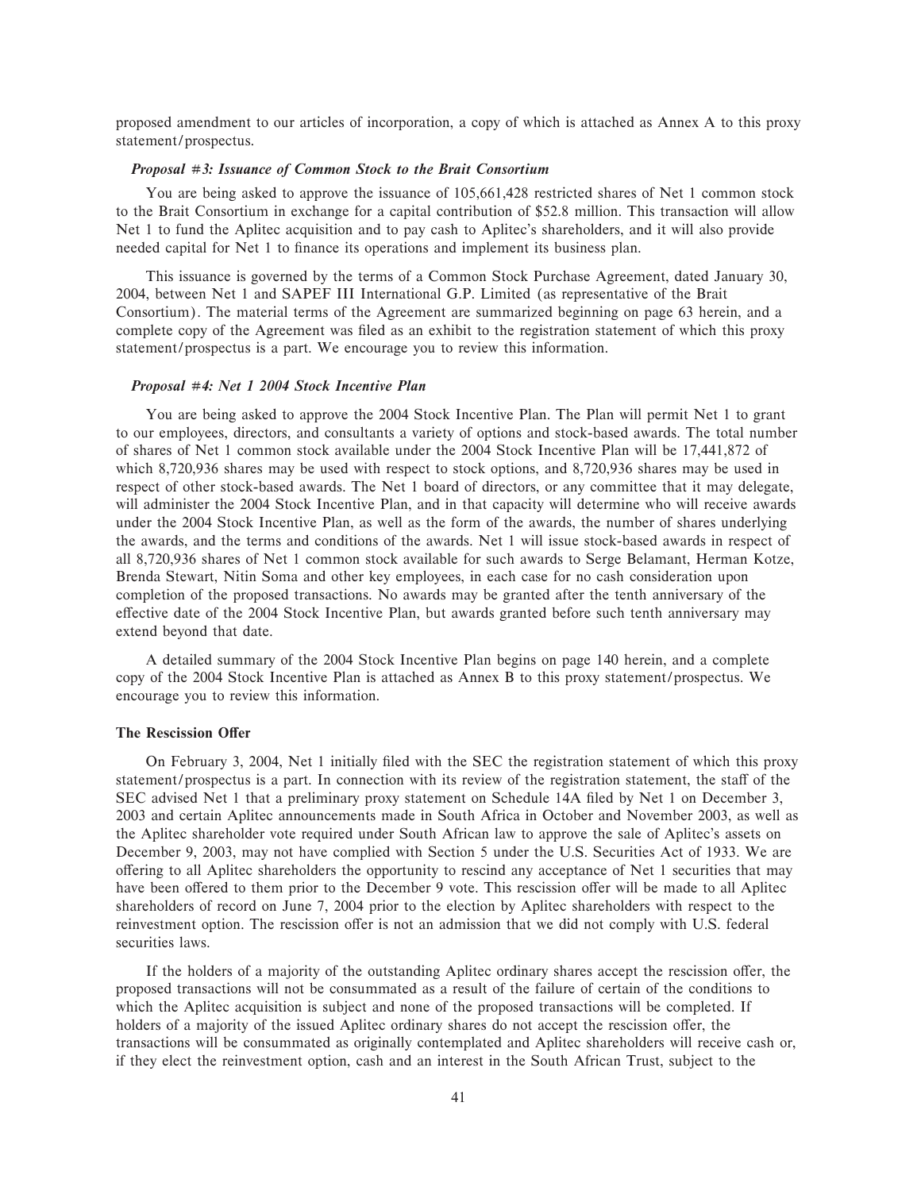proposed amendment to our articles of incorporation, a copy of which is attached as Annex A to this proxy statement/prospectus.

***Proposal #3: Issuance of Common Stock to the Brait Consortium***

You are being asked to approve the issuance of 105,661,428 restricted shares of Net 1 common stock to the Brait Consortium in exchange for a capital contribution of $52.8 million. This transaction will allow Net 1 to fund the Aplitec acquisition and to pay cash to Aplitec's shareholders, and it will also provide needed capital for Net 1 to finance its operations and implement its business plan.

This issuance is governed by the terms of a Common Stock Purchase Agreement, dated January 30, 2004, between Net 1 and SAPEF III International G.P. Limited (as representative of the Brait Consortium). The material terms of the Agreement are summarized beginning on page 63 herein, and a complete copy of the Agreement was filed as an exhibit to the registration statement of which this proxy statement/prospectus is a part. We encourage you to review this information.

***Proposal #4: Net 1 2004 Stock Incentive Plan***

You are being asked to approve the 2004 Stock Incentive Plan. The Plan will permit Net 1 to grant to our employees, directors, and consultants a variety of options and stock-based awards. The total number of shares of Net 1 common stock available under the 2004 Stock Incentive Plan will be 17,441,872 of which 8,720,936 shares may be used with respect to stock options, and 8,720,936 shares may be used in respect of other stock-based awards. The Net 1 board of directors, or any committee that it may delegate, will administer the 2004 Stock Incentive Plan, and in that capacity will determine who will receive awards under the 2004 Stock Incentive Plan, as well as the form of the awards, the number of shares underlying the awards, and the terms and conditions of the awards. Net 1 will issue stock-based awards in respect of all 8,720,936 shares of Net 1 common stock available for such awards to Serge Belamant, Herman Kotze, Brenda Stewart, Nitin Soma and other key employees, in each case for no cash consideration upon completion of the proposed transactions. No awards may be granted after the tenth anniversary of the effective date of the 2004 Stock Incentive Plan, but awards granted before such tenth anniversary may extend beyond that date.

A detailed summary of the 2004 Stock Incentive Plan begins on page 140 herein, and a complete copy of the 2004 Stock Incentive Plan is attached as Annex B to this proxy statement/prospectus. We encourage you to review this information.

**The Rescission Offer**

On February 3, 2004, Net 1 initially filed with the SEC the registration statement of which this proxy statement/prospectus is a part. In connection with its review of the registration statement, the staff of the SEC advised Net 1 that a preliminary proxy statement on Schedule 14A filed by Net 1 on December 3, 2003 and certain Aplitec announcements made in South Africa in October and November 2003, as well as the Aplitec shareholder vote required under South African law to approve the sale of Aplitec's assets on December 9, 2003, may not have complied with Section 5 under the U.S. Securities Act of 1933. We are offering to all Aplitec shareholders the opportunity to rescind any acceptance of Net 1 securities that may have been offered to them prior to the December 9 vote. This rescission offer will be made to all Aplitec shareholders of record on June 7, 2004 prior to the election by Aplitec shareholders with respect to the reinvestment option. The rescission offer is not an admission that we did not comply with U.S. federal securities laws.

If the holders of a majority of the outstanding Aplitec ordinary shares accept the rescission offer, the proposed transactions will not be consummated as a result of the failure of certain of the conditions to which the Aplitec acquisition is subject and none of the proposed transactions will be completed. If holders of a majority of the issued Aplitec ordinary shares do not accept the rescission offer, the transactions will be consummated as originally contemplated and Aplitec shareholders will receive cash or, if they elect the reinvestment option, cash and an interest in the South African Trust, subject to the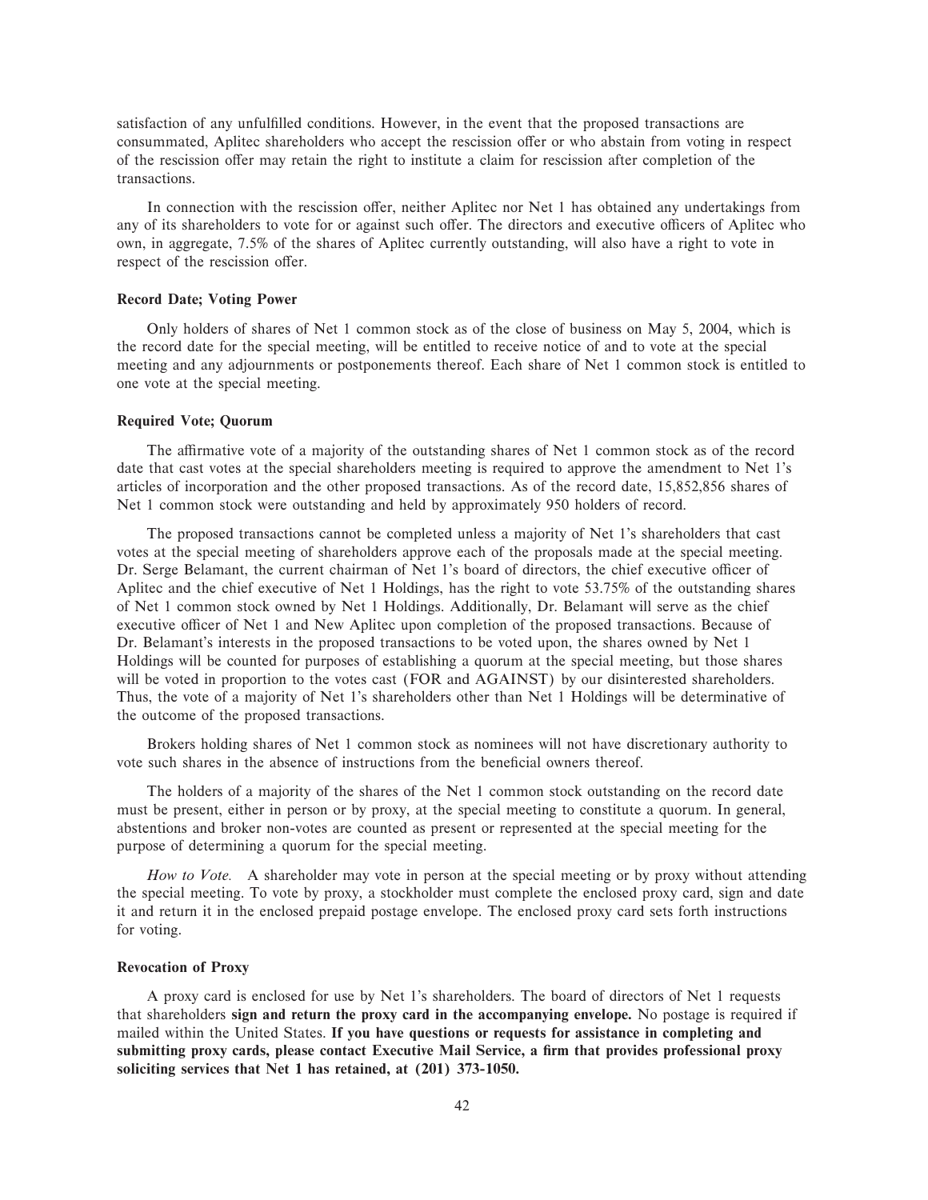satisfaction of any unfulfilled conditions. However, in the event that the proposed transactions are consummated, Aplitec shareholders who accept the rescission offer or who abstain from voting in respect of the rescission offer may retain the right to institute a claim for rescission after completion of the transactions.

In connection with the rescission offer, neither Aplitec nor Net 1 has obtained any undertakings from any of its shareholders to vote for or against such offer. The directors and executive officers of Aplitec who own, in aggregate, 7.5% of the shares of Aplitec currently outstanding, will also have a right to vote in respect of the rescission offer.

**Record Date; Voting Power**

Only holders of shares of Net 1 common stock as of the close of business on May 5, 2004, which is the record date for the special meeting, will be entitled to receive notice of and to vote at the special meeting and any adjournments or postponements thereof. Each share of Net 1 common stock is entitled to one vote at the special meeting.

**Required Vote; Quorum**

The affirmative vote of a majority of the outstanding shares of Net 1 common stock as of the record date that cast votes at the special shareholders meeting is required to approve the amendment to Net 1's articles of incorporation and the other proposed transactions. As of the record date, 15,852,856 shares of Net 1 common stock were outstanding and held by approximately 950 holders of record.

The proposed transactions cannot be completed unless a majority of Net 1's shareholders that cast votes at the special meeting of shareholders approve each of the proposals made at the special meeting. Dr. Serge Belamant, the current chairman of Net 1's board of directors, the chief executive officer of Aplitec and the chief executive of Net 1 Holdings, has the right to vote 53.75% of the outstanding shares of Net 1 common stock owned by Net 1 Holdings. Additionally, Dr. Belamant will serve as the chief executive officer of Net 1 and New Aplitec upon completion of the proposed transactions. Because of Dr. Belamant's interests in the proposed transactions to be voted upon, the shares owned by Net 1 Holdings will be counted for purposes of establishing a quorum at the special meeting, but those shares will be voted in proportion to the votes cast (FOR and AGAINST) by our disinterested shareholders. Thus, the vote of a majority of Net 1's shareholders other than Net 1 Holdings will be determinative of the outcome of the proposed transactions.

Brokers holding shares of Net 1 common stock as nominees will not have discretionary authority to vote such shares in the absence of instructions from the beneficial owners thereof.

The holders of a majority of the shares of the Net 1 common stock outstanding on the record date must be present, either in person or by proxy, at the special meeting to constitute a quorum. In general, abstentions and broker non-votes are counted as present or represented at the special meeting for the purpose of determining a quorum for the special meeting.

*How to Vote.* A shareholder may vote in person at the special meeting or by proxy without attending the special meeting. To vote by proxy, a stockholder must complete the enclosed proxy card, sign and date it and return it in the enclosed prepaid postage envelope. The enclosed proxy card sets forth instructions for voting.

**Revocation of Proxy**

A proxy card is enclosed for use by Net 1's shareholders. The board of directors of Net 1 requests that shareholders **sign and return the proxy card in the accompanying envelope.** No postage is required if mailed within the United States. **If you have questions or requests for assistance in completing and submitting proxy cards, please contact Executive Mail Service, a firm that provides professional proxy soliciting services that Net 1 has retained, at (201) 373-1050.**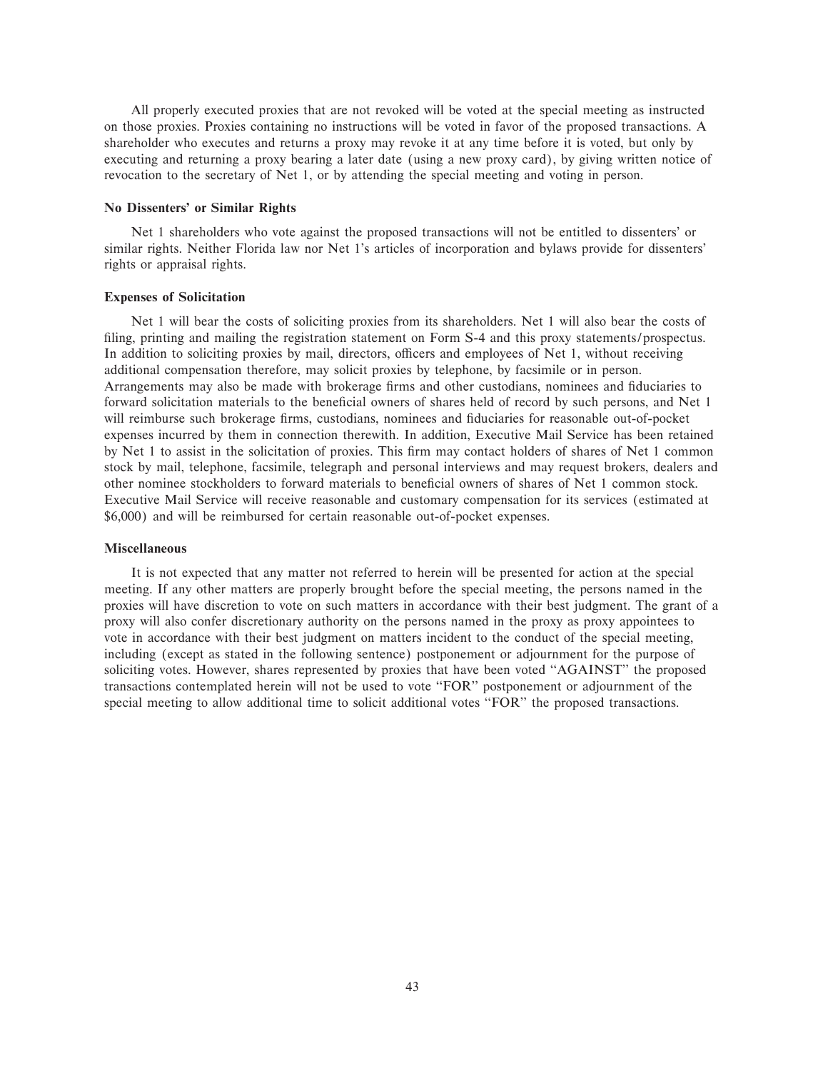All properly executed proxies that are not revoked will be voted at the special meeting as instructed on those proxies. Proxies containing no instructions will be voted in favor of the proposed transactions. A shareholder who executes and returns a proxy may revoke it at any time before it is voted, but only by executing and returning a proxy bearing a later date (using a new proxy card), by giving written notice of revocation to the secretary of Net 1, or by attending the special meeting and voting in person.

### No Dissenters' or Similar Rights

Net 1 shareholders who vote against the proposed transactions will not be entitled to dissenters' or similar rights. Neither Florida law nor Net 1's articles of incorporation and bylaws provide for dissenters' rights or appraisal rights.

### Expenses of Solicitation

Net 1 will bear the costs of soliciting proxies from its shareholders. Net 1 will also bear the costs of filing, printing and mailing the registration statement on Form S-4 and this proxy statements/prospectus. In addition to soliciting proxies by mail, directors, officers and employees of Net 1, without receiving additional compensation therefore, may solicit proxies by telephone, by facsimile or in person. Arrangements may also be made with brokerage firms and other custodians, nominees and fiduciaries to forward solicitation materials to the beneficial owners of shares held of record by such persons, and Net 1 will reimburse such brokerage firms, custodians, nominees and fiduciaries for reasonable out-of-pocket expenses incurred by them in connection therewith. In addition, Executive Mail Service has been retained by Net 1 to assist in the solicitation of proxies. This firm may contact holders of shares of Net 1 common stock by mail, telephone, facsimile, telegraph and personal interviews and may request brokers, dealers and other nominee stockholders to forward materials to beneficial owners of shares of Net 1 common stock. Executive Mail Service will receive reasonable and customary compensation for its services (estimated at $6,000) and will be reimbursed for certain reasonable out-of-pocket expenses.

### Miscellaneous

It is not expected that any matter not referred to herein will be presented for action at the special meeting. If any other matters are properly brought before the special meeting, the persons named in the proxies will have discretion to vote on such matters in accordance with their best judgment. The grant of a proxy will also confer discretionary authority on the persons named in the proxy as proxy appointees to vote in accordance with their best judgment on matters incident to the conduct of the special meeting, including (except as stated in the following sentence) postponement or adjournment for the purpose of soliciting votes. However, shares represented by proxies that have been voted "AGAINST" the proposed transactions contemplated herein will not be used to vote "FOR" postponement or adjournment of the special meeting to allow additional time to solicit additional votes "FOR" the proposed transactions.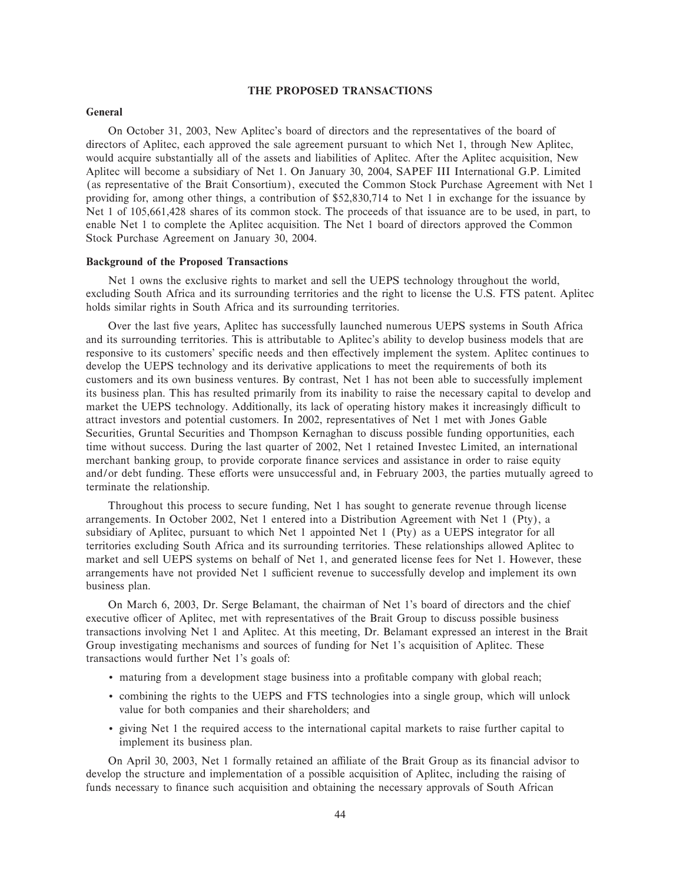## THE PROPOSED TRANSACTIONS

### General

On October 31, 2003, New Aplitec's board of directors and the representatives of the board of directors of Aplitec, each approved the sale agreement pursuant to which Net 1, through New Aplitec, would acquire substantially all of the assets and liabilities of Aplitec. After the Aplitec acquisition, New Aplitec will become a subsidiary of Net 1. On January 30, 2004, SAPEF III International G.P. Limited (as representative of the Brait Consortium), executed the Common Stock Purchase Agreement with Net 1 providing for, among other things, a contribution of $52,830,714 to Net 1 in exchange for the issuance by Net 1 of 105,661,428 shares of its common stock. The proceeds of that issuance are to be used, in part, to enable Net 1 to complete the Aplitec acquisition. The Net 1 board of directors approved the Common Stock Purchase Agreement on January 30, 2004.

### Background of the Proposed Transactions

Net 1 owns the exclusive rights to market and sell the UEPS technology throughout the world, excluding South Africa and its surrounding territories and the right to license the U.S. FTS patent. Aplitec holds similar rights in South Africa and its surrounding territories.

Over the last five years, Aplitec has successfully launched numerous UEPS systems in South Africa and its surrounding territories. This is attributable to Aplitec's ability to develop business models that are responsive to its customers' specific needs and then effectively implement the system. Aplitec continues to develop the UEPS technology and its derivative applications to meet the requirements of both its customers and its own business ventures. By contrast, Net 1 has not been able to successfully implement its business plan. This has resulted primarily from its inability to raise the necessary capital to develop and market the UEPS technology. Additionally, its lack of operating history makes it increasingly difficult to attract investors and potential customers. In 2002, representatives of Net 1 met with Jones Gable Securities, Gruntal Securities and Thompson Kernaghan to discuss possible funding opportunities, each time without success. During the last quarter of 2002, Net 1 retained Investec Limited, an international merchant banking group, to provide corporate finance services and assistance in order to raise equity and/or debt funding. These efforts were unsuccessful and, in February 2003, the parties mutually agreed to terminate the relationship.

Throughout this process to secure funding, Net 1 has sought to generate revenue through license arrangements. In October 2002, Net 1 entered into a Distribution Agreement with Net 1 (Pty), a subsidiary of Aplitec, pursuant to which Net 1 appointed Net 1 (Pty) as a UEPS integrator for all territories excluding South Africa and its surrounding territories. These relationships allowed Aplitec to market and sell UEPS systems on behalf of Net 1, and generated license fees for Net 1. However, these arrangements have not provided Net 1 sufficient revenue to successfully develop and implement its own business plan.

On March 6, 2003, Dr. Serge Belamant, the chairman of Net 1's board of directors and the chief executive officer of Aplitec, met with representatives of the Brait Group to discuss possible business transactions involving Net 1 and Aplitec. At this meeting, Dr. Belamant expressed an interest in the Brait Group investigating mechanisms and sources of funding for Net 1's acquisition of Aplitec. These transactions would further Net 1's goals of:

- maturing from a development stage business into a profitable company with global reach;
- combining the rights to the UEPS and FTS technologies into a single group, which will unlock value for both companies and their shareholders; and
- giving Net 1 the required access to the international capital markets to raise further capital to implement its business plan.

On April 30, 2003, Net 1 formally retained an affiliate of the Brait Group as its financial advisor to develop the structure and implementation of a possible acquisition of Aplitec, including the raising of funds necessary to finance such acquisition and obtaining the necessary approvals of South African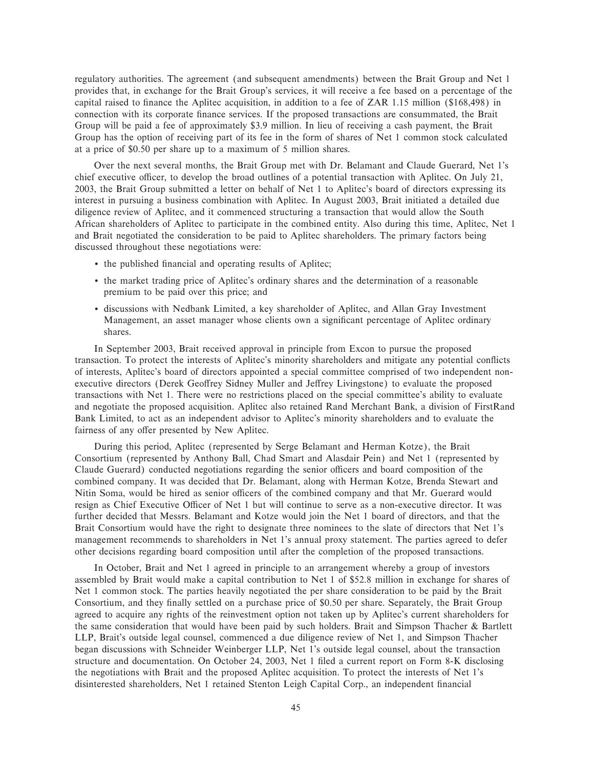regulatory authorities. The agreement (and subsequent amendments) between the Brait Group and Net 1 provides that, in exchange for the Brait Group's services, it will receive a fee based on a percentage of the capital raised to finance the Aplitec acquisition, in addition to a fee of ZAR 1.15 million ($168,498) in connection with its corporate finance services. If the proposed transactions are consummated, the Brait Group will be paid a fee of approximately $3.9 million. In lieu of receiving a cash payment, the Brait Group has the option of receiving part of its fee in the form of shares of Net 1 common stock calculated at a price of $0.50 per share up to a maximum of 5 million shares.

Over the next several months, the Brait Group met with Dr. Belamant and Claude Guerard, Net 1's chief executive officer, to develop the broad outlines of a potential transaction with Aplitec. On July 21, 2003, the Brait Group submitted a letter on behalf of Net 1 to Aplitec's board of directors expressing its interest in pursuing a business combination with Aplitec. In August 2003, Brait initiated a detailed due diligence review of Aplitec, and it commenced structuring a transaction that would allow the South African shareholders of Aplitec to participate in the combined entity. Also during this time, Aplitec, Net 1 and Brait negotiated the consideration to be paid to Aplitec shareholders. The primary factors being discussed throughout these negotiations were:

- the published financial and operating results of Aplitec;
- the market trading price of Aplitec's ordinary shares and the determination of a reasonable premium to be paid over this price; and
- discussions with Nedbank Limited, a key shareholder of Aplitec, and Allan Gray Investment Management, an asset manager whose clients own a significant percentage of Aplitec ordinary shares.

In September 2003, Brait received approval in principle from Excon to pursue the proposed transaction. To protect the interests of Aplitec's minority shareholders and mitigate any potential conflicts of interests, Aplitec's board of directors appointed a special committee comprised of two independent non-executive directors (Derek Geoffrey Sidney Muller and Jeffrey Livingstone) to evaluate the proposed transactions with Net 1. There were no restrictions placed on the special committee's ability to evaluate and negotiate the proposed acquisition. Aplitec also retained Rand Merchant Bank, a division of FirstRand Bank Limited, to act as an independent advisor to Aplitec's minority shareholders and to evaluate the fairness of any offer presented by New Aplitec.

During this period, Aplitec (represented by Serge Belamant and Herman Kotze), the Brait Consortium (represented by Anthony Ball, Chad Smart and Alasdair Pein) and Net 1 (represented by Claude Guerard) conducted negotiations regarding the senior officers and board composition of the combined company. It was decided that Dr. Belamant, along with Herman Kotze, Brenda Stewart and Nitin Soma, would be hired as senior officers of the combined company and that Mr. Guerard would resign as Chief Executive Officer of Net 1 but will continue to serve as a non-executive director. It was further decided that Messrs. Belamant and Kotze would join the Net 1 board of directors, and that the Brait Consortium would have the right to designate three nominees to the slate of directors that Net 1's management recommends to shareholders in Net 1's annual proxy statement. The parties agreed to defer other decisions regarding board composition until after the completion of the proposed transactions.

In October, Brait and Net 1 agreed in principle to an arrangement whereby a group of investors assembled by Brait would make a capital contribution to Net 1 of $52.8 million in exchange for shares of Net 1 common stock. The parties heavily negotiated the per share consideration to be paid by the Brait Consortium, and they finally settled on a purchase price of $0.50 per share. Separately, the Brait Group agreed to acquire any rights of the reinvestment option not taken up by Aplitec's current shareholders for the same consideration that would have been paid by such holders. Brait and Simpson Thacher & Bartlett LLP, Brait's outside legal counsel, commenced a due diligence review of Net 1, and Simpson Thacher began discussions with Schneider Weinberger LLP, Net 1's outside legal counsel, about the transaction structure and documentation. On October 24, 2003, Net 1 filed a current report on Form 8-K disclosing the negotiations with Brait and the proposed Aplitec acquisition. To protect the interests of Net 1's disinterested shareholders, Net 1 retained Stenton Leigh Capital Corp., an independent financial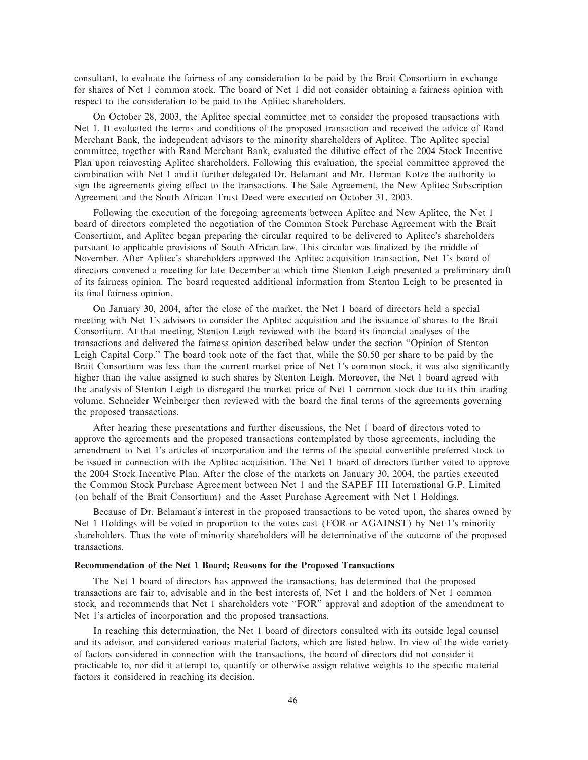consultant, to evaluate the fairness of any consideration to be paid by the Brait Consortium in exchange for shares of Net 1 common stock. The board of Net 1 did not consider obtaining a fairness opinion with respect to the consideration to be paid to the Aplitec shareholders.

On October 28, 2003, the Aplitec special committee met to consider the proposed transactions with Net 1. It evaluated the terms and conditions of the proposed transaction and received the advice of Rand Merchant Bank, the independent advisors to the minority shareholders of Aplitec. The Aplitec special committee, together with Rand Merchant Bank, evaluated the dilutive effect of the 2004 Stock Incentive Plan upon reinvesting Aplitec shareholders. Following this evaluation, the special committee approved the combination with Net 1 and it further delegated Dr. Belamant and Mr. Herman Kotze the authority to sign the agreements giving effect to the transactions. The Sale Agreement, the New Aplitec Subscription Agreement and the South African Trust Deed were executed on October 31, 2003.

Following the execution of the foregoing agreements between Aplitec and New Aplitec, the Net 1 board of directors completed the negotiation of the Common Stock Purchase Agreement with the Brait Consortium, and Aplitec began preparing the circular required to be delivered to Aplitec's shareholders pursuant to applicable provisions of South African law. This circular was finalized by the middle of November. After Aplitec's shareholders approved the Aplitec acquisition transaction, Net 1's board of directors convened a meeting for late December at which time Stenton Leigh presented a preliminary draft of its fairness opinion. The board requested additional information from Stenton Leigh to be presented in its final fairness opinion.

On January 30, 2004, after the close of the market, the Net 1 board of directors held a special meeting with Net 1's advisors to consider the Aplitec acquisition and the issuance of shares to the Brait Consortium. At that meeting, Stenton Leigh reviewed with the board its financial analyses of the transactions and delivered the fairness opinion described below under the section "Opinion of Stenton Leigh Capital Corp." The board took note of the fact that, while the $0.50 per share to be paid by the Brait Consortium was less than the current market price of Net 1's common stock, it was also significantly higher than the value assigned to such shares by Stenton Leigh. Moreover, the Net 1 board agreed with the analysis of Stenton Leigh to disregard the market price of Net 1 common stock due to its thin trading volume. Schneider Weinberger then reviewed with the board the final terms of the agreements governing the proposed transactions.

After hearing these presentations and further discussions, the Net 1 board of directors voted to approve the agreements and the proposed transactions contemplated by those agreements, including the amendment to Net 1's articles of incorporation and the terms of the special convertible preferred stock to be issued in connection with the Aplitec acquisition. The Net 1 board of directors further voted to approve the 2004 Stock Incentive Plan. After the close of the markets on January 30, 2004, the parties executed the Common Stock Purchase Agreement between Net 1 and the SAPEF III International G.P. Limited (on behalf of the Brait Consortium) and the Asset Purchase Agreement with Net 1 Holdings.

Because of Dr. Belamant's interest in the proposed transactions to be voted upon, the shares owned by Net 1 Holdings will be voted in proportion to the votes cast (FOR or AGAINST) by Net 1's minority shareholders. Thus the vote of minority shareholders will be determinative of the outcome of the proposed transactions.

**Recommendation of the Net 1 Board; Reasons for the Proposed Transactions**

The Net 1 board of directors has approved the transactions, has determined that the proposed transactions are fair to, advisable and in the best interests of, Net 1 and the holders of Net 1 common stock, and recommends that Net 1 shareholders vote "FOR" approval and adoption of the amendment to Net 1's articles of incorporation and the proposed transactions.

In reaching this determination, the Net 1 board of directors consulted with its outside legal counsel and its advisor, and considered various material factors, which are listed below. In view of the wide variety of factors considered in connection with the transactions, the board of directors did not consider it practicable to, nor did it attempt to, quantify or otherwise assign relative weights to the specific material factors it considered in reaching its decision.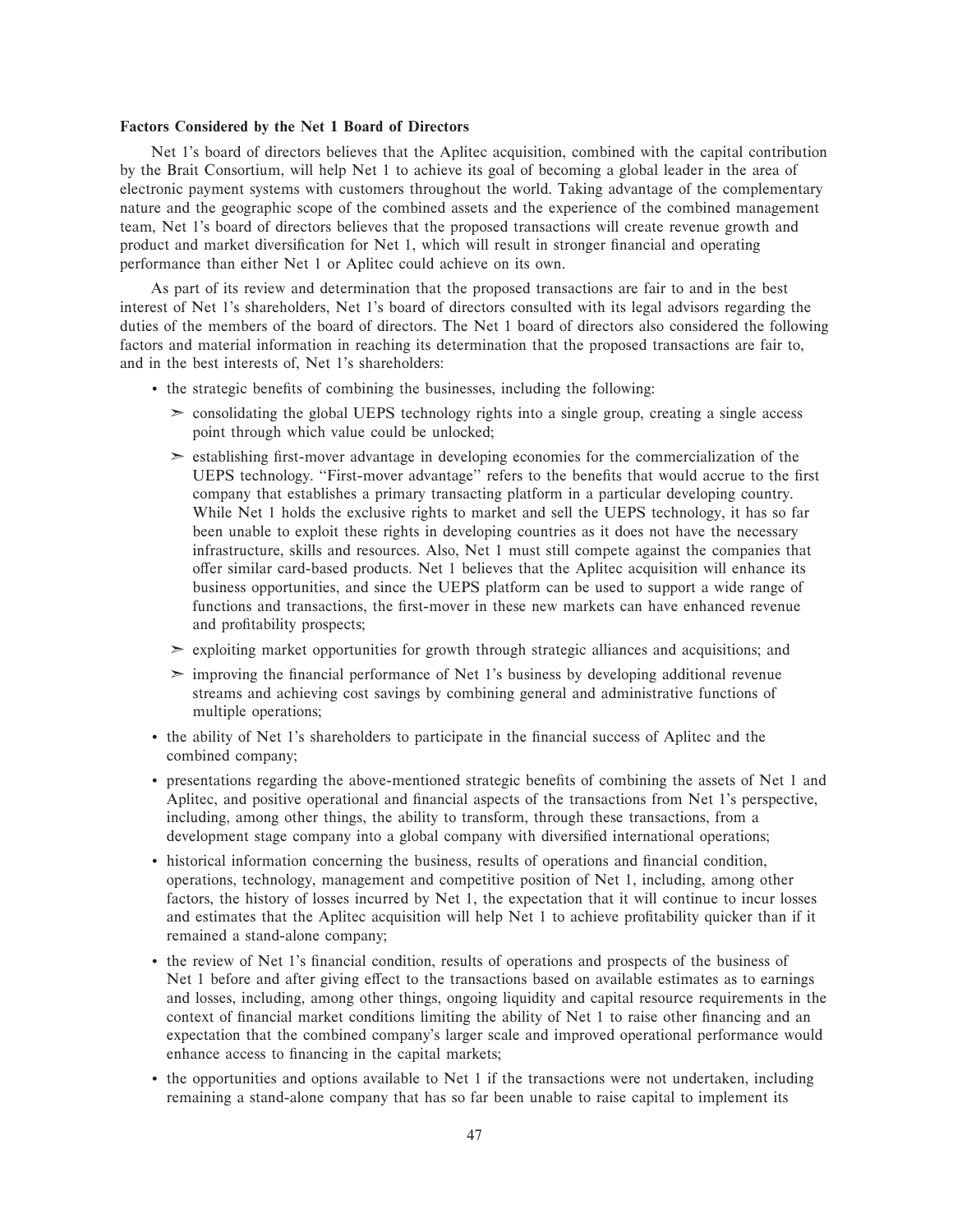**Factors Considered by the Net 1 Board of Directors**

Net 1's board of directors believes that the Aplitec acquisition, combined with the capital contribution by the Brait Consortium, will help Net 1 to achieve its goal of becoming a global leader in the area of electronic payment systems with customers throughout the world. Taking advantage of the complementary nature and the geographic scope of the combined assets and the experience of the combined management team, Net 1's board of directors believes that the proposed transactions will create revenue growth and product and market diversification for Net 1, which will result in stronger financial and operating performance than either Net 1 or Aplitec could achieve on its own.

As part of its review and determination that the proposed transactions are fair to and in the best interest of Net 1's shareholders, Net 1's board of directors consulted with its legal advisors regarding the duties of the members of the board of directors. The Net 1 board of directors also considered the following factors and material information in reaching its determination that the proposed transactions are fair to, and in the best interests of, Net 1's shareholders:

- the strategic benefits of combining the businesses, including the following:
  - ➢ consolidating the global UEPS technology rights into a single group, creating a single access point through which value could be unlocked;
  - ➢ establishing first-mover advantage in developing economies for the commercialization of the UEPS technology. "First-mover advantage" refers to the benefits that would accrue to the first company that establishes a primary transacting platform in a particular developing country. While Net 1 holds the exclusive rights to market and sell the UEPS technology, it has so far been unable to exploit these rights in developing countries as it does not have the necessary infrastructure, skills and resources. Also, Net 1 must still compete against the companies that offer similar card-based products. Net 1 believes that the Aplitec acquisition will enhance its business opportunities, and since the UEPS platform can be used to support a wide range of functions and transactions, the first-mover in these new markets can have enhanced revenue and profitability prospects;
  - ➢ exploiting market opportunities for growth through strategic alliances and acquisitions; and
  - ➢ improving the financial performance of Net 1's business by developing additional revenue streams and achieving cost savings by combining general and administrative functions of multiple operations;
- the ability of Net 1's shareholders to participate in the financial success of Aplitec and the combined company;
- presentations regarding the above-mentioned strategic benefits of combining the assets of Net 1 and Aplitec, and positive operational and financial aspects of the transactions from Net 1's perspective, including, among other things, the ability to transform, through these transactions, from a development stage company into a global company with diversified international operations;
- historical information concerning the business, results of operations and financial condition, operations, technology, management and competitive position of Net 1, including, among other factors, the history of losses incurred by Net 1, the expectation that it will continue to incur losses and estimates that the Aplitec acquisition will help Net 1 to achieve profitability quicker than if it remained a stand-alone company;
- the review of Net 1's financial condition, results of operations and prospects of the business of Net 1 before and after giving effect to the transactions based on available estimates as to earnings and losses, including, among other things, ongoing liquidity and capital resource requirements in the context of financial market conditions limiting the ability of Net 1 to raise other financing and an expectation that the combined company's larger scale and improved operational performance would enhance access to financing in the capital markets;
- the opportunities and options available to Net 1 if the transactions were not undertaken, including remaining a stand-alone company that has so far been unable to raise capital to implement its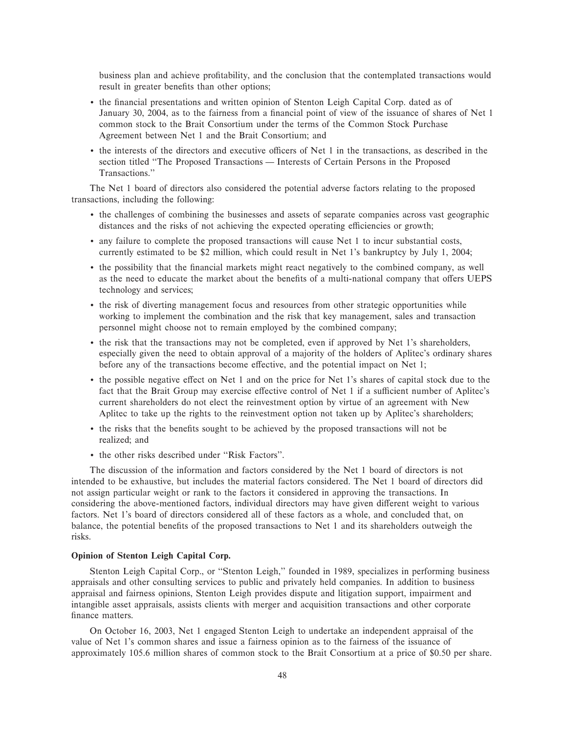business plan and achieve profitability, and the conclusion that the contemplated transactions would result in greater benefits than other options;

- the financial presentations and written opinion of Stenton Leigh Capital Corp. dated as of January 30, 2004, as to the fairness from a financial point of view of the issuance of shares of Net 1 common stock to the Brait Consortium under the terms of the Common Stock Purchase Agreement between Net 1 and the Brait Consortium; and
- the interests of the directors and executive officers of Net 1 in the transactions, as described in the section titled "The Proposed Transactions — Interests of Certain Persons in the Proposed Transactions."

The Net 1 board of directors also considered the potential adverse factors relating to the proposed transactions, including the following:

- the challenges of combining the businesses and assets of separate companies across vast geographic distances and the risks of not achieving the expected operating efficiencies or growth;
- any failure to complete the proposed transactions will cause Net 1 to incur substantial costs, currently estimated to be $2 million, which could result in Net 1's bankruptcy by July 1, 2004;
- the possibility that the financial markets might react negatively to the combined company, as well as the need to educate the market about the benefits of a multi-national company that offers UEPS technology and services;
- the risk of diverting management focus and resources from other strategic opportunities while working to implement the combination and the risk that key management, sales and transaction personnel might choose not to remain employed by the combined company;
- the risk that the transactions may not be completed, even if approved by Net 1's shareholders, especially given the need to obtain approval of a majority of the holders of Aplitec's ordinary shares before any of the transactions become effective, and the potential impact on Net 1;
- the possible negative effect on Net 1 and on the price for Net 1's shares of capital stock due to the fact that the Brait Group may exercise effective control of Net 1 if a sufficient number of Aplitec's current shareholders do not elect the reinvestment option by virtue of an agreement with New Aplitec to take up the rights to the reinvestment option not taken up by Aplitec's shareholders;
- the risks that the benefits sought to be achieved by the proposed transactions will not be realized; and
- the other risks described under "Risk Factors".

The discussion of the information and factors considered by the Net 1 board of directors is not intended to be exhaustive, but includes the material factors considered. The Net 1 board of directors did not assign particular weight or rank to the factors it considered in approving the transactions. In considering the above-mentioned factors, individual directors may have given different weight to various factors. Net 1's board of directors considered all of these factors as a whole, and concluded that, on balance, the potential benefits of the proposed transactions to Net 1 and its shareholders outweigh the risks.

**Opinion of Stenton Leigh Capital Corp.**

Stenton Leigh Capital Corp., or "Stenton Leigh," founded in 1989, specializes in performing business appraisals and other consulting services to public and privately held companies. In addition to business appraisal and fairness opinions, Stenton Leigh provides dispute and litigation support, impairment and intangible asset appraisals, assists clients with merger and acquisition transactions and other corporate finance matters.

On October 16, 2003, Net 1 engaged Stenton Leigh to undertake an independent appraisal of the value of Net 1's common shares and issue a fairness opinion as to the fairness of the issuance of approximately 105.6 million shares of common stock to the Brait Consortium at a price of $0.50 per share.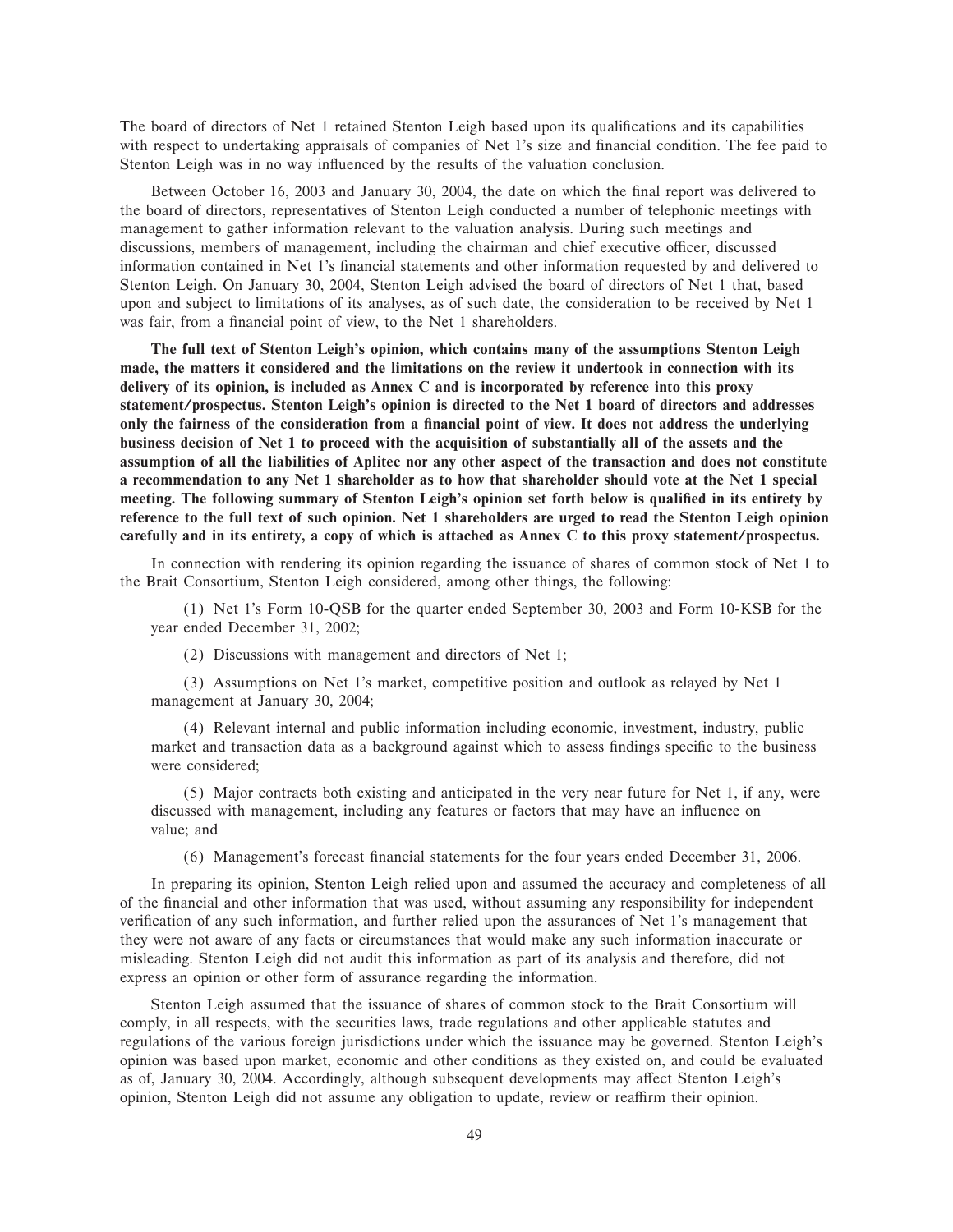The board of directors of Net 1 retained Stenton Leigh based upon its qualifications and its capabilities with respect to undertaking appraisals of companies of Net 1's size and financial condition. The fee paid to Stenton Leigh was in no way influenced by the results of the valuation conclusion.

Between October 16, 2003 and January 30, 2004, the date on which the final report was delivered to the board of directors, representatives of Stenton Leigh conducted a number of telephonic meetings with management to gather information relevant to the valuation analysis. During such meetings and discussions, members of management, including the chairman and chief executive officer, discussed information contained in Net 1's financial statements and other information requested by and delivered to Stenton Leigh. On January 30, 2004, Stenton Leigh advised the board of directors of Net 1 that, based upon and subject to limitations of its analyses, as of such date, the consideration to be received by Net 1 was fair, from a financial point of view, to the Net 1 shareholders.

**The full text of Stenton Leigh's opinion, which contains many of the assumptions Stenton Leigh made, the matters it considered and the limitations on the review it undertook in connection with its delivery of its opinion, is included as Annex C and is incorporated by reference into this proxy statement/prospectus. Stenton Leigh's opinion is directed to the Net 1 board of directors and addresses only the fairness of the consideration from a financial point of view. It does not address the underlying business decision of Net 1 to proceed with the acquisition of substantially all of the assets and the assumption of all the liabilities of Aplitec nor any other aspect of the transaction and does not constitute a recommendation to any Net 1 shareholder as to how that shareholder should vote at the Net 1 special meeting. The following summary of Stenton Leigh's opinion set forth below is qualified in its entirety by reference to the full text of such opinion. Net 1 shareholders are urged to read the Stenton Leigh opinion carefully and in its entirety, a copy of which is attached as Annex C to this proxy statement/prospectus.**

In connection with rendering its opinion regarding the issuance of shares of common stock of Net 1 to the Brait Consortium, Stenton Leigh considered, among other things, the following:

(1) Net 1's Form 10-QSB for the quarter ended September 30, 2003 and Form 10-KSB for the year ended December 31, 2002;

(2) Discussions with management and directors of Net 1;

(3) Assumptions on Net 1's market, competitive position and outlook as relayed by Net 1 management at January 30, 2004;

(4) Relevant internal and public information including economic, investment, industry, public market and transaction data as a background against which to assess findings specific to the business were considered;

(5) Major contracts both existing and anticipated in the very near future for Net 1, if any, were discussed with management, including any features or factors that may have an influence on value; and

(6) Management's forecast financial statements for the four years ended December 31, 2006.

In preparing its opinion, Stenton Leigh relied upon and assumed the accuracy and completeness of all of the financial and other information that was used, without assuming any responsibility for independent verification of any such information, and further relied upon the assurances of Net 1's management that they were not aware of any facts or circumstances that would make any such information inaccurate or misleading. Stenton Leigh did not audit this information as part of its analysis and therefore, did not express an opinion or other form of assurance regarding the information.

Stenton Leigh assumed that the issuance of shares of common stock to the Brait Consortium will comply, in all respects, with the securities laws, trade regulations and other applicable statutes and regulations of the various foreign jurisdictions under which the issuance may be governed. Stenton Leigh's opinion was based upon market, economic and other conditions as they existed on, and could be evaluated as of, January 30, 2004. Accordingly, although subsequent developments may affect Stenton Leigh's opinion, Stenton Leigh did not assume any obligation to update, review or reaffirm their opinion.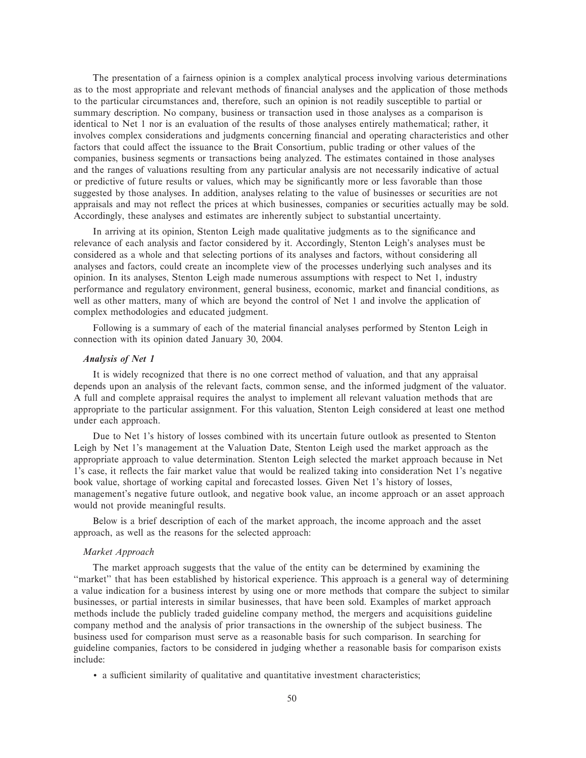The presentation of a fairness opinion is a complex analytical process involving various determinations as to the most appropriate and relevant methods of financial analyses and the application of those methods to the particular circumstances and, therefore, such an opinion is not readily susceptible to partial or summary description. No company, business or transaction used in those analyses as a comparison is identical to Net 1 nor is an evaluation of the results of those analyses entirely mathematical; rather, it involves complex considerations and judgments concerning financial and operating characteristics and other factors that could affect the issuance to the Brait Consortium, public trading or other values of the companies, business segments or transactions being analyzed. The estimates contained in those analyses and the ranges of valuations resulting from any particular analysis are not necessarily indicative of actual or predictive of future results or values, which may be significantly more or less favorable than those suggested by those analyses. In addition, analyses relating to the value of businesses or securities are not appraisals and may not reflect the prices at which businesses, companies or securities actually may be sold. Accordingly, these analyses and estimates are inherently subject to substantial uncertainty.

In arriving at its opinion, Stenton Leigh made qualitative judgments as to the significance and relevance of each analysis and factor considered by it. Accordingly, Stenton Leigh's analyses must be considered as a whole and that selecting portions of its analyses and factors, without considering all analyses and factors, could create an incomplete view of the processes underlying such analyses and its opinion. In its analyses, Stenton Leigh made numerous assumptions with respect to Net 1, industry performance and regulatory environment, general business, economic, market and financial conditions, as well as other matters, many of which are beyond the control of Net 1 and involve the application of complex methodologies and educated judgment.

Following is a summary of each of the material financial analyses performed by Stenton Leigh in connection with its opinion dated January 30, 2004.

***Analysis of Net 1***

It is widely recognized that there is no one correct method of valuation, and that any appraisal depends upon an analysis of the relevant facts, common sense, and the informed judgment of the valuator. A full and complete appraisal requires the analyst to implement all relevant valuation methods that are appropriate to the particular assignment. For this valuation, Stenton Leigh considered at least one method under each approach.

Due to Net 1's history of losses combined with its uncertain future outlook as presented to Stenton Leigh by Net 1's management at the Valuation Date, Stenton Leigh used the market approach as the appropriate approach to value determination. Stenton Leigh selected the market approach because in Net 1's case, it reflects the fair market value that would be realized taking into consideration Net 1's negative book value, shortage of working capital and forecasted losses. Given Net 1's history of losses, management's negative future outlook, and negative book value, an income approach or an asset approach would not provide meaningful results.

Below is a brief description of each of the market approach, the income approach and the asset approach, as well as the reasons for the selected approach:

*Market Approach*

The market approach suggests that the value of the entity can be determined by examining the "market" that has been established by historical experience. This approach is a general way of determining a value indication for a business interest by using one or more methods that compare the subject to similar businesses, or partial interests in similar businesses, that have been sold. Examples of market approach methods include the publicly traded guideline company method, the mergers and acquisitions guideline company method and the analysis of prior transactions in the ownership of the subject business. The business used for comparison must serve as a reasonable basis for such comparison. In searching for guideline companies, factors to be considered in judging whether a reasonable basis for comparison exists include:

- a sufficient similarity of qualitative and quantitative investment characteristics;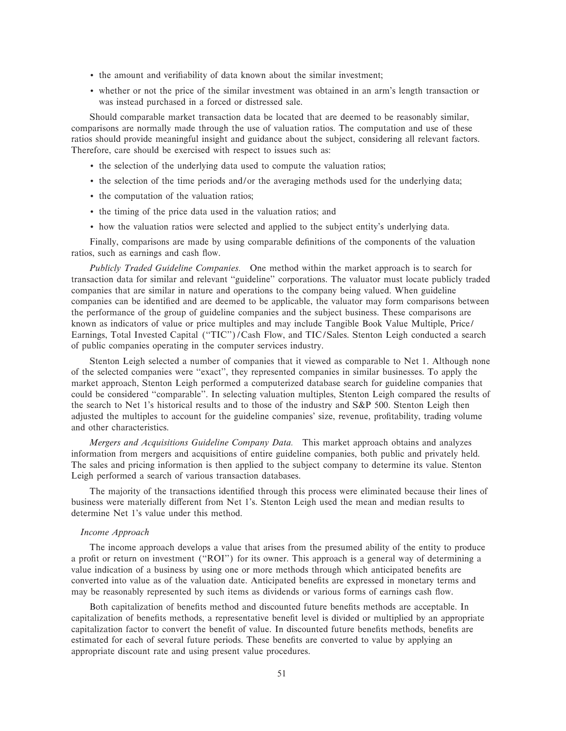- the amount and verifiability of data known about the similar investment;
- whether or not the price of the similar investment was obtained in an arm's length transaction or was instead purchased in a forced or distressed sale.

Should comparable market transaction data be located that are deemed to be reasonably similar, comparisons are normally made through the use of valuation ratios. The computation and use of these ratios should provide meaningful insight and guidance about the subject, considering all relevant factors. Therefore, care should be exercised with respect to issues such as:

- the selection of the underlying data used to compute the valuation ratios;
- the selection of the time periods and/or the averaging methods used for the underlying data;
- the computation of the valuation ratios;
- the timing of the price data used in the valuation ratios; and
- how the valuation ratios were selected and applied to the subject entity's underlying data.

Finally, comparisons are made by using comparable definitions of the components of the valuation ratios, such as earnings and cash flow.

*Publicly Traded Guideline Companies.* One method within the market approach is to search for transaction data for similar and relevant "guideline" corporations. The valuator must locate publicly traded companies that are similar in nature and operations to the company being valued. When guideline companies can be identified and are deemed to be applicable, the valuator may form comparisons between the performance of the group of guideline companies and the subject business. These comparisons are known as indicators of value or price multiples and may include Tangible Book Value Multiple, Price/Earnings, Total Invested Capital ("TIC")/Cash Flow, and TIC/Sales. Stenton Leigh conducted a search of public companies operating in the computer services industry.

Stenton Leigh selected a number of companies that it viewed as comparable to Net 1. Although none of the selected companies were "exact", they represented companies in similar businesses. To apply the market approach, Stenton Leigh performed a computerized database search for guideline companies that could be considered "comparable". In selecting valuation multiples, Stenton Leigh compared the results of the search to Net 1's historical results and to those of the industry and S&P 500. Stenton Leigh then adjusted the multiples to account for the guideline companies' size, revenue, profitability, trading volume and other characteristics.

*Mergers and Acquisitions Guideline Company Data.* This market approach obtains and analyzes information from mergers and acquisitions of entire guideline companies, both public and privately held. The sales and pricing information is then applied to the subject company to determine its value. Stenton Leigh performed a search of various transaction databases.

The majority of the transactions identified through this process were eliminated because their lines of business were materially different from Net 1's. Stenton Leigh used the mean and median results to determine Net 1's value under this method.

*Income Approach*

The income approach develops a value that arises from the presumed ability of the entity to produce a profit or return on investment ("ROI") for its owner. This approach is a general way of determining a value indication of a business by using one or more methods through which anticipated benefits are converted into value as of the valuation date. Anticipated benefits are expressed in monetary terms and may be reasonably represented by such items as dividends or various forms of earnings cash flow.

Both capitalization of benefits method and discounted future benefits methods are acceptable. In capitalization of benefits methods, a representative benefit level is divided or multiplied by an appropriate capitalization factor to convert the benefit of value. In discounted future benefits methods, benefits are estimated for each of several future periods. These benefits are converted to value by applying an appropriate discount rate and using present value procedures.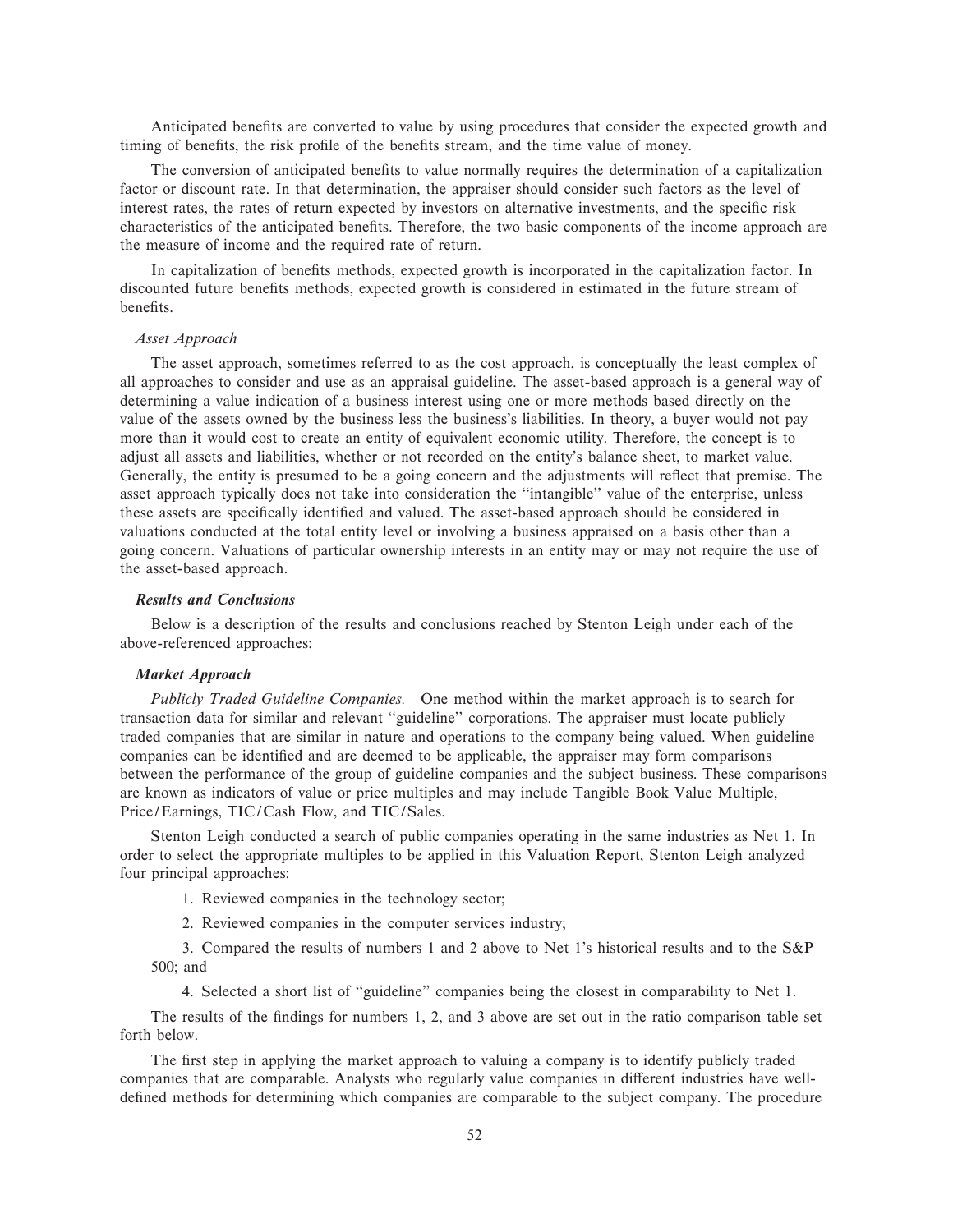Anticipated benefits are converted to value by using procedures that consider the expected growth and timing of benefits, the risk profile of the benefits stream, and the time value of money.

The conversion of anticipated benefits to value normally requires the determination of a capitalization factor or discount rate. In that determination, the appraiser should consider such factors as the level of interest rates, the rates of return expected by investors on alternative investments, and the specific risk characteristics of the anticipated benefits. Therefore, the two basic components of the income approach are the measure of income and the required rate of return.

In capitalization of benefits methods, expected growth is incorporated in the capitalization factor. In discounted future benefits methods, expected growth is considered in estimated in the future stream of benefits.

*Asset Approach*

The asset approach, sometimes referred to as the cost approach, is conceptually the least complex of all approaches to consider and use as an appraisal guideline. The asset-based approach is a general way of determining a value indication of a business interest using one or more methods based directly on the value of the assets owned by the business less the business's liabilities. In theory, a buyer would not pay more than it would cost to create an entity of equivalent economic utility. Therefore, the concept is to adjust all assets and liabilities, whether or not recorded on the entity's balance sheet, to market value. Generally, the entity is presumed to be a going concern and the adjustments will reflect that premise. The asset approach typically does not take into consideration the "intangible" value of the enterprise, unless these assets are specifically identified and valued. The asset-based approach should be considered in valuations conducted at the total entity level or involving a business appraised on a basis other than a going concern. Valuations of particular ownership interests in an entity may or may not require the use of the asset-based approach.

***Results and Conclusions***

Below is a description of the results and conclusions reached by Stenton Leigh under each of the above-referenced approaches:

***Market Approach***

*Publicly Traded Guideline Companies.* One method within the market approach is to search for transaction data for similar and relevant "guideline" corporations. The appraiser must locate publicly traded companies that are similar in nature and operations to the company being valued. When guideline companies can be identified and are deemed to be applicable, the appraiser may form comparisons between the performance of the group of guideline companies and the subject business. These comparisons are known as indicators of value or price multiples and may include Tangible Book Value Multiple, Price/Earnings, TIC/Cash Flow, and TIC/Sales.

Stenton Leigh conducted a search of public companies operating in the same industries as Net 1. In order to select the appropriate multiples to be applied in this Valuation Report, Stenton Leigh analyzed four principal approaches:

1. Reviewed companies in the technology sector;
2. Reviewed companies in the computer services industry;
3. Compared the results of numbers 1 and 2 above to Net 1's historical results and to the S&P 500; and
4. Selected a short list of "guideline" companies being the closest in comparability to Net 1.

The results of the findings for numbers 1, 2, and 3 above are set out in the ratio comparison table set forth below.

The first step in applying the market approach to valuing a company is to identify publicly traded companies that are comparable. Analysts who regularly value companies in different industries have well-defined methods for determining which companies are comparable to the subject company. The procedure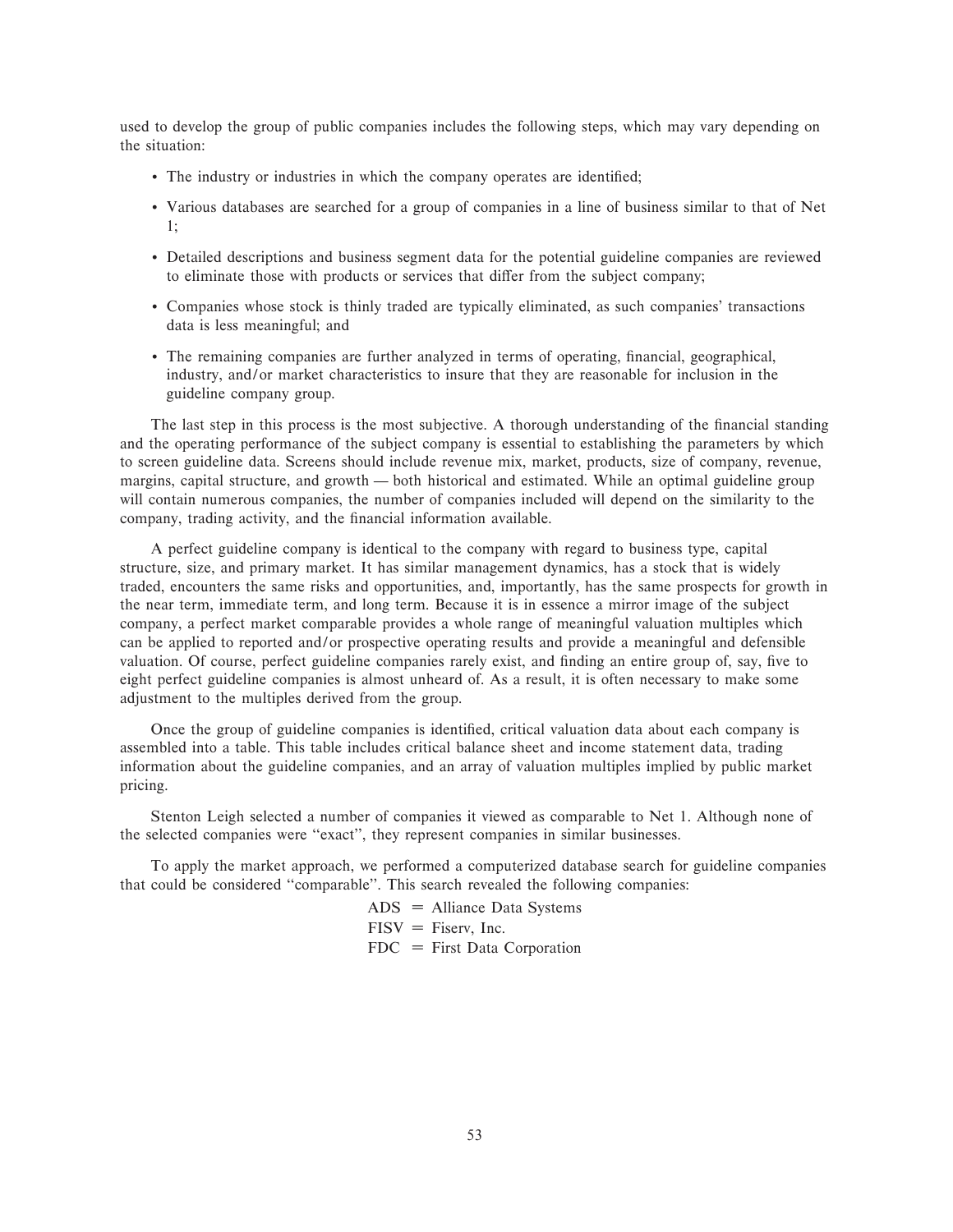used to develop the group of public companies includes the following steps, which may vary depending on the situation:

- The industry or industries in which the company operates are identified;
- Various databases are searched for a group of companies in a line of business similar to that of Net 1;
- Detailed descriptions and business segment data for the potential guideline companies are reviewed to eliminate those with products or services that differ from the subject company;
- Companies whose stock is thinly traded are typically eliminated, as such companies' transactions data is less meaningful; and
- The remaining companies are further analyzed in terms of operating, financial, geographical, industry, and/or market characteristics to insure that they are reasonable for inclusion in the guideline company group.

The last step in this process is the most subjective. A thorough understanding of the financial standing and the operating performance of the subject company is essential to establishing the parameters by which to screen guideline data. Screens should include revenue mix, market, products, size of company, revenue, margins, capital structure, and growth — both historical and estimated. While an optimal guideline group will contain numerous companies, the number of companies included will depend on the similarity to the company, trading activity, and the financial information available.

A perfect guideline company is identical to the company with regard to business type, capital structure, size, and primary market. It has similar management dynamics, has a stock that is widely traded, encounters the same risks and opportunities, and, importantly, has the same prospects for growth in the near term, immediate term, and long term. Because it is in essence a mirror image of the subject company, a perfect market comparable provides a whole range of meaningful valuation multiples which can be applied to reported and/or prospective operating results and provide a meaningful and defensible valuation. Of course, perfect guideline companies rarely exist, and finding an entire group of, say, five to eight perfect guideline companies is almost unheard of. As a result, it is often necessary to make some adjustment to the multiples derived from the group.

Once the group of guideline companies is identified, critical valuation data about each company is assembled into a table. This table includes critical balance sheet and income statement data, trading information about the guideline companies, and an array of valuation multiples implied by public market pricing.

Stenton Leigh selected a number of companies it viewed as comparable to Net 1. Although none of the selected companies were "exact", they represent companies in similar businesses.

To apply the market approach, we performed a computerized database search for guideline companies that could be considered "comparable". This search revealed the following companies:

ADS = Alliance Data Systems
FISV = Fiserv, Inc.
FDC = First Data Corporation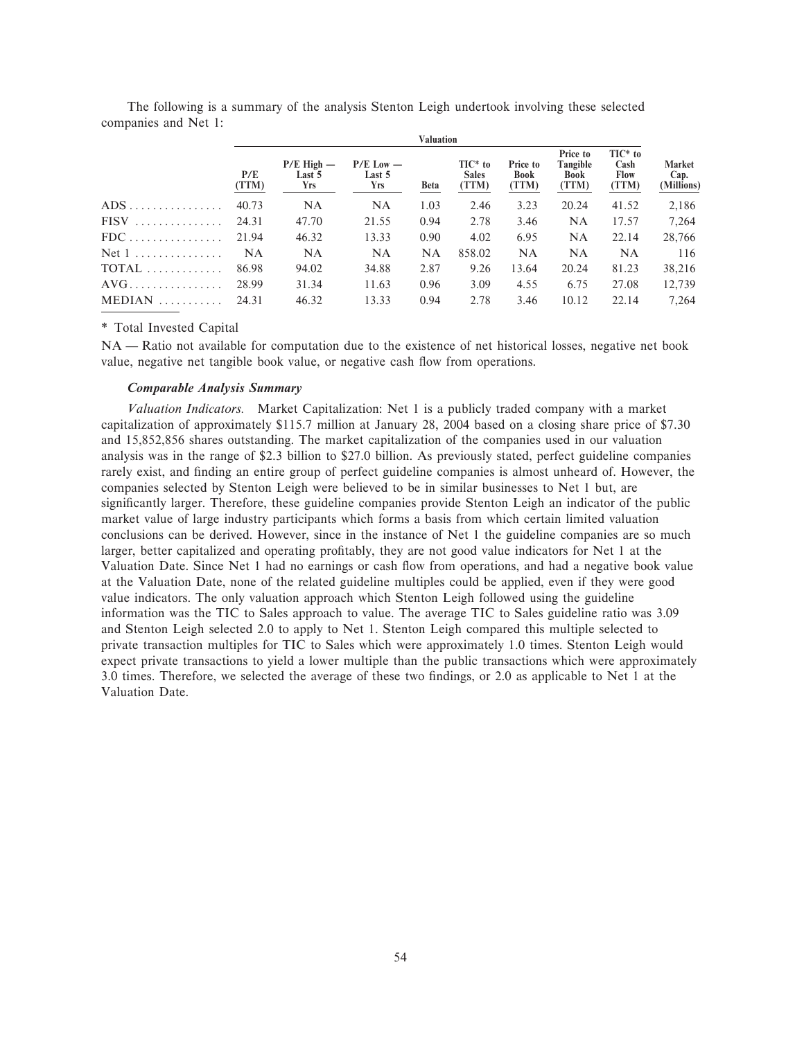The following is a summary of the analysis Stenton Leigh undertook involving these selected companies and Net 1:

| | Valuation | | | | | | | | |
|---|---|---|---|---|---|---|---|---|---|
| | P/E (TTM) | P/E High — Last 5 Yrs | P/E Low — Last 5 Yrs | Beta | TIC* to Sales (TTM) | Price to Book (TTM) | Price to Tangible Book (TTM) | TIC* to Cash Flow (TTM) | Market Cap. (Millions) |
| ADS | 40.73 | NA | NA | 1.03 | 2.46 | 3.23 | 20.24 | 41.52 | 2,186 |
| FISV | 24.31 | 47.70 | 21.55 | 0.94 | 2.78 | 3.46 | NA | 17.57 | 7,264 |
| FDC | 21.94 | 46.32 | 13.33 | 0.90 | 4.02 | 6.95 | NA | 22.14 | 28,766 |
| Net 1 | NA | NA | NA | NA | 858.02 | NA | NA | NA | 116 |
| TOTAL | 86.98 | 94.02 | 34.88 | 2.87 | 9.26 | 13.64 | 20.24 | 81.23 | 38,216 |
| AVG | 28.99 | 31.34 | 11.63 | 0.96 | 3.09 | 4.55 | 6.75 | 27.08 | 12,739 |
| MEDIAN | 24.31 | 46.32 | 13.33 | 0.94 | 2.78 | 3.46 | 10.12 | 22.14 | 7,264 |

\* Total Invested Capital

NA — Ratio not available for computation due to the existence of net historical losses, negative net book value, negative net tangible book value, or negative cash flow from operations.

#### *Comparable Analysis Summary*

*Valuation Indicators.* Market Capitalization: Net 1 is a publicly traded company with a market capitalization of approximately $115.7 million at January 28, 2004 based on a closing share price of $7.30 and 15,852,856 shares outstanding. The market capitalization of the companies used in our valuation analysis was in the range of $2.3 billion to $27.0 billion. As previously stated, perfect guideline companies rarely exist, and finding an entire group of perfect guideline companies is almost unheard of. However, the companies selected by Stenton Leigh were believed to be in similar businesses to Net 1 but, are significantly larger. Therefore, these guideline companies provide Stenton Leigh an indicator of the public market value of large industry participants which forms a basis from which certain limited valuation conclusions can be derived. However, since in the instance of Net 1 the guideline companies are so much larger, better capitalized and operating profitably, they are not good value indicators for Net 1 at the Valuation Date. Since Net 1 had no earnings or cash flow from operations, and had a negative book value at the Valuation Date, none of the related guideline multiples could be applied, even if they were good value indicators. The only valuation approach which Stenton Leigh followed using the guideline information was the TIC to Sales approach to value. The average TIC to Sales guideline ratio was 3.09 and Stenton Leigh selected 2.0 to apply to Net 1. Stenton Leigh compared this multiple selected to private transaction multiples for TIC to Sales which were approximately 1.0 times. Stenton Leigh would expect private transactions to yield a lower multiple than the public transactions which were approximately 3.0 times. Therefore, we selected the average of these two findings, or 2.0 as applicable to Net 1 at the Valuation Date.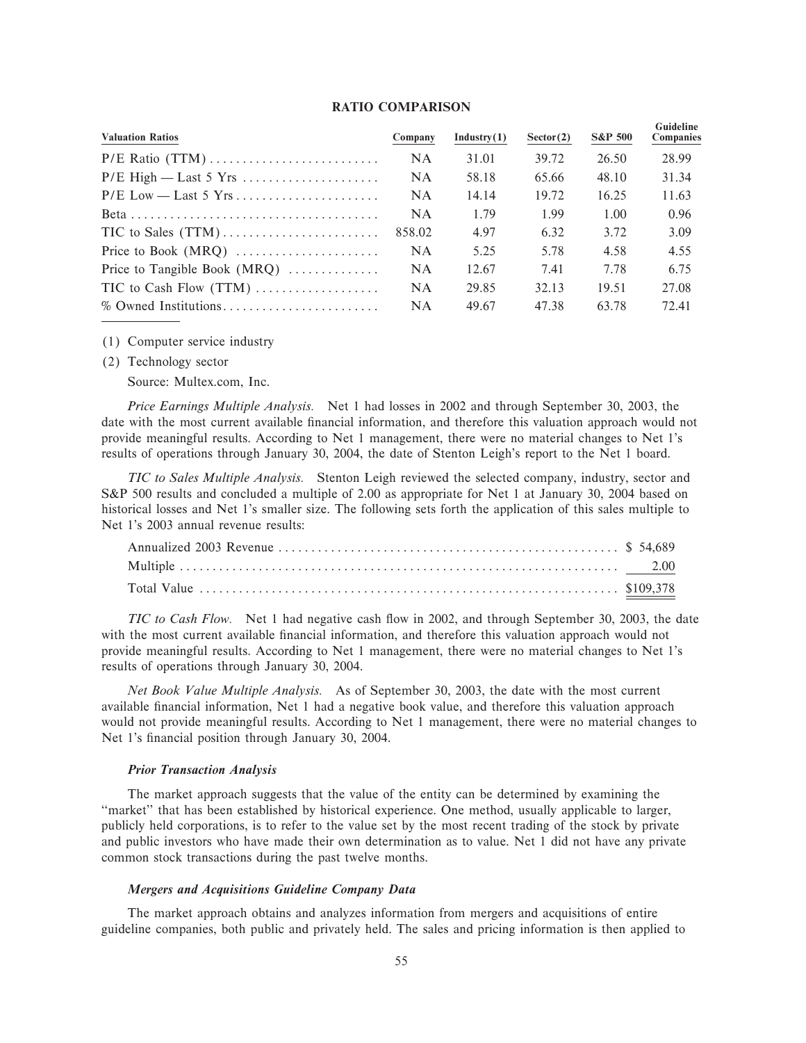## RATIO COMPARISON

| Valuation Ratios | Company | Industry(1) | Sector(2) | S&P 500 | Guideline Companies |
|---|---|---|---|---|---|
| P/E Ratio (TTM) | NA | 31.01 | 39.72 | 26.50 | 28.99 |
| P/E High — Last 5 Yrs | NA | 58.18 | 65.66 | 48.10 | 31.34 |
| P/E Low — Last 5 Yrs | NA | 14.14 | 19.72 | 16.25 | 11.63 |
| Beta | NA | 1.79 | 1.99 | 1.00 | 0.96 |
| TIC to Sales (TTM) | 858.02 | 4.97 | 6.32 | 3.72 | 3.09 |
| Price to Book (MRQ) | NA | 5.25 | 5.78 | 4.58 | 4.55 |
| Price to Tangible Book (MRQ) | NA | 12.67 | 7.41 | 7.78 | 6.75 |
| TIC to Cash Flow (TTM) | NA | 29.85 | 32.13 | 19.51 | 27.08 |
| % Owned Institutions | NA | 49.67 | 47.38 | 63.78 | 72.41 |

(1) Computer service industry

(2) Technology sector

Source: Multex.com, Inc.

*Price Earnings Multiple Analysis.* Net 1 had losses in 2002 and through September 30, 2003, the date with the most current available financial information, and therefore this valuation approach would not provide meaningful results. According to Net 1 management, there were no material changes to Net 1's results of operations through January 30, 2004, the date of Stenton Leigh's report to the Net 1 board.

*TIC to Sales Multiple Analysis.* Stenton Leigh reviewed the selected company, industry, sector and S&P 500 results and concluded a multiple of 2.00 as appropriate for Net 1 at January 30, 2004 based on historical losses and Net 1's smaller size. The following sets forth the application of this sales multiple to Net 1's 2003 annual revenue results:

| | |
|---|---|
| Annualized 2003 Revenue | $ 54,689 |
| Multiple | 2.00 |
| Total Value | $109,378 |

*TIC to Cash Flow.* Net 1 had negative cash flow in 2002, and through September 30, 2003, the date with the most current available financial information, and therefore this valuation approach would not provide meaningful results. According to Net 1 management, there were no material changes to Net 1's results of operations through January 30, 2004.

*Net Book Value Multiple Analysis.* As of September 30, 2003, the date with the most current available financial information, Net 1 had a negative book value, and therefore this valuation approach would not provide meaningful results. According to Net 1 management, there were no material changes to Net 1's financial position through January 30, 2004.

#### *Prior Transaction Analysis*

The market approach suggests that the value of the entity can be determined by examining the "market" that has been established by historical experience. One method, usually applicable to larger, publicly held corporations, is to refer to the value set by the most recent trading of the stock by private and public investors who have made their own determination as to value. Net 1 did not have any private common stock transactions during the past twelve months.

#### *Mergers and Acquisitions Guideline Company Data*

The market approach obtains and analyzes information from mergers and acquisitions of entire guideline companies, both public and privately held. The sales and pricing information is then applied to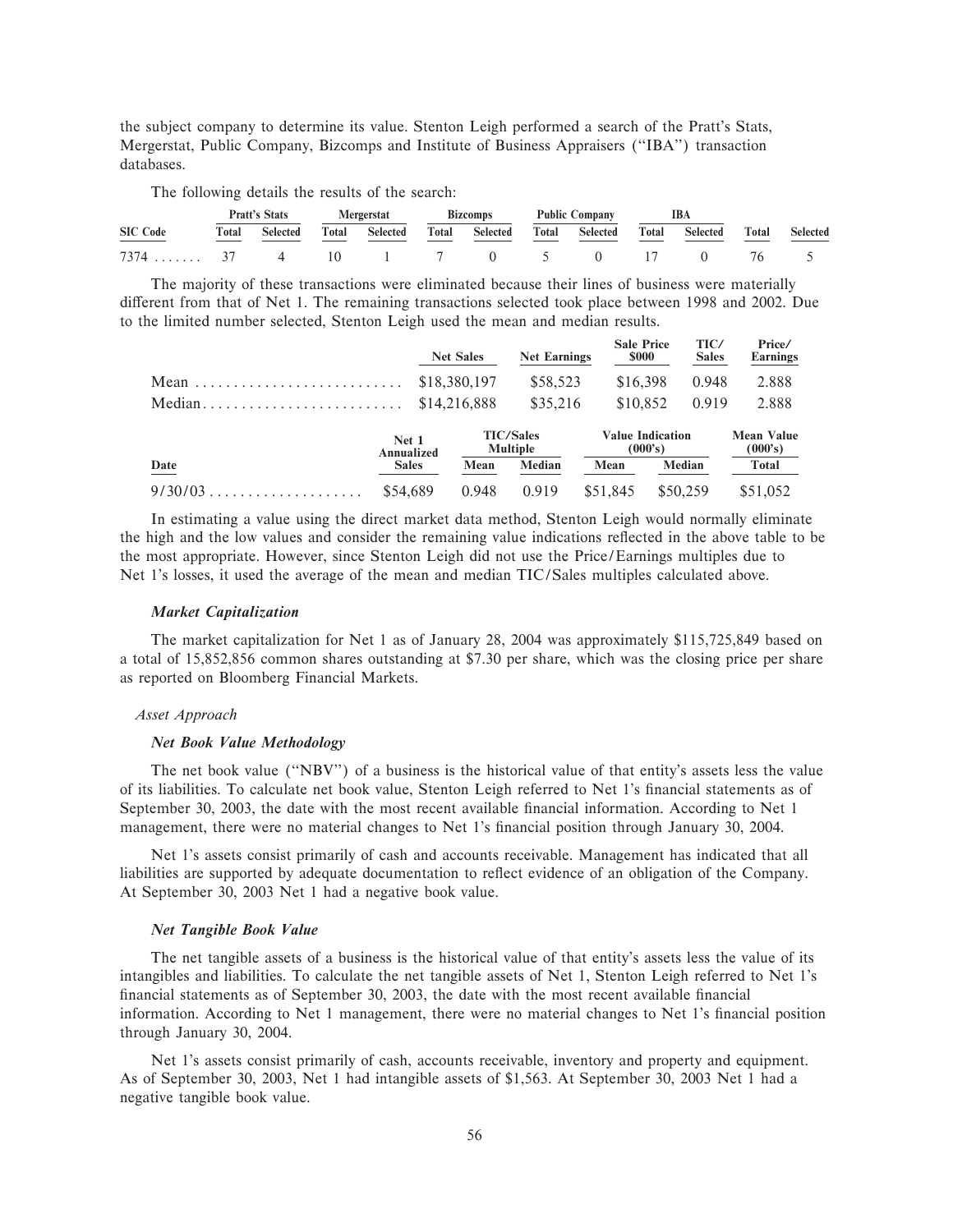the subject company to determine its value. Stenton Leigh performed a search of the Pratt's Stats, Mergerstat, Public Company, Bizcomps and Institute of Business Appraisers (''IBA'') transaction databases.

The following details the results of the search:

| | Pratt's Stats | | Mergerstat | | Bizcomps | | Public Company | | IBA | | | |
|---|---|---|---|---|---|---|---|---|---|---|---|---|
| SIC Code | Total | Selected | Total | Selected | Total | Selected | Total | Selected | Total | Selected | Total | Selected |
| 7374 ....... | 37 | 4 | 10 | 1 | 7 | 0 | 5 | 0 | 17 | 0 | 76 | 5 |

The majority of these transactions were eliminated because their lines of business were materially different from that of Net 1. The remaining transactions selected took place between 1998 and 2002. Due to the limited number selected, Stenton Leigh used the mean and median results.

| | Net Sales | Net Earnings | Sale Price $000 | TIC/ Sales | Price/ Earnings |
|---|---|---|---|---|---|
| Mean .......................... | $18,380,197 | $58,523 | $16,398 | 0.948 | 2.888 |
| Median.......................... | $14,216,888 | $35,216 | $10,852 | 0.919 | 2.888 |

| Date | Net 1 Annualized Sales | TIC/Sales Multiple | | Value Indication (000's) | | Mean Value (000's) |
|---|---|---|---|---|---|---|
| | | Mean | Median | Mean | Median | Total |
| 9/30/03 .................... | $54,689 | 0.948 | 0.919 | $51,845 | $50,259 | $51,052 |

In estimating a value using the direct market data method, Stenton Leigh would normally eliminate the high and the low values and consider the remaining value indications reflected in the above table to be the most appropriate. However, since Stenton Leigh did not use the Price/Earnings multiples due to Net 1's losses, it used the average of the mean and median TIC/Sales multiples calculated above.

***Market Capitalization***

The market capitalization for Net 1 as of January 28, 2004 was approximately $115,725,849 based on a total of 15,852,856 common shares outstanding at $7.30 per share, which was the closing price per share as reported on Bloomberg Financial Markets.

*Asset Approach*

***Net Book Value Methodology***

The net book value (''NBV'') of a business is the historical value of that entity's assets less the value of its liabilities. To calculate net book value, Stenton Leigh referred to Net 1's financial statements as of September 30, 2003, the date with the most recent available financial information. According to Net 1 management, there were no material changes to Net 1's financial position through January 30, 2004.

Net 1's assets consist primarily of cash and accounts receivable. Management has indicated that all liabilities are supported by adequate documentation to reflect evidence of an obligation of the Company. At September 30, 2003 Net 1 had a negative book value.

***Net Tangible Book Value***

The net tangible assets of a business is the historical value of that entity's assets less the value of its intangibles and liabilities. To calculate the net tangible assets of Net 1, Stenton Leigh referred to Net 1's financial statements as of September 30, 2003, the date with the most recent available financial information. According to Net 1 management, there were no material changes to Net 1's financial position through January 30, 2004.

Net 1's assets consist primarily of cash, accounts receivable, inventory and property and equipment. As of September 30, 2003, Net 1 had intangible assets of $1,563. At September 30, 2003 Net 1 had a negative tangible book value.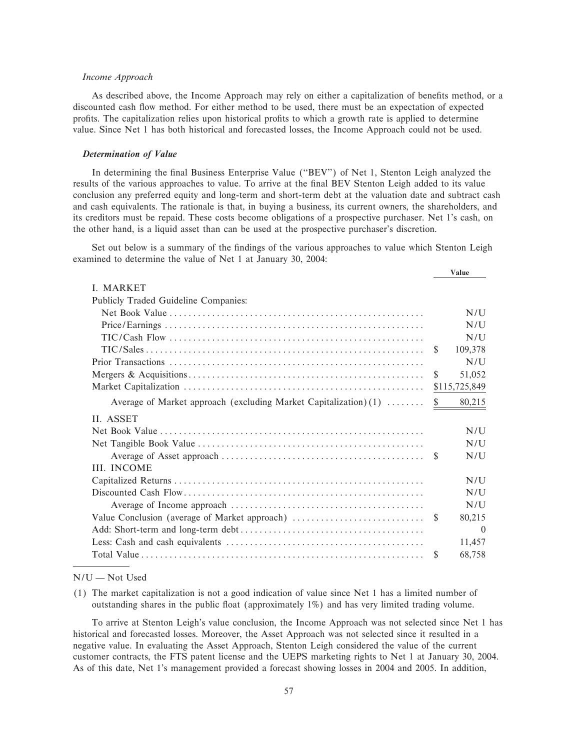*Income Approach*

As described above, the Income Approach may rely on either a capitalization of benefits method, or a discounted cash flow method. For either method to be used, there must be an expectation of expected profits. The capitalization relies upon historical profits to which a growth rate is applied to determine value. Since Net 1 has both historical and forecasted losses, the Income Approach could not be used.

***Determination of Value***

In determining the final Business Enterprise Value (''BEV'') of Net 1, Stenton Leigh analyzed the results of the various approaches to value. To arrive at the final BEV Stenton Leigh added to its value conclusion any preferred equity and long-term and short-term debt at the valuation date and subtract cash and cash equivalents. The rationale is that, in buying a business, its current owners, the shareholders, and its creditors must be repaid. These costs become obligations of a prospective purchaser. Net 1's cash, on the other hand, is a liquid asset than can be used at the prospective purchaser's discretion.

Set out below is a summary of the findings of the various approaches to value which Stenton Leigh examined to determine the value of Net 1 at January 30, 2004:

| | Value |
|---|---|
| I. MARKET | |
| Publicly Traded Guideline Companies: | |
| Net Book Value | N/U |
| Price/Earnings | N/U |
| TIC/Cash Flow | N/U |
| TIC/Sales | $ 109,378 |
| Prior Transactions | N/U |
| Mergers & Acquisitions | $ 51,052 |
| Market Capitalization | $115,725,849 |
| Average of Market approach (excluding Market Capitalization) (1) | $ 80,215 |
| II. ASSET | |
| Net Book Value | N/U |
| Net Tangible Book Value | N/U |
| Average of Asset approach | $ N/U |
| III. INCOME | |
| Capitalized Returns | N/U |
| Discounted Cash Flow | N/U |
| Average of Income approach | N/U |
| Value Conclusion (average of Market approach) | $ 80,215 |
| Add: Short-term and long-term debt | 0 |
| Less: Cash and cash equivalents | 11,457 |
| Total Value | $ 68,758 |

N/U — Not Used

(1) The market capitalization is not a good indication of value since Net 1 has a limited number of outstanding shares in the public float (approximately 1%) and has very limited trading volume.

To arrive at Stenton Leigh's value conclusion, the Income Approach was not selected since Net 1 has historical and forecasted losses. Moreover, the Asset Approach was not selected since it resulted in a negative value. In evaluating the Asset Approach, Stenton Leigh considered the value of the current customer contracts, the FTS patent license and the UEPS marketing rights to Net 1 at January 30, 2004. As of this date, Net 1's management provided a forecast showing losses in 2004 and 2005. In addition,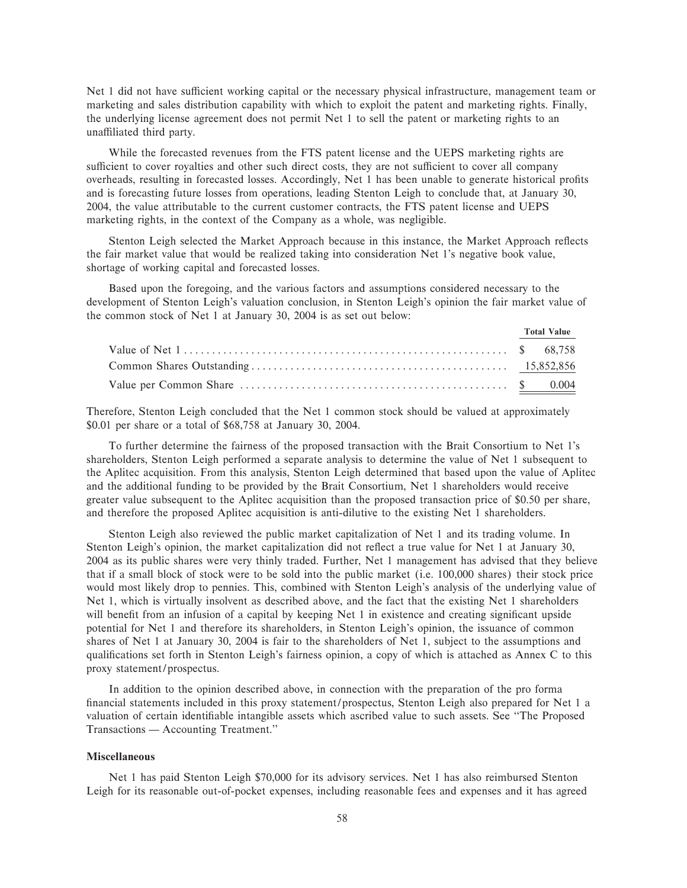Net 1 did not have sufficient working capital or the necessary physical infrastructure, management team or marketing and sales distribution capability with which to exploit the patent and marketing rights. Finally, the underlying license agreement does not permit Net 1 to sell the patent or marketing rights to an unaffiliated third party.

While the forecasted revenues from the FTS patent license and the UEPS marketing rights are sufficient to cover royalties and other such direct costs, they are not sufficient to cover all company overheads, resulting in forecasted losses. Accordingly, Net 1 has been unable to generate historical profits and is forecasting future losses from operations, leading Stenton Leigh to conclude that, at January 30, 2004, the value attributable to the current customer contracts, the FTS patent license and UEPS marketing rights, in the context of the Company as a whole, was negligible.

Stenton Leigh selected the Market Approach because in this instance, the Market Approach reflects the fair market value that would be realized taking into consideration Net 1's negative book value, shortage of working capital and forecasted losses.

Based upon the foregoing, and the various factors and assumptions considered necessary to the development of Stenton Leigh's valuation conclusion, in Stenton Leigh's opinion the fair market value of the common stock of Net 1 at January 30, 2004 is as set out below:

| | Total Value |
|---|---|
| Value of Net 1 | $ 68,758 |
| Common Shares Outstanding | 15,852,856 |
| Value per Common Share | $ 0.004 |

Therefore, Stenton Leigh concluded that the Net 1 common stock should be valued at approximately $0.01 per share or a total of $68,758 at January 30, 2004.

To further determine the fairness of the proposed transaction with the Brait Consortium to Net 1's shareholders, Stenton Leigh performed a separate analysis to determine the value of Net 1 subsequent to the Aplitec acquisition. From this analysis, Stenton Leigh determined that based upon the value of Aplitec and the additional funding to be provided by the Brait Consortium, Net 1 shareholders would receive greater value subsequent to the Aplitec acquisition than the proposed transaction price of $0.50 per share, and therefore the proposed Aplitec acquisition is anti-dilutive to the existing Net 1 shareholders.

Stenton Leigh also reviewed the public market capitalization of Net 1 and its trading volume. In Stenton Leigh's opinion, the market capitalization did not reflect a true value for Net 1 at January 30, 2004 as its public shares were very thinly traded. Further, Net 1 management has advised that they believe that if a small block of stock were to be sold into the public market (i.e. 100,000 shares) their stock price would most likely drop to pennies. This, combined with Stenton Leigh's analysis of the underlying value of Net 1, which is virtually insolvent as described above, and the fact that the existing Net 1 shareholders will benefit from an infusion of a capital by keeping Net 1 in existence and creating significant upside potential for Net 1 and therefore its shareholders, in Stenton Leigh's opinion, the issuance of common shares of Net 1 at January 30, 2004 is fair to the shareholders of Net 1, subject to the assumptions and qualifications set forth in Stenton Leigh's fairness opinion, a copy of which is attached as Annex C to this proxy statement/prospectus.

In addition to the opinion described above, in connection with the preparation of the pro forma financial statements included in this proxy statement/prospectus, Stenton Leigh also prepared for Net 1 a valuation of certain identifiable intangible assets which ascribed value to such assets. See "The Proposed Transactions — Accounting Treatment."

### Miscellaneous

Net 1 has paid Stenton Leigh $70,000 for its advisory services. Net 1 has also reimbursed Stenton Leigh for its reasonable out-of-pocket expenses, including reasonable fees and expenses and it has agreed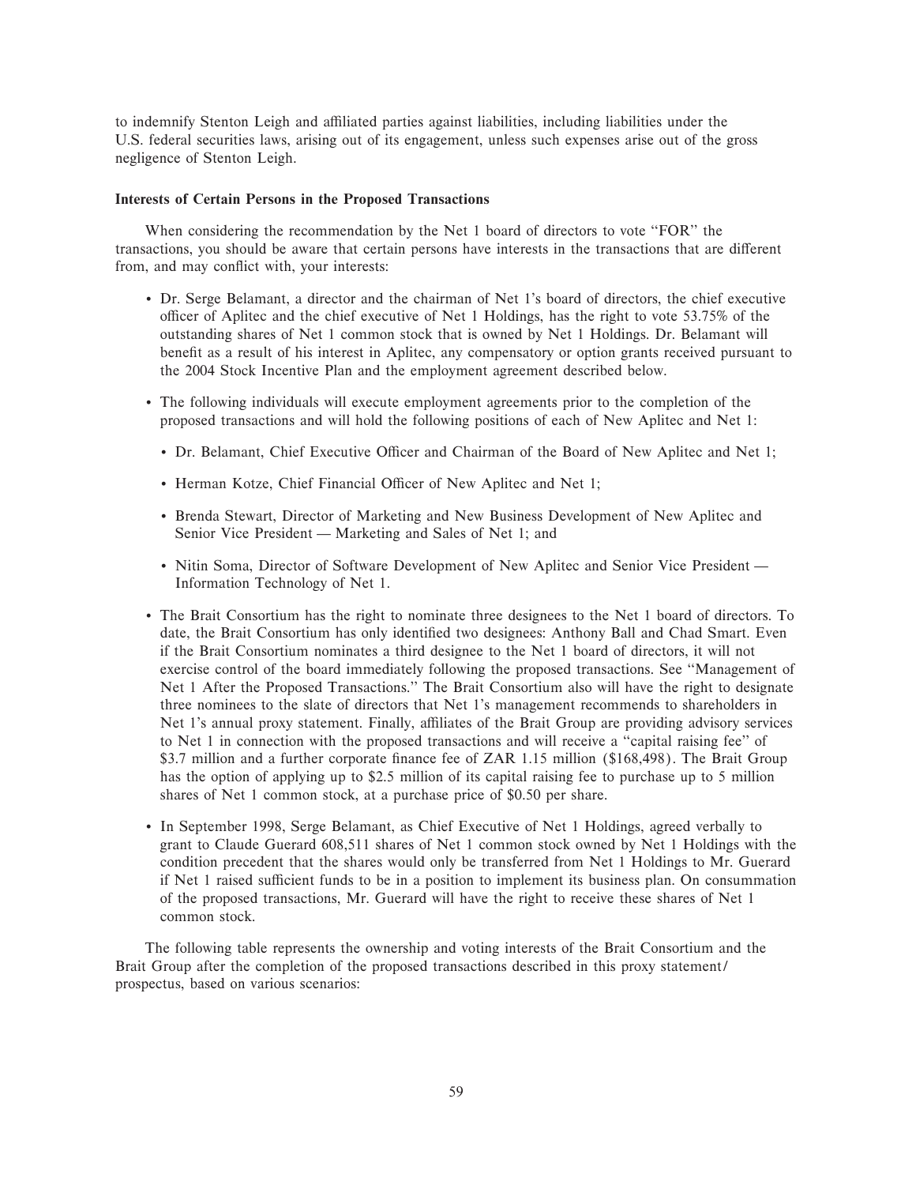to indemnify Stenton Leigh and affiliated parties against liabilities, including liabilities under the U.S. federal securities laws, arising out of its engagement, unless such expenses arise out of the gross negligence of Stenton Leigh.

**Interests of Certain Persons in the Proposed Transactions**

When considering the recommendation by the Net 1 board of directors to vote "FOR" the transactions, you should be aware that certain persons have interests in the transactions that are different from, and may conflict with, your interests:

- Dr. Serge Belamant, a director and the chairman of Net 1's board of directors, the chief executive officer of Aplitec and the chief executive of Net 1 Holdings, has the right to vote 53.75% of the outstanding shares of Net 1 common stock that is owned by Net 1 Holdings. Dr. Belamant will benefit as a result of his interest in Aplitec, any compensatory or option grants received pursuant to the 2004 Stock Incentive Plan and the employment agreement described below.

- The following individuals will execute employment agreements prior to the completion of the proposed transactions and will hold the following positions of each of New Aplitec and Net 1:

  - Dr. Belamant, Chief Executive Officer and Chairman of the Board of New Aplitec and Net 1;

  - Herman Kotze, Chief Financial Officer of New Aplitec and Net 1;

  - Brenda Stewart, Director of Marketing and New Business Development of New Aplitec and Senior Vice President — Marketing and Sales of Net 1; and

  - Nitin Soma, Director of Software Development of New Aplitec and Senior Vice President — Information Technology of Net 1.

- The Brait Consortium has the right to nominate three designees to the Net 1 board of directors. To date, the Brait Consortium has only identified two designees: Anthony Ball and Chad Smart. Even if the Brait Consortium nominates a third designee to the Net 1 board of directors, it will not exercise control of the board immediately following the proposed transactions. See "Management of Net 1 After the Proposed Transactions." The Brait Consortium also will have the right to designate three nominees to the slate of directors that Net 1's management recommends to shareholders in Net 1's annual proxy statement. Finally, affiliates of the Brait Group are providing advisory services to Net 1 in connection with the proposed transactions and will receive a "capital raising fee" of $3.7 million and a further corporate finance fee of ZAR 1.15 million ($168,498). The Brait Group has the option of applying up to $2.5 million of its capital raising fee to purchase up to 5 million shares of Net 1 common stock, at a purchase price of $0.50 per share.

- In September 1998, Serge Belamant, as Chief Executive of Net 1 Holdings, agreed verbally to grant to Claude Guerard 608,511 shares of Net 1 common stock owned by Net 1 Holdings with the condition precedent that the shares would only be transferred from Net 1 Holdings to Mr. Guerard if Net 1 raised sufficient funds to be in a position to implement its business plan. On consummation of the proposed transactions, Mr. Guerard will have the right to receive these shares of Net 1 common stock.

The following table represents the ownership and voting interests of the Brait Consortium and the Brait Group after the completion of the proposed transactions described in this proxy statement/prospectus, based on various scenarios: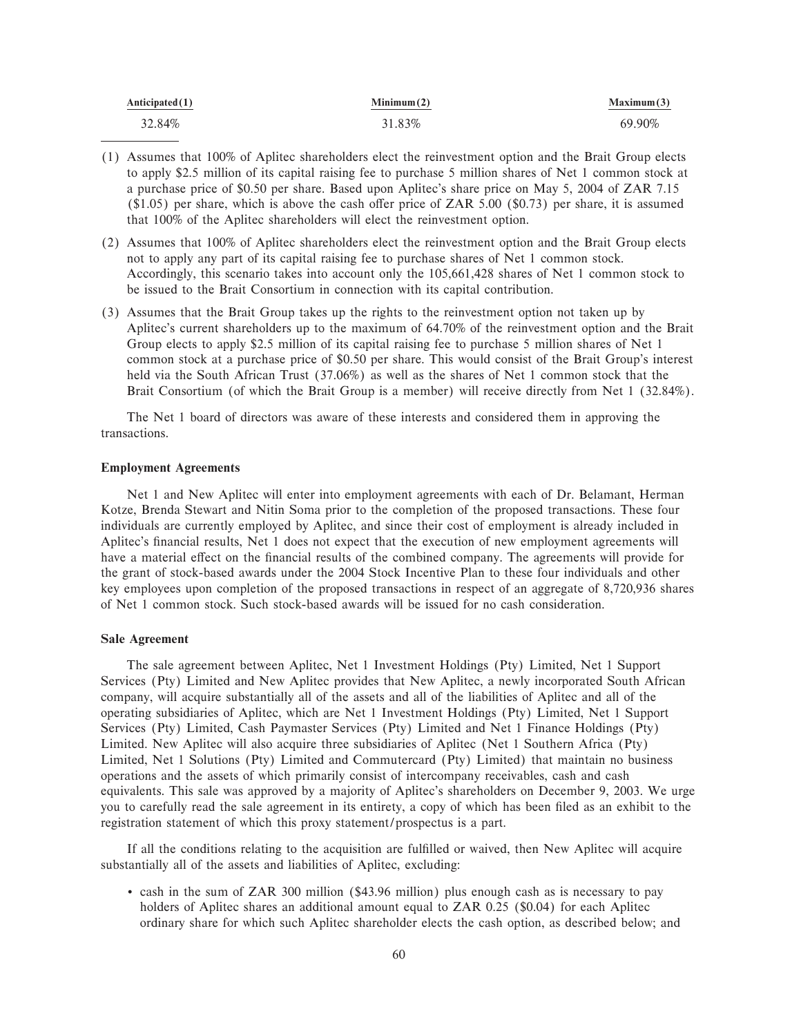| Anticipated(1) | Minimum(2) | Maximum(3) |
| --- | --- | --- |
| 32.84% | 31.83% | 69.90% |

(1) Assumes that 100% of Aplitec shareholders elect the reinvestment option and the Brait Group elects to apply $2.5 million of its capital raising fee to purchase 5 million shares of Net 1 common stock at a purchase price of $0.50 per share. Based upon Aplitec's share price on May 5, 2004 of ZAR 7.15 ($1.05) per share, which is above the cash offer price of ZAR 5.00 ($0.73) per share, it is assumed that 100% of the Aplitec shareholders will elect the reinvestment option.

(2) Assumes that 100% of Aplitec shareholders elect the reinvestment option and the Brait Group elects not to apply any part of its capital raising fee to purchase shares of Net 1 common stock. Accordingly, this scenario takes into account only the 105,661,428 shares of Net 1 common stock to be issued to the Brait Consortium in connection with its capital contribution.

(3) Assumes that the Brait Group takes up the rights to the reinvestment option not taken up by Aplitec's current shareholders up to the maximum of 64.70% of the reinvestment option and the Brait Group elects to apply $2.5 million of its capital raising fee to purchase 5 million shares of Net 1 common stock at a purchase price of $0.50 per share. This would consist of the Brait Group's interest held via the South African Trust (37.06%) as well as the shares of Net 1 common stock that the Brait Consortium (of which the Brait Group is a member) will receive directly from Net 1 (32.84%).

The Net 1 board of directors was aware of these interests and considered them in approving the transactions.

**Employment Agreements**

Net 1 and New Aplitec will enter into employment agreements with each of Dr. Belamant, Herman Kotze, Brenda Stewart and Nitin Soma prior to the completion of the proposed transactions. These four individuals are currently employed by Aplitec, and since their cost of employment is already included in Aplitec's financial results, Net 1 does not expect that the execution of new employment agreements will have a material effect on the financial results of the combined company. The agreements will provide for the grant of stock-based awards under the 2004 Stock Incentive Plan to these four individuals and other key employees upon completion of the proposed transactions in respect of an aggregate of 8,720,936 shares of Net 1 common stock. Such stock-based awards will be issued for no cash consideration.

**Sale Agreement**

The sale agreement between Aplitec, Net 1 Investment Holdings (Pty) Limited, Net 1 Support Services (Pty) Limited and New Aplitec provides that New Aplitec, a newly incorporated South African company, will acquire substantially all of the assets and all of the liabilities of Aplitec and all of the operating subsidiaries of Aplitec, which are Net 1 Investment Holdings (Pty) Limited, Net 1 Support Services (Pty) Limited, Cash Paymaster Services (Pty) Limited and Net 1 Finance Holdings (Pty) Limited. New Aplitec will also acquire three subsidiaries of Aplitec (Net 1 Southern Africa (Pty) Limited, Net 1 Solutions (Pty) Limited and Commutercard (Pty) Limited) that maintain no business operations and the assets of which primarily consist of intercompany receivables, cash and cash equivalents. This sale was approved by a majority of Aplitec's shareholders on December 9, 2003. We urge you to carefully read the sale agreement in its entirety, a copy of which has been filed as an exhibit to the registration statement of which this proxy statement/prospectus is a part.

If all the conditions relating to the acquisition are fulfilled or waived, then New Aplitec will acquire substantially all of the assets and liabilities of Aplitec, excluding:

- cash in the sum of ZAR 300 million ($43.96 million) plus enough cash as is necessary to pay holders of Aplitec shares an additional amount equal to ZAR 0.25 ($0.04) for each Aplitec ordinary share for which such Aplitec shareholder elects the cash option, as described below; and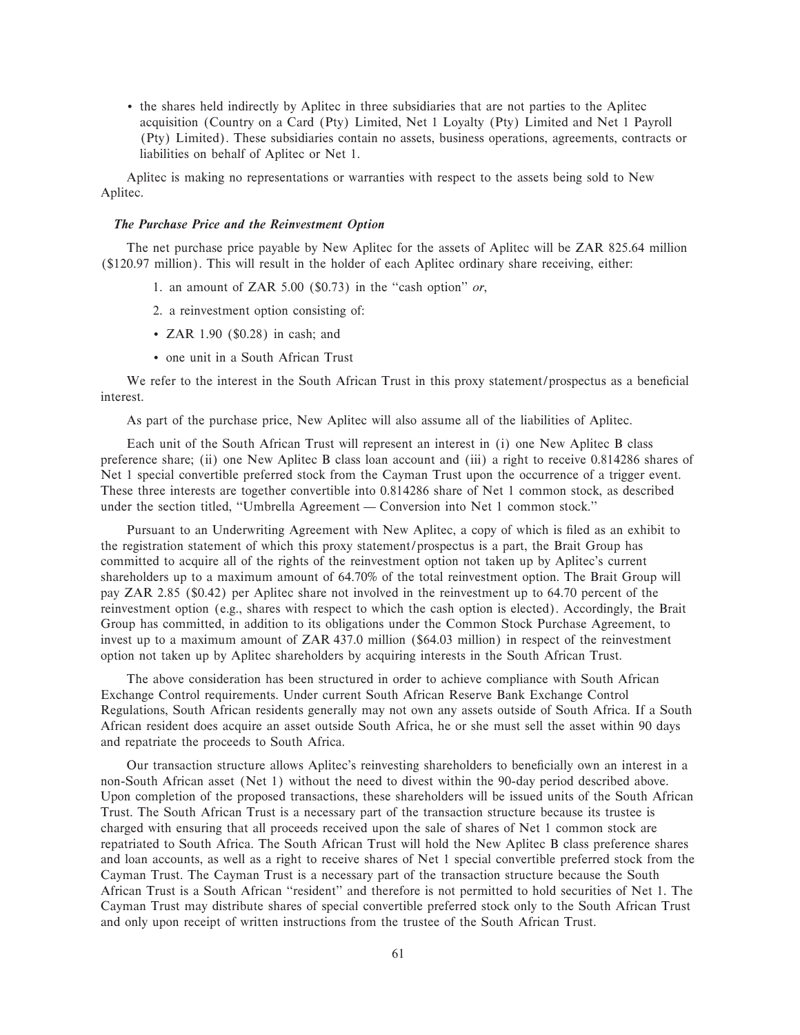- the shares held indirectly by Aplitec in three subsidiaries that are not parties to the Aplitec acquisition (Country on a Card (Pty) Limited, Net 1 Loyalty (Pty) Limited and Net 1 Payroll (Pty) Limited). These subsidiaries contain no assets, business operations, agreements, contracts or liabilities on behalf of Aplitec or Net 1.

Aplitec is making no representations or warranties with respect to the assets being sold to New Aplitec.

### *The Purchase Price and the Reinvestment Option*

The net purchase price payable by New Aplitec for the assets of Aplitec will be ZAR 825.64 million ($120.97 million). This will result in the holder of each Aplitec ordinary share receiving, either:

1. an amount of ZAR 5.00 ($0.73) in the "cash option" *or*,

2. a reinvestment option consisting of:

- ZAR 1.90 ($0.28) in cash; and
- one unit in a South African Trust

We refer to the interest in the South African Trust in this proxy statement/prospectus as a beneficial interest.

As part of the purchase price, New Aplitec will also assume all of the liabilities of Aplitec.

Each unit of the South African Trust will represent an interest in (i) one New Aplitec B class preference share; (ii) one New Aplitec B class loan account and (iii) a right to receive 0.814286 shares of Net 1 special convertible preferred stock from the Cayman Trust upon the occurrence of a trigger event. These three interests are together convertible into 0.814286 share of Net 1 common stock, as described under the section titled, "Umbrella Agreement — Conversion into Net 1 common stock."

Pursuant to an Underwriting Agreement with New Aplitec, a copy of which is filed as an exhibit to the registration statement of which this proxy statement/prospectus is a part, the Brait Group has committed to acquire all of the rights of the reinvestment option not taken up by Aplitec's current shareholders up to a maximum amount of 64.70% of the total reinvestment option. The Brait Group will pay ZAR 2.85 ($0.42) per Aplitec share not involved in the reinvestment up to 64.70 percent of the reinvestment option (e.g., shares with respect to which the cash option is elected). Accordingly, the Brait Group has committed, in addition to its obligations under the Common Stock Purchase Agreement, to invest up to a maximum amount of ZAR 437.0 million ($64.03 million) in respect of the reinvestment option not taken up by Aplitec shareholders by acquiring interests in the South African Trust.

The above consideration has been structured in order to achieve compliance with South African Exchange Control requirements. Under current South African Reserve Bank Exchange Control Regulations, South African residents generally may not own any assets outside of South Africa. If a South African resident does acquire an asset outside South Africa, he or she must sell the asset within 90 days and repatriate the proceeds to South Africa.

Our transaction structure allows Aplitec's reinvesting shareholders to beneficially own an interest in a non-South African asset (Net 1) without the need to divest within the 90-day period described above. Upon completion of the proposed transactions, these shareholders will be issued units of the South African Trust. The South African Trust is a necessary part of the transaction structure because its trustee is charged with ensuring that all proceeds received upon the sale of shares of Net 1 common stock are repatriated to South Africa. The South African Trust will hold the New Aplitec B class preference shares and loan accounts, as well as a right to receive shares of Net 1 special convertible preferred stock from the Cayman Trust. The Cayman Trust is a necessary part of the transaction structure because the South African Trust is a South African "resident" and therefore is not permitted to hold securities of Net 1. The Cayman Trust may distribute shares of special convertible preferred stock only to the South African Trust and only upon receipt of written instructions from the trustee of the South African Trust.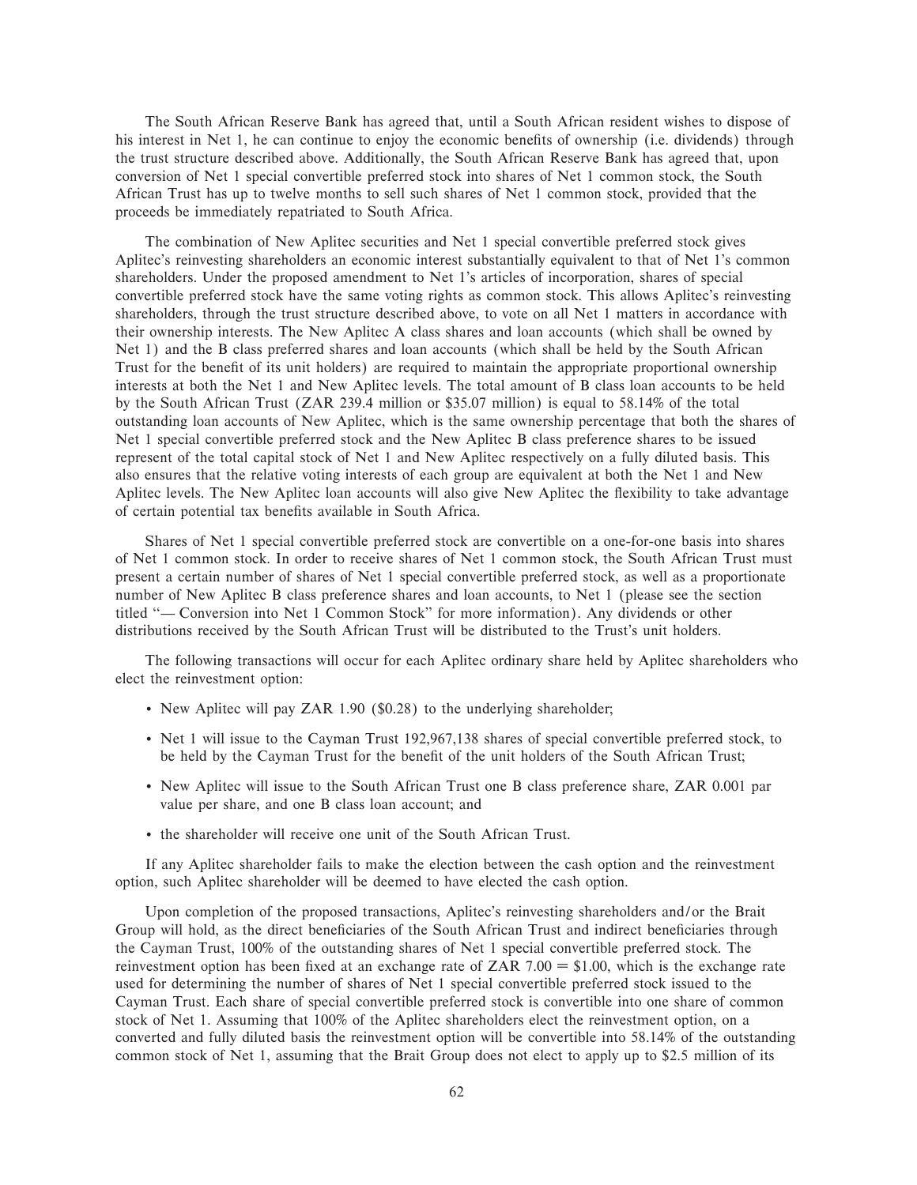The South African Reserve Bank has agreed that, until a South African resident wishes to dispose of his interest in Net 1, he can continue to enjoy the economic benefits of ownership (i.e. dividends) through the trust structure described above. Additionally, the South African Reserve Bank has agreed that, upon conversion of Net 1 special convertible preferred stock into shares of Net 1 common stock, the South African Trust has up to twelve months to sell such shares of Net 1 common stock, provided that the proceeds be immediately repatriated to South Africa.

The combination of New Aplitec securities and Net 1 special convertible preferred stock gives Aplitec's reinvesting shareholders an economic interest substantially equivalent to that of Net 1's common shareholders. Under the proposed amendment to Net 1's articles of incorporation, shares of special convertible preferred stock have the same voting rights as common stock. This allows Aplitec's reinvesting shareholders, through the trust structure described above, to vote on all Net 1 matters in accordance with their ownership interests. The New Aplitec A class shares and loan accounts (which shall be owned by Net 1) and the B class preferred shares and loan accounts (which shall be held by the South African Trust for the benefit of its unit holders) are required to maintain the appropriate proportional ownership interests at both the Net 1 and New Aplitec levels. The total amount of B class loan accounts to be held by the South African Trust (ZAR 239.4 million or $35.07 million) is equal to 58.14% of the total outstanding loan accounts of New Aplitec, which is the same ownership percentage that both the shares of Net 1 special convertible preferred stock and the New Aplitec B class preference shares to be issued represent of the total capital stock of Net 1 and New Aplitec respectively on a fully diluted basis. This also ensures that the relative voting interests of each group are equivalent at both the Net 1 and New Aplitec levels. The New Aplitec loan accounts will also give New Aplitec the flexibility to take advantage of certain potential tax benefits available in South Africa.

Shares of Net 1 special convertible preferred stock are convertible on a one-for-one basis into shares of Net 1 common stock. In order to receive shares of Net 1 common stock, the South African Trust must present a certain number of shares of Net 1 special convertible preferred stock, as well as a proportionate number of New Aplitec B class preference shares and loan accounts, to Net 1 (please see the section titled "— Conversion into Net 1 Common Stock" for more information). Any dividends or other distributions received by the South African Trust will be distributed to the Trust's unit holders.

The following transactions will occur for each Aplitec ordinary share held by Aplitec shareholders who elect the reinvestment option:

- New Aplitec will pay ZAR 1.90 ($0.28) to the underlying shareholder;
- Net 1 will issue to the Cayman Trust 192,967,138 shares of special convertible preferred stock, to be held by the Cayman Trust for the benefit of the unit holders of the South African Trust;
- New Aplitec will issue to the South African Trust one B class preference share, ZAR 0.001 par value per share, and one B class loan account; and
- the shareholder will receive one unit of the South African Trust.

If any Aplitec shareholder fails to make the election between the cash option and the reinvestment option, such Aplitec shareholder will be deemed to have elected the cash option.

Upon completion of the proposed transactions, Aplitec's reinvesting shareholders and/or the Brait Group will hold, as the direct beneficiaries of the South African Trust and indirect beneficiaries through the Cayman Trust, 100% of the outstanding shares of Net 1 special convertible preferred stock. The reinvestment option has been fixed at an exchange rate of ZAR 7.00 = $1.00, which is the exchange rate used for determining the number of shares of Net 1 special convertible preferred stock issued to the Cayman Trust. Each share of special convertible preferred stock is convertible into one share of common stock of Net 1. Assuming that 100% of the Aplitec shareholders elect the reinvestment option, on a converted and fully diluted basis the reinvestment option will be convertible into 58.14% of the outstanding common stock of Net 1, assuming that the Brait Group does not elect to apply up to $2.5 million of its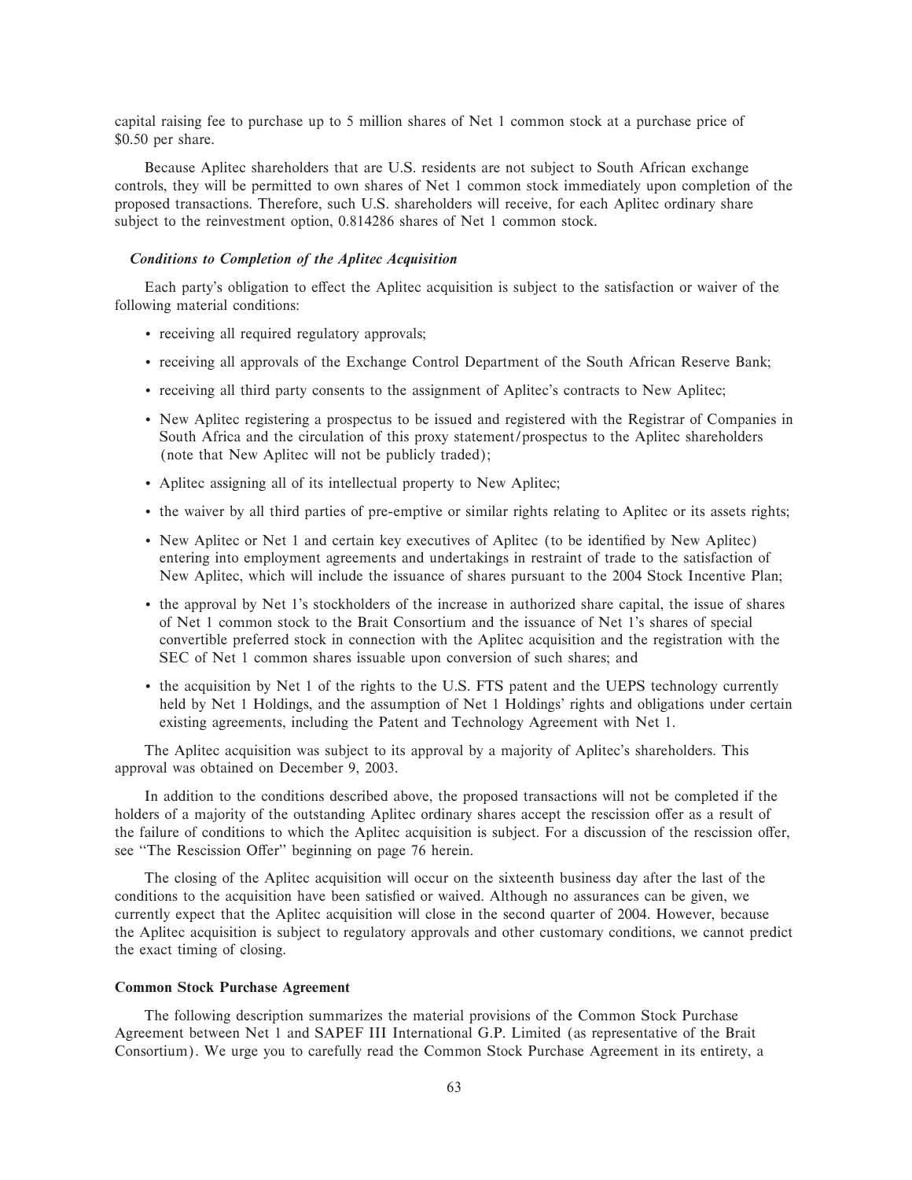capital raising fee to purchase up to 5 million shares of Net 1 common stock at a purchase price of $0.50 per share.

Because Aplitec shareholders that are U.S. residents are not subject to South African exchange controls, they will be permitted to own shares of Net 1 common stock immediately upon completion of the proposed transactions. Therefore, such U.S. shareholders will receive, for each Aplitec ordinary share subject to the reinvestment option, 0.814286 shares of Net 1 common stock.

### *Conditions to Completion of the Aplitec Acquisition*

Each party's obligation to effect the Aplitec acquisition is subject to the satisfaction or waiver of the following material conditions:

- receiving all required regulatory approvals;
- receiving all approvals of the Exchange Control Department of the South African Reserve Bank;
- receiving all third party consents to the assignment of Aplitec's contracts to New Aplitec;
- New Aplitec registering a prospectus to be issued and registered with the Registrar of Companies in South Africa and the circulation of this proxy statement/prospectus to the Aplitec shareholders (note that New Aplitec will not be publicly traded);
- Aplitec assigning all of its intellectual property to New Aplitec;
- the waiver by all third parties of pre-emptive or similar rights relating to Aplitec or its assets rights;
- New Aplitec or Net 1 and certain key executives of Aplitec (to be identified by New Aplitec) entering into employment agreements and undertakings in restraint of trade to the satisfaction of New Aplitec, which will include the issuance of shares pursuant to the 2004 Stock Incentive Plan;
- the approval by Net 1's stockholders of the increase in authorized share capital, the issue of shares of Net 1 common stock to the Brait Consortium and the issuance of Net 1's shares of special convertible preferred stock in connection with the Aplitec acquisition and the registration with the SEC of Net 1 common shares issuable upon conversion of such shares; and
- the acquisition by Net 1 of the rights to the U.S. FTS patent and the UEPS technology currently held by Net 1 Holdings, and the assumption of Net 1 Holdings' rights and obligations under certain existing agreements, including the Patent and Technology Agreement with Net 1.

The Aplitec acquisition was subject to its approval by a majority of Aplitec's shareholders. This approval was obtained on December 9, 2003.

In addition to the conditions described above, the proposed transactions will not be completed if the holders of a majority of the outstanding Aplitec ordinary shares accept the rescission offer as a result of the failure of conditions to which the Aplitec acquisition is subject. For a discussion of the rescission offer, see "The Rescission Offer" beginning on page 76 herein.

The closing of the Aplitec acquisition will occur on the sixteenth business day after the last of the conditions to the acquisition have been satisfied or waived. Although no assurances can be given, we currently expect that the Aplitec acquisition will close in the second quarter of 2004. However, because the Aplitec acquisition is subject to regulatory approvals and other customary conditions, we cannot predict the exact timing of closing.

## Common Stock Purchase Agreement

The following description summarizes the material provisions of the Common Stock Purchase Agreement between Net 1 and SAPEF III International G.P. Limited (as representative of the Brait Consortium). We urge you to carefully read the Common Stock Purchase Agreement in its entirety, a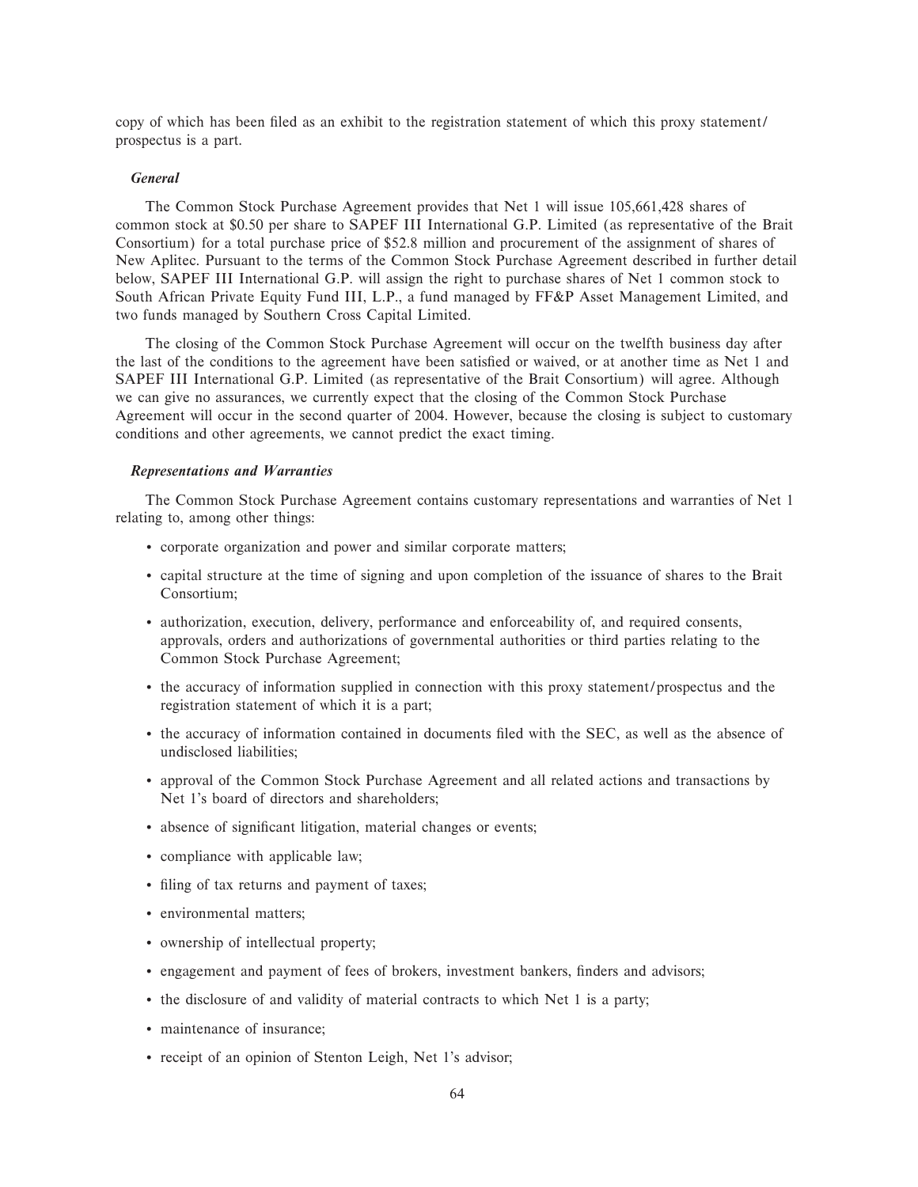copy of which has been filed as an exhibit to the registration statement of which this proxy statement/prospectus is a part.

### *General*

The Common Stock Purchase Agreement provides that Net 1 will issue 105,661,428 shares of common stock at $0.50 per share to SAPEF III International G.P. Limited (as representative of the Brait Consortium) for a total purchase price of $52.8 million and procurement of the assignment of shares of New Aplitec. Pursuant to the terms of the Common Stock Purchase Agreement described in further detail below, SAPEF III International G.P. will assign the right to purchase shares of Net 1 common stock to South African Private Equity Fund III, L.P., a fund managed by FF&P Asset Management Limited, and two funds managed by Southern Cross Capital Limited.

The closing of the Common Stock Purchase Agreement will occur on the twelfth business day after the last of the conditions to the agreement have been satisfied or waived, or at another time as Net 1 and SAPEF III International G.P. Limited (as representative of the Brait Consortium) will agree. Although we can give no assurances, we currently expect that the closing of the Common Stock Purchase Agreement will occur in the second quarter of 2004. However, because the closing is subject to customary conditions and other agreements, we cannot predict the exact timing.

### *Representations and Warranties*

The Common Stock Purchase Agreement contains customary representations and warranties of Net 1 relating to, among other things:

- corporate organization and power and similar corporate matters;
- capital structure at the time of signing and upon completion of the issuance of shares to the Brait Consortium;
- authorization, execution, delivery, performance and enforceability of, and required consents, approvals, orders and authorizations of governmental authorities or third parties relating to the Common Stock Purchase Agreement;
- the accuracy of information supplied in connection with this proxy statement/prospectus and the registration statement of which it is a part;
- the accuracy of information contained in documents filed with the SEC, as well as the absence of undisclosed liabilities;
- approval of the Common Stock Purchase Agreement and all related actions and transactions by Net 1's board of directors and shareholders;
- absence of significant litigation, material changes or events;
- compliance with applicable law;
- filing of tax returns and payment of taxes;
- environmental matters;
- ownership of intellectual property;
- engagement and payment of fees of brokers, investment bankers, finders and advisors;
- the disclosure of and validity of material contracts to which Net 1 is a party;
- maintenance of insurance;
- receipt of an opinion of Stenton Leigh, Net 1's advisor;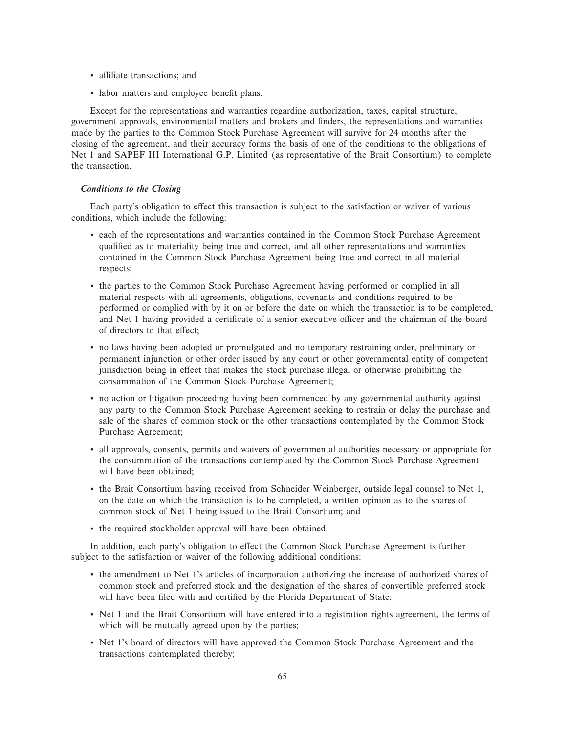- affiliate transactions; and
- labor matters and employee benefit plans.

Except for the representations and warranties regarding authorization, taxes, capital structure, government approvals, environmental matters and brokers and finders, the representations and warranties made by the parties to the Common Stock Purchase Agreement will survive for 24 months after the closing of the agreement, and their accuracy forms the basis of one of the conditions to the obligations of Net 1 and SAPEF III International G.P. Limited (as representative of the Brait Consortium) to complete the transaction.

***Conditions to the Closing***

Each party's obligation to effect this transaction is subject to the satisfaction or waiver of various conditions, which include the following:

- each of the representations and warranties contained in the Common Stock Purchase Agreement qualified as to materiality being true and correct, and all other representations and warranties contained in the Common Stock Purchase Agreement being true and correct in all material respects;
- the parties to the Common Stock Purchase Agreement having performed or complied in all material respects with all agreements, obligations, covenants and conditions required to be performed or complied with by it on or before the date on which the transaction is to be completed, and Net 1 having provided a certificate of a senior executive officer and the chairman of the board of directors to that effect;
- no laws having been adopted or promulgated and no temporary restraining order, preliminary or permanent injunction or other order issued by any court or other governmental entity of competent jurisdiction being in effect that makes the stock purchase illegal or otherwise prohibiting the consummation of the Common Stock Purchase Agreement;
- no action or litigation proceeding having been commenced by any governmental authority against any party to the Common Stock Purchase Agreement seeking to restrain or delay the purchase and sale of the shares of common stock or the other transactions contemplated by the Common Stock Purchase Agreement;
- all approvals, consents, permits and waivers of governmental authorities necessary or appropriate for the consummation of the transactions contemplated by the Common Stock Purchase Agreement will have been obtained;
- the Brait Consortium having received from Schneider Weinberger, outside legal counsel to Net 1, on the date on which the transaction is to be completed, a written opinion as to the shares of common stock of Net 1 being issued to the Brait Consortium; and
- the required stockholder approval will have been obtained.

In addition, each party's obligation to effect the Common Stock Purchase Agreement is further subject to the satisfaction or waiver of the following additional conditions:

- the amendment to Net 1's articles of incorporation authorizing the increase of authorized shares of common stock and preferred stock and the designation of the shares of convertible preferred stock will have been filed with and certified by the Florida Department of State;
- Net 1 and the Brait Consortium will have entered into a registration rights agreement, the terms of which will be mutually agreed upon by the parties;
- Net 1's board of directors will have approved the Common Stock Purchase Agreement and the transactions contemplated thereby;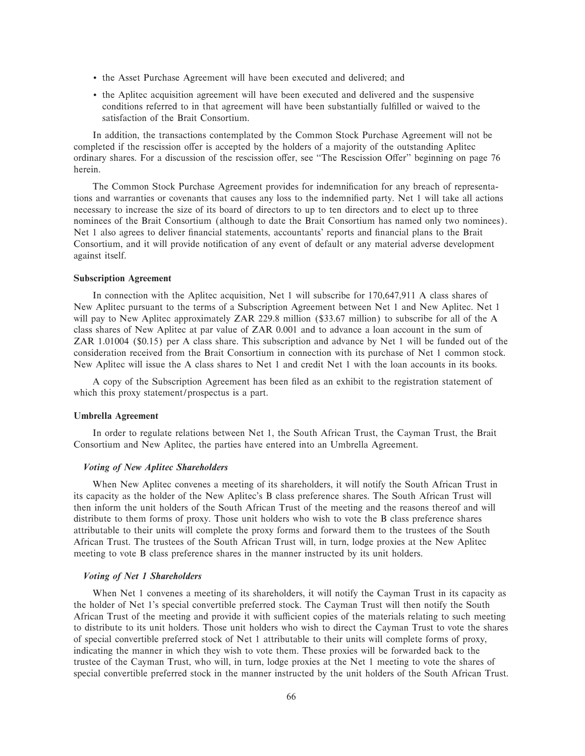- the Asset Purchase Agreement will have been executed and delivered; and
- the Aplitec acquisition agreement will have been executed and delivered and the suspensive conditions referred to in that agreement will have been substantially fulfilled or waived to the satisfaction of the Brait Consortium.

In addition, the transactions contemplated by the Common Stock Purchase Agreement will not be completed if the rescission offer is accepted by the holders of a majority of the outstanding Aplitec ordinary shares. For a discussion of the rescission offer, see "The Rescission Offer" beginning on page 76 herein.

The Common Stock Purchase Agreement provides for indemnification for any breach of representations and warranties or covenants that causes any loss to the indemnified party. Net 1 will take all actions necessary to increase the size of its board of directors to up to ten directors and to elect up to three nominees of the Brait Consortium (although to date the Brait Consortium has named only two nominees). Net 1 also agrees to deliver financial statements, accountants' reports and financial plans to the Brait Consortium, and it will provide notification of any event of default or any material adverse development against itself.

**Subscription Agreement**

In connection with the Aplitec acquisition, Net 1 will subscribe for 170,647,911 A class shares of New Aplitec pursuant to the terms of a Subscription Agreement between Net 1 and New Aplitec. Net 1 will pay to New Aplitec approximately ZAR 229.8 million ($33.67 million) to subscribe for all of the A class shares of New Aplitec at par value of ZAR 0.001 and to advance a loan account in the sum of ZAR 1.01004 ($0.15) per A class share. This subscription and advance by Net 1 will be funded out of the consideration received from the Brait Consortium in connection with its purchase of Net 1 common stock. New Aplitec will issue the A class shares to Net 1 and credit Net 1 with the loan accounts in its books.

A copy of the Subscription Agreement has been filed as an exhibit to the registration statement of which this proxy statement/prospectus is a part.

**Umbrella Agreement**

In order to regulate relations between Net 1, the South African Trust, the Cayman Trust, the Brait Consortium and New Aplitec, the parties have entered into an Umbrella Agreement.

***Voting of New Aplitec Shareholders***

When New Aplitec convenes a meeting of its shareholders, it will notify the South African Trust in its capacity as the holder of the New Aplitec's B class preference shares. The South African Trust will then inform the unit holders of the South African Trust of the meeting and the reasons thereof and will distribute to them forms of proxy. Those unit holders who wish to vote the B class preference shares attributable to their units will complete the proxy forms and forward them to the trustees of the South African Trust. The trustees of the South African Trust will, in turn, lodge proxies at the New Aplitec meeting to vote B class preference shares in the manner instructed by its unit holders.

***Voting of Net 1 Shareholders***

When Net 1 convenes a meeting of its shareholders, it will notify the Cayman Trust in its capacity as the holder of Net 1's special convertible preferred stock. The Cayman Trust will then notify the South African Trust of the meeting and provide it with sufficient copies of the materials relating to such meeting to distribute to its unit holders. Those unit holders who wish to direct the Cayman Trust to vote the shares of special convertible preferred stock of Net 1 attributable to their units will complete forms of proxy, indicating the manner in which they wish to vote them. These proxies will be forwarded back to the trustee of the Cayman Trust, who will, in turn, lodge proxies at the Net 1 meeting to vote the shares of special convertible preferred stock in the manner instructed by the unit holders of the South African Trust.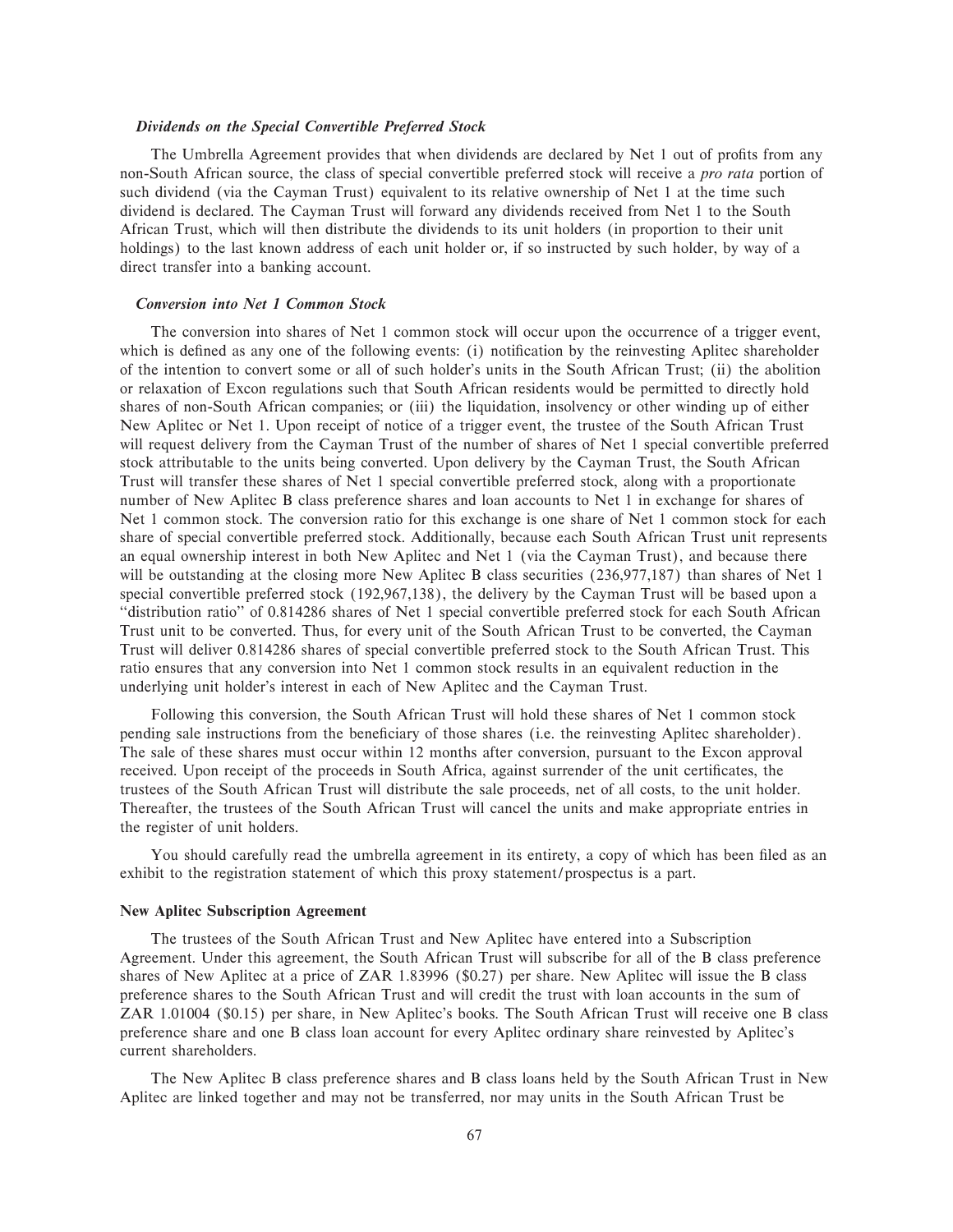### *Dividends on the Special Convertible Preferred Stock*

The Umbrella Agreement provides that when dividends are declared by Net 1 out of profits from any non-South African source, the class of special convertible preferred stock will receive a *pro rata* portion of such dividend (via the Cayman Trust) equivalent to its relative ownership of Net 1 at the time such dividend is declared. The Cayman Trust will forward any dividends received from Net 1 to the South African Trust, which will then distribute the dividends to its unit holders (in proportion to their unit holdings) to the last known address of each unit holder or, if so instructed by such holder, by way of a direct transfer into a banking account.

### *Conversion into Net 1 Common Stock*

The conversion into shares of Net 1 common stock will occur upon the occurrence of a trigger event, which is defined as any one of the following events: (i) notification by the reinvesting Aplitec shareholder of the intention to convert some or all of such holder's units in the South African Trust; (ii) the abolition or relaxation of Excon regulations such that South African residents would be permitted to directly hold shares of non-South African companies; or (iii) the liquidation, insolvency or other winding up of either New Aplitec or Net 1. Upon receipt of notice of a trigger event, the trustee of the South African Trust will request delivery from the Cayman Trust of the number of shares of Net 1 special convertible preferred stock attributable to the units being converted. Upon delivery by the Cayman Trust, the South African Trust will transfer these shares of Net 1 special convertible preferred stock, along with a proportionate number of New Aplitec B class preference shares and loan accounts to Net 1 in exchange for shares of Net 1 common stock. The conversion ratio for this exchange is one share of Net 1 common stock for each share of special convertible preferred stock. Additionally, because each South African Trust unit represents an equal ownership interest in both New Aplitec and Net 1 (via the Cayman Trust), and because there will be outstanding at the closing more New Aplitec B class securities (236,977,187) than shares of Net 1 special convertible preferred stock (192,967,138), the delivery by the Cayman Trust will be based upon a "distribution ratio" of 0.814286 shares of Net 1 special convertible preferred stock for each South African Trust unit to be converted. Thus, for every unit of the South African Trust to be converted, the Cayman Trust will deliver 0.814286 shares of special convertible preferred stock to the South African Trust. This ratio ensures that any conversion into Net 1 common stock results in an equivalent reduction in the underlying unit holder's interest in each of New Aplitec and the Cayman Trust.

Following this conversion, the South African Trust will hold these shares of Net 1 common stock pending sale instructions from the beneficiary of those shares (i.e. the reinvesting Aplitec shareholder). The sale of these shares must occur within 12 months after conversion, pursuant to the Excon approval received. Upon receipt of the proceeds in South Africa, against surrender of the unit certificates, the trustees of the South African Trust will distribute the sale proceeds, net of all costs, to the unit holder. Thereafter, the trustees of the South African Trust will cancel the units and make appropriate entries in the register of unit holders.

You should carefully read the umbrella agreement in its entirety, a copy of which has been filed as an exhibit to the registration statement of which this proxy statement/prospectus is a part.

### New Aplitec Subscription Agreement

The trustees of the South African Trust and New Aplitec have entered into a Subscription Agreement. Under this agreement, the South African Trust will subscribe for all of the B class preference shares of New Aplitec at a price of ZAR 1.83996 ($0.27) per share. New Aplitec will issue the B class preference shares to the South African Trust and will credit the trust with loan accounts in the sum of ZAR 1.01004 ($0.15) per share, in New Aplitec's books. The South African Trust will receive one B class preference share and one B class loan account for every Aplitec ordinary share reinvested by Aplitec's current shareholders.

The New Aplitec B class preference shares and B class loans held by the South African Trust in New Aplitec are linked together and may not be transferred, nor may units in the South African Trust be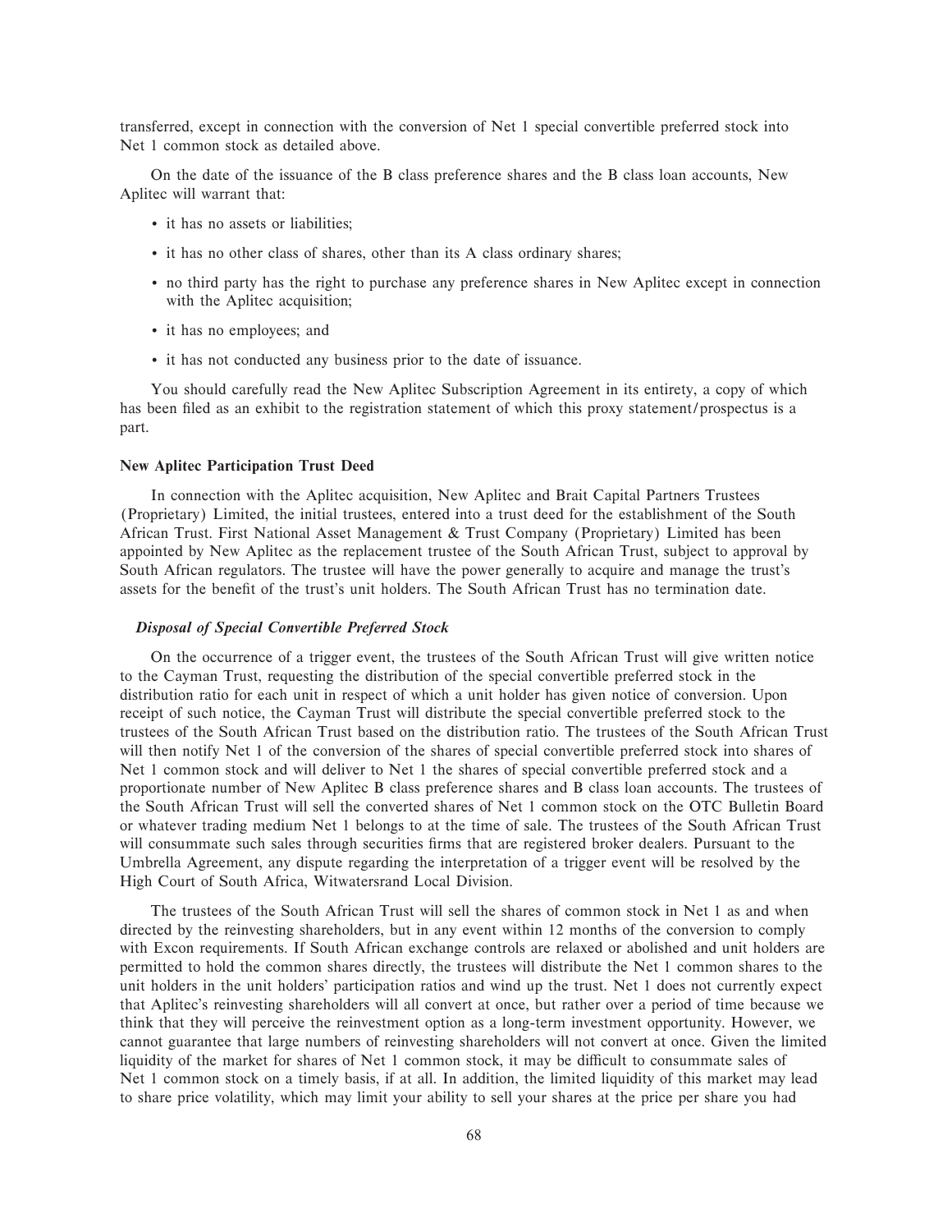transferred, except in connection with the conversion of Net 1 special convertible preferred stock into Net 1 common stock as detailed above.

On the date of the issuance of the B class preference shares and the B class loan accounts, New Aplitec will warrant that:

- it has no assets or liabilities;
- it has no other class of shares, other than its A class ordinary shares;
- no third party has the right to purchase any preference shares in New Aplitec except in connection with the Aplitec acquisition;
- it has no employees; and
- it has not conducted any business prior to the date of issuance.

You should carefully read the New Aplitec Subscription Agreement in its entirety, a copy of which has been filed as an exhibit to the registration statement of which this proxy statement/prospectus is a part.

**New Aplitec Participation Trust Deed**

In connection with the Aplitec acquisition, New Aplitec and Brait Capital Partners Trustees (Proprietary) Limited, the initial trustees, entered into a trust deed for the establishment of the South African Trust. First National Asset Management & Trust Company (Proprietary) Limited has been appointed by New Aplitec as the replacement trustee of the South African Trust, subject to approval by South African regulators. The trustee will have the power generally to acquire and manage the trust's assets for the benefit of the trust's unit holders. The South African Trust has no termination date.

***Disposal of Special Convertible Preferred Stock***

On the occurrence of a trigger event, the trustees of the South African Trust will give written notice to the Cayman Trust, requesting the distribution of the special convertible preferred stock in the distribution ratio for each unit in respect of which a unit holder has given notice of conversion. Upon receipt of such notice, the Cayman Trust will distribute the special convertible preferred stock to the trustees of the South African Trust based on the distribution ratio. The trustees of the South African Trust will then notify Net 1 of the conversion of the shares of special convertible preferred stock into shares of Net 1 common stock and will deliver to Net 1 the shares of special convertible preferred stock and a proportionate number of New Aplitec B class preference shares and B class loan accounts. The trustees of the South African Trust will sell the converted shares of Net 1 common stock on the OTC Bulletin Board or whatever trading medium Net 1 belongs to at the time of sale. The trustees of the South African Trust will consummate such sales through securities firms that are registered broker dealers. Pursuant to the Umbrella Agreement, any dispute regarding the interpretation of a trigger event will be resolved by the High Court of South Africa, Witwatersrand Local Division.

The trustees of the South African Trust will sell the shares of common stock in Net 1 as and when directed by the reinvesting shareholders, but in any event within 12 months of the conversion to comply with Excon requirements. If South African exchange controls are relaxed or abolished and unit holders are permitted to hold the common shares directly, the trustees will distribute the Net 1 common shares to the unit holders in the unit holders' participation ratios and wind up the trust. Net 1 does not currently expect that Aplitec's reinvesting shareholders will all convert at once, but rather over a period of time because we think that they will perceive the reinvestment option as a long-term investment opportunity. However, we cannot guarantee that large numbers of reinvesting shareholders will not convert at once. Given the limited liquidity of the market for shares of Net 1 common stock, it may be difficult to consummate sales of Net 1 common stock on a timely basis, if at all. In addition, the limited liquidity of this market may lead to share price volatility, which may limit your ability to sell your shares at the price per share you had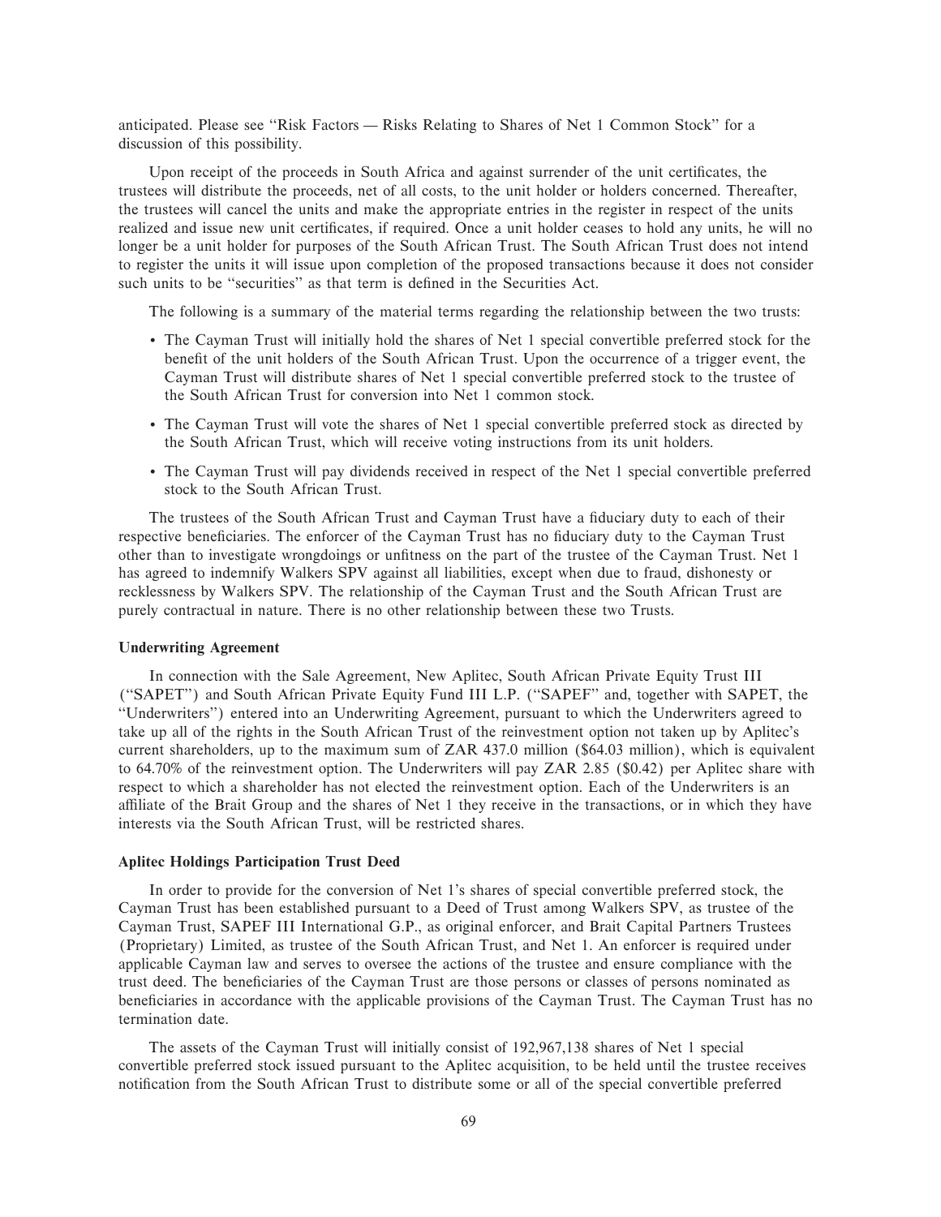anticipated. Please see "Risk Factors — Risks Relating to Shares of Net 1 Common Stock" for a discussion of this possibility.

Upon receipt of the proceeds in South Africa and against surrender of the unit certificates, the trustees will distribute the proceeds, net of all costs, to the unit holder or holders concerned. Thereafter, the trustees will cancel the units and make the appropriate entries in the register in respect of the units realized and issue new unit certificates, if required. Once a unit holder ceases to hold any units, he will no longer be a unit holder for purposes of the South African Trust. The South African Trust does not intend to register the units it will issue upon completion of the proposed transactions because it does not consider such units to be "securities" as that term is defined in the Securities Act.

The following is a summary of the material terms regarding the relationship between the two trusts:

- The Cayman Trust will initially hold the shares of Net 1 special convertible preferred stock for the benefit of the unit holders of the South African Trust. Upon the occurrence of a trigger event, the Cayman Trust will distribute shares of Net 1 special convertible preferred stock to the trustee of the South African Trust for conversion into Net 1 common stock.
- The Cayman Trust will vote the shares of Net 1 special convertible preferred stock as directed by the South African Trust, which will receive voting instructions from its unit holders.
- The Cayman Trust will pay dividends received in respect of the Net 1 special convertible preferred stock to the South African Trust.

The trustees of the South African Trust and Cayman Trust have a fiduciary duty to each of their respective beneficiaries. The enforcer of the Cayman Trust has no fiduciary duty to the Cayman Trust other than to investigate wrongdoings or unfitness on the part of the trustee of the Cayman Trust. Net 1 has agreed to indemnify Walkers SPV against all liabilities, except when due to fraud, dishonesty or recklessness by Walkers SPV. The relationship of the Cayman Trust and the South African Trust are purely contractual in nature. There is no other relationship between these two Trusts.

**Underwriting Agreement**

In connection with the Sale Agreement, New Aplitec, South African Private Equity Trust III ("SAPET") and South African Private Equity Fund III L.P. ("SAPEF" and, together with SAPET, the "Underwriters") entered into an Underwriting Agreement, pursuant to which the Underwriters agreed to take up all of the rights in the South African Trust of the reinvestment option not taken up by Aplitec's current shareholders, up to the maximum sum of ZAR 437.0 million ($64.03 million), which is equivalent to 64.70% of the reinvestment option. The Underwriters will pay ZAR 2.85 ($0.42) per Aplitec share with respect to which a shareholder has not elected the reinvestment option. Each of the Underwriters is an affiliate of the Brait Group and the shares of Net 1 they receive in the transactions, or in which they have interests via the South African Trust, will be restricted shares.

**Aplitec Holdings Participation Trust Deed**

In order to provide for the conversion of Net 1's shares of special convertible preferred stock, the Cayman Trust has been established pursuant to a Deed of Trust among Walkers SPV, as trustee of the Cayman Trust, SAPEF III International G.P., as original enforcer, and Brait Capital Partners Trustees (Proprietary) Limited, as trustee of the South African Trust, and Net 1. An enforcer is required under applicable Cayman law and serves to oversee the actions of the trustee and ensure compliance with the trust deed. The beneficiaries of the Cayman Trust are those persons or classes of persons nominated as beneficiaries in accordance with the applicable provisions of the Cayman Trust. The Cayman Trust has no termination date.

The assets of the Cayman Trust will initially consist of 192,967,138 shares of Net 1 special convertible preferred stock issued pursuant to the Aplitec acquisition, to be held until the trustee receives notification from the South African Trust to distribute some or all of the special convertible preferred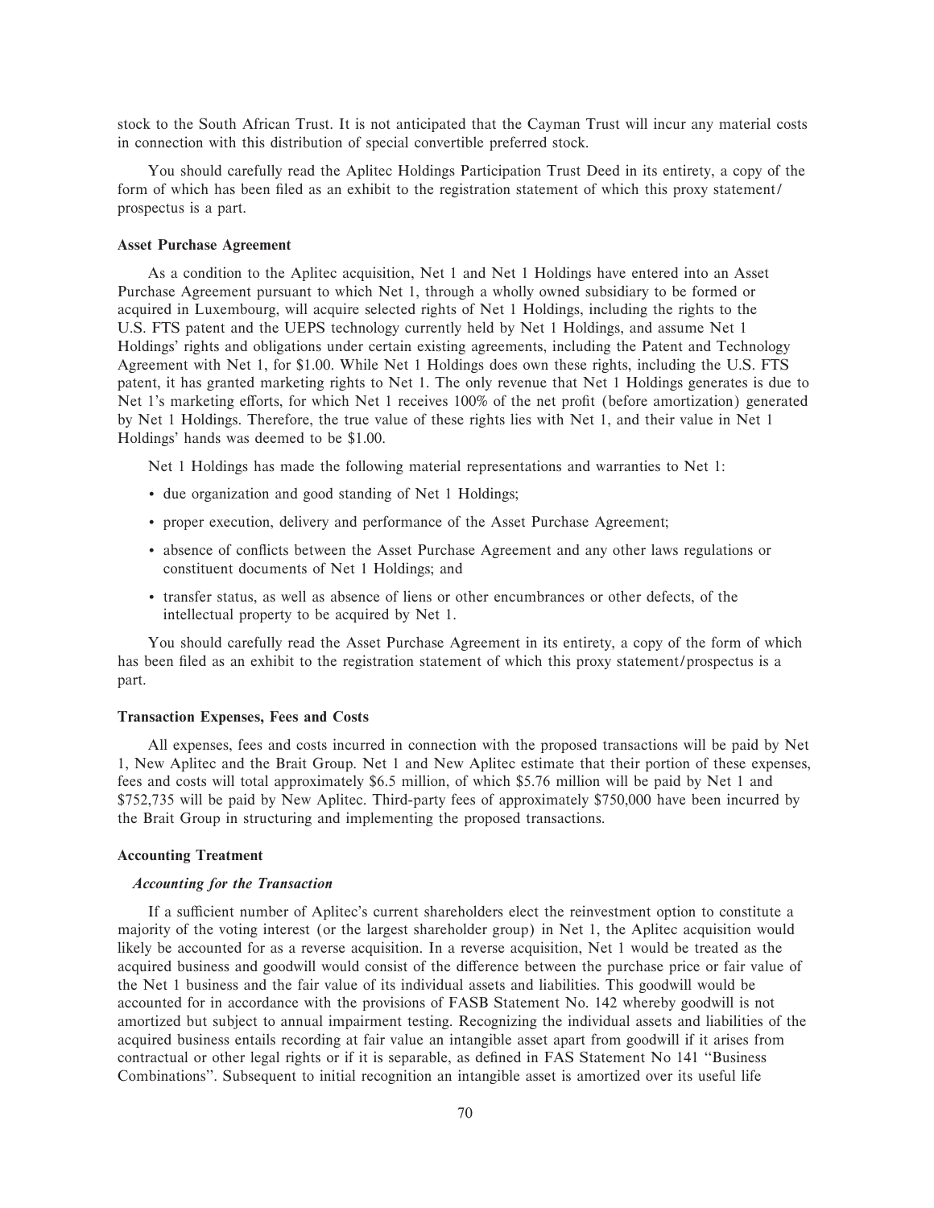stock to the South African Trust. It is not anticipated that the Cayman Trust will incur any material costs in connection with this distribution of special convertible preferred stock.

You should carefully read the Aplitec Holdings Participation Trust Deed in its entirety, a copy of the form of which has been filed as an exhibit to the registration statement of which this proxy statement/prospectus is a part.

**Asset Purchase Agreement**

As a condition to the Aplitec acquisition, Net 1 and Net 1 Holdings have entered into an Asset Purchase Agreement pursuant to which Net 1, through a wholly owned subsidiary to be formed or acquired in Luxembourg, will acquire selected rights of Net 1 Holdings, including the rights to the U.S. FTS patent and the UEPS technology currently held by Net 1 Holdings, and assume Net 1 Holdings' rights and obligations under certain existing agreements, including the Patent and Technology Agreement with Net 1, for $1.00. While Net 1 Holdings does own these rights, including the U.S. FTS patent, it has granted marketing rights to Net 1. The only revenue that Net 1 Holdings generates is due to Net 1's marketing efforts, for which Net 1 receives 100% of the net profit (before amortization) generated by Net 1 Holdings. Therefore, the true value of these rights lies with Net 1, and their value in Net 1 Holdings' hands was deemed to be $1.00.

Net 1 Holdings has made the following material representations and warranties to Net 1:

- due organization and good standing of Net 1 Holdings;
- proper execution, delivery and performance of the Asset Purchase Agreement;
- absence of conflicts between the Asset Purchase Agreement and any other laws regulations or constituent documents of Net 1 Holdings; and
- transfer status, as well as absence of liens or other encumbrances or other defects, of the intellectual property to be acquired by Net 1.

You should carefully read the Asset Purchase Agreement in its entirety, a copy of the form of which has been filed as an exhibit to the registration statement of which this proxy statement/prospectus is a part.

**Transaction Expenses, Fees and Costs**

All expenses, fees and costs incurred in connection with the proposed transactions will be paid by Net 1, New Aplitec and the Brait Group. Net 1 and New Aplitec estimate that their portion of these expenses, fees and costs will total approximately $6.5 million, of which $5.76 million will be paid by Net 1 and $752,735 will be paid by New Aplitec. Third-party fees of approximately $750,000 have been incurred by the Brait Group in structuring and implementing the proposed transactions.

**Accounting Treatment**

***Accounting for the Transaction***

If a sufficient number of Aplitec's current shareholders elect the reinvestment option to constitute a majority of the voting interest (or the largest shareholder group) in Net 1, the Aplitec acquisition would likely be accounted for as a reverse acquisition. In a reverse acquisition, Net 1 would be treated as the acquired business and goodwill would consist of the difference between the purchase price or fair value of the Net 1 business and the fair value of its individual assets and liabilities. This goodwill would be accounted for in accordance with the provisions of FASB Statement No. 142 whereby goodwill is not amortized but subject to annual impairment testing. Recognizing the individual assets and liabilities of the acquired business entails recording at fair value an intangible asset apart from goodwill if it arises from contractual or other legal rights or if it is separable, as defined in FAS Statement No 141 "Business Combinations". Subsequent to initial recognition an intangible asset is amortized over its useful life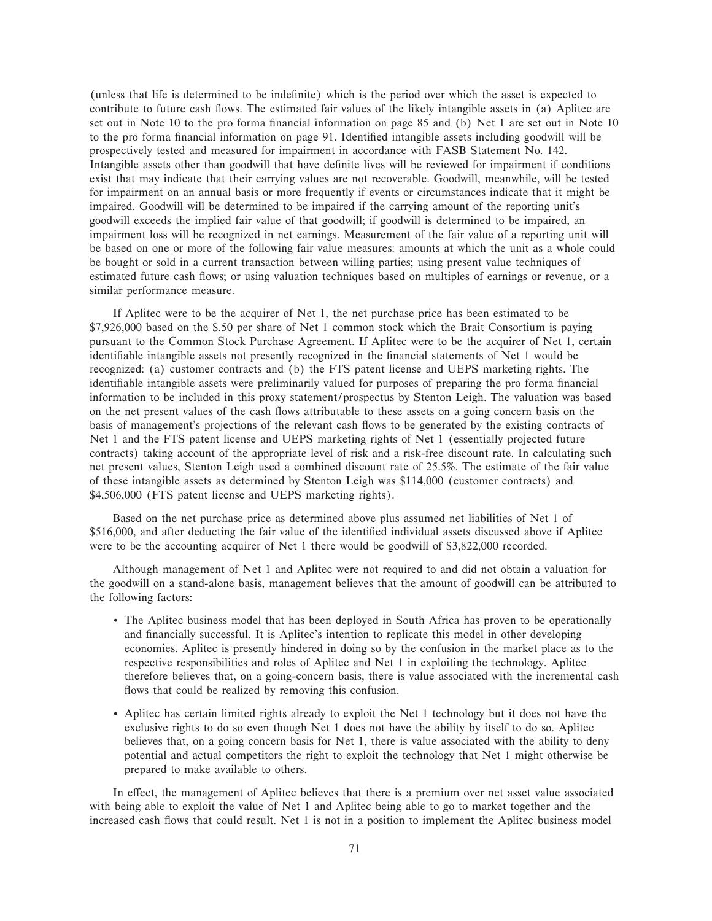(unless that life is determined to be indefinite) which is the period over which the asset is expected to contribute to future cash flows. The estimated fair values of the likely intangible assets in (a) Aplitec are set out in Note 10 to the pro forma financial information on page 85 and (b) Net 1 are set out in Note 10 to the pro forma financial information on page 91. Identified intangible assets including goodwill will be prospectively tested and measured for impairment in accordance with FASB Statement No. 142. Intangible assets other than goodwill that have definite lives will be reviewed for impairment if conditions exist that may indicate that their carrying values are not recoverable. Goodwill, meanwhile, will be tested for impairment on an annual basis or more frequently if events or circumstances indicate that it might be impaired. Goodwill will be determined to be impaired if the carrying amount of the reporting unit's goodwill exceeds the implied fair value of that goodwill; if goodwill is determined to be impaired, an impairment loss will be recognized in net earnings. Measurement of the fair value of a reporting unit will be based on one or more of the following fair value measures: amounts at which the unit as a whole could be bought or sold in a current transaction between willing parties; using present value techniques of estimated future cash flows; or using valuation techniques based on multiples of earnings or revenue, or a similar performance measure.

If Aplitec were to be the acquirer of Net 1, the net purchase price has been estimated to be $7,926,000 based on the $.50 per share of Net 1 common stock which the Brait Consortium is paying pursuant to the Common Stock Purchase Agreement. If Aplitec were to be the acquirer of Net 1, certain identifiable intangible assets not presently recognized in the financial statements of Net 1 would be recognized: (a) customer contracts and (b) the FTS patent license and UEPS marketing rights. The identifiable intangible assets were preliminarily valued for purposes of preparing the pro forma financial information to be included in this proxy statement/prospectus by Stenton Leigh. The valuation was based on the net present values of the cash flows attributable to these assets on a going concern basis on the basis of management's projections of the relevant cash flows to be generated by the existing contracts of Net 1 and the FTS patent license and UEPS marketing rights of Net 1 (essentially projected future contracts) taking account of the appropriate level of risk and a risk-free discount rate. In calculating such net present values, Stenton Leigh used a combined discount rate of 25.5%. The estimate of the fair value of these intangible assets as determined by Stenton Leigh was $114,000 (customer contracts) and $4,506,000 (FTS patent license and UEPS marketing rights).

Based on the net purchase price as determined above plus assumed net liabilities of Net 1 of $516,000, and after deducting the fair value of the identified individual assets discussed above if Aplitec were to be the accounting acquirer of Net 1 there would be goodwill of $3,822,000 recorded.

Although management of Net 1 and Aplitec were not required to and did not obtain a valuation for the goodwill on a stand-alone basis, management believes that the amount of goodwill can be attributed to the following factors:

- The Aplitec business model that has been deployed in South Africa has proven to be operationally and financially successful. It is Aplitec's intention to replicate this model in other developing economies. Aplitec is presently hindered in doing so by the confusion in the market place as to the respective responsibilities and roles of Aplitec and Net 1 in exploiting the technology. Aplitec therefore believes that, on a going-concern basis, there is value associated with the incremental cash flows that could be realized by removing this confusion.
- Aplitec has certain limited rights already to exploit the Net 1 technology but it does not have the exclusive rights to do so even though Net 1 does not have the ability by itself to do so. Aplitec believes that, on a going concern basis for Net 1, there is value associated with the ability to deny potential and actual competitors the right to exploit the technology that Net 1 might otherwise be prepared to make available to others.

In effect, the management of Aplitec believes that there is a premium over net asset value associated with being able to exploit the value of Net 1 and Aplitec being able to go to market together and the increased cash flows that could result. Net 1 is not in a position to implement the Aplitec business model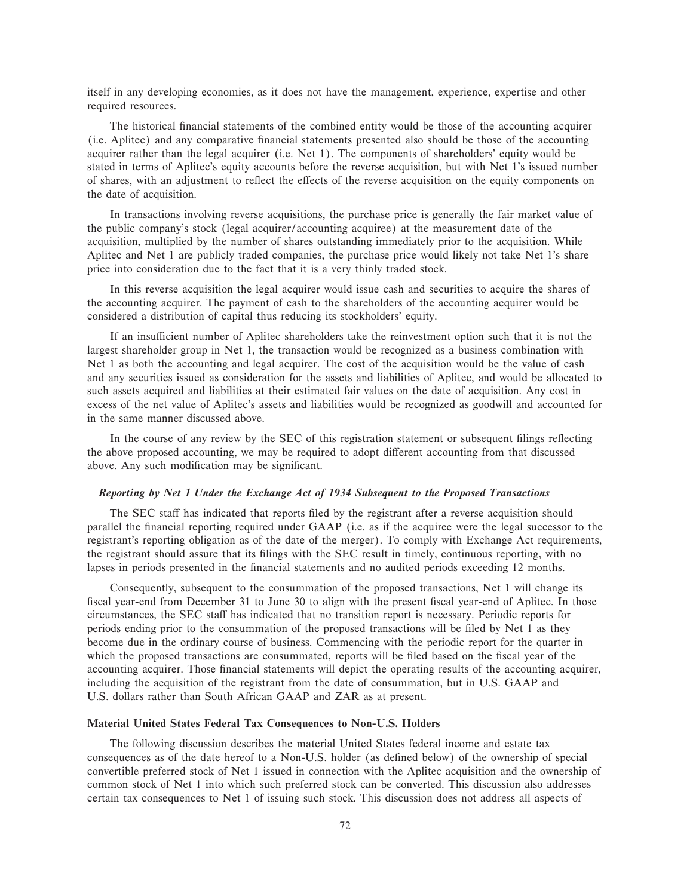itself in any developing economies, as it does not have the management, experience, expertise and other required resources.

The historical financial statements of the combined entity would be those of the accounting acquirer (i.e. Aplitec) and any comparative financial statements presented also should be those of the accounting acquirer rather than the legal acquirer (i.e. Net 1). The components of shareholders' equity would be stated in terms of Aplitec's equity accounts before the reverse acquisition, but with Net 1's issued number of shares, with an adjustment to reflect the effects of the reverse acquisition on the equity components on the date of acquisition.

In transactions involving reverse acquisitions, the purchase price is generally the fair market value of the public company's stock (legal acquirer/accounting acquiree) at the measurement date of the acquisition, multiplied by the number of shares outstanding immediately prior to the acquisition. While Aplitec and Net 1 are publicly traded companies, the purchase price would likely not take Net 1's share price into consideration due to the fact that it is a very thinly traded stock.

In this reverse acquisition the legal acquirer would issue cash and securities to acquire the shares of the accounting acquirer. The payment of cash to the shareholders of the accounting acquirer would be considered a distribution of capital thus reducing its stockholders' equity.

If an insufficient number of Aplitec shareholders take the reinvestment option such that it is not the largest shareholder group in Net 1, the transaction would be recognized as a business combination with Net 1 as both the accounting and legal acquirer. The cost of the acquisition would be the value of cash and any securities issued as consideration for the assets and liabilities of Aplitec, and would be allocated to such assets acquired and liabilities at their estimated fair values on the date of acquisition. Any cost in excess of the net value of Aplitec's assets and liabilities would be recognized as goodwill and accounted for in the same manner discussed above.

In the course of any review by the SEC of this registration statement or subsequent filings reflecting the above proposed accounting, we may be required to adopt different accounting from that discussed above. Any such modification may be significant.

***Reporting by Net 1 Under the Exchange Act of 1934 Subsequent to the Proposed Transactions***

The SEC staff has indicated that reports filed by the registrant after a reverse acquisition should parallel the financial reporting required under GAAP (i.e. as if the acquiree were the legal successor to the registrant's reporting obligation as of the date of the merger). To comply with Exchange Act requirements, the registrant should assure that its filings with the SEC result in timely, continuous reporting, with no lapses in periods presented in the financial statements and no audited periods exceeding 12 months.

Consequently, subsequent to the consummation of the proposed transactions, Net 1 will change its fiscal year-end from December 31 to June 30 to align with the present fiscal year-end of Aplitec. In those circumstances, the SEC staff has indicated that no transition report is necessary. Periodic reports for periods ending prior to the consummation of the proposed transactions will be filed by Net 1 as they become due in the ordinary course of business. Commencing with the periodic report for the quarter in which the proposed transactions are consummated, reports will be filed based on the fiscal year of the accounting acquirer. Those financial statements will depict the operating results of the accounting acquirer, including the acquisition of the registrant from the date of consummation, but in U.S. GAAP and U.S. dollars rather than South African GAAP and ZAR as at present.

**Material United States Federal Tax Consequences to Non-U.S. Holders**

The following discussion describes the material United States federal income and estate tax consequences as of the date hereof to a Non-U.S. holder (as defined below) of the ownership of special convertible preferred stock of Net 1 issued in connection with the Aplitec acquisition and the ownership of common stock of Net 1 into which such preferred stock can be converted. This discussion also addresses certain tax consequences to Net 1 of issuing such stock. This discussion does not address all aspects of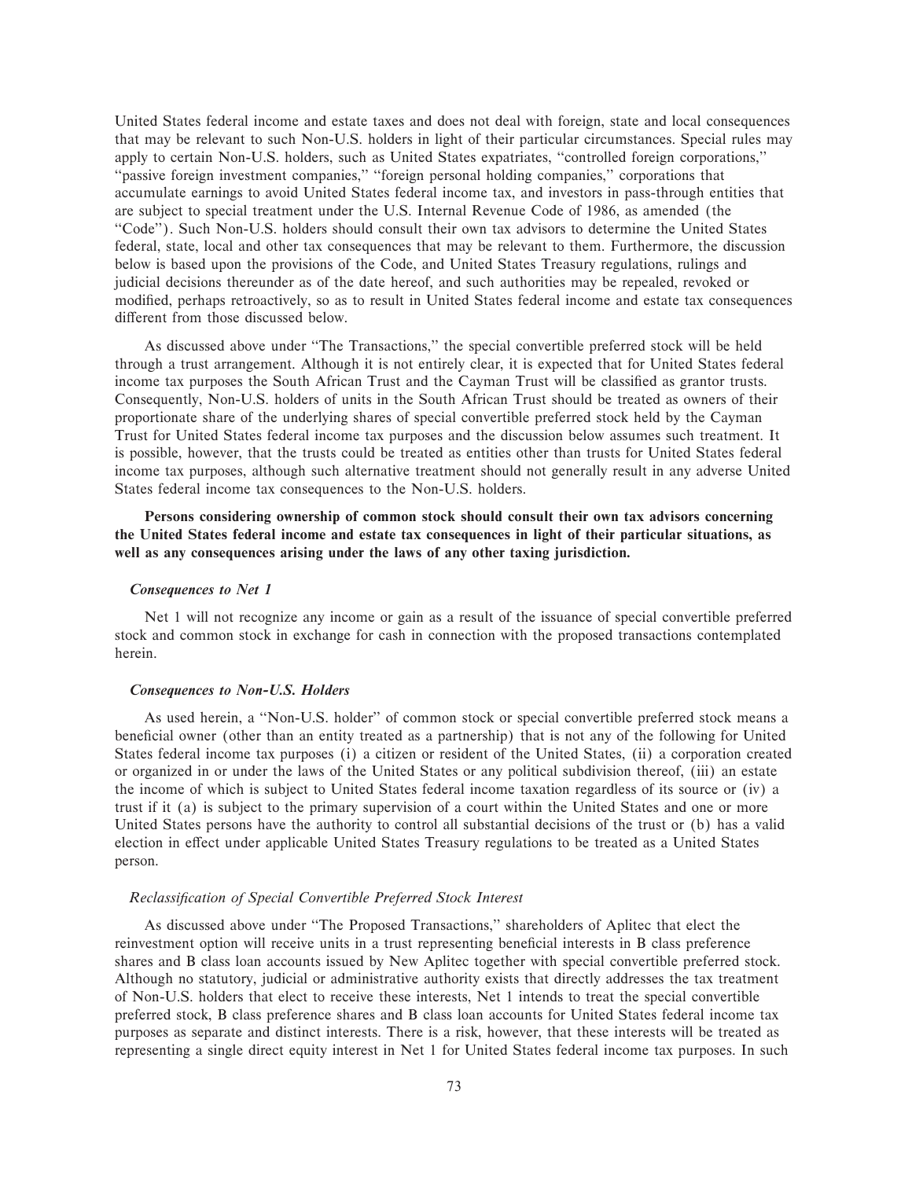United States federal income and estate taxes and does not deal with foreign, state and local consequences that may be relevant to such Non-U.S. holders in light of their particular circumstances. Special rules may apply to certain Non-U.S. holders, such as United States expatriates, "controlled foreign corporations," "passive foreign investment companies," "foreign personal holding companies," corporations that accumulate earnings to avoid United States federal income tax, and investors in pass-through entities that are subject to special treatment under the U.S. Internal Revenue Code of 1986, as amended (the "Code"). Such Non-U.S. holders should consult their own tax advisors to determine the United States federal, state, local and other tax consequences that may be relevant to them. Furthermore, the discussion below is based upon the provisions of the Code, and United States Treasury regulations, rulings and judicial decisions thereunder as of the date hereof, and such authorities may be repealed, revoked or modified, perhaps retroactively, so as to result in United States federal income and estate tax consequences different from those discussed below.

As discussed above under "The Transactions," the special convertible preferred stock will be held through a trust arrangement. Although it is not entirely clear, it is expected that for United States federal income tax purposes the South African Trust and the Cayman Trust will be classified as grantor trusts. Consequently, Non-U.S. holders of units in the South African Trust should be treated as owners of their proportionate share of the underlying shares of special convertible preferred stock held by the Cayman Trust for United States federal income tax purposes and the discussion below assumes such treatment. It is possible, however, that the trusts could be treated as entities other than trusts for United States federal income tax purposes, although such alternative treatment should not generally result in any adverse United States federal income tax consequences to the Non-U.S. holders.

**Persons considering ownership of common stock should consult their own tax advisors concerning the United States federal income and estate tax consequences in light of their particular situations, as well as any consequences arising under the laws of any other taxing jurisdiction.**

***Consequences to Net 1***

Net 1 will not recognize any income or gain as a result of the issuance of special convertible preferred stock and common stock in exchange for cash in connection with the proposed transactions contemplated herein.

***Consequences to Non-U.S. Holders***

As used herein, a "Non-U.S. holder" of common stock or special convertible preferred stock means a beneficial owner (other than an entity treated as a partnership) that is not any of the following for United States federal income tax purposes (i) a citizen or resident of the United States, (ii) a corporation created or organized in or under the laws of the United States or any political subdivision thereof, (iii) an estate the income of which is subject to United States federal income taxation regardless of its source or (iv) a trust if it (a) is subject to the primary supervision of a court within the United States and one or more United States persons have the authority to control all substantial decisions of the trust or (b) has a valid election in effect under applicable United States Treasury regulations to be treated as a United States person.

*Reclassification of Special Convertible Preferred Stock Interest*

As discussed above under "The Proposed Transactions," shareholders of Aplitec that elect the reinvestment option will receive units in a trust representing beneficial interests in B class preference shares and B class loan accounts issued by New Aplitec together with special convertible preferred stock. Although no statutory, judicial or administrative authority exists that directly addresses the tax treatment of Non-U.S. holders that elect to receive these interests, Net 1 intends to treat the special convertible preferred stock, B class preference shares and B class loan accounts for United States federal income tax purposes as separate and distinct interests. There is a risk, however, that these interests will be treated as representing a single direct equity interest in Net 1 for United States federal income tax purposes. In such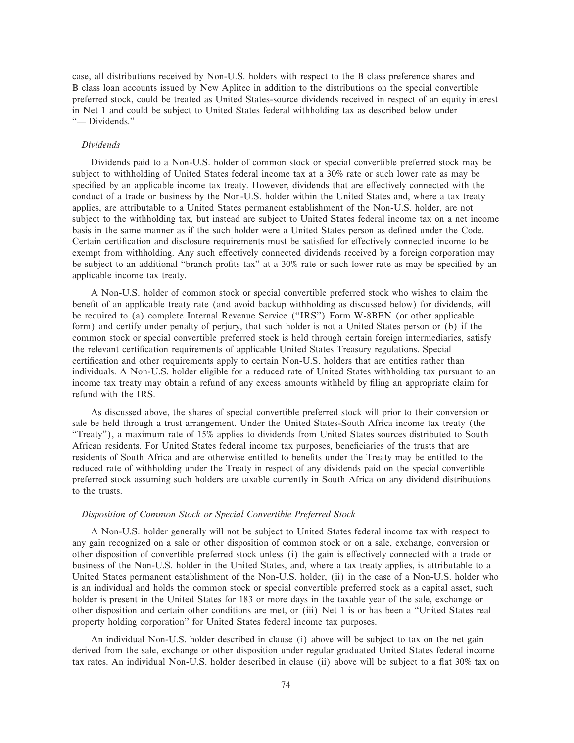case, all distributions received by Non-U.S. holders with respect to the B class preference shares and B class loan accounts issued by New Aplitec in addition to the distributions on the special convertible preferred stock, could be treated as United States-source dividends received in respect of an equity interest in Net 1 and could be subject to United States federal withholding tax as described below under ''— Dividends.''

*Dividends*

Dividends paid to a Non-U.S. holder of common stock or special convertible preferred stock may be subject to withholding of United States federal income tax at a 30% rate or such lower rate as may be specified by an applicable income tax treaty. However, dividends that are effectively connected with the conduct of a trade or business by the Non-U.S. holder within the United States and, where a tax treaty applies, are attributable to a United States permanent establishment of the Non-U.S. holder, are not subject to the withholding tax, but instead are subject to United States federal income tax on a net income basis in the same manner as if the such holder were a United States person as defined under the Code. Certain certification and disclosure requirements must be satisfied for effectively connected income to be exempt from withholding. Any such effectively connected dividends received by a foreign corporation may be subject to an additional ''branch profits tax'' at a 30% rate or such lower rate as may be specified by an applicable income tax treaty.

A Non-U.S. holder of common stock or special convertible preferred stock who wishes to claim the benefit of an applicable treaty rate (and avoid backup withholding as discussed below) for dividends, will be required to (a) complete Internal Revenue Service (''IRS'') Form W-8BEN (or other applicable form) and certify under penalty of perjury, that such holder is not a United States person or (b) if the common stock or special convertible preferred stock is held through certain foreign intermediaries, satisfy the relevant certification requirements of applicable United States Treasury regulations. Special certification and other requirements apply to certain Non-U.S. holders that are entities rather than individuals. A Non-U.S. holder eligible for a reduced rate of United States withholding tax pursuant to an income tax treaty may obtain a refund of any excess amounts withheld by filing an appropriate claim for refund with the IRS.

As discussed above, the shares of special convertible preferred stock will prior to their conversion or sale be held through a trust arrangement. Under the United States-South Africa income tax treaty (the ''Treaty''), a maximum rate of 15% applies to dividends from United States sources distributed to South African residents. For United States federal income tax purposes, beneficiaries of the trusts that are residents of South Africa and are otherwise entitled to benefits under the Treaty may be entitled to the reduced rate of withholding under the Treaty in respect of any dividends paid on the special convertible preferred stock assuming such holders are taxable currently in South Africa on any dividend distributions to the trusts.

*Disposition of Common Stock or Special Convertible Preferred Stock*

A Non-U.S. holder generally will not be subject to United States federal income tax with respect to any gain recognized on a sale or other disposition of common stock or on a sale, exchange, conversion or other disposition of convertible preferred stock unless (i) the gain is effectively connected with a trade or business of the Non-U.S. holder in the United States, and, where a tax treaty applies, is attributable to a United States permanent establishment of the Non-U.S. holder, (ii) in the case of a Non-U.S. holder who is an individual and holds the common stock or special convertible preferred stock as a capital asset, such holder is present in the United States for 183 or more days in the taxable year of the sale, exchange or other disposition and certain other conditions are met, or (iii) Net 1 is or has been a ''United States real property holding corporation'' for United States federal income tax purposes.

An individual Non-U.S. holder described in clause (i) above will be subject to tax on the net gain derived from the sale, exchange or other disposition under regular graduated United States federal income tax rates. An individual Non-U.S. holder described in clause (ii) above will be subject to a flat 30% tax on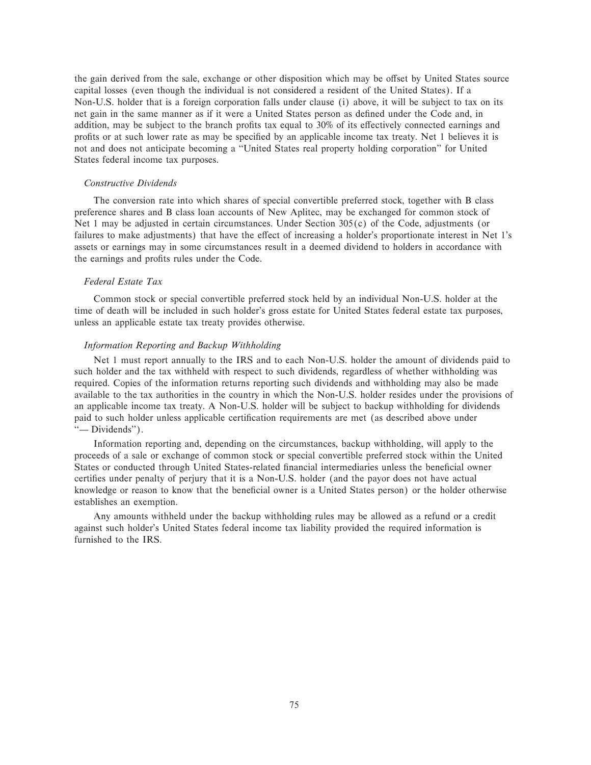the gain derived from the sale, exchange or other disposition which may be offset by United States source capital losses (even though the individual is not considered a resident of the United States). If a Non-U.S. holder that is a foreign corporation falls under clause (i) above, it will be subject to tax on its net gain in the same manner as if it were a United States person as defined under the Code and, in addition, may be subject to the branch profits tax equal to 30% of its effectively connected earnings and profits or at such lower rate as may be specified by an applicable income tax treaty. Net 1 believes it is not and does not anticipate becoming a "United States real property holding corporation" for United States federal income tax purposes.

*Constructive Dividends*

The conversion rate into which shares of special convertible preferred stock, together with B class preference shares and B class loan accounts of New Aplitec, may be exchanged for common stock of Net 1 may be adjusted in certain circumstances. Under Section 305(c) of the Code, adjustments (or failures to make adjustments) that have the effect of increasing a holder's proportionate interest in Net 1's assets or earnings may in some circumstances result in a deemed dividend to holders in accordance with the earnings and profits rules under the Code.

*Federal Estate Tax*

Common stock or special convertible preferred stock held by an individual Non-U.S. holder at the time of death will be included in such holder's gross estate for United States federal estate tax purposes, unless an applicable estate tax treaty provides otherwise.

*Information Reporting and Backup Withholding*

Net 1 must report annually to the IRS and to each Non-U.S. holder the amount of dividends paid to such holder and the tax withheld with respect to such dividends, regardless of whether withholding was required. Copies of the information returns reporting such dividends and withholding may also be made available to the tax authorities in the country in which the Non-U.S. holder resides under the provisions of an applicable income tax treaty. A Non-U.S. holder will be subject to backup withholding for dividends paid to such holder unless applicable certification requirements are met (as described above under "— Dividends").

Information reporting and, depending on the circumstances, backup withholding, will apply to the proceeds of a sale or exchange of common stock or special convertible preferred stock within the United States or conducted through United States-related financial intermediaries unless the beneficial owner certifies under penalty of perjury that it is a Non-U.S. holder (and the payor does not have actual knowledge or reason to know that the beneficial owner is a United States person) or the holder otherwise establishes an exemption.

Any amounts withheld under the backup withholding rules may be allowed as a refund or a credit against such holder's United States federal income tax liability provided the required information is furnished to the IRS.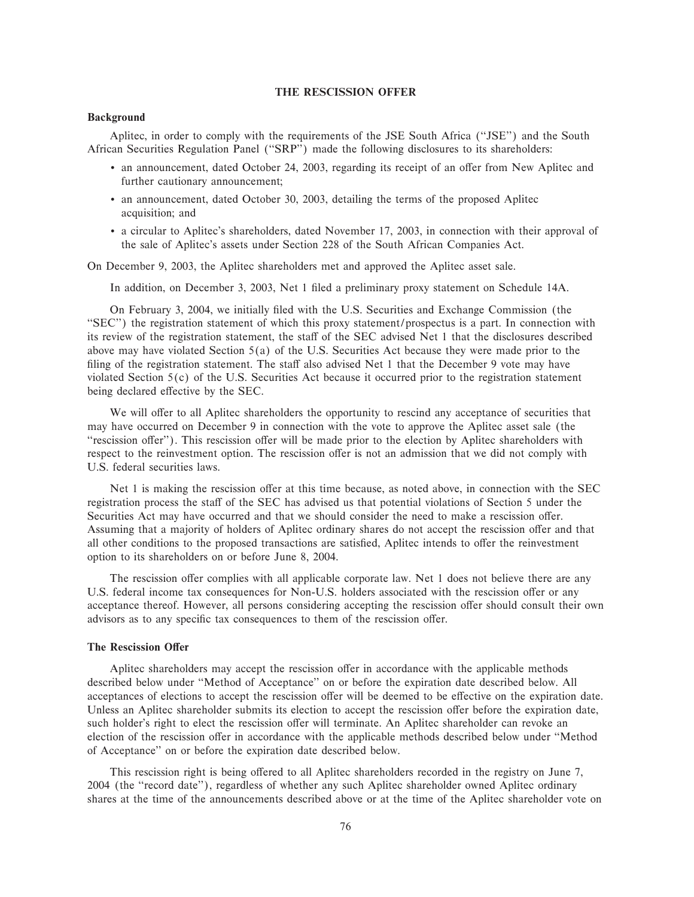## THE RESCISSION OFFER

### Background

Aplitec, in order to comply with the requirements of the JSE South Africa (''JSE'') and the South African Securities Regulation Panel (''SRP'') made the following disclosures to its shareholders:

- an announcement, dated October 24, 2003, regarding its receipt of an offer from New Aplitec and further cautionary announcement;
- an announcement, dated October 30, 2003, detailing the terms of the proposed Aplitec acquisition; and
- a circular to Aplitec's shareholders, dated November 17, 2003, in connection with their approval of the sale of Aplitec's assets under Section 228 of the South African Companies Act.

On December 9, 2003, the Aplitec shareholders met and approved the Aplitec asset sale.

In addition, on December 3, 2003, Net 1 filed a preliminary proxy statement on Schedule 14A.

On February 3, 2004, we initially filed with the U.S. Securities and Exchange Commission (the ''SEC'') the registration statement of which this proxy statement/prospectus is a part. In connection with its review of the registration statement, the staff of the SEC advised Net 1 that the disclosures described above may have violated Section 5(a) of the U.S. Securities Act because they were made prior to the filing of the registration statement. The staff also advised Net 1 that the December 9 vote may have violated Section 5(c) of the U.S. Securities Act because it occurred prior to the registration statement being declared effective by the SEC.

We will offer to all Aplitec shareholders the opportunity to rescind any acceptance of securities that may have occurred on December 9 in connection with the vote to approve the Aplitec asset sale (the ''rescission offer''). This rescission offer will be made prior to the election by Aplitec shareholders with respect to the reinvestment option. The rescission offer is not an admission that we did not comply with U.S. federal securities laws.

Net 1 is making the rescission offer at this time because, as noted above, in connection with the SEC registration process the staff of the SEC has advised us that potential violations of Section 5 under the Securities Act may have occurred and that we should consider the need to make a rescission offer. Assuming that a majority of holders of Aplitec ordinary shares do not accept the rescission offer and that all other conditions to the proposed transactions are satisfied, Aplitec intends to offer the reinvestment option to its shareholders on or before June 8, 2004.

The rescission offer complies with all applicable corporate law. Net 1 does not believe there are any U.S. federal income tax consequences for Non-U.S. holders associated with the rescission offer or any acceptance thereof. However, all persons considering accepting the rescission offer should consult their own advisors as to any specific tax consequences to them of the rescission offer.

### The Rescission Offer

Aplitec shareholders may accept the rescission offer in accordance with the applicable methods described below under ''Method of Acceptance'' on or before the expiration date described below. All acceptances of elections to accept the rescission offer will be deemed to be effective on the expiration date. Unless an Aplitec shareholder submits its election to accept the rescission offer before the expiration date, such holder's right to elect the rescission offer will terminate. An Aplitec shareholder can revoke an election of the rescission offer in accordance with the applicable methods described below under ''Method of Acceptance'' on or before the expiration date described below.

This rescission right is being offered to all Aplitec shareholders recorded in the registry on June 7, 2004 (the ''record date''), regardless of whether any such Aplitec shareholder owned Aplitec ordinary shares at the time of the announcements described above or at the time of the Aplitec shareholder vote on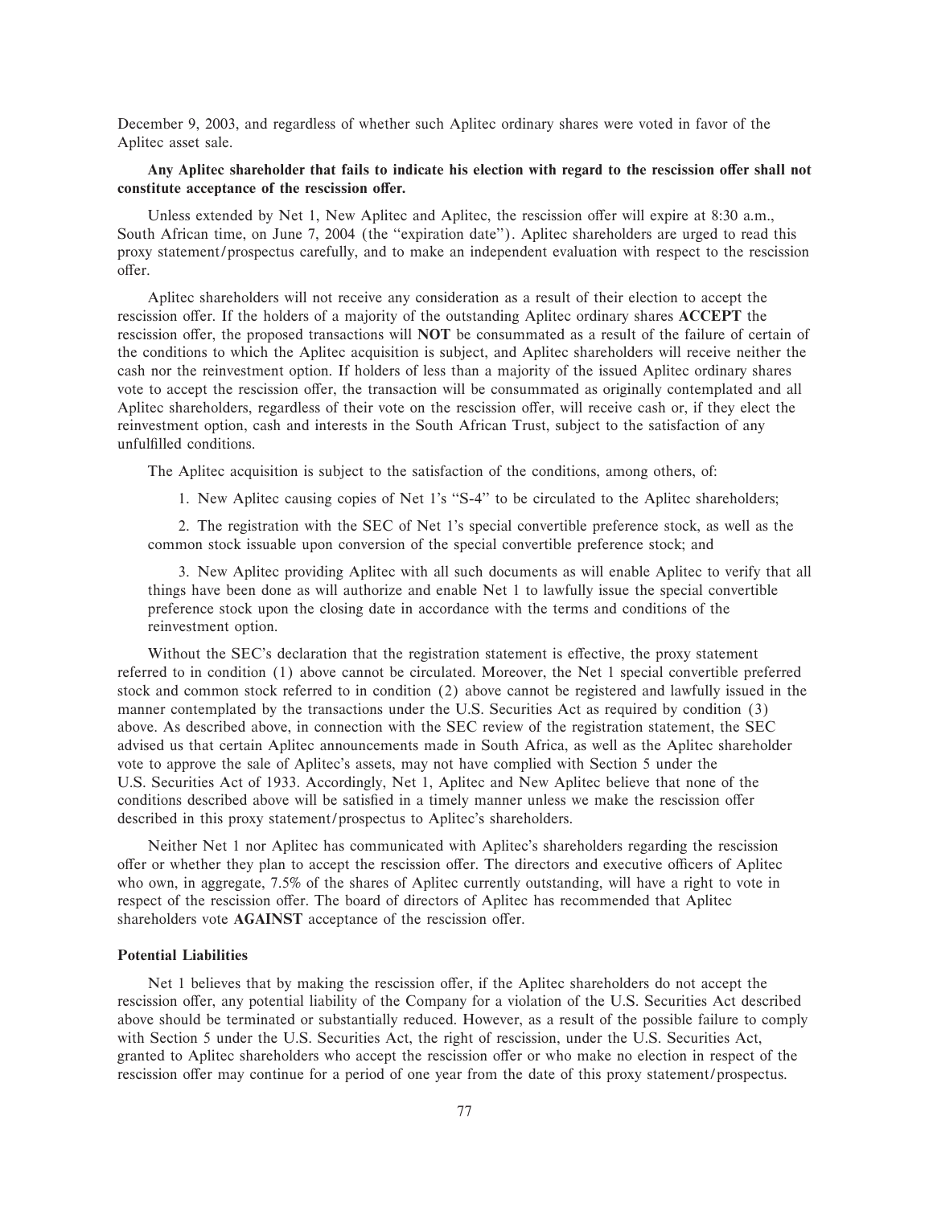December 9, 2003, and regardless of whether such Aplitec ordinary shares were voted in favor of the Aplitec asset sale.

**Any Aplitec shareholder that fails to indicate his election with regard to the rescission offer shall not constitute acceptance of the rescission offer.**

Unless extended by Net 1, New Aplitec and Aplitec, the rescission offer will expire at 8:30 a.m., South African time, on June 7, 2004 (the "expiration date"). Aplitec shareholders are urged to read this proxy statement/prospectus carefully, and to make an independent evaluation with respect to the rescission offer.

Aplitec shareholders will not receive any consideration as a result of their election to accept the rescission offer. If the holders of a majority of the outstanding Aplitec ordinary shares **ACCEPT** the rescission offer, the proposed transactions will **NOT** be consummated as a result of the failure of certain of the conditions to which the Aplitec acquisition is subject, and Aplitec shareholders will receive neither the cash nor the reinvestment option. If holders of less than a majority of the issued Aplitec ordinary shares vote to accept the rescission offer, the transaction will be consummated as originally contemplated and all Aplitec shareholders, regardless of their vote on the rescission offer, will receive cash or, if they elect the reinvestment option, cash and interests in the South African Trust, subject to the satisfaction of any unfulfilled conditions.

The Aplitec acquisition is subject to the satisfaction of the conditions, among others, of:

1. New Aplitec causing copies of Net 1's "S-4" to be circulated to the Aplitec shareholders;

2. The registration with the SEC of Net 1's special convertible preference stock, as well as the common stock issuable upon conversion of the special convertible preference stock; and

3. New Aplitec providing Aplitec with all such documents as will enable Aplitec to verify that all things have been done as will authorize and enable Net 1 to lawfully issue the special convertible preference stock upon the closing date in accordance with the terms and conditions of the reinvestment option.

Without the SEC's declaration that the registration statement is effective, the proxy statement referred to in condition (1) above cannot be circulated. Moreover, the Net 1 special convertible preferred stock and common stock referred to in condition (2) above cannot be registered and lawfully issued in the manner contemplated by the transactions under the U.S. Securities Act as required by condition (3) above. As described above, in connection with the SEC review of the registration statement, the SEC advised us that certain Aplitec announcements made in South Africa, as well as the Aplitec shareholder vote to approve the sale of Aplitec's assets, may not have complied with Section 5 under the U.S. Securities Act of 1933. Accordingly, Net 1, Aplitec and New Aplitec believe that none of the conditions described above will be satisfied in a timely manner unless we make the rescission offer described in this proxy statement/prospectus to Aplitec's shareholders.

Neither Net 1 nor Aplitec has communicated with Aplitec's shareholders regarding the rescission offer or whether they plan to accept the rescission offer. The directors and executive officers of Aplitec who own, in aggregate, 7.5% of the shares of Aplitec currently outstanding, will have a right to vote in respect of the rescission offer. The board of directors of Aplitec has recommended that Aplitec shareholders vote **AGAINST** acceptance of the rescission offer.

### Potential Liabilities

Net 1 believes that by making the rescission offer, if the Aplitec shareholders do not accept the rescission offer, any potential liability of the Company for a violation of the U.S. Securities Act described above should be terminated or substantially reduced. However, as a result of the possible failure to comply with Section 5 under the U.S. Securities Act, the right of rescission, under the U.S. Securities Act, granted to Aplitec shareholders who accept the rescission offer or who make no election in respect of the rescission offer may continue for a period of one year from the date of this proxy statement/prospectus.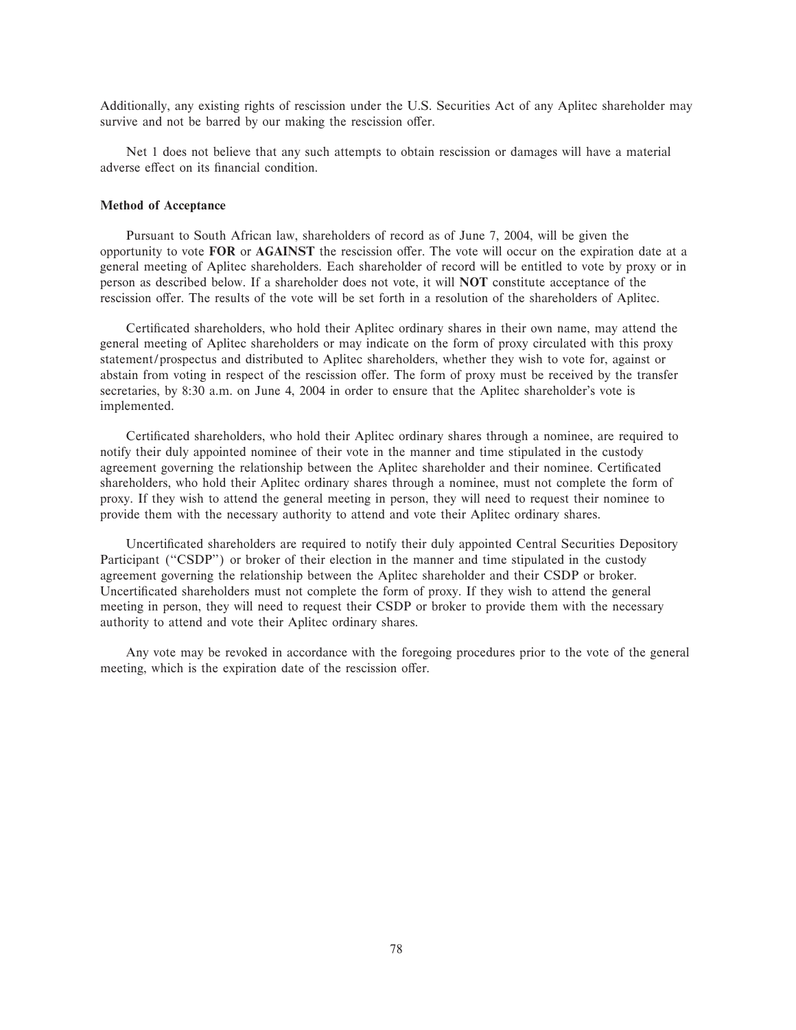Additionally, any existing rights of rescission under the U.S. Securities Act of any Aplitec shareholder may survive and not be barred by our making the rescission offer.

Net 1 does not believe that any such attempts to obtain rescission or damages will have a material adverse effect on its financial condition.

### Method of Acceptance

Pursuant to South African law, shareholders of record as of June 7, 2004, will be given the opportunity to vote **FOR** or **AGAINST** the rescission offer. The vote will occur on the expiration date at a general meeting of Aplitec shareholders. Each shareholder of record will be entitled to vote by proxy or in person as described below. If a shareholder does not vote, it will **NOT** constitute acceptance of the rescission offer. The results of the vote will be set forth in a resolution of the shareholders of Aplitec.

Certificated shareholders, who hold their Aplitec ordinary shares in their own name, may attend the general meeting of Aplitec shareholders or may indicate on the form of proxy circulated with this proxy statement/prospectus and distributed to Aplitec shareholders, whether they wish to vote for, against or abstain from voting in respect of the rescission offer. The form of proxy must be received by the transfer secretaries, by 8:30 a.m. on June 4, 2004 in order to ensure that the Aplitec shareholder's vote is implemented.

Certificated shareholders, who hold their Aplitec ordinary shares through a nominee, are required to notify their duly appointed nominee of their vote in the manner and time stipulated in the custody agreement governing the relationship between the Aplitec shareholder and their nominee. Certificated shareholders, who hold their Aplitec ordinary shares through a nominee, must not complete the form of proxy. If they wish to attend the general meeting in person, they will need to request their nominee to provide them with the necessary authority to attend and vote their Aplitec ordinary shares.

Uncertificated shareholders are required to notify their duly appointed Central Securities Depository Participant ("CSDP") or broker of their election in the manner and time stipulated in the custody agreement governing the relationship between the Aplitec shareholder and their CSDP or broker. Uncertificated shareholders must not complete the form of proxy. If they wish to attend the general meeting in person, they will need to request their CSDP or broker to provide them with the necessary authority to attend and vote their Aplitec ordinary shares.

Any vote may be revoked in accordance with the foregoing procedures prior to the vote of the general meeting, which is the expiration date of the rescission offer.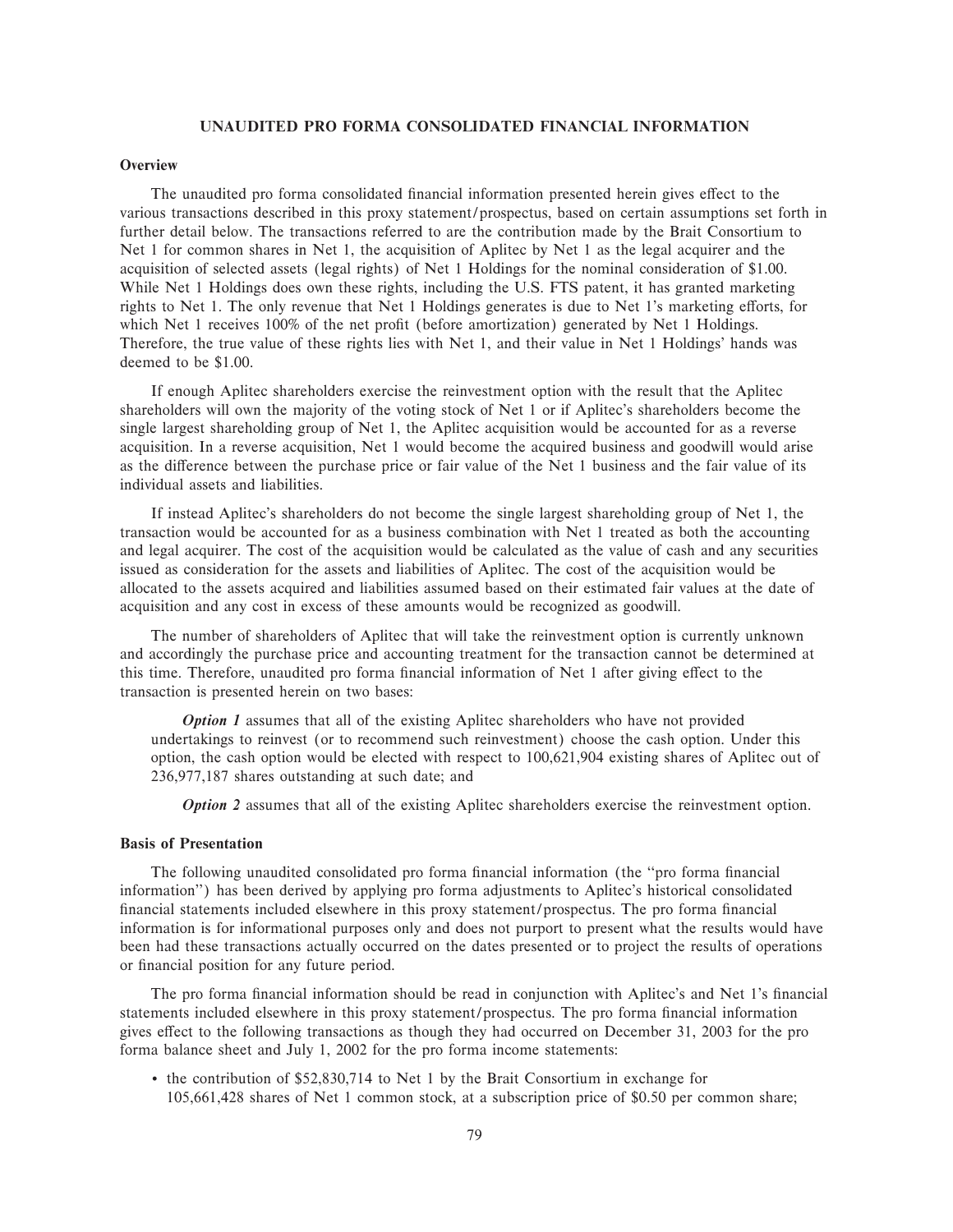# UNAUDITED PRO FORMA CONSOLIDATED FINANCIAL INFORMATION

## Overview

The unaudited pro forma consolidated financial information presented herein gives effect to the various transactions described in this proxy statement/prospectus, based on certain assumptions set forth in further detail below. The transactions referred to are the contribution made by the Brait Consortium to Net 1 for common shares in Net 1, the acquisition of Aplitec by Net 1 as the legal acquirer and the acquisition of selected assets (legal rights) of Net 1 Holdings for the nominal consideration of $1.00. While Net 1 Holdings does own these rights, including the U.S. FTS patent, it has granted marketing rights to Net 1. The only revenue that Net 1 Holdings generates is due to Net 1's marketing efforts, for which Net 1 receives 100% of the net profit (before amortization) generated by Net 1 Holdings. Therefore, the true value of these rights lies with Net 1, and their value in Net 1 Holdings' hands was deemed to be $1.00.

If enough Aplitec shareholders exercise the reinvestment option with the result that the Aplitec shareholders will own the majority of the voting stock of Net 1 or if Aplitec's shareholders become the single largest shareholding group of Net 1, the Aplitec acquisition would be accounted for as a reverse acquisition. In a reverse acquisition, Net 1 would become the acquired business and goodwill would arise as the difference between the purchase price or fair value of the Net 1 business and the fair value of its individual assets and liabilities.

If instead Aplitec's shareholders do not become the single largest shareholding group of Net 1, the transaction would be accounted for as a business combination with Net 1 treated as both the accounting and legal acquirer. The cost of the acquisition would be calculated as the value of cash and any securities issued as consideration for the assets and liabilities of Aplitec. The cost of the acquisition would be allocated to the assets acquired and liabilities assumed based on their estimated fair values at the date of acquisition and any cost in excess of these amounts would be recognized as goodwill.

The number of shareholders of Aplitec that will take the reinvestment option is currently unknown and accordingly the purchase price and accounting treatment for the transaction cannot be determined at this time. Therefore, unaudited pro forma financial information of Net 1 after giving effect to the transaction is presented herein on two bases:

> ***Option 1*** assumes that all of the existing Aplitec shareholders who have not provided undertakings to reinvest (or to recommend such reinvestment) choose the cash option. Under this option, the cash option would be elected with respect to 100,621,904 existing shares of Aplitec out of 236,977,187 shares outstanding at such date; and
>
> ***Option 2*** assumes that all of the existing Aplitec shareholders exercise the reinvestment option.

## Basis of Presentation

The following unaudited consolidated pro forma financial information (the "pro forma financial information") has been derived by applying pro forma adjustments to Aplitec's historical consolidated financial statements included elsewhere in this proxy statement/prospectus. The pro forma financial information is for informational purposes only and does not purport to present what the results would have been had these transactions actually occurred on the dates presented or to project the results of operations or financial position for any future period.

The pro forma financial information should be read in conjunction with Aplitec's and Net 1's financial statements included elsewhere in this proxy statement/prospectus. The pro forma financial information gives effect to the following transactions as though they had occurred on December 31, 2003 for the pro forma balance sheet and July 1, 2002 for the pro forma income statements:

- the contribution of $52,830,714 to Net 1 by the Brait Consortium in exchange for 105,661,428 shares of Net 1 common stock, at a subscription price of $0.50 per common share;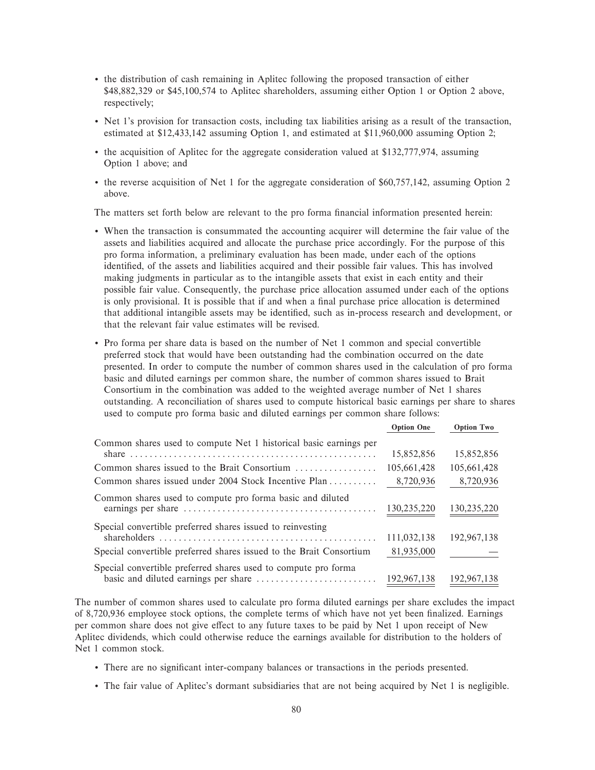- the distribution of cash remaining in Aplitec following the proposed transaction of either $48,882,329 or $45,100,574 to Aplitec shareholders, assuming either Option 1 or Option 2 above, respectively;
- Net 1's provision for transaction costs, including tax liabilities arising as a result of the transaction, estimated at $12,433,142 assuming Option 1, and estimated at $11,960,000 assuming Option 2;
- the acquisition of Aplitec for the aggregate consideration valued at $132,777,974, assuming Option 1 above; and
- the reverse acquisition of Net 1 for the aggregate consideration of $60,757,142, assuming Option 2 above.

The matters set forth below are relevant to the pro forma financial information presented herein:

- When the transaction is consummated the accounting acquirer will determine the fair value of the assets and liabilities acquired and allocate the purchase price accordingly. For the purpose of this pro forma information, a preliminary evaluation has been made, under each of the options identified, of the assets and liabilities acquired and their possible fair values. This has involved making judgments in particular as to the intangible assets that exist in each entity and their possible fair value. Consequently, the purchase price allocation assumed under each of the options is only provisional. It is possible that if and when a final purchase price allocation is determined that additional intangible assets may be identified, such as in-process research and development, or that the relevant fair value estimates will be revised.
- Pro forma per share data is based on the number of Net 1 common and special convertible preferred stock that would have been outstanding had the combination occurred on the date presented. In order to compute the number of common shares used in the calculation of pro forma basic and diluted earnings per common share, the number of common shares issued to Brait Consortium in the combination was added to the weighted average number of Net 1 shares outstanding. A reconciliation of shares used to compute historical basic earnings per share to shares used to compute pro forma basic and diluted earnings per common share follows:

| | Option One | Option Two |
|---|---|---|
| Common shares used to compute Net 1 historical basic earnings per share | 15,852,856 | 15,852,856 |
| Common shares issued to the Brait Consortium | 105,661,428 | 105,661,428 |
| Common shares issued under 2004 Stock Incentive Plan | 8,720,936 | 8,720,936 |
| Common shares used to compute pro forma basic and diluted earnings per share | 130,235,220 | 130,235,220 |
| Special convertible preferred shares issued to reinvesting shareholders | 111,032,138 | 192,967,138 |
| Special convertible preferred shares issued to the Brait Consortium | 81,935,000 | — |
| Special convertible preferred shares used to compute pro forma basic and diluted earnings per share | 192,967,138 | 192,967,138 |

The number of common shares used to calculate pro forma diluted earnings per share excludes the impact of 8,720,936 employee stock options, the complete terms of which have not yet been finalized. Earnings per common share does not give effect to any future taxes to be paid by Net 1 upon receipt of New Aplitec dividends, which could otherwise reduce the earnings available for distribution to the holders of Net 1 common stock.

- There are no significant inter-company balances or transactions in the periods presented.
- The fair value of Aplitec's dormant subsidiaries that are not being acquired by Net 1 is negligible.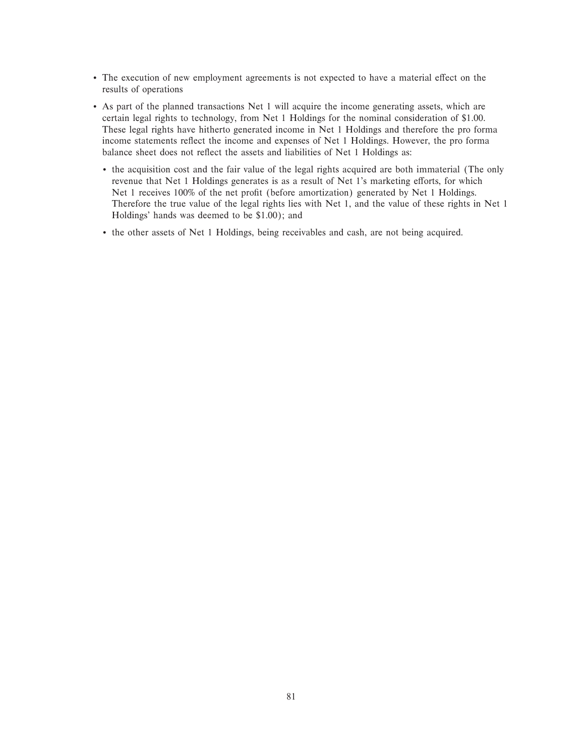- The execution of new employment agreements is not expected to have a material effect on the results of operations
- As part of the planned transactions Net 1 will acquire the income generating assets, which are certain legal rights to technology, from Net 1 Holdings for the nominal consideration of $1.00. These legal rights have hitherto generated income in Net 1 Holdings and therefore the pro forma income statements reflect the income and expenses of Net 1 Holdings. However, the pro forma balance sheet does not reflect the assets and liabilities of Net 1 Holdings as:
  - the acquisition cost and the fair value of the legal rights acquired are both immaterial (The only revenue that Net 1 Holdings generates is as a result of Net 1's marketing efforts, for which Net 1 receives 100% of the net profit (before amortization) generated by Net 1 Holdings. Therefore the true value of the legal rights lies with Net 1, and the value of these rights in Net 1 Holdings' hands was deemed to be $1.00); and
  - the other assets of Net 1 Holdings, being receivables and cash, are not being acquired.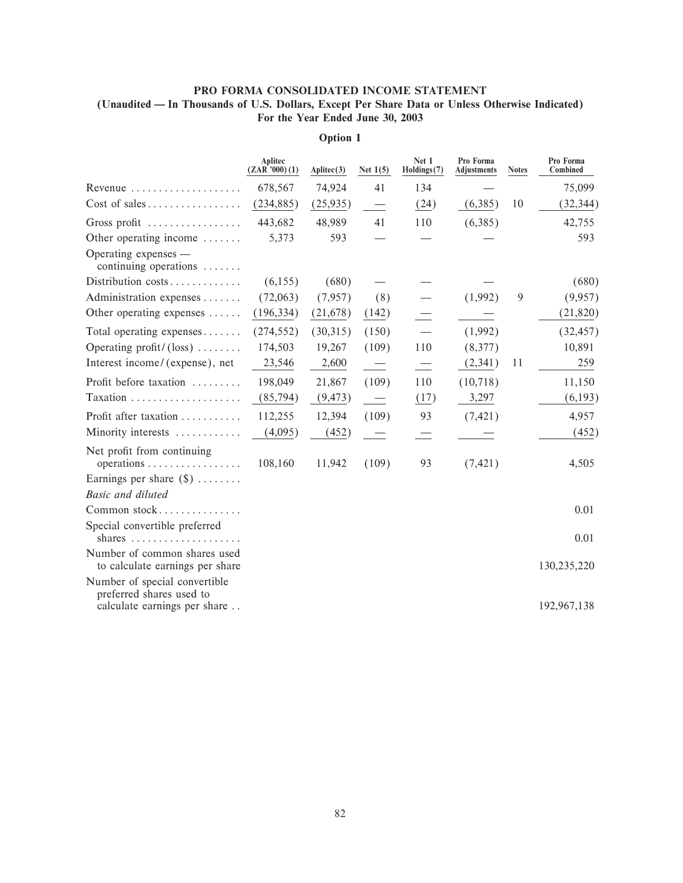**PRO FORMA CONSOLIDATED INCOME STATEMENT**
**(Unaudited — In Thousands of U.S. Dollars, Except Per Share Data or Unless Otherwise Indicated)**
**For the Year Ended June 30, 2003**

**Option 1**

| | Aplitec (ZAR '000) (1) | Aplitec(3) | Net 1(5) | Net 1 Holdings(7) | Pro Forma Adjustments | Notes | Pro Forma Combined |
|---|---|---|---|---|---|---|---|
| Revenue | 678,567 | 74,924 | 41 | 134 | — | | 75,099 |
| Cost of sales | (234,885) | (25,935) | — | (24) | (6,385) | 10 | (32,344) |
| Gross profit | 443,682 | 48,989 | 41 | 110 | (6,385) | | 42,755 |
| Other operating income | 5,373 | 593 | — | — | — | | 593 |
| Operating expenses — continuing operations | | | | | | | |
| Distribution costs | (6,155) | (680) | — | — | — | | (680) |
| Administration expenses | (72,063) | (7,957) | (8) | — | (1,992) | 9 | (9,957) |
| Other operating expenses | (196,334) | (21,678) | (142) | — | — | | (21,820) |
| Total operating expenses | (274,552) | (30,315) | (150) | — | (1,992) | | (32,457) |
| Operating profit/(loss) | 174,503 | 19,267 | (109) | 110 | (8,377) | | 10,891 |
| Interest income/(expense), net | 23,546 | 2,600 | — | — | (2,341) | 11 | 259 |
| Profit before taxation | 198,049 | 21,867 | (109) | 110 | (10,718) | | 11,150 |
| Taxation | (85,794) | (9,473) | — | (17) | 3,297 | | (6,193) |
| Profit after taxation | 112,255 | 12,394 | (109) | 93 | (7,421) | | 4,957 |
| Minority interests | (4,095) | (452) | — | — | — | | (452) |
| Net profit from continuing operations | 108,160 | 11,942 | (109) | 93 | (7,421) | | 4,505 |
| Earnings per share ($) | | | | | | | |
| *Basic and diluted* | | | | | | | |
| Common stock | | | | | | | 0.01 |
| Special convertible preferred shares | | | | | | | 0.01 |
| Number of common shares used to calculate earnings per share | | | | | | | 130,235,220 |
| Number of special convertible preferred shares used to calculate earnings per share | | | | | | | 192,967,138 |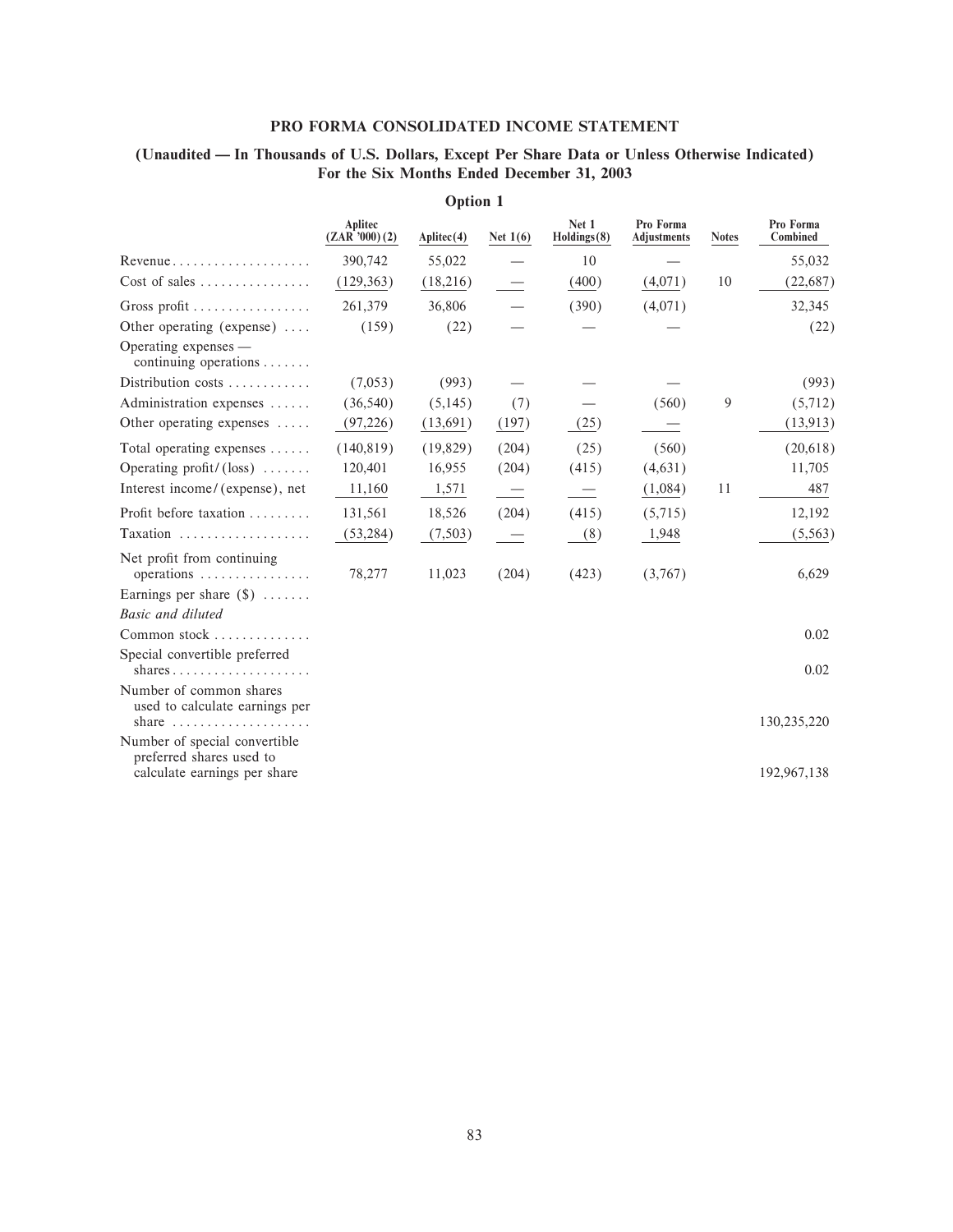## PRO FORMA CONSOLIDATED INCOME STATEMENT

### (Unaudited — In Thousands of U.S. Dollars, Except Per Share Data or Unless Otherwise Indicated) For the Six Months Ended December 31, 2003

**Option 1**

| | Aplitec (ZAR '000) (2) | Aplitec(4) | Net 1(6) | Net 1 Holdings(8) | Pro Forma Adjustments | Notes | Pro Forma Combined |
|---|---|---|---|---|---|---|---|
| Revenue | 390,742 | 55,022 | — | 10 | — | | 55,032 |
| Cost of sales | (129,363) | (18,216) | — | (400) | (4,071) | 10 | (22,687) |
| Gross profit | 261,379 | 36,806 | — | (390) | (4,071) | | 32,345 |
| Other operating (expense) | (159) | (22) | — | — | — | | (22) |
| Operating expenses — continuing operations | | | | | | | |
| Distribution costs | (7,053) | (993) | — | — | — | | (993) |
| Administration expenses | (36,540) | (5,145) | (7) | — | (560) | 9 | (5,712) |
| Other operating expenses | (97,226) | (13,691) | (197) | (25) | — | | (13,913) |
| Total operating expenses | (140,819) | (19,829) | (204) | (25) | (560) | | (20,618) |
| Operating profit/(loss) | 120,401 | 16,955 | (204) | (415) | (4,631) | | 11,705 |
| Interest income/(expense), net | 11,160 | 1,571 | — | — | (1,084) | 11 | 487 |
| Profit before taxation | 131,561 | 18,526 | (204) | (415) | (5,715) | | 12,192 |
| Taxation | (53,284) | (7,503) | — | (8) | 1,948 | | (5,563) |
| Net profit from continuing operations | 78,277 | 11,023 | (204) | (423) | (3,767) | | 6,629 |
| Earnings per share ($) | | | | | | | |
| *Basic and diluted* | | | | | | | |
| Common stock | | | | | | | 0.02 |
| Special convertible preferred shares | | | | | | | 0.02 |
| Number of common shares used to calculate earnings per share | | | | | | | 130,235,220 |
| Number of special convertible preferred shares used to calculate earnings per share | | | | | | | 192,967,138 |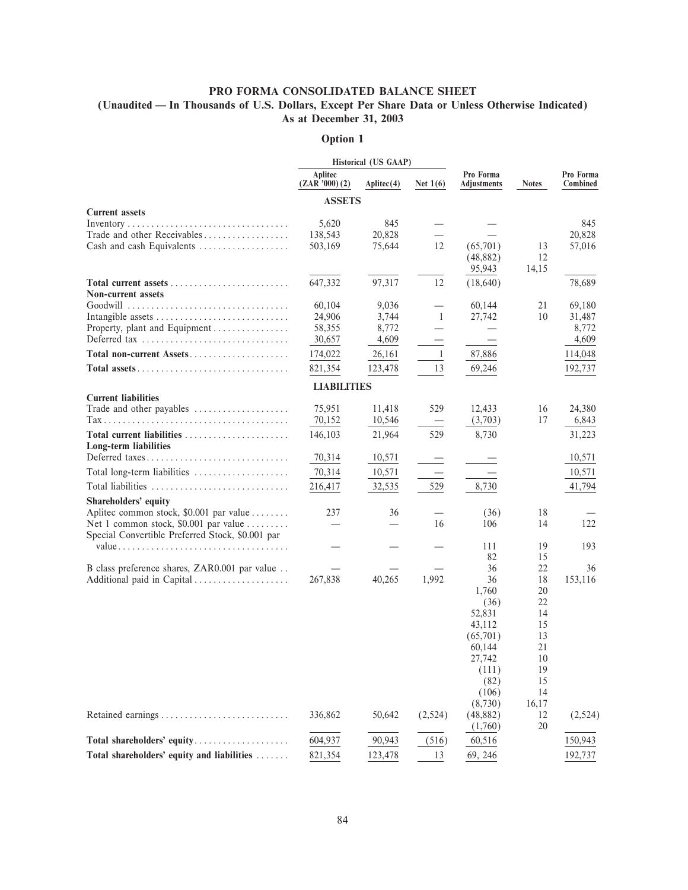# PRO FORMA CONSOLIDATED BALANCE SHEET

## (Unaudited — In Thousands of U.S. Dollars, Except Per Share Data or Unless Otherwise Indicated)

## As at December 31, 2003

### Option 1

| | Historical (US GAAP) | | | | | |
|---|---|---|---|---|---|---|
| | Aplitec (ZAR '000) (2) | Aplitec(4) | Net 1(6) | Pro Forma Adjustments | Notes | Pro Forma Combined |
| | **ASSETS** | | | | | |
| **Current assets** | | | | | | |
| Inventory | 5,620 | 845 | — | — | | 845 |
| Trade and other Receivables | 138,543 | 20,828 | — | — | | 20,828 |
| Cash and cash Equivalents | 503,169 | 75,644 | 12 | (65,701) | 13 | 57,016 |
| | | | | (48,882) | 12 | |
| | | | | 95,943 | 14,15 | |
| **Total current assets** | 647,332 | 97,317 | 12 | (18,640) | | 78,689 |
| **Non-current assets** | | | | | | |
| Goodwill | 60,104 | 9,036 | — | 60,144 | 21 | 69,180 |
| Intangible assets | 24,906 | 3,744 | 1 | 27,742 | 10 | 31,487 |
| Property, plant and Equipment | 58,355 | 8,772 | — | — | | 8,772 |
| Deferred tax | 30,657 | 4,609 | — | — | | 4,609 |
| **Total non-current Assets** | 174,022 | 26,161 | 1 | 87,886 | | 114,048 |
| **Total assets** | 821,354 | 123,478 | 13 | 69,246 | | 192,737 |
| | **LIABILITIES** | | | | | |
| **Current liabilities** | | | | | | |
| Trade and other payables | 75,951 | 11,418 | 529 | 12,433 | 16 | 24,380 |
| Tax | 70,152 | 10,546 | — | (3,703) | 17 | 6,843 |
| **Total current liabilities** | 146,103 | 21,964 | 529 | 8,730 | | 31,223 |
| **Long-term liabilities** | | | | | | |
| Deferred taxes | 70,314 | 10,571 | — | — | | 10,571 |
| Total long-term liabilities | 70,314 | 10,571 | — | — | | 10,571 |
| Total liabilities | 216,417 | 32,535 | 529 | 8,730 | | 41,794 |
| **Shareholders' equity** | | | | | | |
| Aplitec common stock, $0.001 par value | 237 | 36 | — | (36) | 18 | — |
| Net 1 common stock, $0.001 par value | — | — | 16 | 106 | 14 | 122 |
| Special Convertible Preferred Stock, $0.001 par value | — | — | — | 111 | 19 | 193 |
| | | | | 82 | 15 | |
| B class preference shares, ZAR0.001 par value | — | — | — | 36 | 22 | 36 |
| Additional paid in Capital | 267,838 | 40,265 | 1,992 | 36 | 18 | 153,116 |
| | | | | 1,760 | 20 | |
| | | | | (36) | 22 | |
| | | | | 52,831 | 14 | |
| | | | | 43,112 | 15 | |
| | | | | (65,701) | 13 | |
| | | | | 60,144 | 21 | |
| | | | | 27,742 | 10 | |
| | | | | (111) | 19 | |
| | | | | (82) | 15 | |
| | | | | (106) | 14 | |
| | | | | (8,730) | 16,17 | |
| Retained earnings | 336,862 | 50,642 | (2,524) | (48,882) | 12 | (2,524) |
| | | | | (1,760) | 20 | |
| **Total shareholders' equity** | 604,937 | 90,943 | (516) | 60,516 | | 150,943 |
| **Total shareholders' equity and liabilities** | 821,354 | 123,478 | 13 | 69, 246 | | 192,737 |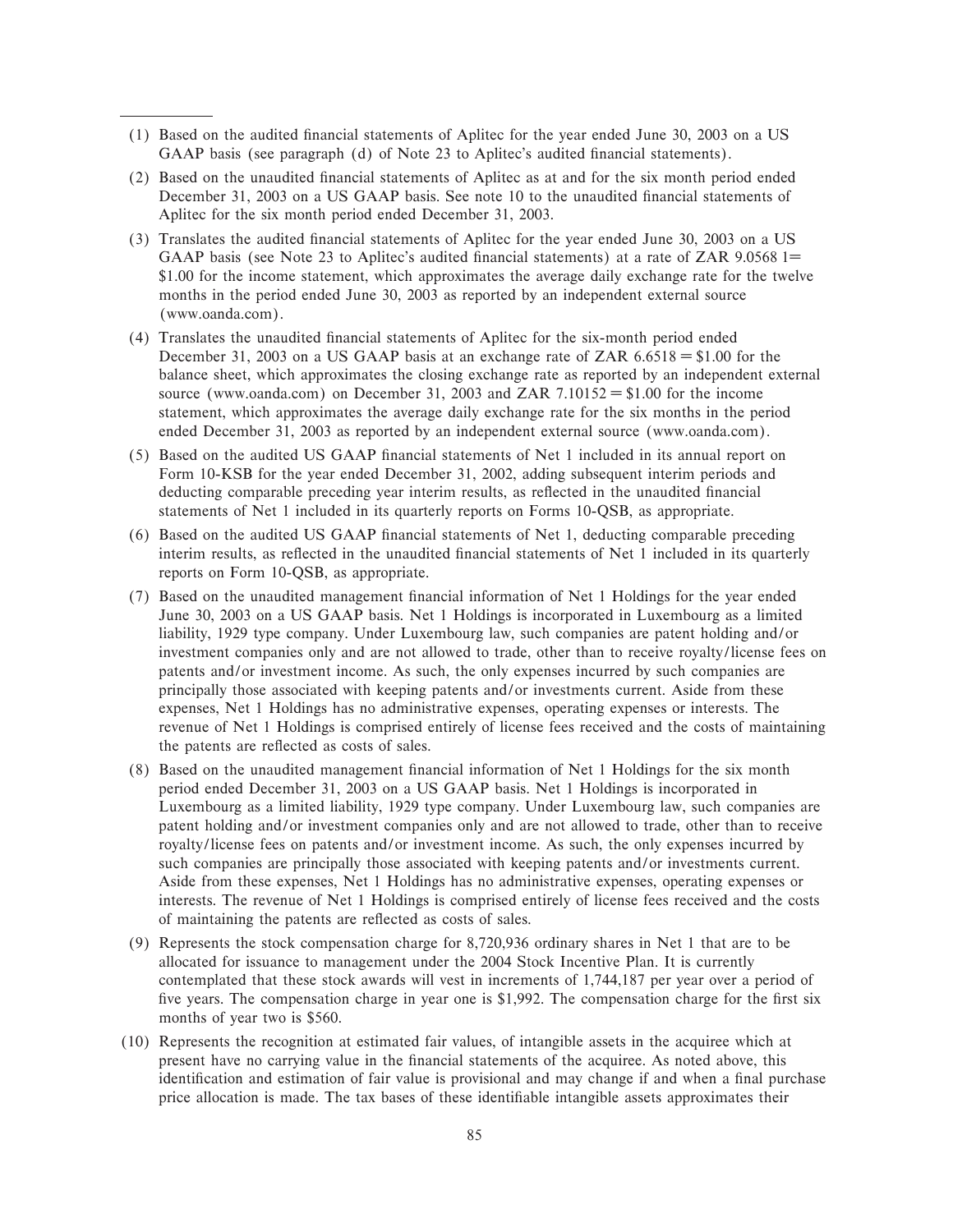(1) Based on the audited financial statements of Aplitec for the year ended June 30, 2003 on a US GAAP basis (see paragraph (d) of Note 23 to Aplitec's audited financial statements).

(2) Based on the unaudited financial statements of Aplitec as at and for the six month period ended December 31, 2003 on a US GAAP basis. See note 10 to the unaudited financial statements of Aplitec for the six month period ended December 31, 2003.

(3) Translates the audited financial statements of Aplitec for the year ended June 30, 2003 on a US GAAP basis (see Note 23 to Aplitec's audited financial statements) at a rate of ZAR 9.0568 1= $1.00 for the income statement, which approximates the average daily exchange rate for the twelve months in the period ended June 30, 2003 as reported by an independent external source (www.oanda.com).

(4) Translates the unaudited financial statements of Aplitec for the six-month period ended December 31, 2003 on a US GAAP basis at an exchange rate of ZAR 6.6518 = $1.00 for the balance sheet, which approximates the closing exchange rate as reported by an independent external source (www.oanda.com) on December 31, 2003 and ZAR 7.10152 = $1.00 for the income statement, which approximates the average daily exchange rate for the six months in the period ended December 31, 2003 as reported by an independent external source (www.oanda.com).

(5) Based on the audited US GAAP financial statements of Net 1 included in its annual report on Form 10-KSB for the year ended December 31, 2002, adding subsequent interim periods and deducting comparable preceding year interim results, as reflected in the unaudited financial statements of Net 1 included in its quarterly reports on Forms 10-QSB, as appropriate.

(6) Based on the audited US GAAP financial statements of Net 1, deducting comparable preceding interim results, as reflected in the unaudited financial statements of Net 1 included in its quarterly reports on Form 10-QSB, as appropriate.

(7) Based on the unaudited management financial information of Net 1 Holdings for the year ended June 30, 2003 on a US GAAP basis. Net 1 Holdings is incorporated in Luxembourg as a limited liability, 1929 type company. Under Luxembourg law, such companies are patent holding and/or investment companies only and are not allowed to trade, other than to receive royalty/license fees on patents and/or investment income. As such, the only expenses incurred by such companies are principally those associated with keeping patents and/or investments current. Aside from these expenses, Net 1 Holdings has no administrative expenses, operating expenses or interests. The revenue of Net 1 Holdings is comprised entirely of license fees received and the costs of maintaining the patents are reflected as costs of sales.

(8) Based on the unaudited management financial information of Net 1 Holdings for the six month period ended December 31, 2003 on a US GAAP basis. Net 1 Holdings is incorporated in Luxembourg as a limited liability, 1929 type company. Under Luxembourg law, such companies are patent holding and/or investment companies only and are not allowed to trade, other than to receive royalty/license fees on patents and/or investment income. As such, the only expenses incurred by such companies are principally those associated with keeping patents and/or investments current. Aside from these expenses, Net 1 Holdings has no administrative expenses, operating expenses or interests. The revenue of Net 1 Holdings is comprised entirely of license fees received and the costs of maintaining the patents are reflected as costs of sales.

(9) Represents the stock compensation charge for 8,720,936 ordinary shares in Net 1 that are to be allocated for issuance to management under the 2004 Stock Incentive Plan. It is currently contemplated that these stock awards will vest in increments of 1,744,187 per year over a period of five years. The compensation charge in year one is $1,992. The compensation charge for the first six months of year two is $560.

(10) Represents the recognition at estimated fair values, of intangible assets in the acquiree which at present have no carrying value in the financial statements of the acquiree. As noted above, this identification and estimation of fair value is provisional and may change if and when a final purchase price allocation is made. The tax bases of these identifiable intangible assets approximates their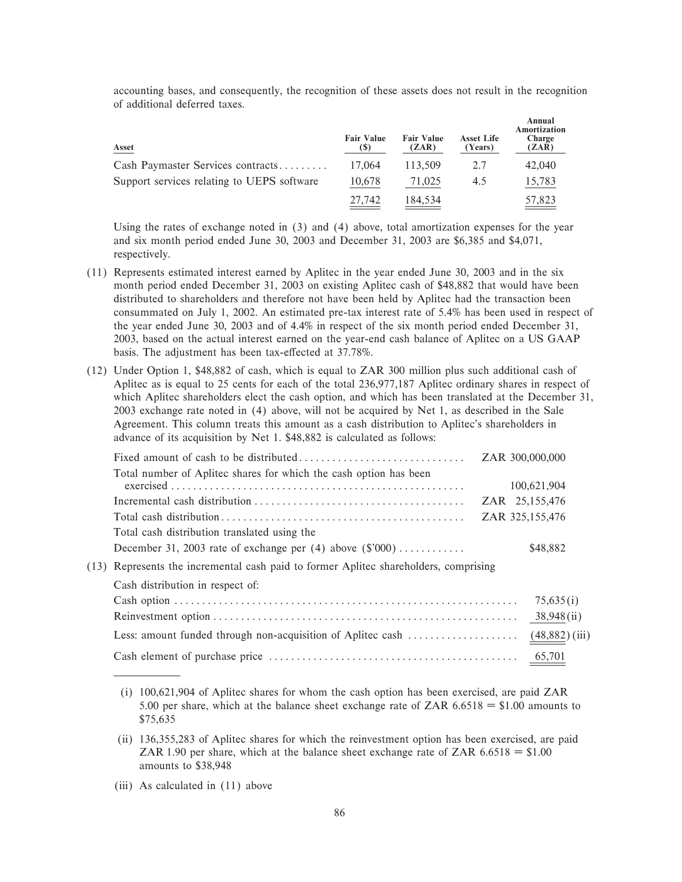accounting bases, and consequently, the recognition of these assets does not result in the recognition of additional deferred taxes.

| Asset | Fair Value ($) | Fair Value (ZAR) | Asset Life (Years) | Annual Amortization Charge (ZAR) |
|---|---|---|---|---|
| Cash Paymaster Services contracts | 17,064 | 113,509 | 2.7 | 42,040 |
| Support services relating to UEPS software | 10,678 | 71,025 | 4.5 | 15,783 |
| | 27,742 | 184,534 | | 57,823 |

Using the rates of exchange noted in (3) and (4) above, total amortization expenses for the year and six month period ended June 30, 2003 and December 31, 2003 are $6,385 and $4,071, respectively.

(11) Represents estimated interest earned by Aplitec in the year ended June 30, 2003 and in the six month period ended December 31, 2003 on existing Aplitec cash of $48,882 that would have been distributed to shareholders and therefore not have been held by Aplitec had the transaction been consummated on July 1, 2002. An estimated pre-tax interest rate of 5.4% has been used in respect of the year ended June 30, 2003 and of 4.4% in respect of the six month period ended December 31, 2003, based on the actual interest earned on the year-end cash balance of Aplitec on a US GAAP basis. The adjustment has been tax-effected at 37.78%.

(12) Under Option 1, $48,882 of cash, which is equal to ZAR 300 million plus such additional cash of Aplitec as is equal to 25 cents for each of the total 236,977,187 Aplitec ordinary shares in respect of which Aplitec shareholders elect the cash option, and which has been translated at the December 31, 2003 exchange rate noted in (4) above, will not be acquired by Net 1, as described in the Sale Agreement. This column treats this amount as a cash distribution to Aplitec's shareholders in advance of its acquisition by Net 1. $48,882 is calculated as follows:

| | |
|---|---|
| Fixed amount of cash to be distributed | ZAR 300,000,000 |
| Total number of Aplitec shares for which the cash option has been exercised | 100,621,904 |
| Incremental cash distribution | ZAR 25,155,476 |
| Total cash distribution | ZAR 325,155,476 |
| Total cash distribution translated using the December 31, 2003 rate of exchange per (4) above ($'000) | $48,882 |

(13) Represents the incremental cash paid to former Aplitec shareholders, comprising

| | |
|---|---|
| Cash distribution in respect of: | |
| Cash option | 75,635 (i) |
| Reinvestment option | 38,948 (ii) |
| Less: amount funded through non-acquisition of Aplitec cash | (48,882) (iii) |
| Cash element of purchase price | 65,701 |

(i) 100,621,904 of Aplitec shares for whom the cash option has been exercised, are paid ZAR 5.00 per share, which at the balance sheet exchange rate of ZAR 6.6518 = $1.00 amounts to $75,635

(ii) 136,355,283 of Aplitec shares for which the reinvestment option has been exercised, are paid ZAR 1.90 per share, which at the balance sheet exchange rate of ZAR 6.6518 = $1.00 amounts to $38,948

(iii) As calculated in (11) above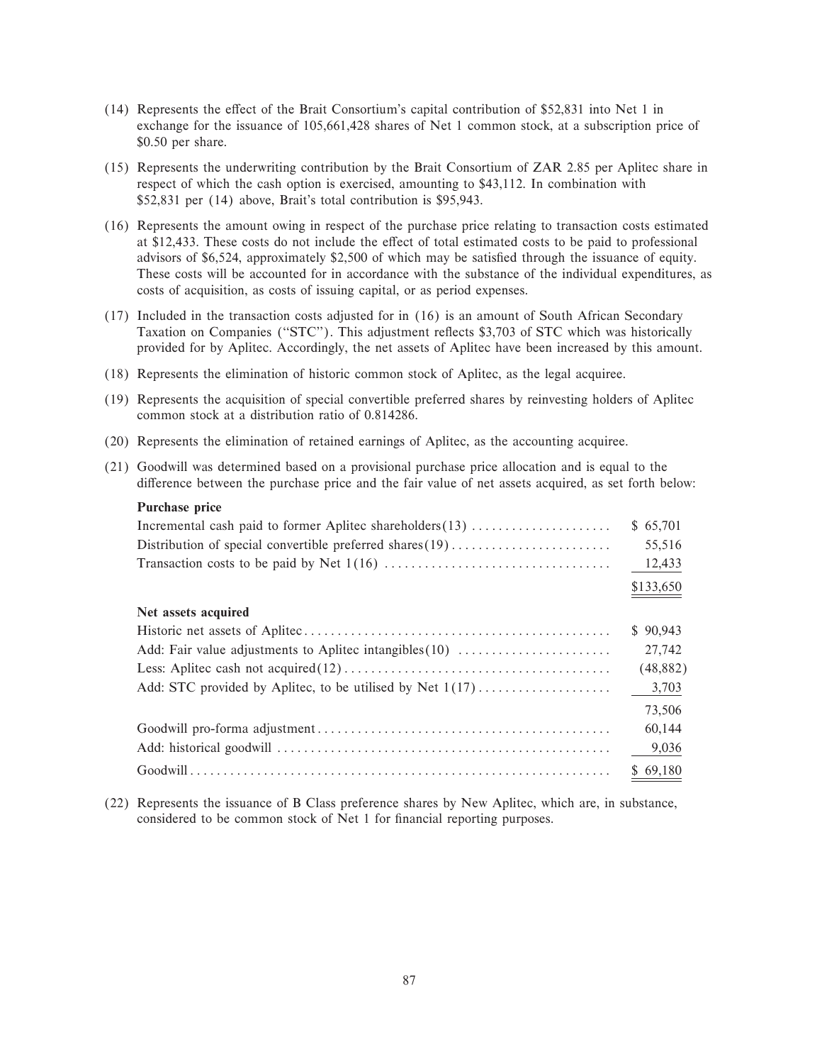(14) Represents the effect of the Brait Consortium's capital contribution of $52,831 into Net 1 in exchange for the issuance of 105,661,428 shares of Net 1 common stock, at a subscription price of $0.50 per share.

(15) Represents the underwriting contribution by the Brait Consortium of ZAR 2.85 per Aplitec share in respect of which the cash option is exercised, amounting to $43,112. In combination with $52,831 per (14) above, Brait's total contribution is $95,943.

(16) Represents the amount owing in respect of the purchase price relating to transaction costs estimated at $12,433. These costs do not include the effect of total estimated costs to be paid to professional advisors of $6,524, approximately $2,500 of which may be satisfied through the issuance of equity. These costs will be accounted for in accordance with the substance of the individual expenditures, as costs of acquisition, as costs of issuing capital, or as period expenses.

(17) Included in the transaction costs adjusted for in (16) is an amount of South African Secondary Taxation on Companies ("STC"). This adjustment reflects $3,703 of STC which was historically provided for by Aplitec. Accordingly, the net assets of Aplitec have been increased by this amount.

(18) Represents the elimination of historic common stock of Aplitec, as the legal acquiree.

(19) Represents the acquisition of special convertible preferred shares by reinvesting holders of Aplitec common stock at a distribution ratio of 0.814286.

(20) Represents the elimination of retained earnings of Aplitec, as the accounting acquiree.

(21) Goodwill was determined based on a provisional purchase price allocation and is equal to the difference between the purchase price and the fair value of net assets acquired, as set forth below:

| | |
|---|---|
| **Purchase price** | |
| Incremental cash paid to former Aplitec shareholders(13) | $ 65,701 |
| Distribution of special convertible preferred shares(19) | 55,516 |
| Transaction costs to be paid by Net 1(16) | 12,433 |
| | $133,650 |
| **Net assets acquired** | |
| Historic net assets of Aplitec | $ 90,943 |
| Add: Fair value adjustments to Aplitec intangibles(10) | 27,742 |
| Less: Aplitec cash not acquired(12) | (48,882) |
| Add: STC provided by Aplitec, to be utilised by Net 1(17) | 3,703 |
| | 73,506 |
| Goodwill pro-forma adjustment | 60,144 |
| Add: historical goodwill | 9,036 |
| Goodwill | $ 69,180 |

(22) Represents the issuance of B Class preference shares by New Aplitec, which are, in substance, considered to be common stock of Net 1 for financial reporting purposes.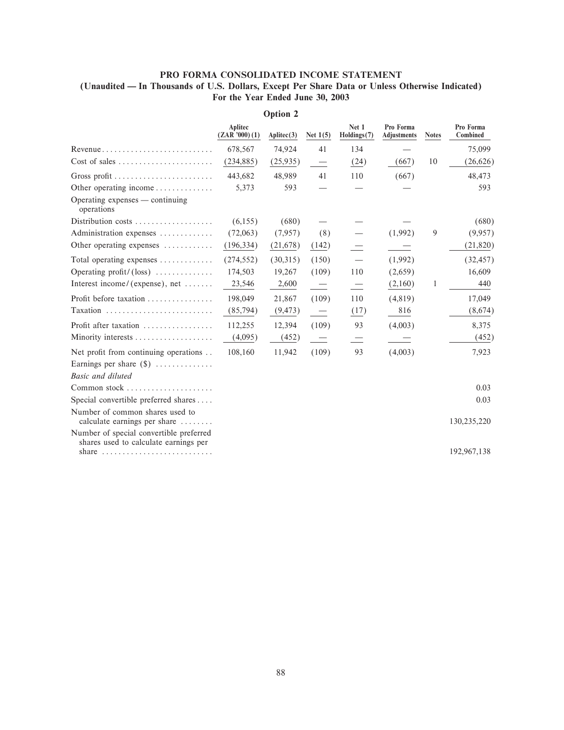# PRO FORMA CONSOLIDATED INCOME STATEMENT

## (Unaudited — In Thousands of U.S. Dollars, Except Per Share Data or Unless Otherwise Indicated) For the Year Ended June 30, 2003

### Option 2

| | Aplitec (ZAR '000) (1) | Aplitec(3) | Net 1(5) | Net 1 Holdings(7) | Pro Forma Adjustments | Notes | Pro Forma Combined |
|---|---|---|---|---|---|---|---|
| Revenue | 678,567 | 74,924 | 41 | 134 | — | | 75,099 |
| Cost of sales | (234,885) | (25,935) | — | (24) | (667) | 10 | (26,626) |
| Gross profit | 443,682 | 48,989 | 41 | 110 | (667) | | 48,473 |
| Other operating income | 5,373 | 593 | — | — | — | | 593 |
| Operating expenses — continuing operations | | | | | | | |
| Distribution costs | (6,155) | (680) | — | — | — | | (680) |
| Administration expenses | (72,063) | (7,957) | (8) | — | (1,992) | 9 | (9,957) |
| Other operating expenses | (196,334) | (21,678) | (142) | — | — | | (21,820) |
| Total operating expenses | (274,552) | (30,315) | (150) | — | (1,992) | | (32,457) |
| Operating profit/(loss) | 174,503 | 19,267 | (109) | 110 | (2,659) | | 16,609 |
| Interest income/(expense), net | 23,546 | 2,600 | — | — | (2,160) | 1 | 440 |
| Profit before taxation | 198,049 | 21,867 | (109) | 110 | (4,819) | | 17,049 |
| Taxation | (85,794) | (9,473) | — | (17) | 816 | | (8,674) |
| Profit after taxation | 112,255 | 12,394 | (109) | 93 | (4,003) | | 8,375 |
| Minority interests | (4,095) | (452) | — | — | — | | (452) |
| Net profit from continuing operations | 108,160 | 11,942 | (109) | 93 | (4,003) | | 7,923 |
| Earnings per share ($) | | | | | | | |
| *Basic and diluted* | | | | | | | |
| Common stock | | | | | | | 0.03 |
| Special convertible preferred shares | | | | | | | 0.03 |
| Number of common shares used to calculate earnings per share | | | | | | | 130,235,220 |
| Number of special convertible preferred shares used to calculate earnings per share | | | | | | | 192,967,138 |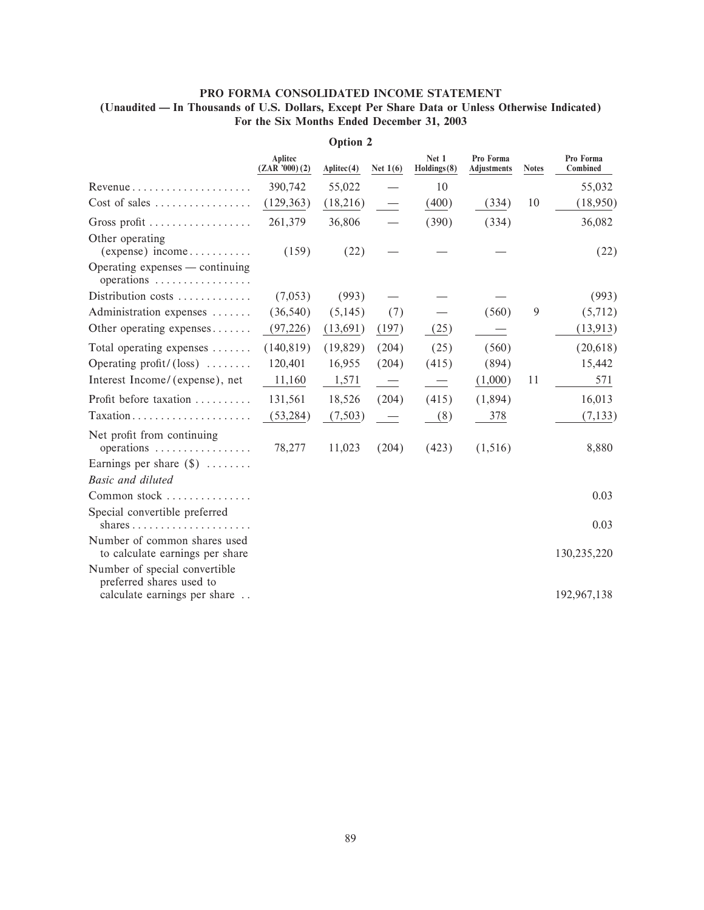# PRO FORMA CONSOLIDATED INCOME STATEMENT

## (Unaudited — In Thousands of U.S. Dollars, Except Per Share Data or Unless Otherwise Indicated)

## For the Six Months Ended December 31, 2003

### Option 2

| | Aplitec (ZAR '000) (2) | Aplitec (4) | Net 1 (6) | Net 1 Holdings (8) | Pro Forma Adjustments | Notes | Pro Forma Combined |
|---|---|---|---|---|---|---|---|
| Revenue | 390,742 | 55,022 | — | 10 | | | 55,032 |
| Cost of sales | (129,363) | (18,216) | — | (400) | (334) | 10 | (18,950) |
| Gross profit | 261,379 | 36,806 | — | (390) | (334) | | 36,082 |
| Other operating (expense) income | (159) | (22) | — | — | — | | (22) |
| Operating expenses — continuing operations | | | | | | | |
| Distribution costs | (7,053) | (993) | — | — | — | | (993) |
| Administration expenses | (36,540) | (5,145) | (7) | — | (560) | 9 | (5,712) |
| Other operating expenses | (97,226) | (13,691) | (197) | (25) | — | | (13,913) |
| Total operating expenses | (140,819) | (19,829) | (204) | (25) | (560) | | (20,618) |
| Operating profit/(loss) | 120,401 | 16,955 | (204) | (415) | (894) | | 15,442 |
| Interest Income/(expense), net | 11,160 | 1,571 | — | — | (1,000) | 11 | 571 |
| Profit before taxation | 131,561 | 18,526 | (204) | (415) | (1,894) | | 16,013 |
| Taxation | (53,284) | (7,503) | — | (8) | 378 | | (7,133) |
| Net profit from continuing operations | 78,277 | 11,023 | (204) | (423) | (1,516) | | 8,880 |
| Earnings per share ($) | | | | | | | |
| *Basic and diluted* | | | | | | | |
| Common stock | | | | | | | 0.03 |
| Special convertible preferred shares | | | | | | | 0.03 |
| Number of common shares used to calculate earnings per share | | | | | | | 130,235,220 |
| Number of special convertible preferred shares used to calculate earnings per share | | | | | | | 192,967,138 |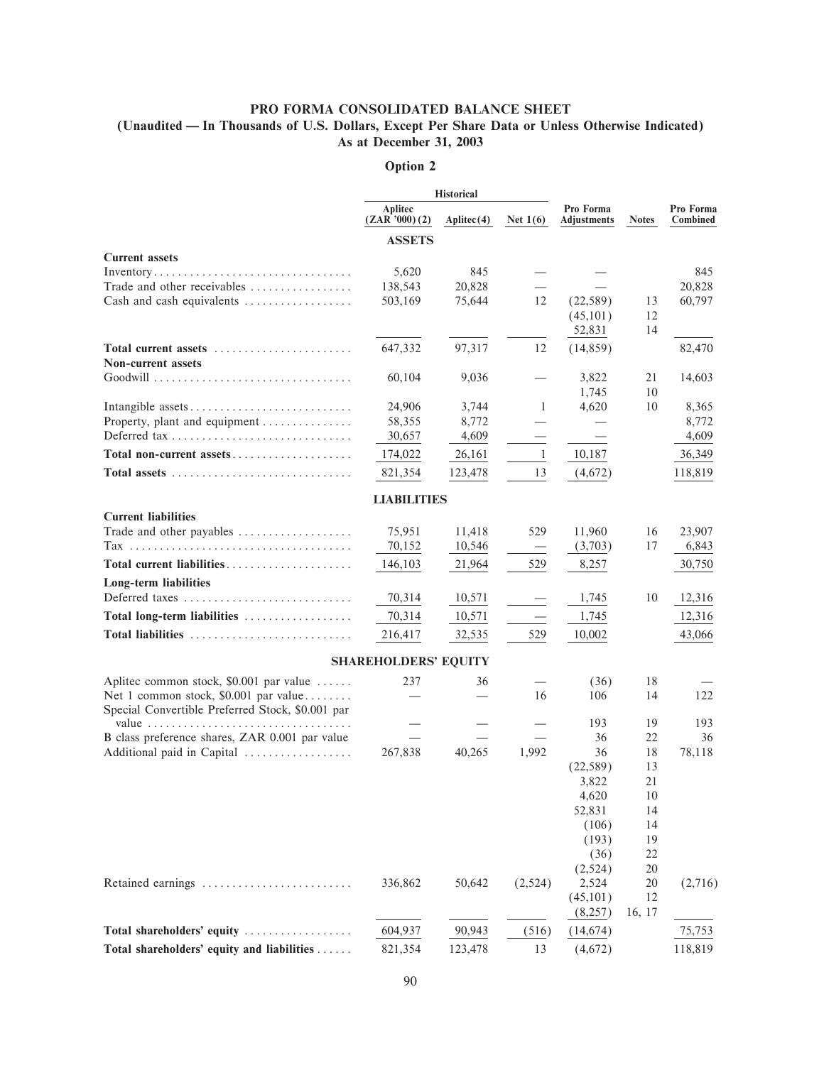# PRO FORMA CONSOLIDATED BALANCE SHEET

## (Unaudited — In Thousands of U.S. Dollars, Except Per Share Data or Unless Otherwise Indicated)

## As at December 31, 2003

### Option 2

| | Historical | | | Pro Forma Adjustments | Notes | Pro Forma Combined |
|---|---|---|---|---|---|---|
| | Aplitec (ZAR '000) (2) | Aplitec(4) | Net 1(6) | | | |
| | **ASSETS** | | | | | |
| **Current assets** | | | | | | |
| Inventory | 5,620 | 845 | — | — | | 845 |
| Trade and other receivables | 138,543 | 20,828 | — | — | | 20,828 |
| Cash and cash equivalents | 503,169 | 75,644 | 12 | (22,589) | 13 | 60,797 |
| | | | | (45,101) | 12 | |
| | | | | 52,831 | 14 | |
| **Total current assets** | 647,332 | 97,317 | 12 | (14,859) | | 82,470 |
| **Non-current assets** | | | | | | |
| Goodwill | 60,104 | 9,036 | — | 3,822 | 21 | 14,603 |
| | | | | 1,745 | 10 | |
| Intangible assets | 24,906 | 3,744 | 1 | 4,620 | 10 | 8,365 |
| Property, plant and equipment | 58,355 | 8,772 | — | — | | 8,772 |
| Deferred tax | 30,657 | 4,609 | — | — | | 4,609 |
| **Total non-current assets** | 174,022 | 26,161 | 1 | 10,187 | | 36,349 |
| **Total assets** | 821,354 | 123,478 | 13 | (4,672) | | 118,819 |
| | **LIABILITIES** | | | | | |
| **Current liabilities** | | | | | | |
| Trade and other payables | 75,951 | 11,418 | 529 | 11,960 | 16 | 23,907 |
| Tax | 70,152 | 10,546 | — | (3,703) | 17 | 6,843 |
| **Total current liabilities** | 146,103 | 21,964 | 529 | 8,257 | | 30,750 |
| **Long-term liabilities** | | | | | | |
| Deferred taxes | 70,314 | 10,571 | — | 1,745 | 10 | 12,316 |
| **Total long-term liabilities** | 70,314 | 10,571 | — | 1,745 | | 12,316 |
| **Total liabilities** | 216,417 | 32,535 | 529 | 10,002 | | 43,066 |
| | **SHAREHOLDERS' EQUITY** | | | | | |
| Aplitec common stock, $0.001 par value | 237 | 36 | — | (36) | 18 | — |
| Net 1 common stock, $0.001 par value | — | — | 16 | 106 | 14 | 122 |
| Special Convertible Preferred Stock, $0.001 par value | — | — | — | 193 | 19 | 193 |
| B class preference shares, ZAR 0.001 par value | — | — | — | 36 | 22 | 36 |
| Additional paid in Capital | 267,838 | 40,265 | 1,992 | 36 | 18 | 78,118 |
| | | | | (22,589) | 13 | |
| | | | | 3,822 | 21 | |
| | | | | 4,620 | 10 | |
| | | | | 52,831 | 14 | |
| | | | | (106) | 14 | |
| | | | | (193) | 19 | |
| | | | | (36) | 22 | |
| | | | | (2,524) | 20 | |
| Retained earnings | 336,862 | 50,642 | (2,524) | 2,524 | 20 | (2,716) |
| | | | | (45,101) | 12 | |
| | | | | (8,257) | 16, 17 | |
| **Total shareholders' equity** | 604,937 | 90,943 | (516) | (14,674) | | 75,753 |
| **Total shareholders' equity and liabilities** | 821,354 | 123,478 | 13 | (4,672) | | 118,819 |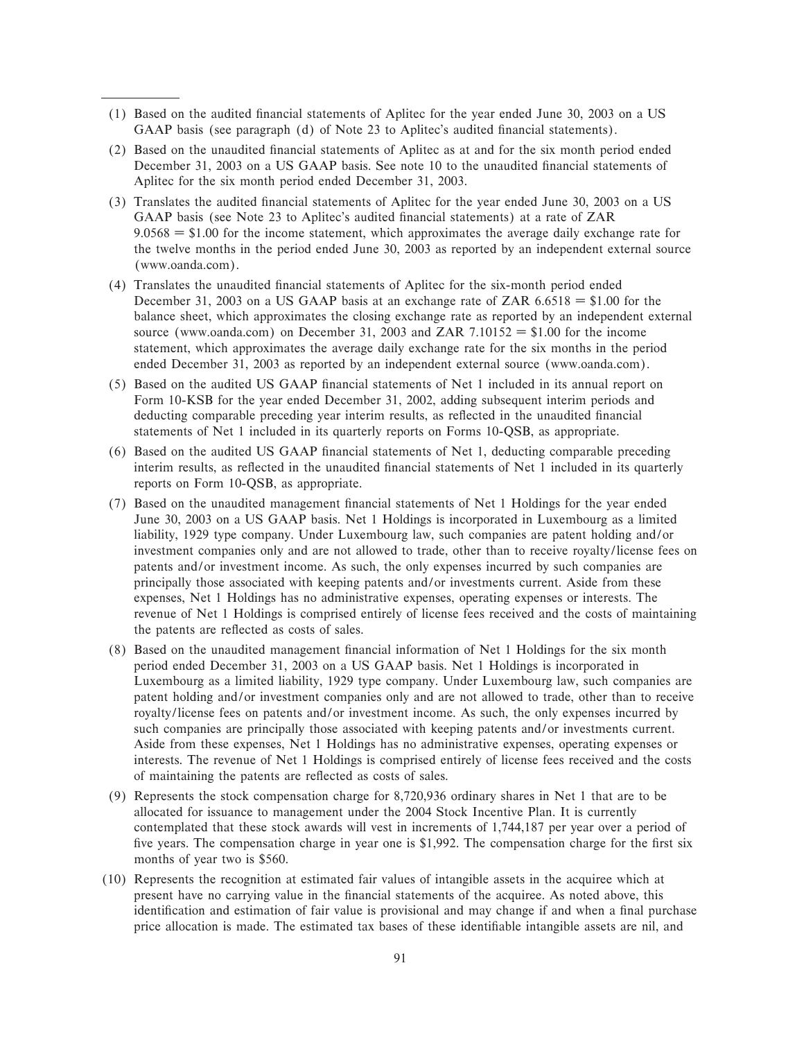(1) Based on the audited financial statements of Aplitec for the year ended June 30, 2003 on a US GAAP basis (see paragraph (d) of Note 23 to Aplitec's audited financial statements).

(2) Based on the unaudited financial statements of Aplitec as at and for the six month period ended December 31, 2003 on a US GAAP basis. See note 10 to the unaudited financial statements of Aplitec for the six month period ended December 31, 2003.

(3) Translates the audited financial statements of Aplitec for the year ended June 30, 2003 on a US GAAP basis (see Note 23 to Aplitec's audited financial statements) at a rate of ZAR 9.0568 = $1.00 for the income statement, which approximates the average daily exchange rate for the twelve months in the period ended June 30, 2003 as reported by an independent external source (www.oanda.com).

(4) Translates the unaudited financial statements of Aplitec for the six-month period ended December 31, 2003 on a US GAAP basis at an exchange rate of ZAR 6.6518 = $1.00 for the balance sheet, which approximates the closing exchange rate as reported by an independent external source (www.oanda.com) on December 31, 2003 and ZAR 7.10152 = $1.00 for the income statement, which approximates the average daily exchange rate for the six months in the period ended December 31, 2003 as reported by an independent external source (www.oanda.com).

(5) Based on the audited US GAAP financial statements of Net 1 included in its annual report on Form 10-KSB for the year ended December 31, 2002, adding subsequent interim periods and deducting comparable preceding year interim results, as reflected in the unaudited financial statements of Net 1 included in its quarterly reports on Forms 10-QSB, as appropriate.

(6) Based on the audited US GAAP financial statements of Net 1, deducting comparable preceding interim results, as reflected in the unaudited financial statements of Net 1 included in its quarterly reports on Form 10-QSB, as appropriate.

(7) Based on the unaudited management financial statements of Net 1 Holdings for the year ended June 30, 2003 on a US GAAP basis. Net 1 Holdings is incorporated in Luxembourg as a limited liability, 1929 type company. Under Luxembourg law, such companies are patent holding and/or investment companies only and are not allowed to trade, other than to receive royalty/license fees on patents and/or investment income. As such, the only expenses incurred by such companies are principally those associated with keeping patents and/or investments current. Aside from these expenses, Net 1 Holdings has no administrative expenses, operating expenses or interests. The revenue of Net 1 Holdings is comprised entirely of license fees received and the costs of maintaining the patents are reflected as costs of sales.

(8) Based on the unaudited management financial information of Net 1 Holdings for the six month period ended December 31, 2003 on a US GAAP basis. Net 1 Holdings is incorporated in Luxembourg as a limited liability, 1929 type company. Under Luxembourg law, such companies are patent holding and/or investment companies only and are not allowed to trade, other than to receive royalty/license fees on patents and/or investment income. As such, the only expenses incurred by such companies are principally those associated with keeping patents and/or investments current. Aside from these expenses, Net 1 Holdings has no administrative expenses, operating expenses or interests. The revenue of Net 1 Holdings is comprised entirely of license fees received and the costs of maintaining the patents are reflected as costs of sales.

(9) Represents the stock compensation charge for 8,720,936 ordinary shares in Net 1 that are to be allocated for issuance to management under the 2004 Stock Incentive Plan. It is currently contemplated that these stock awards will vest in increments of 1,744,187 per year over a period of five years. The compensation charge in year one is $1,992. The compensation charge for the first six months of year two is $560.

(10) Represents the recognition at estimated fair values of intangible assets in the acquiree which at present have no carrying value in the financial statements of the acquiree. As noted above, this identification and estimation of fair value is provisional and may change if and when a final purchase price allocation is made. The estimated tax bases of these identifiable intangible assets are nil, and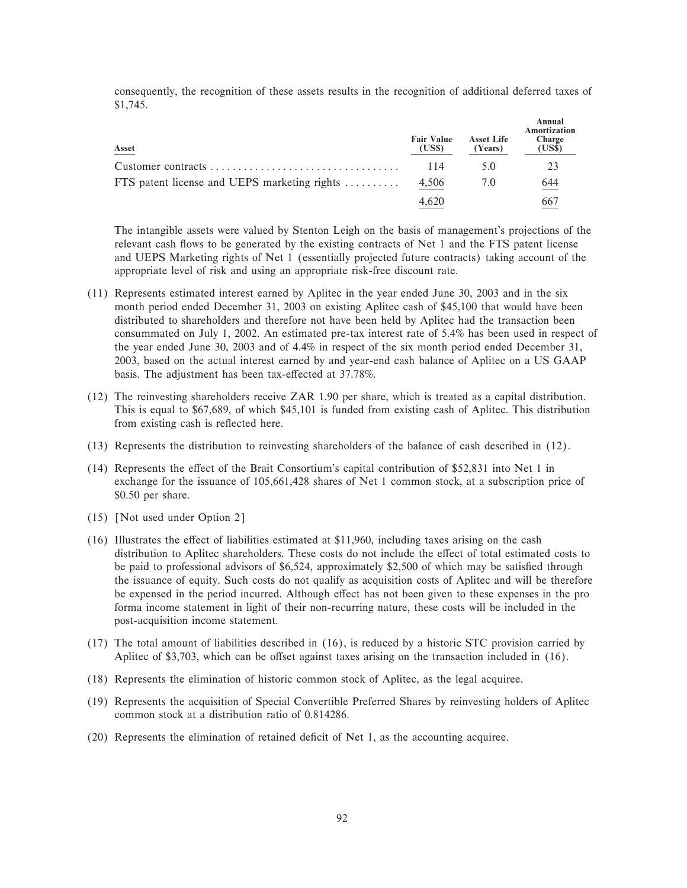consequently, the recognition of these assets results in the recognition of additional deferred taxes of $1,745.

| Asset | Fair Value (US$) | Asset Life (Years) | Annual Amortization Charge (US$) |
|---|---|---|---|
| Customer contracts | 114 | 5.0 | 23 |
| FTS patent license and UEPS marketing rights | 4,506 | 7.0 | 644 |
| | 4,620 | | 667 |

The intangible assets were valued by Stenton Leigh on the basis of management's projections of the relevant cash flows to be generated by the existing contracts of Net 1 and the FTS patent license and UEPS Marketing rights of Net 1 (essentially projected future contracts) taking account of the appropriate level of risk and using an appropriate risk-free discount rate.

(11) Represents estimated interest earned by Aplitec in the year ended June 30, 2003 and in the six month period ended December 31, 2003 on existing Aplitec cash of $45,100 that would have been distributed to shareholders and therefore not have been held by Aplitec had the transaction been consummated on July 1, 2002. An estimated pre-tax interest rate of 5.4% has been used in respect of the year ended June 30, 2003 and of 4.4% in respect of the six month period ended December 31, 2003, based on the actual interest earned by and year-end cash balance of Aplitec on a US GAAP basis. The adjustment has been tax-effected at 37.78%.

(12) The reinvesting shareholders receive ZAR 1.90 per share, which is treated as a capital distribution. This is equal to $67,689, of which $45,101 is funded from existing cash of Aplitec. This distribution from existing cash is reflected here.

(13) Represents the distribution to reinvesting shareholders of the balance of cash described in (12).

(14) Represents the effect of the Brait Consortium's capital contribution of $52,831 into Net 1 in exchange for the issuance of 105,661,428 shares of Net 1 common stock, at a subscription price of $0.50 per share.

(15) [Not used under Option 2]

(16) Illustrates the effect of liabilities estimated at $11,960, including taxes arising on the cash distribution to Aplitec shareholders. These costs do not include the effect of total estimated costs to be paid to professional advisors of $6,524, approximately $2,500 of which may be satisfied through the issuance of equity. Such costs do not qualify as acquisition costs of Aplitec and will be therefore be expensed in the period incurred. Although effect has not been given to these expenses in the pro forma income statement in light of their non-recurring nature, these costs will be included in the post-acquisition income statement.

(17) The total amount of liabilities described in (16), is reduced by a historic STC provision carried by Aplitec of $3,703, which can be offset against taxes arising on the transaction included in (16).

(18) Represents the elimination of historic common stock of Aplitec, as the legal acquiree.

(19) Represents the acquisition of Special Convertible Preferred Shares by reinvesting holders of Aplitec common stock at a distribution ratio of 0.814286.

(20) Represents the elimination of retained deficit of Net 1, as the accounting acquiree.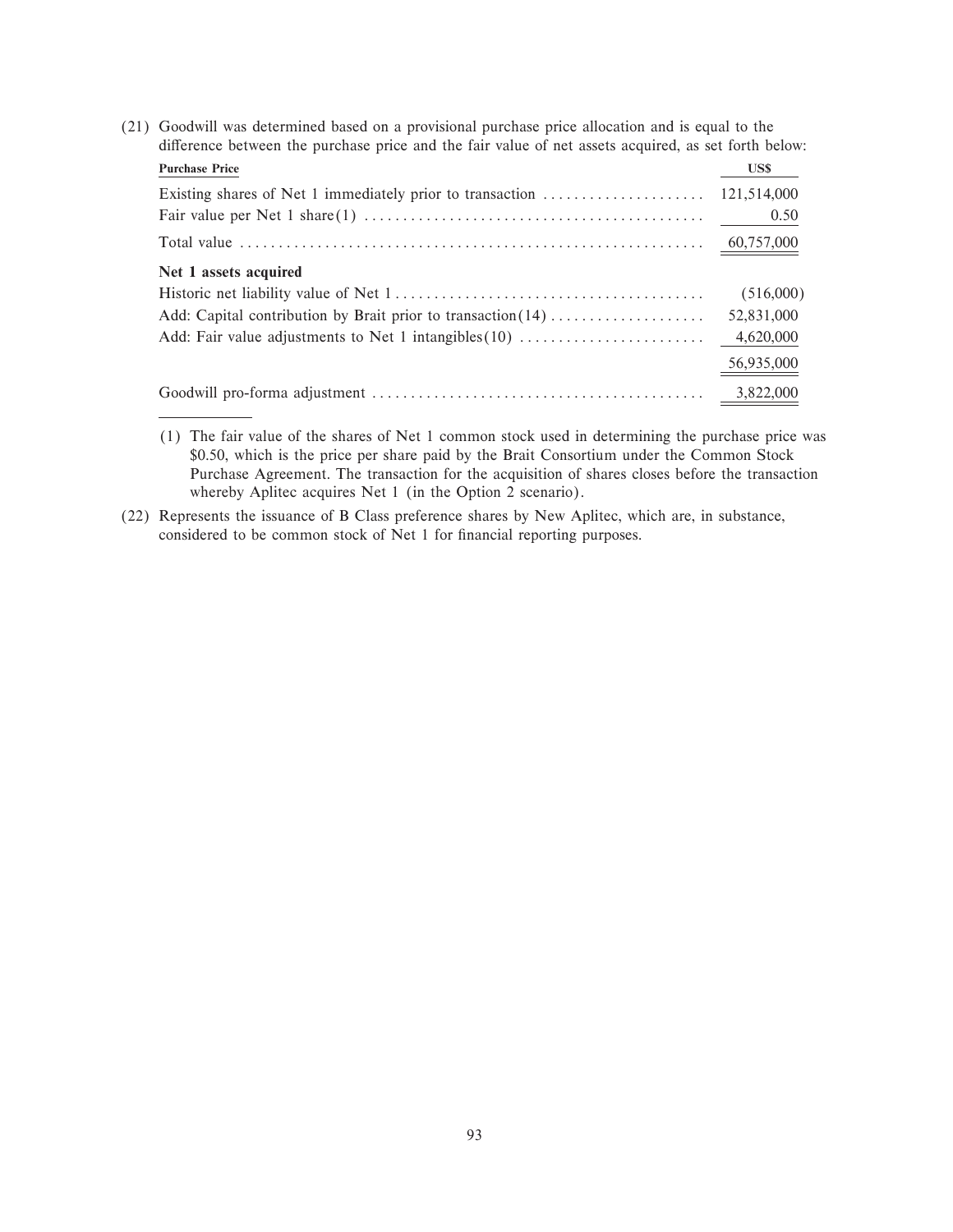(21) Goodwill was determined based on a provisional purchase price allocation and is equal to the difference between the purchase price and the fair value of net assets acquired, as set forth below:

| **Purchase Price** | **US$** |
|---|---|
| Existing shares of Net 1 immediately prior to transaction | 121,514,000 |
| Fair value per Net 1 share(1) | 0.50 |
| Total value | 60,757,000 |
| **Net 1 assets acquired** | |
| Historic net liability value of Net 1 | (516,000) |
| Add: Capital contribution by Brait prior to transaction(14) | 52,831,000 |
| Add: Fair value adjustments to Net 1 intangibles(10) | 4,620,000 |
| | 56,935,000 |
| Goodwill pro-forma adjustment | 3,822,000 |

(1) The fair value of the shares of Net 1 common stock used in determining the purchase price was $0.50, which is the price per share paid by the Brait Consortium under the Common Stock Purchase Agreement. The transaction for the acquisition of shares closes before the transaction whereby Aplitec acquires Net 1 (in the Option 2 scenario).

(22) Represents the issuance of B Class preference shares by New Aplitec, which are, in substance, considered to be common stock of Net 1 for financial reporting purposes.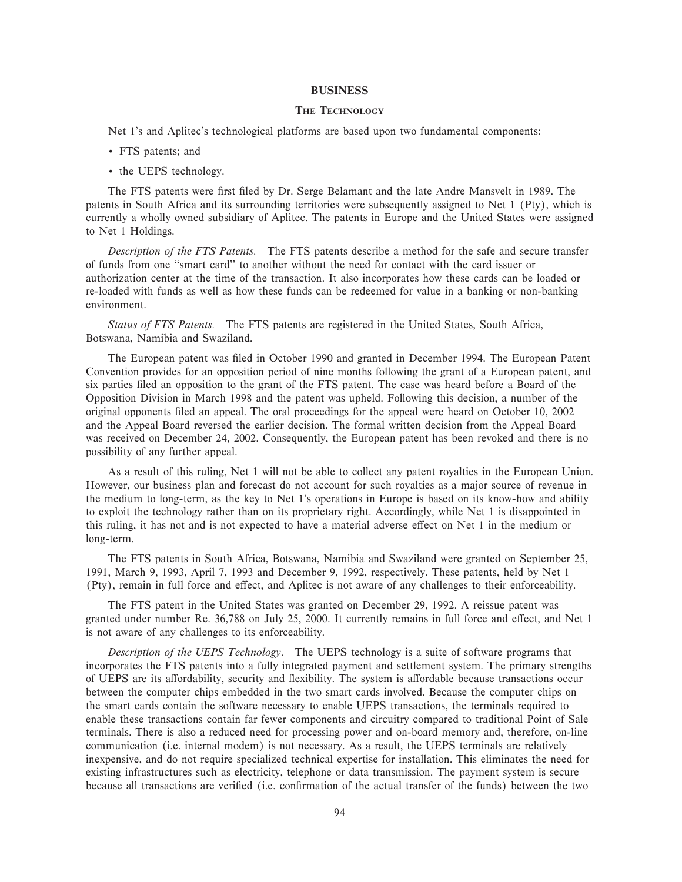## BUSINESS

### The Technology

Net 1's and Aplitec's technological platforms are based upon two fundamental components:

- FTS patents; and
- the UEPS technology.

The FTS patents were first filed by Dr. Serge Belamant and the late Andre Mansvelt in 1989. The patents in South Africa and its surrounding territories were subsequently assigned to Net 1 (Pty), which is currently a wholly owned subsidiary of Aplitec. The patents in Europe and the United States were assigned to Net 1 Holdings.

*Description of the FTS Patents.* The FTS patents describe a method for the safe and secure transfer of funds from one "smart card" to another without the need for contact with the card issuer or authorization center at the time of the transaction. It also incorporates how these cards can be loaded or re-loaded with funds as well as how these funds can be redeemed for value in a banking or non-banking environment.

*Status of FTS Patents.* The FTS patents are registered in the United States, South Africa, Botswana, Namibia and Swaziland.

The European patent was filed in October 1990 and granted in December 1994. The European Patent Convention provides for an opposition period of nine months following the grant of a European patent, and six parties filed an opposition to the grant of the FTS patent. The case was heard before a Board of the Opposition Division in March 1998 and the patent was upheld. Following this decision, a number of the original opponents filed an appeal. The oral proceedings for the appeal were heard on October 10, 2002 and the Appeal Board reversed the earlier decision. The formal written decision from the Appeal Board was received on December 24, 2002. Consequently, the European patent has been revoked and there is no possibility of any further appeal.

As a result of this ruling, Net 1 will not be able to collect any patent royalties in the European Union. However, our business plan and forecast do not account for such royalties as a major source of revenue in the medium to long-term, as the key to Net 1's operations in Europe is based on its know-how and ability to exploit the technology rather than on its proprietary right. Accordingly, while Net 1 is disappointed in this ruling, it has not and is not expected to have a material adverse effect on Net 1 in the medium or long-term.

The FTS patents in South Africa, Botswana, Namibia and Swaziland were granted on September 25, 1991, March 9, 1993, April 7, 1993 and December 9, 1992, respectively. These patents, held by Net 1 (Pty), remain in full force and effect, and Aplitec is not aware of any challenges to their enforceability.

The FTS patent in the United States was granted on December 29, 1992. A reissue patent was granted under number Re. 36,788 on July 25, 2000. It currently remains in full force and effect, and Net 1 is not aware of any challenges to its enforceability.

*Description of the UEPS Technology.* The UEPS technology is a suite of software programs that incorporates the FTS patents into a fully integrated payment and settlement system. The primary strengths of UEPS are its affordability, security and flexibility. The system is affordable because transactions occur between the computer chips embedded in the two smart cards involved. Because the computer chips on the smart cards contain the software necessary to enable UEPS transactions, the terminals required to enable these transactions contain far fewer components and circuitry compared to traditional Point of Sale terminals. There is also a reduced need for processing power and on-board memory and, therefore, on-line communication (i.e. internal modem) is not necessary. As a result, the UEPS terminals are relatively inexpensive, and do not require specialized technical expertise for installation. This eliminates the need for existing infrastructures such as electricity, telephone or data transmission. The payment system is secure because all transactions are verified (i.e. confirmation of the actual transfer of the funds) between the two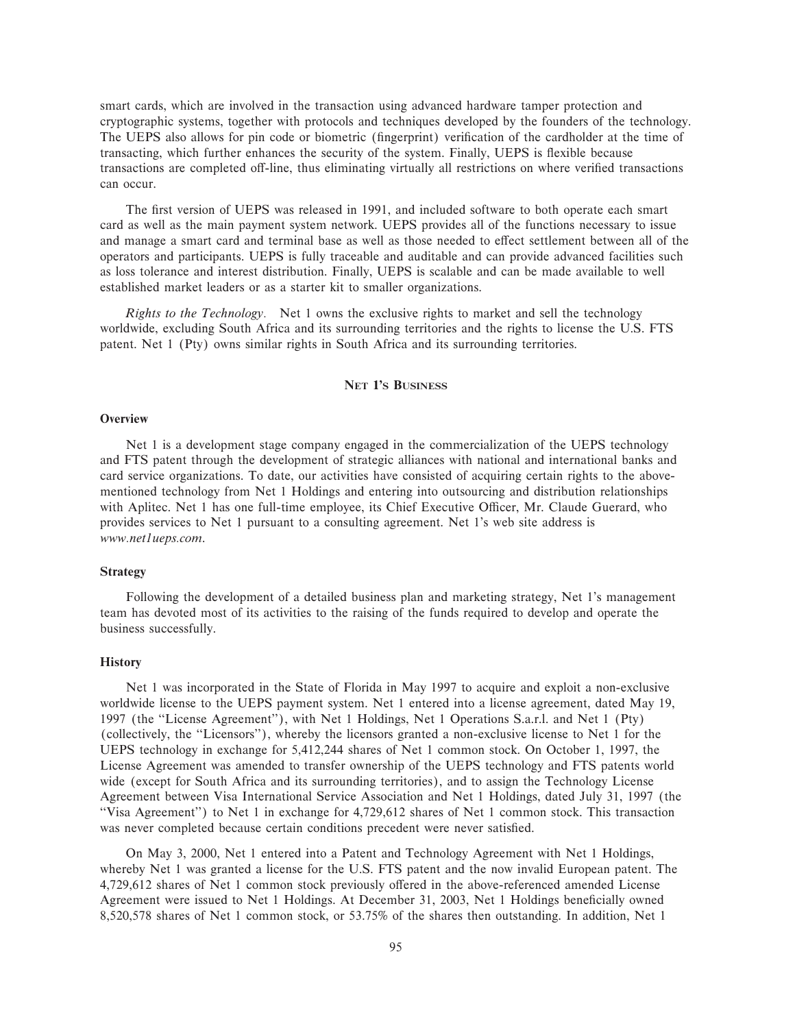smart cards, which are involved in the transaction using advanced hardware tamper protection and cryptographic systems, together with protocols and techniques developed by the founders of the technology. The UEPS also allows for pin code or biometric (fingerprint) verification of the cardholder at the time of transacting, which further enhances the security of the system. Finally, UEPS is flexible because transactions are completed off-line, thus eliminating virtually all restrictions on where verified transactions can occur.

The first version of UEPS was released in 1991, and included software to both operate each smart card as well as the main payment system network. UEPS provides all of the functions necessary to issue and manage a smart card and terminal base as well as those needed to effect settlement between all of the operators and participants. UEPS is fully traceable and auditable and can provide advanced facilities such as loss tolerance and interest distribution. Finally, UEPS is scalable and can be made available to well established market leaders or as a starter kit to smaller organizations.

*Rights to the Technology.* Net 1 owns the exclusive rights to market and sell the technology worldwide, excluding South Africa and its surrounding territories and the rights to license the U.S. FTS patent. Net 1 (Pty) owns similar rights in South Africa and its surrounding territories.

## NET 1'S BUSINESS

### Overview

Net 1 is a development stage company engaged in the commercialization of the UEPS technology and FTS patent through the development of strategic alliances with national and international banks and card service organizations. To date, our activities have consisted of acquiring certain rights to the above-mentioned technology from Net 1 Holdings and entering into outsourcing and distribution relationships with Aplitec. Net 1 has one full-time employee, its Chief Executive Officer, Mr. Claude Guerard, who provides services to Net 1 pursuant to a consulting agreement. Net 1's web site address is *www.net1ueps.com*.

### Strategy

Following the development of a detailed business plan and marketing strategy, Net 1's management team has devoted most of its activities to the raising of the funds required to develop and operate the business successfully.

### History

Net 1 was incorporated in the State of Florida in May 1997 to acquire and exploit a non-exclusive worldwide license to the UEPS payment system. Net 1 entered into a license agreement, dated May 19, 1997 (the ''License Agreement''), with Net 1 Holdings, Net 1 Operations S.a.r.l. and Net 1 (Pty) (collectively, the ''Licensors''), whereby the licensors granted a non-exclusive license to Net 1 for the UEPS technology in exchange for 5,412,244 shares of Net 1 common stock. On October 1, 1997, the License Agreement was amended to transfer ownership of the UEPS technology and FTS patents world wide (except for South Africa and its surrounding territories), and to assign the Technology License Agreement between Visa International Service Association and Net 1 Holdings, dated July 31, 1997 (the ''Visa Agreement'') to Net 1 in exchange for 4,729,612 shares of Net 1 common stock. This transaction was never completed because certain conditions precedent were never satisfied.

On May 3, 2000, Net 1 entered into a Patent and Technology Agreement with Net 1 Holdings, whereby Net 1 was granted a license for the U.S. FTS patent and the now invalid European patent. The 4,729,612 shares of Net 1 common stock previously offered in the above-referenced amended License Agreement were issued to Net 1 Holdings. At December 31, 2003, Net 1 Holdings beneficially owned 8,520,578 shares of Net 1 common stock, or 53.75% of the shares then outstanding. In addition, Net 1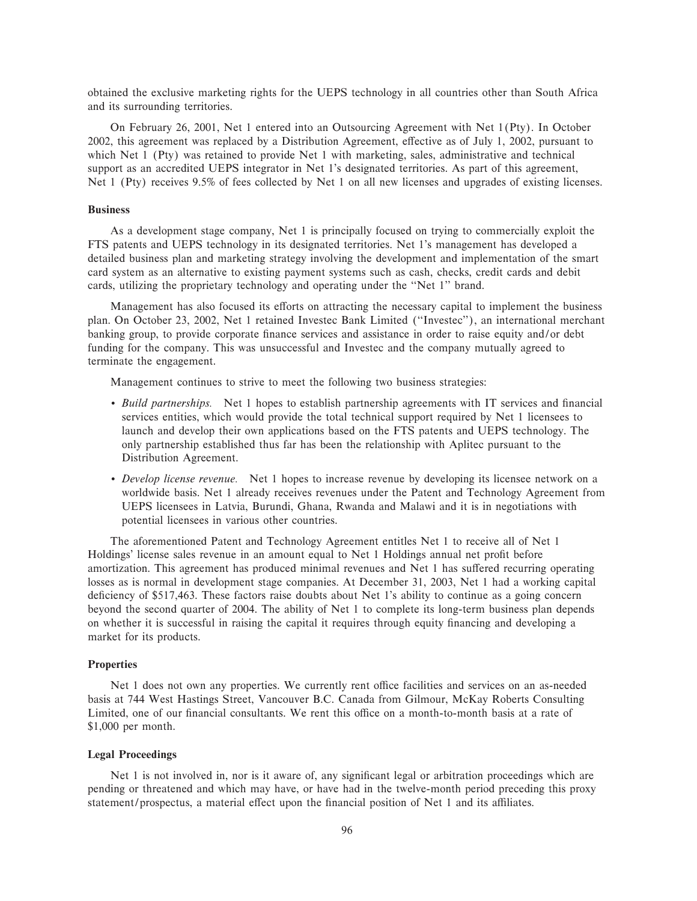obtained the exclusive marketing rights for the UEPS technology in all countries other than South Africa and its surrounding territories.

On February 26, 2001, Net 1 entered into an Outsourcing Agreement with Net 1(Pty). In October 2002, this agreement was replaced by a Distribution Agreement, effective as of July 1, 2002, pursuant to which Net 1 (Pty) was retained to provide Net 1 with marketing, sales, administrative and technical support as an accredited UEPS integrator in Net 1's designated territories. As part of this agreement, Net 1 (Pty) receives 9.5% of fees collected by Net 1 on all new licenses and upgrades of existing licenses.

### Business

As a development stage company, Net 1 is principally focused on trying to commercially exploit the FTS patents and UEPS technology in its designated territories. Net 1's management has developed a detailed business plan and marketing strategy involving the development and implementation of the smart card system as an alternative to existing payment systems such as cash, checks, credit cards and debit cards, utilizing the proprietary technology and operating under the "Net 1" brand.

Management has also focused its efforts on attracting the necessary capital to implement the business plan. On October 23, 2002, Net 1 retained Investec Bank Limited ("Investec"), an international merchant banking group, to provide corporate finance services and assistance in order to raise equity and/or debt funding for the company. This was unsuccessful and Investec and the company mutually agreed to terminate the engagement.

Management continues to strive to meet the following two business strategies:

- *Build partnerships.* Net 1 hopes to establish partnership agreements with IT services and financial services entities, which would provide the total technical support required by Net 1 licensees to launch and develop their own applications based on the FTS patents and UEPS technology. The only partnership established thus far has been the relationship with Aplitec pursuant to the Distribution Agreement.
- *Develop license revenue.* Net 1 hopes to increase revenue by developing its licensee network on a worldwide basis. Net 1 already receives revenues under the Patent and Technology Agreement from UEPS licensees in Latvia, Burundi, Ghana, Rwanda and Malawi and it is in negotiations with potential licensees in various other countries.

The aforementioned Patent and Technology Agreement entitles Net 1 to receive all of Net 1 Holdings' license sales revenue in an amount equal to Net 1 Holdings annual net profit before amortization. This agreement has produced minimal revenues and Net 1 has suffered recurring operating losses as is normal in development stage companies. At December 31, 2003, Net 1 had a working capital deficiency of $517,463. These factors raise doubts about Net 1's ability to continue as a going concern beyond the second quarter of 2004. The ability of Net 1 to complete its long-term business plan depends on whether it is successful in raising the capital it requires through equity financing and developing a market for its products.

### Properties

Net 1 does not own any properties. We currently rent office facilities and services on an as-needed basis at 744 West Hastings Street, Vancouver B.C. Canada from Gilmour, McKay Roberts Consulting Limited, one of our financial consultants. We rent this office on a month-to-month basis at a rate of $1,000 per month.

### Legal Proceedings

Net 1 is not involved in, nor is it aware of, any significant legal or arbitration proceedings which are pending or threatened and which may have, or have had in the twelve-month period preceding this proxy statement/prospectus, a material effect upon the financial position of Net 1 and its affiliates.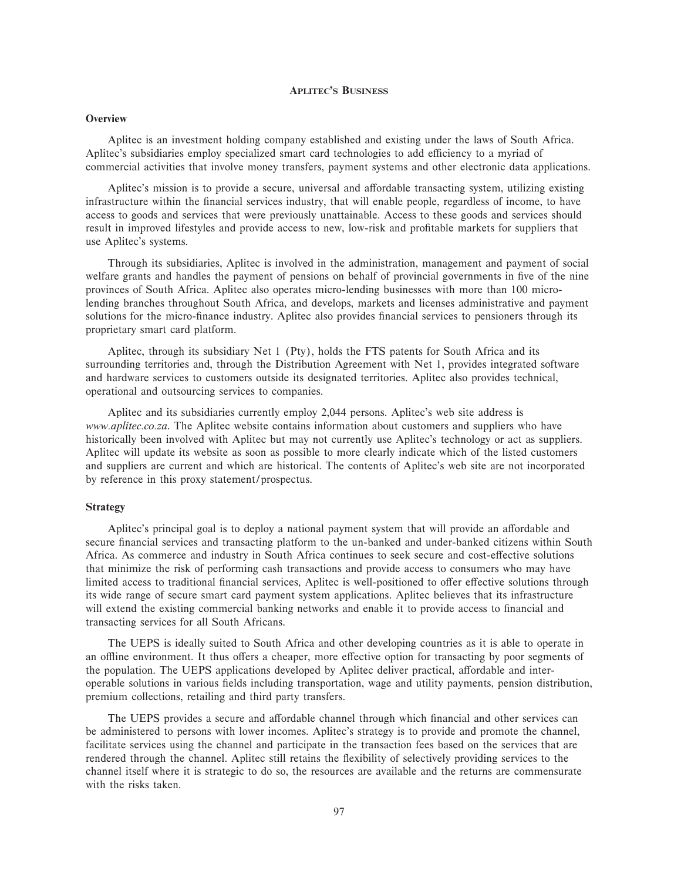# Aplitec's Business

## Overview

Aplitec is an investment holding company established and existing under the laws of South Africa. Aplitec's subsidiaries employ specialized smart card technologies to add efficiency to a myriad of commercial activities that involve money transfers, payment systems and other electronic data applications.

Aplitec's mission is to provide a secure, universal and affordable transacting system, utilizing existing infrastructure within the financial services industry, that will enable people, regardless of income, to have access to goods and services that were previously unattainable. Access to these goods and services should result in improved lifestyles and provide access to new, low-risk and profitable markets for suppliers that use Aplitec's systems.

Through its subsidiaries, Aplitec is involved in the administration, management and payment of social welfare grants and handles the payment of pensions on behalf of provincial governments in five of the nine provinces of South Africa. Aplitec also operates micro-lending businesses with more than 100 micro-lending branches throughout South Africa, and develops, markets and licenses administrative and payment solutions for the micro-finance industry. Aplitec also provides financial services to pensioners through its proprietary smart card platform.

Aplitec, through its subsidiary Net 1 (Pty), holds the FTS patents for South Africa and its surrounding territories and, through the Distribution Agreement with Net 1, provides integrated software and hardware services to customers outside its designated territories. Aplitec also provides technical, operational and outsourcing services to companies.

Aplitec and its subsidiaries currently employ 2,044 persons. Aplitec's web site address is *www.aplitec.co.za*. The Aplitec website contains information about customers and suppliers who have historically been involved with Aplitec but may not currently use Aplitec's technology or act as suppliers. Aplitec will update its website as soon as possible to more clearly indicate which of the listed customers and suppliers are current and which are historical. The contents of Aplitec's web site are not incorporated by reference in this proxy statement/prospectus.

## Strategy

Aplitec's principal goal is to deploy a national payment system that will provide an affordable and secure financial services and transacting platform to the un-banked and under-banked citizens within South Africa. As commerce and industry in South Africa continues to seek secure and cost-effective solutions that minimize the risk of performing cash transactions and provide access to consumers who may have limited access to traditional financial services, Aplitec is well-positioned to offer effective solutions through its wide range of secure smart card payment system applications. Aplitec believes that its infrastructure will extend the existing commercial banking networks and enable it to provide access to financial and transacting services for all South Africans.

The UEPS is ideally suited to South Africa and other developing countries as it is able to operate in an offline environment. It thus offers a cheaper, more effective option for transacting by poor segments of the population. The UEPS applications developed by Aplitec deliver practical, affordable and inter-operable solutions in various fields including transportation, wage and utility payments, pension distribution, premium collections, retailing and third party transfers.

The UEPS provides a secure and affordable channel through which financial and other services can be administered to persons with lower incomes. Aplitec's strategy is to provide and promote the channel, facilitate services using the channel and participate in the transaction fees based on the services that are rendered through the channel. Aplitec still retains the flexibility of selectively providing services to the channel itself where it is strategic to do so, the resources are available and the returns are commensurate with the risks taken.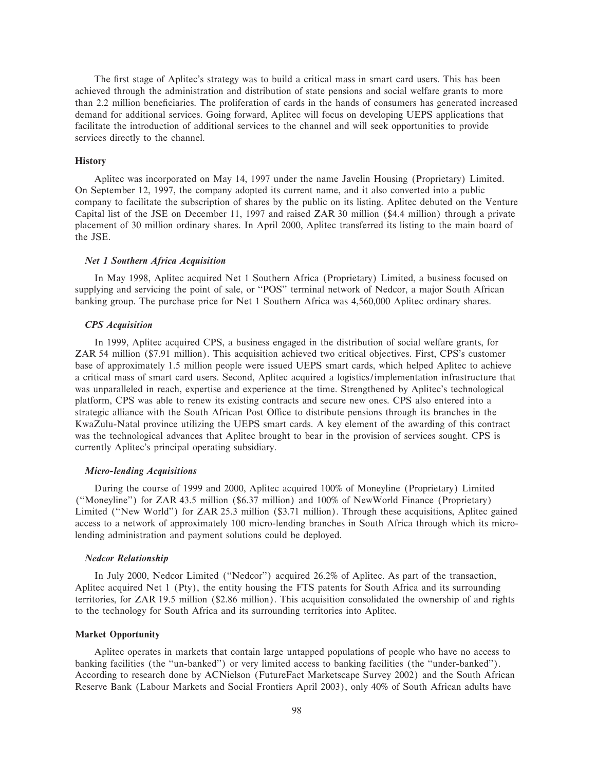The first stage of Aplitec's strategy was to build a critical mass in smart card users. This has been achieved through the administration and distribution of state pensions and social welfare grants to more than 2.2 million beneficiaries. The proliferation of cards in the hands of consumers has generated increased demand for additional services. Going forward, Aplitec will focus on developing UEPS applications that facilitate the introduction of additional services to the channel and will seek opportunities to provide services directly to the channel.

### History

Aplitec was incorporated on May 14, 1997 under the name Javelin Housing (Proprietary) Limited. On September 12, 1997, the company adopted its current name, and it also converted into a public company to facilitate the subscription of shares by the public on its listing. Aplitec debuted on the Venture Capital list of the JSE on December 11, 1997 and raised ZAR 30 million ($4.4 million) through a private placement of 30 million ordinary shares. In April 2000, Aplitec transferred its listing to the main board of the JSE.

#### *Net 1 Southern Africa Acquisition*

In May 1998, Aplitec acquired Net 1 Southern Africa (Proprietary) Limited, a business focused on supplying and servicing the point of sale, or "POS" terminal network of Nedcor, a major South African banking group. The purchase price for Net 1 Southern Africa was 4,560,000 Aplitec ordinary shares.

#### *CPS Acquisition*

In 1999, Aplitec acquired CPS, a business engaged in the distribution of social welfare grants, for ZAR 54 million ($7.91 million). This acquisition achieved two critical objectives. First, CPS's customer base of approximately 1.5 million people were issued UEPS smart cards, which helped Aplitec to achieve a critical mass of smart card users. Second, Aplitec acquired a logistics/implementation infrastructure that was unparalleled in reach, expertise and experience at the time. Strengthened by Aplitec's technological platform, CPS was able to renew its existing contracts and secure new ones. CPS also entered into a strategic alliance with the South African Post Office to distribute pensions through its branches in the KwaZulu-Natal province utilizing the UEPS smart cards. A key element of the awarding of this contract was the technological advances that Aplitec brought to bear in the provision of services sought. CPS is currently Aplitec's principal operating subsidiary.

#### *Micro-lending Acquisitions*

During the course of 1999 and 2000, Aplitec acquired 100% of Moneyline (Proprietary) Limited ("Moneyline") for ZAR 43.5 million ($6.37 million) and 100% of NewWorld Finance (Proprietary) Limited ("New World") for ZAR 25.3 million ($3.71 million). Through these acquisitions, Aplitec gained access to a network of approximately 100 micro-lending branches in South Africa through which its micro-lending administration and payment solutions could be deployed.

#### *Nedcor Relationship*

In July 2000, Nedcor Limited ("Nedcor") acquired 26.2% of Aplitec. As part of the transaction, Aplitec acquired Net 1 (Pty), the entity housing the FTS patents for South Africa and its surrounding territories, for ZAR 19.5 million ($2.86 million). This acquisition consolidated the ownership of and rights to the technology for South Africa and its surrounding territories into Aplitec.

### Market Opportunity

Aplitec operates in markets that contain large untapped populations of people who have no access to banking facilities (the "un-banked") or very limited access to banking facilities (the "under-banked"). According to research done by ACNielson (FutureFact Marketscape Survey 2002) and the South African Reserve Bank (Labour Markets and Social Frontiers April 2003), only 40% of South African adults have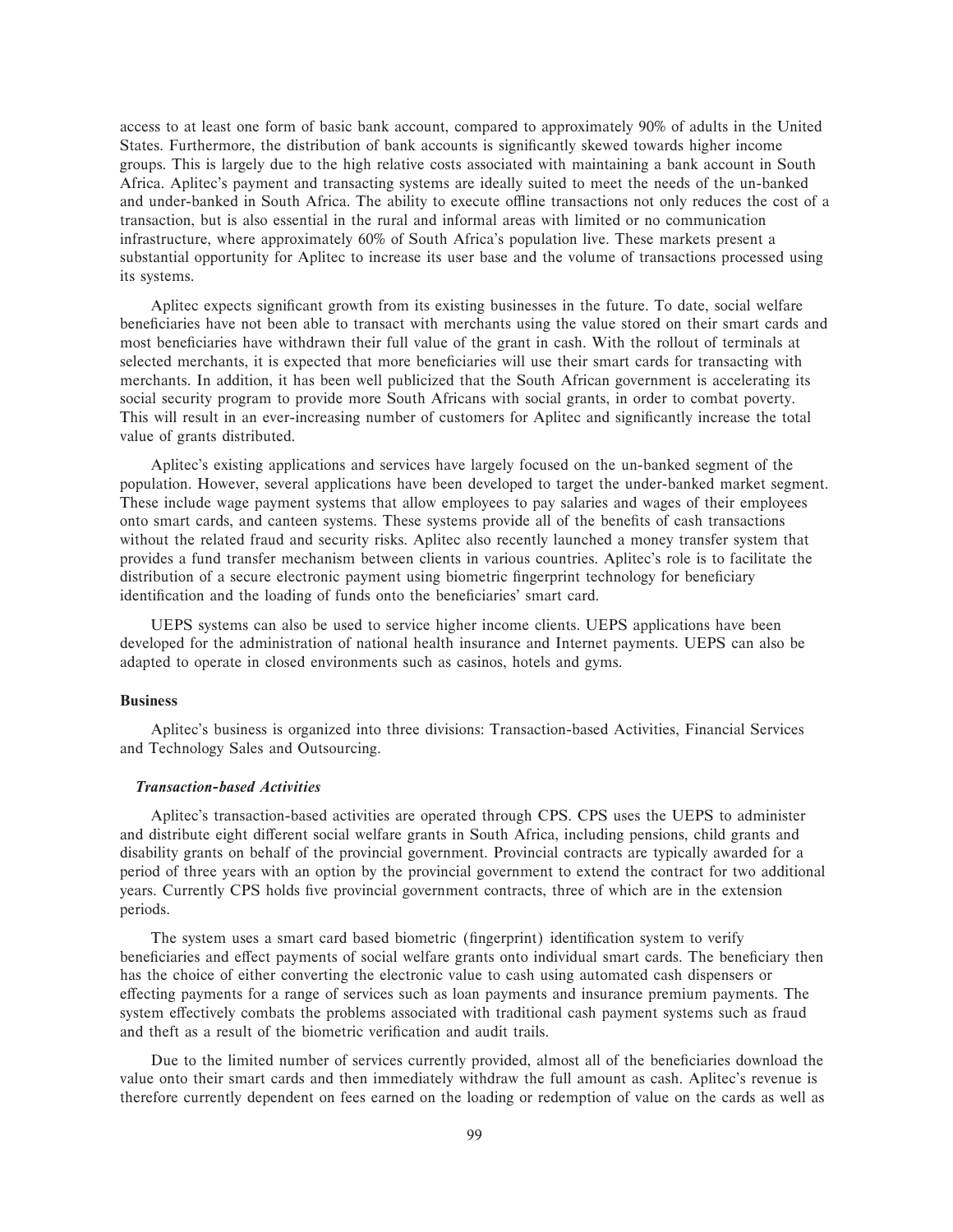access to at least one form of basic bank account, compared to approximately 90% of adults in the United States. Furthermore, the distribution of bank accounts is significantly skewed towards higher income groups. This is largely due to the high relative costs associated with maintaining a bank account in South Africa. Aplitec's payment and transacting systems are ideally suited to meet the needs of the un-banked and under-banked in South Africa. The ability to execute offline transactions not only reduces the cost of a transaction, but is also essential in the rural and informal areas with limited or no communication infrastructure, where approximately 60% of South Africa's population live. These markets present a substantial opportunity for Aplitec to increase its user base and the volume of transactions processed using its systems.

Aplitec expects significant growth from its existing businesses in the future. To date, social welfare beneficiaries have not been able to transact with merchants using the value stored on their smart cards and most beneficiaries have withdrawn their full value of the grant in cash. With the rollout of terminals at selected merchants, it is expected that more beneficiaries will use their smart cards for transacting with merchants. In addition, it has been well publicized that the South African government is accelerating its social security program to provide more South Africans with social grants, in order to combat poverty. This will result in an ever-increasing number of customers for Aplitec and significantly increase the total value of grants distributed.

Aplitec's existing applications and services have largely focused on the un-banked segment of the population. However, several applications have been developed to target the under-banked market segment. These include wage payment systems that allow employees to pay salaries and wages of their employees onto smart cards, and canteen systems. These systems provide all of the benefits of cash transactions without the related fraud and security risks. Aplitec also recently launched a money transfer system that provides a fund transfer mechanism between clients in various countries. Aplitec's role is to facilitate the distribution of a secure electronic payment using biometric fingerprint technology for beneficiary identification and the loading of funds onto the beneficiaries' smart card.

UEPS systems can also be used to service higher income clients. UEPS applications have been developed for the administration of national health insurance and Internet payments. UEPS can also be adapted to operate in closed environments such as casinos, hotels and gyms.

### Business

Aplitec's business is organized into three divisions: Transaction-based Activities, Financial Services and Technology Sales and Outsourcing.

#### *Transaction-based Activities*

Aplitec's transaction-based activities are operated through CPS. CPS uses the UEPS to administer and distribute eight different social welfare grants in South Africa, including pensions, child grants and disability grants on behalf of the provincial government. Provincial contracts are typically awarded for a period of three years with an option by the provincial government to extend the contract for two additional years. Currently CPS holds five provincial government contracts, three of which are in the extension periods.

The system uses a smart card based biometric (fingerprint) identification system to verify beneficiaries and effect payments of social welfare grants onto individual smart cards. The beneficiary then has the choice of either converting the electronic value to cash using automated cash dispensers or effecting payments for a range of services such as loan payments and insurance premium payments. The system effectively combats the problems associated with traditional cash payment systems such as fraud and theft as a result of the biometric verification and audit trails.

Due to the limited number of services currently provided, almost all of the beneficiaries download the value onto their smart cards and then immediately withdraw the full amount as cash. Aplitec's revenue is therefore currently dependent on fees earned on the loading or redemption of value on the cards as well as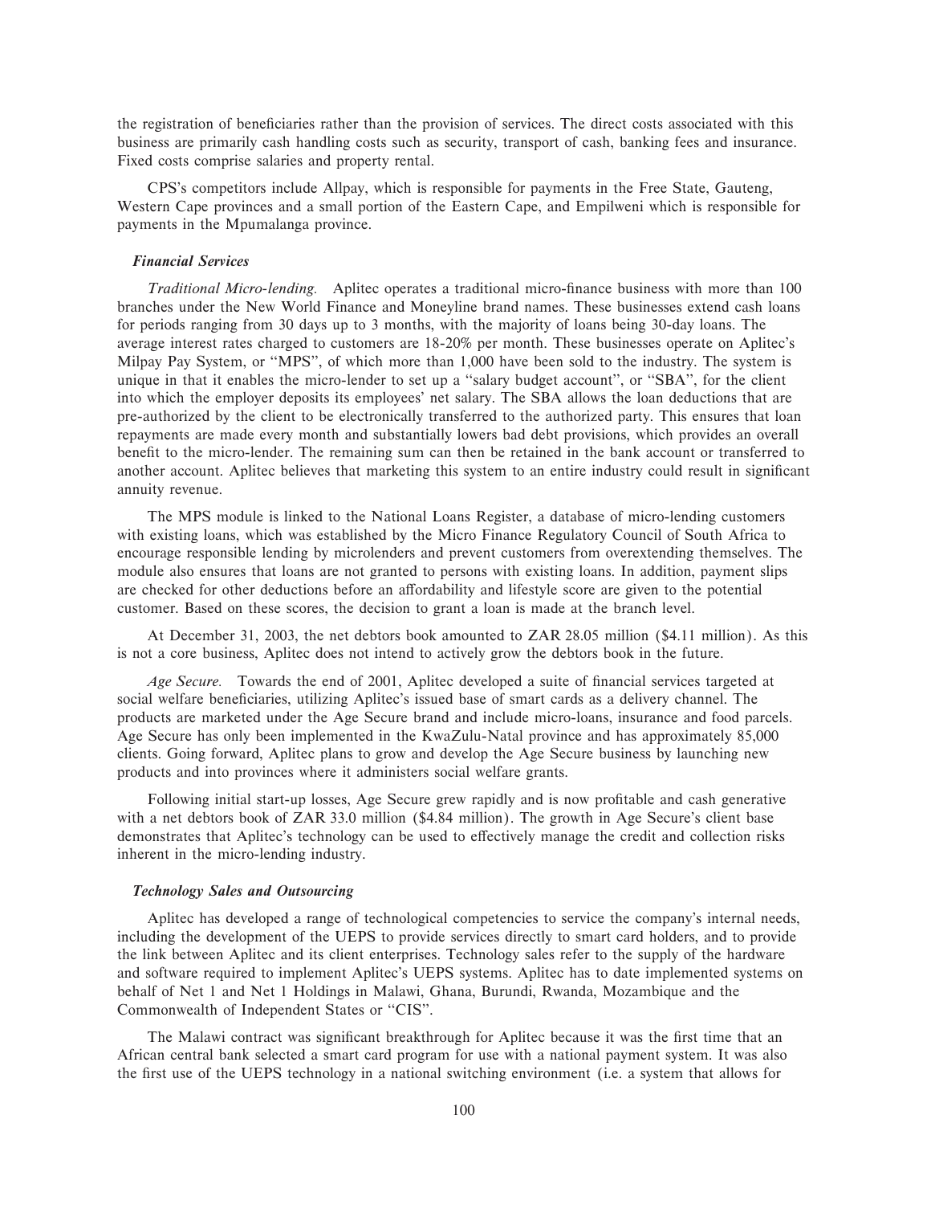the registration of beneficiaries rather than the provision of services. The direct costs associated with this business are primarily cash handling costs such as security, transport of cash, banking fees and insurance. Fixed costs comprise salaries and property rental.

CPS's competitors include Allpay, which is responsible for payments in the Free State, Gauteng, Western Cape provinces and a small portion of the Eastern Cape, and Empilweni which is responsible for payments in the Mpumalanga province.

### *Financial Services*

*Traditional Micro-lending.* Aplitec operates a traditional micro-finance business with more than 100 branches under the New World Finance and Moneyline brand names. These businesses extend cash loans for periods ranging from 30 days up to 3 months, with the majority of loans being 30-day loans. The average interest rates charged to customers are 18-20% per month. These businesses operate on Aplitec's Milpay Pay System, or "MPS", of which more than 1,000 have been sold to the industry. The system is unique in that it enables the micro-lender to set up a "salary budget account", or "SBA", for the client into which the employer deposits its employees' net salary. The SBA allows the loan deductions that are pre-authorized by the client to be electronically transferred to the authorized party. This ensures that loan repayments are made every month and substantially lowers bad debt provisions, which provides an overall benefit to the micro-lender. The remaining sum can then be retained in the bank account or transferred to another account. Aplitec believes that marketing this system to an entire industry could result in significant annuity revenue.

The MPS module is linked to the National Loans Register, a database of micro-lending customers with existing loans, which was established by the Micro Finance Regulatory Council of South Africa to encourage responsible lending by microlenders and prevent customers from overextending themselves. The module also ensures that loans are not granted to persons with existing loans. In addition, payment slips are checked for other deductions before an affordability and lifestyle score are given to the potential customer. Based on these scores, the decision to grant a loan is made at the branch level.

At December 31, 2003, the net debtors book amounted to ZAR 28.05 million ($4.11 million). As this is not a core business, Aplitec does not intend to actively grow the debtors book in the future.

*Age Secure.* Towards the end of 2001, Aplitec developed a suite of financial services targeted at social welfare beneficiaries, utilizing Aplitec's issued base of smart cards as a delivery channel. The products are marketed under the Age Secure brand and include micro-loans, insurance and food parcels. Age Secure has only been implemented in the KwaZulu-Natal province and has approximately 85,000 clients. Going forward, Aplitec plans to grow and develop the Age Secure business by launching new products and into provinces where it administers social welfare grants.

Following initial start-up losses, Age Secure grew rapidly and is now profitable and cash generative with a net debtors book of ZAR 33.0 million ($4.84 million). The growth in Age Secure's client base demonstrates that Aplitec's technology can be used to effectively manage the credit and collection risks inherent in the micro-lending industry.

### *Technology Sales and Outsourcing*

Aplitec has developed a range of technological competencies to service the company's internal needs, including the development of the UEPS to provide services directly to smart card holders, and to provide the link between Aplitec and its client enterprises. Technology sales refer to the supply of the hardware and software required to implement Aplitec's UEPS systems. Aplitec has to date implemented systems on behalf of Net 1 and Net 1 Holdings in Malawi, Ghana, Burundi, Rwanda, Mozambique and the Commonwealth of Independent States or "CIS".

The Malawi contract was significant breakthrough for Aplitec because it was the first time that an African central bank selected a smart card program for use with a national payment system. It was also the first use of the UEPS technology in a national switching environment (i.e. a system that allows for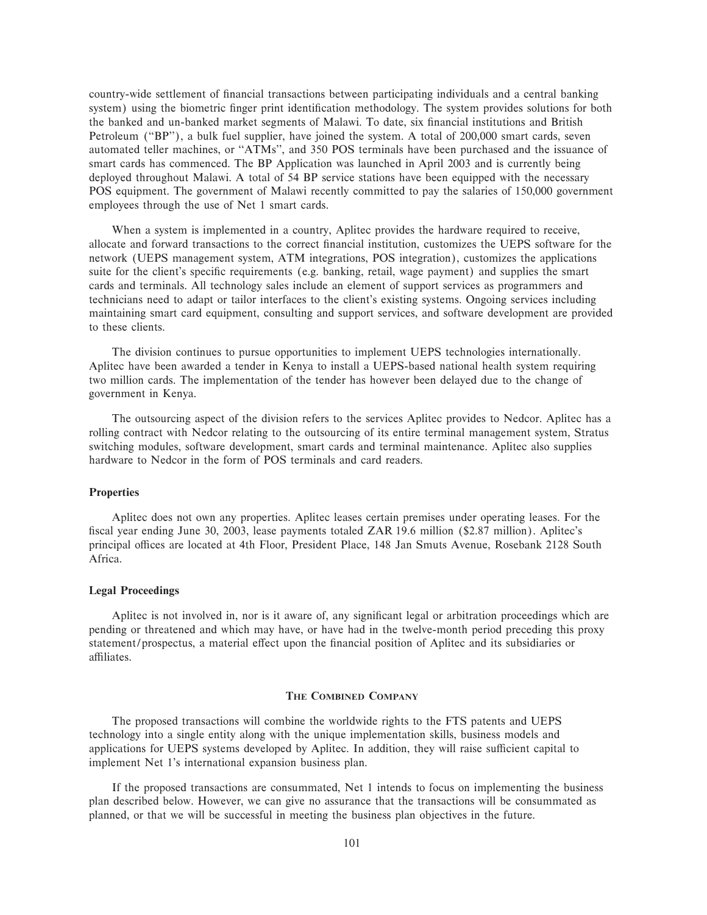country-wide settlement of financial transactions between participating individuals and a central banking system) using the biometric finger print identification methodology. The system provides solutions for both the banked and un-banked market segments of Malawi. To date, six financial institutions and British Petroleum (''BP''), a bulk fuel supplier, have joined the system. A total of 200,000 smart cards, seven automated teller machines, or ''ATMs'', and 350 POS terminals have been purchased and the issuance of smart cards has commenced. The BP Application was launched in April 2003 and is currently being deployed throughout Malawi. A total of 54 BP service stations have been equipped with the necessary POS equipment. The government of Malawi recently committed to pay the salaries of 150,000 government employees through the use of Net 1 smart cards.

When a system is implemented in a country, Aplitec provides the hardware required to receive, allocate and forward transactions to the correct financial institution, customizes the UEPS software for the network (UEPS management system, ATM integrations, POS integration), customizes the applications suite for the client's specific requirements (e.g. banking, retail, wage payment) and supplies the smart cards and terminals. All technology sales include an element of support services as programmers and technicians need to adapt or tailor interfaces to the client's existing systems. Ongoing services including maintaining smart card equipment, consulting and support services, and software development are provided to these clients.

The division continues to pursue opportunities to implement UEPS technologies internationally. Aplitec have been awarded a tender in Kenya to install a UEPS-based national health system requiring two million cards. The implementation of the tender has however been delayed due to the change of government in Kenya.

The outsourcing aspect of the division refers to the services Aplitec provides to Nedcor. Aplitec has a rolling contract with Nedcor relating to the outsourcing of its entire terminal management system, Stratus switching modules, software development, smart cards and terminal maintenance. Aplitec also supplies hardware to Nedcor in the form of POS terminals and card readers.

### Properties

Aplitec does not own any properties. Aplitec leases certain premises under operating leases. For the fiscal year ending June 30, 2003, lease payments totaled ZAR 19.6 million ($2.87 million). Aplitec's principal offices are located at 4th Floor, President Place, 148 Jan Smuts Avenue, Rosebank 2128 South Africa.

### Legal Proceedings

Aplitec is not involved in, nor is it aware of, any significant legal or arbitration proceedings which are pending or threatened and which may have, or have had in the twelve-month period preceding this proxy statement/prospectus, a material effect upon the financial position of Aplitec and its subsidiaries or affiliates.

## The Combined Company

The proposed transactions will combine the worldwide rights to the FTS patents and UEPS technology into a single entity along with the unique implementation skills, business models and applications for UEPS systems developed by Aplitec. In addition, they will raise sufficient capital to implement Net 1's international expansion business plan.

If the proposed transactions are consummated, Net 1 intends to focus on implementing the business plan described below. However, we can give no assurance that the transactions will be consummated as planned, or that we will be successful in meeting the business plan objectives in the future.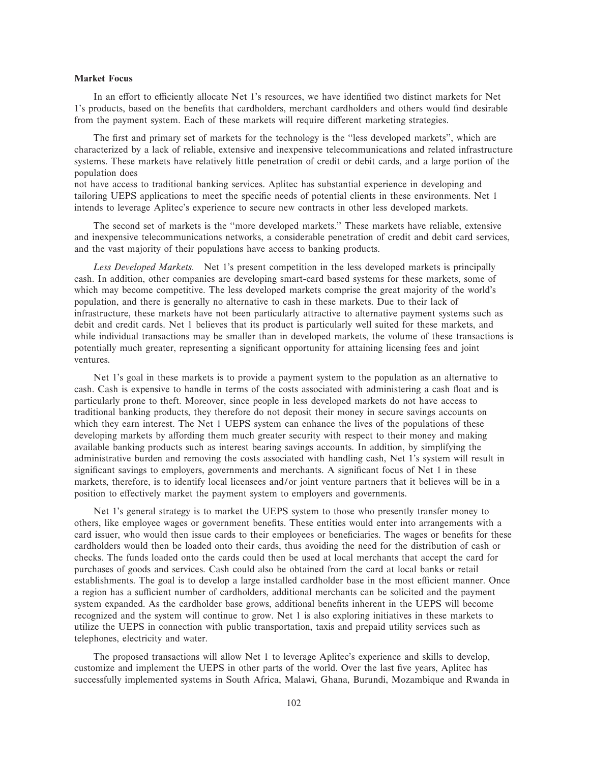**Market Focus**

In an effort to efficiently allocate Net 1's resources, we have identified two distinct markets for Net 1's products, based on the benefits that cardholders, merchant cardholders and others would find desirable from the payment system. Each of these markets will require different marketing strategies.

The first and primary set of markets for the technology is the "less developed markets", which are characterized by a lack of reliable, extensive and inexpensive telecommunications and related infrastructure systems. These markets have relatively little penetration of credit or debit cards, and a large portion of the population does not have access to traditional banking services. Aplitec has substantial experience in developing and tailoring UEPS applications to meet the specific needs of potential clients in these environments. Net 1 intends to leverage Aplitec's experience to secure new contracts in other less developed markets.

The second set of markets is the "more developed markets." These markets have reliable, extensive and inexpensive telecommunications networks, a considerable penetration of credit and debit card services, and the vast majority of their populations have access to banking products.

*Less Developed Markets.* Net 1's present competition in the less developed markets is principally cash. In addition, other companies are developing smart-card based systems for these markets, some of which may become competitive. The less developed markets comprise the great majority of the world's population, and there is generally no alternative to cash in these markets. Due to their lack of infrastructure, these markets have not been particularly attractive to alternative payment systems such as debit and credit cards. Net 1 believes that its product is particularly well suited for these markets, and while individual transactions may be smaller than in developed markets, the volume of these transactions is potentially much greater, representing a significant opportunity for attaining licensing fees and joint ventures.

Net 1's goal in these markets is to provide a payment system to the population as an alternative to cash. Cash is expensive to handle in terms of the costs associated with administering a cash float and is particularly prone to theft. Moreover, since people in less developed markets do not have access to traditional banking products, they therefore do not deposit their money in secure savings accounts on which they earn interest. The Net 1 UEPS system can enhance the lives of the populations of these developing markets by affording them much greater security with respect to their money and making available banking products such as interest bearing savings accounts. In addition, by simplifying the administrative burden and removing the costs associated with handling cash, Net 1's system will result in significant savings to employers, governments and merchants. A significant focus of Net 1 in these markets, therefore, is to identify local licensees and/or joint venture partners that it believes will be in a position to effectively market the payment system to employers and governments.

Net 1's general strategy is to market the UEPS system to those who presently transfer money to others, like employee wages or government benefits. These entities would enter into arrangements with a card issuer, who would then issue cards to their employees or beneficiaries. The wages or benefits for these cardholders would then be loaded onto their cards, thus avoiding the need for the distribution of cash or checks. The funds loaded onto the cards could then be used at local merchants that accept the card for purchases of goods and services. Cash could also be obtained from the card at local banks or retail establishments. The goal is to develop a large installed cardholder base in the most efficient manner. Once a region has a sufficient number of cardholders, additional merchants can be solicited and the payment system expanded. As the cardholder base grows, additional benefits inherent in the UEPS will become recognized and the system will continue to grow. Net 1 is also exploring initiatives in these markets to utilize the UEPS in connection with public transportation, taxis and prepaid utility services such as telephones, electricity and water.

The proposed transactions will allow Net 1 to leverage Aplitec's experience and skills to develop, customize and implement the UEPS in other parts of the world. Over the last five years, Aplitec has successfully implemented systems in South Africa, Malawi, Ghana, Burundi, Mozambique and Rwanda in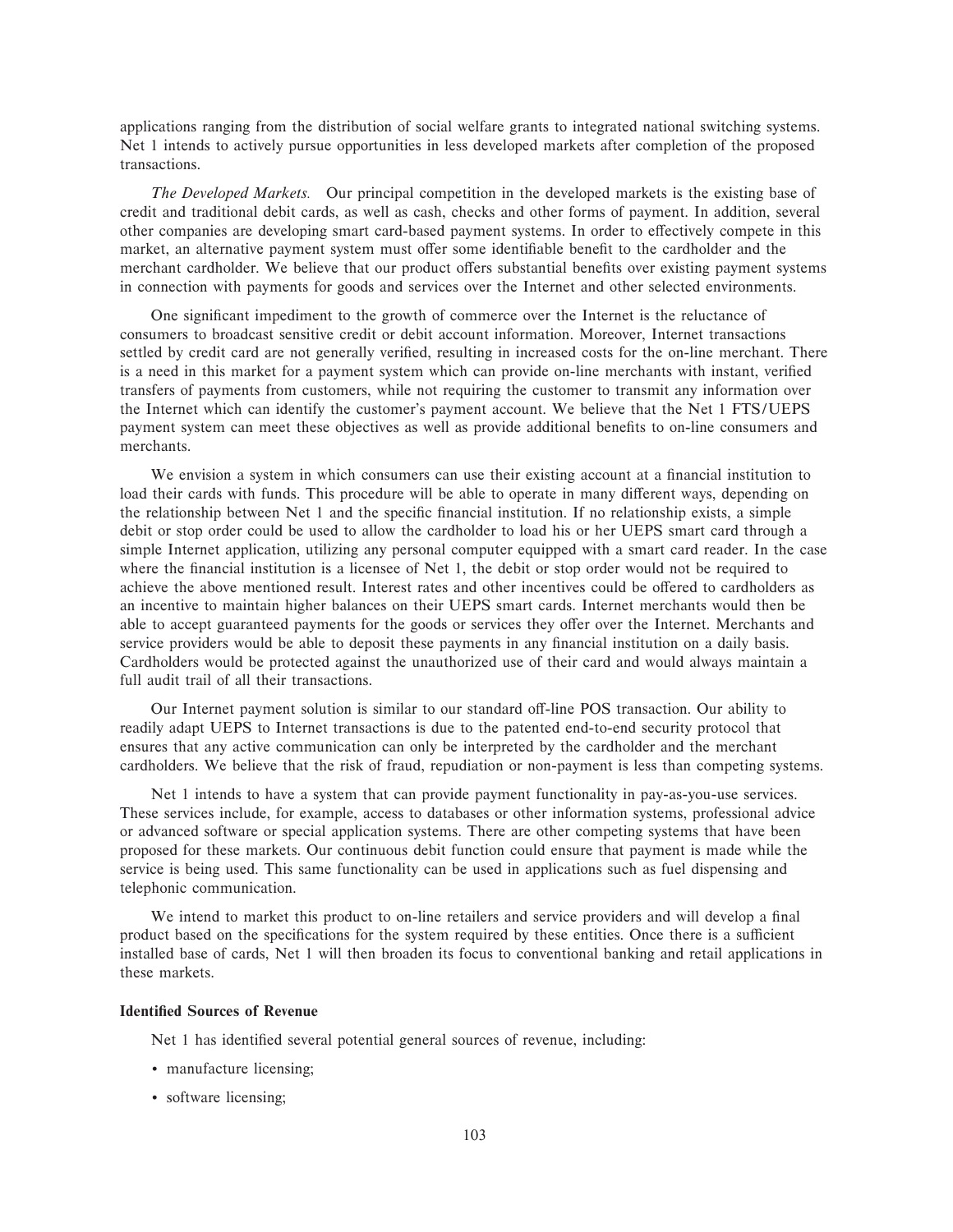applications ranging from the distribution of social welfare grants to integrated national switching systems. Net 1 intends to actively pursue opportunities in less developed markets after completion of the proposed transactions.

*The Developed Markets.* Our principal competition in the developed markets is the existing base of credit and traditional debit cards, as well as cash, checks and other forms of payment. In addition, several other companies are developing smart card-based payment systems. In order to effectively compete in this market, an alternative payment system must offer some identifiable benefit to the cardholder and the merchant cardholder. We believe that our product offers substantial benefits over existing payment systems in connection with payments for goods and services over the Internet and other selected environments.

One significant impediment to the growth of commerce over the Internet is the reluctance of consumers to broadcast sensitive credit or debit account information. Moreover, Internet transactions settled by credit card are not generally verified, resulting in increased costs for the on-line merchant. There is a need in this market for a payment system which can provide on-line merchants with instant, verified transfers of payments from customers, while not requiring the customer to transmit any information over the Internet which can identify the customer's payment account. We believe that the Net 1 FTS/UEPS payment system can meet these objectives as well as provide additional benefits to on-line consumers and merchants.

We envision a system in which consumers can use their existing account at a financial institution to load their cards with funds. This procedure will be able to operate in many different ways, depending on the relationship between Net 1 and the specific financial institution. If no relationship exists, a simple debit or stop order could be used to allow the cardholder to load his or her UEPS smart card through a simple Internet application, utilizing any personal computer equipped with a smart card reader. In the case where the financial institution is a licensee of Net 1, the debit or stop order would not be required to achieve the above mentioned result. Interest rates and other incentives could be offered to cardholders as an incentive to maintain higher balances on their UEPS smart cards. Internet merchants would then be able to accept guaranteed payments for the goods or services they offer over the Internet. Merchants and service providers would be able to deposit these payments in any financial institution on a daily basis. Cardholders would be protected against the unauthorized use of their card and would always maintain a full audit trail of all their transactions.

Our Internet payment solution is similar to our standard off-line POS transaction. Our ability to readily adapt UEPS to Internet transactions is due to the patented end-to-end security protocol that ensures that any active communication can only be interpreted by the cardholder and the merchant cardholders. We believe that the risk of fraud, repudiation or non-payment is less than competing systems.

Net 1 intends to have a system that can provide payment functionality in pay-as-you-use services. These services include, for example, access to databases or other information systems, professional advice or advanced software or special application systems. There are other competing systems that have been proposed for these markets. Our continuous debit function could ensure that payment is made while the service is being used. This same functionality can be used in applications such as fuel dispensing and telephonic communication.

We intend to market this product to on-line retailers and service providers and will develop a final product based on the specifications for the system required by these entities. Once there is a sufficient installed base of cards, Net 1 will then broaden its focus to conventional banking and retail applications in these markets.

**Identified Sources of Revenue**

Net 1 has identified several potential general sources of revenue, including:

- manufacture licensing;
- software licensing;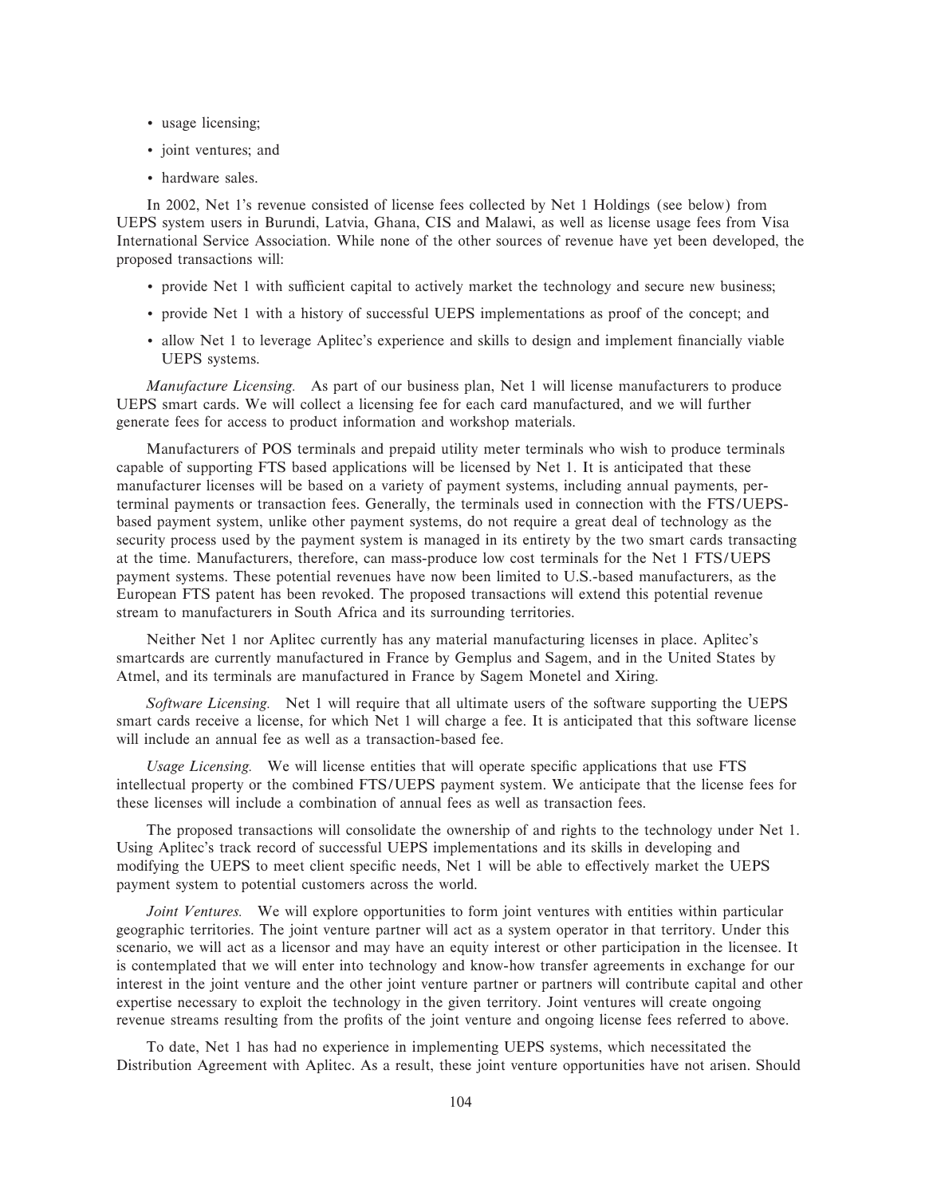- usage licensing;
- joint ventures; and
- hardware sales.

In 2002, Net 1's revenue consisted of license fees collected by Net 1 Holdings (see below) from UEPS system users in Burundi, Latvia, Ghana, CIS and Malawi, as well as license usage fees from Visa International Service Association. While none of the other sources of revenue have yet been developed, the proposed transactions will:

- provide Net 1 with sufficient capital to actively market the technology and secure new business;
- provide Net 1 with a history of successful UEPS implementations as proof of the concept; and
- allow Net 1 to leverage Aplitec's experience and skills to design and implement financially viable UEPS systems.

*Manufacture Licensing.* As part of our business plan, Net 1 will license manufacturers to produce UEPS smart cards. We will collect a licensing fee for each card manufactured, and we will further generate fees for access to product information and workshop materials.

Manufacturers of POS terminals and prepaid utility meter terminals who wish to produce terminals capable of supporting FTS based applications will be licensed by Net 1. It is anticipated that these manufacturer licenses will be based on a variety of payment systems, including annual payments, per-terminal payments or transaction fees. Generally, the terminals used in connection with the FTS/UEPS-based payment system, unlike other payment systems, do not require a great deal of technology as the security process used by the payment system is managed in its entirety by the two smart cards transacting at the time. Manufacturers, therefore, can mass-produce low cost terminals for the Net 1 FTS/UEPS payment systems. These potential revenues have now been limited to U.S.-based manufacturers, as the European FTS patent has been revoked. The proposed transactions will extend this potential revenue stream to manufacturers in South Africa and its surrounding territories.

Neither Net 1 nor Aplitec currently has any material manufacturing licenses in place. Aplitec's smartcards are currently manufactured in France by Gemplus and Sagem, and in the United States by Atmel, and its terminals are manufactured in France by Sagem Monetel and Xiring.

*Software Licensing.* Net 1 will require that all ultimate users of the software supporting the UEPS smart cards receive a license, for which Net 1 will charge a fee. It is anticipated that this software license will include an annual fee as well as a transaction-based fee.

*Usage Licensing.* We will license entities that will operate specific applications that use FTS intellectual property or the combined FTS/UEPS payment system. We anticipate that the license fees for these licenses will include a combination of annual fees as well as transaction fees.

The proposed transactions will consolidate the ownership of and rights to the technology under Net 1. Using Aplitec's track record of successful UEPS implementations and its skills in developing and modifying the UEPS to meet client specific needs, Net 1 will be able to effectively market the UEPS payment system to potential customers across the world.

*Joint Ventures.* We will explore opportunities to form joint ventures with entities within particular geographic territories. The joint venture partner will act as a system operator in that territory. Under this scenario, we will act as a licensor and may have an equity interest or other participation in the licensee. It is contemplated that we will enter into technology and know-how transfer agreements in exchange for our interest in the joint venture and the other joint venture partner or partners will contribute capital and other expertise necessary to exploit the technology in the given territory. Joint ventures will create ongoing revenue streams resulting from the profits of the joint venture and ongoing license fees referred to above.

To date, Net 1 has had no experience in implementing UEPS systems, which necessitated the Distribution Agreement with Aplitec. As a result, these joint venture opportunities have not arisen. Should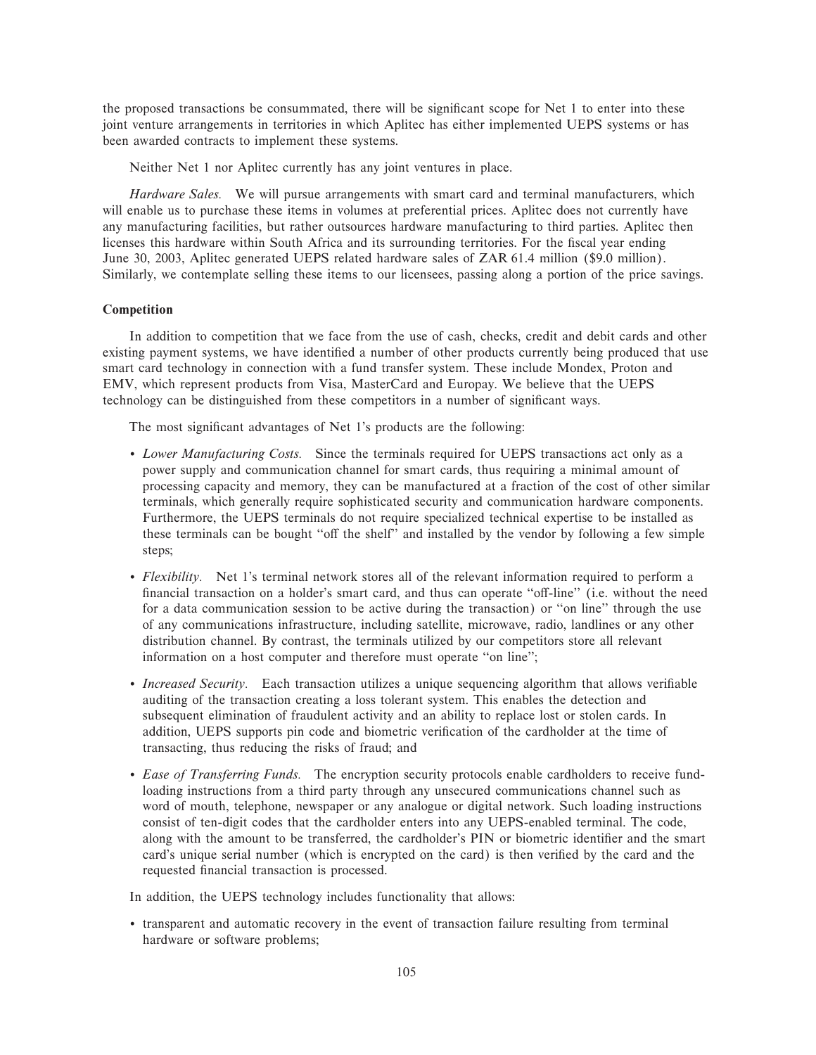the proposed transactions be consummated, there will be significant scope for Net 1 to enter into these joint venture arrangements in territories in which Aplitec has either implemented UEPS systems or has been awarded contracts to implement these systems.

Neither Net 1 nor Aplitec currently has any joint ventures in place.

*Hardware Sales.* We will pursue arrangements with smart card and terminal manufacturers, which will enable us to purchase these items in volumes at preferential prices. Aplitec does not currently have any manufacturing facilities, but rather outsources hardware manufacturing to third parties. Aplitec then licenses this hardware within South Africa and its surrounding territories. For the fiscal year ending June 30, 2003, Aplitec generated UEPS related hardware sales of ZAR 61.4 million ($9.0 million). Similarly, we contemplate selling these items to our licensees, passing along a portion of the price savings.

**Competition**

In addition to competition that we face from the use of cash, checks, credit and debit cards and other existing payment systems, we have identified a number of other products currently being produced that use smart card technology in connection with a fund transfer system. These include Mondex, Proton and EMV, which represent products from Visa, MasterCard and Europay. We believe that the UEPS technology can be distinguished from these competitors in a number of significant ways.

The most significant advantages of Net 1's products are the following:

- *Lower Manufacturing Costs.* Since the terminals required for UEPS transactions act only as a power supply and communication channel for smart cards, thus requiring a minimal amount of processing capacity and memory, they can be manufactured at a fraction of the cost of other similar terminals, which generally require sophisticated security and communication hardware components. Furthermore, the UEPS terminals do not require specialized technical expertise to be installed as these terminals can be bought "off the shelf" and installed by the vendor by following a few simple steps;
- *Flexibility.* Net 1's terminal network stores all of the relevant information required to perform a financial transaction on a holder's smart card, and thus can operate "off-line" (i.e. without the need for a data communication session to be active during the transaction) or "on line" through the use of any communications infrastructure, including satellite, microwave, radio, landlines or any other distribution channel. By contrast, the terminals utilized by our competitors store all relevant information on a host computer and therefore must operate "on line";
- *Increased Security.* Each transaction utilizes a unique sequencing algorithm that allows verifiable auditing of the transaction creating a loss tolerant system. This enables the detection and subsequent elimination of fraudulent activity and an ability to replace lost or stolen cards. In addition, UEPS supports pin code and biometric verification of the cardholder at the time of transacting, thus reducing the risks of fraud; and
- *Ease of Transferring Funds.* The encryption security protocols enable cardholders to receive fund-loading instructions from a third party through any unsecured communications channel such as word of mouth, telephone, newspaper or any analogue or digital network. Such loading instructions consist of ten-digit codes that the cardholder enters into any UEPS-enabled terminal. The code, along with the amount to be transferred, the cardholder's PIN or biometric identifier and the smart card's unique serial number (which is encrypted on the card) is then verified by the card and the requested financial transaction is processed.

In addition, the UEPS technology includes functionality that allows:

- transparent and automatic recovery in the event of transaction failure resulting from terminal hardware or software problems;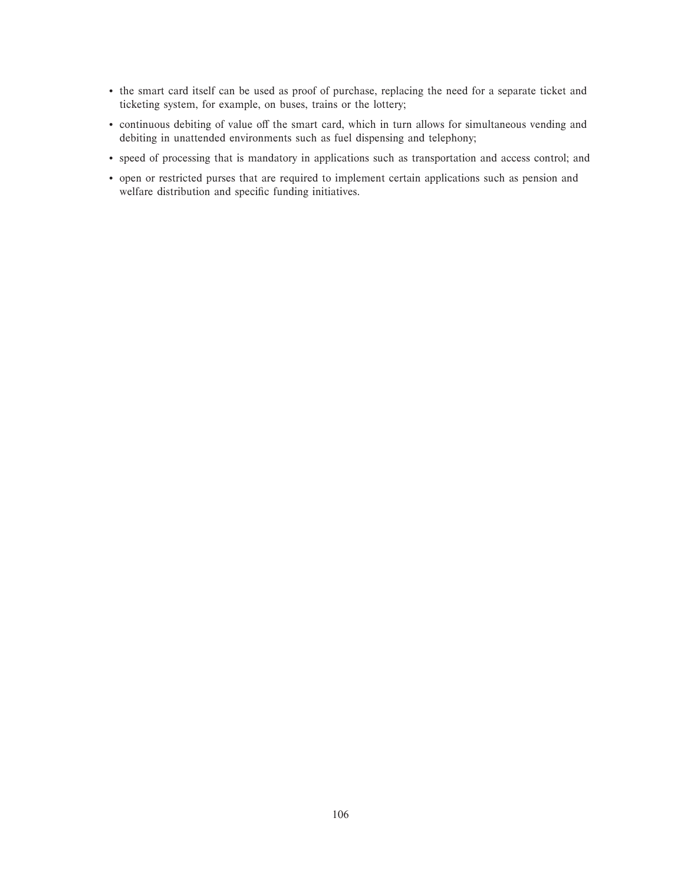- the smart card itself can be used as proof of purchase, replacing the need for a separate ticket and ticketing system, for example, on buses, trains or the lottery;
- continuous debiting of value off the smart card, which in turn allows for simultaneous vending and debiting in unattended environments such as fuel dispensing and telephony;
- speed of processing that is mandatory in applications such as transportation and access control; and
- open or restricted purses that are required to implement certain applications such as pension and welfare distribution and specific funding initiatives.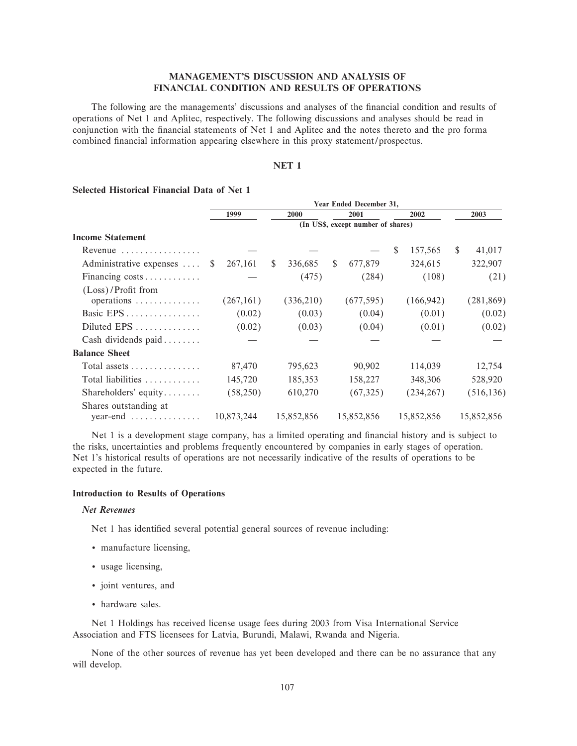# MANAGEMENT'S DISCUSSION AND ANALYSIS OF FINANCIAL CONDITION AND RESULTS OF OPERATIONS

The following are the managements' discussions and analyses of the financial condition and results of operations of Net 1 and Aplitec, respectively. The following discussions and analyses should be read in conjunction with the financial statements of Net 1 and Aplitec and the notes thereto and the pro forma combined financial information appearing elsewhere in this proxy statement/prospectus.

## NET 1

### Selected Historical Financial Data of Net 1

| | Year Ended December 31, | | | | |
|---|---|---|---|---|---|
| | 1999 | 2000 | 2001 | 2002 | 2003 |
| | (In US$, except number of shares) | | | | |
| **Income Statement** | | | | | |
| Revenue | — | — | — | $ 157,565 | $ 41,017 |
| Administrative expenses | $ 267,161 | $ 336,685 | $ 677,879 | 324,615 | 322,907 |
| Financing costs | — | (475) | (284) | (108) | (21) |
| (Loss)/Profit from operations | (267,161) | (336,210) | (677,595) | (166,942) | (281,869) |
| Basic EPS | (0.02) | (0.03) | (0.04) | (0.01) | (0.02) |
| Diluted EPS | (0.02) | (0.03) | (0.04) | (0.01) | (0.02) |
| Cash dividends paid | — | — | — | — | — |
| **Balance Sheet** | | | | | |
| Total assets | 87,470 | 795,623 | 90,902 | 114,039 | 12,754 |
| Total liabilities | 145,720 | 185,353 | 158,227 | 348,306 | 528,920 |
| Shareholders' equity | (58,250) | 610,270 | (67,325) | (234,267) | (516,136) |
| Shares outstanding at year-end | 10,873,244 | 15,852,856 | 15,852,856 | 15,852,856 | 15,852,856 |

Net 1 is a development stage company, has a limited operating and financial history and is subject to the risks, uncertainties and problems frequently encountered by companies in early stages of operation. Net 1's historical results of operations are not necessarily indicative of the results of operations to be expected in the future.

### Introduction to Results of Operations

#### *Net Revenues*

Net 1 has identified several potential general sources of revenue including:

- manufacture licensing,
- usage licensing,
- joint ventures, and
- hardware sales.

Net 1 Holdings has received license usage fees during 2003 from Visa International Service Association and FTS licensees for Latvia, Burundi, Malawi, Rwanda and Nigeria.

None of the other sources of revenue has yet been developed and there can be no assurance that any will develop.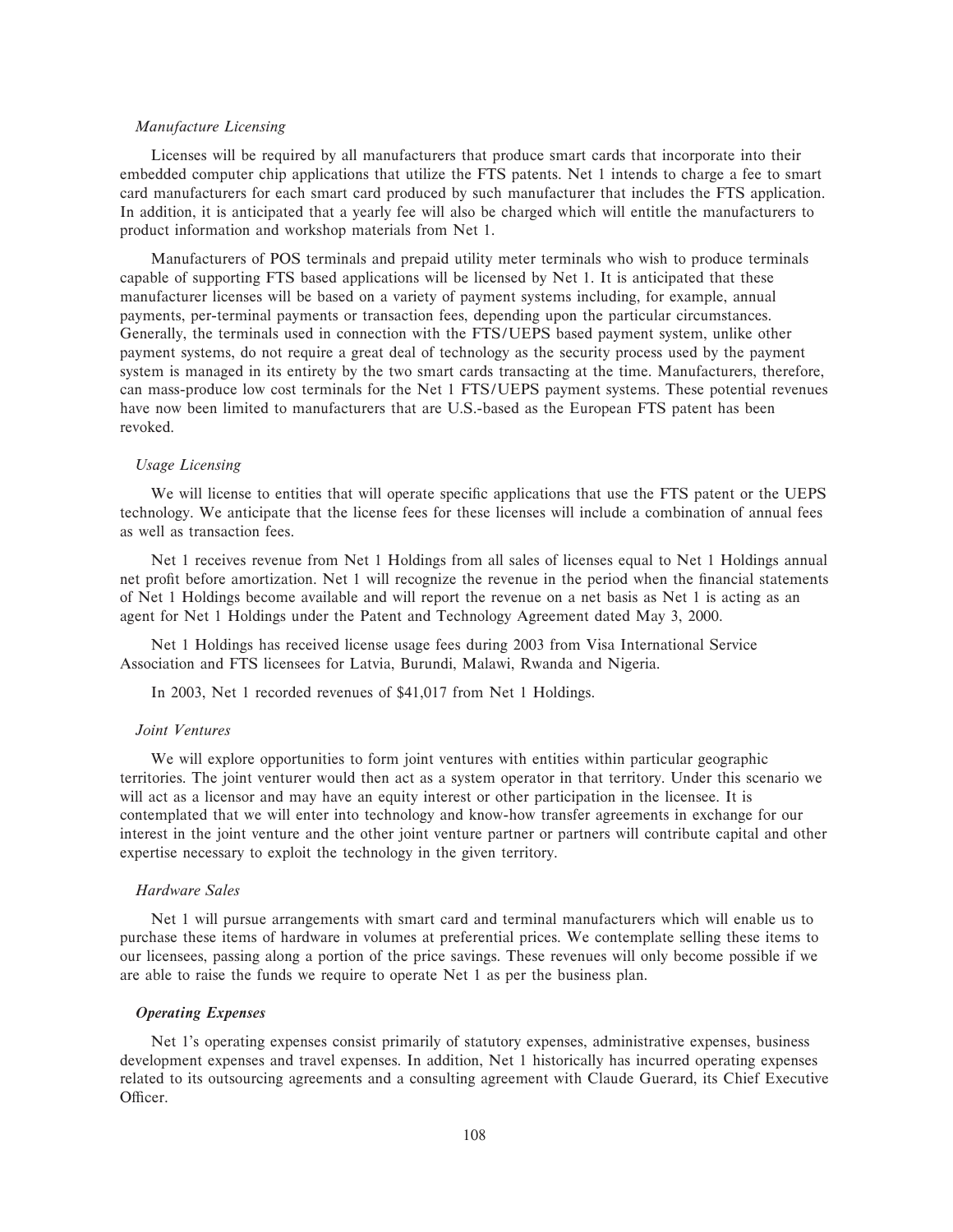*Manufacture Licensing*

Licenses will be required by all manufacturers that produce smart cards that incorporate into their embedded computer chip applications that utilize the FTS patents. Net 1 intends to charge a fee to smart card manufacturers for each smart card produced by such manufacturer that includes the FTS application. In addition, it is anticipated that a yearly fee will also be charged which will entitle the manufacturers to product information and workshop materials from Net 1.

Manufacturers of POS terminals and prepaid utility meter terminals who wish to produce terminals capable of supporting FTS based applications will be licensed by Net 1. It is anticipated that these manufacturer licenses will be based on a variety of payment systems including, for example, annual payments, per-terminal payments or transaction fees, depending upon the particular circumstances. Generally, the terminals used in connection with the FTS/UEPS based payment system, unlike other payment systems, do not require a great deal of technology as the security process used by the payment system is managed in its entirety by the two smart cards transacting at the time. Manufacturers, therefore, can mass-produce low cost terminals for the Net 1 FTS/UEPS payment systems. These potential revenues have now been limited to manufacturers that are U.S.-based as the European FTS patent has been revoked.

*Usage Licensing*

We will license to entities that will operate specific applications that use the FTS patent or the UEPS technology. We anticipate that the license fees for these licenses will include a combination of annual fees as well as transaction fees.

Net 1 receives revenue from Net 1 Holdings from all sales of licenses equal to Net 1 Holdings annual net profit before amortization. Net 1 will recognize the revenue in the period when the financial statements of Net 1 Holdings become available and will report the revenue on a net basis as Net 1 is acting as an agent for Net 1 Holdings under the Patent and Technology Agreement dated May 3, 2000.

Net 1 Holdings has received license usage fees during 2003 from Visa International Service Association and FTS licensees for Latvia, Burundi, Malawi, Rwanda and Nigeria.

In 2003, Net 1 recorded revenues of $41,017 from Net 1 Holdings.

*Joint Ventures*

We will explore opportunities to form joint ventures with entities within particular geographic territories. The joint venturer would then act as a system operator in that territory. Under this scenario we will act as a licensor and may have an equity interest or other participation in the licensee. It is contemplated that we will enter into technology and know-how transfer agreements in exchange for our interest in the joint venture and the other joint venture partner or partners will contribute capital and other expertise necessary to exploit the technology in the given territory.

*Hardware Sales*

Net 1 will pursue arrangements with smart card and terminal manufacturers which will enable us to purchase these items of hardware in volumes at preferential prices. We contemplate selling these items to our licensees, passing along a portion of the price savings. These revenues will only become possible if we are able to raise the funds we require to operate Net 1 as per the business plan.

***Operating Expenses***

Net 1's operating expenses consist primarily of statutory expenses, administrative expenses, business development expenses and travel expenses. In addition, Net 1 historically has incurred operating expenses related to its outsourcing agreements and a consulting agreement with Claude Guerard, its Chief Executive Officer.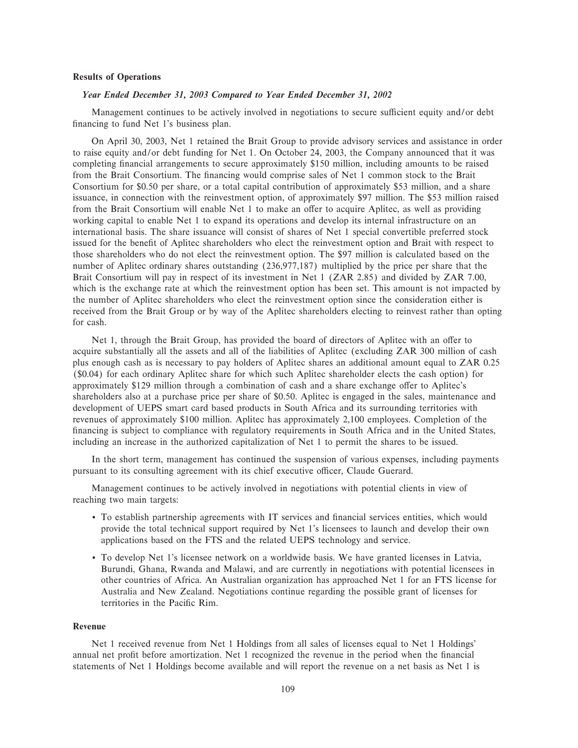## Results of Operations

### *Year Ended December 31, 2003 Compared to Year Ended December 31, 2002*

Management continues to be actively involved in negotiations to secure sufficient equity and/or debt financing to fund Net 1's business plan.

On April 30, 2003, Net 1 retained the Brait Group to provide advisory services and assistance in order to raise equity and/or debt funding for Net 1. On October 24, 2003, the Company announced that it was completing financial arrangements to secure approximately $150 million, including amounts to be raised from the Brait Consortium. The financing would comprise sales of Net 1 common stock to the Brait Consortium for $0.50 per share, or a total capital contribution of approximately $53 million, and a share issuance, in connection with the reinvestment option, of approximately $97 million. The $53 million raised from the Brait Consortium will enable Net 1 to make an offer to acquire Aplitec, as well as providing working capital to enable Net 1 to expand its operations and develop its internal infrastructure on an international basis. The share issuance will consist of shares of Net 1 special convertible preferred stock issued for the benefit of Aplitec shareholders who elect the reinvestment option and Brait with respect to those shareholders who do not elect the reinvestment option. The $97 million is calculated based on the number of Aplitec ordinary shares outstanding (236,977,187) multiplied by the price per share that the Brait Consortium will pay in respect of its investment in Net 1 (ZAR 2.85) and divided by ZAR 7.00, which is the exchange rate at which the reinvestment option has been set. This amount is not impacted by the number of Aplitec shareholders who elect the reinvestment option since the consideration either is received from the Brait Group or by way of the Aplitec shareholders electing to reinvest rather than opting for cash.

Net 1, through the Brait Group, has provided the board of directors of Aplitec with an offer to acquire substantially all the assets and all of the liabilities of Aplitec (excluding ZAR 300 million of cash plus enough cash as is necessary to pay holders of Aplitec shares an additional amount equal to ZAR 0.25 ($0.04) for each ordinary Aplitec share for which such Aplitec shareholder elects the cash option) for approximately $129 million through a combination of cash and a share exchange offer to Aplitec's shareholders also at a purchase price per share of $0.50. Aplitec is engaged in the sales, maintenance and development of UEPS smart card based products in South Africa and its surrounding territories with revenues of approximately $100 million. Aplitec has approximately 2,100 employees. Completion of the financing is subject to compliance with regulatory requirements in South Africa and in the United States, including an increase in the authorized capitalization of Net 1 to permit the shares to be issued.

In the short term, management has continued the suspension of various expenses, including payments pursuant to its consulting agreement with its chief executive officer, Claude Guerard.

Management continues to be actively involved in negotiations with potential clients in view of reaching two main targets:

- To establish partnership agreements with IT services and financial services entities, which would provide the total technical support required by Net 1's licensees to launch and develop their own applications based on the FTS and the related UEPS technology and service.
- To develop Net 1's licensee network on a worldwide basis. We have granted licenses in Latvia, Burundi, Ghana, Rwanda and Malawi, and are currently in negotiations with potential licensees in other countries of Africa. An Australian organization has approached Net 1 for an FTS license for Australia and New Zealand. Negotiations continue regarding the possible grant of licenses for territories in the Pacific Rim.

## Revenue

Net 1 received revenue from Net 1 Holdings from all sales of licenses equal to Net 1 Holdings' annual net profit before amortization. Net 1 recognized the revenue in the period when the financial statements of Net 1 Holdings become available and will report the revenue on a net basis as Net 1 is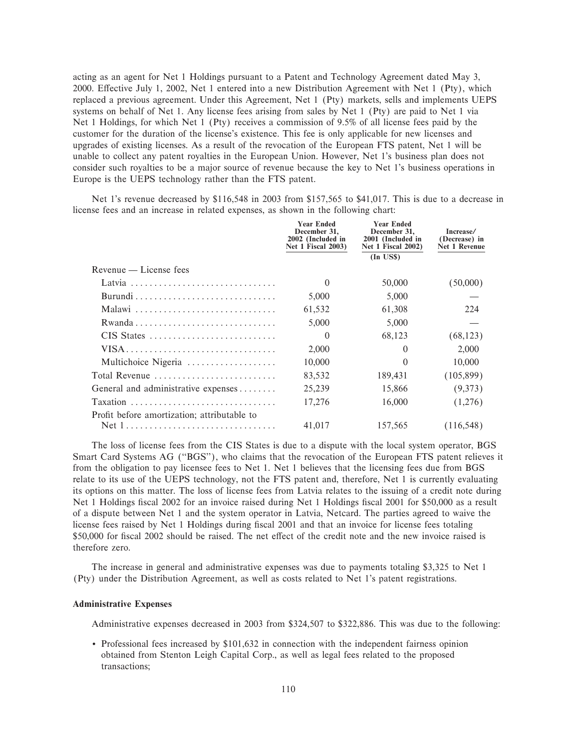acting as an agent for Net 1 Holdings pursuant to a Patent and Technology Agreement dated May 3, 2000. Effective July 1, 2002, Net 1 entered into a new Distribution Agreement with Net 1 (Pty), which replaced a previous agreement. Under this Agreement, Net 1 (Pty) markets, sells and implements UEPS systems on behalf of Net 1. Any license fees arising from sales by Net 1 (Pty) are paid to Net 1 via Net 1 Holdings, for which Net 1 (Pty) receives a commission of 9.5% of all license fees paid by the customer for the duration of the license's existence. This fee is only applicable for new licenses and upgrades of existing licenses. As a result of the revocation of the European FTS patent, Net 1 will be unable to collect any patent royalties in the European Union. However, Net 1's business plan does not consider such royalties to be a major source of revenue because the key to Net 1's business operations in Europe is the UEPS technology rather than the FTS patent.

Net 1's revenue decreased by $116,548 in 2003 from $157,565 to $41,017. This is due to a decrease in license fees and an increase in related expenses, as shown in the following chart:

| | Year Ended December 31, 2002 (Included in Net 1 Fiscal 2003) | Year Ended December 31, 2001 (Included in Net 1 Fiscal 2002) | Increase/ (Decrease) in Net 1 Revenue |
|---|---|---|---|
| | | (In US$) | |
| Revenue — License fees | | | |
| Latvia | 0 | 50,000 | (50,000) |
| Burundi | 5,000 | 5,000 | — |
| Malawi | 61,532 | 61,308 | 224 |
| Rwanda | 5,000 | 5,000 | — |
| CIS States | 0 | 68,123 | (68,123) |
| VISA | 2,000 | 0 | 2,000 |
| Multichoice Nigeria | 10,000 | 0 | 10,000 |
| Total Revenue | 83,532 | 189,431 | (105,899) |
| General and administrative expenses | 25,239 | 15,866 | (9,373) |
| Taxation | 17,276 | 16,000 | (1,276) |
| Profit before amortization; attributable to Net 1 | 41,017 | 157,565 | (116,548) |

The loss of license fees from the CIS States is due to a dispute with the local system operator, BGS Smart Card Systems AG ("BGS"), who claims that the revocation of the European FTS patent relieves it from the obligation to pay licensee fees to Net 1. Net 1 believes that the licensing fees due from BGS relate to its use of the UEPS technology, not the FTS patent and, therefore, Net 1 is currently evaluating its options on this matter. The loss of license fees from Latvia relates to the issuing of a credit note during Net 1 Holdings fiscal 2002 for an invoice raised during Net 1 Holdings fiscal 2001 for $50,000 as a result of a dispute between Net 1 and the system operator in Latvia, Netcard. The parties agreed to waive the license fees raised by Net 1 Holdings during fiscal 2001 and that an invoice for license fees totaling $50,000 for fiscal 2002 should be raised. The net effect of the credit note and the new invoice raised is therefore zero.

The increase in general and administrative expenses was due to payments totaling $3,325 to Net 1 (Pty) under the Distribution Agreement, as well as costs related to Net 1's patent registrations.

**Administrative Expenses**

Administrative expenses decreased in 2003 from $324,507 to $322,886. This was due to the following:

- Professional fees increased by $101,632 in connection with the independent fairness opinion obtained from Stenton Leigh Capital Corp., as well as legal fees related to the proposed transactions;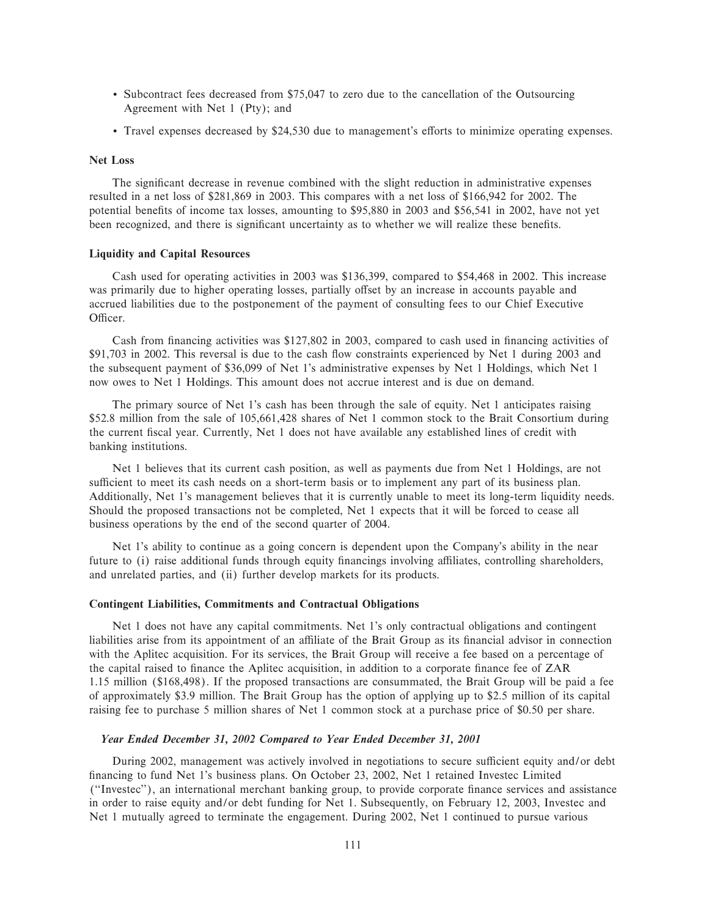- Subcontract fees decreased from $75,047 to zero due to the cancellation of the Outsourcing Agreement with Net 1 (Pty); and
- Travel expenses decreased by $24,530 due to management's efforts to minimize operating expenses.

### Net Loss

The significant decrease in revenue combined with the slight reduction in administrative expenses resulted in a net loss of $281,869 in 2003. This compares with a net loss of $166,942 for 2002. The potential benefits of income tax losses, amounting to $95,880 in 2003 and $56,541 in 2002, have not yet been recognized, and there is significant uncertainty as to whether we will realize these benefits.

### Liquidity and Capital Resources

Cash used for operating activities in 2003 was $136,399, compared to $54,468 in 2002. This increase was primarily due to higher operating losses, partially offset by an increase in accounts payable and accrued liabilities due to the postponement of the payment of consulting fees to our Chief Executive Officer.

Cash from financing activities was $127,802 in 2003, compared to cash used in financing activities of $91,703 in 2002. This reversal is due to the cash flow constraints experienced by Net 1 during 2003 and the subsequent payment of $36,099 of Net 1's administrative expenses by Net 1 Holdings, which Net 1 now owes to Net 1 Holdings. This amount does not accrue interest and is due on demand.

The primary source of Net 1's cash has been through the sale of equity. Net 1 anticipates raising $52.8 million from the sale of 105,661,428 shares of Net 1 common stock to the Brait Consortium during the current fiscal year. Currently, Net 1 does not have available any established lines of credit with banking institutions.

Net 1 believes that its current cash position, as well as payments due from Net 1 Holdings, are not sufficient to meet its cash needs on a short-term basis or to implement any part of its business plan. Additionally, Net 1's management believes that it is currently unable to meet its long-term liquidity needs. Should the proposed transactions not be completed, Net 1 expects that it will be forced to cease all business operations by the end of the second quarter of 2004.

Net 1's ability to continue as a going concern is dependent upon the Company's ability in the near future to (i) raise additional funds through equity financings involving affiliates, controlling shareholders, and unrelated parties, and (ii) further develop markets for its products.

### Contingent Liabilities, Commitments and Contractual Obligations

Net 1 does not have any capital commitments. Net 1's only contractual obligations and contingent liabilities arise from its appointment of an affiliate of the Brait Group as its financial advisor in connection with the Aplitec acquisition. For its services, the Brait Group will receive a fee based on a percentage of the capital raised to finance the Aplitec acquisition, in addition to a corporate finance fee of ZAR 1.15 million ($168,498). If the proposed transactions are consummated, the Brait Group will be paid a fee of approximately $3.9 million. The Brait Group has the option of applying up to $2.5 million of its capital raising fee to purchase 5 million shares of Net 1 common stock at a purchase price of $0.50 per share.

#### *Year Ended December 31, 2002 Compared to Year Ended December 31, 2001*

During 2002, management was actively involved in negotiations to secure sufficient equity and/or debt financing to fund Net 1's business plans. On October 23, 2002, Net 1 retained Investec Limited ("Investec"), an international merchant banking group, to provide corporate finance services and assistance in order to raise equity and/or debt funding for Net 1. Subsequently, on February 12, 2003, Investec and Net 1 mutually agreed to terminate the engagement. During 2002, Net 1 continued to pursue various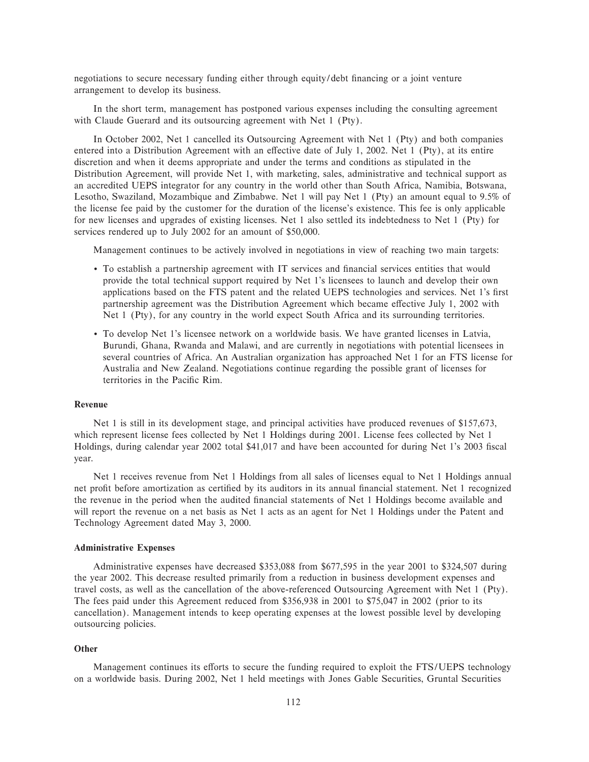negotiations to secure necessary funding either through equity/debt financing or a joint venture arrangement to develop its business.

In the short term, management has postponed various expenses including the consulting agreement with Claude Guerard and its outsourcing agreement with Net 1 (Pty).

In October 2002, Net 1 cancelled its Outsourcing Agreement with Net 1 (Pty) and both companies entered into a Distribution Agreement with an effective date of July 1, 2002. Net 1 (Pty), at its entire discretion and when it deems appropriate and under the terms and conditions as stipulated in the Distribution Agreement, will provide Net 1, with marketing, sales, administrative and technical support as an accredited UEPS integrator for any country in the world other than South Africa, Namibia, Botswana, Lesotho, Swaziland, Mozambique and Zimbabwe. Net 1 will pay Net 1 (Pty) an amount equal to 9.5% of the license fee paid by the customer for the duration of the license's existence. This fee is only applicable for new licenses and upgrades of existing licenses. Net 1 also settled its indebtedness to Net 1 (Pty) for services rendered up to July 2002 for an amount of $50,000.

Management continues to be actively involved in negotiations in view of reaching two main targets:

- To establish a partnership agreement with IT services and financial services entities that would provide the total technical support required by Net 1's licensees to launch and develop their own applications based on the FTS patent and the related UEPS technologies and services. Net 1's first partnership agreement was the Distribution Agreement which became effective July 1, 2002 with Net 1 (Pty), for any country in the world expect South Africa and its surrounding territories.
- To develop Net 1's licensee network on a worldwide basis. We have granted licenses in Latvia, Burundi, Ghana, Rwanda and Malawi, and are currently in negotiations with potential licensees in several countries of Africa. An Australian organization has approached Net 1 for an FTS license for Australia and New Zealand. Negotiations continue regarding the possible grant of licenses for territories in the Pacific Rim.

**Revenue**

Net 1 is still in its development stage, and principal activities have produced revenues of $157,673, which represent license fees collected by Net 1 Holdings during 2001. License fees collected by Net 1 Holdings, during calendar year 2002 total $41,017 and have been accounted for during Net 1's 2003 fiscal year.

Net 1 receives revenue from Net 1 Holdings from all sales of licenses equal to Net 1 Holdings annual net profit before amortization as certified by its auditors in its annual financial statement. Net 1 recognized the revenue in the period when the audited financial statements of Net 1 Holdings become available and will report the revenue on a net basis as Net 1 acts as an agent for Net 1 Holdings under the Patent and Technology Agreement dated May 3, 2000.

**Administrative Expenses**

Administrative expenses have decreased $353,088 from $677,595 in the year 2001 to $324,507 during the year 2002. This decrease resulted primarily from a reduction in business development expenses and travel costs, as well as the cancellation of the above-referenced Outsourcing Agreement with Net 1 (Pty). The fees paid under this Agreement reduced from $356,938 in 2001 to $75,047 in 2002 (prior to its cancellation). Management intends to keep operating expenses at the lowest possible level by developing outsourcing policies.

**Other**

Management continues its efforts to secure the funding required to exploit the FTS/UEPS technology on a worldwide basis. During 2002, Net 1 held meetings with Jones Gable Securities, Gruntal Securities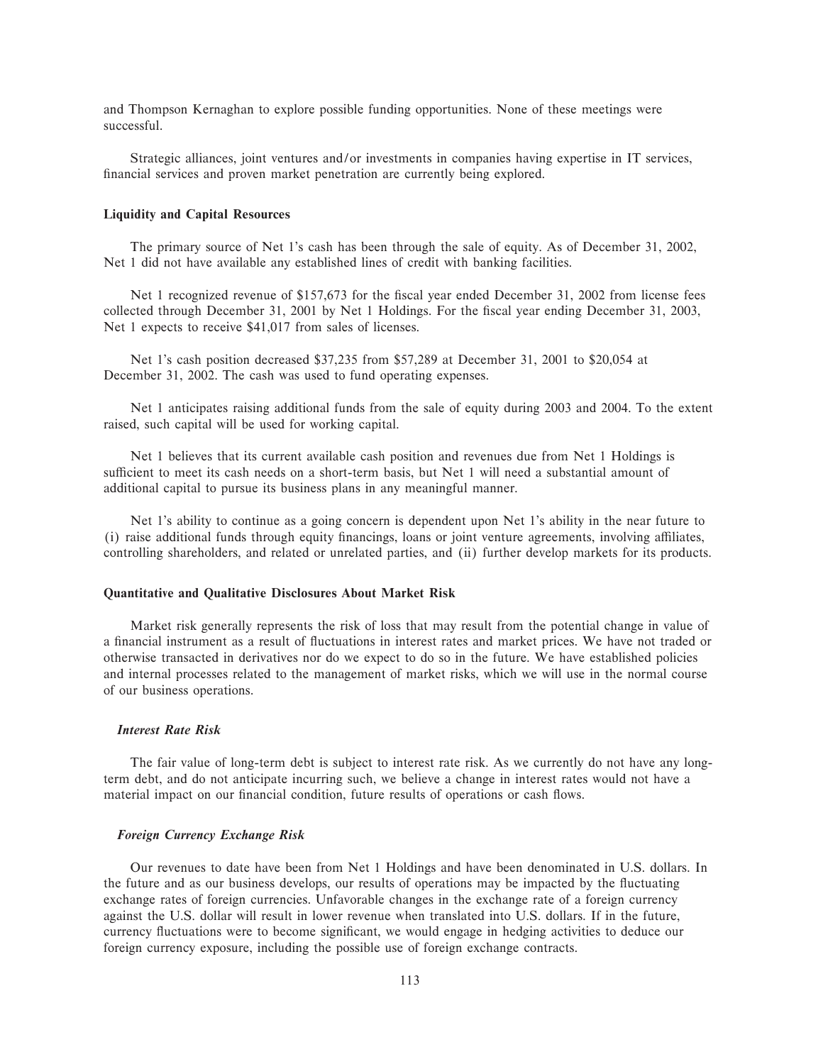and Thompson Kernaghan to explore possible funding opportunities. None of these meetings were successful.

Strategic alliances, joint ventures and/or investments in companies having expertise in IT services, financial services and proven market penetration are currently being explored.

### Liquidity and Capital Resources

The primary source of Net 1's cash has been through the sale of equity. As of December 31, 2002, Net 1 did not have available any established lines of credit with banking facilities.

Net 1 recognized revenue of $157,673 for the fiscal year ended December 31, 2002 from license fees collected through December 31, 2001 by Net 1 Holdings. For the fiscal year ending December 31, 2003, Net 1 expects to receive $41,017 from sales of licenses.

Net 1's cash position decreased $37,235 from $57,289 at December 31, 2001 to $20,054 at December 31, 2002. The cash was used to fund operating expenses.

Net 1 anticipates raising additional funds from the sale of equity during 2003 and 2004. To the extent raised, such capital will be used for working capital.

Net 1 believes that its current available cash position and revenues due from Net 1 Holdings is sufficient to meet its cash needs on a short-term basis, but Net 1 will need a substantial amount of additional capital to pursue its business plans in any meaningful manner.

Net 1's ability to continue as a going concern is dependent upon Net 1's ability in the near future to (i) raise additional funds through equity financings, loans or joint venture agreements, involving affiliates, controlling shareholders, and related or unrelated parties, and (ii) further develop markets for its products.

### Quantitative and Qualitative Disclosures About Market Risk

Market risk generally represents the risk of loss that may result from the potential change in value of a financial instrument as a result of fluctuations in interest rates and market prices. We have not traded or otherwise transacted in derivatives nor do we expect to do so in the future. We have established policies and internal processes related to the management of market risks, which we will use in the normal course of our business operations.

#### *Interest Rate Risk*

The fair value of long-term debt is subject to interest rate risk. As we currently do not have any long-term debt, and do not anticipate incurring such, we believe a change in interest rates would not have a material impact on our financial condition, future results of operations or cash flows.

#### *Foreign Currency Exchange Risk*

Our revenues to date have been from Net 1 Holdings and have been denominated in U.S. dollars. In the future and as our business develops, our results of operations may be impacted by the fluctuating exchange rates of foreign currencies. Unfavorable changes in the exchange rate of a foreign currency against the U.S. dollar will result in lower revenue when translated into U.S. dollars. If in the future, currency fluctuations were to become significant, we would engage in hedging activities to deduce our foreign currency exposure, including the possible use of foreign exchange contracts.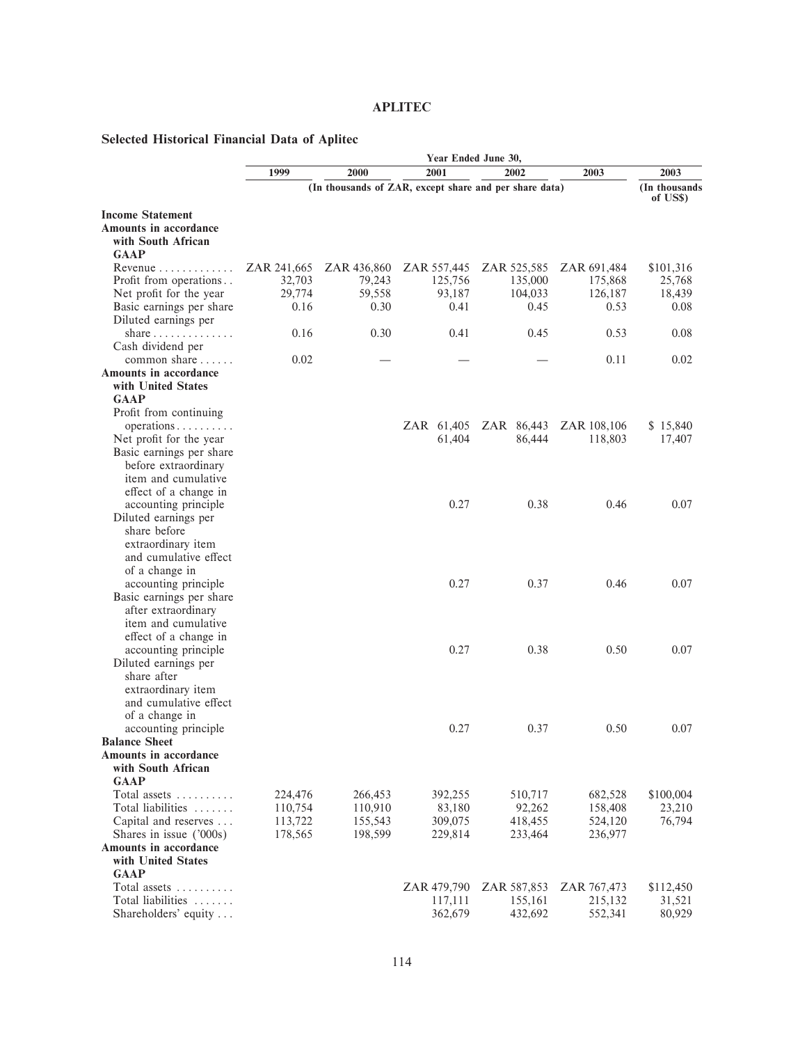## APLITEC

### Selected Historical Financial Data of Aplitec

| | Year Ended June 30, | | | | | |
|---|---|---|---|---|---|---|
| | 1999 | 2000 | 2001 | 2002 | 2003 | 2003 |
| | (In thousands of ZAR, except share and per share data) | | | | | (In thousands of US$) |
| **Income Statement** | | | | | | |
| **Amounts in accordance with South African GAAP** | | | | | | |
| Revenue | ZAR 241,665 | ZAR 436,860 | ZAR 557,445 | ZAR 525,585 | ZAR 691,484 | $101,316 |
| Profit from operations | 32,703 | 79,243 | 125,756 | 135,000 | 175,868 | 25,768 |
| Net profit for the year | 29,774 | 59,558 | 93,187 | 104,033 | 126,187 | 18,439 |
| Basic earnings per share | 0.16 | 0.30 | 0.41 | 0.45 | 0.53 | 0.08 |
| Diluted earnings per share | 0.16 | 0.30 | 0.41 | 0.45 | 0.53 | 0.08 |
| Cash dividend per common share | 0.02 | — | — | — | 0.11 | 0.02 |
| **Amounts in accordance with United States GAAP** | | | | | | |
| Profit from continuing operations | | | ZAR 61,405 | ZAR 86,443 | ZAR 108,106 | $ 15,840 |
| Net profit for the year | | | 61,404 | 86,444 | 118,803 | 17,407 |
| Basic earnings per share before extraordinary item and cumulative effect of a change in accounting principle | | | 0.27 | 0.38 | 0.46 | 0.07 |
| Diluted earnings per share before extraordinary item and cumulative effect of a change in accounting principle | | | 0.27 | 0.37 | 0.46 | 0.07 |
| Basic earnings per share after extraordinary item and cumulative effect of a change in accounting principle | | | 0.27 | 0.38 | 0.50 | 0.07 |
| Diluted earnings per share after extraordinary item and cumulative effect of a change in accounting principle | | | 0.27 | 0.37 | 0.50 | 0.07 |
| **Balance Sheet** | | | | | | |
| **Amounts in accordance with South African GAAP** | | | | | | |
| Total assets | 224,476 | 266,453 | 392,255 | 510,717 | 682,528 | $100,004 |
| Total liabilities | 110,754 | 110,910 | 83,180 | 92,262 | 158,408 | 23,210 |
| Capital and reserves | 113,722 | 155,543 | 309,075 | 418,455 | 524,120 | 76,794 |
| Shares in issue ('000s) | 178,565 | 198,599 | 229,814 | 233,464 | 236,977 | |
| **Amounts in accordance with United States GAAP** | | | | | | |
| Total assets | | | ZAR 479,790 | ZAR 587,853 | ZAR 767,473 | $112,450 |
| Total liabilities | | | 117,111 | 155,161 | 215,132 | 31,521 |
| Shareholders' equity | | | 362,679 | 432,692 | 552,341 | 80,929 |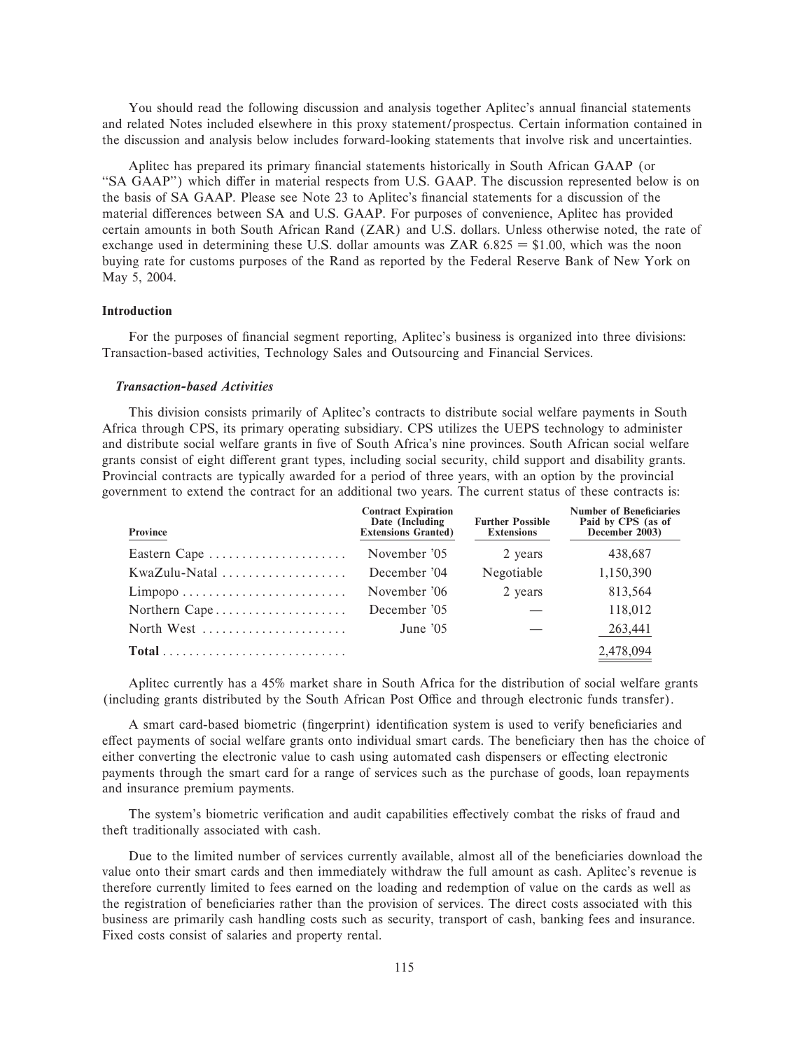You should read the following discussion and analysis together Aplitec's annual financial statements and related Notes included elsewhere in this proxy statement/prospectus. Certain information contained in the discussion and analysis below includes forward-looking statements that involve risk and uncertainties.

Aplitec has prepared its primary financial statements historically in South African GAAP (or "SA GAAP") which differ in material respects from U.S. GAAP. The discussion represented below is on the basis of SA GAAP. Please see Note 23 to Aplitec's financial statements for a discussion of the material differences between SA and U.S. GAAP. For purposes of convenience, Aplitec has provided certain amounts in both South African Rand (ZAR) and U.S. dollars. Unless otherwise noted, the rate of exchange used in determining these U.S. dollar amounts was ZAR 6.825 = $1.00, which was the noon buying rate for customs purposes of the Rand as reported by the Federal Reserve Bank of New York on May 5, 2004.

## Introduction

For the purposes of financial segment reporting, Aplitec's business is organized into three divisions: Transaction-based activities, Technology Sales and Outsourcing and Financial Services.

### *Transaction-based Activities*

This division consists primarily of Aplitec's contracts to distribute social welfare payments in South Africa through CPS, its primary operating subsidiary. CPS utilizes the UEPS technology to administer and distribute social welfare grants in five of South Africa's nine provinces. South African social welfare grants consist of eight different grant types, including social security, child support and disability grants. Provincial contracts are typically awarded for a period of three years, with an option by the provincial government to extend the contract for an additional two years. The current status of these contracts is:

| Province | Contract Expiration Date (Including Extensions Granted) | Further Possible Extensions | Number of Beneficiaries Paid by CPS (as of December 2003) |
|---|---|---|---|
| Eastern Cape | November '05 | 2 years | 438,687 |
| KwaZulu-Natal | December '04 | Negotiable | 1,150,390 |
| Limpopo | November '06 | 2 years | 813,564 |
| Northern Cape | December '05 | — | 118,012 |
| North West | June '05 | — | 263,441 |
| **Total** | | | 2,478,094 |

Aplitec currently has a 45% market share in South Africa for the distribution of social welfare grants (including grants distributed by the South African Post Office and through electronic funds transfer).

A smart card-based biometric (fingerprint) identification system is used to verify beneficiaries and effect payments of social welfare grants onto individual smart cards. The beneficiary then has the choice of either converting the electronic value to cash using automated cash dispensers or effecting electronic payments through the smart card for a range of services such as the purchase of goods, loan repayments and insurance premium payments.

The system's biometric verification and audit capabilities effectively combat the risks of fraud and theft traditionally associated with cash.

Due to the limited number of services currently available, almost all of the beneficiaries download the value onto their smart cards and then immediately withdraw the full amount as cash. Aplitec's revenue is therefore currently limited to fees earned on the loading and redemption of value on the cards as well as the registration of beneficiaries rather than the provision of services. The direct costs associated with this business are primarily cash handling costs such as security, transport of cash, banking fees and insurance. Fixed costs consist of salaries and property rental.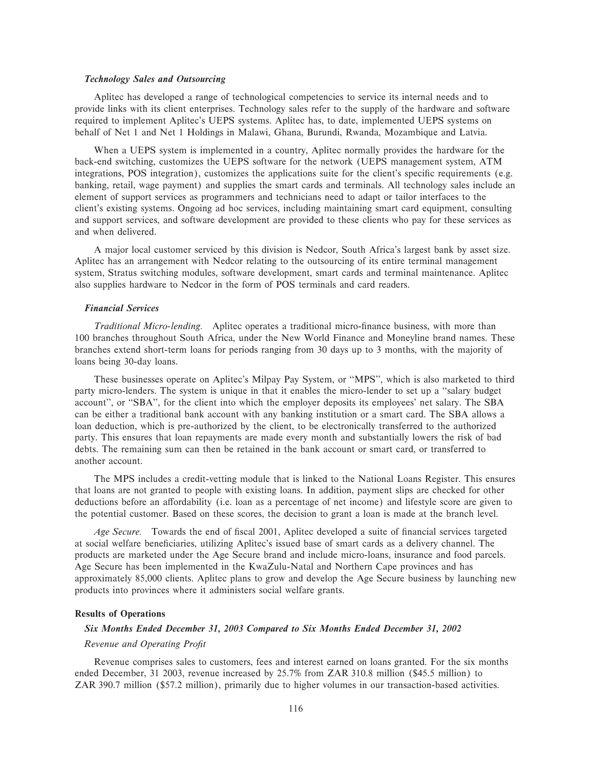### *Technology Sales and Outsourcing*

Aplitec has developed a range of technological competencies to service its internal needs and to provide links with its client enterprises. Technology sales refer to the supply of the hardware and software required to implement Aplitec's UEPS systems. Aplitec has, to date, implemented UEPS systems on behalf of Net 1 and Net 1 Holdings in Malawi, Ghana, Burundi, Rwanda, Mozambique and Latvia.

When a UEPS system is implemented in a country, Aplitec normally provides the hardware for the back-end switching, customizes the UEPS software for the network (UEPS management system, ATM integrations, POS integration), customizes the applications suite for the client's specific requirements (e.g. banking, retail, wage payment) and supplies the smart cards and terminals. All technology sales include an element of support services as programmers and technicians need to adapt or tailor interfaces to the client's existing systems. Ongoing ad hoc services, including maintaining smart card equipment, consulting and support services, and software development are provided to these clients who pay for these services as and when delivered.

A major local customer serviced by this division is Nedcor, South Africa's largest bank by asset size. Aplitec has an arrangement with Nedcor relating to the outsourcing of its entire terminal management system, Stratus switching modules, software development, smart cards and terminal maintenance. Aplitec also supplies hardware to Nedcor in the form of POS terminals and card readers.

### *Financial Services*

*Traditional Micro-lending.* Aplitec operates a traditional micro-finance business, with more than 100 branches throughout South Africa, under the New World Finance and Moneyline brand names. These branches extend short-term loans for periods ranging from 30 days up to 3 months, with the majority of loans being 30-day loans.

These businesses operate on Aplitec's Milpay Pay System, or "MPS", which is also marketed to third party micro-lenders. The system is unique in that it enables the micro-lender to set up a "salary budget account", or "SBA", for the client into which the employer deposits its employees' net salary. The SBA can be either a traditional bank account with any banking institution or a smart card. The SBA allows a loan deduction, which is pre-authorized by the client, to be electronically transferred to the authorized party. This ensures that loan repayments are made every month and substantially lowers the risk of bad debts. The remaining sum can then be retained in the bank account or smart card, or transferred to another account.

The MPS includes a credit-vetting module that is linked to the National Loans Register. This ensures that loans are not granted to people with existing loans. In addition, payment slips are checked for other deductions before an affordability (i.e. loan as a percentage of net income) and lifestyle score are given to the potential customer. Based on these scores, the decision to grant a loan is made at the branch level.

*Age Secure.* Towards the end of fiscal 2001, Aplitec developed a suite of financial services targeted at social welfare beneficiaries, utilizing Aplitec's issued base of smart cards as a delivery channel. The products are marketed under the Age Secure brand and include micro-loans, insurance and food parcels. Age Secure has been implemented in the KwaZulu-Natal and Northern Cape provinces and has approximately 85,000 clients. Aplitec plans to grow and develop the Age Secure business by launching new products into provinces where it administers social welfare grants.

## Results of Operations

### *Six Months Ended December 31, 2003 Compared to Six Months Ended December 31, 2002*

*Revenue and Operating Profit*

Revenue comprises sales to customers, fees and interest earned on loans granted. For the six months ended December, 31 2003, revenue increased by 25.7% from ZAR 310.8 million ($45.5 million) to ZAR 390.7 million ($57.2 million), primarily due to higher volumes in our transaction-based activities.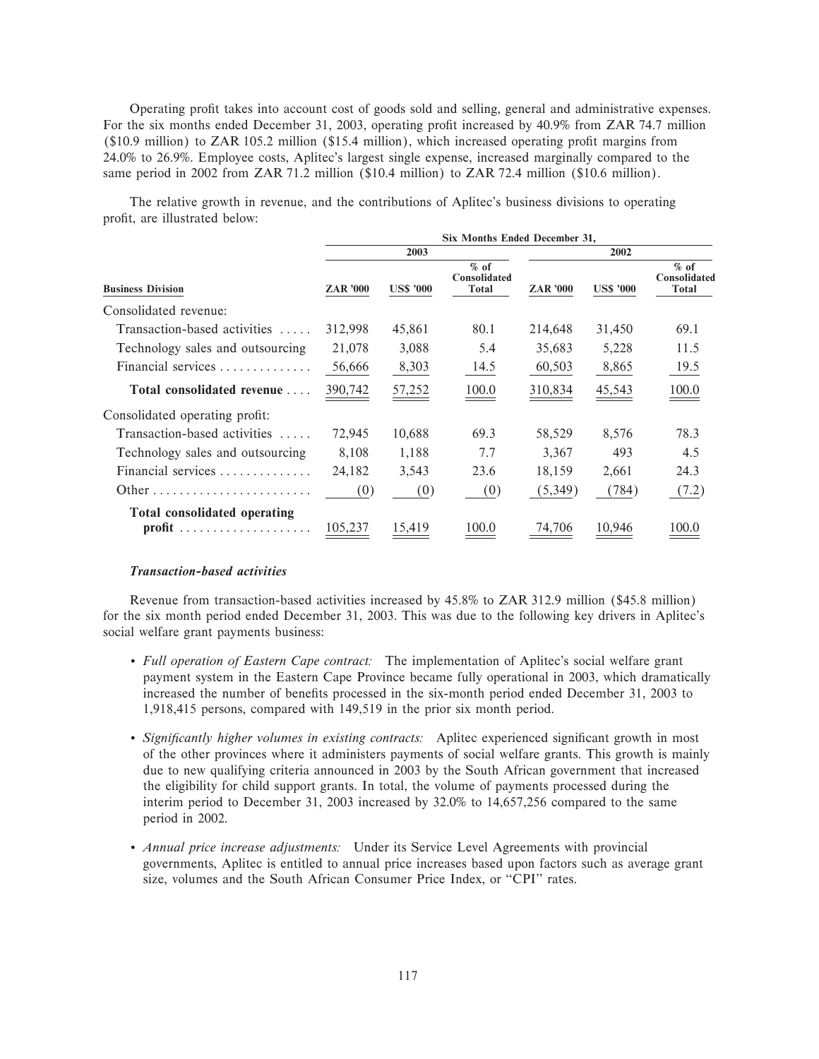Operating profit takes into account cost of goods sold and selling, general and administrative expenses. For the six months ended December 31, 2003, operating profit increased by 40.9% from ZAR 74.7 million ($10.9 million) to ZAR 105.2 million ($15.4 million), which increased operating profit margins from 24.0% to 26.9%. Employee costs, Aplitec's largest single expense, increased marginally compared to the same period in 2002 from ZAR 71.2 million ($10.4 million) to ZAR 72.4 million ($10.6 million).

The relative growth in revenue, and the contributions of Aplitec's business divisions to operating profit, are illustrated below:

| | Six Months Ended December 31, | | | | | |
|---|---|---|---|---|---|---|
| | 2003 | | | 2002 | | |
| **Business Division** | **ZAR '000** | **US$ '000** | **% of Consolidated Total** | **ZAR '000** | **US$ '000** | **% of Consolidated Total** |
| Consolidated revenue: | | | | | | |
| Transaction-based activities | 312,998 | 45,861 | 80.1 | 214,648 | 31,450 | 69.1 |
| Technology sales and outsourcing | 21,078 | 3,088 | 5.4 | 35,683 | 5,228 | 11.5 |
| Financial services | 56,666 | 8,303 | 14.5 | 60,503 | 8,865 | 19.5 |
| **Total consolidated revenue** | 390,742 | 57,252 | 100.0 | 310,834 | 45,543 | 100.0 |
| Consolidated operating profit: | | | | | | |
| Transaction-based activities | 72,945 | 10,688 | 69.3 | 58,529 | 8,576 | 78.3 |
| Technology sales and outsourcing | 8,108 | 1,188 | 7.7 | 3,367 | 493 | 4.5 |
| Financial services | 24,182 | 3,543 | 23.6 | 18,159 | 2,661 | 24.3 |
| Other | (0) | (0) | (0) | (5,349) | (784) | (7.2) |
| **Total consolidated operating profit** | 105,237 | 15,419 | 100.0 | 74,706 | 10,946 | 100.0 |

### *Transaction-based activities*

Revenue from transaction-based activities increased by 45.8% to ZAR 312.9 million ($45.8 million) for the six month period ended December 31, 2003. This was due to the following key drivers in Aplitec's social welfare grant payments business:

- *Full operation of Eastern Cape contract:* The implementation of Aplitec's social welfare grant payment system in the Eastern Cape Province became fully operational in 2003, which dramatically increased the number of benefits processed in the six-month period ended December 31, 2003 to 1,918,415 persons, compared with 149,519 in the prior six month period.
- *Significantly higher volumes in existing contracts:* Aplitec experienced significant growth in most of the other provinces where it administers payments of social welfare grants. This growth is mainly due to new qualifying criteria announced in 2003 by the South African government that increased the eligibility for child support grants. In total, the volume of payments processed during the interim period to December 31, 2003 increased by 32.0% to 14,657,256 compared to the same period in 2002.
- *Annual price increase adjustments:* Under its Service Level Agreements with provincial governments, Aplitec is entitled to annual price increases based upon factors such as average grant size, volumes and the South African Consumer Price Index, or "CPI" rates.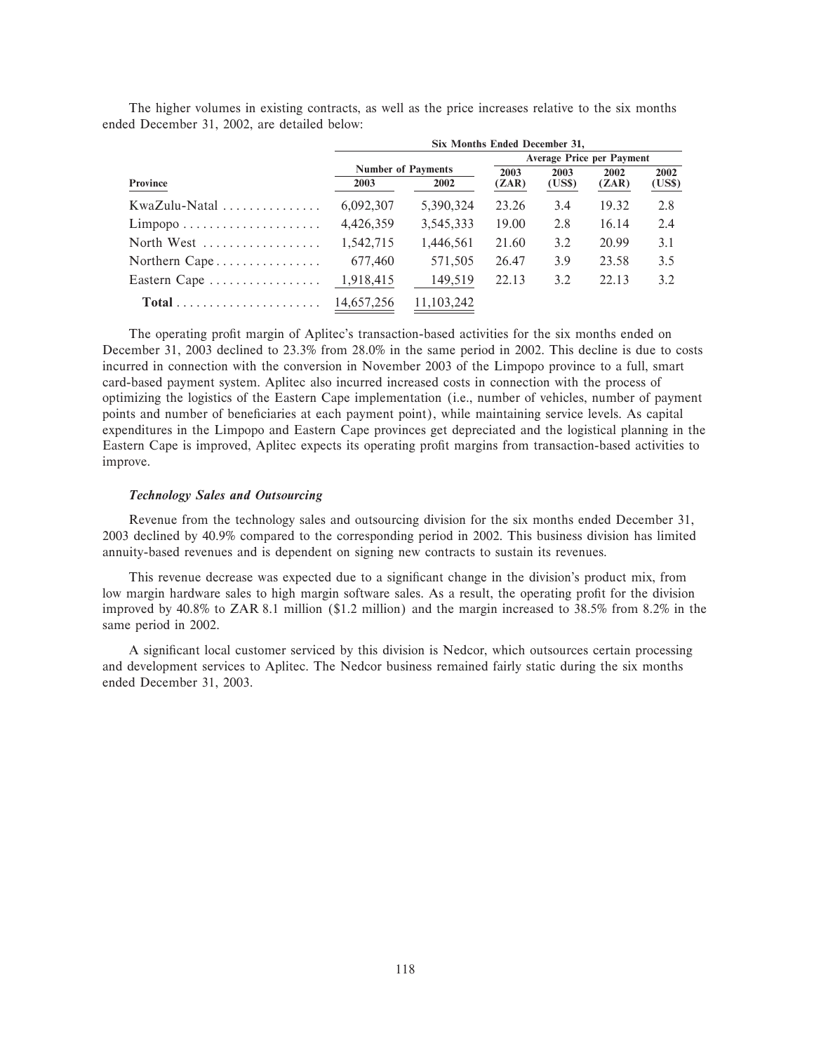The higher volumes in existing contracts, as well as the price increases relative to the six months ended December 31, 2002, are detailed below:

| | Six Months Ended December 31, | | | | | |
|---|---|---|---|---|---|---|
| | Number of Payments | | Average Price per Payment | | | |
| Province | 2003 | 2002 | 2003 (ZAR) | 2003 (US$) | 2002 (ZAR) | 2002 (US$) |
| KwaZulu-Natal | 6,092,307 | 5,390,324 | 23.26 | 3.4 | 19.32 | 2.8 |
| Limpopo | 4,426,359 | 3,545,333 | 19.00 | 2.8 | 16.14 | 2.4 |
| North West | 1,542,715 | 1,446,561 | 21.60 | 3.2 | 20.99 | 3.1 |
| Northern Cape | 677,460 | 571,505 | 26.47 | 3.9 | 23.58 | 3.5 |
| Eastern Cape | 1,918,415 | 149,519 | 22.13 | 3.2 | 22.13 | 3.2 |
| **Total** | 14,657,256 | 11,103,242 | | | | |

The operating profit margin of Aplitec's transaction-based activities for the six months ended on December 31, 2003 declined to 23.3% from 28.0% in the same period in 2002. This decline is due to costs incurred in connection with the conversion in November 2003 of the Limpopo province to a full, smart card-based payment system. Aplitec also incurred increased costs in connection with the process of optimizing the logistics of the Eastern Cape implementation (i.e., number of vehicles, number of payment points and number of beneficiaries at each payment point), while maintaining service levels. As capital expenditures in the Limpopo and Eastern Cape provinces get depreciated and the logistical planning in the Eastern Cape is improved, Aplitec expects its operating profit margins from transaction-based activities to improve.

***Technology Sales and Outsourcing***

Revenue from the technology sales and outsourcing division for the six months ended December 31, 2003 declined by 40.9% compared to the corresponding period in 2002. This business division has limited annuity-based revenues and is dependent on signing new contracts to sustain its revenues.

This revenue decrease was expected due to a significant change in the division's product mix, from low margin hardware sales to high margin software sales. As a result, the operating profit for the division improved by 40.8% to ZAR 8.1 million ($1.2 million) and the margin increased to 38.5% from 8.2% in the same period in 2002.

A significant local customer serviced by this division is Nedcor, which outsources certain processing and development services to Aplitec. The Nedcor business remained fairly static during the six months ended December 31, 2003.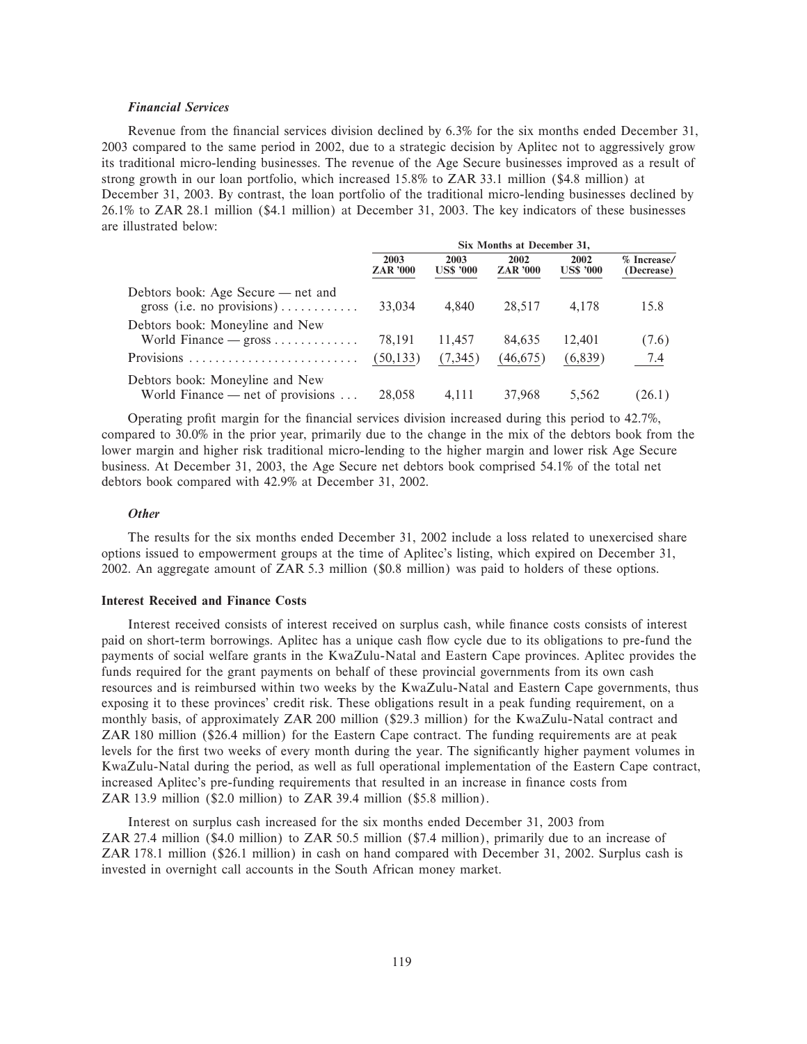### *Financial Services*

Revenue from the financial services division declined by 6.3% for the six months ended December 31, 2003 compared to the same period in 2002, due to a strategic decision by Aplitec not to aggressively grow its traditional micro-lending businesses. The revenue of the Age Secure businesses improved as a result of strong growth in our loan portfolio, which increased 15.8% to ZAR 33.1 million ($4.8 million) at December 31, 2003. By contrast, the loan portfolio of the traditional micro-lending businesses declined by 26.1% to ZAR 28.1 million ($4.1 million) at December 31, 2003. The key indicators of these businesses are illustrated below:

| | Six Months at December 31, | | | | |
|---|---|---|---|---|---|
| | 2003 ZAR '000 | 2003 US$ '000 | 2002 ZAR '000 | 2002 US$ '000 | % Increase/ (Decrease) |
| Debtors book: Age Secure — net and gross (i.e. no provisions) | 33,034 | 4,840 | 28,517 | 4,178 | 15.8 |
| Debtors book: Moneyline and New World Finance — gross | 78,191 | 11,457 | 84,635 | 12,401 | (7.6) |
| Provisions | (50,133) | (7,345) | (46,675) | (6,839) | 7.4 |
| Debtors book: Moneyline and New World Finance — net of provisions | 28,058 | 4,111 | 37,968 | 5,562 | (26.1) |

Operating profit margin for the financial services division increased during this period to 42.7%, compared to 30.0% in the prior year, primarily due to the change in the mix of the debtors book from the lower margin and higher risk traditional micro-lending to the higher margin and lower risk Age Secure business. At December 31, 2003, the Age Secure net debtors book comprised 54.1% of the total net debtors book compared with 42.9% at December 31, 2002.

### *Other*

The results for the six months ended December 31, 2002 include a loss related to unexercised share options issued to empowerment groups at the time of Aplitec's listing, which expired on December 31, 2002. An aggregate amount of ZAR 5.3 million ($0.8 million) was paid to holders of these options.

## Interest Received and Finance Costs

Interest received consists of interest received on surplus cash, while finance costs consists of interest paid on short-term borrowings. Aplitec has a unique cash flow cycle due to its obligations to pre-fund the payments of social welfare grants in the KwaZulu-Natal and Eastern Cape provinces. Aplitec provides the funds required for the grant payments on behalf of these provincial governments from its own cash resources and is reimbursed within two weeks by the KwaZulu-Natal and Eastern Cape governments, thus exposing it to these provinces' credit risk. These obligations result in a peak funding requirement, on a monthly basis, of approximately ZAR 200 million ($29.3 million) for the KwaZulu-Natal contract and ZAR 180 million ($26.4 million) for the Eastern Cape contract. The funding requirements are at peak levels for the first two weeks of every month during the year. The significantly higher payment volumes in KwaZulu-Natal during the period, as well as full operational implementation of the Eastern Cape contract, increased Aplitec's pre-funding requirements that resulted in an increase in finance costs from ZAR 13.9 million ($2.0 million) to ZAR 39.4 million ($5.8 million).

Interest on surplus cash increased for the six months ended December 31, 2003 from ZAR 27.4 million ($4.0 million) to ZAR 50.5 million ($7.4 million), primarily due to an increase of ZAR 178.1 million ($26.1 million) in cash on hand compared with December 31, 2002. Surplus cash is invested in overnight call accounts in the South African money market.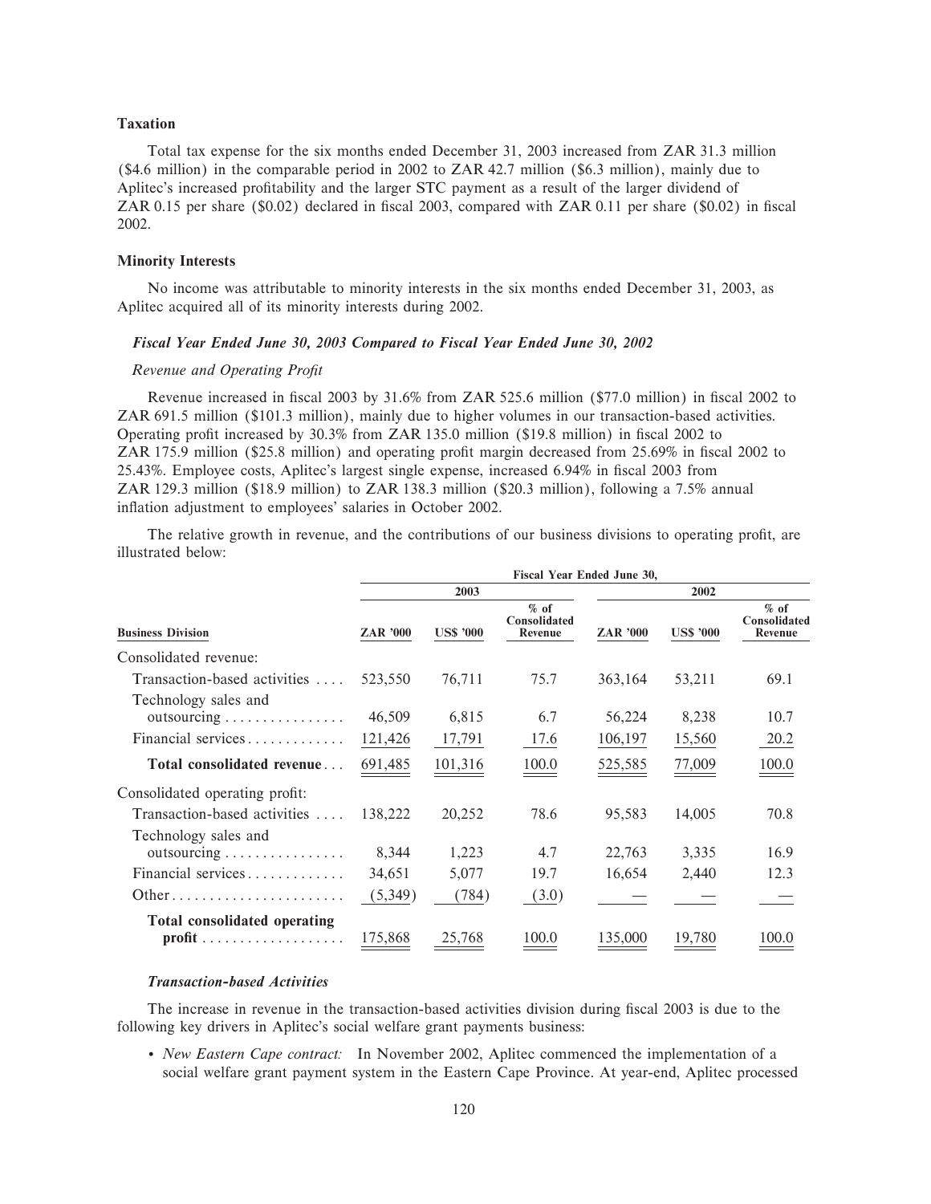### Taxation

Total tax expense for the six months ended December 31, 2003 increased from ZAR 31.3 million ($4.6 million) in the comparable period in 2002 to ZAR 42.7 million ($6.3 million), mainly due to Aplitec's increased profitability and the larger STC payment as a result of the larger dividend of ZAR 0.15 per share ($0.02) declared in fiscal 2003, compared with ZAR 0.11 per share ($0.02) in fiscal 2002.

### Minority Interests

No income was attributable to minority interests in the six months ended December 31, 2003, as Aplitec acquired all of its minority interests during 2002.

#### *Fiscal Year Ended June 30, 2003 Compared to Fiscal Year Ended June 30, 2002*

*Revenue and Operating Profit*

Revenue increased in fiscal 2003 by 31.6% from ZAR 525.6 million ($77.0 million) in fiscal 2002 to ZAR 691.5 million ($101.3 million), mainly due to higher volumes in our transaction-based activities. Operating profit increased by 30.3% from ZAR 135.0 million ($19.8 million) in fiscal 2002 to ZAR 175.9 million ($25.8 million) and operating profit margin decreased from 25.69% in fiscal 2002 to 25.43%. Employee costs, Aplitec's largest single expense, increased 6.94% in fiscal 2003 from ZAR 129.3 million ($18.9 million) to ZAR 138.3 million ($20.3 million), following a 7.5% annual inflation adjustment to employees' salaries in October 2002.

The relative growth in revenue, and the contributions of our business divisions to operating profit, are illustrated below:

| | Fiscal Year Ended June 30, | | | | | |
|---|---|---|---|---|---|---|
| | 2003 | | | 2002 | | |
| **Business Division** | **ZAR '000** | **US$ '000** | **% of Consolidated Revenue** | **ZAR '000** | **US$ '000** | **% of Consolidated Revenue** |
| Consolidated revenue: | | | | | | |
| Transaction-based activities | 523,550 | 76,711 | 75.7 | 363,164 | 53,211 | 69.1 |
| Technology sales and outsourcing | 46,509 | 6,815 | 6.7 | 56,224 | 8,238 | 10.7 |
| Financial services | 121,426 | 17,791 | 17.6 | 106,197 | 15,560 | 20.2 |
| **Total consolidated revenue** | 691,485 | 101,316 | 100.0 | 525,585 | 77,009 | 100.0 |
| Consolidated operating profit: | | | | | | |
| Transaction-based activities | 138,222 | 20,252 | 78.6 | 95,583 | 14,005 | 70.8 |
| Technology sales and outsourcing | 8,344 | 1,223 | 4.7 | 22,763 | 3,335 | 16.9 |
| Financial services | 34,651 | 5,077 | 19.7 | 16,654 | 2,440 | 12.3 |
| Other | (5,349) | (784) | (3.0) | — | — | — |
| **Total consolidated operating profit** | 175,868 | 25,768 | 100.0 | 135,000 | 19,780 | 100.0 |

#### *Transaction-based Activities*

The increase in revenue in the transaction-based activities division during fiscal 2003 is due to the following key drivers in Aplitec's social welfare grant payments business:

- *New Eastern Cape contract:* In November 2002, Aplitec commenced the implementation of a social welfare grant payment system in the Eastern Cape Province. At year-end, Aplitec processed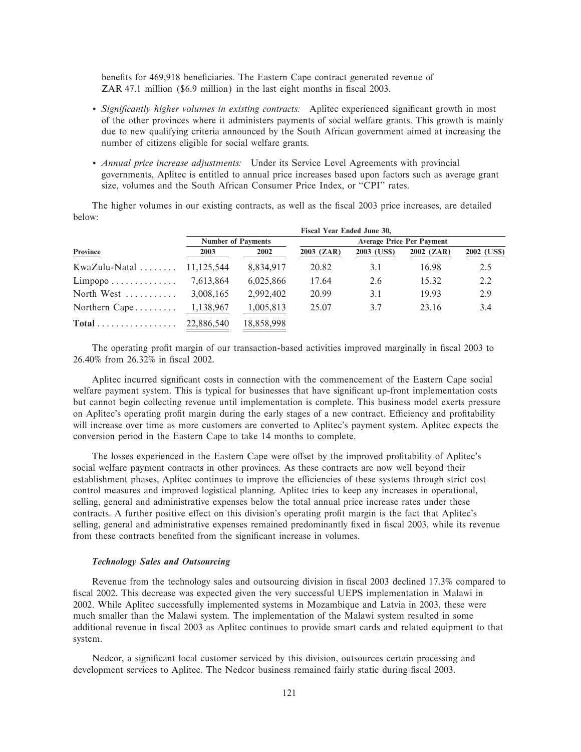benefits for 469,918 beneficiaries. The Eastern Cape contract generated revenue of ZAR 47.1 million ($6.9 million) in the last eight months in fiscal 2003.

- *Significantly higher volumes in existing contracts:* Aplitec experienced significant growth in most of the other provinces where it administers payments of social welfare grants. This growth is mainly due to new qualifying criteria announced by the South African government aimed at increasing the number of citizens eligible for social welfare grants.

- *Annual price increase adjustments:* Under its Service Level Agreements with provincial governments, Aplitec is entitled to annual price increases based upon factors such as average grant size, volumes and the South African Consumer Price Index, or "CPI" rates.

The higher volumes in our existing contracts, as well as the fiscal 2003 price increases, are detailed below:

| | Fiscal Year Ended June 30, | | | | | |
|---|---|---|---|---|---|---|
| | Number of Payments | | Average Price Per Payment | | | |
| **Province** | **2003** | **2002** | **2003 (ZAR)** | **2003 (US$)** | **2002 (ZAR)** | **2002 (US$)** |
| KwaZulu-Natal | 11,125,544 | 8,834,917 | 20.82 | 3.1 | 16.98 | 2.5 |
| Limpopo | 7,613,864 | 6,025,866 | 17.64 | 2.6 | 15.32 | 2.2 |
| North West | 3,008,165 | 2,992,402 | 20.99 | 3.1 | 19.93 | 2.9 |
| Northern Cape | 1,138,967 | 1,005,813 | 25.07 | 3.7 | 23.16 | 3.4 |
| **Total** | 22,886,540 | 18,858,998 | | | | |

The operating profit margin of our transaction-based activities improved marginally in fiscal 2003 to 26.40% from 26.32% in fiscal 2002.

Aplitec incurred significant costs in connection with the commencement of the Eastern Cape social welfare payment system. This is typical for businesses that have significant up-front implementation costs but cannot begin collecting revenue until implementation is complete. This business model exerts pressure on Aplitec's operating profit margin during the early stages of a new contract. Efficiency and profitability will increase over time as more customers are converted to Aplitec's payment system. Aplitec expects the conversion period in the Eastern Cape to take 14 months to complete.

The losses experienced in the Eastern Cape were offset by the improved profitability of Aplitec's social welfare payment contracts in other provinces. As these contracts are now well beyond their establishment phases, Aplitec continues to improve the efficiencies of these systems through strict cost control measures and improved logistical planning. Aplitec tries to keep any increases in operational, selling, general and administrative expenses below the total annual price increase rates under these contracts. A further positive effect on this division's operating profit margin is the fact that Aplitec's selling, general and administrative expenses remained predominantly fixed in fiscal 2003, while its revenue from these contracts benefited from the significant increase in volumes.

#### *Technology Sales and Outsourcing*

Revenue from the technology sales and outsourcing division in fiscal 2003 declined 17.3% compared to fiscal 2002. This decrease was expected given the very successful UEPS implementation in Malawi in 2002. While Aplitec successfully implemented systems in Mozambique and Latvia in 2003, these were much smaller than the Malawi system. The implementation of the Malawi system resulted in some additional revenue in fiscal 2003 as Aplitec continues to provide smart cards and related equipment to that system.

Nedcor, a significant local customer serviced by this division, outsources certain processing and development services to Aplitec. The Nedcor business remained fairly static during fiscal 2003.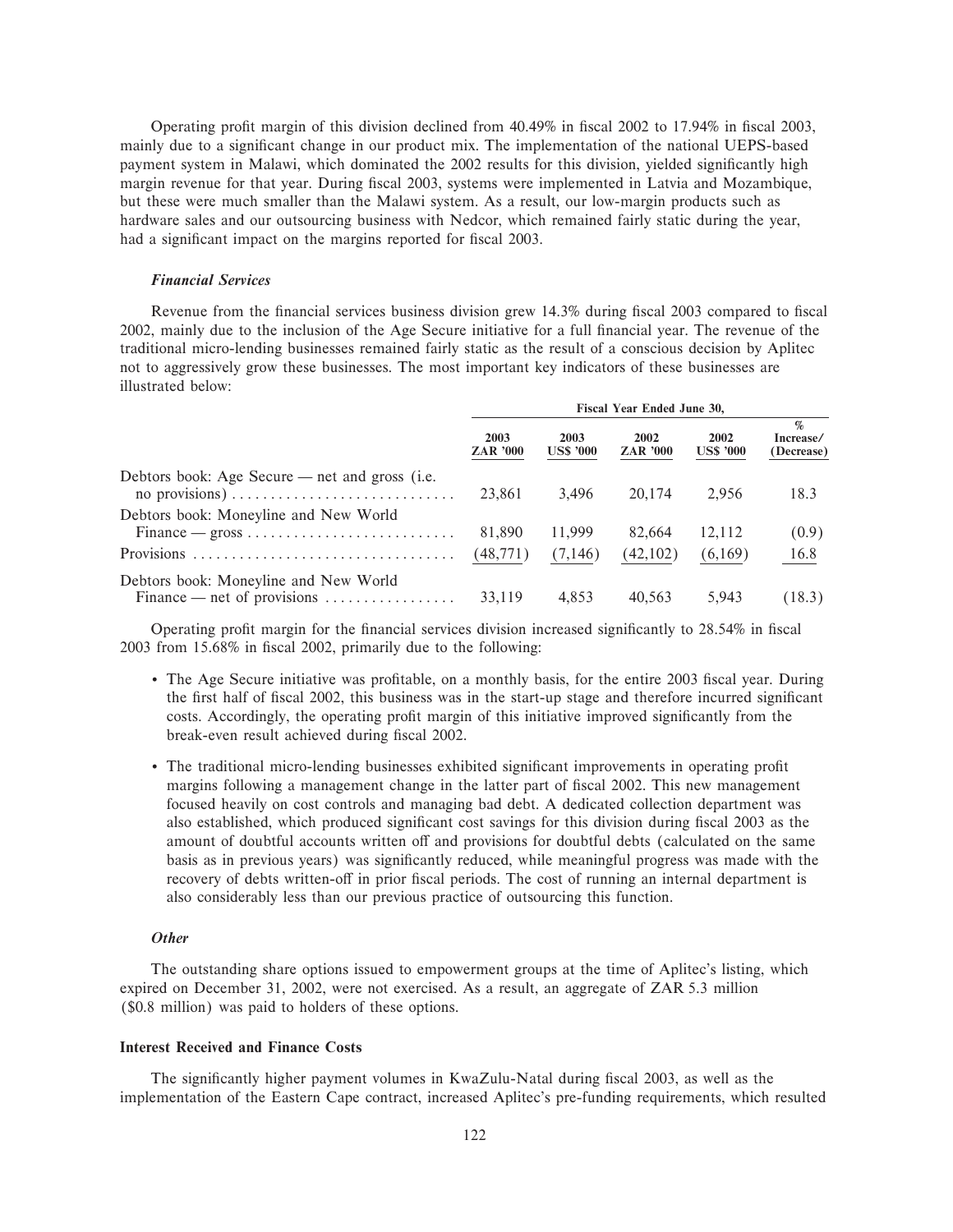Operating profit margin of this division declined from 40.49% in fiscal 2002 to 17.94% in fiscal 2003, mainly due to a significant change in our product mix. The implementation of the national UEPS-based payment system in Malawi, which dominated the 2002 results for this division, yielded significantly high margin revenue for that year. During fiscal 2003, systems were implemented in Latvia and Mozambique, but these were much smaller than the Malawi system. As a result, our low-margin products such as hardware sales and our outsourcing business with Nedcor, which remained fairly static during the year, had a significant impact on the margins reported for fiscal 2003.

### *Financial Services*

Revenue from the financial services business division grew 14.3% during fiscal 2003 compared to fiscal 2002, mainly due to the inclusion of the Age Secure initiative for a full financial year. The revenue of the traditional micro-lending businesses remained fairly static as the result of a conscious decision by Aplitec not to aggressively grow these businesses. The most important key indicators of these businesses are illustrated below:

| | Fiscal Year Ended June 30, | | | | |
|---|---|---|---|---|---|
| | 2003 ZAR '000 | 2003 US$ '000 | 2002 ZAR '000 | 2002 US$ '000 | % Increase/ (Decrease) |
| Debtors book: Age Secure — net and gross (i.e. no provisions) | 23,861 | 3,496 | 20,174 | 2,956 | 18.3 |
| Debtors book: Moneyline and New World Finance — gross | 81,890 | 11,999 | 82,664 | 12,112 | (0.9) |
| Provisions | (48,771) | (7,146) | (42,102) | (6,169) | 16.8 |
| Debtors book: Moneyline and New World Finance — net of provisions | 33,119 | 4,853 | 40,563 | 5,943 | (18.3) |

Operating profit margin for the financial services division increased significantly to 28.54% in fiscal 2003 from 15.68% in fiscal 2002, primarily due to the following:

- The Age Secure initiative was profitable, on a monthly basis, for the entire 2003 fiscal year. During the first half of fiscal 2002, this business was in the start-up stage and therefore incurred significant costs. Accordingly, the operating profit margin of this initiative improved significantly from the break-even result achieved during fiscal 2002.
- The traditional micro-lending businesses exhibited significant improvements in operating profit margins following a management change in the latter part of fiscal 2002. This new management focused heavily on cost controls and managing bad debt. A dedicated collection department was also established, which produced significant cost savings for this division during fiscal 2003 as the amount of doubtful accounts written off and provisions for doubtful debts (calculated on the same basis as in previous years) was significantly reduced, while meaningful progress was made with the recovery of debts written-off in prior fiscal periods. The cost of running an internal department is also considerably less than our previous practice of outsourcing this function.

### *Other*

The outstanding share options issued to empowerment groups at the time of Aplitec's listing, which expired on December 31, 2002, were not exercised. As a result, an aggregate of ZAR 5.3 million ($0.8 million) was paid to holders of these options.

## Interest Received and Finance Costs

The significantly higher payment volumes in KwaZulu-Natal during fiscal 2003, as well as the implementation of the Eastern Cape contract, increased Aplitec's pre-funding requirements, which resulted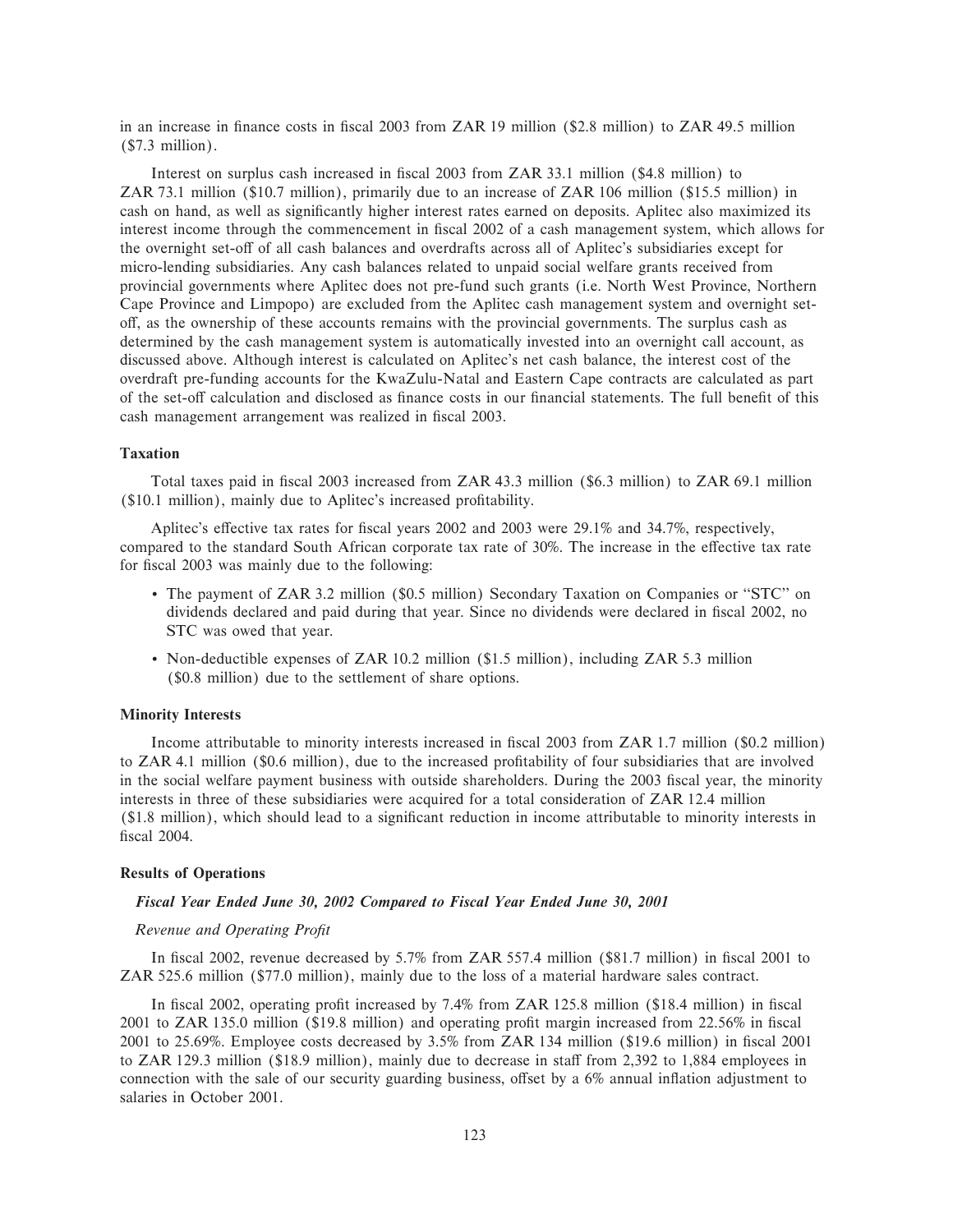in an increase in finance costs in fiscal 2003 from ZAR 19 million ($2.8 million) to ZAR 49.5 million ($7.3 million).

Interest on surplus cash increased in fiscal 2003 from ZAR 33.1 million ($4.8 million) to ZAR 73.1 million ($10.7 million), primarily due to an increase of ZAR 106 million ($15.5 million) in cash on hand, as well as significantly higher interest rates earned on deposits. Aplitec also maximized its interest income through the commencement in fiscal 2002 of a cash management system, which allows for the overnight set-off of all cash balances and overdrafts across all of Aplitec's subsidiaries except for micro-lending subsidiaries. Any cash balances related to unpaid social welfare grants received from provincial governments where Aplitec does not pre-fund such grants (i.e. North West Province, Northern Cape Province and Limpopo) are excluded from the Aplitec cash management system and overnight set-off, as the ownership of these accounts remains with the provincial governments. The surplus cash as determined by the cash management system is automatically invested into an overnight call account, as discussed above. Although interest is calculated on Aplitec's net cash balance, the interest cost of the overdraft pre-funding accounts for the KwaZulu-Natal and Eastern Cape contracts are calculated as part of the set-off calculation and disclosed as finance costs in our financial statements. The full benefit of this cash management arrangement was realized in fiscal 2003.

### Taxation

Total taxes paid in fiscal 2003 increased from ZAR 43.3 million ($6.3 million) to ZAR 69.1 million ($10.1 million), mainly due to Aplitec's increased profitability.

Aplitec's effective tax rates for fiscal years 2002 and 2003 were 29.1% and 34.7%, respectively, compared to the standard South African corporate tax rate of 30%. The increase in the effective tax rate for fiscal 2003 was mainly due to the following:

- The payment of ZAR 3.2 million ($0.5 million) Secondary Taxation on Companies or "STC" on dividends declared and paid during that year. Since no dividends were declared in fiscal 2002, no STC was owed that year.
- Non-deductible expenses of ZAR 10.2 million ($1.5 million), including ZAR 5.3 million ($0.8 million) due to the settlement of share options.

### Minority Interests

Income attributable to minority interests increased in fiscal 2003 from ZAR 1.7 million ($0.2 million) to ZAR 4.1 million ($0.6 million), due to the increased profitability of four subsidiaries that are involved in the social welfare payment business with outside shareholders. During the 2003 fiscal year, the minority interests in three of these subsidiaries were acquired for a total consideration of ZAR 12.4 million ($1.8 million), which should lead to a significant reduction in income attributable to minority interests in fiscal 2004.

### Results of Operations

#### *Fiscal Year Ended June 30, 2002 Compared to Fiscal Year Ended June 30, 2001*

*Revenue and Operating Profit*

In fiscal 2002, revenue decreased by 5.7% from ZAR 557.4 million ($81.7 million) in fiscal 2001 to ZAR 525.6 million ($77.0 million), mainly due to the loss of a material hardware sales contract.

In fiscal 2002, operating profit increased by 7.4% from ZAR 125.8 million ($18.4 million) in fiscal 2001 to ZAR 135.0 million ($19.8 million) and operating profit margin increased from 22.56% in fiscal 2001 to 25.69%. Employee costs decreased by 3.5% from ZAR 134 million ($19.6 million) in fiscal 2001 to ZAR 129.3 million ($18.9 million), mainly due to decrease in staff from 2,392 to 1,884 employees in connection with the sale of our security guarding business, offset by a 6% annual inflation adjustment to salaries in October 2001.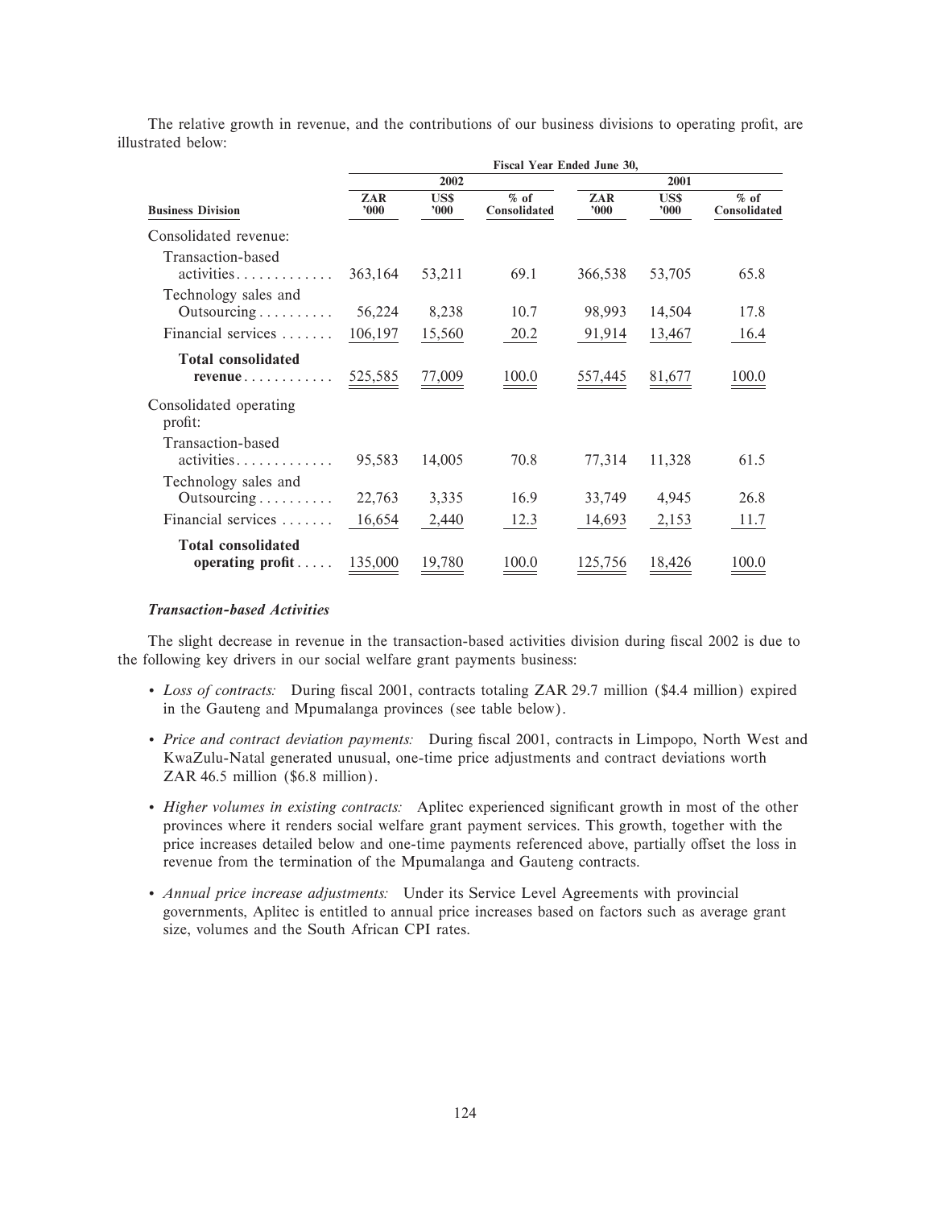The relative growth in revenue, and the contributions of our business divisions to operating profit, are illustrated below:

| | Fiscal Year Ended June 30, | | | | | |
|---|---|---|---|---|---|---|
| | 2002 | | | 2001 | | |
| **Business Division** | **ZAR '000** | **US$ '000** | **% of Consolidated** | **ZAR '000** | **US$ '000** | **% of Consolidated** |
| Consolidated revenue: | | | | | | |
| Transaction-based activities | 363,164 | 53,211 | 69.1 | 366,538 | 53,705 | 65.8 |
| Technology sales and Outsourcing | 56,224 | 8,238 | 10.7 | 98,993 | 14,504 | 17.8 |
| Financial services | 106,197 | 15,560 | 20.2 | 91,914 | 13,467 | 16.4 |
| **Total consolidated revenue** | 525,585 | 77,009 | 100.0 | 557,445 | 81,677 | 100.0 |
| Consolidated operating profit: | | | | | | |
| Transaction-based activities | 95,583 | 14,005 | 70.8 | 77,314 | 11,328 | 61.5 |
| Technology sales and Outsourcing | 22,763 | 3,335 | 16.9 | 33,749 | 4,945 | 26.8 |
| Financial services | 16,654 | 2,440 | 12.3 | 14,693 | 2,153 | 11.7 |
| **Total consolidated operating profit** | 135,000 | 19,780 | 100.0 | 125,756 | 18,426 | 100.0 |

### *Transaction-based Activities*

The slight decrease in revenue in the transaction-based activities division during fiscal 2002 is due to the following key drivers in our social welfare grant payments business:

- *Loss of contracts:* During fiscal 2001, contracts totaling ZAR 29.7 million ($4.4 million) expired in the Gauteng and Mpumalanga provinces (see table below).
- *Price and contract deviation payments:* During fiscal 2001, contracts in Limpopo, North West and KwaZulu-Natal generated unusual, one-time price adjustments and contract deviations worth ZAR 46.5 million ($6.8 million).
- *Higher volumes in existing contracts:* Aplitec experienced significant growth in most of the other provinces where it renders social welfare grant payment services. This growth, together with the price increases detailed below and one-time payments referenced above, partially offset the loss in revenue from the termination of the Mpumalanga and Gauteng contracts.
- *Annual price increase adjustments:* Under its Service Level Agreements with provincial governments, Aplitec is entitled to annual price increases based on factors such as average grant size, volumes and the South African CPI rates.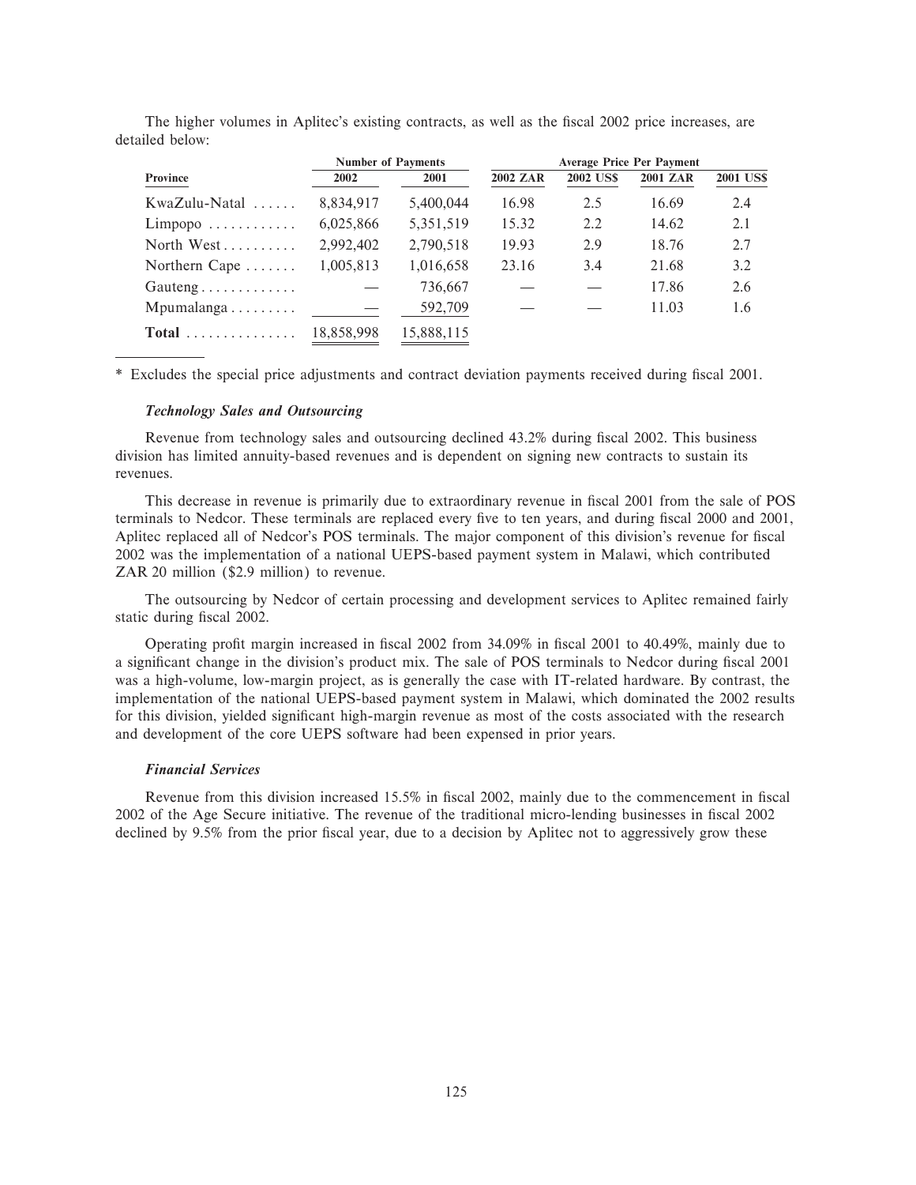The higher volumes in Aplitec's existing contracts, as well as the fiscal 2002 price increases, are detailed below:

| Province | Number of Payments | | Average Price Per Payment | | | |
|---|---|---|---|---|---|---|
| | 2002 | 2001 | 2002 ZAR | 2002 US$ | 2001 ZAR | 2001 US$ |
| KwaZulu-Natal | 8,834,917 | 5,400,044 | 16.98 | 2.5 | 16.69 | 2.4 |
| Limpopo | 6,025,866 | 5,351,519 | 15.32 | 2.2 | 14.62 | 2.1 |
| North West | 2,992,402 | 2,790,518 | 19.93 | 2.9 | 18.76 | 2.7 |
| Northern Cape | 1,005,813 | 1,016,658 | 23.16 | 3.4 | 21.68 | 3.2 |
| Gauteng | — | 736,667 | — | — | 17.86 | 2.6 |
| Mpumalanga | — | 592,709 | — | — | 11.03 | 1.6 |
| **Total** | 18,858,998 | 15,888,115 | | | | |

\* Excludes the special price adjustments and contract deviation payments received during fiscal 2001.

### *Technology Sales and Outsourcing*

Revenue from technology sales and outsourcing declined 43.2% during fiscal 2002. This business division has limited annuity-based revenues and is dependent on signing new contracts to sustain its revenues.

This decrease in revenue is primarily due to extraordinary revenue in fiscal 2001 from the sale of POS terminals to Nedcor. These terminals are replaced every five to ten years, and during fiscal 2000 and 2001, Aplitec replaced all of Nedcor's POS terminals. The major component of this division's revenue for fiscal 2002 was the implementation of a national UEPS-based payment system in Malawi, which contributed ZAR 20 million ($2.9 million) to revenue.

The outsourcing by Nedcor of certain processing and development services to Aplitec remained fairly static during fiscal 2002.

Operating profit margin increased in fiscal 2002 from 34.09% in fiscal 2001 to 40.49%, mainly due to a significant change in the division's product mix. The sale of POS terminals to Nedcor during fiscal 2001 was a high-volume, low-margin project, as is generally the case with IT-related hardware. By contrast, the implementation of the national UEPS-based payment system in Malawi, which dominated the 2002 results for this division, yielded significant high-margin revenue as most of the costs associated with the research and development of the core UEPS software had been expensed in prior years.

### *Financial Services*

Revenue from this division increased 15.5% in fiscal 2002, mainly due to the commencement in fiscal 2002 of the Age Secure initiative. The revenue of the traditional micro-lending businesses in fiscal 2002 declined by 9.5% from the prior fiscal year, due to a decision by Aplitec not to aggressively grow these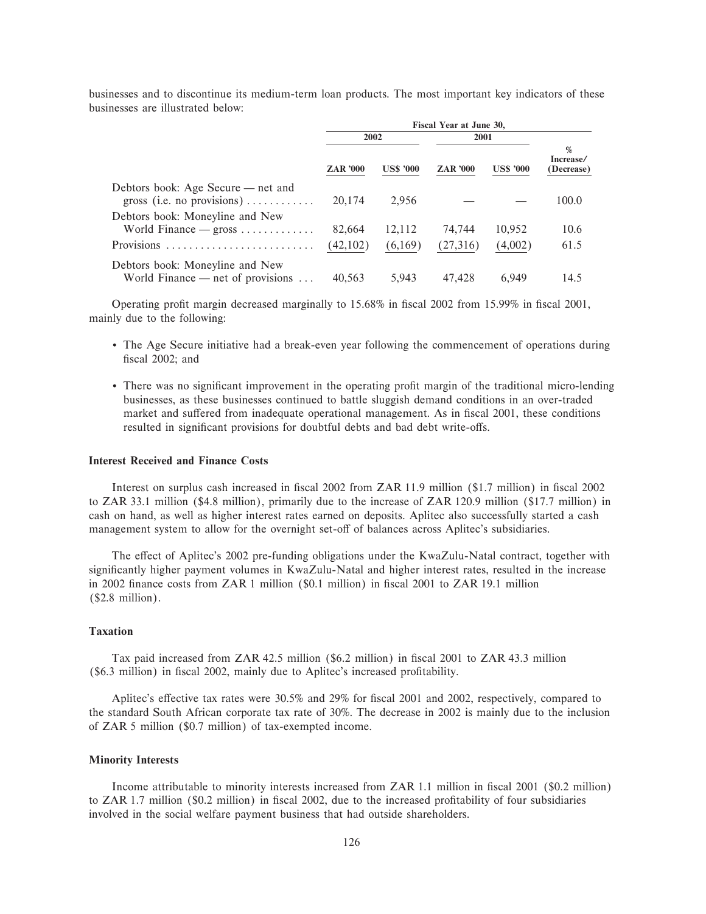businesses and to discontinue its medium-term loan products. The most important key indicators of these businesses are illustrated below:

| | Fiscal Year at June 30, | | | | |
|---|---|---|---|---|---|
| | 2002 | | 2001 | | |
| | ZAR '000 | US$ '000 | ZAR '000 | US$ '000 | % Increase/ (Decrease) |
| Debtors book: Age Secure — net and gross (i.e. no provisions) | 20,174 | 2,956 | — | — | 100.0 |
| Debtors book: Moneyline and New World Finance — gross | 82,664 | 12,112 | 74,744 | 10,952 | 10.6 |
| Provisions | (42,102) | (6,169) | (27,316) | (4,002) | 61.5 |
| Debtors book: Moneyline and New World Finance — net of provisions | 40,563 | 5,943 | 47,428 | 6,949 | 14.5 |

Operating profit margin decreased marginally to 15.68% in fiscal 2002 from 15.99% in fiscal 2001, mainly due to the following:

- The Age Secure initiative had a break-even year following the commencement of operations during fiscal 2002; and
- There was no significant improvement in the operating profit margin of the traditional micro-lending businesses, as these businesses continued to battle sluggish demand conditions in an over-traded market and suffered from inadequate operational management. As in fiscal 2001, these conditions resulted in significant provisions for doubtful debts and bad debt write-offs.

### Interest Received and Finance Costs

Interest on surplus cash increased in fiscal 2002 from ZAR 11.9 million ($1.7 million) in fiscal 2002 to ZAR 33.1 million ($4.8 million), primarily due to the increase of ZAR 120.9 million ($17.7 million) in cash on hand, as well as higher interest rates earned on deposits. Aplitec also successfully started a cash management system to allow for the overnight set-off of balances across Aplitec's subsidiaries.

The effect of Aplitec's 2002 pre-funding obligations under the KwaZulu-Natal contract, together with significantly higher payment volumes in KwaZulu-Natal and higher interest rates, resulted in the increase in 2002 finance costs from ZAR 1 million ($0.1 million) in fiscal 2001 to ZAR 19.1 million ($2.8 million).

### Taxation

Tax paid increased from ZAR 42.5 million ($6.2 million) in fiscal 2001 to ZAR 43.3 million ($6.3 million) in fiscal 2002, mainly due to Aplitec's increased profitability.

Aplitec's effective tax rates were 30.5% and 29% for fiscal 2001 and 2002, respectively, compared to the standard South African corporate tax rate of 30%. The decrease in 2002 is mainly due to the inclusion of ZAR 5 million ($0.7 million) of tax-exempted income.

### Minority Interests

Income attributable to minority interests increased from ZAR 1.1 million in fiscal 2001 ($0.2 million) to ZAR 1.7 million ($0.2 million) in fiscal 2002, due to the increased profitability of four subsidiaries involved in the social welfare payment business that had outside shareholders.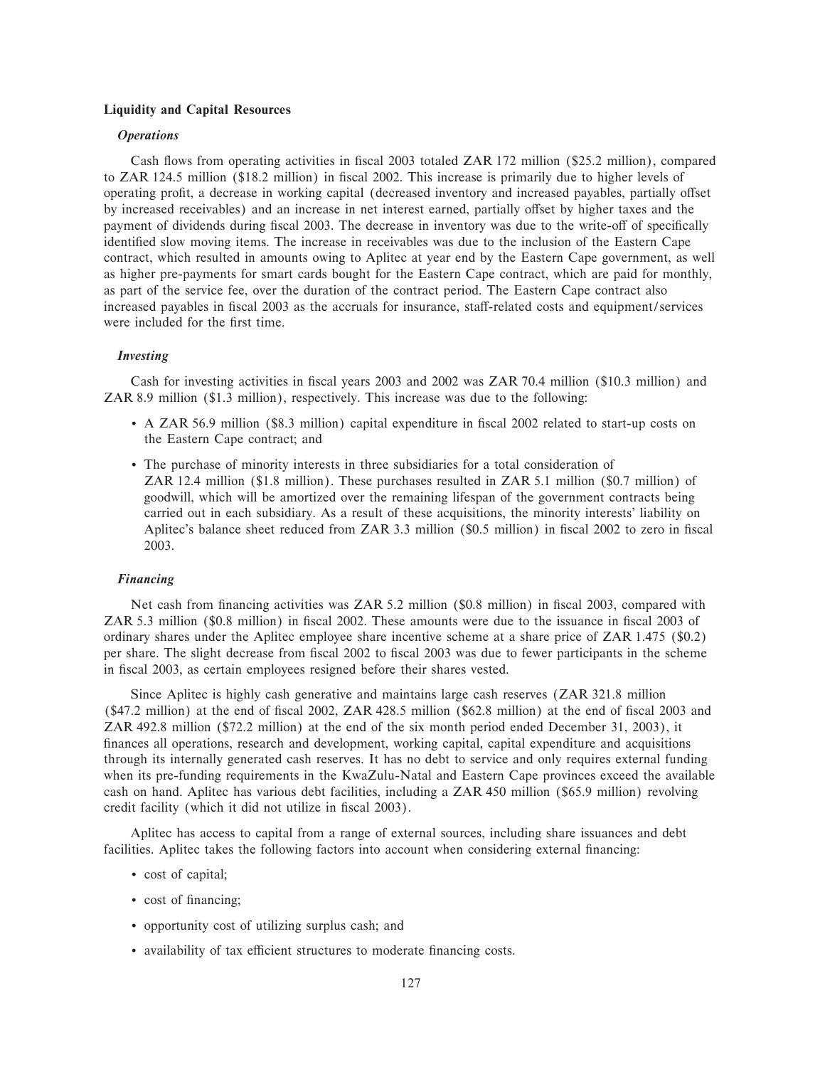### Liquidity and Capital Resources

#### *Operations*

Cash flows from operating activities in fiscal 2003 totaled ZAR 172 million ($25.2 million), compared to ZAR 124.5 million ($18.2 million) in fiscal 2002. This increase is primarily due to higher levels of operating profit, a decrease in working capital (decreased inventory and increased payables, partially offset by increased receivables) and an increase in net interest earned, partially offset by higher taxes and the payment of dividends during fiscal 2003. The decrease in inventory was due to the write-off of specifically identified slow moving items. The increase in receivables was due to the inclusion of the Eastern Cape contract, which resulted in amounts owing to Aplitec at year end by the Eastern Cape government, as well as higher pre-payments for smart cards bought for the Eastern Cape contract, which are paid for monthly, as part of the service fee, over the duration of the contract period. The Eastern Cape contract also increased payables in fiscal 2003 as the accruals for insurance, staff-related costs and equipment/services were included for the first time.

#### *Investing*

Cash for investing activities in fiscal years 2003 and 2002 was ZAR 70.4 million ($10.3 million) and ZAR 8.9 million ($1.3 million), respectively. This increase was due to the following:

- A ZAR 56.9 million ($8.3 million) capital expenditure in fiscal 2002 related to start-up costs on the Eastern Cape contract; and
- The purchase of minority interests in three subsidiaries for a total consideration of ZAR 12.4 million ($1.8 million). These purchases resulted in ZAR 5.1 million ($0.7 million) of goodwill, which will be amortized over the remaining lifespan of the government contracts being carried out in each subsidiary. As a result of these acquisitions, the minority interests' liability on Aplitec's balance sheet reduced from ZAR 3.3 million ($0.5 million) in fiscal 2002 to zero in fiscal 2003.

#### *Financing*

Net cash from financing activities was ZAR 5.2 million ($0.8 million) in fiscal 2003, compared with ZAR 5.3 million ($0.8 million) in fiscal 2002. These amounts were due to the issuance in fiscal 2003 of ordinary shares under the Aplitec employee share incentive scheme at a share price of ZAR 1.475 ($0.2) per share. The slight decrease from fiscal 2002 to fiscal 2003 was due to fewer participants in the scheme in fiscal 2003, as certain employees resigned before their shares vested.

Since Aplitec is highly cash generative and maintains large cash reserves (ZAR 321.8 million ($47.2 million) at the end of fiscal 2002, ZAR 428.5 million ($62.8 million) at the end of fiscal 2003 and ZAR 492.8 million ($72.2 million) at the end of the six month period ended December 31, 2003), it finances all operations, research and development, working capital, capital expenditure and acquisitions through its internally generated cash reserves. It has no debt to service and only requires external funding when its pre-funding requirements in the KwaZulu-Natal and Eastern Cape provinces exceed the available cash on hand. Aplitec has various debt facilities, including a ZAR 450 million ($65.9 million) revolving credit facility (which it did not utilize in fiscal 2003).

Aplitec has access to capital from a range of external sources, including share issuances and debt facilities. Aplitec takes the following factors into account when considering external financing:

- cost of capital;
- cost of financing;
- opportunity cost of utilizing surplus cash; and
- availability of tax efficient structures to moderate financing costs.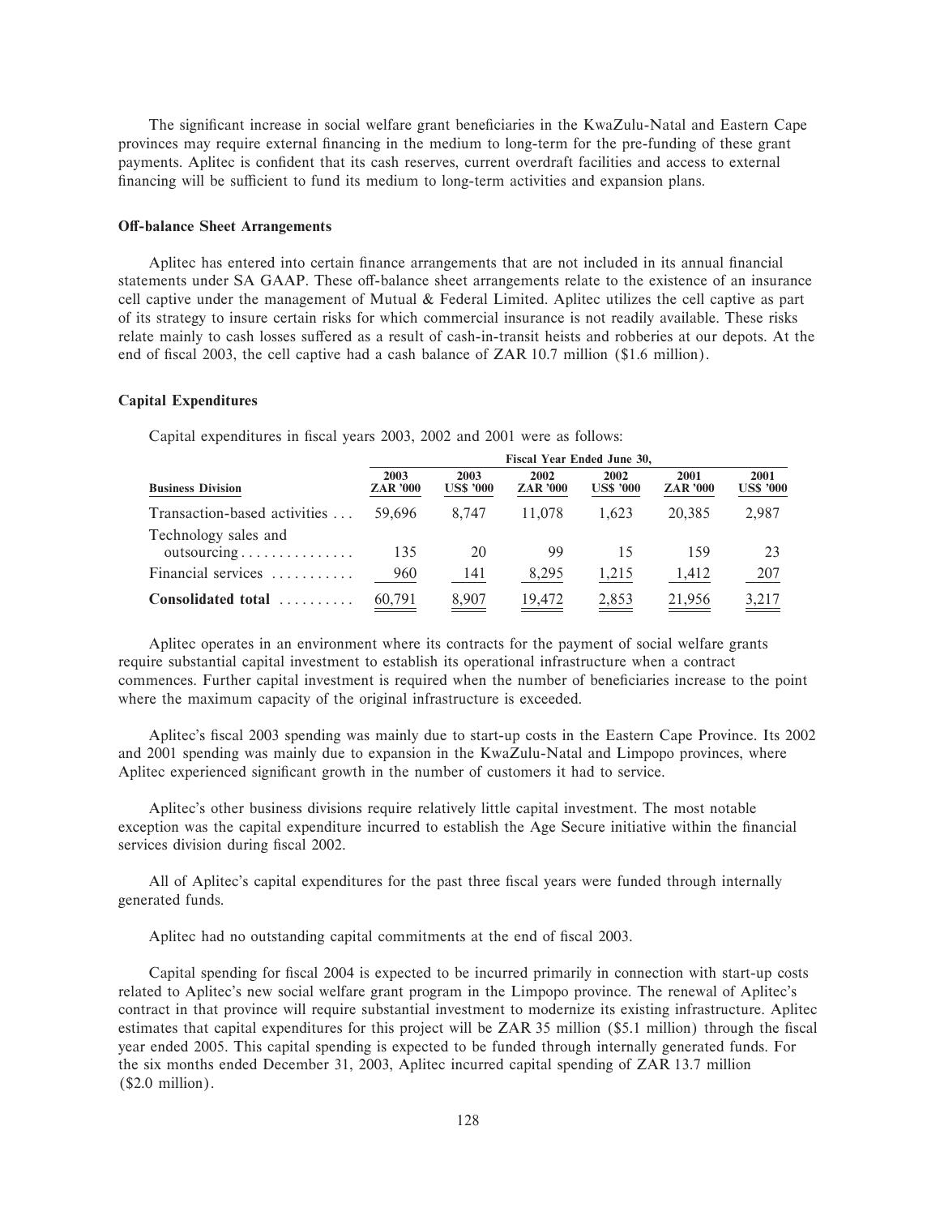The significant increase in social welfare grant beneficiaries in the KwaZulu-Natal and Eastern Cape provinces may require external financing in the medium to long-term for the pre-funding of these grant payments. Aplitec is confident that its cash reserves, current overdraft facilities and access to external financing will be sufficient to fund its medium to long-term activities and expansion plans.

### Off-balance Sheet Arrangements

Aplitec has entered into certain finance arrangements that are not included in its annual financial statements under SA GAAP. These off-balance sheet arrangements relate to the existence of an insurance cell captive under the management of Mutual & Federal Limited. Aplitec utilizes the cell captive as part of its strategy to insure certain risks for which commercial insurance is not readily available. These risks relate mainly to cash losses suffered as a result of cash-in-transit heists and robberies at our depots. At the end of fiscal 2003, the cell captive had a cash balance of ZAR 10.7 million ($1.6 million).

### Capital Expenditures

Capital expenditures in fiscal years 2003, 2002 and 2001 were as follows:

| | Fiscal Year Ended June 30, | | | | | |
|---|---|---|---|---|---|---|
| **Business Division** | **2003 ZAR '000** | **2003 US$ '000** | **2002 ZAR '000** | **2002 US$ '000** | **2001 ZAR '000** | **2001 US$ '000** |
| Transaction-based activities | 59,696 | 8,747 | 11,078 | 1,623 | 20,385 | 2,987 |
| Technology sales and outsourcing | 135 | 20 | 99 | 15 | 159 | 23 |
| Financial services | 960 | 141 | 8,295 | 1,215 | 1,412 | 207 |
| **Consolidated total** | 60,791 | 8,907 | 19,472 | 2,853 | 21,956 | 3,217 |

Aplitec operates in an environment where its contracts for the payment of social welfare grants require substantial capital investment to establish its operational infrastructure when a contract commences. Further capital investment is required when the number of beneficiaries increase to the point where the maximum capacity of the original infrastructure is exceeded.

Aplitec's fiscal 2003 spending was mainly due to start-up costs in the Eastern Cape Province. Its 2002 and 2001 spending was mainly due to expansion in the KwaZulu-Natal and Limpopo provinces, where Aplitec experienced significant growth in the number of customers it had to service.

Aplitec's other business divisions require relatively little capital investment. The most notable exception was the capital expenditure incurred to establish the Age Secure initiative within the financial services division during fiscal 2002.

All of Aplitec's capital expenditures for the past three fiscal years were funded through internally generated funds.

Aplitec had no outstanding capital commitments at the end of fiscal 2003.

Capital spending for fiscal 2004 is expected to be incurred primarily in connection with start-up costs related to Aplitec's new social welfare grant program in the Limpopo province. The renewal of Aplitec's contract in that province will require substantial investment to modernize its existing infrastructure. Aplitec estimates that capital expenditures for this project will be ZAR 35 million ($5.1 million) through the fiscal year ended 2005. This capital spending is expected to be funded through internally generated funds. For the six months ended December 31, 2003, Aplitec incurred capital spending of ZAR 13.7 million ($2.0 million).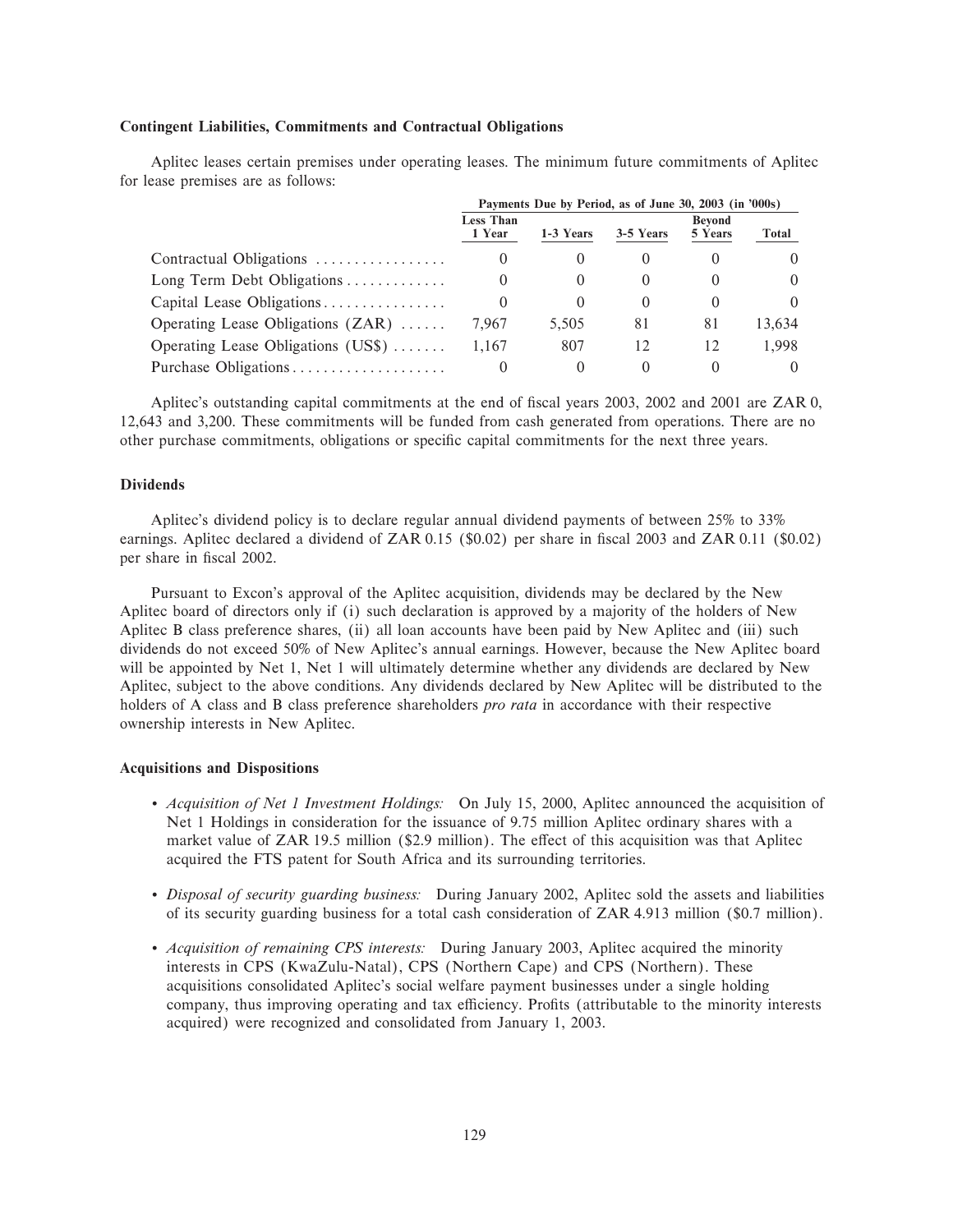### Contingent Liabilities, Commitments and Contractual Obligations

Aplitec leases certain premises under operating leases. The minimum future commitments of Aplitec for lease premises are as follows:

| | Payments Due by Period, as of June 30, 2003 (in '000s) | | | | |
|---|---|---|---|---|---|
| | Less Than 1 Year | 1-3 Years | 3-5 Years | Beyond 5 Years | Total |
| Contractual Obligations | 0 | 0 | 0 | 0 | 0 |
| Long Term Debt Obligations | 0 | 0 | 0 | 0 | 0 |
| Capital Lease Obligations | 0 | 0 | 0 | 0 | 0 |
| Operating Lease Obligations (ZAR) | 7,967 | 5,505 | 81 | 81 | 13,634 |
| Operating Lease Obligations (US$) | 1,167 | 807 | 12 | 12 | 1,998 |
| Purchase Obligations | 0 | 0 | 0 | 0 | 0 |

Aplitec's outstanding capital commitments at the end of fiscal years 2003, 2002 and 2001 are ZAR 0, 12,643 and 3,200. These commitments will be funded from cash generated from operations. There are no other purchase commitments, obligations or specific capital commitments for the next three years.

### Dividends

Aplitec's dividend policy is to declare regular annual dividend payments of between 25% to 33% earnings. Aplitec declared a dividend of ZAR 0.15 ($0.02) per share in fiscal 2003 and ZAR 0.11 ($0.02) per share in fiscal 2002.

Pursuant to Excon's approval of the Aplitec acquisition, dividends may be declared by the New Aplitec board of directors only if (i) such declaration is approved by a majority of the holders of New Aplitec B class preference shares, (ii) all loan accounts have been paid by New Aplitec and (iii) such dividends do not exceed 50% of New Aplitec's annual earnings. However, because the New Aplitec board will be appointed by Net 1, Net 1 will ultimately determine whether any dividends are declared by New Aplitec, subject to the above conditions. Any dividends declared by New Aplitec will be distributed to the holders of A class and B class preference shareholders *pro rata* in accordance with their respective ownership interests in New Aplitec.

### Acquisitions and Dispositions

- *Acquisition of Net 1 Investment Holdings:* On July 15, 2000, Aplitec announced the acquisition of Net 1 Holdings in consideration for the issuance of 9.75 million Aplitec ordinary shares with a market value of ZAR 19.5 million ($2.9 million). The effect of this acquisition was that Aplitec acquired the FTS patent for South Africa and its surrounding territories.
- *Disposal of security guarding business:* During January 2002, Aplitec sold the assets and liabilities of its security guarding business for a total cash consideration of ZAR 4.913 million ($0.7 million).
- *Acquisition of remaining CPS interests:* During January 2003, Aplitec acquired the minority interests in CPS (KwaZulu-Natal), CPS (Northern Cape) and CPS (Northern). These acquisitions consolidated Aplitec's social welfare payment businesses under a single holding company, thus improving operating and tax efficiency. Profits (attributable to the minority interests acquired) were recognized and consolidated from January 1, 2003.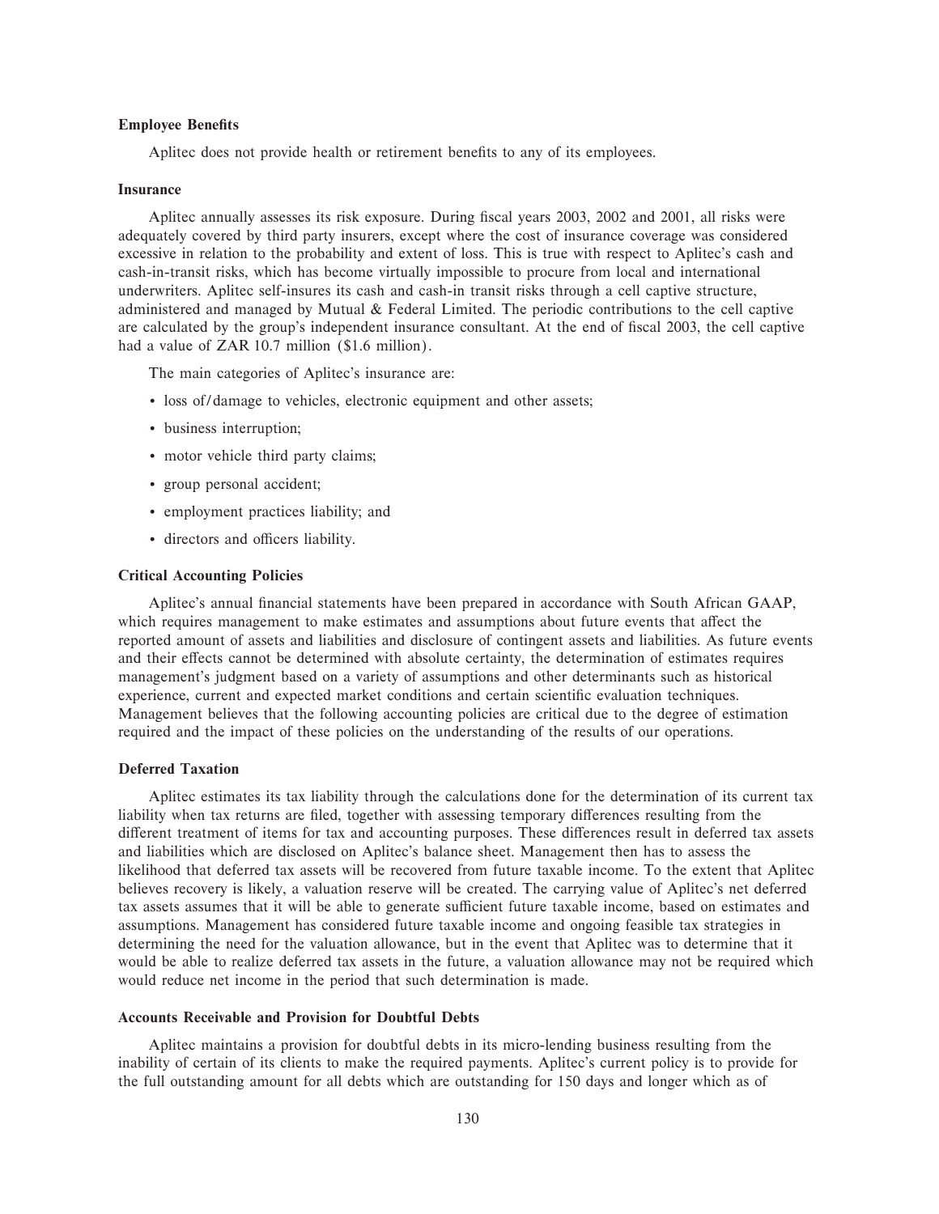### Employee Benefits

Aplitec does not provide health or retirement benefits to any of its employees.

### Insurance

Aplitec annually assesses its risk exposure. During fiscal years 2003, 2002 and 2001, all risks were adequately covered by third party insurers, except where the cost of insurance coverage was considered excessive in relation to the probability and extent of loss. This is true with respect to Aplitec's cash and cash-in-transit risks, which has become virtually impossible to procure from local and international underwriters. Aplitec self-insures its cash and cash-in transit risks through a cell captive structure, administered and managed by Mutual & Federal Limited. The periodic contributions to the cell captive are calculated by the group's independent insurance consultant. At the end of fiscal 2003, the cell captive had a value of ZAR 10.7 million ($1.6 million).

The main categories of Aplitec's insurance are:

- loss of/damage to vehicles, electronic equipment and other assets;
- business interruption;
- motor vehicle third party claims;
- group personal accident;
- employment practices liability; and
- directors and officers liability.

### Critical Accounting Policies

Aplitec's annual financial statements have been prepared in accordance with South African GAAP, which requires management to make estimates and assumptions about future events that affect the reported amount of assets and liabilities and disclosure of contingent assets and liabilities. As future events and their effects cannot be determined with absolute certainty, the determination of estimates requires management's judgment based on a variety of assumptions and other determinants such as historical experience, current and expected market conditions and certain scientific evaluation techniques. Management believes that the following accounting policies are critical due to the degree of estimation required and the impact of these policies on the understanding of the results of our operations.

### Deferred Taxation

Aplitec estimates its tax liability through the calculations done for the determination of its current tax liability when tax returns are filed, together with assessing temporary differences resulting from the different treatment of items for tax and accounting purposes. These differences result in deferred tax assets and liabilities which are disclosed on Aplitec's balance sheet. Management then has to assess the likelihood that deferred tax assets will be recovered from future taxable income. To the extent that Aplitec believes recovery is likely, a valuation reserve will be created. The carrying value of Aplitec's net deferred tax assets assumes that it will be able to generate sufficient future taxable income, based on estimates and assumptions. Management has considered future taxable income and ongoing feasible tax strategies in determining the need for the valuation allowance, but in the event that Aplitec was to determine that it would be able to realize deferred tax assets in the future, a valuation allowance may not be required which would reduce net income in the period that such determination is made.

### Accounts Receivable and Provision for Doubtful Debts

Aplitec maintains a provision for doubtful debts in its micro-lending business resulting from the inability of certain of its clients to make the required payments. Aplitec's current policy is to provide for the full outstanding amount for all debts which are outstanding for 150 days and longer which as of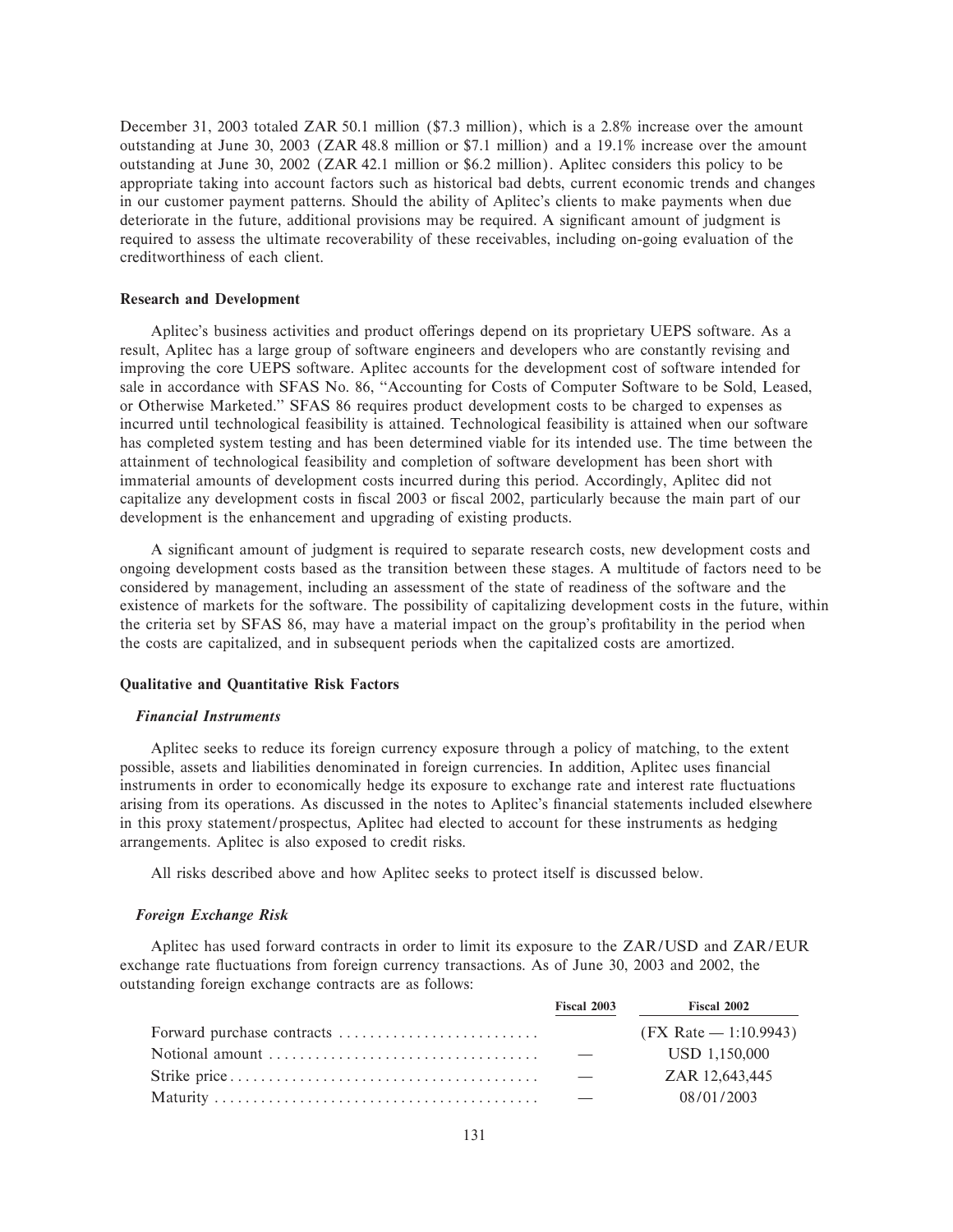December 31, 2003 totaled ZAR 50.1 million ($7.3 million), which is a 2.8% increase over the amount outstanding at June 30, 2003 (ZAR 48.8 million or $7.1 million) and a 19.1% increase over the amount outstanding at June 30, 2002 (ZAR 42.1 million or $6.2 million). Aplitec considers this policy to be appropriate taking into account factors such as historical bad debts, current economic trends and changes in our customer payment patterns. Should the ability of Aplitec's clients to make payments when due deteriorate in the future, additional provisions may be required. A significant amount of judgment is required to assess the ultimate recoverability of these receivables, including on-going evaluation of the creditworthiness of each client.

**Research and Development**

Aplitec's business activities and product offerings depend on its proprietary UEPS software. As a result, Aplitec has a large group of software engineers and developers who are constantly revising and improving the core UEPS software. Aplitec accounts for the development cost of software intended for sale in accordance with SFAS No. 86, "Accounting for Costs of Computer Software to be Sold, Leased, or Otherwise Marketed." SFAS 86 requires product development costs to be charged to expenses as incurred until technological feasibility is attained. Technological feasibility is attained when our software has completed system testing and has been determined viable for its intended use. The time between the attainment of technological feasibility and completion of software development has been short with immaterial amounts of development costs incurred during this period. Accordingly, Aplitec did not capitalize any development costs in fiscal 2003 or fiscal 2002, particularly because the main part of our development is the enhancement and upgrading of existing products.

A significant amount of judgment is required to separate research costs, new development costs and ongoing development costs based as the transition between these stages. A multitude of factors need to be considered by management, including an assessment of the state of readiness of the software and the existence of markets for the software. The possibility of capitalizing development costs in the future, within the criteria set by SFAS 86, may have a material impact on the group's profitability in the period when the costs are capitalized, and in subsequent periods when the capitalized costs are amortized.

**Qualitative and Quantitative Risk Factors**

***Financial Instruments***

Aplitec seeks to reduce its foreign currency exposure through a policy of matching, to the extent possible, assets and liabilities denominated in foreign currencies. In addition, Aplitec uses financial instruments in order to economically hedge its exposure to exchange rate and interest rate fluctuations arising from its operations. As discussed in the notes to Aplitec's financial statements included elsewhere in this proxy statement/prospectus, Aplitec had elected to account for these instruments as hedging arrangements. Aplitec is also exposed to credit risks.

All risks described above and how Aplitec seeks to protect itself is discussed below.

***Foreign Exchange Risk***

Aplitec has used forward contracts in order to limit its exposure to the ZAR/USD and ZAR/EUR exchange rate fluctuations from foreign currency transactions. As of June 30, 2003 and 2002, the outstanding foreign exchange contracts are as follows:

| | Fiscal 2003 | Fiscal 2002 |
|---|---|---|
| Forward purchase contracts | | (FX Rate — 1:10.9943) |
| Notional amount | — | USD 1,150,000 |
| Strike price | — | ZAR 12,643,445 |
| Maturity | — | 08/01/2003 |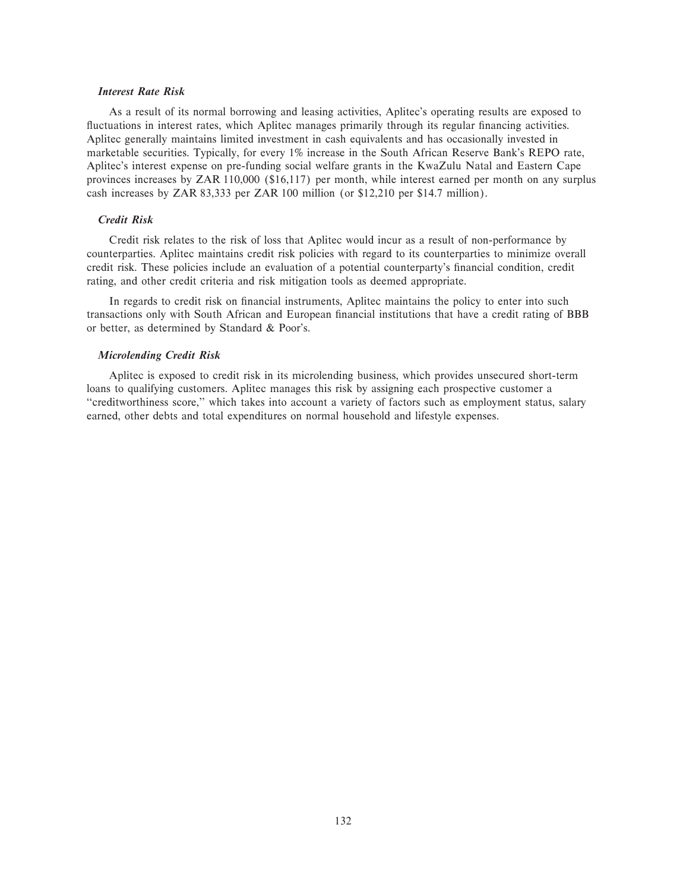### *Interest Rate Risk*

As a result of its normal borrowing and leasing activities, Aplitec's operating results are exposed to fluctuations in interest rates, which Aplitec manages primarily through its regular financing activities. Aplitec generally maintains limited investment in cash equivalents and has occasionally invested in marketable securities. Typically, for every 1% increase in the South African Reserve Bank's REPO rate, Aplitec's interest expense on pre-funding social welfare grants in the KwaZulu Natal and Eastern Cape provinces increases by ZAR 110,000 ($16,117) per month, while interest earned per month on any surplus cash increases by ZAR 83,333 per ZAR 100 million (or $12,210 per $14.7 million).

### *Credit Risk*

Credit risk relates to the risk of loss that Aplitec would incur as a result of non-performance by counterparties. Aplitec maintains credit risk policies with regard to its counterparties to minimize overall credit risk. These policies include an evaluation of a potential counterparty's financial condition, credit rating, and other credit criteria and risk mitigation tools as deemed appropriate.

In regards to credit risk on financial instruments, Aplitec maintains the policy to enter into such transactions only with South African and European financial institutions that have a credit rating of BBB or better, as determined by Standard & Poor's.

### *Microlending Credit Risk*

Aplitec is exposed to credit risk in its microlending business, which provides unsecured short-term loans to qualifying customers. Aplitec manages this risk by assigning each prospective customer a "creditworthiness score," which takes into account a variety of factors such as employment status, salary earned, other debts and total expenditures on normal household and lifestyle expenses.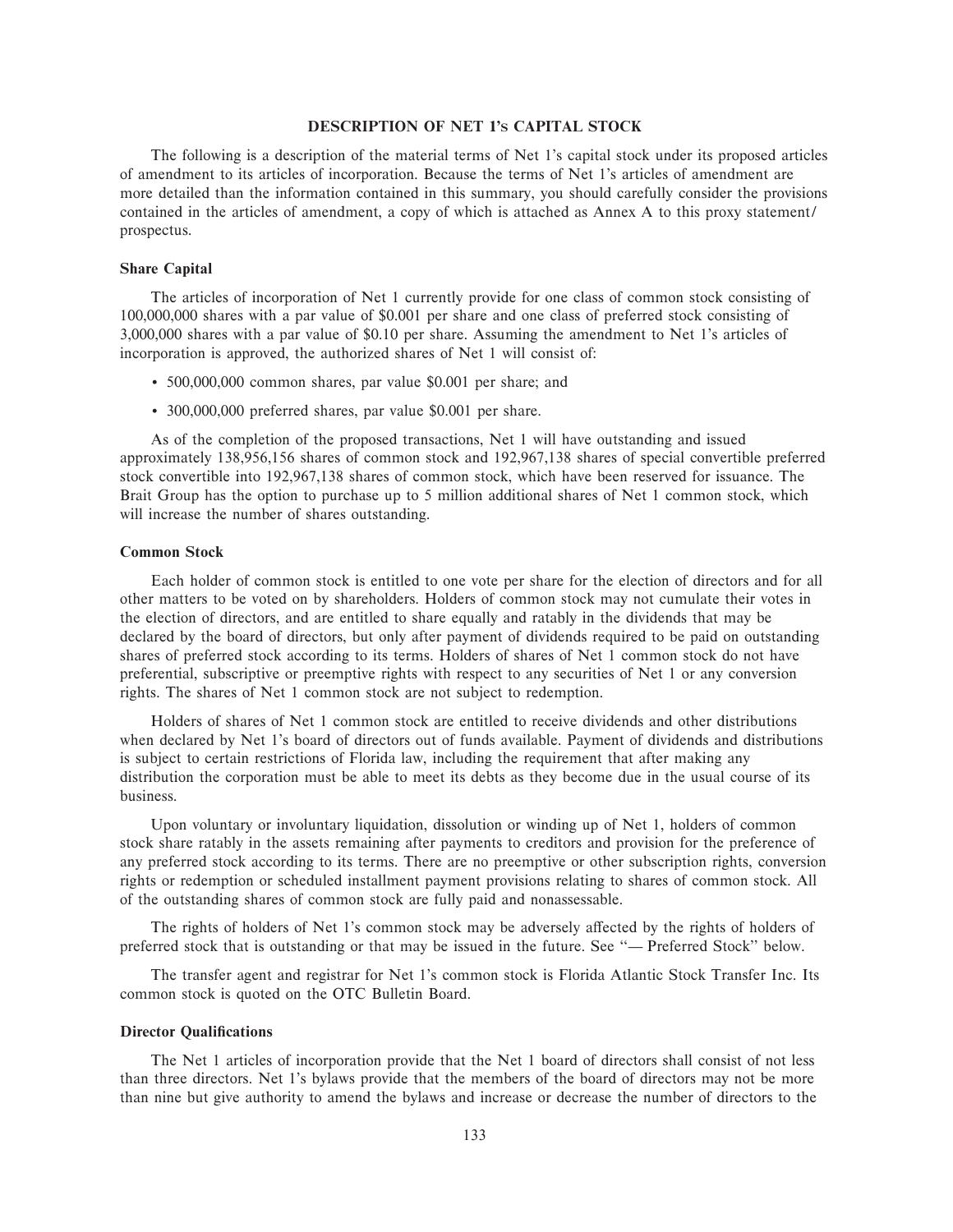## DESCRIPTION OF NET 1'S CAPITAL STOCK

The following is a description of the material terms of Net 1's capital stock under its proposed articles of amendment to its articles of incorporation. Because the terms of Net 1's articles of amendment are more detailed than the information contained in this summary, you should carefully consider the provisions contained in the articles of amendment, a copy of which is attached as Annex A to this proxy statement/prospectus.

### Share Capital

The articles of incorporation of Net 1 currently provide for one class of common stock consisting of 100,000,000 shares with a par value of $0.001 per share and one class of preferred stock consisting of 3,000,000 shares with a par value of $0.10 per share. Assuming the amendment to Net 1's articles of incorporation is approved, the authorized shares of Net 1 will consist of:

- 500,000,000 common shares, par value $0.001 per share; and
- 300,000,000 preferred shares, par value $0.001 per share.

As of the completion of the proposed transactions, Net 1 will have outstanding and issued approximately 138,956,156 shares of common stock and 192,967,138 shares of special convertible preferred stock convertible into 192,967,138 shares of common stock, which have been reserved for issuance. The Brait Group has the option to purchase up to 5 million additional shares of Net 1 common stock, which will increase the number of shares outstanding.

### Common Stock

Each holder of common stock is entitled to one vote per share for the election of directors and for all other matters to be voted on by shareholders. Holders of common stock may not cumulate their votes in the election of directors, and are entitled to share equally and ratably in the dividends that may be declared by the board of directors, but only after payment of dividends required to be paid on outstanding shares of preferred stock according to its terms. Holders of shares of Net 1 common stock do not have preferential, subscriptive or preemptive rights with respect to any securities of Net 1 or any conversion rights. The shares of Net 1 common stock are not subject to redemption.

Holders of shares of Net 1 common stock are entitled to receive dividends and other distributions when declared by Net 1's board of directors out of funds available. Payment of dividends and distributions is subject to certain restrictions of Florida law, including the requirement that after making any distribution the corporation must be able to meet its debts as they become due in the usual course of its business.

Upon voluntary or involuntary liquidation, dissolution or winding up of Net 1, holders of common stock share ratably in the assets remaining after payments to creditors and provision for the preference of any preferred stock according to its terms. There are no preemptive or other subscription rights, conversion rights or redemption or scheduled installment payment provisions relating to shares of common stock. All of the outstanding shares of common stock are fully paid and nonassessable.

The rights of holders of Net 1's common stock may be adversely affected by the rights of holders of preferred stock that is outstanding or that may be issued in the future. See "— Preferred Stock" below.

The transfer agent and registrar for Net 1's common stock is Florida Atlantic Stock Transfer Inc. Its common stock is quoted on the OTC Bulletin Board.

### Director Qualifications

The Net 1 articles of incorporation provide that the Net 1 board of directors shall consist of not less than three directors. Net 1's bylaws provide that the members of the board of directors may not be more than nine but give authority to amend the bylaws and increase or decrease the number of directors to the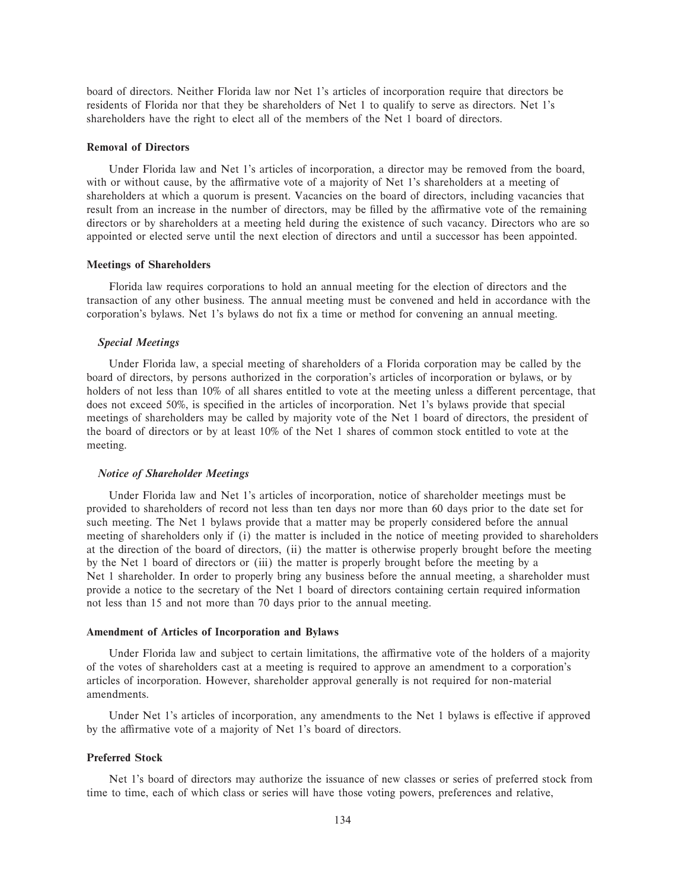board of directors. Neither Florida law nor Net 1's articles of incorporation require that directors be residents of Florida nor that they be shareholders of Net 1 to qualify to serve as directors. Net 1's shareholders have the right to elect all of the members of the Net 1 board of directors.

### Removal of Directors

Under Florida law and Net 1's articles of incorporation, a director may be removed from the board, with or without cause, by the affirmative vote of a majority of Net 1's shareholders at a meeting of shareholders at which a quorum is present. Vacancies on the board of directors, including vacancies that result from an increase in the number of directors, may be filled by the affirmative vote of the remaining directors or by shareholders at a meeting held during the existence of such vacancy. Directors who are so appointed or elected serve until the next election of directors and until a successor has been appointed.

### Meetings of Shareholders

Florida law requires corporations to hold an annual meeting for the election of directors and the transaction of any other business. The annual meeting must be convened and held in accordance with the corporation's bylaws. Net 1's bylaws do not fix a time or method for convening an annual meeting.

#### *Special Meetings*

Under Florida law, a special meeting of shareholders of a Florida corporation may be called by the board of directors, by persons authorized in the corporation's articles of incorporation or bylaws, or by holders of not less than 10% of all shares entitled to vote at the meeting unless a different percentage, that does not exceed 50%, is specified in the articles of incorporation. Net 1's bylaws provide that special meetings of shareholders may be called by majority vote of the Net 1 board of directors, the president of the board of directors or by at least 10% of the Net 1 shares of common stock entitled to vote at the meeting.

#### *Notice of Shareholder Meetings*

Under Florida law and Net 1's articles of incorporation, notice of shareholder meetings must be provided to shareholders of record not less than ten days nor more than 60 days prior to the date set for such meeting. The Net 1 bylaws provide that a matter may be properly considered before the annual meeting of shareholders only if (i) the matter is included in the notice of meeting provided to shareholders at the direction of the board of directors, (ii) the matter is otherwise properly brought before the meeting by the Net 1 board of directors or (iii) the matter is properly brought before the meeting by a Net 1 shareholder. In order to properly bring any business before the annual meeting, a shareholder must provide a notice to the secretary of the Net 1 board of directors containing certain required information not less than 15 and not more than 70 days prior to the annual meeting.

### Amendment of Articles of Incorporation and Bylaws

Under Florida law and subject to certain limitations, the affirmative vote of the holders of a majority of the votes of shareholders cast at a meeting is required to approve an amendment to a corporation's articles of incorporation. However, shareholder approval generally is not required for non-material amendments.

Under Net 1's articles of incorporation, any amendments to the Net 1 bylaws is effective if approved by the affirmative vote of a majority of Net 1's board of directors.

### Preferred Stock

Net 1's board of directors may authorize the issuance of new classes or series of preferred stock from time to time, each of which class or series will have those voting powers, preferences and relative,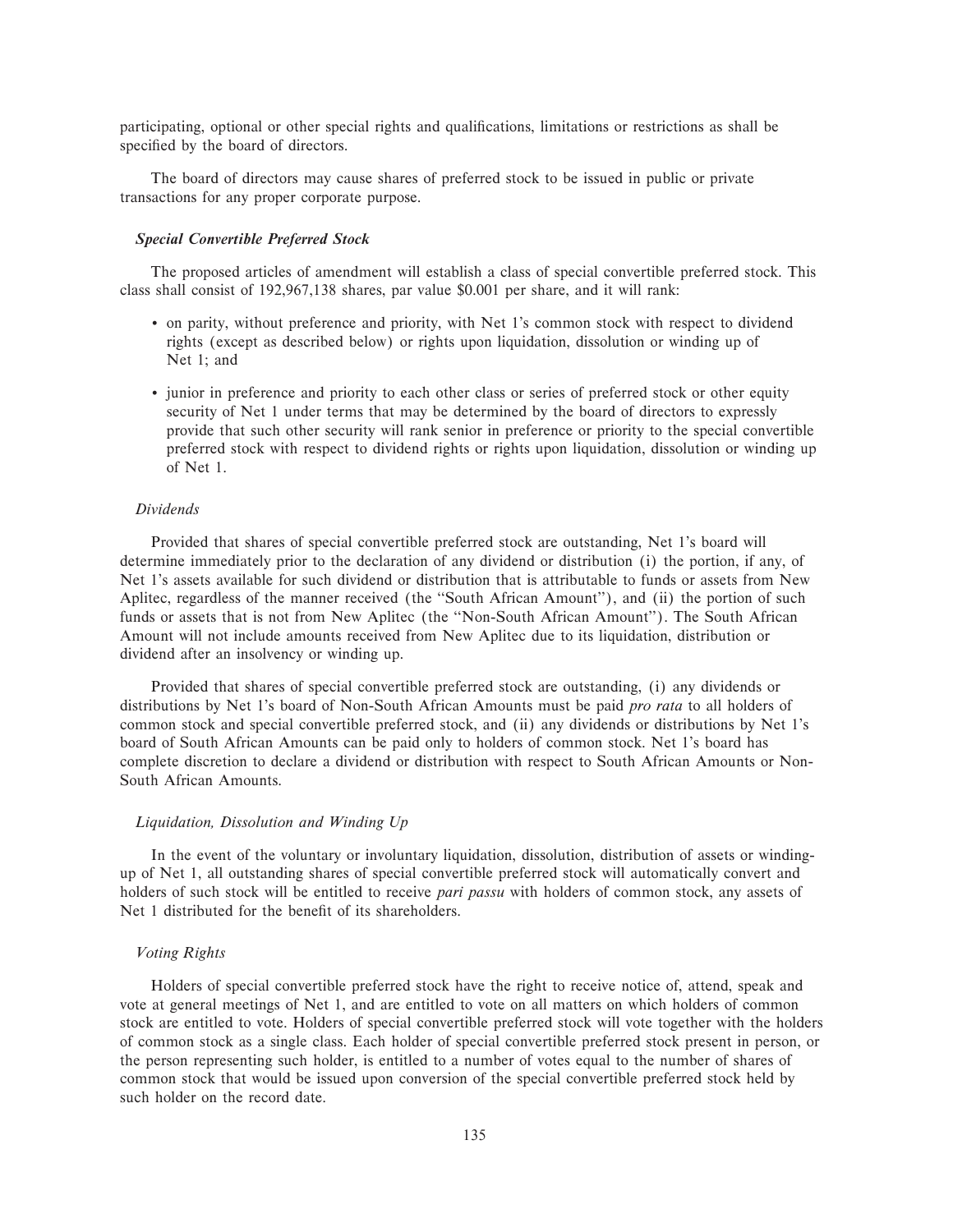participating, optional or other special rights and qualifications, limitations or restrictions as shall be specified by the board of directors.

The board of directors may cause shares of preferred stock to be issued in public or private transactions for any proper corporate purpose.

### *Special Convertible Preferred Stock*

The proposed articles of amendment will establish a class of special convertible preferred stock. This class shall consist of 192,967,138 shares, par value $0.001 per share, and it will rank:

- on parity, without preference and priority, with Net 1's common stock with respect to dividend rights (except as described below) or rights upon liquidation, dissolution or winding up of Net 1; and
- junior in preference and priority to each other class or series of preferred stock or other equity security of Net 1 under terms that may be determined by the board of directors to expressly provide that such other security will rank senior in preference or priority to the special convertible preferred stock with respect to dividend rights or rights upon liquidation, dissolution or winding up of Net 1.

#### *Dividends*

Provided that shares of special convertible preferred stock are outstanding, Net 1's board will determine immediately prior to the declaration of any dividend or distribution (i) the portion, if any, of Net 1's assets available for such dividend or distribution that is attributable to funds or assets from New Aplitec, regardless of the manner received (the ''South African Amount''), and (ii) the portion of such funds or assets that is not from New Aplitec (the ''Non-South African Amount''). The South African Amount will not include amounts received from New Aplitec due to its liquidation, distribution or dividend after an insolvency or winding up.

Provided that shares of special convertible preferred stock are outstanding, (i) any dividends or distributions by Net 1's board of Non-South African Amounts must be paid *pro rata* to all holders of common stock and special convertible preferred stock, and (ii) any dividends or distributions by Net 1's board of South African Amounts can be paid only to holders of common stock. Net 1's board has complete discretion to declare a dividend or distribution with respect to South African Amounts or Non-South African Amounts.

#### *Liquidation, Dissolution and Winding Up*

In the event of the voluntary or involuntary liquidation, dissolution, distribution of assets or winding-up of Net 1, all outstanding shares of special convertible preferred stock will automatically convert and holders of such stock will be entitled to receive *pari passu* with holders of common stock, any assets of Net 1 distributed for the benefit of its shareholders.

#### *Voting Rights*

Holders of special convertible preferred stock have the right to receive notice of, attend, speak and vote at general meetings of Net 1, and are entitled to vote on all matters on which holders of common stock are entitled to vote. Holders of special convertible preferred stock will vote together with the holders of common stock as a single class. Each holder of special convertible preferred stock present in person, or the person representing such holder, is entitled to a number of votes equal to the number of shares of common stock that would be issued upon conversion of the special convertible preferred stock held by such holder on the record date.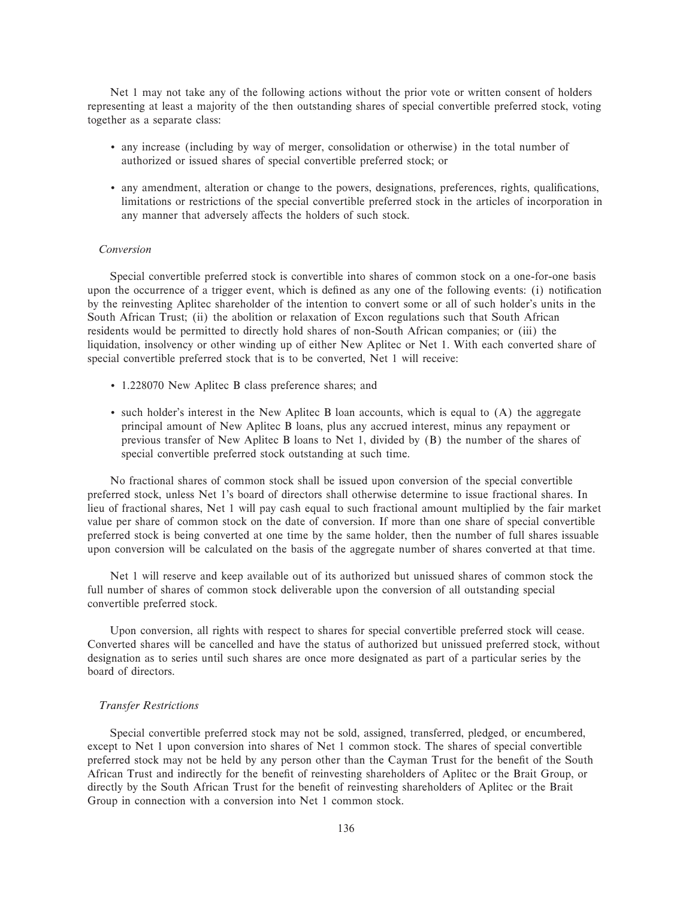Net 1 may not take any of the following actions without the prior vote or written consent of holders representing at least a majority of the then outstanding shares of special convertible preferred stock, voting together as a separate class:

- any increase (including by way of merger, consolidation or otherwise) in the total number of authorized or issued shares of special convertible preferred stock; or
- any amendment, alteration or change to the powers, designations, preferences, rights, qualifications, limitations or restrictions of the special convertible preferred stock in the articles of incorporation in any manner that adversely affects the holders of such stock.

*Conversion*

Special convertible preferred stock is convertible into shares of common stock on a one-for-one basis upon the occurrence of a trigger event, which is defined as any one of the following events: (i) notification by the reinvesting Aplitec shareholder of the intention to convert some or all of such holder's units in the South African Trust; (ii) the abolition or relaxation of Excon regulations such that South African residents would be permitted to directly hold shares of non-South African companies; or (iii) the liquidation, insolvency or other winding up of either New Aplitec or Net 1. With each converted share of special convertible preferred stock that is to be converted, Net 1 will receive:

- 1.228070 New Aplitec B class preference shares; and
- such holder's interest in the New Aplitec B loan accounts, which is equal to (A) the aggregate principal amount of New Aplitec B loans, plus any accrued interest, minus any repayment or previous transfer of New Aplitec B loans to Net 1, divided by (B) the number of the shares of special convertible preferred stock outstanding at such time.

No fractional shares of common stock shall be issued upon conversion of the special convertible preferred stock, unless Net 1's board of directors shall otherwise determine to issue fractional shares. In lieu of fractional shares, Net 1 will pay cash equal to such fractional amount multiplied by the fair market value per share of common stock on the date of conversion. If more than one share of special convertible preferred stock is being converted at one time by the same holder, then the number of full shares issuable upon conversion will be calculated on the basis of the aggregate number of shares converted at that time.

Net 1 will reserve and keep available out of its authorized but unissued shares of common stock the full number of shares of common stock deliverable upon the conversion of all outstanding special convertible preferred stock.

Upon conversion, all rights with respect to shares for special convertible preferred stock will cease. Converted shares will be cancelled and have the status of authorized but unissued preferred stock, without designation as to series until such shares are once more designated as part of a particular series by the board of directors.

*Transfer Restrictions*

Special convertible preferred stock may not be sold, assigned, transferred, pledged, or encumbered, except to Net 1 upon conversion into shares of Net 1 common stock. The shares of special convertible preferred stock may not be held by any person other than the Cayman Trust for the benefit of the South African Trust and indirectly for the benefit of reinvesting shareholders of Aplitec or the Brait Group, or directly by the South African Trust for the benefit of reinvesting shareholders of Aplitec or the Brait Group in connection with a conversion into Net 1 common stock.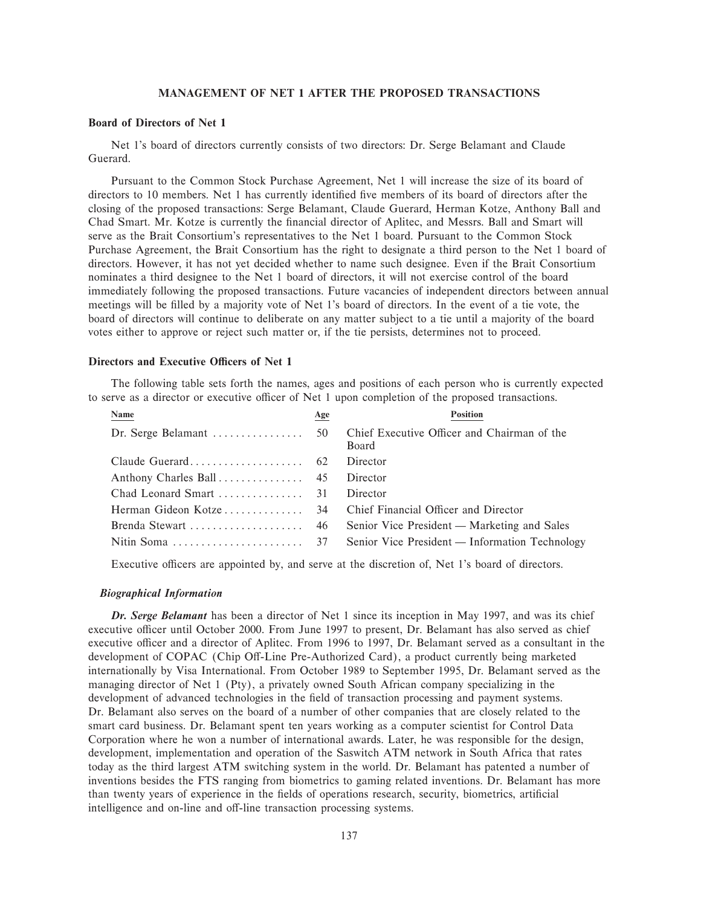## MANAGEMENT OF NET 1 AFTER THE PROPOSED TRANSACTIONS

### Board of Directors of Net 1

Net 1's board of directors currently consists of two directors: Dr. Serge Belamant and Claude Guerard.

Pursuant to the Common Stock Purchase Agreement, Net 1 will increase the size of its board of directors to 10 members. Net 1 has currently identified five members of its board of directors after the closing of the proposed transactions: Serge Belamant, Claude Guerard, Herman Kotze, Anthony Ball and Chad Smart. Mr. Kotze is currently the financial director of Aplitec, and Messrs. Ball and Smart will serve as the Brait Consortium's representatives to the Net 1 board. Pursuant to the Common Stock Purchase Agreement, the Brait Consortium has the right to designate a third person to the Net 1 board of directors. However, it has not yet decided whether to name such designee. Even if the Brait Consortium nominates a third designee to the Net 1 board of directors, it will not exercise control of the board immediately following the proposed transactions. Future vacancies of independent directors between annual meetings will be filled by a majority vote of Net 1's board of directors. In the event of a tie vote, the board of directors will continue to deliberate on any matter subject to a tie until a majority of the board votes either to approve or reject such matter or, if the tie persists, determines not to proceed.

### Directors and Executive Officers of Net 1

The following table sets forth the names, ages and positions of each person who is currently expected to serve as a director or executive officer of Net 1 upon completion of the proposed transactions.

| Name | Age | Position |
|---|---|---|
| Dr. Serge Belamant | 50 | Chief Executive Officer and Chairman of the Board |
| Claude Guerard | 62 | Director |
| Anthony Charles Ball | 45 | Director |
| Chad Leonard Smart | 31 | Director |
| Herman Gideon Kotze | 34 | Chief Financial Officer and Director |
| Brenda Stewart | 46 | Senior Vice President — Marketing and Sales |
| Nitin Soma | 37 | Senior Vice President — Information Technology |

Executive officers are appointed by, and serve at the discretion of, Net 1's board of directors.

#### *Biographical Information*

***Dr. Serge Belamant*** has been a director of Net 1 since its inception in May 1997, and was its chief executive officer until October 2000. From June 1997 to present, Dr. Belamant has also served as chief executive officer and a director of Aplitec. From 1996 to 1997, Dr. Belamant served as a consultant in the development of COPAC (Chip Off-Line Pre-Authorized Card), a product currently being marketed internationally by Visa International. From October 1989 to September 1995, Dr. Belamant served as the managing director of Net 1 (Pty), a privately owned South African company specializing in the development of advanced technologies in the field of transaction processing and payment systems. Dr. Belamant also serves on the board of a number of other companies that are closely related to the smart card business. Dr. Belamant spent ten years working as a computer scientist for Control Data Corporation where he won a number of international awards. Later, he was responsible for the design, development, implementation and operation of the Saswitch ATM network in South Africa that rates today as the third largest ATM switching system in the world. Dr. Belamant has patented a number of inventions besides the FTS ranging from biometrics to gaming related inventions. Dr. Belamant has more than twenty years of experience in the fields of operations research, security, biometrics, artificial intelligence and on-line and off-line transaction processing systems.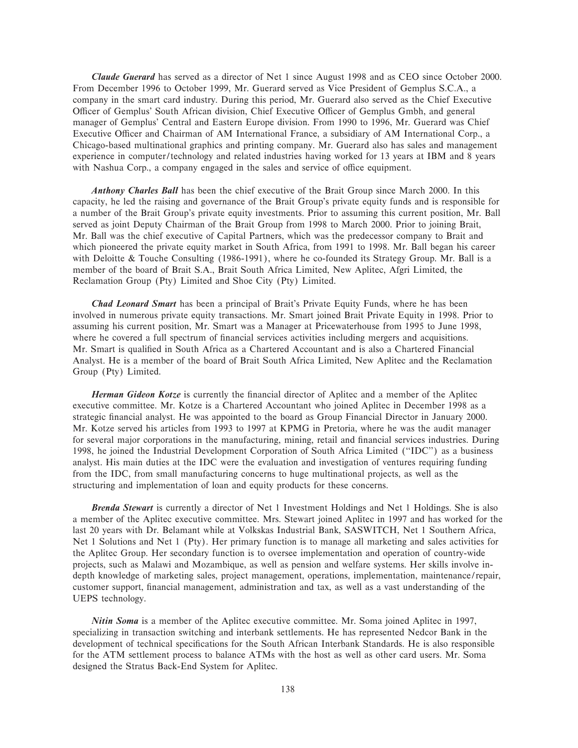***Claude Guerard*** has served as a director of Net 1 since August 1998 and as CEO since October 2000. From December 1996 to October 1999, Mr. Guerard served as Vice President of Gemplus S.C.A., a company in the smart card industry. During this period, Mr. Guerard also served as the Chief Executive Officer of Gemplus' South African division, Chief Executive Officer of Gemplus Gmbh, and general manager of Gemplus' Central and Eastern Europe division. From 1990 to 1996, Mr. Guerard was Chief Executive Officer and Chairman of AM International France, a subsidiary of AM International Corp., a Chicago-based multinational graphics and printing company. Mr. Guerard also has sales and management experience in computer/technology and related industries having worked for 13 years at IBM and 8 years with Nashua Corp., a company engaged in the sales and service of office equipment.

***Anthony Charles Ball*** has been the chief executive of the Brait Group since March 2000. In this capacity, he led the raising and governance of the Brait Group's private equity funds and is responsible for a number of the Brait Group's private equity investments. Prior to assuming this current position, Mr. Ball served as joint Deputy Chairman of the Brait Group from 1998 to March 2000. Prior to joining Brait, Mr. Ball was the chief executive of Capital Partners, which was the predecessor company to Brait and which pioneered the private equity market in South Africa, from 1991 to 1998. Mr. Ball began his career with Deloitte & Touche Consulting (1986-1991), where he co-founded its Strategy Group. Mr. Ball is a member of the board of Brait S.A., Brait South Africa Limited, New Aplitec, Afgri Limited, the Reclamation Group (Pty) Limited and Shoe City (Pty) Limited.

***Chad Leonard Smart*** has been a principal of Brait's Private Equity Funds, where he has been involved in numerous private equity transactions. Mr. Smart joined Brait Private Equity in 1998. Prior to assuming his current position, Mr. Smart was a Manager at Pricewaterhouse from 1995 to June 1998, where he covered a full spectrum of financial services activities including mergers and acquisitions. Mr. Smart is qualified in South Africa as a Chartered Accountant and is also a Chartered Financial Analyst. He is a member of the board of Brait South Africa Limited, New Aplitec and the Reclamation Group (Pty) Limited.

***Herman Gideon Kotze*** is currently the financial director of Aplitec and a member of the Aplitec executive committee. Mr. Kotze is a Chartered Accountant who joined Aplitec in December 1998 as a strategic financial analyst. He was appointed to the board as Group Financial Director in January 2000. Mr. Kotze served his articles from 1993 to 1997 at KPMG in Pretoria, where he was the audit manager for several major corporations in the manufacturing, mining, retail and financial services industries. During 1998, he joined the Industrial Development Corporation of South Africa Limited ("IDC") as a business analyst. His main duties at the IDC were the evaluation and investigation of ventures requiring funding from the IDC, from small manufacturing concerns to huge multinational projects, as well as the structuring and implementation of loan and equity products for these concerns.

***Brenda Stewart*** is currently a director of Net 1 Investment Holdings and Net 1 Holdings. She is also a member of the Aplitec executive committee. Mrs. Stewart joined Aplitec in 1997 and has worked for the last 20 years with Dr. Belamant while at Volkskas Industrial Bank, SASWITCH, Net 1 Southern Africa, Net 1 Solutions and Net 1 (Pty). Her primary function is to manage all marketing and sales activities for the Aplitec Group. Her secondary function is to oversee implementation and operation of country-wide projects, such as Malawi and Mozambique, as well as pension and welfare systems. Her skills involve in-depth knowledge of marketing sales, project management, operations, implementation, maintenance/repair, customer support, financial management, administration and tax, as well as a vast understanding of the UEPS technology.

***Nitin Soma*** is a member of the Aplitec executive committee. Mr. Soma joined Aplitec in 1997, specializing in transaction switching and interbank settlements. He has represented Nedcor Bank in the development of technical specifications for the South African Interbank Standards. He is also responsible for the ATM settlement process to balance ATMs with the host as well as other card users. Mr. Soma designed the Stratus Back-End System for Aplitec.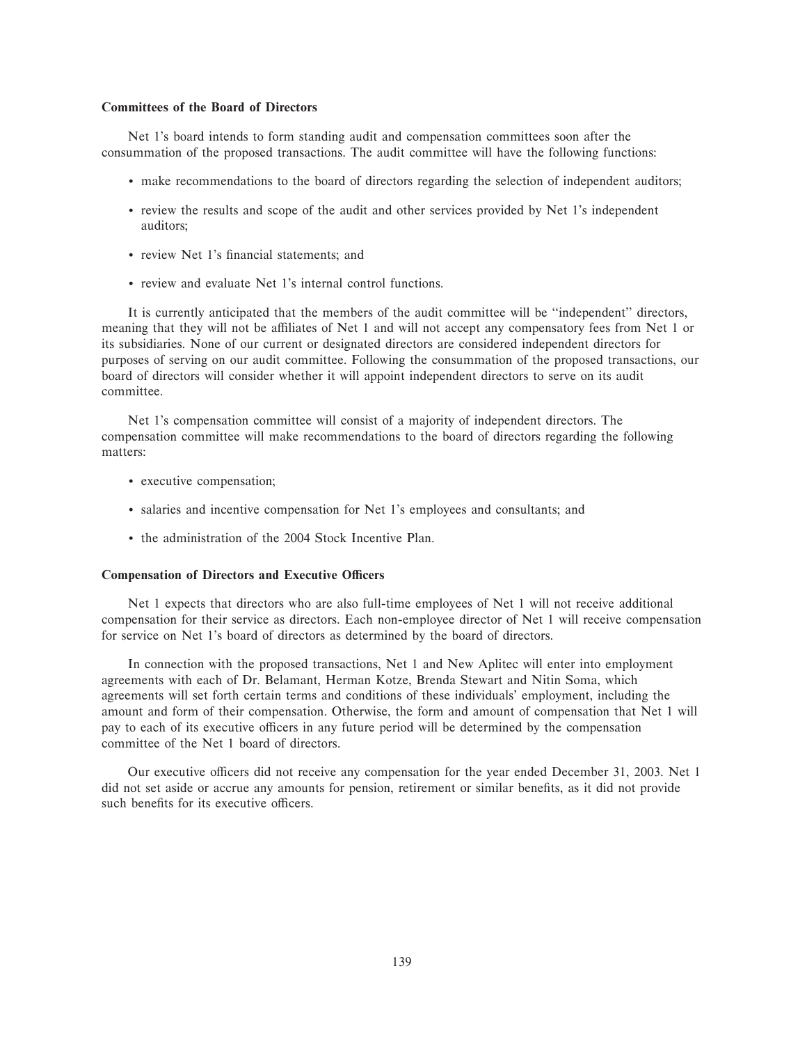### Committees of the Board of Directors

Net 1's board intends to form standing audit and compensation committees soon after the consummation of the proposed transactions. The audit committee will have the following functions:

- make recommendations to the board of directors regarding the selection of independent auditors;
- review the results and scope of the audit and other services provided by Net 1's independent auditors;
- review Net 1's financial statements; and
- review and evaluate Net 1's internal control functions.

It is currently anticipated that the members of the audit committee will be "independent" directors, meaning that they will not be affiliates of Net 1 and will not accept any compensatory fees from Net 1 or its subsidiaries. None of our current or designated directors are considered independent directors for purposes of serving on our audit committee. Following the consummation of the proposed transactions, our board of directors will consider whether it will appoint independent directors to serve on its audit committee.

Net 1's compensation committee will consist of a majority of independent directors. The compensation committee will make recommendations to the board of directors regarding the following matters:

- executive compensation;
- salaries and incentive compensation for Net 1's employees and consultants; and
- the administration of the 2004 Stock Incentive Plan.

### Compensation of Directors and Executive Officers

Net 1 expects that directors who are also full-time employees of Net 1 will not receive additional compensation for their service as directors. Each non-employee director of Net 1 will receive compensation for service on Net 1's board of directors as determined by the board of directors.

In connection with the proposed transactions, Net 1 and New Aplitec will enter into employment agreements with each of Dr. Belamant, Herman Kotze, Brenda Stewart and Nitin Soma, which agreements will set forth certain terms and conditions of these individuals' employment, including the amount and form of their compensation. Otherwise, the form and amount of compensation that Net 1 will pay to each of its executive officers in any future period will be determined by the compensation committee of the Net 1 board of directors.

Our executive officers did not receive any compensation for the year ended December 31, 2003. Net 1 did not set aside or accrue any amounts for pension, retirement or similar benefits, as it did not provide such benefits for its executive officers.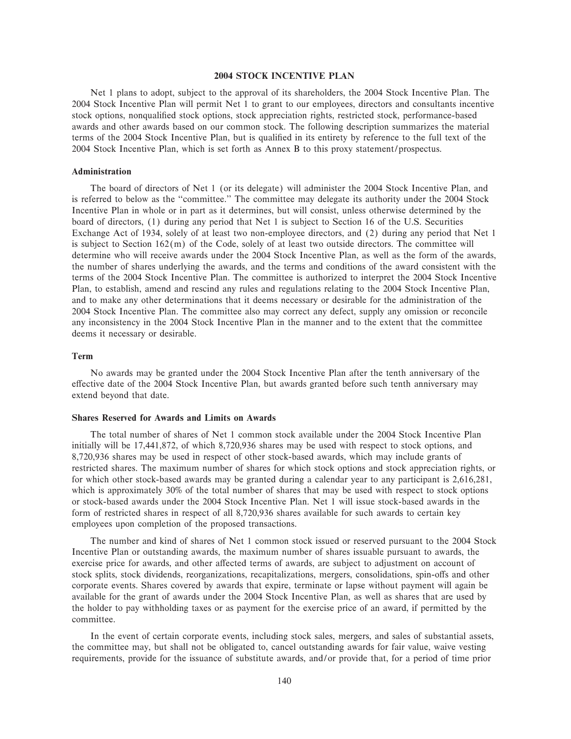## 2004 STOCK INCENTIVE PLAN

Net 1 plans to adopt, subject to the approval of its shareholders, the 2004 Stock Incentive Plan. The 2004 Stock Incentive Plan will permit Net 1 to grant to our employees, directors and consultants incentive stock options, nonqualified stock options, stock appreciation rights, restricted stock, performance-based awards and other awards based on our common stock. The following description summarizes the material terms of the 2004 Stock Incentive Plan, but is qualified in its entirety by reference to the full text of the 2004 Stock Incentive Plan, which is set forth as Annex B to this proxy statement/prospectus.

### Administration

The board of directors of Net 1 (or its delegate) will administer the 2004 Stock Incentive Plan, and is referred to below as the "committee." The committee may delegate its authority under the 2004 Stock Incentive Plan in whole or in part as it determines, but will consist, unless otherwise determined by the board of directors, (1) during any period that Net 1 is subject to Section 16 of the U.S. Securities Exchange Act of 1934, solely of at least two non-employee directors, and (2) during any period that Net 1 is subject to Section 162(m) of the Code, solely of at least two outside directors. The committee will determine who will receive awards under the 2004 Stock Incentive Plan, as well as the form of the awards, the number of shares underlying the awards, and the terms and conditions of the award consistent with the terms of the 2004 Stock Incentive Plan. The committee is authorized to interpret the 2004 Stock Incentive Plan, to establish, amend and rescind any rules and regulations relating to the 2004 Stock Incentive Plan, and to make any other determinations that it deems necessary or desirable for the administration of the 2004 Stock Incentive Plan. The committee also may correct any defect, supply any omission or reconcile any inconsistency in the 2004 Stock Incentive Plan in the manner and to the extent that the committee deems it necessary or desirable.

### Term

No awards may be granted under the 2004 Stock Incentive Plan after the tenth anniversary of the effective date of the 2004 Stock Incentive Plan, but awards granted before such tenth anniversary may extend beyond that date.

### Shares Reserved for Awards and Limits on Awards

The total number of shares of Net 1 common stock available under the 2004 Stock Incentive Plan initially will be 17,441,872, of which 8,720,936 shares may be used with respect to stock options, and 8,720,936 shares may be used in respect of other stock-based awards, which may include grants of restricted shares. The maximum number of shares for which stock options and stock appreciation rights, or for which other stock-based awards may be granted during a calendar year to any participant is 2,616,281, which is approximately 30% of the total number of shares that may be used with respect to stock options or stock-based awards under the 2004 Stock Incentive Plan. Net 1 will issue stock-based awards in the form of restricted shares in respect of all 8,720,936 shares available for such awards to certain key employees upon completion of the proposed transactions.

The number and kind of shares of Net 1 common stock issued or reserved pursuant to the 2004 Stock Incentive Plan or outstanding awards, the maximum number of shares issuable pursuant to awards, the exercise price for awards, and other affected terms of awards, are subject to adjustment on account of stock splits, stock dividends, reorganizations, recapitalizations, mergers, consolidations, spin-offs and other corporate events. Shares covered by awards that expire, terminate or lapse without payment will again be available for the grant of awards under the 2004 Stock Incentive Plan, as well as shares that are used by the holder to pay withholding taxes or as payment for the exercise price of an award, if permitted by the committee.

In the event of certain corporate events, including stock sales, mergers, and sales of substantial assets, the committee may, but shall not be obligated to, cancel outstanding awards for fair value, waive vesting requirements, provide for the issuance of substitute awards, and/or provide that, for a period of time prior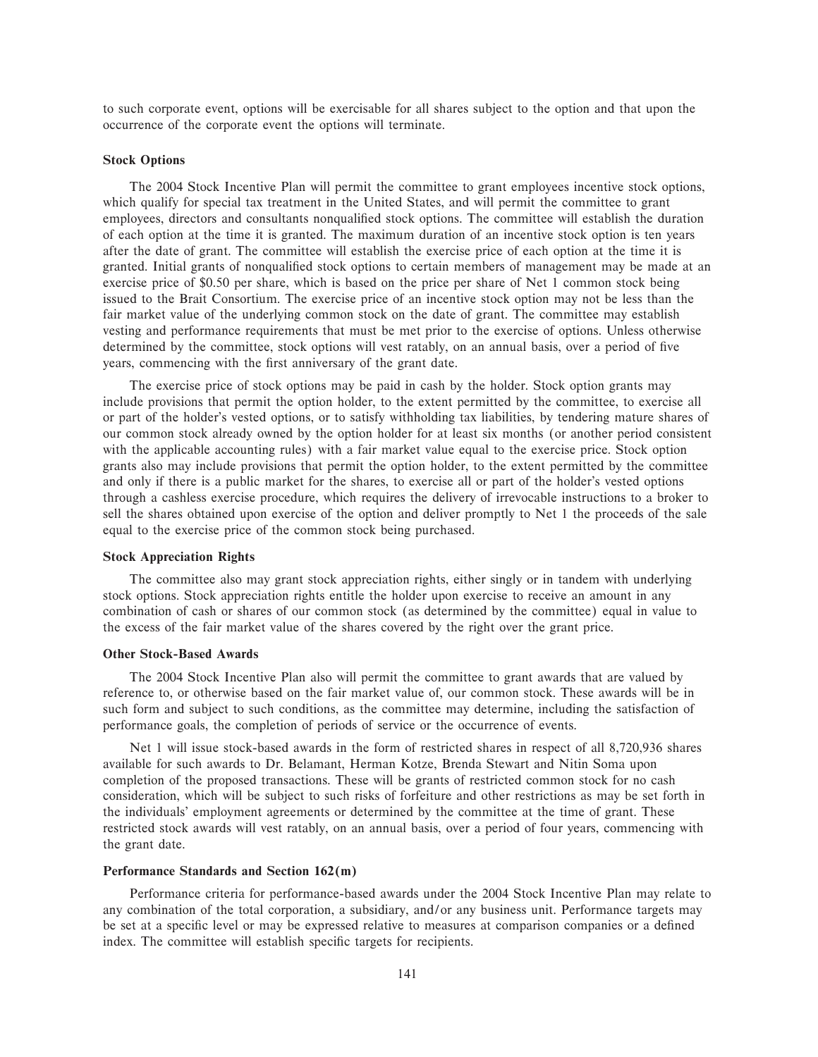to such corporate event, options will be exercisable for all shares subject to the option and that upon the occurrence of the corporate event the options will terminate.

### Stock Options

The 2004 Stock Incentive Plan will permit the committee to grant employees incentive stock options, which qualify for special tax treatment in the United States, and will permit the committee to grant employees, directors and consultants nonqualified stock options. The committee will establish the duration of each option at the time it is granted. The maximum duration of an incentive stock option is ten years after the date of grant. The committee will establish the exercise price of each option at the time it is granted. Initial grants of nonqualified stock options to certain members of management may be made at an exercise price of $0.50 per share, which is based on the price per share of Net 1 common stock being issued to the Brait Consortium. The exercise price of an incentive stock option may not be less than the fair market value of the underlying common stock on the date of grant. The committee may establish vesting and performance requirements that must be met prior to the exercise of options. Unless otherwise determined by the committee, stock options will vest ratably, on an annual basis, over a period of five years, commencing with the first anniversary of the grant date.

The exercise price of stock options may be paid in cash by the holder. Stock option grants may include provisions that permit the option holder, to the extent permitted by the committee, to exercise all or part of the holder's vested options, or to satisfy withholding tax liabilities, by tendering mature shares of our common stock already owned by the option holder for at least six months (or another period consistent with the applicable accounting rules) with a fair market value equal to the exercise price. Stock option grants also may include provisions that permit the option holder, to the extent permitted by the committee and only if there is a public market for the shares, to exercise all or part of the holder's vested options through a cashless exercise procedure, which requires the delivery of irrevocable instructions to a broker to sell the shares obtained upon exercise of the option and deliver promptly to Net 1 the proceeds of the sale equal to the exercise price of the common stock being purchased.

### Stock Appreciation Rights

The committee also may grant stock appreciation rights, either singly or in tandem with underlying stock options. Stock appreciation rights entitle the holder upon exercise to receive an amount in any combination of cash or shares of our common stock (as determined by the committee) equal in value to the excess of the fair market value of the shares covered by the right over the grant price.

### Other Stock-Based Awards

The 2004 Stock Incentive Plan also will permit the committee to grant awards that are valued by reference to, or otherwise based on the fair market value of, our common stock. These awards will be in such form and subject to such conditions, as the committee may determine, including the satisfaction of performance goals, the completion of periods of service or the occurrence of events.

Net 1 will issue stock-based awards in the form of restricted shares in respect of all 8,720,936 shares available for such awards to Dr. Belamant, Herman Kotze, Brenda Stewart and Nitin Soma upon completion of the proposed transactions. These will be grants of restricted common stock for no cash consideration, which will be subject to such risks of forfeiture and other restrictions as may be set forth in the individuals' employment agreements or determined by the committee at the time of grant. These restricted stock awards will vest ratably, on an annual basis, over a period of four years, commencing with the grant date.

### Performance Standards and Section 162(m)

Performance criteria for performance-based awards under the 2004 Stock Incentive Plan may relate to any combination of the total corporation, a subsidiary, and/or any business unit. Performance targets may be set at a specific level or may be expressed relative to measures at comparison companies or a defined index. The committee will establish specific targets for recipients.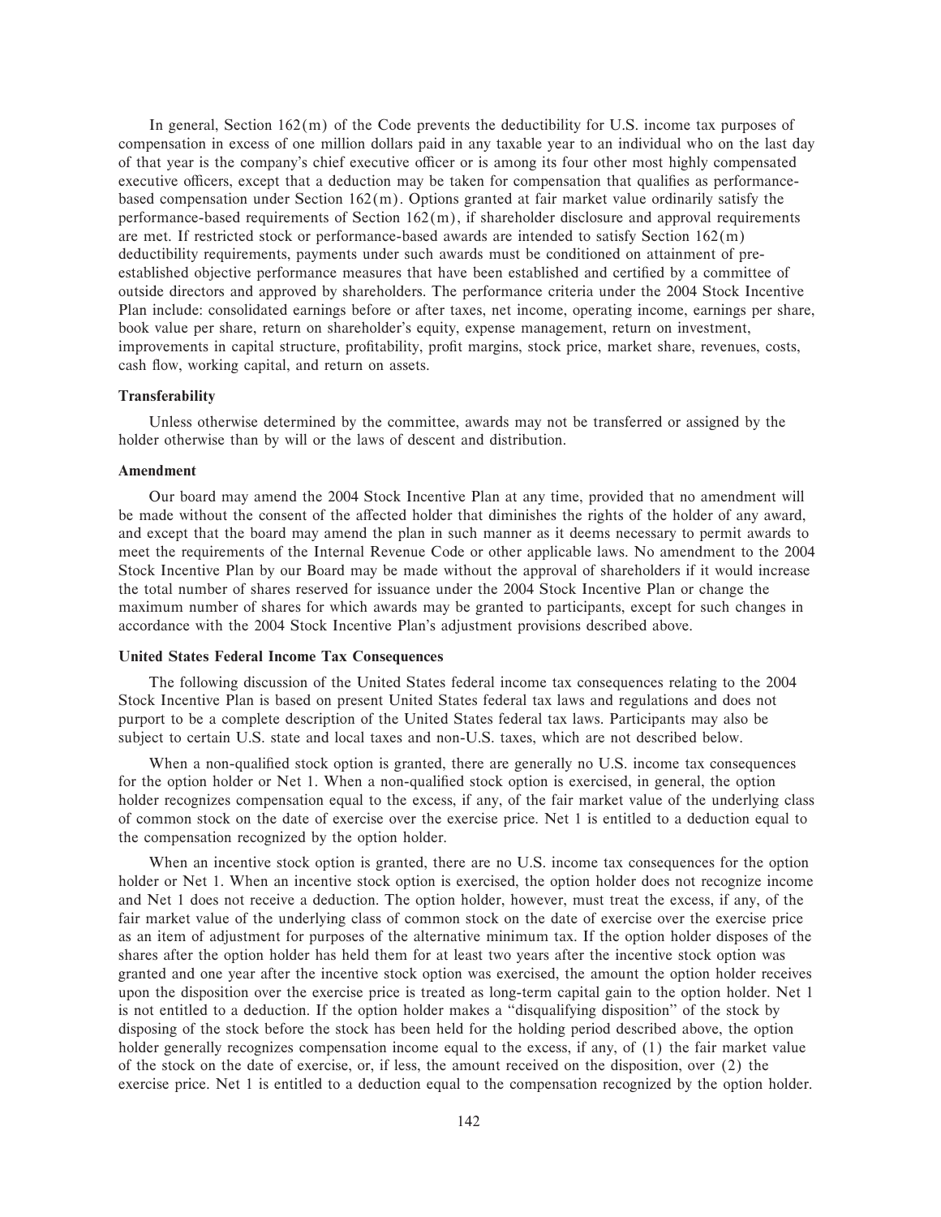In general, Section 162(m) of the Code prevents the deductibility for U.S. income tax purposes of compensation in excess of one million dollars paid in any taxable year to an individual who on the last day of that year is the company's chief executive officer or is among its four other most highly compensated executive officers, except that a deduction may be taken for compensation that qualifies as performance-based compensation under Section 162(m). Options granted at fair market value ordinarily satisfy the performance-based requirements of Section 162(m), if shareholder disclosure and approval requirements are met. If restricted stock or performance-based awards are intended to satisfy Section 162(m) deductibility requirements, payments under such awards must be conditioned on attainment of pre-established objective performance measures that have been established and certified by a committee of outside directors and approved by shareholders. The performance criteria under the 2004 Stock Incentive Plan include: consolidated earnings before or after taxes, net income, operating income, earnings per share, book value per share, return on shareholder's equity, expense management, return on investment, improvements in capital structure, profitability, profit margins, stock price, market share, revenues, costs, cash flow, working capital, and return on assets.

**Transferability**

Unless otherwise determined by the committee, awards may not be transferred or assigned by the holder otherwise than by will or the laws of descent and distribution.

**Amendment**

Our board may amend the 2004 Stock Incentive Plan at any time, provided that no amendment will be made without the consent of the affected holder that diminishes the rights of the holder of any award, and except that the board may amend the plan in such manner as it deems necessary to permit awards to meet the requirements of the Internal Revenue Code or other applicable laws. No amendment to the 2004 Stock Incentive Plan by our Board may be made without the approval of shareholders if it would increase the total number of shares reserved for issuance under the 2004 Stock Incentive Plan or change the maximum number of shares for which awards may be granted to participants, except for such changes in accordance with the 2004 Stock Incentive Plan's adjustment provisions described above.

**United States Federal Income Tax Consequences**

The following discussion of the United States federal income tax consequences relating to the 2004 Stock Incentive Plan is based on present United States federal tax laws and regulations and does not purport to be a complete description of the United States federal tax laws. Participants may also be subject to certain U.S. state and local taxes and non-U.S. taxes, which are not described below.

When a non-qualified stock option is granted, there are generally no U.S. income tax consequences for the option holder or Net 1. When a non-qualified stock option is exercised, in general, the option holder recognizes compensation equal to the excess, if any, of the fair market value of the underlying class of common stock on the date of exercise over the exercise price. Net 1 is entitled to a deduction equal to the compensation recognized by the option holder.

When an incentive stock option is granted, there are no U.S. income tax consequences for the option holder or Net 1. When an incentive stock option is exercised, the option holder does not recognize income and Net 1 does not receive a deduction. The option holder, however, must treat the excess, if any, of the fair market value of the underlying class of common stock on the date of exercise over the exercise price as an item of adjustment for purposes of the alternative minimum tax. If the option holder disposes of the shares after the option holder has held them for at least two years after the incentive stock option was granted and one year after the incentive stock option was exercised, the amount the option holder receives upon the disposition over the exercise price is treated as long-term capital gain to the option holder. Net 1 is not entitled to a deduction. If the option holder makes a "disqualifying disposition" of the stock by disposing of the stock before the stock has been held for the holding period described above, the option holder generally recognizes compensation income equal to the excess, if any, of (1) the fair market value of the stock on the date of exercise, or, if less, the amount received on the disposition, over (2) the exercise price. Net 1 is entitled to a deduction equal to the compensation recognized by the option holder.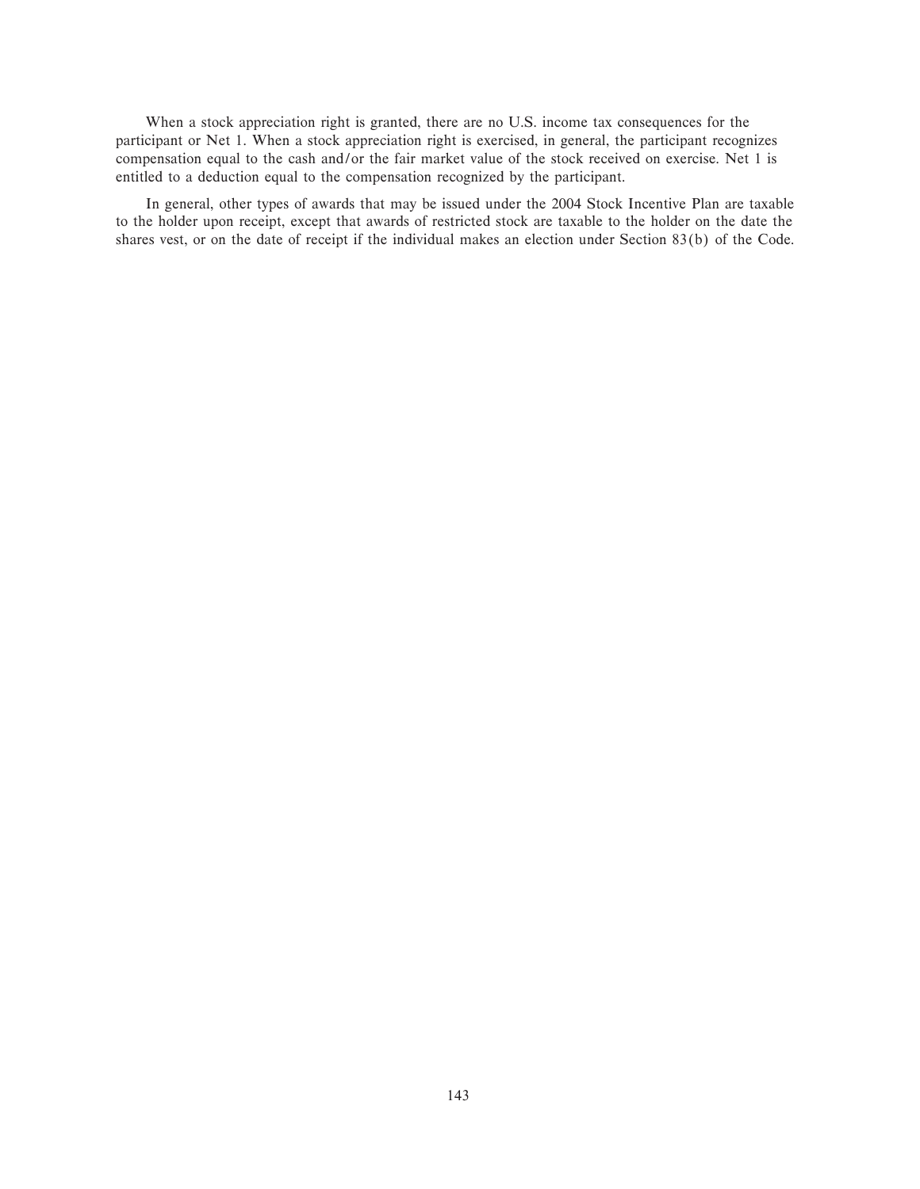When a stock appreciation right is granted, there are no U.S. income tax consequences for the participant or Net 1. When a stock appreciation right is exercised, in general, the participant recognizes compensation equal to the cash and/or the fair market value of the stock received on exercise. Net 1 is entitled to a deduction equal to the compensation recognized by the participant.

In general, other types of awards that may be issued under the 2004 Stock Incentive Plan are taxable to the holder upon receipt, except that awards of restricted stock are taxable to the holder on the date the shares vest, or on the date of receipt if the individual makes an election under Section 83(b) of the Code.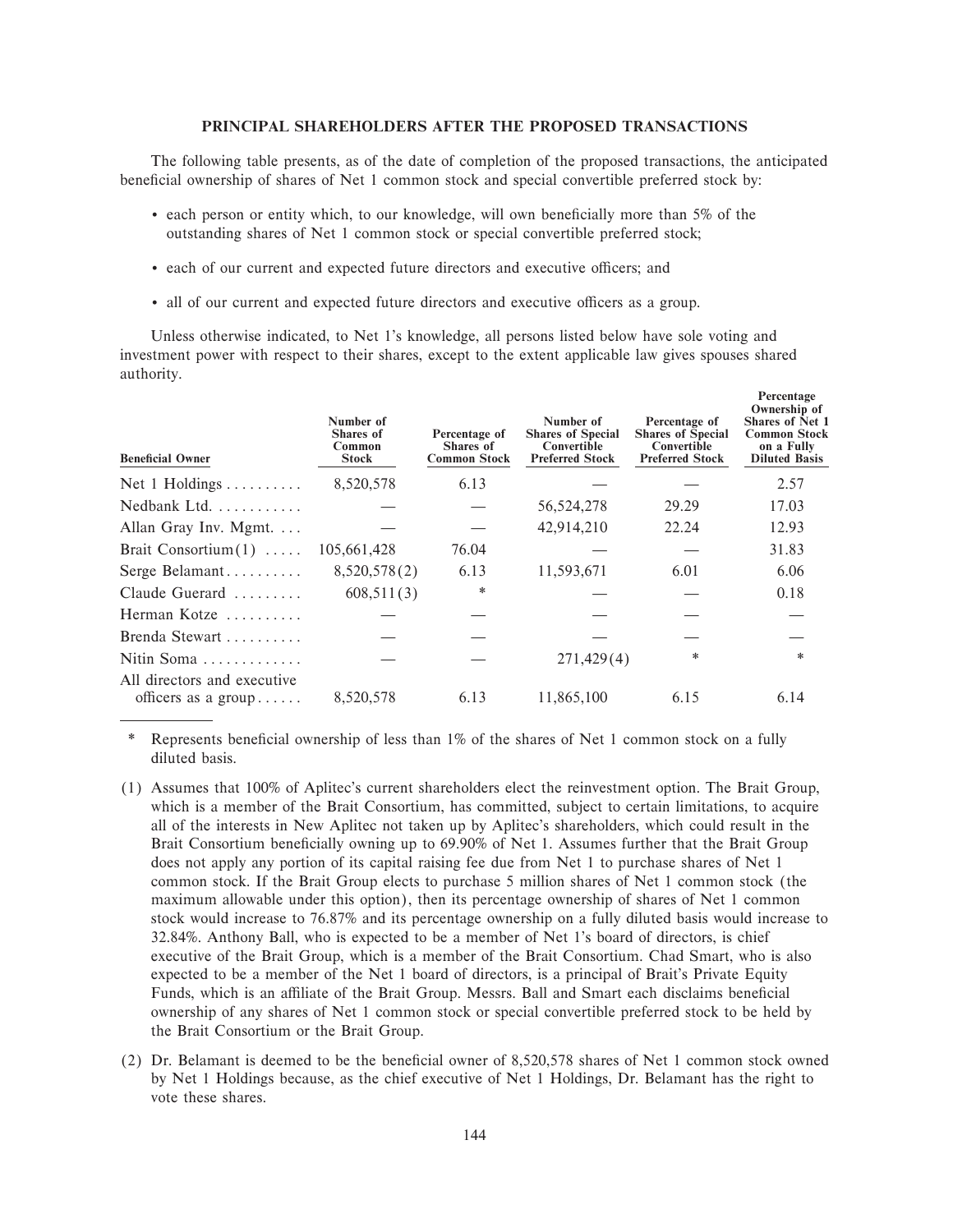## PRINCIPAL SHAREHOLDERS AFTER THE PROPOSED TRANSACTIONS

The following table presents, as of the date of completion of the proposed transactions, the anticipated beneficial ownership of shares of Net 1 common stock and special convertible preferred stock by:

- each person or entity which, to our knowledge, will own beneficially more than 5% of the outstanding shares of Net 1 common stock or special convertible preferred stock;
- each of our current and expected future directors and executive officers; and
- all of our current and expected future directors and executive officers as a group.

Unless otherwise indicated, to Net 1's knowledge, all persons listed below have sole voting and investment power with respect to their shares, except to the extent applicable law gives spouses shared authority.

| Beneficial Owner | Number of Shares of Common Stock | Percentage of Shares of Common Stock | Number of Shares of Special Convertible Preferred Stock | Percentage of Shares of Special Convertible Preferred Stock | Percentage Ownership of Shares of Net 1 Common Stock on a Fully Diluted Basis |
|---|---|---|---|---|---|
| Net 1 Holdings | 8,520,578 | 6.13 | — | — | 2.57 |
| Nedbank Ltd. | — | — | 56,524,278 | 29.29 | 17.03 |
| Allan Gray Inv. Mgmt. | — | — | 42,914,210 | 22.24 | 12.93 |
| Brait Consortium(1) | 105,661,428 | 76.04 | — | — | 31.83 |
| Serge Belamant | 8,520,578(2) | 6.13 | 11,593,671 | 6.01 | 6.06 |
| Claude Guerard | 608,511(3) | * | — | — | 0.18 |
| Herman Kotze | — | — | — | — | — |
| Brenda Stewart | — | — | — | — | — |
| Nitin Soma | — | — | 271,429(4) | * | * |
| All directors and executive officers as a group | 8,520,578 | 6.13 | 11,865,100 | 6.15 | 6.14 |

\* Represents beneficial ownership of less than 1% of the shares of Net 1 common stock on a fully diluted basis.

(1) Assumes that 100% of Aplitec's current shareholders elect the reinvestment option. The Brait Group, which is a member of the Brait Consortium, has committed, subject to certain limitations, to acquire all of the interests in New Aplitec not taken up by Aplitec's shareholders, which could result in the Brait Consortium beneficially owning up to 69.90% of Net 1. Assumes further that the Brait Group does not apply any portion of its capital raising fee due from Net 1 to purchase shares of Net 1 common stock. If the Brait Group elects to purchase 5 million shares of Net 1 common stock (the maximum allowable under this option), then its percentage ownership of shares of Net 1 common stock would increase to 76.87% and its percentage ownership on a fully diluted basis would increase to 32.84%. Anthony Ball, who is expected to be a member of Net 1's board of directors, is chief executive of the Brait Group, which is a member of the Brait Consortium. Chad Smart, who is also expected to be a member of the Net 1 board of directors, is a principal of Brait's Private Equity Funds, which is an affiliate of the Brait Group. Messrs. Ball and Smart each disclaims beneficial ownership of any shares of Net 1 common stock or special convertible preferred stock to be held by the Brait Consortium or the Brait Group.

(2) Dr. Belamant is deemed to be the beneficial owner of 8,520,578 shares of Net 1 common stock owned by Net 1 Holdings because, as the chief executive of Net 1 Holdings, Dr. Belamant has the right to vote these shares.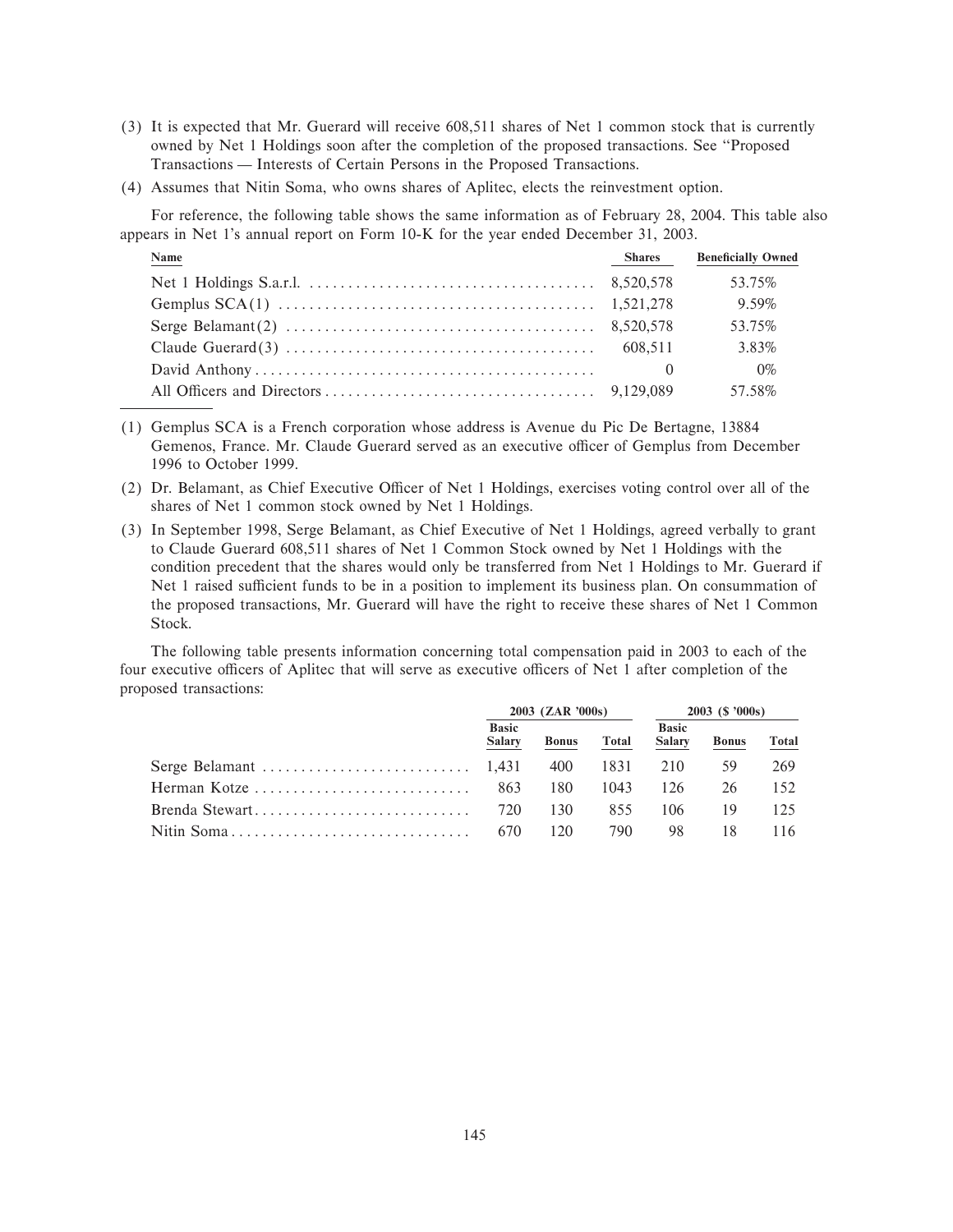(3) It is expected that Mr. Guerard will receive 608,511 shares of Net 1 common stock that is currently owned by Net 1 Holdings soon after the completion of the proposed transactions. See "Proposed Transactions — Interests of Certain Persons in the Proposed Transactions.

(4) Assumes that Nitin Soma, who owns shares of Aplitec, elects the reinvestment option.

For reference, the following table shows the same information as of February 28, 2004. This table also appears in Net 1's annual report on Form 10-K for the year ended December 31, 2003.

| Name | Shares | Beneficially Owned |
|---|---|---|
| Net 1 Holdings S.a.r.l. | 8,520,578 | 53.75% |
| Gemplus SCA(1) | 1,521,278 | 9.59% |
| Serge Belamant(2) | 8,520,578 | 53.75% |
| Claude Guerard(3) | 608,511 | 3.83% |
| David Anthony | 0 | 0% |
| All Officers and Directors | 9,129,089 | 57.58% |

(1) Gemplus SCA is a French corporation whose address is Avenue du Pic De Bertagne, 13884 Gemenos, France. Mr. Claude Guerard served as an executive officer of Gemplus from December 1996 to October 1999.

(2) Dr. Belamant, as Chief Executive Officer of Net 1 Holdings, exercises voting control over all of the shares of Net 1 common stock owned by Net 1 Holdings.

(3) In September 1998, Serge Belamant, as Chief Executive of Net 1 Holdings, agreed verbally to grant to Claude Guerard 608,511 shares of Net 1 Common Stock owned by Net 1 Holdings with the condition precedent that the shares would only be transferred from Net 1 Holdings to Mr. Guerard if Net 1 raised sufficient funds to be in a position to implement its business plan. On consummation of the proposed transactions, Mr. Guerard will have the right to receive these shares of Net 1 Common Stock.

The following table presents information concerning total compensation paid in 2003 to each of the four executive officers of Aplitec that will serve as executive officers of Net 1 after completion of the proposed transactions:

| | 2003 (ZAR '000s) | | | 2003 ($ '000s) | | |
|---|---|---|---|---|---|---|
| | Basic Salary | Bonus | Total | Basic Salary | Bonus | Total |
| Serge Belamant | 1,431 | 400 | 1831 | 210 | 59 | 269 |
| Herman Kotze | 863 | 180 | 1043 | 126 | 26 | 152 |
| Brenda Stewart | 720 | 130 | 855 | 106 | 19 | 125 |
| Nitin Soma | 670 | 120 | 790 | 98 | 18 | 116 |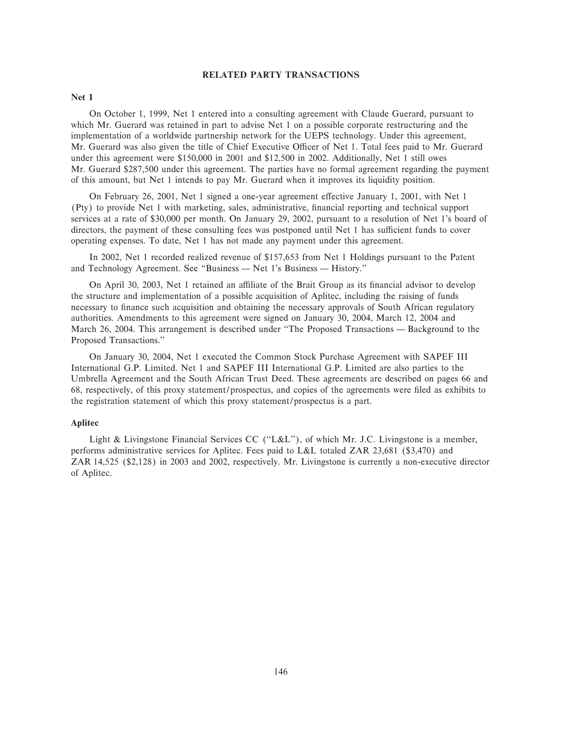## RELATED PARTY TRANSACTIONS

### Net 1

On October 1, 1999, Net 1 entered into a consulting agreement with Claude Guerard, pursuant to which Mr. Guerard was retained in part to advise Net 1 on a possible corporate restructuring and the implementation of a worldwide partnership network for the UEPS technology. Under this agreement, Mr. Guerard was also given the title of Chief Executive Officer of Net 1. Total fees paid to Mr. Guerard under this agreement were $150,000 in 2001 and $12,500 in 2002. Additionally, Net 1 still owes Mr. Guerard $287,500 under this agreement. The parties have no formal agreement regarding the payment of this amount, but Net 1 intends to pay Mr. Guerard when it improves its liquidity position.

On February 26, 2001, Net 1 signed a one-year agreement effective January 1, 2001, with Net 1 (Pty) to provide Net 1 with marketing, sales, administrative, financial reporting and technical support services at a rate of $30,000 per month. On January 29, 2002, pursuant to a resolution of Net 1's board of directors, the payment of these consulting fees was postponed until Net 1 has sufficient funds to cover operating expenses. To date, Net 1 has not made any payment under this agreement.

In 2002, Net 1 recorded realized revenue of $157,653 from Net 1 Holdings pursuant to the Patent and Technology Agreement. See "Business — Net 1's Business — History."

On April 30, 2003, Net 1 retained an affiliate of the Brait Group as its financial advisor to develop the structure and implementation of a possible acquisition of Aplitec, including the raising of funds necessary to finance such acquisition and obtaining the necessary approvals of South African regulatory authorities. Amendments to this agreement were signed on January 30, 2004, March 12, 2004 and March 26, 2004. This arrangement is described under "The Proposed Transactions — Background to the Proposed Transactions."

On January 30, 2004, Net 1 executed the Common Stock Purchase Agreement with SAPEF III International G.P. Limited. Net 1 and SAPEF III International G.P. Limited are also parties to the Umbrella Agreement and the South African Trust Deed. These agreements are described on pages 66 and 68, respectively, of this proxy statement/prospectus, and copies of the agreements were filed as exhibits to the registration statement of which this proxy statement/prospectus is a part.

### Aplitec

Light & Livingstone Financial Services CC ("L&L"), of which Mr. J.C. Livingstone is a member, performs administrative services for Aplitec. Fees paid to L&L totaled ZAR 23,681 ($3,470) and ZAR 14,525 ($2,128) in 2003 and 2002, respectively. Mr. Livingstone is currently a non-executive director of Aplitec.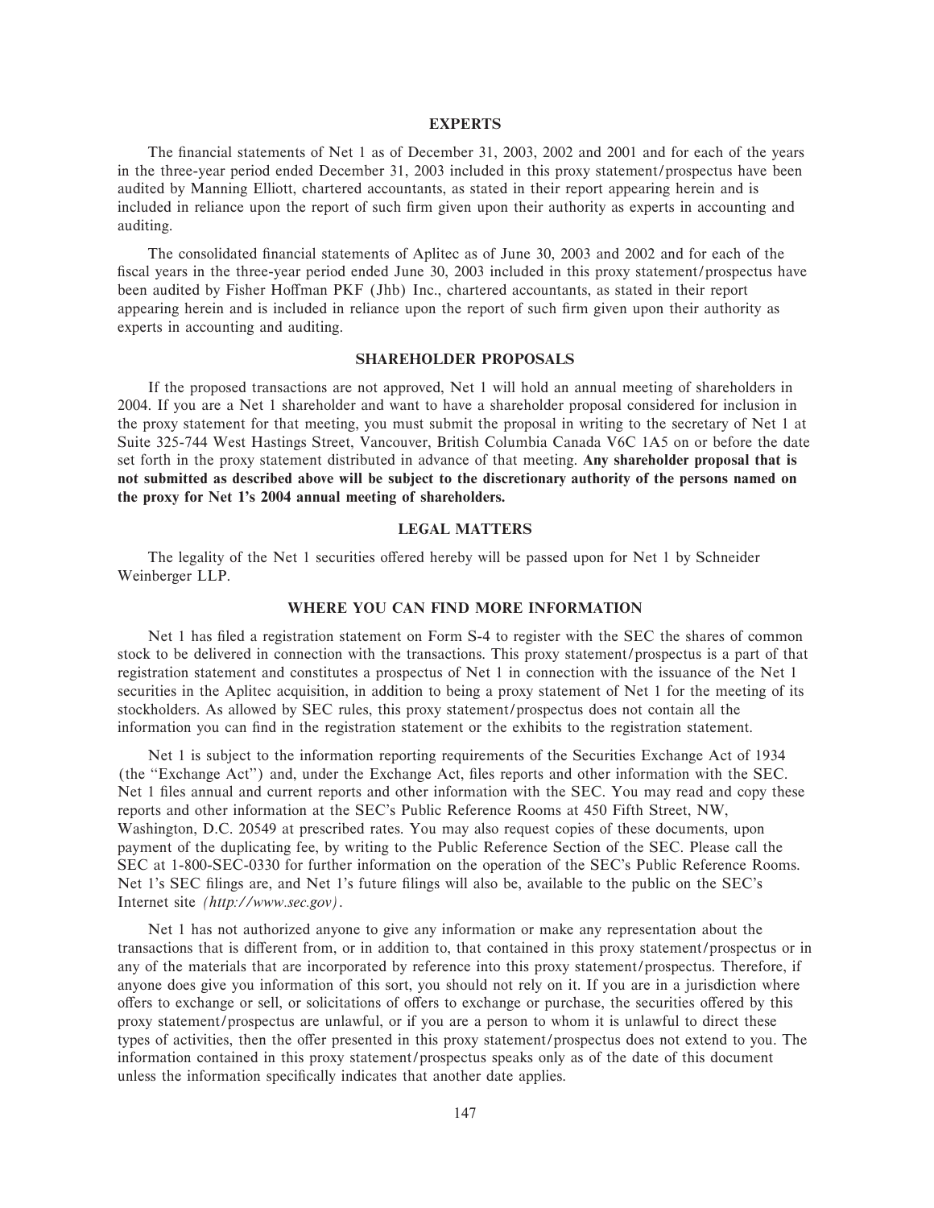## EXPERTS

The financial statements of Net 1 as of December 31, 2003, 2002 and 2001 and for each of the years in the three-year period ended December 31, 2003 included in this proxy statement/prospectus have been audited by Manning Elliott, chartered accountants, as stated in their report appearing herein and is included in reliance upon the report of such firm given upon their authority as experts in accounting and auditing.

The consolidated financial statements of Aplitec as of June 30, 2003 and 2002 and for each of the fiscal years in the three-year period ended June 30, 2003 included in this proxy statement/prospectus have been audited by Fisher Hoffman PKF (Jhb) Inc., chartered accountants, as stated in their report appearing herein and is included in reliance upon the report of such firm given upon their authority as experts in accounting and auditing.

## SHAREHOLDER PROPOSALS

If the proposed transactions are not approved, Net 1 will hold an annual meeting of shareholders in 2004. If you are a Net 1 shareholder and want to have a shareholder proposal considered for inclusion in the proxy statement for that meeting, you must submit the proposal in writing to the secretary of Net 1 at Suite 325-744 West Hastings Street, Vancouver, British Columbia Canada V6C 1A5 on or before the date set forth in the proxy statement distributed in advance of that meeting. **Any shareholder proposal that is not submitted as described above will be subject to the discretionary authority of the persons named on the proxy for Net 1's 2004 annual meeting of shareholders.**

## LEGAL MATTERS

The legality of the Net 1 securities offered hereby will be passed upon for Net 1 by Schneider Weinberger LLP.

## WHERE YOU CAN FIND MORE INFORMATION

Net 1 has filed a registration statement on Form S-4 to register with the SEC the shares of common stock to be delivered in connection with the transactions. This proxy statement/prospectus is a part of that registration statement and constitutes a prospectus of Net 1 in connection with the issuance of the Net 1 securities in the Aplitec acquisition, in addition to being a proxy statement of Net 1 for the meeting of its stockholders. As allowed by SEC rules, this proxy statement/prospectus does not contain all the information you can find in the registration statement or the exhibits to the registration statement.

Net 1 is subject to the information reporting requirements of the Securities Exchange Act of 1934 (the "Exchange Act") and, under the Exchange Act, files reports and other information with the SEC. Net 1 files annual and current reports and other information with the SEC. You may read and copy these reports and other information at the SEC's Public Reference Rooms at 450 Fifth Street, NW, Washington, D.C. 20549 at prescribed rates. You may also request copies of these documents, upon payment of the duplicating fee, by writing to the Public Reference Section of the SEC. Please call the SEC at 1-800-SEC-0330 for further information on the operation of the SEC's Public Reference Rooms. Net 1's SEC filings are, and Net 1's future filings will also be, available to the public on the SEC's Internet site *(http://www.sec.gov)*.

Net 1 has not authorized anyone to give any information or make any representation about the transactions that is different from, or in addition to, that contained in this proxy statement/prospectus or in any of the materials that are incorporated by reference into this proxy statement/prospectus. Therefore, if anyone does give you information of this sort, you should not rely on it. If you are in a jurisdiction where offers to exchange or sell, or solicitations of offers to exchange or purchase, the securities offered by this proxy statement/prospectus are unlawful, or if you are a person to whom it is unlawful to direct these types of activities, then the offer presented in this proxy statement/prospectus does not extend to you. The information contained in this proxy statement/prospectus speaks only as of the date of this document unless the information specifically indicates that another date applies.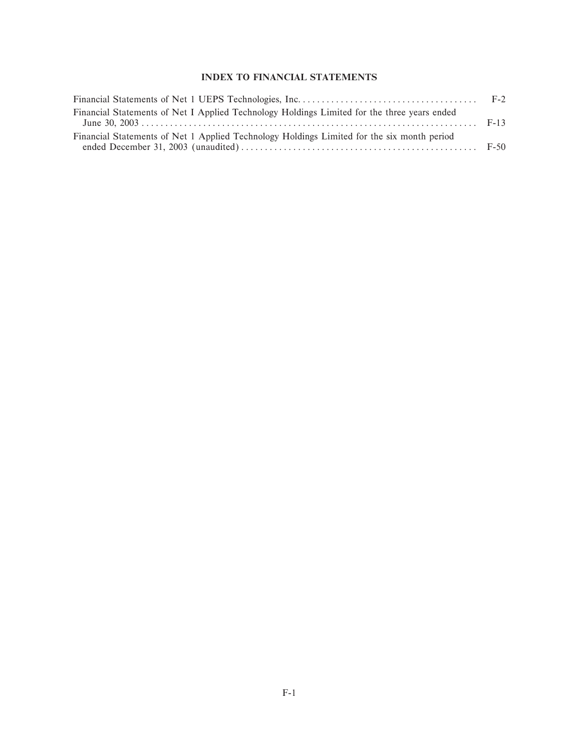## INDEX TO FINANCIAL STATEMENTS

| | |
|---|---|
| Financial Statements of Net 1 UEPS Technologies, Inc. | F-2 |
| Financial Statements of Net I Applied Technology Holdings Limited for the three years ended June 30, 2003 | F-13 |
| Financial Statements of Net 1 Applied Technology Holdings Limited for the six month period ended December 31, 2003 (unaudited) | F-50 |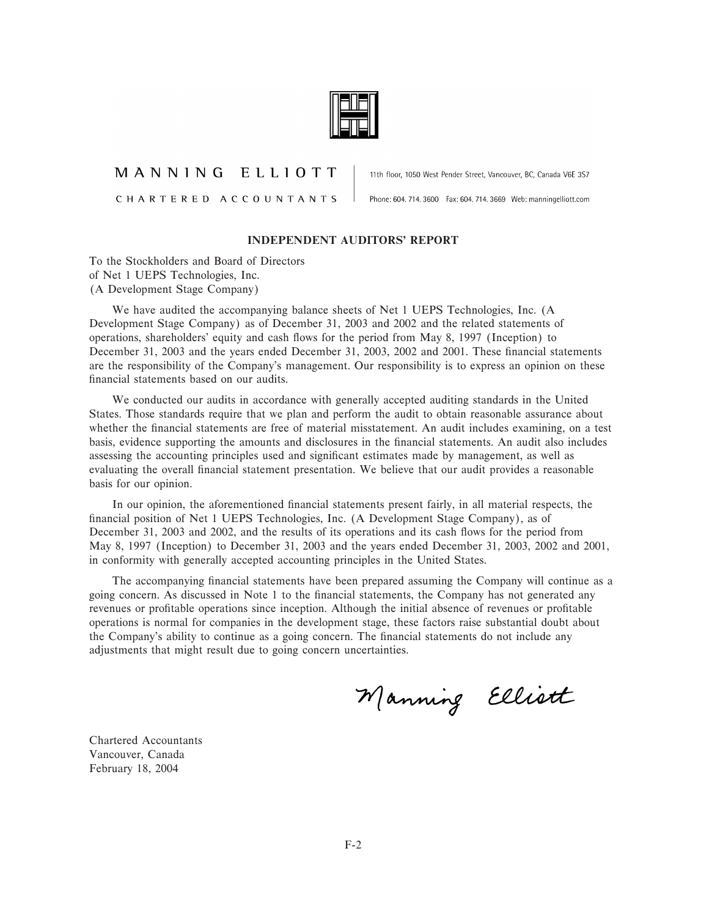MANNING ELLIOTT

CHARTERED ACCOUNTANTS

11th floor, 1050 West Pender Street, Vancouver, BC, Canada V6E 3S7

Phone: 604. 714. 3600 Fax: 604. 714. 3669 Web: manningelliott.com

**INDEPENDENT AUDITORS' REPORT**

To the Stockholders and Board of Directors
of Net 1 UEPS Technologies, Inc.
(A Development Stage Company)

We have audited the accompanying balance sheets of Net 1 UEPS Technologies, Inc. (A Development Stage Company) as of December 31, 2003 and 2002 and the related statements of operations, shareholders' equity and cash flows for the period from May 8, 1997 (Inception) to December 31, 2003 and the years ended December 31, 2003, 2002 and 2001. These financial statements are the responsibility of the Company's management. Our responsibility is to express an opinion on these financial statements based on our audits.

We conducted our audits in accordance with generally accepted auditing standards in the United States. Those standards require that we plan and perform the audit to obtain reasonable assurance about whether the financial statements are free of material misstatement. An audit includes examining, on a test basis, evidence supporting the amounts and disclosures in the financial statements. An audit also includes assessing the accounting principles used and significant estimates made by management, as well as evaluating the overall financial statement presentation. We believe that our audit provides a reasonable basis for our opinion.

In our opinion, the aforementioned financial statements present fairly, in all material respects, the financial position of Net 1 UEPS Technologies, Inc. (A Development Stage Company), as of December 31, 2003 and 2002, and the results of its operations and its cash flows for the period from May 8, 1997 (Inception) to December 31, 2003 and the years ended December 31, 2003, 2002 and 2001, in conformity with generally accepted accounting principles in the United States.

The accompanying financial statements have been prepared assuming the Company will continue as a going concern. As discussed in Note 1 to the financial statements, the Company has not generated any revenues or profitable operations since inception. Although the initial absence of revenues or profitable operations is normal for companies in the development stage, these factors raise substantial doubt about the Company's ability to continue as a going concern. The financial statements do not include any adjustments that might result due to going concern uncertainties.

Manning Elliott

Chartered Accountants
Vancouver, Canada
February 18, 2004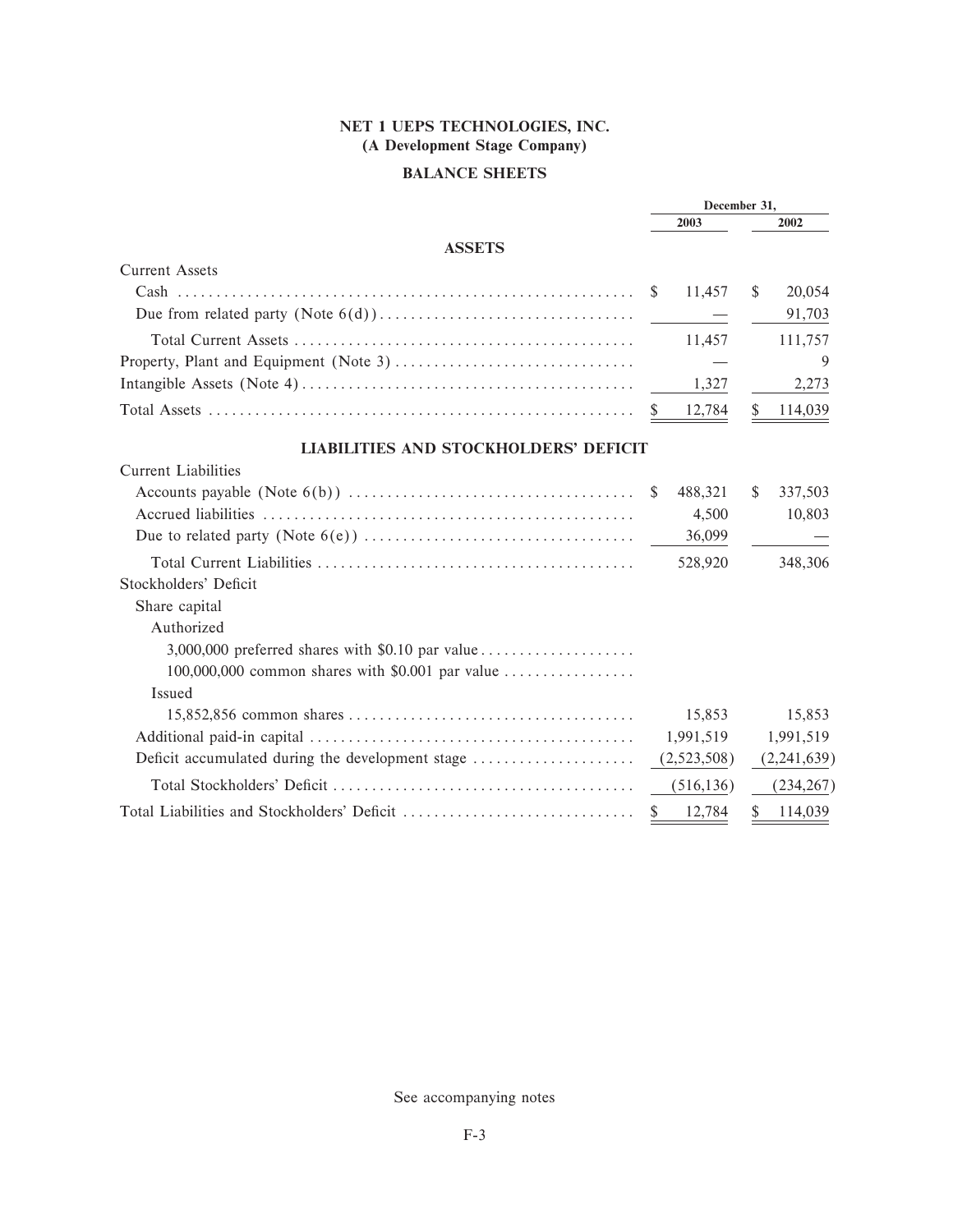# NET 1 UEPS TECHNOLOGIES, INC.
## (A Development Stage Company)

## BALANCE SHEETS

| | December 31, 2003 | December 31, 2002 |
|---|---|---|
| **ASSETS** | | |
| Current Assets | | |
| Cash | $ 11,457 | $ 20,054 |
| Due from related party (Note 6(d)) | — | 91,703 |
| Total Current Assets | 11,457 | 111,757 |
| Property, Plant and Equipment (Note 3) | — | 9 |
| Intangible Assets (Note 4) | 1,327 | 2,273 |
| Total Assets | $ 12,784 | $ 114,039 |
| **LIABILITIES AND STOCKHOLDERS' DEFICIT** | | |
| Current Liabilities | | |
| Accounts payable (Note 6(b)) | $ 488,321 | $ 337,503 |
| Accrued liabilities | 4,500 | 10,803 |
| Due to related party (Note 6(e)) | 36,099 | — |
| Total Current Liabilities | 528,920 | 348,306 |
| Stockholders' Deficit | | |
| Share capital | | |
| Authorized | | |
| 3,000,000 preferred shares with $0.10 par value | | |
| 100,000,000 common shares with $0.001 par value | | |
| Issued | | |
| 15,852,856 common shares | 15,853 | 15,853 |
| Additional paid-in capital | 1,991,519 | 1,991,519 |
| Deficit accumulated during the development stage | (2,523,508) | (2,241,639) |
| Total Stockholders' Deficit | (516,136) | (234,267) |
| Total Liabilities and Stockholders' Deficit | $ 12,784 | $ 114,039 |

See accompanying notes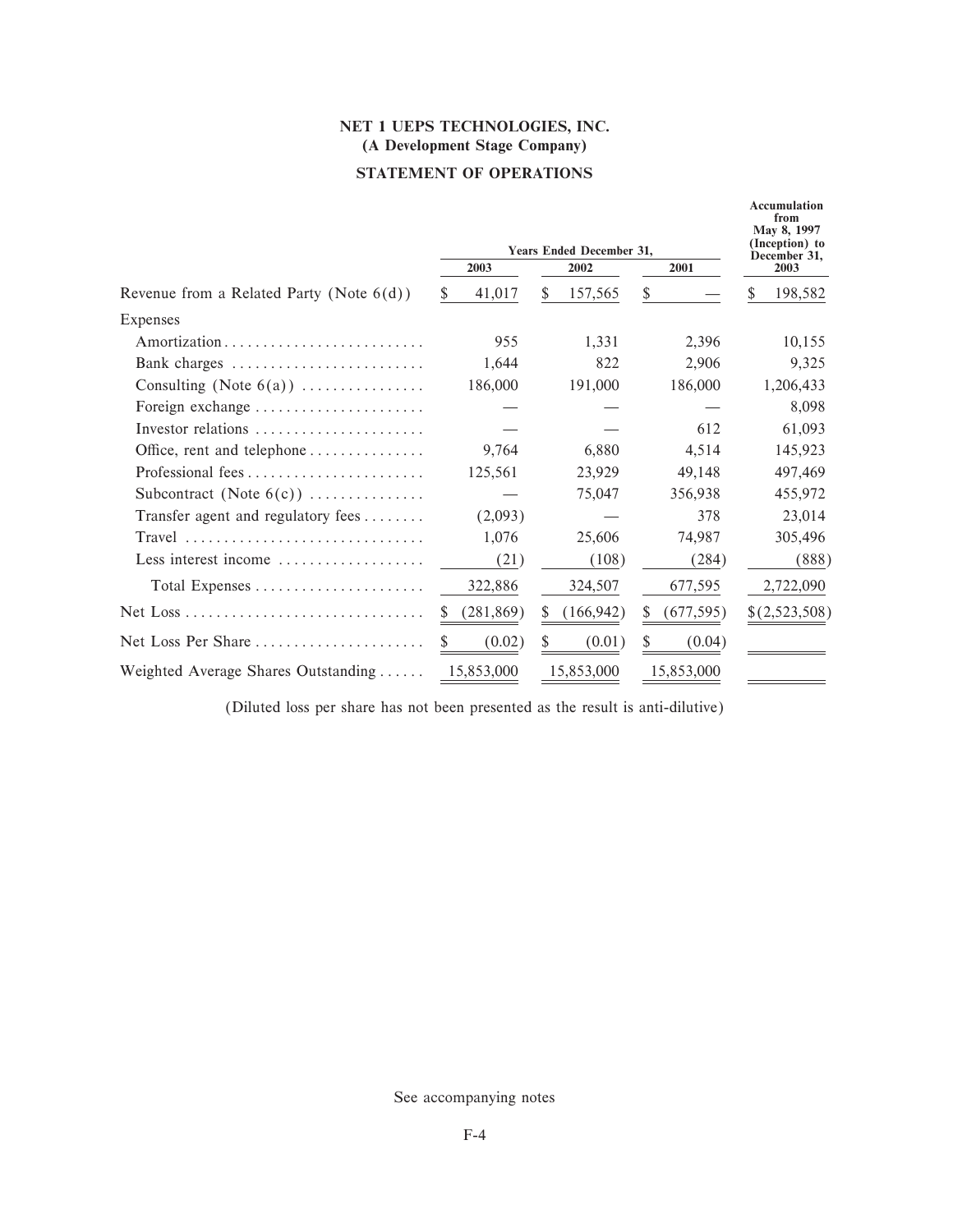# NET 1 UEPS TECHNOLOGIES, INC.

**(A Development Stage Company)**

## STATEMENT OF OPERATIONS

| | Years Ended December 31, | | | Accumulation from May 8, 1997 (Inception) to December 31, |
|---|---|---|---|---|
| | 2003 | 2002 | 2001 | 2003 |
| Revenue from a Related Party (Note 6(d)) | $ 41,017 | $ 157,565 | $ — | $ 198,582 |
| Expenses | | | | |
| Amortization | 955 | 1,331 | 2,396 | 10,155 |
| Bank charges | 1,644 | 822 | 2,906 | 9,325 |
| Consulting (Note 6(a)) | 186,000 | 191,000 | 186,000 | 1,206,433 |
| Foreign exchange | — | — | — | 8,098 |
| Investor relations | — | — | 612 | 61,093 |
| Office, rent and telephone | 9,764 | 6,880 | 4,514 | 145,923 |
| Professional fees | 125,561 | 23,929 | 49,148 | 497,469 |
| Subcontract (Note 6(c)) | — | 75,047 | 356,938 | 455,972 |
| Transfer agent and regulatory fees | (2,093) | — | 378 | 23,014 |
| Travel | 1,076 | 25,606 | 74,987 | 305,496 |
| Less interest income | (21) | (108) | (284) | (888) |
| Total Expenses | 322,886 | 324,507 | 677,595 | 2,722,090 |
| Net Loss | $ (281,869) | $ (166,942) | $ (677,595) | $(2,523,508) |
| Net Loss Per Share | $ (0.02) | $ (0.01) | $ (0.04) | |
| Weighted Average Shares Outstanding | 15,853,000 | 15,853,000 | 15,853,000 | |

(Diluted loss per share has not been presented as the result is anti-dilutive)

See accompanying notes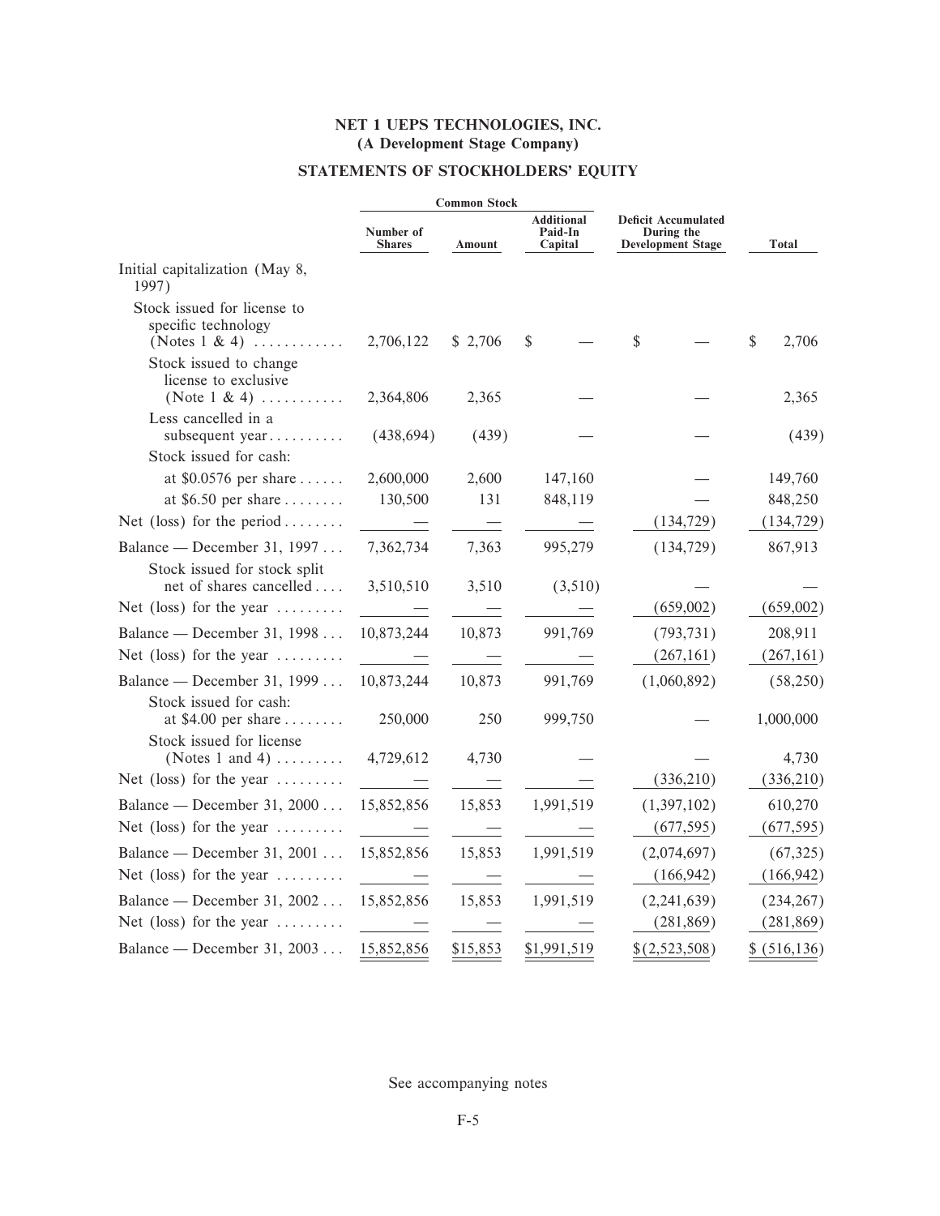# NET 1 UEPS TECHNOLOGIES, INC.
## (A Development Stage Company)

## STATEMENTS OF STOCKHOLDERS' EQUITY

| | Common Stock | | | | |
|---|---|---|---|---|---|
| | Number of Shares | Amount | Additional Paid-In Capital | Deficit Accumulated During the Development Stage | Total |
| Initial capitalization (May 8, 1997) | | | | | |
| Stock issued for license to specific technology (Notes 1 & 4) | 2,706,122 | $ 2,706 | $ — | $ — | $ 2,706 |
| Stock issued to change license to exclusive (Note 1 & 4) | 2,364,806 | 2,365 | — | — | 2,365 |
| Less cancelled in a subsequent year | (438,694) | (439) | — | — | (439) |
| Stock issued for cash: | | | | | |
| at $0.0576 per share | 2,600,000 | 2,600 | 147,160 | — | 149,760 |
| at $6.50 per share | 130,500 | 131 | 848,119 | — | 848,250 |
| Net (loss) for the period | — | — | — | (134,729) | (134,729) |
| Balance — December 31, 1997 | 7,362,734 | 7,363 | 995,279 | (134,729) | 867,913 |
| Stock issued for stock split net of shares cancelled | 3,510,510 | 3,510 | (3,510) | — | — |
| Net (loss) for the year | — | — | — | (659,002) | (659,002) |
| Balance — December 31, 1998 | 10,873,244 | 10,873 | 991,769 | (793,731) | 208,911 |
| Net (loss) for the year | — | — | — | (267,161) | (267,161) |
| Balance — December 31, 1999 | 10,873,244 | 10,873 | 991,769 | (1,060,892) | (58,250) |
| Stock issued for cash: at $4.00 per share | 250,000 | 250 | 999,750 | — | 1,000,000 |
| Stock issued for license (Notes 1 and 4) | 4,729,612 | 4,730 | — | — | 4,730 |
| Net (loss) for the year | — | — | — | (336,210) | (336,210) |
| Balance — December 31, 2000 | 15,852,856 | 15,853 | 1,991,519 | (1,397,102) | 610,270 |
| Net (loss) for the year | — | — | — | (677,595) | (677,595) |
| Balance — December 31, 2001 | 15,852,856 | 15,853 | 1,991,519 | (2,074,697) | (67,325) |
| Net (loss) for the year | — | — | — | (166,942) | (166,942) |
| Balance — December 31, 2002 | 15,852,856 | 15,853 | 1,991,519 | (2,241,639) | (234,267) |
| Net (loss) for the year | — | — | — | (281,869) | (281,869) |
| Balance — December 31, 2003 | 15,852,856 | $15,853 | $1,991,519 | $(2,523,508) | $ (516,136) |

See accompanying notes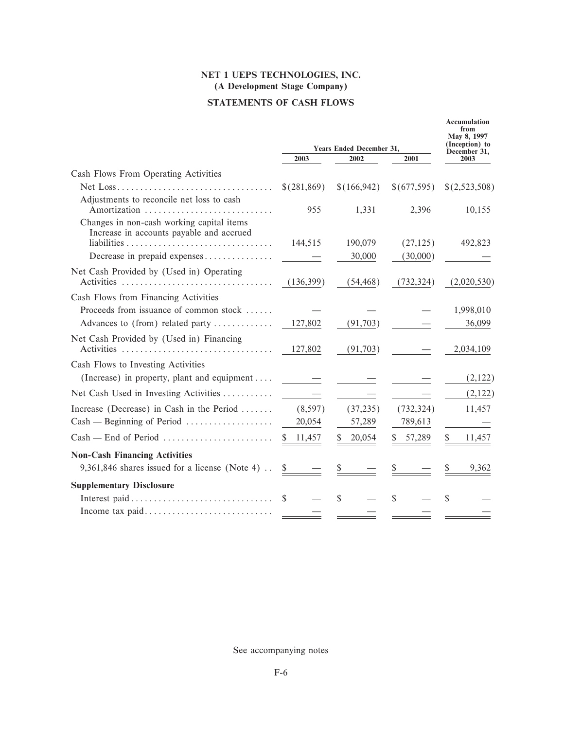## NET 1 UEPS TECHNOLOGIES, INC.
### (A Development Stage Company)

### STATEMENTS OF CASH FLOWS

| | Years Ended December 31, | | | Accumulation from May 8, 1997 (Inception) to December 31, |
|---|---|---|---|---|
| | 2003 | 2002 | 2001 | 2003 |
| **Cash Flows From Operating Activities** | | | | |
| Net Loss | $(281,869) | $(166,942) | $(677,595) | $(2,523,508) |
| Adjustments to reconcile net loss to cash Amortization | 955 | 1,331 | 2,396 | 10,155 |
| Changes in non-cash working capital items Increase in accounts payable and accrued liabilities | 144,515 | 190,079 | (27,125) | 492,823 |
| Decrease in prepaid expenses | — | 30,000 | (30,000) | — |
| Net Cash Provided by (Used in) Operating Activities | (136,399) | (54,468) | (732,324) | (2,020,530) |
| **Cash Flows from Financing Activities** | | | | |
| Proceeds from issuance of common stock | — | — | — | 1,998,010 |
| Advances to (from) related party | 127,802 | (91,703) | — | 36,099 |
| Net Cash Provided by (Used in) Financing Activities | 127,802 | (91,703) | — | 2,034,109 |
| **Cash Flows to Investing Activities** | | | | |
| (Increase) in property, plant and equipment | — | — | — | (2,122) |
| Net Cash Used in Investing Activities | — | — | — | (2,122) |
| Increase (Decrease) in Cash in the Period | (8,597) | (37,235) | (732,324) | 11,457 |
| Cash — Beginning of Period | 20,054 | 57,289 | 789,613 | — |
| Cash — End of Period | $ 11,457 | $ 20,054 | $ 57,289 | $ 11,457 |
| **Non-Cash Financing Activities** | | | | |
| 9,361,846 shares issued for a license (Note 4) | $ — | $ — | $ — | $ 9,362 |
| **Supplementary Disclosure** | | | | |
| Interest paid | $ — | $ — | $ — | $ — |
| Income tax paid | — | — | — | — |

See accompanying notes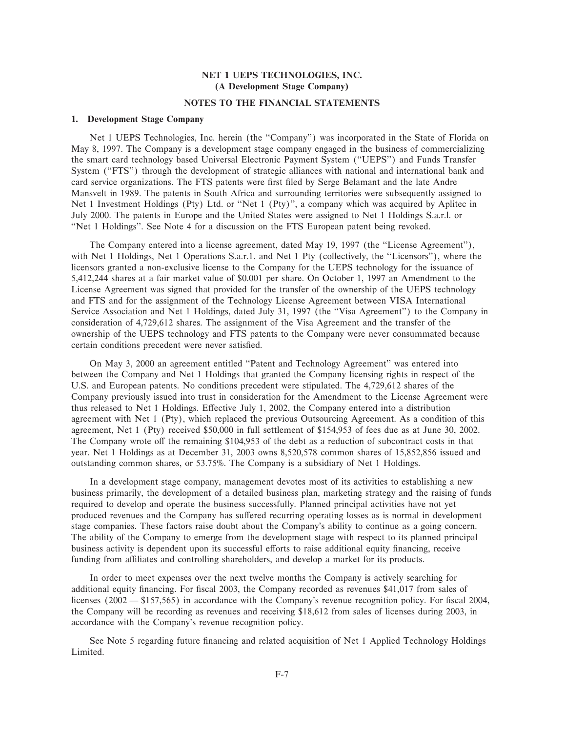# NET 1 UEPS TECHNOLOGIES, INC.
## (A Development Stage Company)

## NOTES TO THE FINANCIAL STATEMENTS

### 1. Development Stage Company

Net 1 UEPS Technologies, Inc. herein (the "Company") was incorporated in the State of Florida on May 8, 1997. The Company is a development stage company engaged in the business of commercializing the smart card technology based Universal Electronic Payment System ("UEPS") and Funds Transfer System ("FTS") through the development of strategic alliances with national and international bank and card service organizations. The FTS patents were first filed by Serge Belamant and the late Andre Mansvelt in 1989. The patents in South Africa and surrounding territories were subsequently assigned to Net 1 Investment Holdings (Pty) Ltd. or "Net 1 (Pty)", a company which was acquired by Aplitec in July 2000. The patents in Europe and the United States were assigned to Net 1 Holdings S.a.r.l. or "Net 1 Holdings". See Note 4 for a discussion on the FTS European patent being revoked.

The Company entered into a license agreement, dated May 19, 1997 (the "License Agreement"), with Net 1 Holdings, Net 1 Operations S.a.r.1. and Net 1 Pty (collectively, the "Licensors"), where the licensors granted a non-exclusive license to the Company for the UEPS technology for the issuance of 5,412,244 shares at a fair market value of $0.001 per share. On October 1, 1997 an Amendment to the License Agreement was signed that provided for the transfer of the ownership of the UEPS technology and FTS and for the assignment of the Technology License Agreement between VISA International Service Association and Net 1 Holdings, dated July 31, 1997 (the "Visa Agreement") to the Company in consideration of 4,729,612 shares. The assignment of the Visa Agreement and the transfer of the ownership of the UEPS technology and FTS patents to the Company were never consummated because certain conditions precedent were never satisfied.

On May 3, 2000 an agreement entitled "Patent and Technology Agreement" was entered into between the Company and Net 1 Holdings that granted the Company licensing rights in respect of the U.S. and European patents. No conditions precedent were stipulated. The 4,729,612 shares of the Company previously issued into trust in consideration for the Amendment to the License Agreement were thus released to Net 1 Holdings. Effective July 1, 2002, the Company entered into a distribution agreement with Net 1 (Pty), which replaced the previous Outsourcing Agreement. As a condition of this agreement, Net 1 (Pty) received $50,000 in full settlement of $154,953 of fees due as at June 30, 2002. The Company wrote off the remaining $104,953 of the debt as a reduction of subcontract costs in that year. Net 1 Holdings as at December 31, 2003 owns 8,520,578 common shares of 15,852,856 issued and outstanding common shares, or 53.75%. The Company is a subsidiary of Net 1 Holdings.

In a development stage company, management devotes most of its activities to establishing a new business primarily, the development of a detailed business plan, marketing strategy and the raising of funds required to develop and operate the business successfully. Planned principal activities have not yet produced revenues and the Company has suffered recurring operating losses as is normal in development stage companies. These factors raise doubt about the Company's ability to continue as a going concern. The ability of the Company to emerge from the development stage with respect to its planned principal business activity is dependent upon its successful efforts to raise additional equity financing, receive funding from affiliates and controlling shareholders, and develop a market for its products.

In order to meet expenses over the next twelve months the Company is actively searching for additional equity financing. For fiscal 2003, the Company recorded as revenues $41,017 from sales of licenses (2002 — $157,565) in accordance with the Company's revenue recognition policy. For fiscal 2004, the Company will be recording as revenues and receiving $18,612 from sales of licenses during 2003, in accordance with the Company's revenue recognition policy.

See Note 5 regarding future financing and related acquisition of Net 1 Applied Technology Holdings Limited.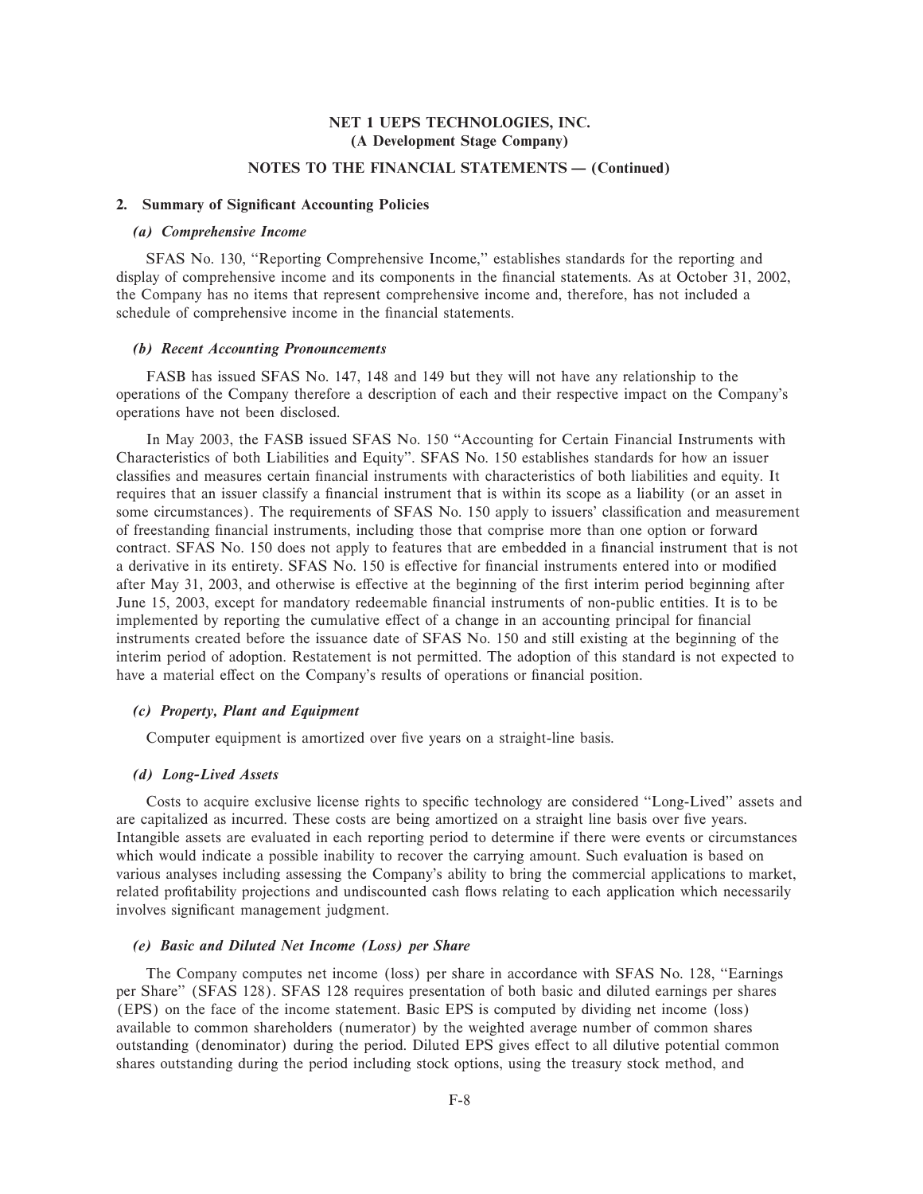**NET 1 UEPS TECHNOLOGIES, INC.**
**(A Development Stage Company)**

**NOTES TO THE FINANCIAL STATEMENTS — (Continued)**

## 2. Summary of Significant Accounting Policies

### *(a) Comprehensive Income*

SFAS No. 130, "Reporting Comprehensive Income," establishes standards for the reporting and display of comprehensive income and its components in the financial statements. As at October 31, 2002, the Company has no items that represent comprehensive income and, therefore, has not included a schedule of comprehensive income in the financial statements.

### *(b) Recent Accounting Pronouncements*

FASB has issued SFAS No. 147, 148 and 149 but they will not have any relationship to the operations of the Company therefore a description of each and their respective impact on the Company's operations have not been disclosed.

In May 2003, the FASB issued SFAS No. 150 "Accounting for Certain Financial Instruments with Characteristics of both Liabilities and Equity". SFAS No. 150 establishes standards for how an issuer classifies and measures certain financial instruments with characteristics of both liabilities and equity. It requires that an issuer classify a financial instrument that is within its scope as a liability (or an asset in some circumstances). The requirements of SFAS No. 150 apply to issuers' classification and measurement of freestanding financial instruments, including those that comprise more than one option or forward contract. SFAS No. 150 does not apply to features that are embedded in a financial instrument that is not a derivative in its entirety. SFAS No. 150 is effective for financial instruments entered into or modified after May 31, 2003, and otherwise is effective at the beginning of the first interim period beginning after June 15, 2003, except for mandatory redeemable financial instruments of non-public entities. It is to be implemented by reporting the cumulative effect of a change in an accounting principal for financial instruments created before the issuance date of SFAS No. 150 and still existing at the beginning of the interim period of adoption. Restatement is not permitted. The adoption of this standard is not expected to have a material effect on the Company's results of operations or financial position.

### *(c) Property, Plant and Equipment*

Computer equipment is amortized over five years on a straight-line basis.

### *(d) Long-Lived Assets*

Costs to acquire exclusive license rights to specific technology are considered "Long-Lived" assets and are capitalized as incurred. These costs are being amortized on a straight line basis over five years. Intangible assets are evaluated in each reporting period to determine if there were events or circumstances which would indicate a possible inability to recover the carrying amount. Such evaluation is based on various analyses including assessing the Company's ability to bring the commercial applications to market, related profitability projections and undiscounted cash flows relating to each application which necessarily involves significant management judgment.

### *(e) Basic and Diluted Net Income (Loss) per Share*

The Company computes net income (loss) per share in accordance with SFAS No. 128, "Earnings per Share" (SFAS 128). SFAS 128 requires presentation of both basic and diluted earnings per shares (EPS) on the face of the income statement. Basic EPS is computed by dividing net income (loss) available to common shareholders (numerator) by the weighted average number of common shares outstanding (denominator) during the period. Diluted EPS gives effect to all dilutive potential common shares outstanding during the period including stock options, using the treasury stock method, and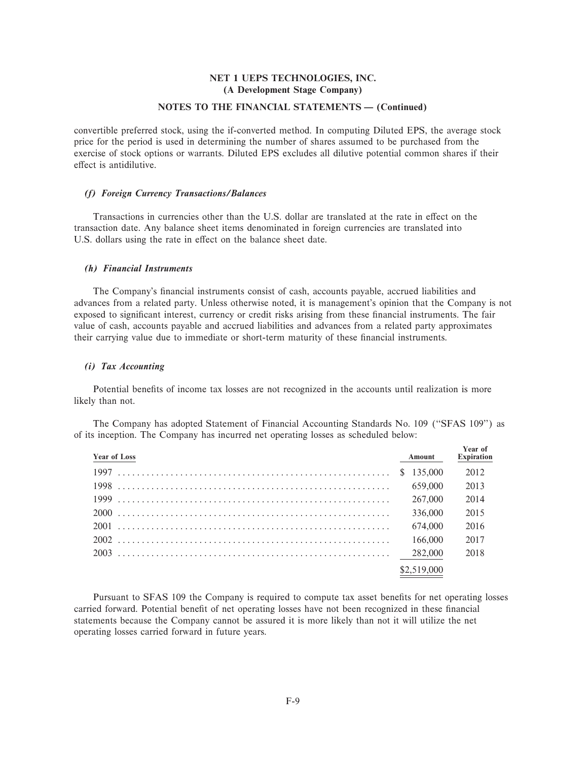convertible preferred stock, using the if-converted method. In computing Diluted EPS, the average stock price for the period is used in determining the number of shares assumed to be purchased from the exercise of stock options or warrants. Diluted EPS excludes all dilutive potential common shares if their effect is antidilutive.

### *(f) Foreign Currency Transactions/Balances*

Transactions in currencies other than the U.S. dollar are translated at the rate in effect on the transaction date. Any balance sheet items denominated in foreign currencies are translated into U.S. dollars using the rate in effect on the balance sheet date.

### *(h) Financial Instruments*

The Company's financial instruments consist of cash, accounts payable, accrued liabilities and advances from a related party. Unless otherwise noted, it is management's opinion that the Company is not exposed to significant interest, currency or credit risks arising from these financial instruments. The fair value of cash, accounts payable and accrued liabilities and advances from a related party approximates their carrying value due to immediate or short-term maturity of these financial instruments.

### *(i) Tax Accounting*

Potential benefits of income tax losses are not recognized in the accounts until realization is more likely than not.

The Company has adopted Statement of Financial Accounting Standards No. 109 ("SFAS 109") as of its inception. The Company has incurred net operating losses as scheduled below:

| Year of Loss | Amount | Year of Expiration |
|---|---|---|
| 1997 | $ 135,000 | 2012 |
| 1998 | 659,000 | 2013 |
| 1999 | 267,000 | 2014 |
| 2000 | 336,000 | 2015 |
| 2001 | 674,000 | 2016 |
| 2002 | 166,000 | 2017 |
| 2003 | 282,000 | 2018 |
| | $2,519,000 | |

Pursuant to SFAS 109 the Company is required to compute tax asset benefits for net operating losses carried forward. Potential benefit of net operating losses have not been recognized in these financial statements because the Company cannot be assured it is more likely than not it will utilize the net operating losses carried forward in future years.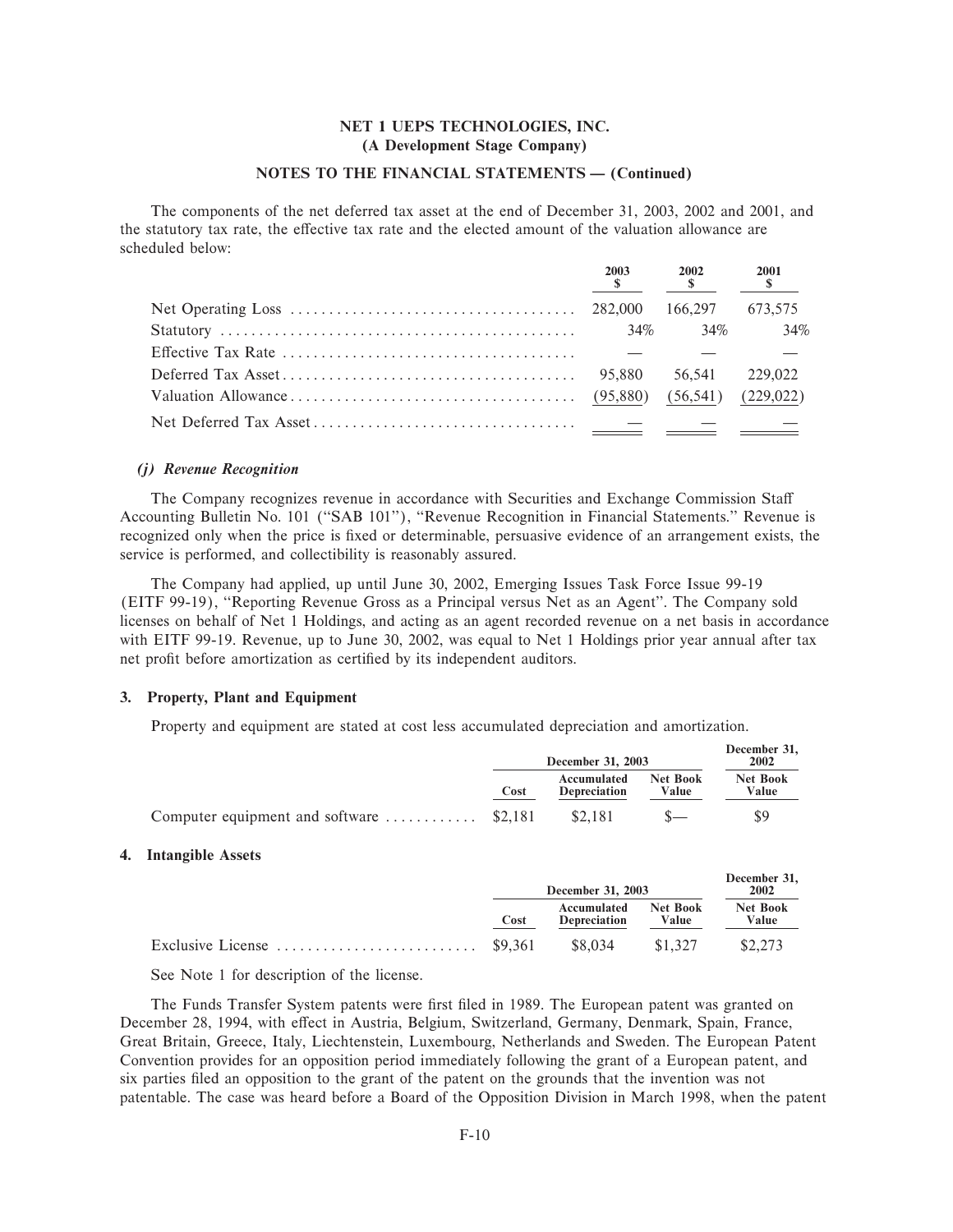The components of the net deferred tax asset at the end of December 31, 2003, 2002 and 2001, and the statutory tax rate, the effective tax rate and the elected amount of the valuation allowance are scheduled below:

| | 2003 $ | 2002 $ | 2001 $ |
|---|---|---|---|
| Net Operating Loss | 282,000 | 166,297 | 673,575 |
| Statutory | 34% | 34% | 34% |
| Effective Tax Rate | — | — | — |
| Deferred Tax Asset | 95,880 | 56,541 | 229,022 |
| Valuation Allowance | (95,880) | (56,541) | (229,022) |
| Net Deferred Tax Asset | — | — | — |

### *(j) Revenue Recognition*

The Company recognizes revenue in accordance with Securities and Exchange Commission Staff Accounting Bulletin No. 101 (''SAB 101''), ''Revenue Recognition in Financial Statements.'' Revenue is recognized only when the price is fixed or determinable, persuasive evidence of an arrangement exists, the service is performed, and collectibility is reasonably assured.

The Company had applied, up until June 30, 2002, Emerging Issues Task Force Issue 99-19 (EITF 99-19), ''Reporting Revenue Gross as a Principal versus Net as an Agent''. The Company sold licenses on behalf of Net 1 Holdings, and acting as an agent recorded revenue on a net basis in accordance with EITF 99-19. Revenue, up to June 30, 2002, was equal to Net 1 Holdings prior year annual after tax net profit before amortization as certified by its independent auditors.

## 3. Property, Plant and Equipment

Property and equipment are stated at cost less accumulated depreciation and amortization.

| | December 31, 2003 | | | December 31, 2002 |
|---|---|---|---|---|
| | Cost | Accumulated Depreciation | Net Book Value | Net Book Value |
| Computer equipment and software | $2,181 | $2,181 | $— | $9 |

## 4. Intangible Assets

| | December 31, 2003 | | | December 31, 2002 |
|---|---|---|---|---|
| | Cost | Accumulated Depreciation | Net Book Value | Net Book Value |
| Exclusive License | $9,361 | $8,034 | $1,327 | $2,273 |

See Note 1 for description of the license.

The Funds Transfer System patents were first filed in 1989. The European patent was granted on December 28, 1994, with effect in Austria, Belgium, Switzerland, Germany, Denmark, Spain, France, Great Britain, Greece, Italy, Liechtenstein, Luxembourg, Netherlands and Sweden. The European Patent Convention provides for an opposition period immediately following the grant of a European patent, and six parties filed an opposition to the grant of the patent on the grounds that the invention was not patentable. The case was heard before a Board of the Opposition Division in March 1998, when the patent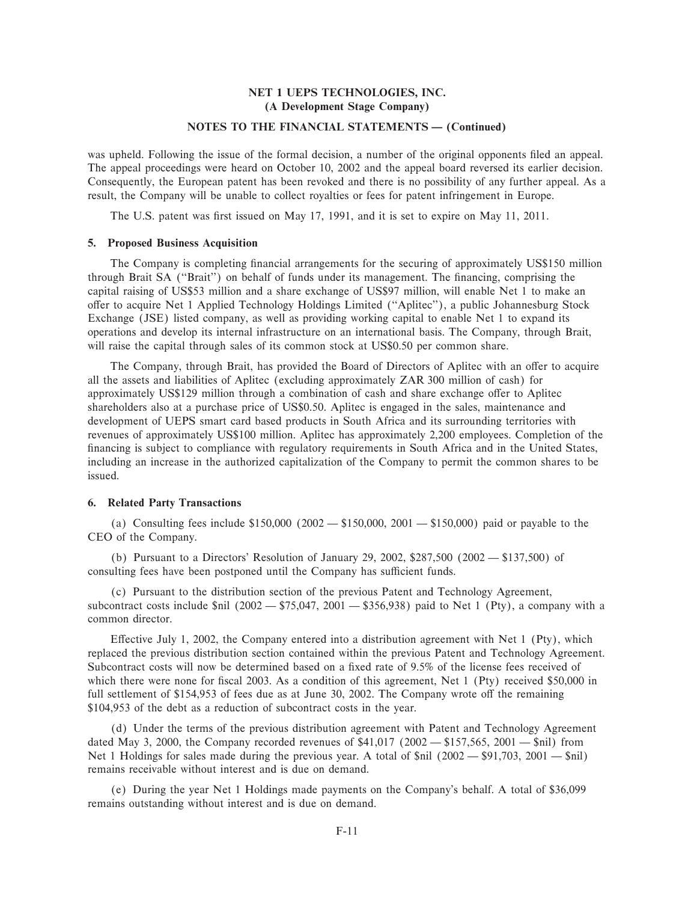was upheld. Following the issue of the formal decision, a number of the original opponents filed an appeal. The appeal proceedings were heard on October 10, 2002 and the appeal board reversed its earlier decision. Consequently, the European patent has been revoked and there is no possibility of any further appeal. As a result, the Company will be unable to collect royalties or fees for patent infringement in Europe.

The U.S. patent was first issued on May 17, 1991, and it is set to expire on May 11, 2011.

### 5. Proposed Business Acquisition

The Company is completing financial arrangements for the securing of approximately US$150 million through Brait SA (''Brait'') on behalf of funds under its management. The financing, comprising the capital raising of US$53 million and a share exchange of US$97 million, will enable Net 1 to make an offer to acquire Net 1 Applied Technology Holdings Limited (''Aplitec''), a public Johannesburg Stock Exchange (JSE) listed company, as well as providing working capital to enable Net 1 to expand its operations and develop its internal infrastructure on an international basis. The Company, through Brait, will raise the capital through sales of its common stock at US$0.50 per common share.

The Company, through Brait, has provided the Board of Directors of Aplitec with an offer to acquire all the assets and liabilities of Aplitec (excluding approximately ZAR 300 million of cash) for approximately US$129 million through a combination of cash and share exchange offer to Aplitec shareholders also at a purchase price of US$0.50. Aplitec is engaged in the sales, maintenance and development of UEPS smart card based products in South Africa and its surrounding territories with revenues of approximately US$100 million. Aplitec has approximately 2,200 employees. Completion of the financing is subject to compliance with regulatory requirements in South Africa and in the United States, including an increase in the authorized capitalization of the Company to permit the common shares to be issued.

### 6. Related Party Transactions

(a) Consulting fees include $150,000 (2002 — $150,000, 2001 — $150,000) paid or payable to the CEO of the Company.

(b) Pursuant to a Directors' Resolution of January 29, 2002, $287,500 (2002 — $137,500) of consulting fees have been postponed until the Company has sufficient funds.

(c) Pursuant to the distribution section of the previous Patent and Technology Agreement, subcontract costs include $nil (2002 — $75,047, 2001 — $356,938) paid to Net 1 (Pty), a company with a common director.

Effective July 1, 2002, the Company entered into a distribution agreement with Net 1 (Pty), which replaced the previous distribution section contained within the previous Patent and Technology Agreement. Subcontract costs will now be determined based on a fixed rate of 9.5% of the license fees received of which there were none for fiscal 2003. As a condition of this agreement, Net 1 (Pty) received $50,000 in full settlement of $154,953 of fees due as at June 30, 2002. The Company wrote off the remaining $104,953 of the debt as a reduction of subcontract costs in the year.

(d) Under the terms of the previous distribution agreement with Patent and Technology Agreement dated May 3, 2000, the Company recorded revenues of $41,017 (2002 — $157,565, 2001 — $nil) from Net 1 Holdings for sales made during the previous year. A total of $nil (2002 — $91,703, 2001 — $nil) remains receivable without interest and is due on demand.

(e) During the year Net 1 Holdings made payments on the Company's behalf. A total of $36,099 remains outstanding without interest and is due on demand.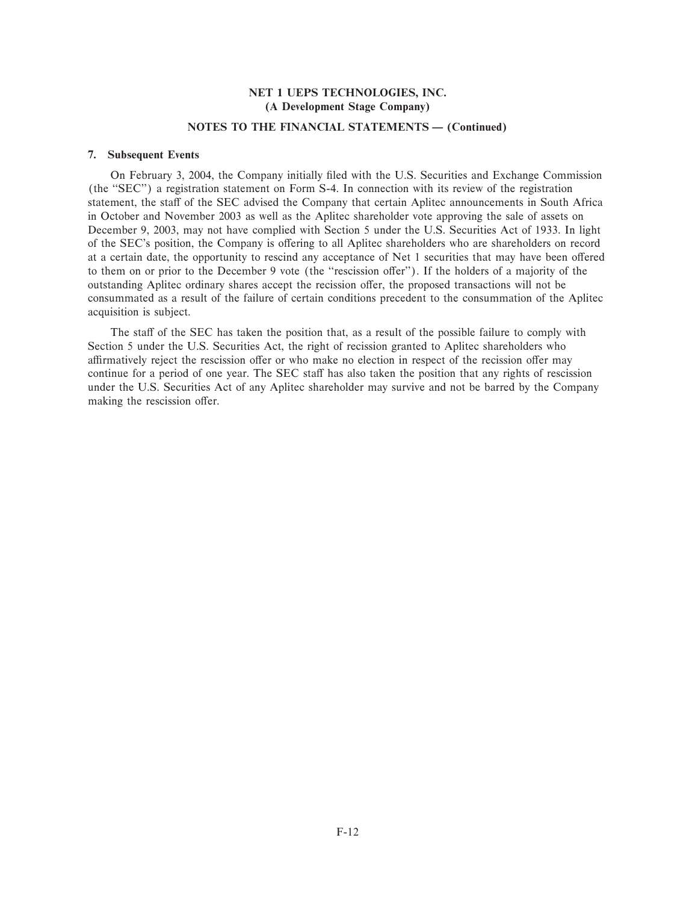**NET 1 UEPS TECHNOLOGIES, INC.**
**(A Development Stage Company)**

**NOTES TO THE FINANCIAL STATEMENTS — (Continued)**

**7. Subsequent Events**

On February 3, 2004, the Company initially filed with the U.S. Securities and Exchange Commission (the "SEC") a registration statement on Form S-4. In connection with its review of the registration statement, the staff of the SEC advised the Company that certain Aplitec announcements in South Africa in October and November 2003 as well as the Aplitec shareholder vote approving the sale of assets on December 9, 2003, may not have complied with Section 5 under the U.S. Securities Act of 1933. In light of the SEC's position, the Company is offering to all Aplitec shareholders who are shareholders on record at a certain date, the opportunity to rescind any acceptance of Net 1 securities that may have been offered to them on or prior to the December 9 vote (the "rescission offer"). If the holders of a majority of the outstanding Aplitec ordinary shares accept the recission offer, the proposed transactions will not be consummated as a result of the failure of certain conditions precedent to the consummation of the Aplitec acquisition is subject.

The staff of the SEC has taken the position that, as a result of the possible failure to comply with Section 5 under the U.S. Securities Act, the right of recission granted to Aplitec shareholders who affirmatively reject the rescission offer or who make no election in respect of the recission offer may continue for a period of one year. The SEC staff has also taken the position that any rights of rescission under the U.S. Securities Act of any Aplitec shareholder may survive and not be barred by the Company making the rescission offer.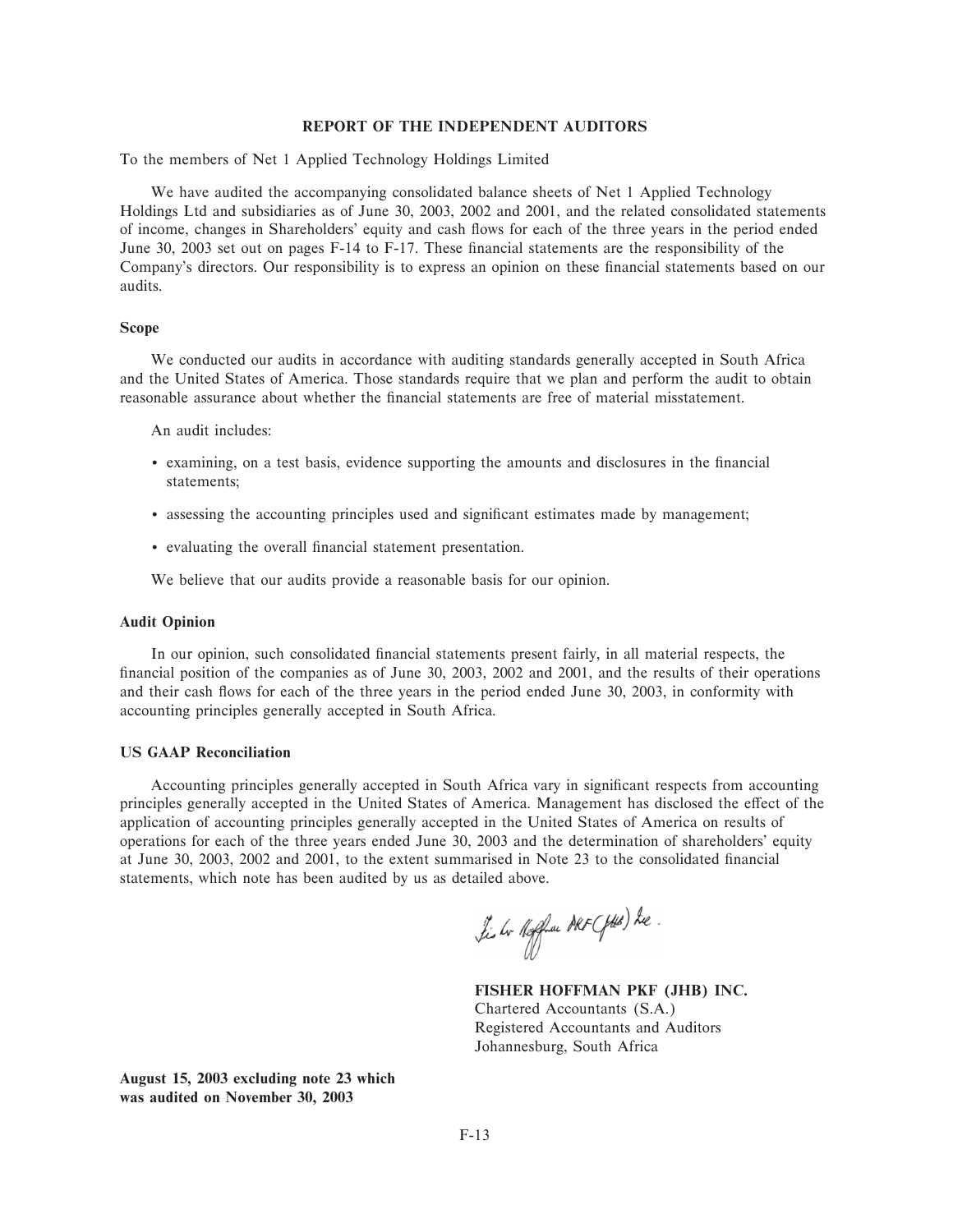## REPORT OF THE INDEPENDENT AUDITORS

To the members of Net 1 Applied Technology Holdings Limited

We have audited the accompanying consolidated balance sheets of Net 1 Applied Technology Holdings Ltd and subsidiaries as of June 30, 2003, 2002 and 2001, and the related consolidated statements of income, changes in Shareholders' equity and cash flows for each of the three years in the period ended June 30, 2003 set out on pages F-14 to F-17. These financial statements are the responsibility of the Company's directors. Our responsibility is to express an opinion on these financial statements based on our audits.

### Scope

We conducted our audits in accordance with auditing standards generally accepted in South Africa and the United States of America. Those standards require that we plan and perform the audit to obtain reasonable assurance about whether the financial statements are free of material misstatement.

An audit includes:

- examining, on a test basis, evidence supporting the amounts and disclosures in the financial statements;
- assessing the accounting principles used and significant estimates made by management;
- evaluating the overall financial statement presentation.

We believe that our audits provide a reasonable basis for our opinion.

### Audit Opinion

In our opinion, such consolidated financial statements present fairly, in all material respects, the financial position of the companies as of June 30, 2003, 2002 and 2001, and the results of their operations and their cash flows for each of the three years in the period ended June 30, 2003, in conformity with accounting principles generally accepted in South Africa.

### US GAAP Reconciliation

Accounting principles generally accepted in South Africa vary in significant respects from accounting principles generally accepted in the United States of America. Management has disclosed the effect of the application of accounting principles generally accepted in the United States of America on results of operations for each of the three years ended June 30, 2003 and the determination of shareholders' equity at June 30, 2003, 2002 and 2001, to the extent summarised in Note 23 to the consolidated financial statements, which note has been audited by us as detailed above.

**FISHER HOFFMAN PKF (JHB) INC.**
Chartered Accountants (S.A.)
Registered Accountants and Auditors
Johannesburg, South Africa

**August 15, 2003 excluding note 23 which was audited on November 30, 2003**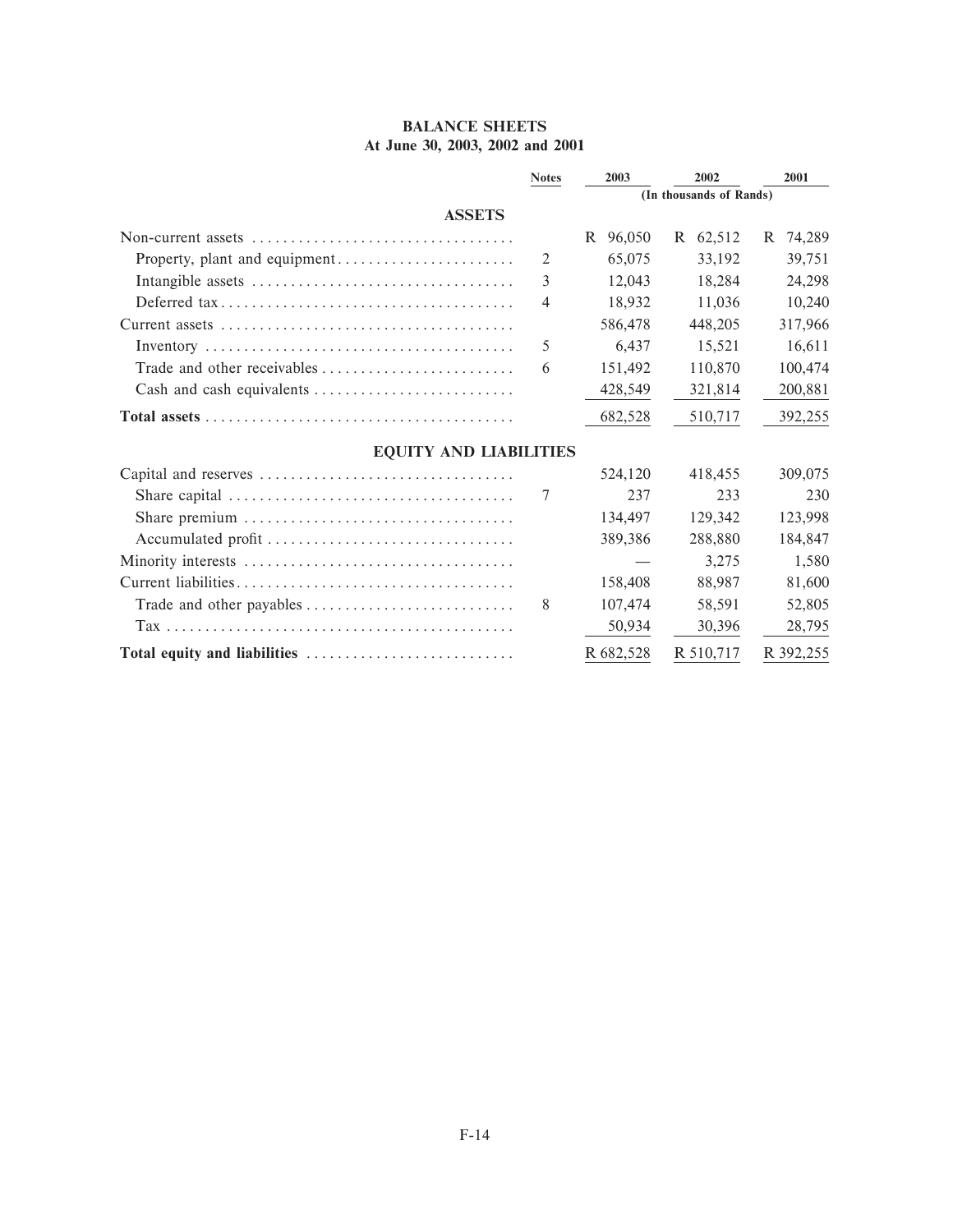# BALANCE SHEETS
## At June 30, 2003, 2002 and 2001

| | Notes | 2003 | 2002 | 2001 |
|---|---|---|---|---|
| | | (In thousands of Rands) | | |
| **ASSETS** | | | | |
| Non-current assets | | R 96,050 | R 62,512 | R 74,289 |
| Property, plant and equipment | 2 | 65,075 | 33,192 | 39,751 |
| Intangible assets | 3 | 12,043 | 18,284 | 24,298 |
| Deferred tax | 4 | 18,932 | 11,036 | 10,240 |
| Current assets | | 586,478 | 448,205 | 317,966 |
| Inventory | 5 | 6,437 | 15,521 | 16,611 |
| Trade and other receivables | 6 | 151,492 | 110,870 | 100,474 |
| Cash and cash equivalents | | 428,549 | 321,814 | 200,881 |
| **Total assets** | | 682,528 | 510,717 | 392,255 |
| **EQUITY AND LIABILITIES** | | | | |
| Capital and reserves | | 524,120 | 418,455 | 309,075 |
| Share capital | 7 | 237 | 233 | 230 |
| Share premium | | 134,497 | 129,342 | 123,998 |
| Accumulated profit | | 389,386 | 288,880 | 184,847 |
| Minority interests | | — | 3,275 | 1,580 |
| Current liabilities | | 158,408 | 88,987 | 81,600 |
| Trade and other payables | 8 | 107,474 | 58,591 | 52,805 |
| Tax | | 50,934 | 30,396 | 28,795 |
| **Total equity and liabilities** | | R 682,528 | R 510,717 | R 392,255 |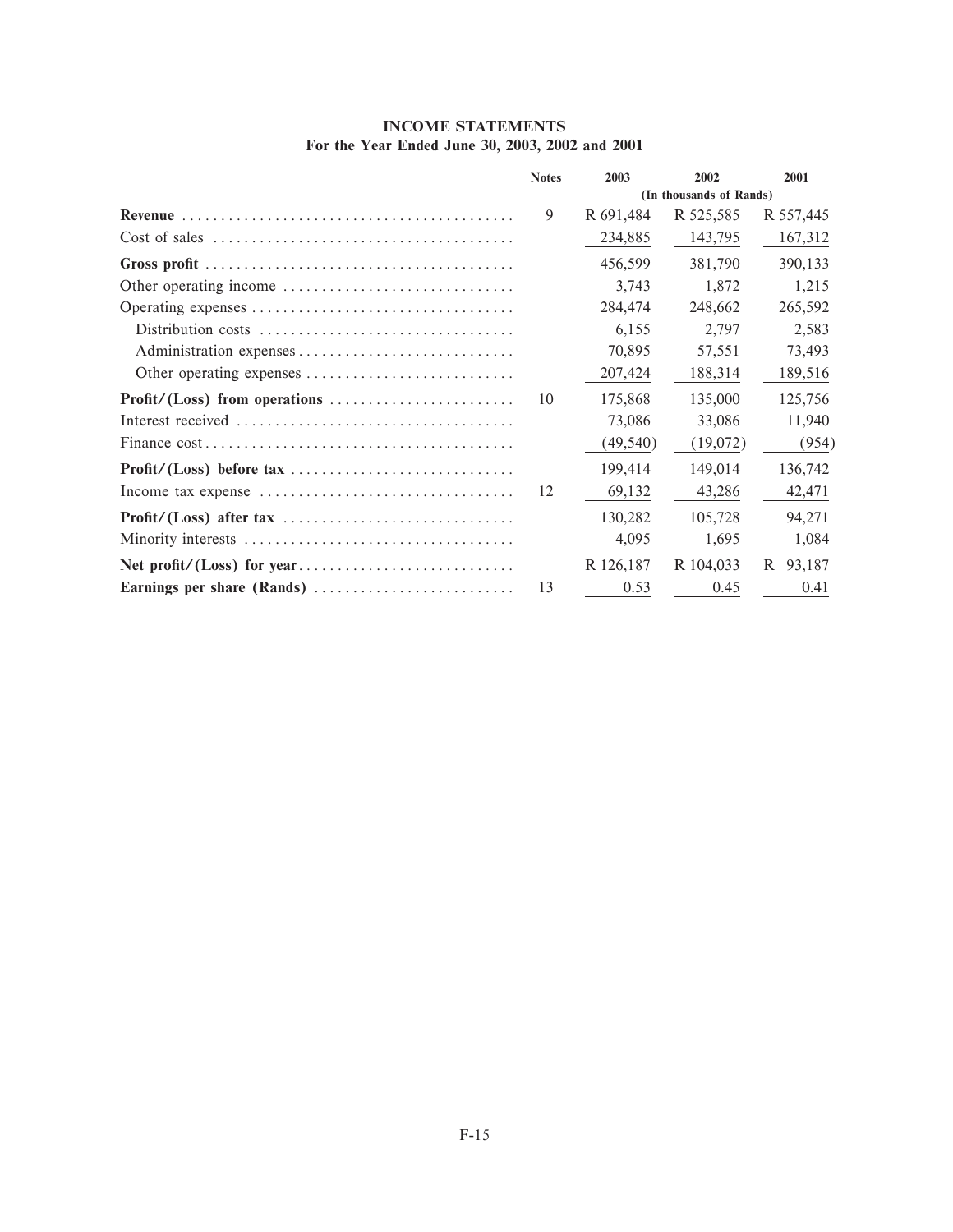## INCOME STATEMENTS
### For the Year Ended June 30, 2003, 2002 and 2001

| | Notes | 2003 | 2002 | 2001 |
|---|---|---|---|---|
| | | (In thousands of Rands) | | |
| **Revenue** | 9 | R 691,484 | R 525,585 | R 557,445 |
| Cost of sales | | 234,885 | 143,795 | 167,312 |
| **Gross profit** | | 456,599 | 381,790 | 390,133 |
| Other operating income | | 3,743 | 1,872 | 1,215 |
| Operating expenses | | 284,474 | 248,662 | 265,592 |
| Distribution costs | | 6,155 | 2,797 | 2,583 |
| Administration expenses | | 70,895 | 57,551 | 73,493 |
| Other operating expenses | | 207,424 | 188,314 | 189,516 |
| **Profit/(Loss) from operations** | 10 | 175,868 | 135,000 | 125,756 |
| Interest received | | 73,086 | 33,086 | 11,940 |
| Finance cost | | (49,540) | (19,072) | (954) |
| **Profit/(Loss) before tax** | | 199,414 | 149,014 | 136,742 |
| Income tax expense | 12 | 69,132 | 43,286 | 42,471 |
| **Profit/(Loss) after tax** | | 130,282 | 105,728 | 94,271 |
| Minority interests | | 4,095 | 1,695 | 1,084 |
| **Net profit/(Loss) for year** | | R 126,187 | R 104,033 | R 93,187 |
| **Earnings per share (Rands)** | 13 | 0.53 | 0.45 | 0.41 |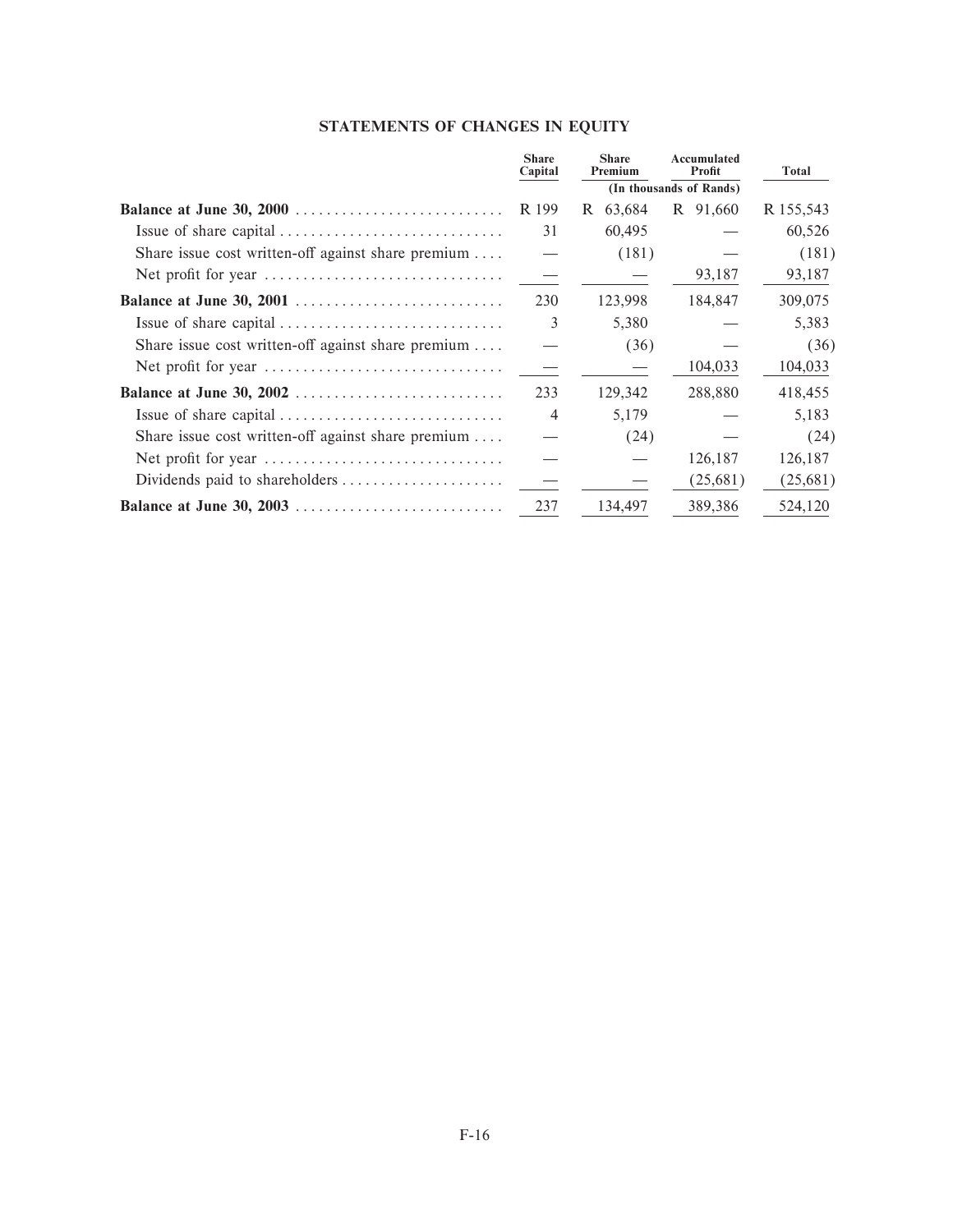## STATEMENTS OF CHANGES IN EQUITY

| | Share Capital | Share Premium | Accumulated Profit | Total |
|---|---|---|---|---|
| | | (In thousands of Rands) | | |
| **Balance at June 30, 2000** | R 199 | R 63,684 | R 91,660 | R 155,543 |
| Issue of share capital | 31 | 60,495 | — | 60,526 |
| Share issue cost written-off against share premium | — | (181) | — | (181) |
| Net profit for year | — | — | 93,187 | 93,187 |
| **Balance at June 30, 2001** | 230 | 123,998 | 184,847 | 309,075 |
| Issue of share capital | 3 | 5,380 | — | 5,383 |
| Share issue cost written-off against share premium | — | (36) | — | (36) |
| Net profit for year | — | — | 104,033 | 104,033 |
| **Balance at June 30, 2002** | 233 | 129,342 | 288,880 | 418,455 |
| Issue of share capital | 4 | 5,179 | — | 5,183 |
| Share issue cost written-off against share premium | — | (24) | — | (24) |
| Net profit for year | — | — | 126,187 | 126,187 |
| Dividends paid to shareholders | — | — | (25,681) | (25,681) |
| **Balance at June 30, 2003** | 237 | 134,497 | 389,386 | 524,120 |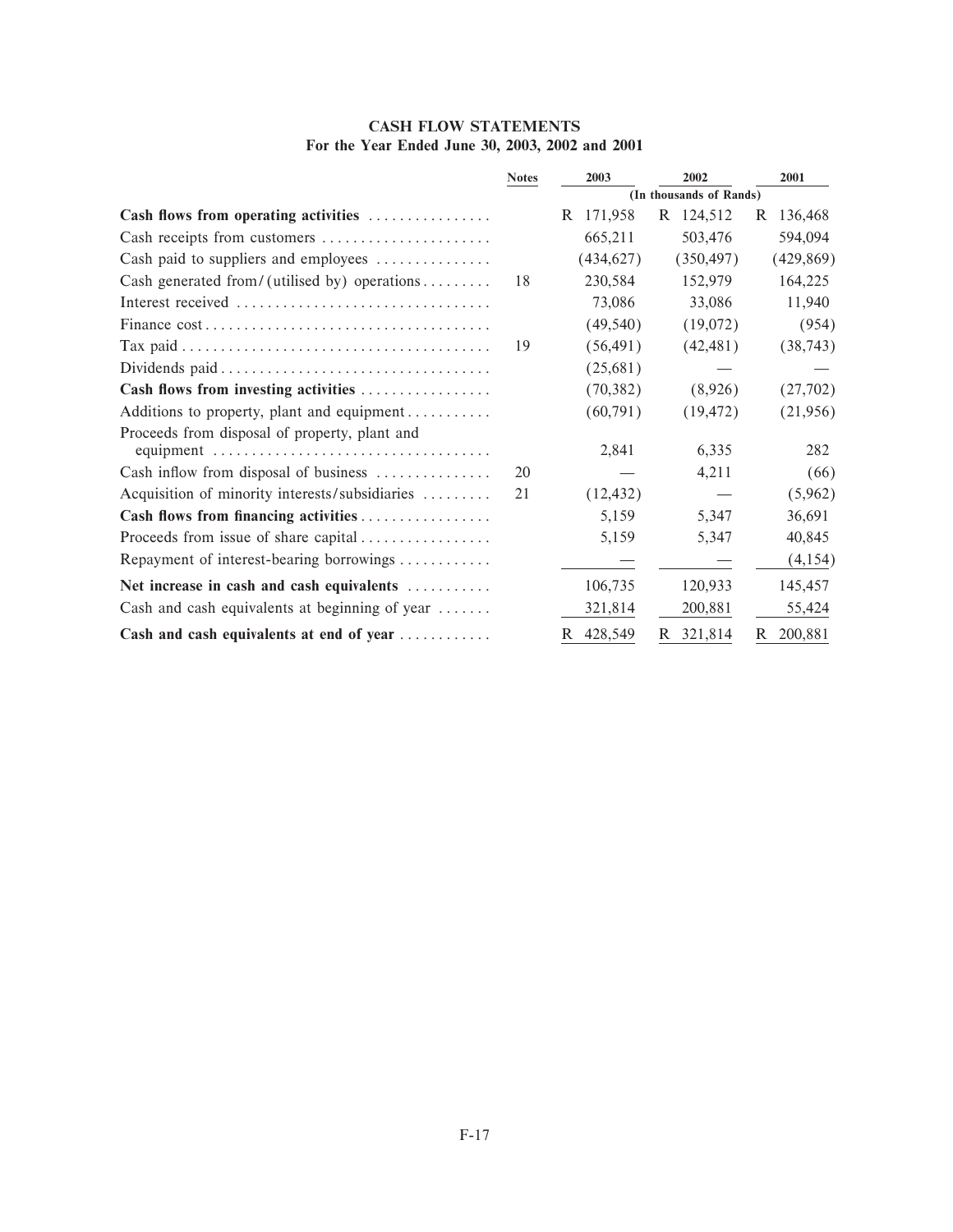## CASH FLOW STATEMENTS
### For the Year Ended June 30, 2003, 2002 and 2001

| | Notes | 2003 | 2002 | 2001 |
|---|---|---|---|---|
| | | (In thousands of Rands) | | |
| **Cash flows from operating activities** | | R 171,958 | R 124,512 | R 136,468 |
| Cash receipts from customers | | 665,211 | 503,476 | 594,094 |
| Cash paid to suppliers and employees | | (434,627) | (350,497) | (429,869) |
| Cash generated from/(utilised by) operations | 18 | 230,584 | 152,979 | 164,225 |
| Interest received | | 73,086 | 33,086 | 11,940 |
| Finance cost | | (49,540) | (19,072) | (954) |
| Tax paid | 19 | (56,491) | (42,481) | (38,743) |
| Dividends paid | | (25,681) | — | — |
| **Cash flows from investing activities** | | (70,382) | (8,926) | (27,702) |
| Additions to property, plant and equipment | | (60,791) | (19,472) | (21,956) |
| Proceeds from disposal of property, plant and equipment | | 2,841 | 6,335 | 282 |
| Cash inflow from disposal of business | 20 | — | 4,211 | (66) |
| Acquisition of minority interests/subsidiaries | 21 | (12,432) | — | (5,962) |
| **Cash flows from financing activities** | | 5,159 | 5,347 | 36,691 |
| Proceeds from issue of share capital | | 5,159 | 5,347 | 40,845 |
| Repayment of interest-bearing borrowings | | — | — | (4,154) |
| **Net increase in cash and cash equivalents** | | 106,735 | 120,933 | 145,457 |
| Cash and cash equivalents at beginning of year | | 321,814 | 200,881 | 55,424 |
| **Cash and cash equivalents at end of year** | | R 428,549 | R 321,814 | R 200,881 |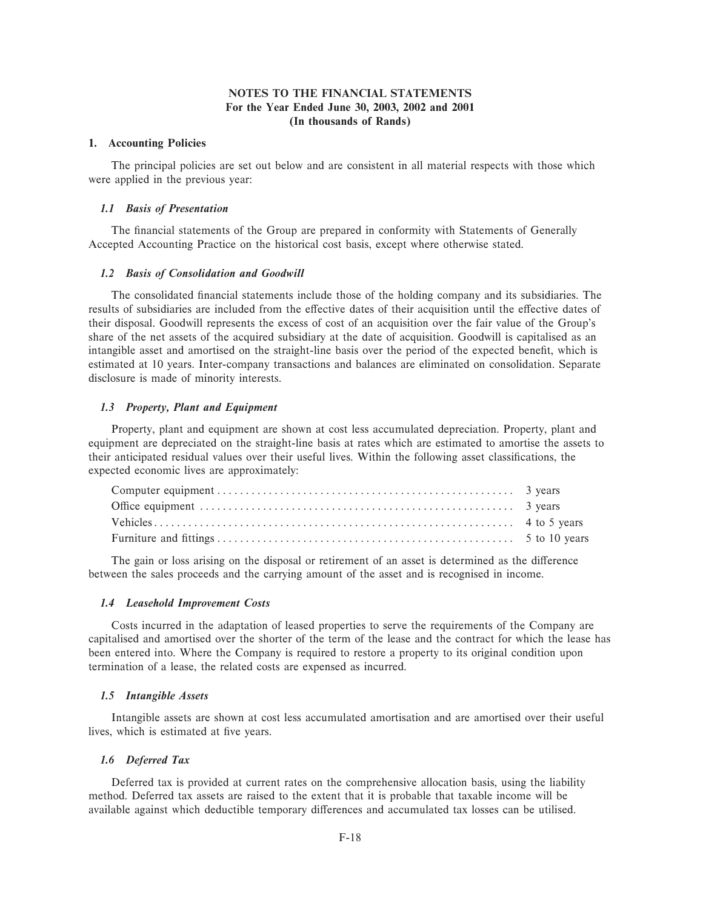## NOTES TO THE FINANCIAL STATEMENTS
**For the Year Ended June 30, 2003, 2002 and 2001**
**(In thousands of Rands)**

### 1. Accounting Policies

The principal policies are set out below and are consistent in all material respects with those which were applied in the previous year:

#### *1.1 Basis of Presentation*

The financial statements of the Group are prepared in conformity with Statements of Generally Accepted Accounting Practice on the historical cost basis, except where otherwise stated.

#### *1.2 Basis of Consolidation and Goodwill*

The consolidated financial statements include those of the holding company and its subsidiaries. The results of subsidiaries are included from the effective dates of their acquisition until the effective dates of their disposal. Goodwill represents the excess of cost of an acquisition over the fair value of the Group's share of the net assets of the acquired subsidiary at the date of acquisition. Goodwill is capitalised as an intangible asset and amortised on the straight-line basis over the period of the expected benefit, which is estimated at 10 years. Inter-company transactions and balances are eliminated on consolidation. Separate disclosure is made of minority interests.

#### *1.3 Property, Plant and Equipment*

Property, plant and equipment are shown at cost less accumulated depreciation. Property, plant and equipment are depreciated on the straight-line basis at rates which are estimated to amortise the assets to their anticipated residual values over their useful lives. Within the following asset classifications, the expected economic lives are approximately:

| | |
|---|---|
| Computer equipment | 3 years |
| Office equipment | 3 years |
| Vehicles | 4 to 5 years |
| Furniture and fittings | 5 to 10 years |

The gain or loss arising on the disposal or retirement of an asset is determined as the difference between the sales proceeds and the carrying amount of the asset and is recognised in income.

#### *1.4 Leasehold Improvement Costs*

Costs incurred in the adaptation of leased properties to serve the requirements of the Company are capitalised and amortised over the shorter of the term of the lease and the contract for which the lease has been entered into. Where the Company is required to restore a property to its original condition upon termination of a lease, the related costs are expensed as incurred.

#### *1.5 Intangible Assets*

Intangible assets are shown at cost less accumulated amortisation and are amortised over their useful lives, which is estimated at five years.

#### *1.6 Deferred Tax*

Deferred tax is provided at current rates on the comprehensive allocation basis, using the liability method. Deferred tax assets are raised to the extent that it is probable that taxable income will be available against which deductible temporary differences and accumulated tax losses can be utilised.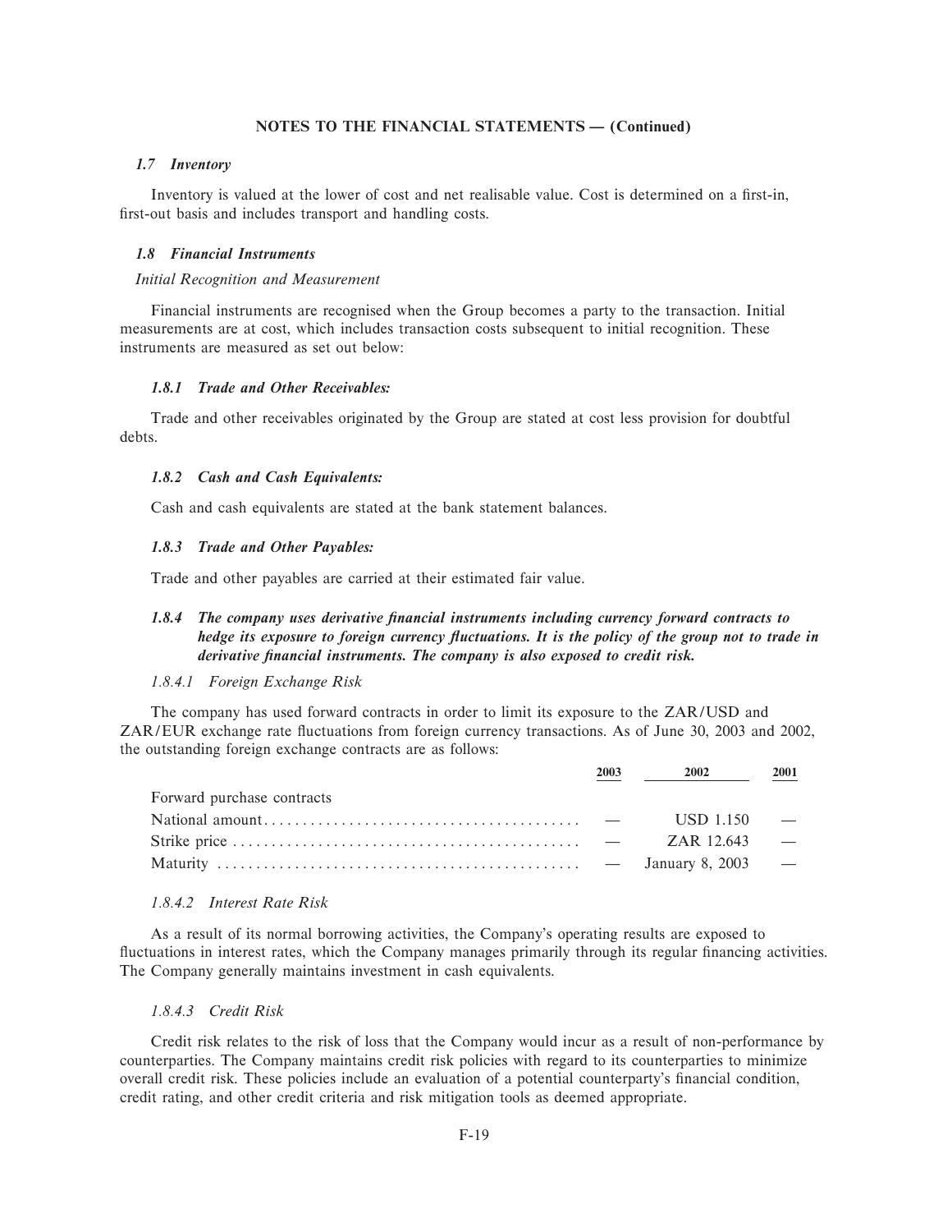**NOTES TO THE FINANCIAL STATEMENTS — (Continued)**

### *1.7 Inventory*

Inventory is valued at the lower of cost and net realisable value. Cost is determined on a first-in, first-out basis and includes transport and handling costs.

### *1.8 Financial Instruments*

*Initial Recognition and Measurement*

Financial instruments are recognised when the Group becomes a party to the transaction. Initial measurements are at cost, which includes transaction costs subsequent to initial recognition. These instruments are measured as set out below:

#### *1.8.1 Trade and Other Receivables:*

Trade and other receivables originated by the Group are stated at cost less provision for doubtful debts.

#### *1.8.2 Cash and Cash Equivalents:*

Cash and cash equivalents are stated at the bank statement balances.

#### *1.8.3 Trade and Other Payables:*

Trade and other payables are carried at their estimated fair value.

#### *1.8.4 The company uses derivative financial instruments including currency forward contracts to hedge its exposure to foreign currency fluctuations. It is the policy of the group not to trade in derivative financial instruments. The company is also exposed to credit risk.*

*1.8.4.1 Foreign Exchange Risk*

The company has used forward contracts in order to limit its exposure to the ZAR/USD and ZAR/EUR exchange rate fluctuations from foreign currency transactions. As of June 30, 2003 and 2002, the outstanding foreign exchange contracts are as follows:

| | 2003 | 2002 | 2001 |
|---|---|---|---|
| Forward purchase contracts | | | |
| National amount | — | USD 1.150 | — |
| Strike price | — | ZAR 12.643 | — |
| Maturity | — | January 8, 2003 | — |

*1.8.4.2 Interest Rate Risk*

As a result of its normal borrowing activities, the Company's operating results are exposed to fluctuations in interest rates, which the Company manages primarily through its regular financing activities. The Company generally maintains investment in cash equivalents.

*1.8.4.3 Credit Risk*

Credit risk relates to the risk of loss that the Company would incur as a result of non-performance by counterparties. The Company maintains credit risk policies with regard to its counterparties to minimize overall credit risk. These policies include an evaluation of a potential counterparty's financial condition, credit rating, and other credit criteria and risk mitigation tools as deemed appropriate.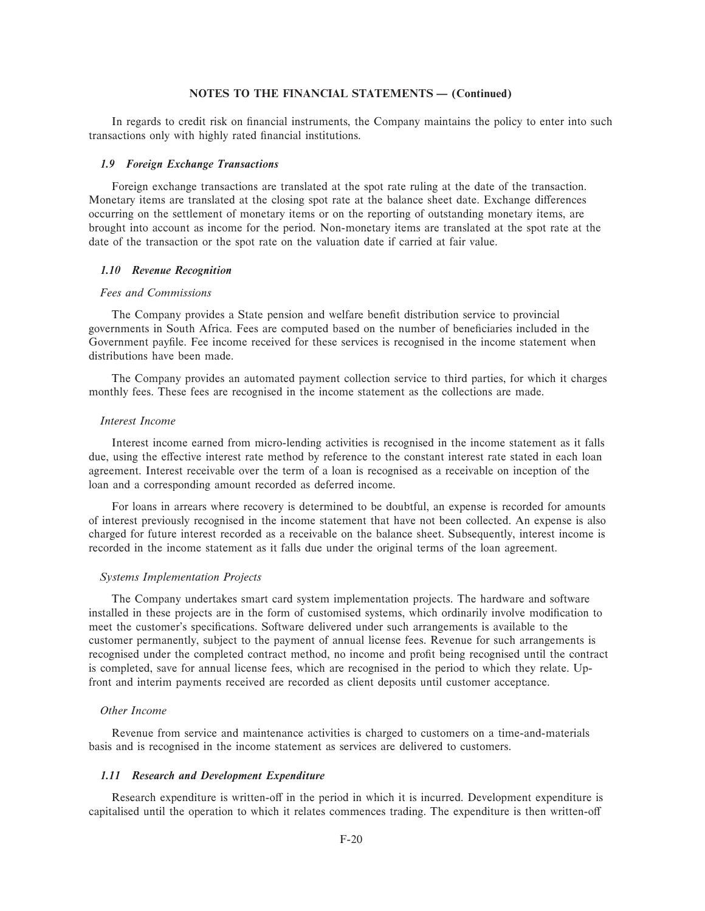**NOTES TO THE FINANCIAL STATEMENTS — (Continued)**

In regards to credit risk on financial instruments, the Company maintains the policy to enter into such transactions only with highly rated financial institutions.

### *1.9 Foreign Exchange Transactions*

Foreign exchange transactions are translated at the spot rate ruling at the date of the transaction. Monetary items are translated at the closing spot rate at the balance sheet date. Exchange differences occurring on the settlement of monetary items or on the reporting of outstanding monetary items, are brought into account as income for the period. Non-monetary items are translated at the spot rate at the date of the transaction or the spot rate on the valuation date if carried at fair value.

### *1.10 Revenue Recognition*

*Fees and Commissions*

The Company provides a State pension and welfare benefit distribution service to provincial governments in South Africa. Fees are computed based on the number of beneficiaries included in the Government payfile. Fee income received for these services is recognised in the income statement when distributions have been made.

The Company provides an automated payment collection service to third parties, for which it charges monthly fees. These fees are recognised in the income statement as the collections are made.

*Interest Income*

Interest income earned from micro-lending activities is recognised in the income statement as it falls due, using the effective interest rate method by reference to the constant interest rate stated in each loan agreement. Interest receivable over the term of a loan is recognised as a receivable on inception of the loan and a corresponding amount recorded as deferred income.

For loans in arrears where recovery is determined to be doubtful, an expense is recorded for amounts of interest previously recognised in the income statement that have not been collected. An expense is also charged for future interest recorded as a receivable on the balance sheet. Subsequently, interest income is recorded in the income statement as it falls due under the original terms of the loan agreement.

*Systems Implementation Projects*

The Company undertakes smart card system implementation projects. The hardware and software installed in these projects are in the form of customised systems, which ordinarily involve modification to meet the customer's specifications. Software delivered under such arrangements is available to the customer permanently, subject to the payment of annual license fees. Revenue for such arrangements is recognised under the completed contract method, no income and profit being recognised until the contract is completed, save for annual license fees, which are recognised in the period to which they relate. Up-front and interim payments received are recorded as client deposits until customer acceptance.

*Other Income*

Revenue from service and maintenance activities is charged to customers on a time-and-materials basis and is recognised in the income statement as services are delivered to customers.

### *1.11 Research and Development Expenditure*

Research expenditure is written-off in the period in which it is incurred. Development expenditure is capitalised until the operation to which it relates commences trading. The expenditure is then written-off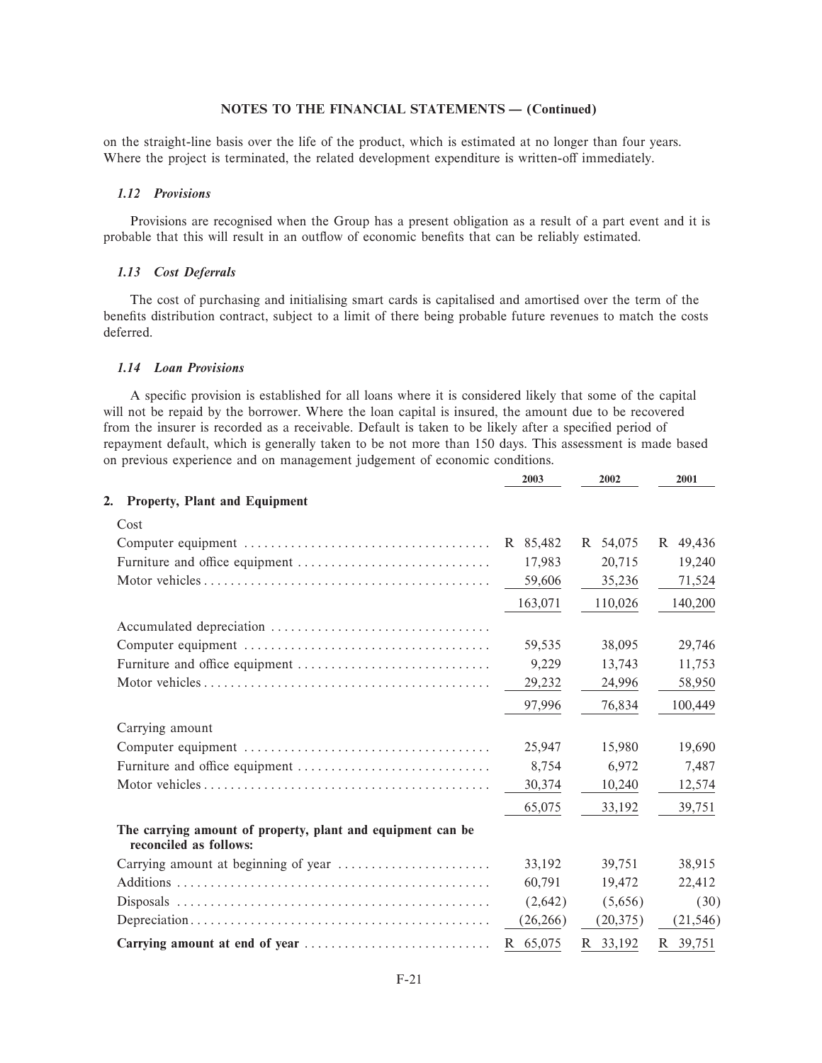## NOTES TO THE FINANCIAL STATEMENTS — (Continued)

on the straight-line basis over the life of the product, which is estimated at no longer than four years. Where the project is terminated, the related development expenditure is written-off immediately.

### *1.12 Provisions*

Provisions are recognised when the Group has a present obligation as a result of a part event and it is probable that this will result in an outflow of economic benefits that can be reliably estimated.

### *1.13 Cost Deferrals*

The cost of purchasing and initialising smart cards is capitalised and amortised over the term of the benefits distribution contract, subject to a limit of there being probable future revenues to match the costs deferred.

### *1.14 Loan Provisions*

A specific provision is established for all loans where it is considered likely that some of the capital will not be repaid by the borrower. Where the loan capital is insured, the amount due to be recovered from the insurer is recorded as a receivable. Default is taken to be likely after a specified period of repayment default, which is generally taken to be not more than 150 days. This assessment is made based on previous experience and on management judgement of economic conditions.

| | 2003 | 2002 | 2001 |
|---|---|---|---|
| **2. Property, Plant and Equipment** | | | |
| Cost | | | |
| Computer equipment | R 85,482 | R 54,075 | R 49,436 |
| Furniture and office equipment | 17,983 | 20,715 | 19,240 |
| Motor vehicles | 59,606 | 35,236 | 71,524 |
| | 163,071 | 110,026 | 140,200 |
| Accumulated depreciation | | | |
| Computer equipment | 59,535 | 38,095 | 29,746 |
| Furniture and office equipment | 9,229 | 13,743 | 11,753 |
| Motor vehicles | 29,232 | 24,996 | 58,950 |
| | 97,996 | 76,834 | 100,449 |
| Carrying amount | | | |
| Computer equipment | 25,947 | 15,980 | 19,690 |
| Furniture and office equipment | 8,754 | 6,972 | 7,487 |
| Motor vehicles | 30,374 | 10,240 | 12,574 |
| | 65,075 | 33,192 | 39,751 |
| **The carrying amount of property, plant and equipment can be reconciled as follows:** | | | |
| Carrying amount at beginning of year | 33,192 | 39,751 | 38,915 |
| Additions | 60,791 | 19,472 | 22,412 |
| Disposals | (2,642) | (5,656) | (30) |
| Depreciation | (26,266) | (20,375) | (21,546) |
| **Carrying amount at end of year** | R 65,075 | R 33,192 | R 39,751 |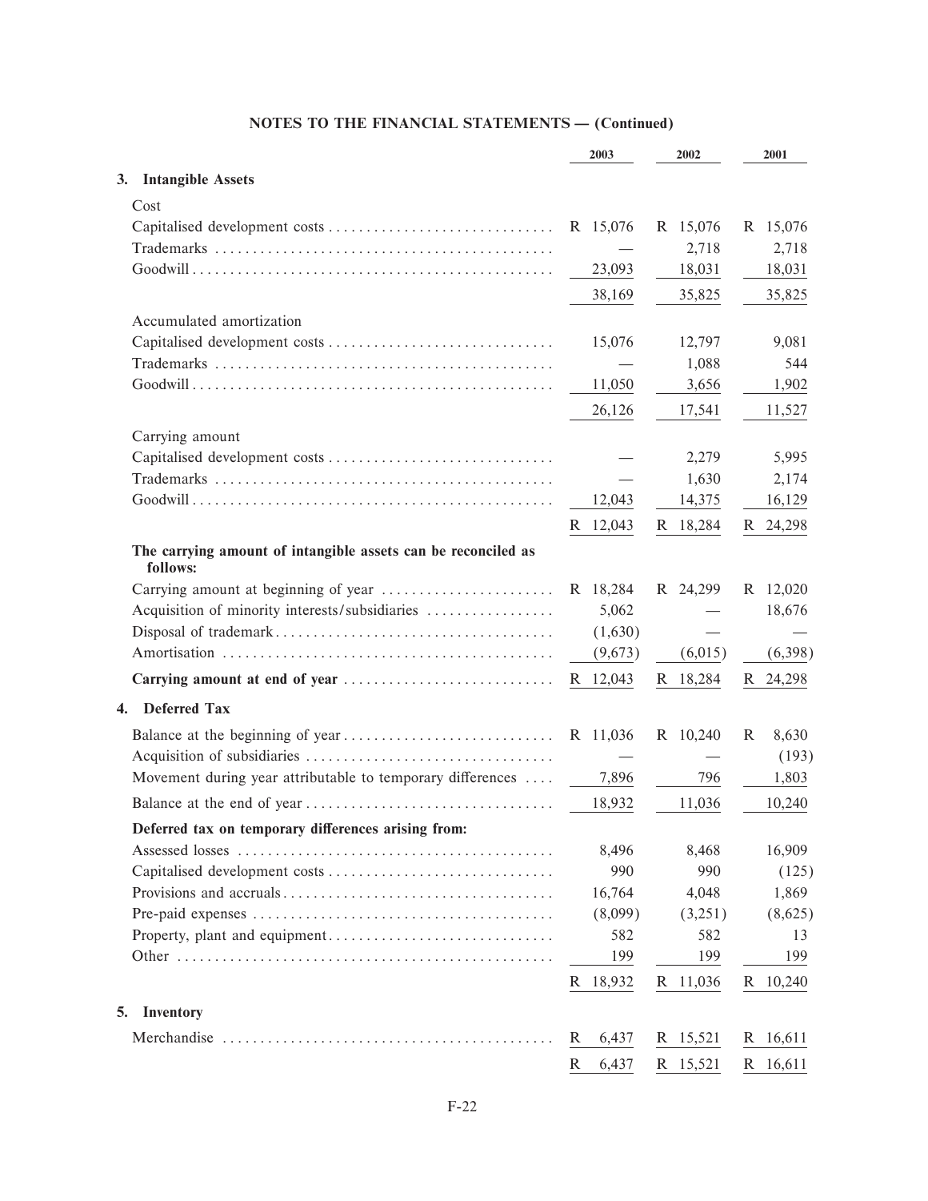# NOTES TO THE FINANCIAL STATEMENTS — (Continued)

| | 2003 | 2002 | 2001 |
|---|---|---|---|
| **3. Intangible Assets** | | | |
| Cost | | | |
| Capitalised development costs | R 15,076 | R 15,076 | R 15,076 |
| Trademarks | — | 2,718 | 2,718 |
| Goodwill | 23,093 | 18,031 | 18,031 |
| | 38,169 | 35,825 | 35,825 |
| Accumulated amortization | | | |
| Capitalised development costs | 15,076 | 12,797 | 9,081 |
| Trademarks | — | 1,088 | 544 |
| Goodwill | 11,050 | 3,656 | 1,902 |
| | 26,126 | 17,541 | 11,527 |
| Carrying amount | | | |
| Capitalised development costs | — | 2,279 | 5,995 |
| Trademarks | — | 1,630 | 2,174 |
| Goodwill | 12,043 | 14,375 | 16,129 |
| | R 12,043 | R 18,284 | R 24,298 |
| **The carrying amount of intangible assets can be reconciled as follows:** | | | |
| Carrying amount at beginning of year | R 18,284 | R 24,299 | R 12,020 |
| Acquisition of minority interests/subsidiaries | 5,062 | — | 18,676 |
| Disposal of trademark | (1,630) | — | — |
| Amortisation | (9,673) | (6,015) | (6,398) |
| **Carrying amount at end of year** | R 12,043 | R 18,284 | R 24,298 |
| **4. Deferred Tax** | | | |
| Balance at the beginning of year | R 11,036 | R 10,240 | R 8,630 |
| Acquisition of subsidiaries | — | — | (193) |
| Movement during year attributable to temporary differences | 7,896 | 796 | 1,803 |
| Balance at the end of year | 18,932 | 11,036 | 10,240 |
| **Deferred tax on temporary differences arising from:** | | | |
| Assessed losses | 8,496 | 8,468 | 16,909 |
| Capitalised development costs | 990 | 990 | (125) |
| Provisions and accruals | 16,764 | 4,048 | 1,869 |
| Pre-paid expenses | (8,099) | (3,251) | (8,625) |
| Property, plant and equipment | 582 | 582 | 13 |
| Other | 199 | 199 | 199 |
| | R 18,932 | R 11,036 | R 10,240 |
| **5. Inventory** | | | |
| Merchandise | R 6,437 | R 15,521 | R 16,611 |
| | R 6,437 | R 15,521 | R 16,611 |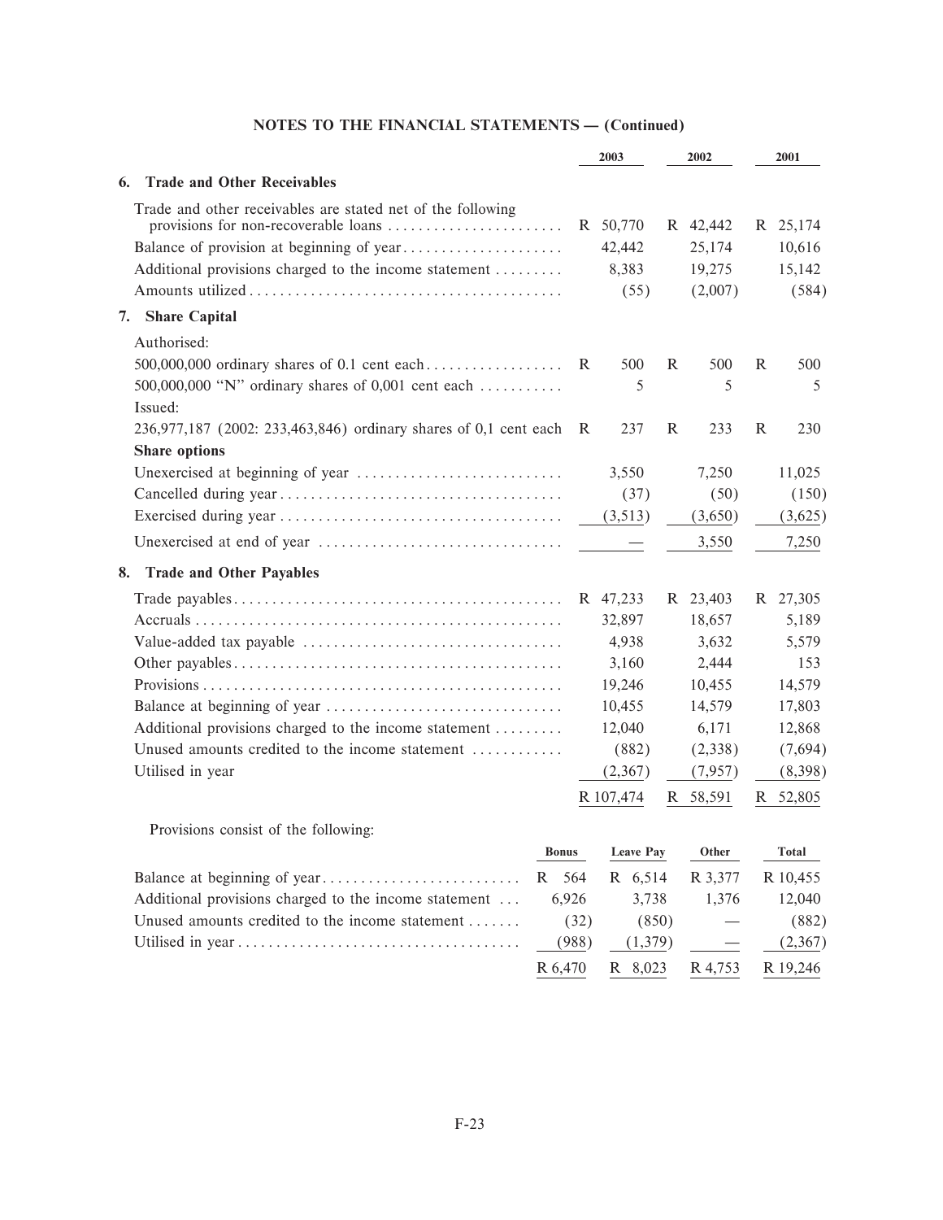## NOTES TO THE FINANCIAL STATEMENTS — (Continued)

| | 2003 | 2002 | 2001 |
|---|---|---|---|
| **6. Trade and Other Receivables** | | | |
| Trade and other receivables are stated net of the following provisions for non-recoverable loans | R 50,770 | R 42,442 | R 25,174 |
| Balance of provision at beginning of year | 42,442 | 25,174 | 10,616 |
| Additional provisions charged to the income statement | 8,383 | 19,275 | 15,142 |
| Amounts utilized | (55) | (2,007) | (584) |
| **7. Share Capital** | | | |
| Authorised: | | | |
| 500,000,000 ordinary shares of 0.1 cent each | R 500 | R 500 | R 500 |
| 500,000,000 "N" ordinary shares of 0,001 cent each | 5 | 5 | 5 |
| Issued: | | | |
| 236,977,187 (2002: 233,463,846) ordinary shares of 0,1 cent each | R 237 | R 233 | R 230 |
| **Share options** | | | |
| Unexercised at beginning of year | 3,550 | 7,250 | 11,025 |
| Cancelled during year | (37) | (50) | (150) |
| Exercised during year | (3,513) | (3,650) | (3,625) |
| Unexercised at end of year | — | 3,550 | 7,250 |
| **8. Trade and Other Payables** | | | |
| Trade payables | R 47,233 | R 23,403 | R 27,305 |
| Accruals | 32,897 | 18,657 | 5,189 |
| Value-added tax payable | 4,938 | 3,632 | 5,579 |
| Other payables | 3,160 | 2,444 | 153 |
| Provisions | 19,246 | 10,455 | 14,579 |
| Balance at beginning of year | 10,455 | 14,579 | 17,803 |
| Additional provisions charged to the income statement | 12,040 | 6,171 | 12,868 |
| Unused amounts credited to the income statement | (882) | (2,338) | (7,694) |
| Utilised in year | (2,367) | (7,957) | (8,398) |
| | R 107,474 | R 58,591 | R 52,805 |

Provisions consist of the following:

| | Bonus | Leave Pay | Other | Total |
|---|---|---|---|---|
| Balance at beginning of year | R 564 | R 6,514 | R 3,377 | R 10,455 |
| Additional provisions charged to the income statement | 6,926 | 3,738 | 1,376 | 12,040 |
| Unused amounts credited to the income statement | (32) | (850) | — | (882) |
| Utilised in year | (988) | (1,379) | — | (2,367) |
| | R 6,470 | R 8,023 | R 4,753 | R 19,246 |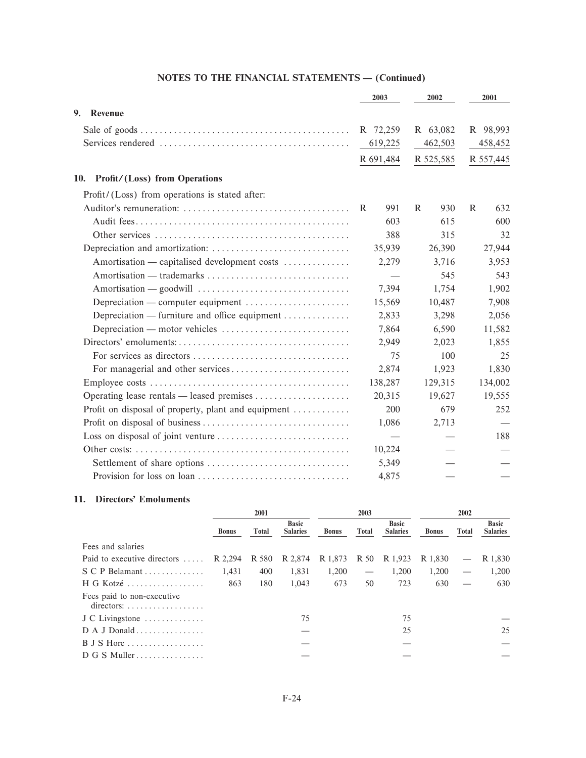## NOTES TO THE FINANCIAL STATEMENTS — (Continued)

| | 2003 | 2002 | 2001 |
|---|---|---|---|
| **9. Revenue** | | | |
| Sale of goods | R 72,259 | R 63,082 | R 98,993 |
| Services rendered | 619,225 | 462,503 | 458,452 |
| | R 691,484 | R 525,585 | R 557,445 |
| **10. Profit/(Loss) from Operations** | | | |
| Profit/(Loss) from operations is stated after: | | | |
| Auditor's remuneration: | R 991 | R 930 | R 632 |
| Audit fees | 603 | 615 | 600 |
| Other services | 388 | 315 | 32 |
| Depreciation and amortization: | 35,939 | 26,390 | 27,944 |
| Amortisation — capitalised development costs | 2,279 | 3,716 | 3,953 |
| Amortisation — trademarks | — | 545 | 543 |
| Amortisation — goodwill | 7,394 | 1,754 | 1,902 |
| Depreciation — computer equipment | 15,569 | 10,487 | 7,908 |
| Depreciation — furniture and office equipment | 2,833 | 3,298 | 2,056 |
| Depreciation — motor vehicles | 7,864 | 6,590 | 11,582 |
| Directors' emoluments: | 2,949 | 2,023 | 1,855 |
| For services as directors | 75 | 100 | 25 |
| For managerial and other services | 2,874 | 1,923 | 1,830 |
| Employee costs | 138,287 | 129,315 | 134,002 |
| Operating lease rentals — leased premises | 20,315 | 19,627 | 19,555 |
| Profit on disposal of property, plant and equipment | 200 | 679 | 252 |
| Profit on disposal of business | 1,086 | 2,713 | — |
| Loss on disposal of joint venture | — | — | 188 |
| Other costs: | 10,224 | — | — |
| Settlement of share options | 5,349 | — | — |
| Provision for loss on loan | 4,875 | — | — |

### 11. Directors' Emoluments

| | 2001 | | | 2003 | | | 2002 | | |
|---|---|---|---|---|---|---|---|---|---|
| | Bonus | Total | Basic Salaries | Bonus | Total | Basic Salaries | Bonus | Total | Basic Salaries |
| Fees and salaries | | | | | | | | | |
| Paid to executive directors | R 2,294 | R 580 | R 2,874 | R 1,873 | R 50 | R 1,923 | R 1,830 | — | R 1,830 |
| S C P Belamant | 1,431 | 400 | 1,831 | 1,200 | — | 1,200 | 1,200 | — | 1,200 |
| H G Kotzé | 863 | 180 | 1,043 | 673 | 50 | 723 | 630 | — | 630 |
| Fees paid to non-executive directors: | | | | | | | | | |
| J C Livingstone | | | 75 | | | 75 | | | — |
| D A J Donald | | | — | | | 25 | | | 25 |
| B J S Hore | | | — | | | — | | | — |
| D G S Muller | | | — | | | — | | | — |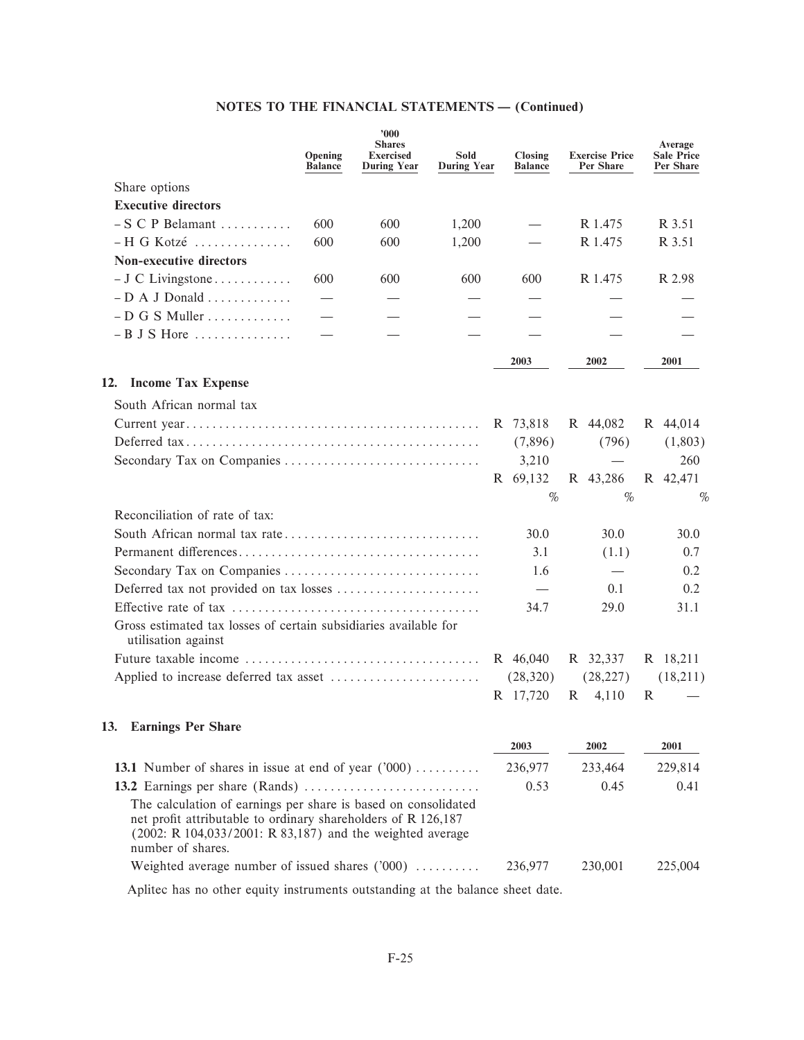## NOTES TO THE FINANCIAL STATEMENTS — (Continued)

| | Opening Balance | '000 Shares Exercised During Year | Sold During Year | Closing Balance | Exercise Price Per Share | Average Sale Price Per Share |
|---|---|---|---|---|---|---|
| Share options | | | | | | |
| **Executive directors** | | | | | | |
| – S C P Belamant | 600 | 600 | 1,200 | — | R 1.475 | R 3.51 |
| – H G Kotzé | 600 | 600 | 1,200 | — | R 1.475 | R 3.51 |
| **Non-executive directors** | | | | | | |
| – J C Livingstone | 600 | 600 | 600 | 600 | R 1.475 | R 2.98 |
| – D A J Donald | — | — | — | — | — | — |
| – D G S Muller | — | — | — | — | — | — |
| – B J S Hore | — | — | — | — | — | — |

### 12. Income Tax Expense

| | 2003 | 2002 | 2001 |
|---|---|---|---|
| South African normal tax | | | |
| Current year | R 73,818 | R 44,082 | R 44,014 |
| Deferred tax | (7,896) | (796) | (1,803) |
| Secondary Tax on Companies | 3,210 | — | 260 |
| | R 69,132 | R 43,286 | R 42,471 |
| | % | % | % |
| Reconciliation of rate of tax: | | | |
| South African normal tax rate | 30.0 | 30.0 | 30.0 |
| Permanent differences | 3.1 | (1.1) | 0.7 |
| Secondary Tax on Companies | 1.6 | — | 0.2 |
| Deferred tax not provided on tax losses | — | 0.1 | 0.2 |
| Effective rate of tax | 34.7 | 29.0 | 31.1 |
| Gross estimated tax losses of certain subsidiaries available for utilisation against | | | |
| Future taxable income | R 46,040 | R 32,337 | R 18,211 |
| Applied to increase deferred tax asset | (28,320) | (28,227) | (18,211) |
| | R 17,720 | R 4,110 | R — |

### 13. Earnings Per Share

| | 2003 | 2002 | 2001 |
|---|---|---|---|
| **13.1** Number of shares in issue at end of year ('000) | 236,977 | 233,464 | 229,814 |
| **13.2** Earnings per share (Rands) | 0.53 | 0.45 | 0.41 |
| The calculation of earnings per share is based on consolidated net profit attributable to ordinary shareholders of R 126,187 (2002: R 104,033/2001: R 83,187) and the weighted average number of shares. | | | |
| Weighted average number of issued shares ('000) | 236,977 | 230,001 | 225,004 |

Aplitec has no other equity instruments outstanding at the balance sheet date.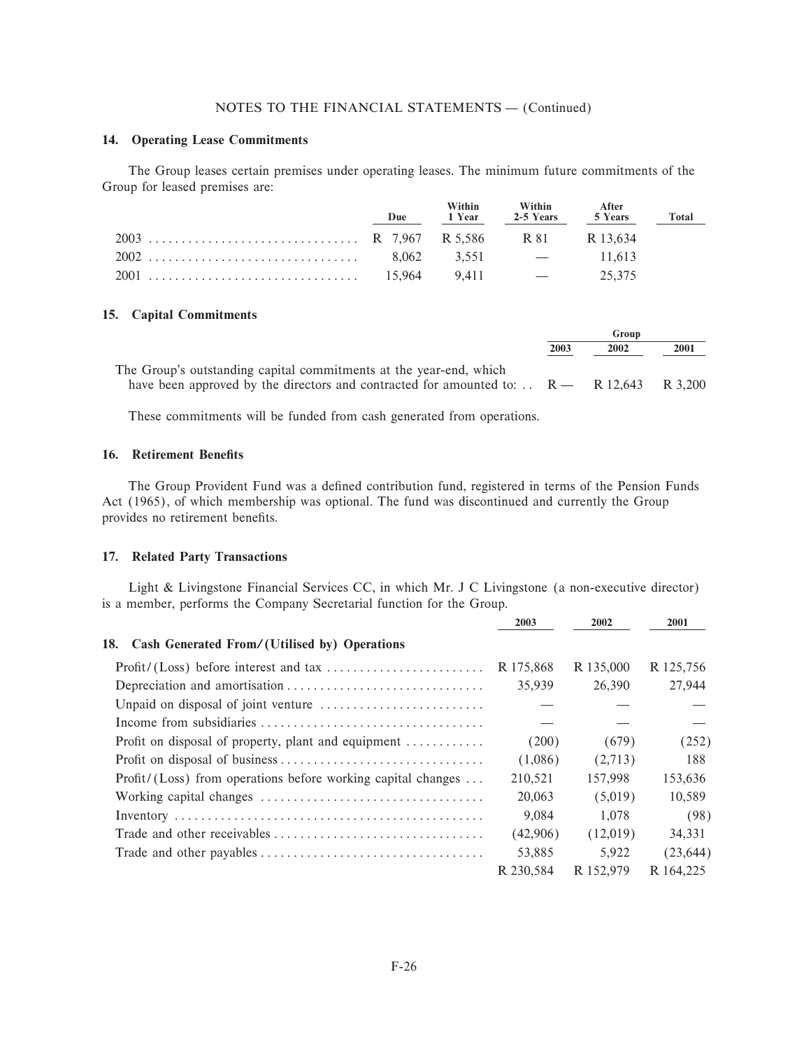NOTES TO THE FINANCIAL STATEMENTS — (Continued)

### 14. Operating Lease Commitments

The Group leases certain premises under operating leases. The minimum future commitments of the Group for leased premises are:

| | Due | Within 1 Year | Within 2-5 Years | After 5 Years | Total |
|---|---|---|---|---|---|
| 2003 | R 7,967 | R 5,586 | R 81 | R 13,634 | |
| 2002 | 8,062 | 3,551 | — | 11,613 | |
| 2001 | 15,964 | 9,411 | — | 25,375 | |

### 15. Capital Commitments

| | Group | | |
|---|---|---|---|
| | 2003 | 2002 | 2001 |
| The Group's outstanding capital commitments at the year-end, which have been approved by the directors and contracted for amounted to: | R — | R 12,643 | R 3,200 |

These commitments will be funded from cash generated from operations.

### 16. Retirement Benefits

The Group Provident Fund was a defined contribution fund, registered in terms of the Pension Funds Act (1965), of which membership was optional. The fund was discontinued and currently the Group provides no retirement benefits.

### 17. Related Party Transactions

Light & Livingstone Financial Services CC, in which Mr. J C Livingstone (a non-executive director) is a member, performs the Company Secretarial function for the Group.

### 18. Cash Generated From/(Utilised by) Operations

| | 2003 | 2002 | 2001 |
|---|---|---|---|
| Profit/(Loss) before interest and tax | R 175,868 | R 135,000 | R 125,756 |
| Depreciation and amortisation | 35,939 | 26,390 | 27,944 |
| Unpaid on disposal of joint venture | — | — | — |
| Income from subsidiaries | — | — | — |
| Profit on disposal of property, plant and equipment | (200) | (679) | (252) |
| Profit on disposal of business | (1,086) | (2,713) | 188 |
| Profit/(Loss) from operations before working capital changes | 210,521 | 157,998 | 153,636 |
| Working capital changes | 20,063 | (5,019) | 10,589 |
| Inventory | 9,084 | 1,078 | (98) |
| Trade and other receivables | (42,906) | (12,019) | 34,331 |
| Trade and other payables | 53,885 | 5,922 | (23,644) |
| | R 230,584 | R 152,979 | R 164,225 |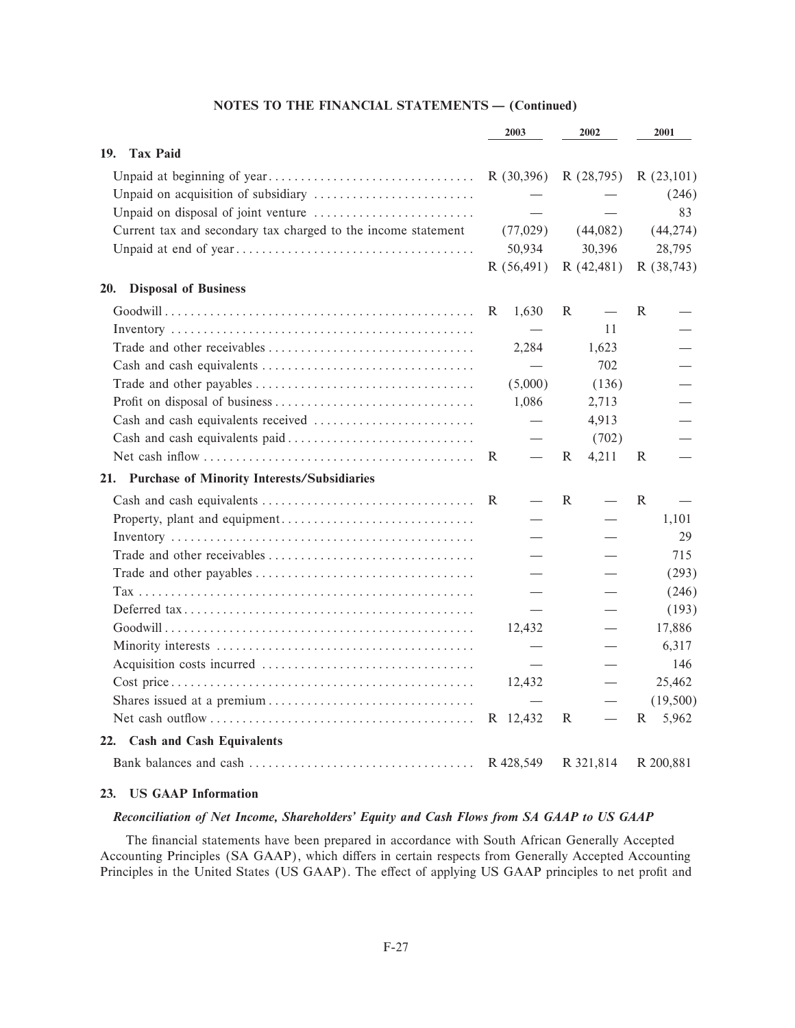## NOTES TO THE FINANCIAL STATEMENTS — (Continued)

| | 2003 | 2002 | 2001 |
|---|---|---|---|
| **19. Tax Paid** | | | |
| Unpaid at beginning of year | R (30,396) | R (28,795) | R (23,101) |
| Unpaid on acquisition of subsidiary | — | — | (246) |
| Unpaid on disposal of joint venture | — | — | 83 |
| Current tax and secondary tax charged to the income statement | (77,029) | (44,082) | (44,274) |
| Unpaid at end of year | 50,934 | 30,396 | 28,795 |
| | R (56,491) | R (42,481) | R (38,743) |
| **20. Disposal of Business** | | | |
| Goodwill | R 1,630 | R — | R — |
| Inventory | — | 11 | — |
| Trade and other receivables | 2,284 | 1,623 | — |
| Cash and cash equivalents | — | 702 | — |
| Trade and other payables | (5,000) | (136) | — |
| Profit on disposal of business | 1,086 | 2,713 | — |
| Cash and cash equivalents received | — | 4,913 | — |
| Cash and cash equivalents paid | — | (702) | — |
| Net cash inflow | R — | R 4,211 | R — |
| **21. Purchase of Minority Interests/Subsidiaries** | | | |
| Cash and cash equivalents | R — | R — | R — |
| Property, plant and equipment | — | — | 1,101 |
| Inventory | — | — | 29 |
| Trade and other receivables | — | — | 715 |
| Trade and other payables | — | — | (293) |
| Tax | — | — | (246) |
| Deferred tax | — | — | (193) |
| Goodwill | 12,432 | — | 17,886 |
| Minority interests | — | — | 6,317 |
| Acquisition costs incurred | — | — | 146 |
| Cost price | 12,432 | — | 25,462 |
| Shares issued at a premium | — | — | (19,500) |
| Net cash outflow | R 12,432 | R — | R 5,962 |
| **22. Cash and Cash Equivalents** | | | |
| Bank balances and cash | R 428,549 | R 321,814 | R 200,881 |

### 23. US GAAP Information

***Reconciliation of Net Income, Shareholders' Equity and Cash Flows from SA GAAP to US GAAP***

The financial statements have been prepared in accordance with South African Generally Accepted Accounting Principles (SA GAAP), which differs in certain respects from Generally Accepted Accounting Principles in the United States (US GAAP). The effect of applying US GAAP principles to net profit and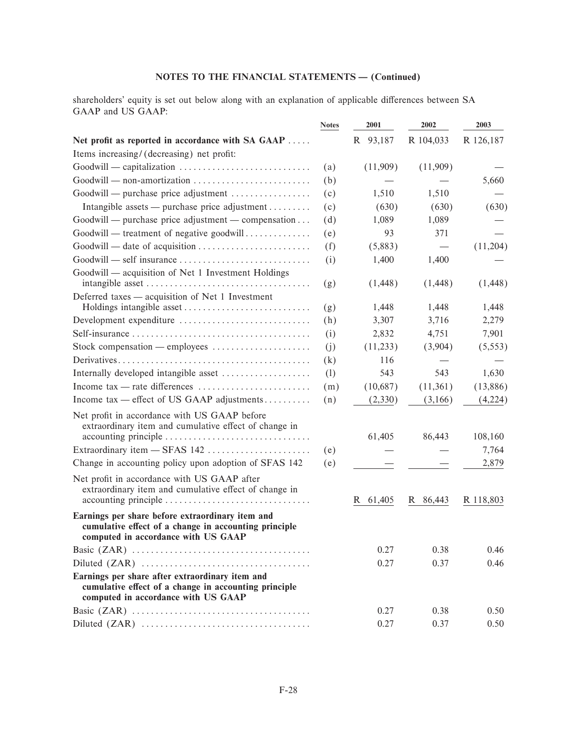## NOTES TO THE FINANCIAL STATEMENTS — (Continued)

shareholders' equity is set out below along with an explanation of applicable differences between SA GAAP and US GAAP:

| | Notes | 2001 | 2002 | 2003 |
|---|---|---|---|---|
| **Net profit as reported in accordance with SA GAAP** | | R 93,187 | R 104,033 | R 126,187 |
| Items increasing/(decreasing) net profit: | | | | |
| Goodwill — capitalization | (a) | (11,909) | (11,909) | — |
| Goodwill — non-amortization | (b) | — | — | 5,660 |
| Goodwill — purchase price adjustment | (c) | 1,510 | 1,510 | — |
| Intangible assets — purchase price adjustment | (c) | (630) | (630) | (630) |
| Goodwill — purchase price adjustment — compensation | (d) | 1,089 | 1,089 | — |
| Goodwill — treatment of negative goodwill | (e) | 93 | 371 | — |
| Goodwill — date of acquisition | (f) | (5,883) | — | (11,204) |
| Goodwill — self insurance | (i) | 1,400 | 1,400 | — |
| Goodwill — acquisition of Net 1 Investment Holdings intangible asset | (g) | (1,448) | (1,448) | (1,448) |
| Deferred taxes — acquisition of Net 1 Investment Holdings intangible asset | (g) | 1,448 | 1,448 | 1,448 |
| Development expenditure | (h) | 3,307 | 3,716 | 2,279 |
| Self-insurance | (i) | 2,832 | 4,751 | 7,901 |
| Stock compensation — employees | (j) | (11,233) | (3,904) | (5,553) |
| Derivatives | (k) | 116 | — | — |
| Internally developed intangible asset | (l) | 543 | 543 | 1,630 |
| Income tax — rate differences | (m) | (10,687) | (11,361) | (13,886) |
| Income tax — effect of US GAAP adjustments | (n) | (2,330) | (3,166) | (4,224) |
| Net profit in accordance with US GAAP before extraordinary item and cumulative effect of change in accounting principle | | 61,405 | 86,443 | 108,160 |
| Extraordinary item — SFAS 142 | (e) | — | — | 7,764 |
| Change in accounting policy upon adoption of SFAS 142 | (e) | — | — | 2,879 |
| Net profit in accordance with US GAAP after extraordinary item and cumulative effect of change in accounting principle | | R 61,405 | R 86,443 | R 118,803 |
| **Earnings per share before extraordinary item and cumulative effect of a change in accounting principle computed in accordance with US GAAP** | | | | |
| Basic (ZAR) | | 0.27 | 0.38 | 0.46 |
| Diluted (ZAR) | | 0.27 | 0.37 | 0.46 |
| **Earnings per share after extraordinary item and cumulative effect of a change in accounting principle computed in accordance with US GAAP** | | | | |
| Basic (ZAR) | | 0.27 | 0.38 | 0.50 |
| Diluted (ZAR) | | 0.27 | 0.37 | 0.50 |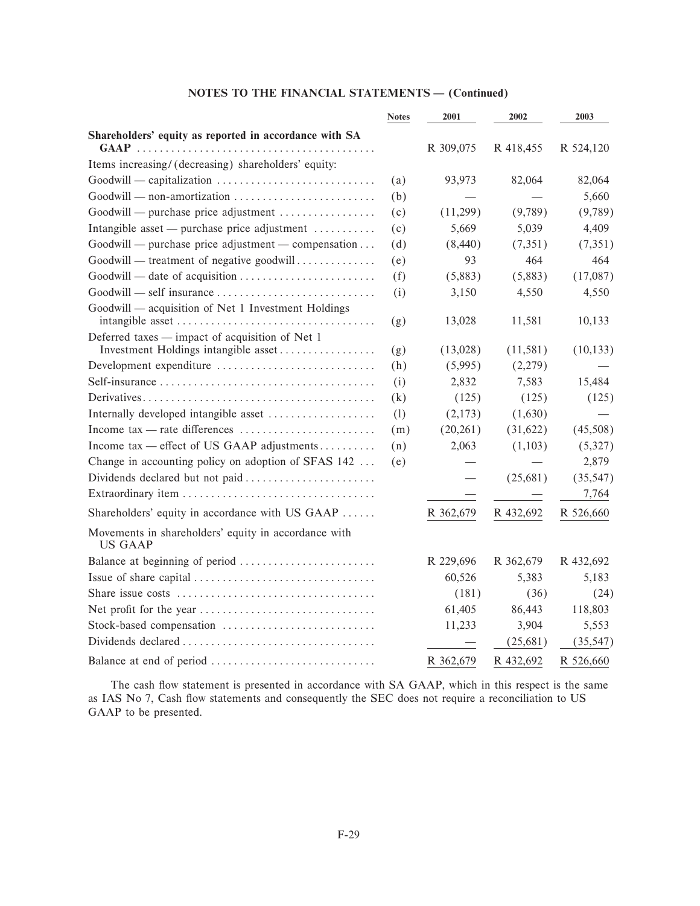**NOTES TO THE FINANCIAL STATEMENTS — (Continued)**

| | Notes | 2001 | 2002 | 2003 |
|---|---|---|---|---|
| **Shareholders' equity as reported in accordance with SA GAAP** | | R 309,075 | R 418,455 | R 524,120 |
| Items increasing/(decreasing) shareholders' equity: | | | | |
| Goodwill — capitalization | (a) | 93,973 | 82,064 | 82,064 |
| Goodwill — non-amortization | (b) | — | — | 5,660 |
| Goodwill — purchase price adjustment | (c) | (11,299) | (9,789) | (9,789) |
| Intangible asset — purchase price adjustment | (c) | 5,669 | 5,039 | 4,409 |
| Goodwill — purchase price adjustment — compensation | (d) | (8,440) | (7,351) | (7,351) |
| Goodwill — treatment of negative goodwill | (e) | 93 | 464 | 464 |
| Goodwill — date of acquisition | (f) | (5,883) | (5,883) | (17,087) |
| Goodwill — self insurance | (i) | 3,150 | 4,550 | 4,550 |
| Goodwill — acquisition of Net 1 Investment Holdings intangible asset | (g) | 13,028 | 11,581 | 10,133 |
| Deferred taxes — impact of acquisition of Net 1 Investment Holdings intangible asset | (g) | (13,028) | (11,581) | (10,133) |
| Development expenditure | (h) | (5,995) | (2,279) | — |
| Self-insurance | (i) | 2,832 | 7,583 | 15,484 |
| Derivatives | (k) | (125) | (125) | (125) |
| Internally developed intangible asset | (l) | (2,173) | (1,630) | — |
| Income tax — rate differences | (m) | (20,261) | (31,622) | (45,508) |
| Income tax — effect of US GAAP adjustments | (n) | 2,063 | (1,103) | (5,327) |
| Change in accounting policy on adoption of SFAS 142 | (e) | — | — | 2,879 |
| Dividends declared but not paid | | — | (25,681) | (35,547) |
| Extraordinary item | | — | — | 7,764 |
| Shareholders' equity in accordance with US GAAP | | R 362,679 | R 432,692 | R 526,660 |
| Movements in shareholders' equity in accordance with US GAAP | | | | |
| Balance at beginning of period | | R 229,696 | R 362,679 | R 432,692 |
| Issue of share capital | | 60,526 | 5,383 | 5,183 |
| Share issue costs | | (181) | (36) | (24) |
| Net profit for the year | | 61,405 | 86,443 | 118,803 |
| Stock-based compensation | | 11,233 | 3,904 | 5,553 |
| Dividends declared | | — | (25,681) | (35,547) |
| Balance at end of period | | R 362,679 | R 432,692 | R 526,660 |

The cash flow statement is presented in accordance with SA GAAP, which in this respect is the same as IAS No 7, Cash flow statements and consequently the SEC does not require a reconciliation to US GAAP to be presented.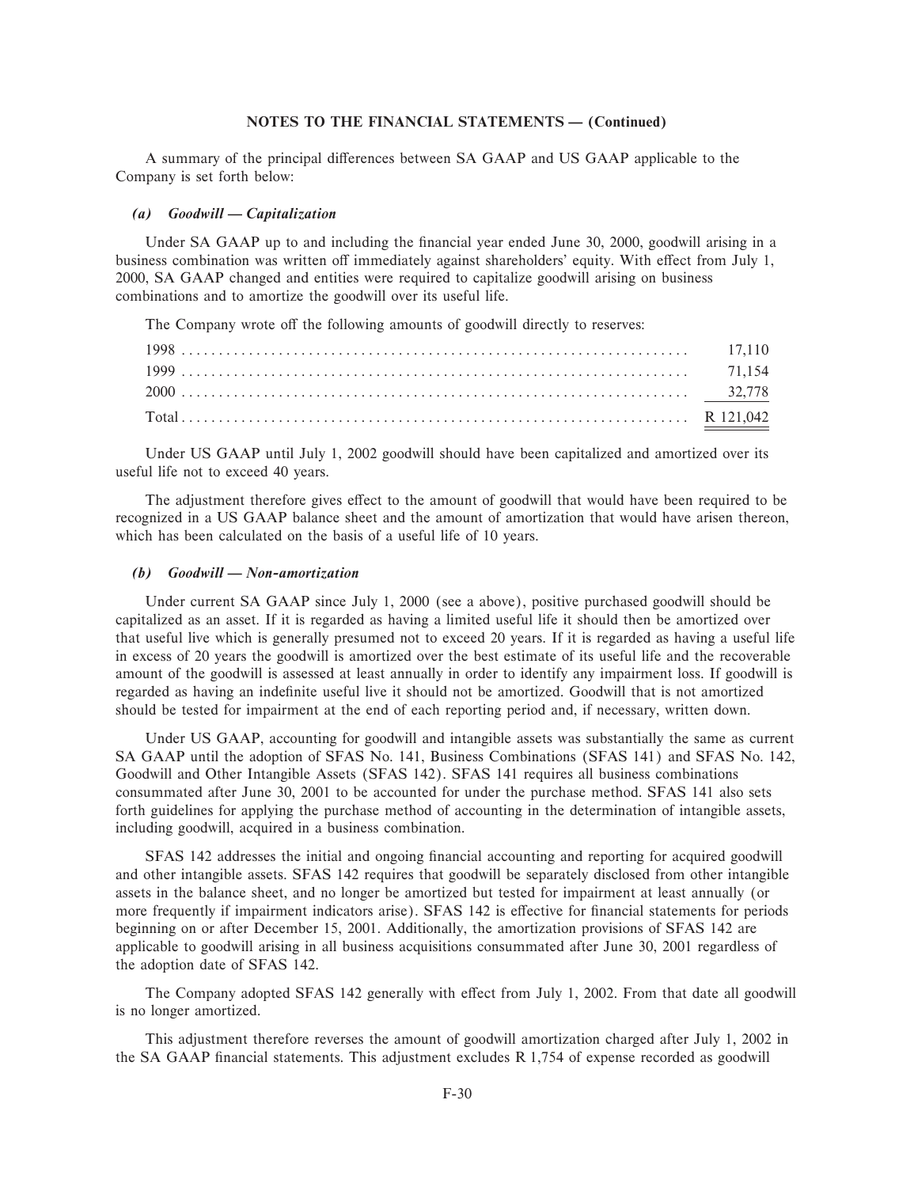## NOTES TO THE FINANCIAL STATEMENTS — (Continued)

A summary of the principal differences between SA GAAP and US GAAP applicable to the Company is set forth below:

### *(a) Goodwill — Capitalization*

Under SA GAAP up to and including the financial year ended June 30, 2000, goodwill arising in a business combination was written off immediately against shareholders' equity. With effect from July 1, 2000, SA GAAP changed and entities were required to capitalize goodwill arising on business combinations and to amortize the goodwill over its useful life.

The Company wrote off the following amounts of goodwill directly to reserves:

| | |
|---|---|
| 1998 | 17,110 |
| 1999 | 71,154 |
| 2000 | 32,778 |
| Total | R 121,042 |

Under US GAAP until July 1, 2002 goodwill should have been capitalized and amortized over its useful life not to exceed 40 years.

The adjustment therefore gives effect to the amount of goodwill that would have been required to be recognized in a US GAAP balance sheet and the amount of amortization that would have arisen thereon, which has been calculated on the basis of a useful life of 10 years.

### *(b) Goodwill — Non-amortization*

Under current SA GAAP since July 1, 2000 (see a above), positive purchased goodwill should be capitalized as an asset. If it is regarded as having a limited useful life it should then be amortized over that useful live which is generally presumed not to exceed 20 years. If it is regarded as having a useful life in excess of 20 years the goodwill is amortized over the best estimate of its useful life and the recoverable amount of the goodwill is assessed at least annually in order to identify any impairment loss. If goodwill is regarded as having an indefinite useful live it should not be amortized. Goodwill that is not amortized should be tested for impairment at the end of each reporting period and, if necessary, written down.

Under US GAAP, accounting for goodwill and intangible assets was substantially the same as current SA GAAP until the adoption of SFAS No. 141, Business Combinations (SFAS 141) and SFAS No. 142, Goodwill and Other Intangible Assets (SFAS 142). SFAS 141 requires all business combinations consummated after June 30, 2001 to be accounted for under the purchase method. SFAS 141 also sets forth guidelines for applying the purchase method of accounting in the determination of intangible assets, including goodwill, acquired in a business combination.

SFAS 142 addresses the initial and ongoing financial accounting and reporting for acquired goodwill and other intangible assets. SFAS 142 requires that goodwill be separately disclosed from other intangible assets in the balance sheet, and no longer be amortized but tested for impairment at least annually (or more frequently if impairment indicators arise). SFAS 142 is effective for financial statements for periods beginning on or after December 15, 2001. Additionally, the amortization provisions of SFAS 142 are applicable to goodwill arising in all business acquisitions consummated after June 30, 2001 regardless of the adoption date of SFAS 142.

The Company adopted SFAS 142 generally with effect from July 1, 2002. From that date all goodwill is no longer amortized.

This adjustment therefore reverses the amount of goodwill amortization charged after July 1, 2002 in the SA GAAP financial statements. This adjustment excludes R 1,754 of expense recorded as goodwill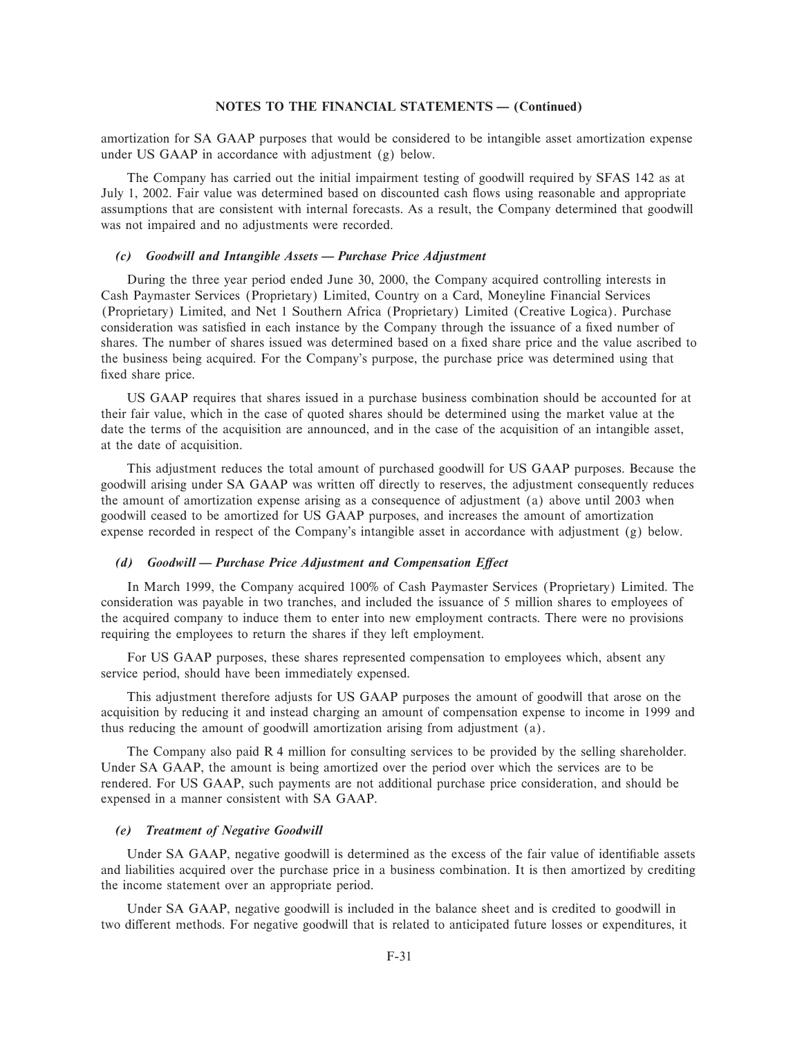amortization for SA GAAP purposes that would be considered to be intangible asset amortization expense under US GAAP in accordance with adjustment (g) below.

The Company has carried out the initial impairment testing of goodwill required by SFAS 142 as at July 1, 2002. Fair value was determined based on discounted cash flows using reasonable and appropriate assumptions that are consistent with internal forecasts. As a result, the Company determined that goodwill was not impaired and no adjustments were recorded.

### *(c) Goodwill and Intangible Assets — Purchase Price Adjustment*

During the three year period ended June 30, 2000, the Company acquired controlling interests in Cash Paymaster Services (Proprietary) Limited, Country on a Card, Moneyline Financial Services (Proprietary) Limited, and Net 1 Southern Africa (Proprietary) Limited (Creative Logica). Purchase consideration was satisfied in each instance by the Company through the issuance of a fixed number of shares. The number of shares issued was determined based on a fixed share price and the value ascribed to the business being acquired. For the Company's purpose, the purchase price was determined using that fixed share price.

US GAAP requires that shares issued in a purchase business combination should be accounted for at their fair value, which in the case of quoted shares should be determined using the market value at the date the terms of the acquisition are announced, and in the case of the acquisition of an intangible asset, at the date of acquisition.

This adjustment reduces the total amount of purchased goodwill for US GAAP purposes. Because the goodwill arising under SA GAAP was written off directly to reserves, the adjustment consequently reduces the amount of amortization expense arising as a consequence of adjustment (a) above until 2003 when goodwill ceased to be amortized for US GAAP purposes, and increases the amount of amortization expense recorded in respect of the Company's intangible asset in accordance with adjustment (g) below.

### *(d) Goodwill — Purchase Price Adjustment and Compensation Effect*

In March 1999, the Company acquired 100% of Cash Paymaster Services (Proprietary) Limited. The consideration was payable in two tranches, and included the issuance of 5 million shares to employees of the acquired company to induce them to enter into new employment contracts. There were no provisions requiring the employees to return the shares if they left employment.

For US GAAP purposes, these shares represented compensation to employees which, absent any service period, should have been immediately expensed.

This adjustment therefore adjusts for US GAAP purposes the amount of goodwill that arose on the acquisition by reducing it and instead charging an amount of compensation expense to income in 1999 and thus reducing the amount of goodwill amortization arising from adjustment (a).

The Company also paid R 4 million for consulting services to be provided by the selling shareholder. Under SA GAAP, the amount is being amortized over the period over which the services are to be rendered. For US GAAP, such payments are not additional purchase price consideration, and should be expensed in a manner consistent with SA GAAP.

### *(e) Treatment of Negative Goodwill*

Under SA GAAP, negative goodwill is determined as the excess of the fair value of identifiable assets and liabilities acquired over the purchase price in a business combination. It is then amortized by crediting the income statement over an appropriate period.

Under SA GAAP, negative goodwill is included in the balance sheet and is credited to goodwill in two different methods. For negative goodwill that is related to anticipated future losses or expenditures, it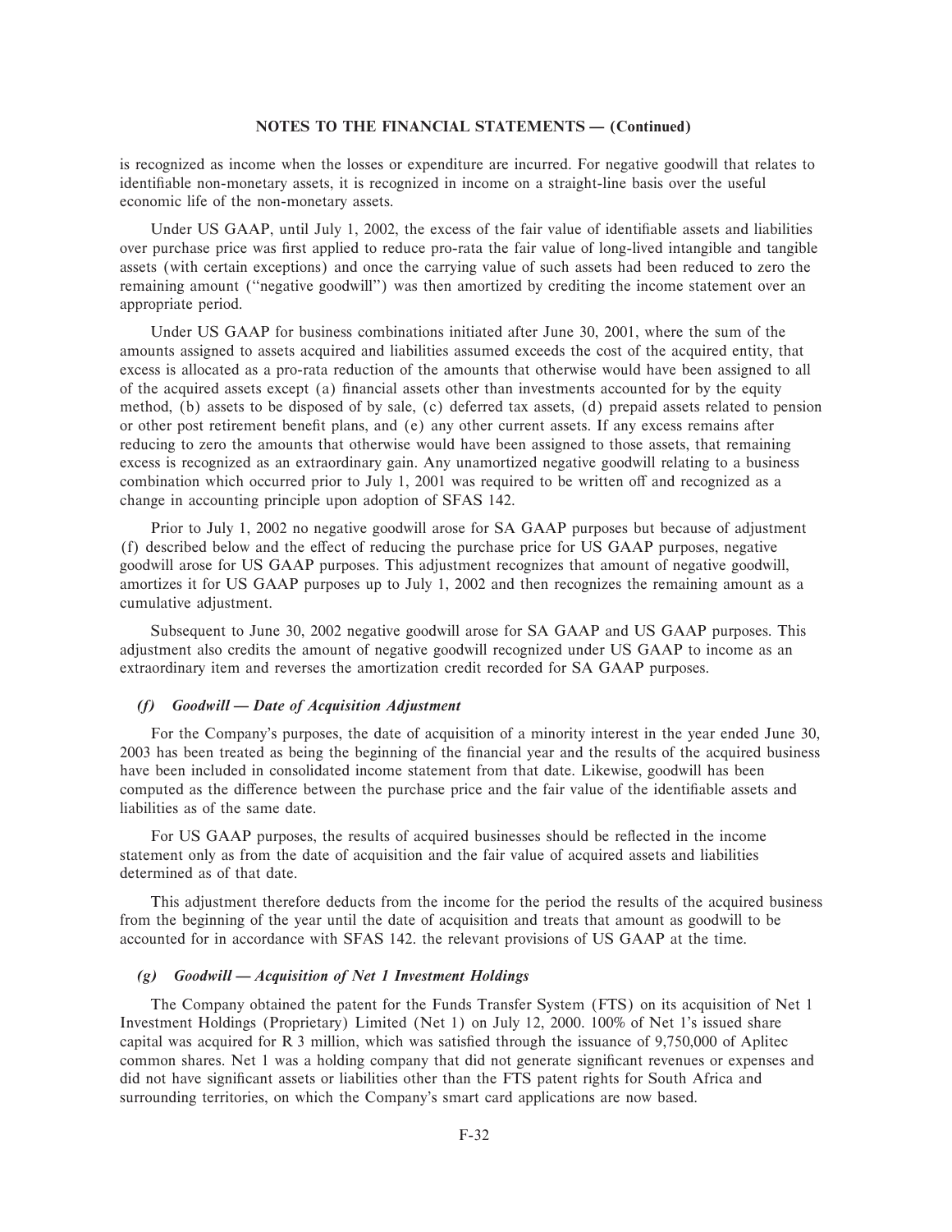is recognized as income when the losses or expenditure are incurred. For negative goodwill that relates to identifiable non-monetary assets, it is recognized in income on a straight-line basis over the useful economic life of the non-monetary assets.

Under US GAAP, until July 1, 2002, the excess of the fair value of identifiable assets and liabilities over purchase price was first applied to reduce pro-rata the fair value of long-lived intangible and tangible assets (with certain exceptions) and once the carrying value of such assets had been reduced to zero the remaining amount ("negative goodwill") was then amortized by crediting the income statement over an appropriate period.

Under US GAAP for business combinations initiated after June 30, 2001, where the sum of the amounts assigned to assets acquired and liabilities assumed exceeds the cost of the acquired entity, that excess is allocated as a pro-rata reduction of the amounts that otherwise would have been assigned to all of the acquired assets except (a) financial assets other than investments accounted for by the equity method, (b) assets to be disposed of by sale, (c) deferred tax assets, (d) prepaid assets related to pension or other post retirement benefit plans, and (e) any other current assets. If any excess remains after reducing to zero the amounts that otherwise would have been assigned to those assets, that remaining excess is recognized as an extraordinary gain. Any unamortized negative goodwill relating to a business combination which occurred prior to July 1, 2001 was required to be written off and recognized as a change in accounting principle upon adoption of SFAS 142.

Prior to July 1, 2002 no negative goodwill arose for SA GAAP purposes but because of adjustment (f) described below and the effect of reducing the purchase price for US GAAP purposes, negative goodwill arose for US GAAP purposes. This adjustment recognizes that amount of negative goodwill, amortizes it for US GAAP purposes up to July 1, 2002 and then recognizes the remaining amount as a cumulative adjustment.

Subsequent to June 30, 2002 negative goodwill arose for SA GAAP and US GAAP purposes. This adjustment also credits the amount of negative goodwill recognized under US GAAP to income as an extraordinary item and reverses the amortization credit recorded for SA GAAP purposes.

### *(f) Goodwill — Date of Acquisition Adjustment*

For the Company's purposes, the date of acquisition of a minority interest in the year ended June 30, 2003 has been treated as being the beginning of the financial year and the results of the acquired business have been included in consolidated income statement from that date. Likewise, goodwill has been computed as the difference between the purchase price and the fair value of the identifiable assets and liabilities as of the same date.

For US GAAP purposes, the results of acquired businesses should be reflected in the income statement only as from the date of acquisition and the fair value of acquired assets and liabilities determined as of that date.

This adjustment therefore deducts from the income for the period the results of the acquired business from the beginning of the year until the date of acquisition and treats that amount as goodwill to be accounted for in accordance with SFAS 142. the relevant provisions of US GAAP at the time.

### *(g) Goodwill — Acquisition of Net 1 Investment Holdings*

The Company obtained the patent for the Funds Transfer System (FTS) on its acquisition of Net 1 Investment Holdings (Proprietary) Limited (Net 1) on July 12, 2000. 100% of Net 1's issued share capital was acquired for R 3 million, which was satisfied through the issuance of 9,750,000 of Aplitec common shares. Net 1 was a holding company that did not generate significant revenues or expenses and did not have significant assets or liabilities other than the FTS patent rights for South Africa and surrounding territories, on which the Company's smart card applications are now based.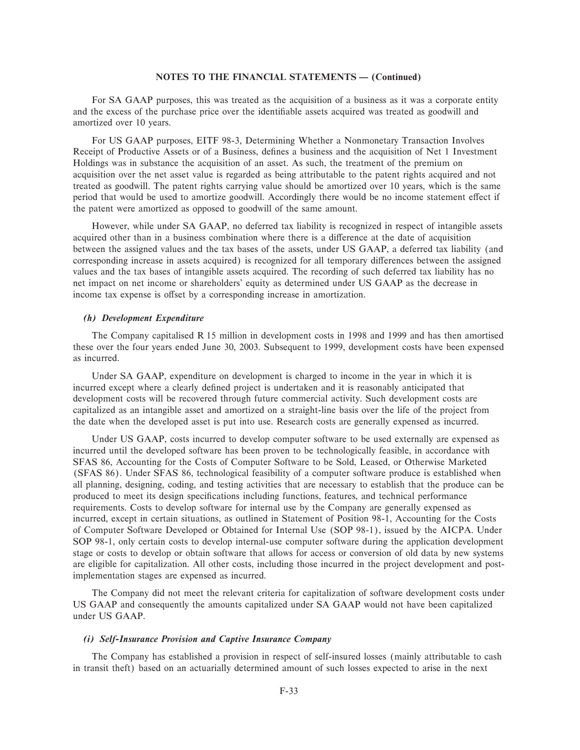**NOTES TO THE FINANCIAL STATEMENTS — (Continued)**

For SA GAAP purposes, this was treated as the acquisition of a business as it was a corporate entity and the excess of the purchase price over the identifiable assets acquired was treated as goodwill and amortized over 10 years.

For US GAAP purposes, EITF 98-3, Determining Whether a Nonmonetary Transaction Involves Receipt of Productive Assets or of a Business, defines a business and the acquisition of Net 1 Investment Holdings was in substance the acquisition of an asset. As such, the treatment of the premium on acquisition over the net asset value is regarded as being attributable to the patent rights acquired and not treated as goodwill. The patent rights carrying value should be amortized over 10 years, which is the same period that would be used to amortize goodwill. Accordingly there would be no income statement effect if the patent were amortized as opposed to goodwill of the same amount.

However, while under SA GAAP, no deferred tax liability is recognized in respect of intangible assets acquired other than in a business combination where there is a difference at the date of acquisition between the assigned values and the tax bases of the assets, under US GAAP, a deferred tax liability (and corresponding increase in assets acquired) is recognized for all temporary differences between the assigned values and the tax bases of intangible assets acquired. The recording of such deferred tax liability has no net impact on net income or shareholders' equity as determined under US GAAP as the decrease in income tax expense is offset by a corresponding increase in amortization.

***(h) Development Expenditure***

The Company capitalised R 15 million in development costs in 1998 and 1999 and has then amortised these over the four years ended June 30, 2003. Subsequent to 1999, development costs have been expensed as incurred.

Under SA GAAP, expenditure on development is charged to income in the year in which it is incurred except where a clearly defined project is undertaken and it is reasonably anticipated that development costs will be recovered through future commercial activity. Such development costs are capitalized as an intangible asset and amortized on a straight-line basis over the life of the project from the date when the developed asset is put into use. Research costs are generally expensed as incurred.

Under US GAAP, costs incurred to develop computer software to be used externally are expensed as incurred until the developed software has been proven to be technologically feasible, in accordance with SFAS 86, Accounting for the Costs of Computer Software to be Sold, Leased, or Otherwise Marketed (SFAS 86). Under SFAS 86, technological feasibility of a computer software produce is established when all planning, designing, coding, and testing activities that are necessary to establish that the produce can be produced to meet its design specifications including functions, features, and technical performance requirements. Costs to develop software for internal use by the Company are generally expensed as incurred, except in certain situations, as outlined in Statement of Position 98-1, Accounting for the Costs of Computer Software Developed or Obtained for Internal Use (SOP 98-1), issued by the AICPA. Under SOP 98-1, only certain costs to develop internal-use computer software during the application development stage or costs to develop or obtain software that allows for access or conversion of old data by new systems are eligible for capitalization. All other costs, including those incurred in the project development and post-implementation stages are expensed as incurred.

The Company did not meet the relevant criteria for capitalization of software development costs under US GAAP and consequently the amounts capitalized under SA GAAP would not have been capitalized under US GAAP.

***(i) Self-Insurance Provision and Captive Insurance Company***

The Company has established a provision in respect of self-insured losses (mainly attributable to cash in transit theft) based on an actuarially determined amount of such losses expected to arise in the next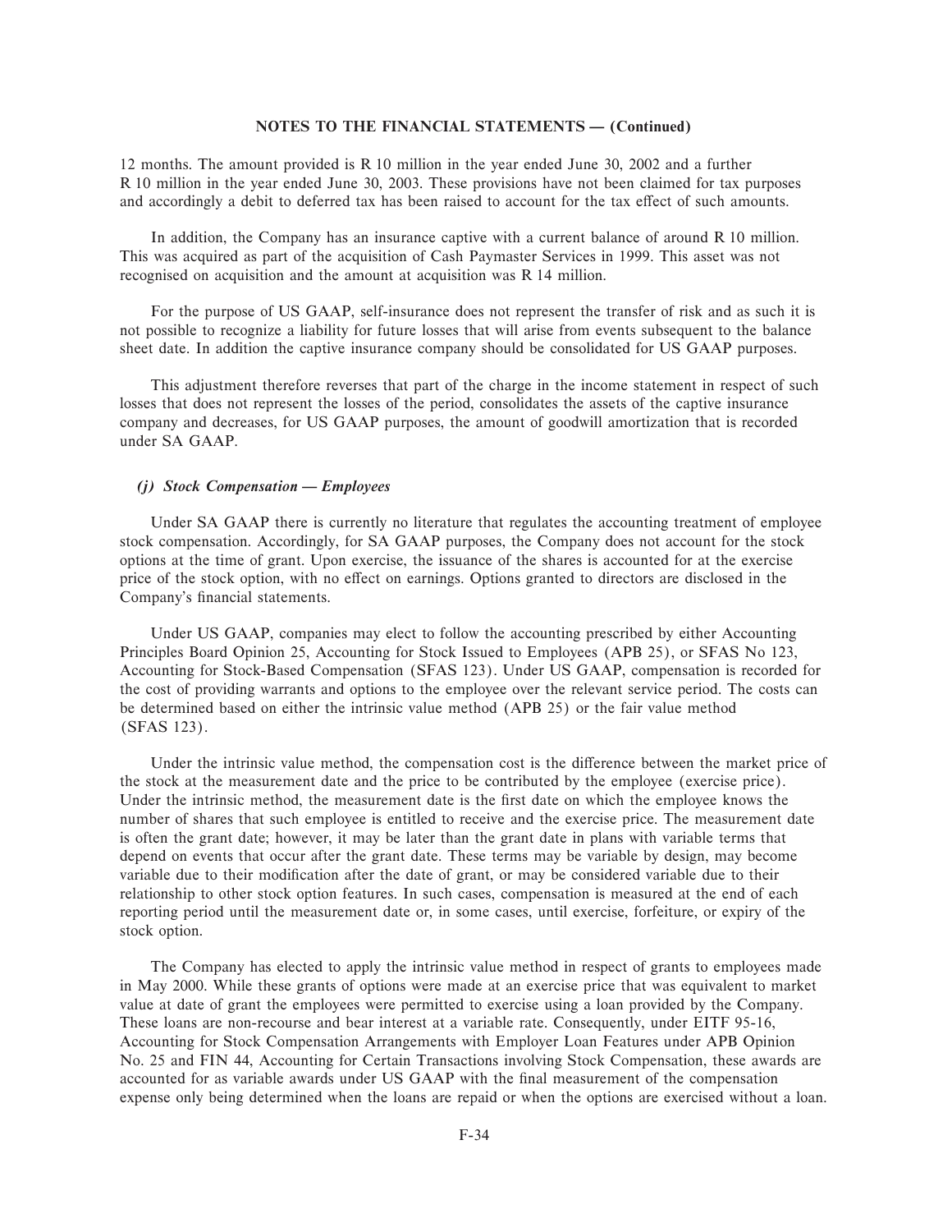12 months. The amount provided is R 10 million in the year ended June 30, 2002 and a further R 10 million in the year ended June 30, 2003. These provisions have not been claimed for tax purposes and accordingly a debit to deferred tax has been raised to account for the tax effect of such amounts.

In addition, the Company has an insurance captive with a current balance of around R 10 million. This was acquired as part of the acquisition of Cash Paymaster Services in 1999. This asset was not recognised on acquisition and the amount at acquisition was R 14 million.

For the purpose of US GAAP, self-insurance does not represent the transfer of risk and as such it is not possible to recognize a liability for future losses that will arise from events subsequent to the balance sheet date. In addition the captive insurance company should be consolidated for US GAAP purposes.

This adjustment therefore reverses that part of the charge in the income statement in respect of such losses that does not represent the losses of the period, consolidates the assets of the captive insurance company and decreases, for US GAAP purposes, the amount of goodwill amortization that is recorded under SA GAAP.

### *(j) Stock Compensation — Employees*

Under SA GAAP there is currently no literature that regulates the accounting treatment of employee stock compensation. Accordingly, for SA GAAP purposes, the Company does not account for the stock options at the time of grant. Upon exercise, the issuance of the shares is accounted for at the exercise price of the stock option, with no effect on earnings. Options granted to directors are disclosed in the Company's financial statements.

Under US GAAP, companies may elect to follow the accounting prescribed by either Accounting Principles Board Opinion 25, Accounting for Stock Issued to Employees (APB 25), or SFAS No 123, Accounting for Stock-Based Compensation (SFAS 123). Under US GAAP, compensation is recorded for the cost of providing warrants and options to the employee over the relevant service period. The costs can be determined based on either the intrinsic value method (APB 25) or the fair value method (SFAS 123).

Under the intrinsic value method, the compensation cost is the difference between the market price of the stock at the measurement date and the price to be contributed by the employee (exercise price). Under the intrinsic method, the measurement date is the first date on which the employee knows the number of shares that such employee is entitled to receive and the exercise price. The measurement date is often the grant date; however, it may be later than the grant date in plans with variable terms that depend on events that occur after the grant date. These terms may be variable by design, may become variable due to their modification after the date of grant, or may be considered variable due to their relationship to other stock option features. In such cases, compensation is measured at the end of each reporting period until the measurement date or, in some cases, until exercise, forfeiture, or expiry of the stock option.

The Company has elected to apply the intrinsic value method in respect of grants to employees made in May 2000. While these grants of options were made at an exercise price that was equivalent to market value at date of grant the employees were permitted to exercise using a loan provided by the Company. These loans are non-recourse and bear interest at a variable rate. Consequently, under EITF 95-16, Accounting for Stock Compensation Arrangements with Employer Loan Features under APB Opinion No. 25 and FIN 44, Accounting for Certain Transactions involving Stock Compensation, these awards are accounted for as variable awards under US GAAP with the final measurement of the compensation expense only being determined when the loans are repaid or when the options are exercised without a loan.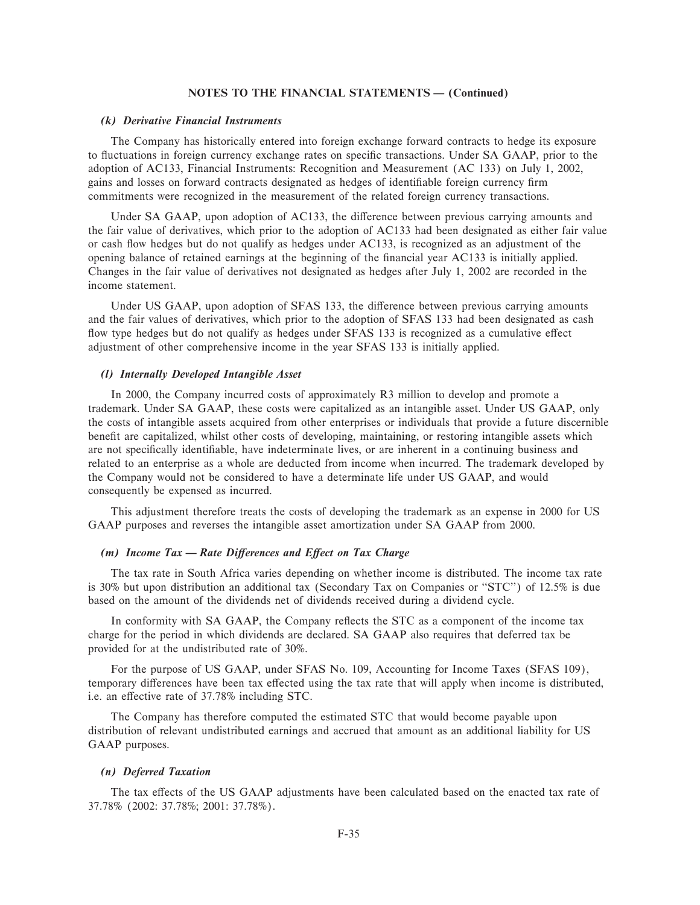## NOTES TO THE FINANCIAL STATEMENTS — (Continued)

### *(k) Derivative Financial Instruments*

The Company has historically entered into foreign exchange forward contracts to hedge its exposure to fluctuations in foreign currency exchange rates on specific transactions. Under SA GAAP, prior to the adoption of AC133, Financial Instruments: Recognition and Measurement (AC 133) on July 1, 2002, gains and losses on forward contracts designated as hedges of identifiable foreign currency firm commitments were recognized in the measurement of the related foreign currency transactions.

Under SA GAAP, upon adoption of AC133, the difference between previous carrying amounts and the fair value of derivatives, which prior to the adoption of AC133 had been designated as either fair value or cash flow hedges but do not qualify as hedges under AC133, is recognized as an adjustment of the opening balance of retained earnings at the beginning of the financial year AC133 is initially applied. Changes in the fair value of derivatives not designated as hedges after July 1, 2002 are recorded in the income statement.

Under US GAAP, upon adoption of SFAS 133, the difference between previous carrying amounts and the fair values of derivatives, which prior to the adoption of SFAS 133 had been designated as cash flow type hedges but do not qualify as hedges under SFAS 133 is recognized as a cumulative effect adjustment of other comprehensive income in the year SFAS 133 is initially applied.

### *(l) Internally Developed Intangible Asset*

In 2000, the Company incurred costs of approximately R3 million to develop and promote a trademark. Under SA GAAP, these costs were capitalized as an intangible asset. Under US GAAP, only the costs of intangible assets acquired from other enterprises or individuals that provide a future discernible benefit are capitalized, whilst other costs of developing, maintaining, or restoring intangible assets which are not specifically identifiable, have indeterminate lives, or are inherent in a continuing business and related to an enterprise as a whole are deducted from income when incurred. The trademark developed by the Company would not be considered to have a determinate life under US GAAP, and would consequently be expensed as incurred.

This adjustment therefore treats the costs of developing the trademark as an expense in 2000 for US GAAP purposes and reverses the intangible asset amortization under SA GAAP from 2000.

### *(m) Income Tax — Rate Differences and Effect on Tax Charge*

The tax rate in South Africa varies depending on whether income is distributed. The income tax rate is 30% but upon distribution an additional tax (Secondary Tax on Companies or "STC") of 12.5% is due based on the amount of the dividends net of dividends received during a dividend cycle.

In conformity with SA GAAP, the Company reflects the STC as a component of the income tax charge for the period in which dividends are declared. SA GAAP also requires that deferred tax be provided for at the undistributed rate of 30%.

For the purpose of US GAAP, under SFAS No. 109, Accounting for Income Taxes (SFAS 109), temporary differences have been tax effected using the tax rate that will apply when income is distributed, i.e. an effective rate of 37.78% including STC.

The Company has therefore computed the estimated STC that would become payable upon distribution of relevant undistributed earnings and accrued that amount as an additional liability for US GAAP purposes.

### *(n) Deferred Taxation*

The tax effects of the US GAAP adjustments have been calculated based on the enacted tax rate of 37.78% (2002: 37.78%; 2001: 37.78%).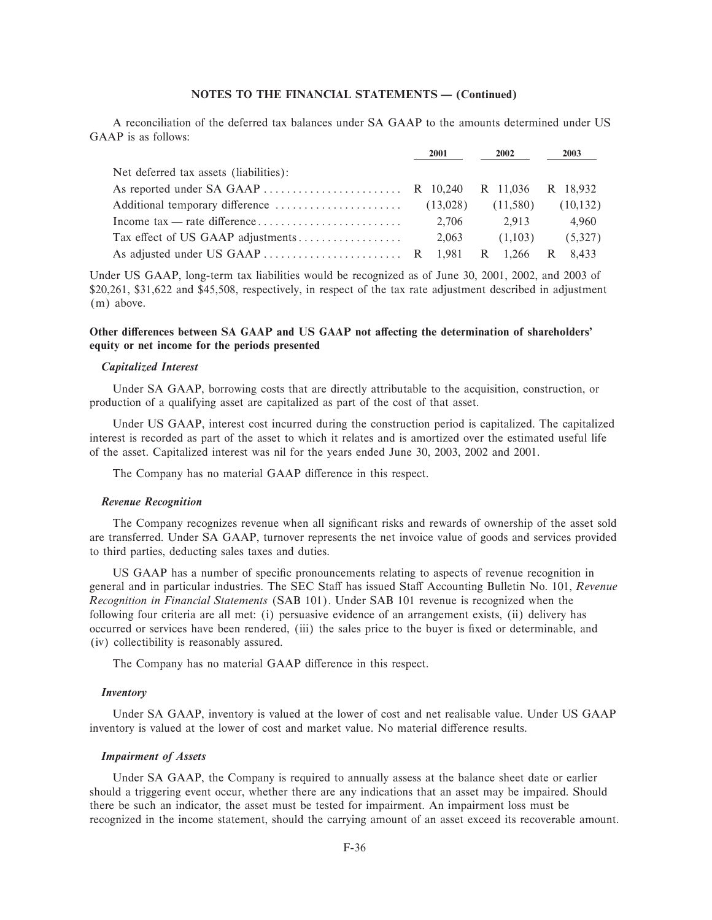## NOTES TO THE FINANCIAL STATEMENTS — (Continued)

A reconciliation of the deferred tax balances under SA GAAP to the amounts determined under US GAAP is as follows:

| | 2001 | 2002 | 2003 |
|---|---|---|---|
| Net deferred tax assets (liabilities): | | | |
| As reported under SA GAAP | R 10,240 | R 11,036 | R 18,932 |
| Additional temporary difference | (13,028) | (11,580) | (10,132) |
| Income tax — rate difference | 2,706 | 2,913 | 4,960 |
| Tax effect of US GAAP adjustments | 2,063 | (1,103) | (5,327) |
| As adjusted under US GAAP | R 1,981 | R 1,266 | R 8,433 |

Under US GAAP, long-term tax liabilities would be recognized as of June 30, 2001, 2002, and 2003 of $20,261, $31,622 and $45,508, respectively, in respect of the tax rate adjustment described in adjustment (m) above.

### Other differences between SA GAAP and US GAAP not affecting the determination of shareholders' equity or net income for the periods presented

#### *Capitalized Interest*

Under SA GAAP, borrowing costs that are directly attributable to the acquisition, construction, or production of a qualifying asset are capitalized as part of the cost of that asset.

Under US GAAP, interest cost incurred during the construction period is capitalized. The capitalized interest is recorded as part of the asset to which it relates and is amortized over the estimated useful life of the asset. Capitalized interest was nil for the years ended June 30, 2003, 2002 and 2001.

The Company has no material GAAP difference in this respect.

#### *Revenue Recognition*

The Company recognizes revenue when all significant risks and rewards of ownership of the asset sold are transferred. Under SA GAAP, turnover represents the net invoice value of goods and services provided to third parties, deducting sales taxes and duties.

US GAAP has a number of specific pronouncements relating to aspects of revenue recognition in general and in particular industries. The SEC Staff has issued Staff Accounting Bulletin No. 101, *Revenue Recognition in Financial Statements* (SAB 101). Under SAB 101 revenue is recognized when the following four criteria are all met: (i) persuasive evidence of an arrangement exists, (ii) delivery has occurred or services have been rendered, (iii) the sales price to the buyer is fixed or determinable, and (iv) collectibility is reasonably assured.

The Company has no material GAAP difference in this respect.

#### *Inventory*

Under SA GAAP, inventory is valued at the lower of cost and net realisable value. Under US GAAP inventory is valued at the lower of cost and market value. No material difference results.

#### *Impairment of Assets*

Under SA GAAP, the Company is required to annually assess at the balance sheet date or earlier should a triggering event occur, whether there are any indications that an asset may be impaired. Should there be such an indicator, the asset must be tested for impairment. An impairment loss must be recognized in the income statement, should the carrying amount of an asset exceed its recoverable amount.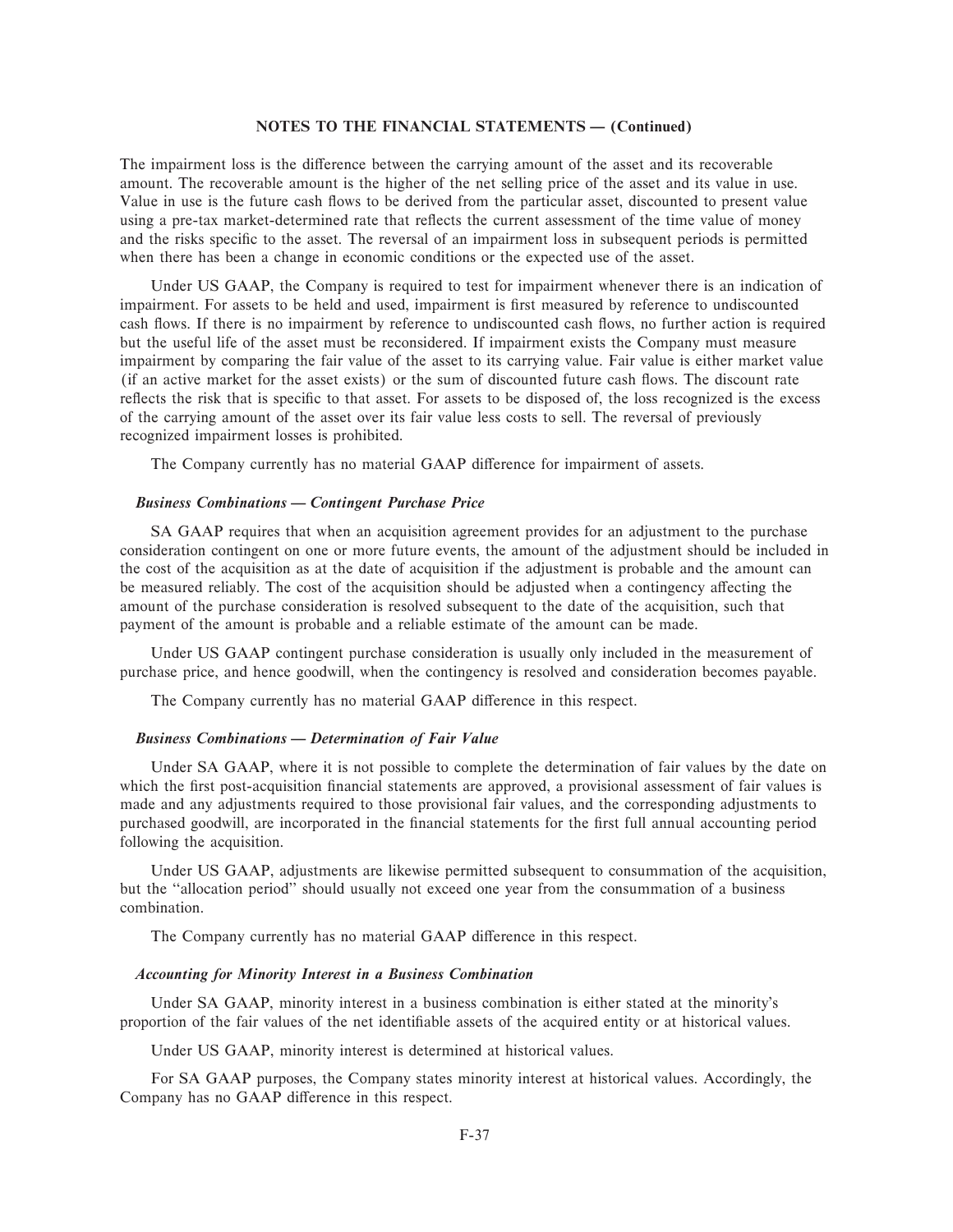The impairment loss is the difference between the carrying amount of the asset and its recoverable amount. The recoverable amount is the higher of the net selling price of the asset and its value in use. Value in use is the future cash flows to be derived from the particular asset, discounted to present value using a pre-tax market-determined rate that reflects the current assessment of the time value of money and the risks specific to the asset. The reversal of an impairment loss in subsequent periods is permitted when there has been a change in economic conditions or the expected use of the asset.

Under US GAAP, the Company is required to test for impairment whenever there is an indication of impairment. For assets to be held and used, impairment is first measured by reference to undiscounted cash flows. If there is no impairment by reference to undiscounted cash flows, no further action is required but the useful life of the asset must be reconsidered. If impairment exists the Company must measure impairment by comparing the fair value of the asset to its carrying value. Fair value is either market value (if an active market for the asset exists) or the sum of discounted future cash flows. The discount rate reflects the risk that is specific to that asset. For assets to be disposed of, the loss recognized is the excess of the carrying amount of the asset over its fair value less costs to sell. The reversal of previously recognized impairment losses is prohibited.

The Company currently has no material GAAP difference for impairment of assets.

***Business Combinations — Contingent Purchase Price***

SA GAAP requires that when an acquisition agreement provides for an adjustment to the purchase consideration contingent on one or more future events, the amount of the adjustment should be included in the cost of the acquisition as at the date of acquisition if the adjustment is probable and the amount can be measured reliably. The cost of the acquisition should be adjusted when a contingency affecting the amount of the purchase consideration is resolved subsequent to the date of the acquisition, such that payment of the amount is probable and a reliable estimate of the amount can be made.

Under US GAAP contingent purchase consideration is usually only included in the measurement of purchase price, and hence goodwill, when the contingency is resolved and consideration becomes payable.

The Company currently has no material GAAP difference in this respect.

***Business Combinations — Determination of Fair Value***

Under SA GAAP, where it is not possible to complete the determination of fair values by the date on which the first post-acquisition financial statements are approved, a provisional assessment of fair values is made and any adjustments required to those provisional fair values, and the corresponding adjustments to purchased goodwill, are incorporated in the financial statements for the first full annual accounting period following the acquisition.

Under US GAAP, adjustments are likewise permitted subsequent to consummation of the acquisition, but the "allocation period" should usually not exceed one year from the consummation of a business combination.

The Company currently has no material GAAP difference in this respect.

***Accounting for Minority Interest in a Business Combination***

Under SA GAAP, minority interest in a business combination is either stated at the minority's proportion of the fair values of the net identifiable assets of the acquired entity or at historical values.

Under US GAAP, minority interest is determined at historical values.

For SA GAAP purposes, the Company states minority interest at historical values. Accordingly, the Company has no GAAP difference in this respect.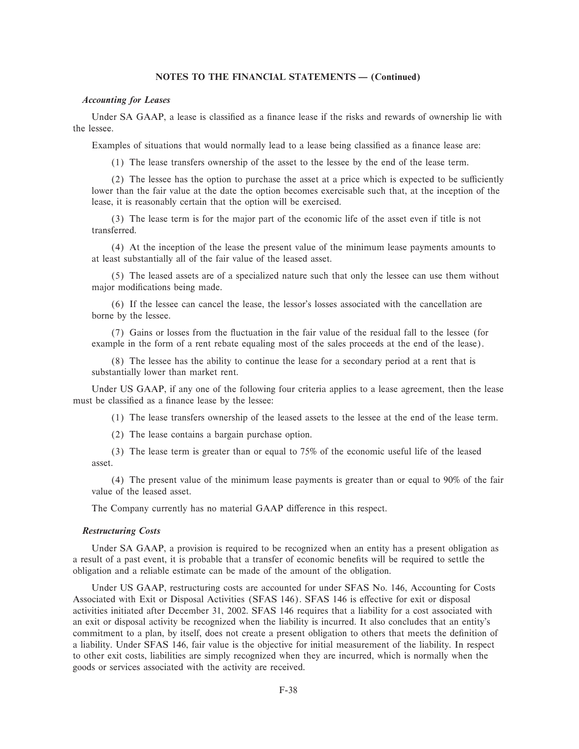**NOTES TO THE FINANCIAL STATEMENTS — (Continued)**

***Accounting for Leases***

Under SA GAAP, a lease is classified as a finance lease if the risks and rewards of ownership lie with the lessee.

Examples of situations that would normally lead to a lease being classified as a finance lease are:

(1) The lease transfers ownership of the asset to the lessee by the end of the lease term.

(2) The lessee has the option to purchase the asset at a price which is expected to be sufficiently lower than the fair value at the date the option becomes exercisable such that, at the inception of the lease, it is reasonably certain that the option will be exercised.

(3) The lease term is for the major part of the economic life of the asset even if title is not transferred.

(4) At the inception of the lease the present value of the minimum lease payments amounts to at least substantially all of the fair value of the leased asset.

(5) The leased assets are of a specialized nature such that only the lessee can use them without major modifications being made.

(6) If the lessee can cancel the lease, the lessor's losses associated with the cancellation are borne by the lessee.

(7) Gains or losses from the fluctuation in the fair value of the residual fall to the lessee (for example in the form of a rent rebate equaling most of the sales proceeds at the end of the lease).

(8) The lessee has the ability to continue the lease for a secondary period at a rent that is substantially lower than market rent.

Under US GAAP, if any one of the following four criteria applies to a lease agreement, then the lease must be classified as a finance lease by the lessee:

(1) The lease transfers ownership of the leased assets to the lessee at the end of the lease term.

(2) The lease contains a bargain purchase option.

(3) The lease term is greater than or equal to 75% of the economic useful life of the leased asset.

(4) The present value of the minimum lease payments is greater than or equal to 90% of the fair value of the leased asset.

The Company currently has no material GAAP difference in this respect.

***Restructuring Costs***

Under SA GAAP, a provision is required to be recognized when an entity has a present obligation as a result of a past event, it is probable that a transfer of economic benefits will be required to settle the obligation and a reliable estimate can be made of the amount of the obligation.

Under US GAAP, restructuring costs are accounted for under SFAS No. 146, Accounting for Costs Associated with Exit or Disposal Activities (SFAS 146). SFAS 146 is effective for exit or disposal activities initiated after December 31, 2002. SFAS 146 requires that a liability for a cost associated with an exit or disposal activity be recognized when the liability is incurred. It also concludes that an entity's commitment to a plan, by itself, does not create a present obligation to others that meets the definition of a liability. Under SFAS 146, fair value is the objective for initial measurement of the liability. In respect to other exit costs, liabilities are simply recognized when they are incurred, which is normally when the goods or services associated with the activity are received.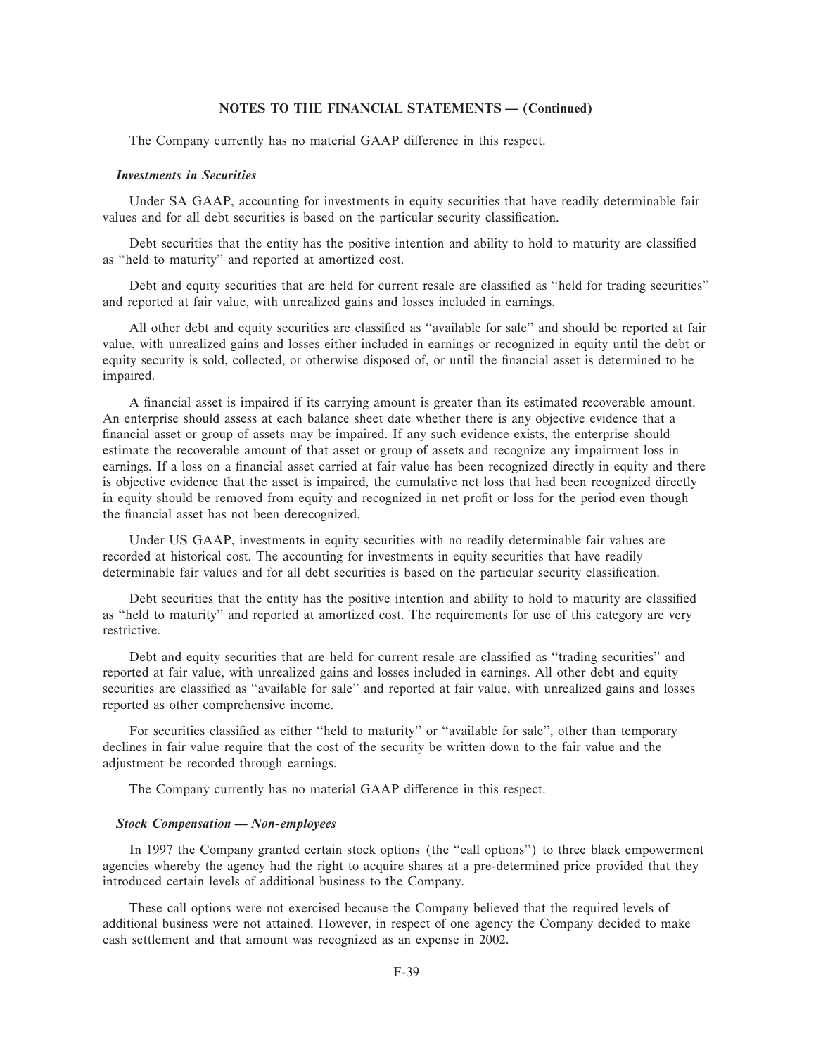**NOTES TO THE FINANCIAL STATEMENTS — (Continued)**

The Company currently has no material GAAP difference in this respect.

### *Investments in Securities*

Under SA GAAP, accounting for investments in equity securities that have readily determinable fair values and for all debt securities is based on the particular security classification.

Debt securities that the entity has the positive intention and ability to hold to maturity are classified as ''held to maturity'' and reported at amortized cost.

Debt and equity securities that are held for current resale are classified as ''held for trading securities'' and reported at fair value, with unrealized gains and losses included in earnings.

All other debt and equity securities are classified as ''available for sale'' and should be reported at fair value, with unrealized gains and losses either included in earnings or recognized in equity until the debt or equity security is sold, collected, or otherwise disposed of, or until the financial asset is determined to be impaired.

A financial asset is impaired if its carrying amount is greater than its estimated recoverable amount. An enterprise should assess at each balance sheet date whether there is any objective evidence that a financial asset or group of assets may be impaired. If any such evidence exists, the enterprise should estimate the recoverable amount of that asset or group of assets and recognize any impairment loss in earnings. If a loss on a financial asset carried at fair value has been recognized directly in equity and there is objective evidence that the asset is impaired, the cumulative net loss that had been recognized directly in equity should be removed from equity and recognized in net profit or loss for the period even though the financial asset has not been derecognized.

Under US GAAP, investments in equity securities with no readily determinable fair values are recorded at historical cost. The accounting for investments in equity securities that have readily determinable fair values and for all debt securities is based on the particular security classification.

Debt securities that the entity has the positive intention and ability to hold to maturity are classified as ''held to maturity'' and reported at amortized cost. The requirements for use of this category are very restrictive.

Debt and equity securities that are held for current resale are classified as ''trading securities'' and reported at fair value, with unrealized gains and losses included in earnings. All other debt and equity securities are classified as ''available for sale'' and reported at fair value, with unrealized gains and losses reported as other comprehensive income.

For securities classified as either ''held to maturity'' or ''available for sale'', other than temporary declines in fair value require that the cost of the security be written down to the fair value and the adjustment be recorded through earnings.

The Company currently has no material GAAP difference in this respect.

### *Stock Compensation — Non-employees*

In 1997 the Company granted certain stock options (the ''call options'') to three black empowerment agencies whereby the agency had the right to acquire shares at a pre-determined price provided that they introduced certain levels of additional business to the Company.

These call options were not exercised because the Company believed that the required levels of additional business were not attained. However, in respect of one agency the Company decided to make cash settlement and that amount was recognized as an expense in 2002.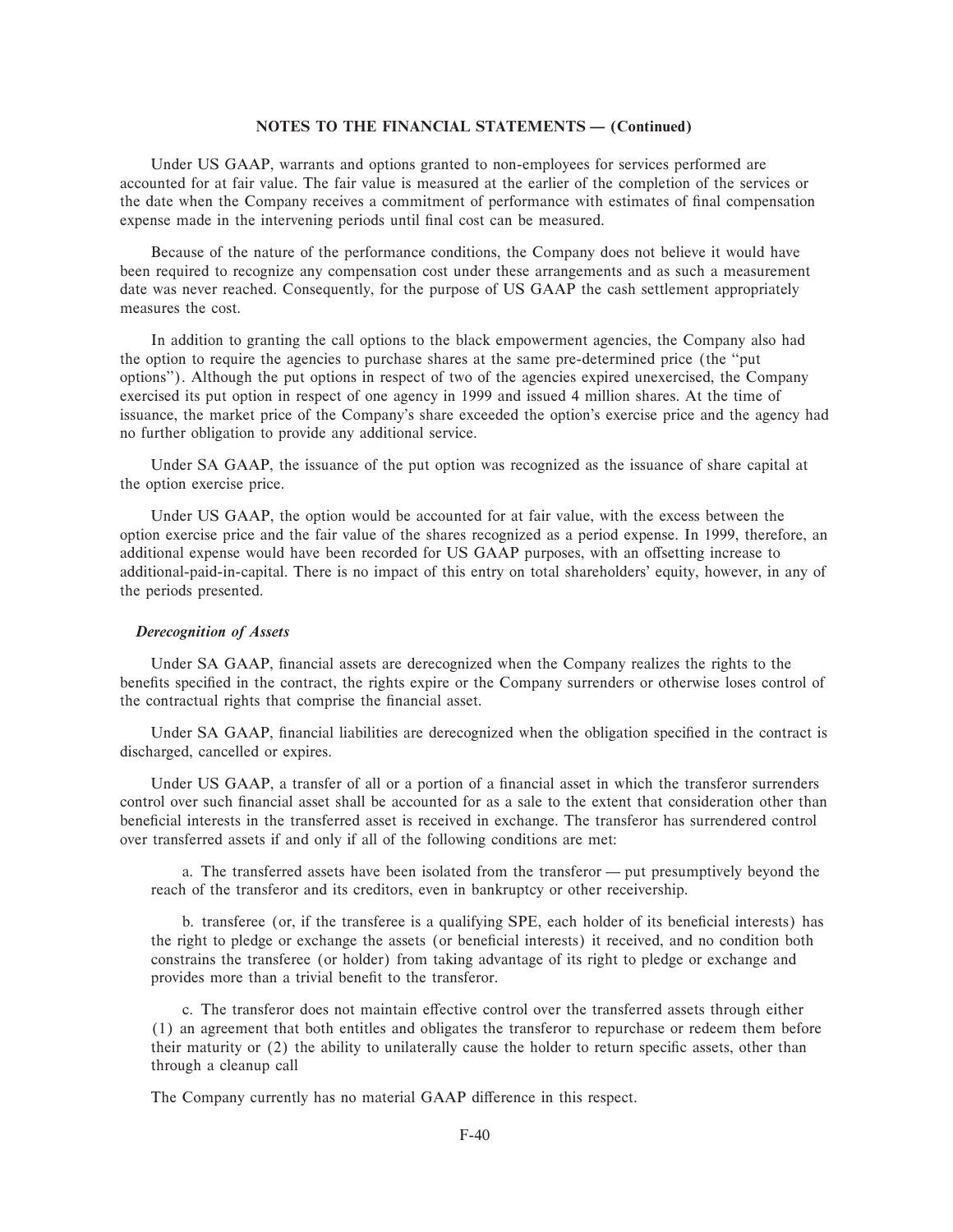**NOTES TO THE FINANCIAL STATEMENTS — (Continued)**

Under US GAAP, warrants and options granted to non-employees for services performed are accounted for at fair value. The fair value is measured at the earlier of the completion of the services or the date when the Company receives a commitment of performance with estimates of final compensation expense made in the intervening periods until final cost can be measured.

Because of the nature of the performance conditions, the Company does not believe it would have been required to recognize any compensation cost under these arrangements and as such a measurement date was never reached. Consequently, for the purpose of US GAAP the cash settlement appropriately measures the cost.

In addition to granting the call options to the black empowerment agencies, the Company also had the option to require the agencies to purchase shares at the same pre-determined price (the "put options"). Although the put options in respect of two of the agencies expired unexercised, the Company exercised its put option in respect of one agency in 1999 and issued 4 million shares. At the time of issuance, the market price of the Company's share exceeded the option's exercise price and the agency had no further obligation to provide any additional service.

Under SA GAAP, the issuance of the put option was recognized as the issuance of share capital at the option exercise price.

Under US GAAP, the option would be accounted for at fair value, with the excess between the option exercise price and the fair value of the shares recognized as a period expense. In 1999, therefore, an additional expense would have been recorded for US GAAP purposes, with an offsetting increase to additional-paid-in-capital. There is no impact of this entry on total shareholders' equity, however, in any of the periods presented.

***Derecognition of Assets***

Under SA GAAP, financial assets are derecognized when the Company realizes the rights to the benefits specified in the contract, the rights expire or the Company surrenders or otherwise loses control of the contractual rights that comprise the financial asset.

Under SA GAAP, financial liabilities are derecognized when the obligation specified in the contract is discharged, cancelled or expires.

Under US GAAP, a transfer of all or a portion of a financial asset in which the transferor surrenders control over such financial asset shall be accounted for as a sale to the extent that consideration other than beneficial interests in the transferred asset is received in exchange. The transferor has surrendered control over transferred assets if and only if all of the following conditions are met:

a. The transferred assets have been isolated from the transferor — put presumptively beyond the reach of the transferor and its creditors, even in bankruptcy or other receivership.

b. transferee (or, if the transferee is a qualifying SPE, each holder of its beneficial interests) has the right to pledge or exchange the assets (or beneficial interests) it received, and no condition both constrains the transferee (or holder) from taking advantage of its right to pledge or exchange and provides more than a trivial benefit to the transferor.

c. The transferor does not maintain effective control over the transferred assets through either (1) an agreement that both entitles and obligates the transferor to repurchase or redeem them before their maturity or (2) the ability to unilaterally cause the holder to return specific assets, other than through a cleanup call

The Company currently has no material GAAP difference in this respect.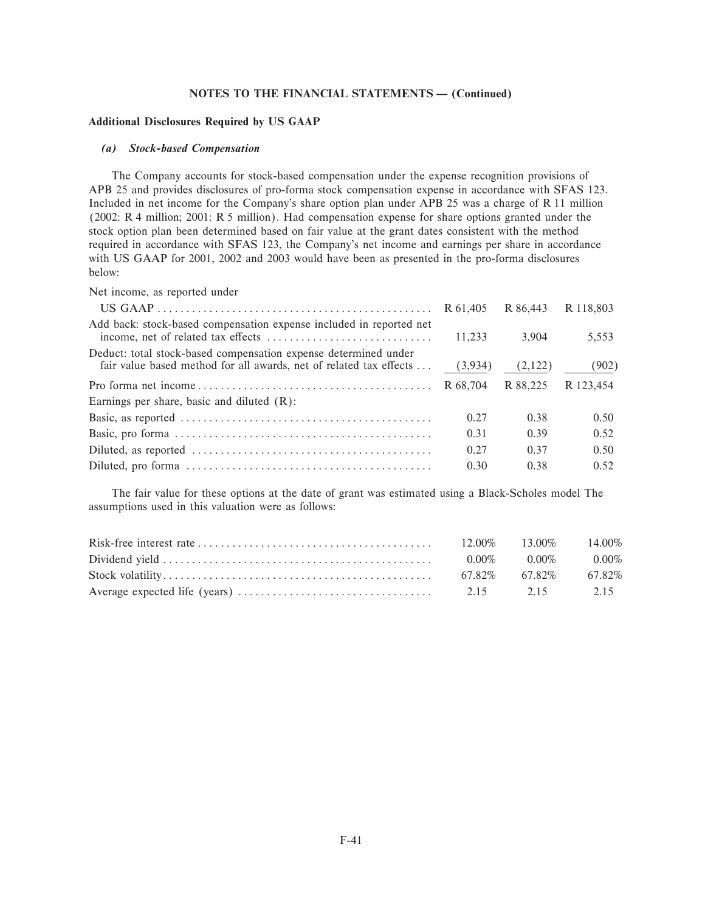**NOTES TO THE FINANCIAL STATEMENTS — (Continued)**

**Additional Disclosures Required by US GAAP**

***(a) Stock-based Compensation***

The Company accounts for stock-based compensation under the expense recognition provisions of APB 25 and provides disclosures of pro-forma stock compensation expense in accordance with SFAS 123. Included in net income for the Company's share option plan under APB 25 was a charge of R 11 million (2002: R 4 million; 2001: R 5 million). Had compensation expense for share options granted under the stock option plan been determined based on fair value at the grant dates consistent with the method required in accordance with SFAS 123, the Company's net income and earnings per share in accordance with US GAAP for 2001, 2002 and 2003 would have been as presented in the pro-forma disclosures below:

| | | | |
|---|---|---|---|
| Net income, as reported under US GAAP | R 61,405 | R 86,443 | R 118,803 |
| Add back: stock-based compensation expense included in reported net income, net of related tax effects | 11,233 | 3,904 | 5,553 |
| Deduct: total stock-based compensation expense determined under fair value based method for all awards, net of related tax effects | (3,934) | (2,122) | (902) |
| Pro forma net income | R 68,704 | R 88,225 | R 123,454 |
| Earnings per share, basic and diluted (R): | | | |
| Basic, as reported | 0.27 | 0.38 | 0.50 |
| Basic, pro forma | 0.31 | 0.39 | 0.52 |
| Diluted, as reported | 0.27 | 0.37 | 0.50 |
| Diluted, pro forma | 0.30 | 0.38 | 0.52 |

The fair value for these options at the date of grant was estimated using a Black-Scholes model The assumptions used in this valuation were as follows:

| | | | |
|---|---|---|---|
| Risk-free interest rate | 12.00% | 13.00% | 14.00% |
| Dividend yield | 0.00% | 0.00% | 0.00% |
| Stock volatility | 67.82% | 67.82% | 67.82% |
| Average expected life (years) | 2.15 | 2.15 | 2.15 |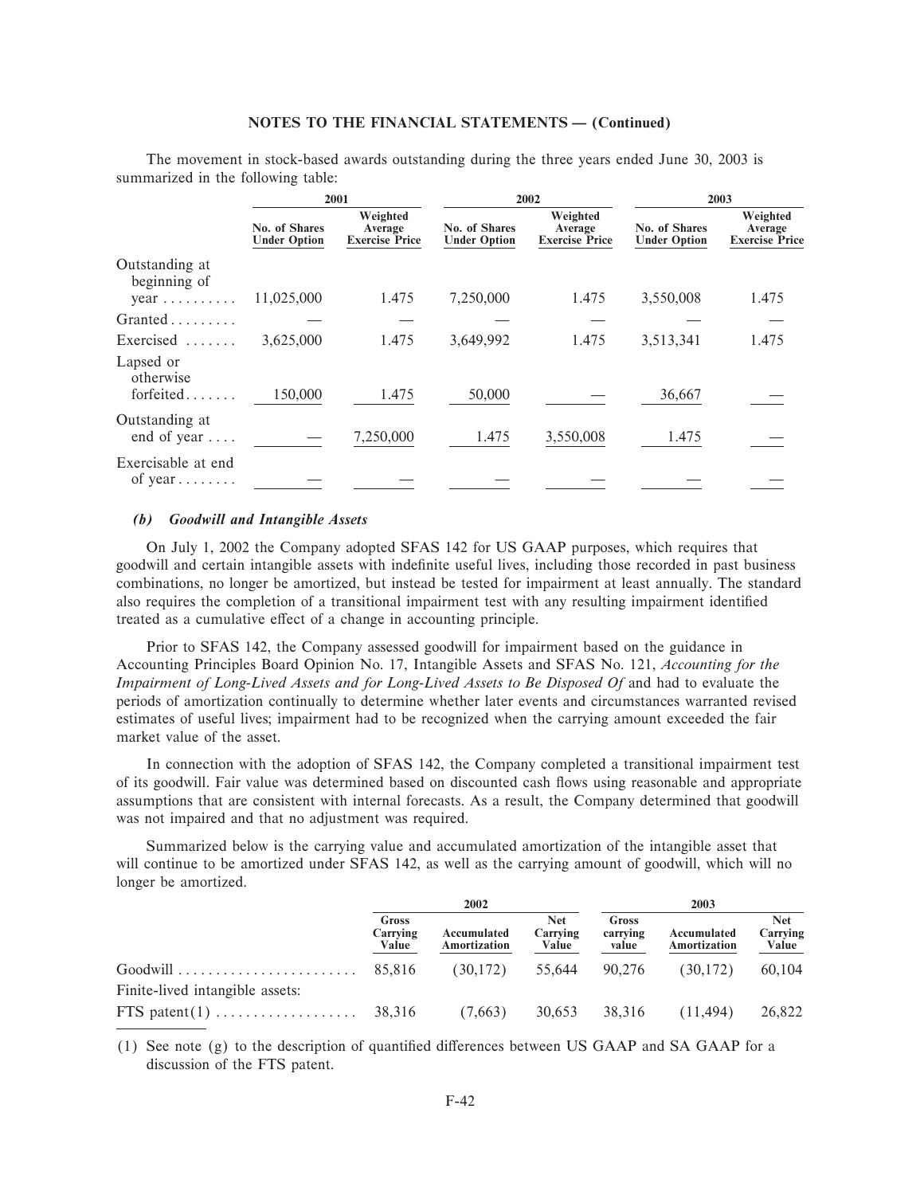The movement in stock-based awards outstanding during the three years ended June 30, 2003 is summarized in the following table:

| | 2001 | | 2002 | | 2003 | |
|---|---|---|---|---|---|---|
| | No. of Shares Under Option | Weighted Average Exercise Price | No. of Shares Under Option | Weighted Average Exercise Price | No. of Shares Under Option | Weighted Average Exercise Price |
| Outstanding at beginning of year | 11,025,000 | 1.475 | 7,250,000 | 1.475 | 3,550,008 | 1.475 |
| Granted | — | — | — | — | — | — |
| Exercised | 3,625,000 | 1.475 | 3,649,992 | 1.475 | 3,513,341 | 1.475 |
| Lapsed or otherwise forfeited | 150,000 | 1.475 | 50,000 | — | 36,667 | — |
| Outstanding at end of year | — | 7,250,000 | 1.475 | 3,550,008 | 1.475 | — |
| Exercisable at end of year | — | — | — | — | — | — |

### *(b) Goodwill and Intangible Assets*

On July 1, 2002 the Company adopted SFAS 142 for US GAAP purposes, which requires that goodwill and certain intangible assets with indefinite useful lives, including those recorded in past business combinations, no longer be amortized, but instead be tested for impairment at least annually. The standard also requires the completion of a transitional impairment test with any resulting impairment identified treated as a cumulative effect of a change in accounting principle.

Prior to SFAS 142, the Company assessed goodwill for impairment based on the guidance in Accounting Principles Board Opinion No. 17, Intangible Assets and SFAS No. 121, *Accounting for the Impairment of Long-Lived Assets and for Long-Lived Assets to Be Disposed Of* and had to evaluate the periods of amortization continually to determine whether later events and circumstances warranted revised estimates of useful lives; impairment had to be recognized when the carrying amount exceeded the fair market value of the asset.

In connection with the adoption of SFAS 142, the Company completed a transitional impairment test of its goodwill. Fair value was determined based on discounted cash flows using reasonable and appropriate assumptions that are consistent with internal forecasts. As a result, the Company determined that goodwill was not impaired and that no adjustment was required.

Summarized below is the carrying value and accumulated amortization of the intangible asset that will continue to be amortized under SFAS 142, as well as the carrying amount of goodwill, which will no longer be amortized.

| | 2002 | | | 2003 | | |
|---|---|---|---|---|---|---|
| | Gross Carrying Value | Accumulated Amortization | Net Carrying Value | Gross carrying value | Accumulated Amortization | Net Carrying Value |
| Goodwill | 85,816 | (30,172) | 55,644 | 90,276 | (30,172) | 60,104 |
| Finite-lived intangible assets: | | | | | | |
| FTS patent(1) | 38,316 | (7,663) | 30,653 | 38,316 | (11,494) | 26,822 |

(1) See note (g) to the description of quantified differences between US GAAP and SA GAAP for a discussion of the FTS patent.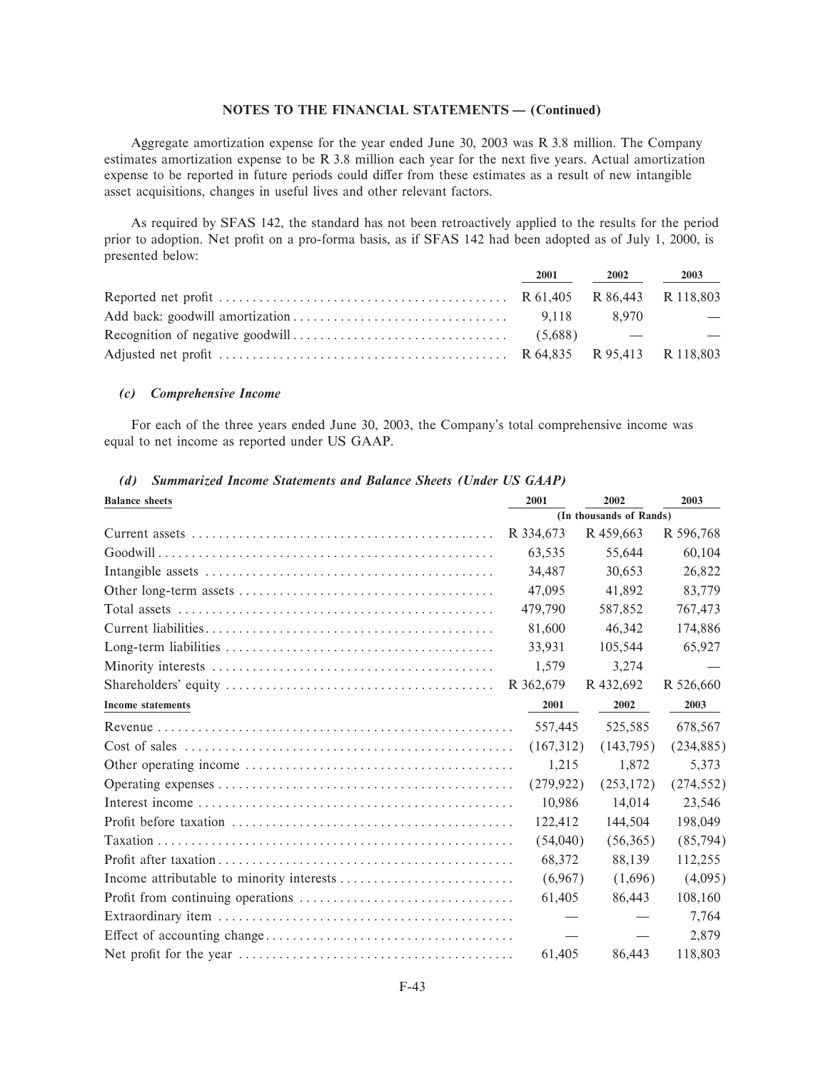## NOTES TO THE FINANCIAL STATEMENTS — (Continued)

Aggregate amortization expense for the year ended June 30, 2003 was R 3.8 million. The Company estimates amortization expense to be R 3.8 million each year for the next five years. Actual amortization expense to be reported in future periods could differ from these estimates as a result of new intangible asset acquisitions, changes in useful lives and other relevant factors.

As required by SFAS 142, the standard has not been retroactively applied to the results for the period prior to adoption. Net profit on a pro-forma basis, as if SFAS 142 had been adopted as of July 1, 2000, is presented below:

| | 2001 | 2002 | 2003 |
|---|---|---|---|
| Reported net profit | R 61,405 | R 86,443 | R 118,803 |
| Add back: goodwill amortization | 9,118 | 8,970 | — |
| Recognition of negative goodwill | (5,688) | — | — |
| Adjusted net profit | R 64,835 | R 95,413 | R 118,803 |

### *(c) Comprehensive Income*

For each of the three years ended June 30, 2003, the Company's total comprehensive income was equal to net income as reported under US GAAP.

### *(d) Summarized Income Statements and Balance Sheets (Under US GAAP)*

| Balance sheets | 2001 | 2002 | 2003 |
|---|---|---|---|
| | (In thousands of Rands) | | |
| Current assets | R 334,673 | R 459,663 | R 596,768 |
| Goodwill | 63,535 | 55,644 | 60,104 |
| Intangible assets | 34,487 | 30,653 | 26,822 |
| Other long-term assets | 47,095 | 41,892 | 83,779 |
| Total assets | 479,790 | 587,852 | 767,473 |
| Current liabilities | 81,600 | 46,342 | 174,886 |
| Long-term liabilities | 33,931 | 105,544 | 65,927 |
| Minority interests | 1,579 | 3,274 | — |
| Shareholders' equity | R 362,679 | R 432,692 | R 526,660 |

| Income statements | 2001 | 2002 | 2003 |
|---|---|---|---|
| Revenue | 557,445 | 525,585 | 678,567 |
| Cost of sales | (167,312) | (143,795) | (234,885) |
| Other operating income | 1,215 | 1,872 | 5,373 |
| Operating expenses | (279,922) | (253,172) | (274,552) |
| Interest income | 10,986 | 14,014 | 23,546 |
| Profit before taxation | 122,412 | 144,504 | 198,049 |
| Taxation | (54,040) | (56,365) | (85,794) |
| Profit after taxation | 68,372 | 88,139 | 112,255 |
| Income attributable to minority interests | (6,967) | (1,696) | (4,095) |
| Profit from continuing operations | 61,405 | 86,443 | 108,160 |
| Extraordinary item | — | — | 7,764 |
| Effect of accounting change | — | — | 2,879 |
| Net profit for the year | 61,405 | 86,443 | 118,803 |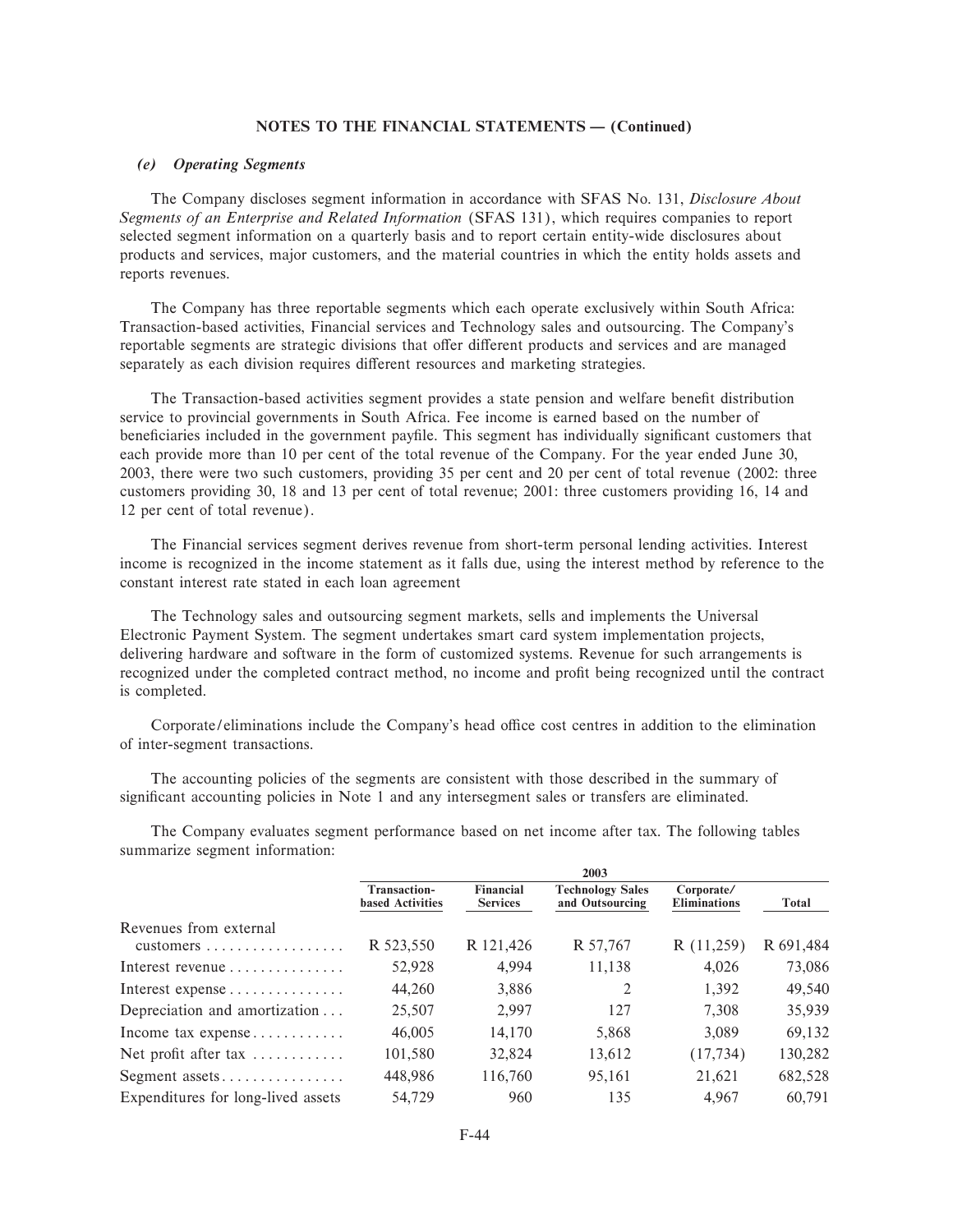## NOTES TO THE FINANCIAL STATEMENTS — (Continued)

### *(e) Operating Segments*

The Company discloses segment information in accordance with SFAS No. 131, *Disclosure About Segments of an Enterprise and Related Information* (SFAS 131), which requires companies to report selected segment information on a quarterly basis and to report certain entity-wide disclosures about products and services, major customers, and the material countries in which the entity holds assets and reports revenues.

The Company has three reportable segments which each operate exclusively within South Africa: Transaction-based activities, Financial services and Technology sales and outsourcing. The Company's reportable segments are strategic divisions that offer different products and services and are managed separately as each division requires different resources and marketing strategies.

The Transaction-based activities segment provides a state pension and welfare benefit distribution service to provincial governments in South Africa. Fee income is earned based on the number of beneficiaries included in the government payfile. This segment has individually significant customers that each provide more than 10 per cent of the total revenue of the Company. For the year ended June 30, 2003, there were two such customers, providing 35 per cent and 20 per cent of total revenue (2002: three customers providing 30, 18 and 13 per cent of total revenue; 2001: three customers providing 16, 14 and 12 per cent of total revenue).

The Financial services segment derives revenue from short-term personal lending activities. Interest income is recognized in the income statement as it falls due, using the interest method by reference to the constant interest rate stated in each loan agreement

The Technology sales and outsourcing segment markets, sells and implements the Universal Electronic Payment System. The segment undertakes smart card system implementation projects, delivering hardware and software in the form of customized systems. Revenue for such arrangements is recognized under the completed contract method, no income and profit being recognized until the contract is completed.

Corporate/eliminations include the Company's head office cost centres in addition to the elimination of inter-segment transactions.

The accounting policies of the segments are consistent with those described in the summary of significant accounting policies in Note 1 and any intersegment sales or transfers are eliminated.

The Company evaluates segment performance based on net income after tax. The following tables summarize segment information:

| | 2003 | | | | |
|---|---|---|---|---|---|
| | Transaction-based Activities | Financial Services | Technology Sales and Outsourcing | Corporate/ Eliminations | Total |
| Revenues from external customers | R 523,550 | R 121,426 | R 57,767 | R (11,259) | R 691,484 |
| Interest revenue | 52,928 | 4,994 | 11,138 | 4,026 | 73,086 |
| Interest expense | 44,260 | 3,886 | 2 | 1,392 | 49,540 |
| Depreciation and amortization | 25,507 | 2,997 | 127 | 7,308 | 35,939 |
| Income tax expense | 46,005 | 14,170 | 5,868 | 3,089 | 69,132 |
| Net profit after tax | 101,580 | 32,824 | 13,612 | (17,734) | 130,282 |
| Segment assets | 448,986 | 116,760 | 95,161 | 21,621 | 682,528 |
| Expenditures for long-lived assets | 54,729 | 960 | 135 | 4,967 | 60,791 |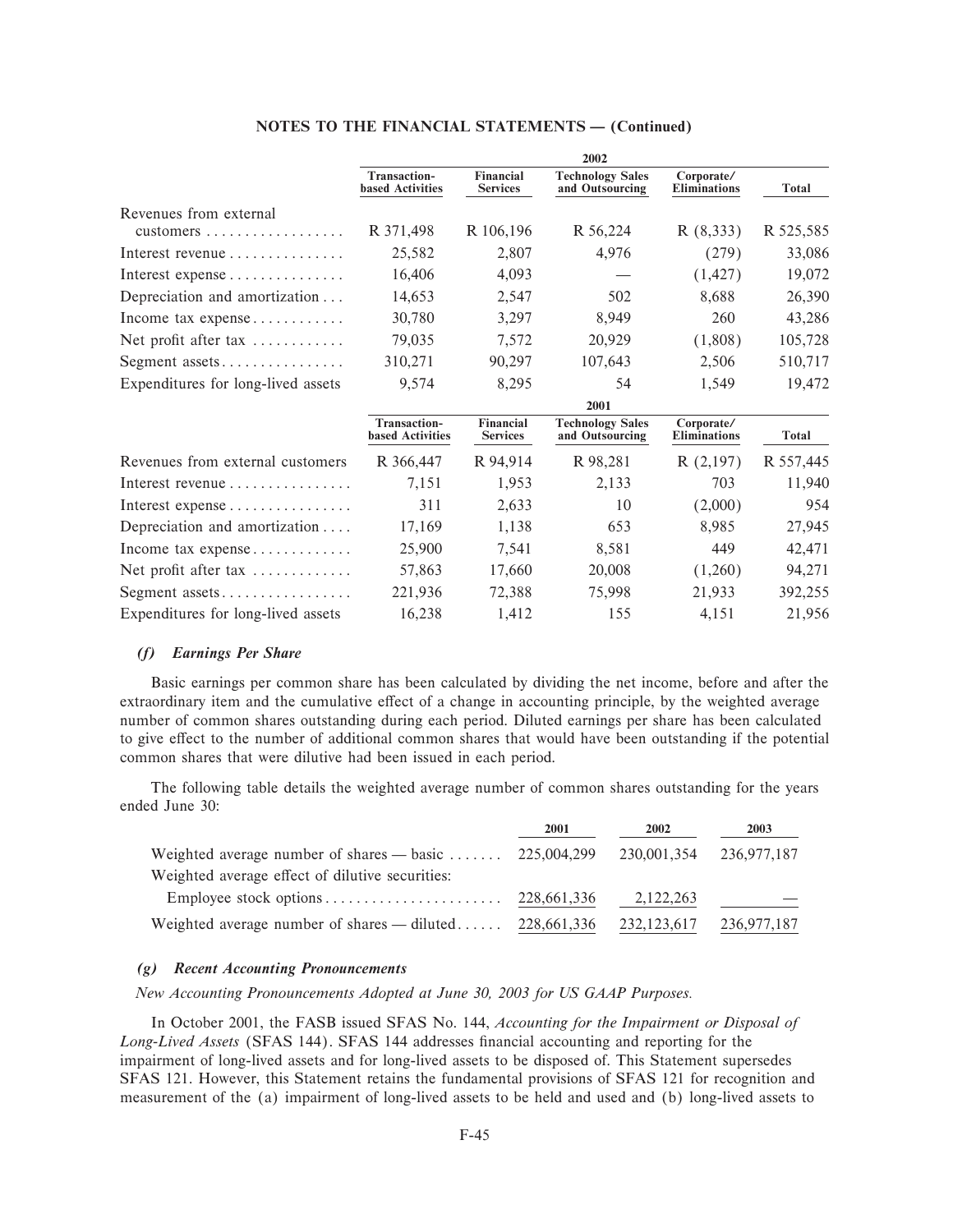## NOTES TO THE FINANCIAL STATEMENTS — (Continued)

| | 2002 | | | | |
|---|---|---|---|---|---|
| | Transaction-based Activities | Financial Services | Technology Sales and Outsourcing | Corporate/ Eliminations | Total |
| Revenues from external customers | R 371,498 | R 106,196 | R 56,224 | R (8,333) | R 525,585 |
| Interest revenue | 25,582 | 2,807 | 4,976 | (279) | 33,086 |
| Interest expense | 16,406 | 4,093 | — | (1,427) | 19,072 |
| Depreciation and amortization | 14,653 | 2,547 | 502 | 8,688 | 26,390 |
| Income tax expense | 30,780 | 3,297 | 8,949 | 260 | 43,286 |
| Net profit after tax | 79,035 | 7,572 | 20,929 | (1,808) | 105,728 |
| Segment assets | 310,271 | 90,297 | 107,643 | 2,506 | 510,717 |
| Expenditures for long-lived assets | 9,574 | 8,295 | 54 | 1,549 | 19,472 |

| | 2001 | | | | |
|---|---|---|---|---|---|
| | Transaction-based Activities | Financial Services | Technology Sales and Outsourcing | Corporate/ Eliminations | Total |
| Revenues from external customers | R 366,447 | R 94,914 | R 98,281 | R (2,197) | R 557,445 |
| Interest revenue | 7,151 | 1,953 | 2,133 | 703 | 11,940 |
| Interest expense | 311 | 2,633 | 10 | (2,000) | 954 |
| Depreciation and amortization | 17,169 | 1,138 | 653 | 8,985 | 27,945 |
| Income tax expense | 25,900 | 7,541 | 8,581 | 449 | 42,471 |
| Net profit after tax | 57,863 | 17,660 | 20,008 | (1,260) | 94,271 |
| Segment assets | 221,936 | 72,388 | 75,998 | 21,933 | 392,255 |
| Expenditures for long-lived assets | 16,238 | 1,412 | 155 | 4,151 | 21,956 |

### *(f) Earnings Per Share*

Basic earnings per common share has been calculated by dividing the net income, before and after the extraordinary item and the cumulative effect of a change in accounting principle, by the weighted average number of common shares outstanding during each period. Diluted earnings per share has been calculated to give effect to the number of additional common shares that would have been outstanding if the potential common shares that were dilutive had been issued in each period.

The following table details the weighted average number of common shares outstanding for the years ended June 30:

| | 2001 | 2002 | 2003 |
|---|---|---|---|
| Weighted average number of shares — basic | 225,004,299 | 230,001,354 | 236,977,187 |
| Weighted average effect of dilutive securities: | | | |
| Employee stock options | 228,661,336 | 2,122,263 | — |
| Weighted average number of shares — diluted | 228,661,336 | 232,123,617 | 236,977,187 |

### *(g) Recent Accounting Pronouncements*

*New Accounting Pronouncements Adopted at June 30, 2003 for US GAAP Purposes.*

In October 2001, the FASB issued SFAS No. 144, *Accounting for the Impairment or Disposal of Long-Lived Assets* (SFAS 144). SFAS 144 addresses financial accounting and reporting for the impairment of long-lived assets and for long-lived assets to be disposed of. This Statement supersedes SFAS 121. However, this Statement retains the fundamental provisions of SFAS 121 for recognition and measurement of the (a) impairment of long-lived assets to be held and used and (b) long-lived assets to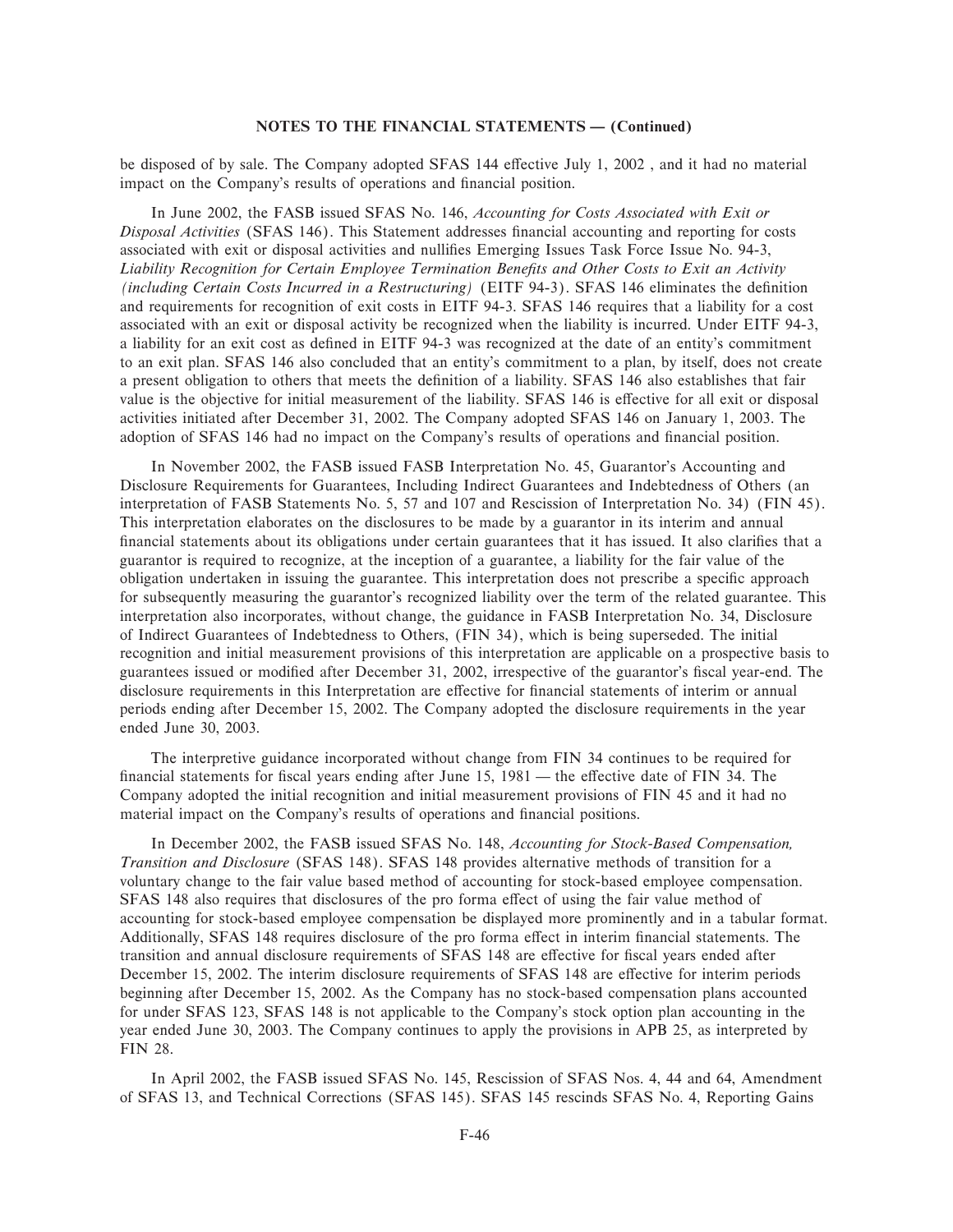be disposed of by sale. The Company adopted SFAS 144 effective July 1, 2002 , and it had no material impact on the Company's results of operations and financial position.

In June 2002, the FASB issued SFAS No. 146, *Accounting for Costs Associated with Exit or Disposal Activities* (SFAS 146). This Statement addresses financial accounting and reporting for costs associated with exit or disposal activities and nullifies Emerging Issues Task Force Issue No. 94-3, *Liability Recognition for Certain Employee Termination Benefits and Other Costs to Exit an Activity (including Certain Costs Incurred in a Restructuring)* (EITF 94-3). SFAS 146 eliminates the definition and requirements for recognition of exit costs in EITF 94-3. SFAS 146 requires that a liability for a cost associated with an exit or disposal activity be recognized when the liability is incurred. Under EITF 94-3, a liability for an exit cost as defined in EITF 94-3 was recognized at the date of an entity's commitment to an exit plan. SFAS 146 also concluded that an entity's commitment to a plan, by itself, does not create a present obligation to others that meets the definition of a liability. SFAS 146 also establishes that fair value is the objective for initial measurement of the liability. SFAS 146 is effective for all exit or disposal activities initiated after December 31, 2002. The Company adopted SFAS 146 on January 1, 2003. The adoption of SFAS 146 had no impact on the Company's results of operations and financial position.

In November 2002, the FASB issued FASB Interpretation No. 45, Guarantor's Accounting and Disclosure Requirements for Guarantees, Including Indirect Guarantees and Indebtedness of Others (an interpretation of FASB Statements No. 5, 57 and 107 and Rescission of Interpretation No. 34) (FIN 45). This interpretation elaborates on the disclosures to be made by a guarantor in its interim and annual financial statements about its obligations under certain guarantees that it has issued. It also clarifies that a guarantor is required to recognize, at the inception of a guarantee, a liability for the fair value of the obligation undertaken in issuing the guarantee. This interpretation does not prescribe a specific approach for subsequently measuring the guarantor's recognized liability over the term of the related guarantee. This interpretation also incorporates, without change, the guidance in FASB Interpretation No. 34, Disclosure of Indirect Guarantees of Indebtedness to Others, (FIN 34), which is being superseded. The initial recognition and initial measurement provisions of this interpretation are applicable on a prospective basis to guarantees issued or modified after December 31, 2002, irrespective of the guarantor's fiscal year-end. The disclosure requirements in this Interpretation are effective for financial statements of interim or annual periods ending after December 15, 2002. The Company adopted the disclosure requirements in the year ended June 30, 2003.

The interpretive guidance incorporated without change from FIN 34 continues to be required for financial statements for fiscal years ending after June 15, 1981 — the effective date of FIN 34. The Company adopted the initial recognition and initial measurement provisions of FIN 45 and it had no material impact on the Company's results of operations and financial positions.

In December 2002, the FASB issued SFAS No. 148, *Accounting for Stock-Based Compensation, Transition and Disclosure* (SFAS 148). SFAS 148 provides alternative methods of transition for a voluntary change to the fair value based method of accounting for stock-based employee compensation. SFAS 148 also requires that disclosures of the pro forma effect of using the fair value method of accounting for stock-based employee compensation be displayed more prominently and in a tabular format. Additionally, SFAS 148 requires disclosure of the pro forma effect in interim financial statements. The transition and annual disclosure requirements of SFAS 148 are effective for fiscal years ended after December 15, 2002. The interim disclosure requirements of SFAS 148 are effective for interim periods beginning after December 15, 2002. As the Company has no stock-based compensation plans accounted for under SFAS 123, SFAS 148 is not applicable to the Company's stock option plan accounting in the year ended June 30, 2003. The Company continues to apply the provisions in APB 25, as interpreted by FIN 28.

In April 2002, the FASB issued SFAS No. 145, Rescission of SFAS Nos. 4, 44 and 64, Amendment of SFAS 13, and Technical Corrections (SFAS 145). SFAS 145 rescinds SFAS No. 4, Reporting Gains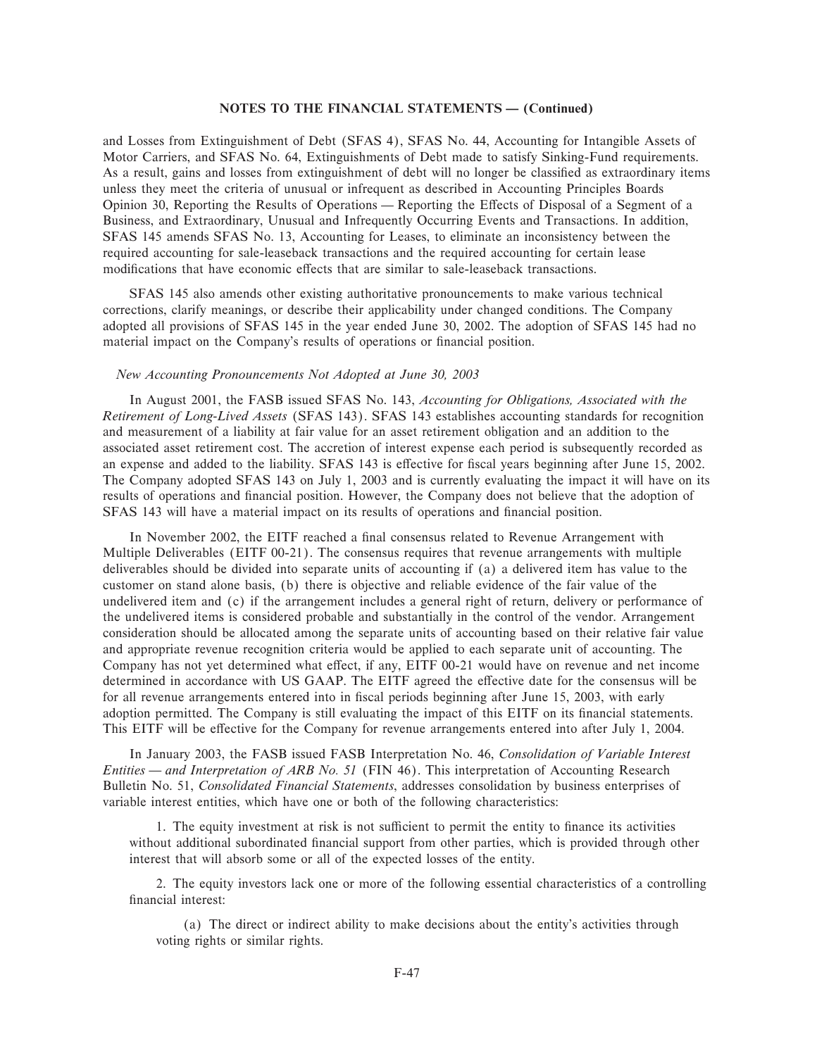and Losses from Extinguishment of Debt (SFAS 4), SFAS No. 44, Accounting for Intangible Assets of Motor Carriers, and SFAS No. 64, Extinguishments of Debt made to satisfy Sinking-Fund requirements. As a result, gains and losses from extinguishment of debt will no longer be classified as extraordinary items unless they meet the criteria of unusual or infrequent as described in Accounting Principles Boards Opinion 30, Reporting the Results of Operations — Reporting the Effects of Disposal of a Segment of a Business, and Extraordinary, Unusual and Infrequently Occurring Events and Transactions. In addition, SFAS 145 amends SFAS No. 13, Accounting for Leases, to eliminate an inconsistency between the required accounting for sale-leaseback transactions and the required accounting for certain lease modifications that have economic effects that are similar to sale-leaseback transactions.

SFAS 145 also amends other existing authoritative pronouncements to make various technical corrections, clarify meanings, or describe their applicability under changed conditions. The Company adopted all provisions of SFAS 145 in the year ended June 30, 2002. The adoption of SFAS 145 had no material impact on the Company's results of operations or financial position.

*New Accounting Pronouncements Not Adopted at June 30, 2003*

In August 2001, the FASB issued SFAS No. 143, *Accounting for Obligations, Associated with the Retirement of Long-Lived Assets* (SFAS 143). SFAS 143 establishes accounting standards for recognition and measurement of a liability at fair value for an asset retirement obligation and an addition to the associated asset retirement cost. The accretion of interest expense each period is subsequently recorded as an expense and added to the liability. SFAS 143 is effective for fiscal years beginning after June 15, 2002. The Company adopted SFAS 143 on July 1, 2003 and is currently evaluating the impact it will have on its results of operations and financial position. However, the Company does not believe that the adoption of SFAS 143 will have a material impact on its results of operations and financial position.

In November 2002, the EITF reached a final consensus related to Revenue Arrangement with Multiple Deliverables (EITF 00-21). The consensus requires that revenue arrangements with multiple deliverables should be divided into separate units of accounting if (a) a delivered item has value to the customer on stand alone basis, (b) there is objective and reliable evidence of the fair value of the undelivered item and (c) if the arrangement includes a general right of return, delivery or performance of the undelivered items is considered probable and substantially in the control of the vendor. Arrangement consideration should be allocated among the separate units of accounting based on their relative fair value and appropriate revenue recognition criteria would be applied to each separate unit of accounting. The Company has not yet determined what effect, if any, EITF 00-21 would have on revenue and net income determined in accordance with US GAAP. The EITF agreed the effective date for the consensus will be for all revenue arrangements entered into in fiscal periods beginning after June 15, 2003, with early adoption permitted. The Company is still evaluating the impact of this EITF on its financial statements. This EITF will be effective for the Company for revenue arrangements entered into after July 1, 2004.

In January 2003, the FASB issued FASB Interpretation No. 46, *Consolidation of Variable Interest Entities — and Interpretation of ARB No. 51* (FIN 46). This interpretation of Accounting Research Bulletin No. 51, *Consolidated Financial Statements*, addresses consolidation by business enterprises of variable interest entities, which have one or both of the following characteristics:

1. The equity investment at risk is not sufficient to permit the entity to finance its activities without additional subordinated financial support from other parties, which is provided through other interest that will absorb some or all of the expected losses of the entity.

2. The equity investors lack one or more of the following essential characteristics of a controlling financial interest:

   (a) The direct or indirect ability to make decisions about the entity's activities through voting rights or similar rights.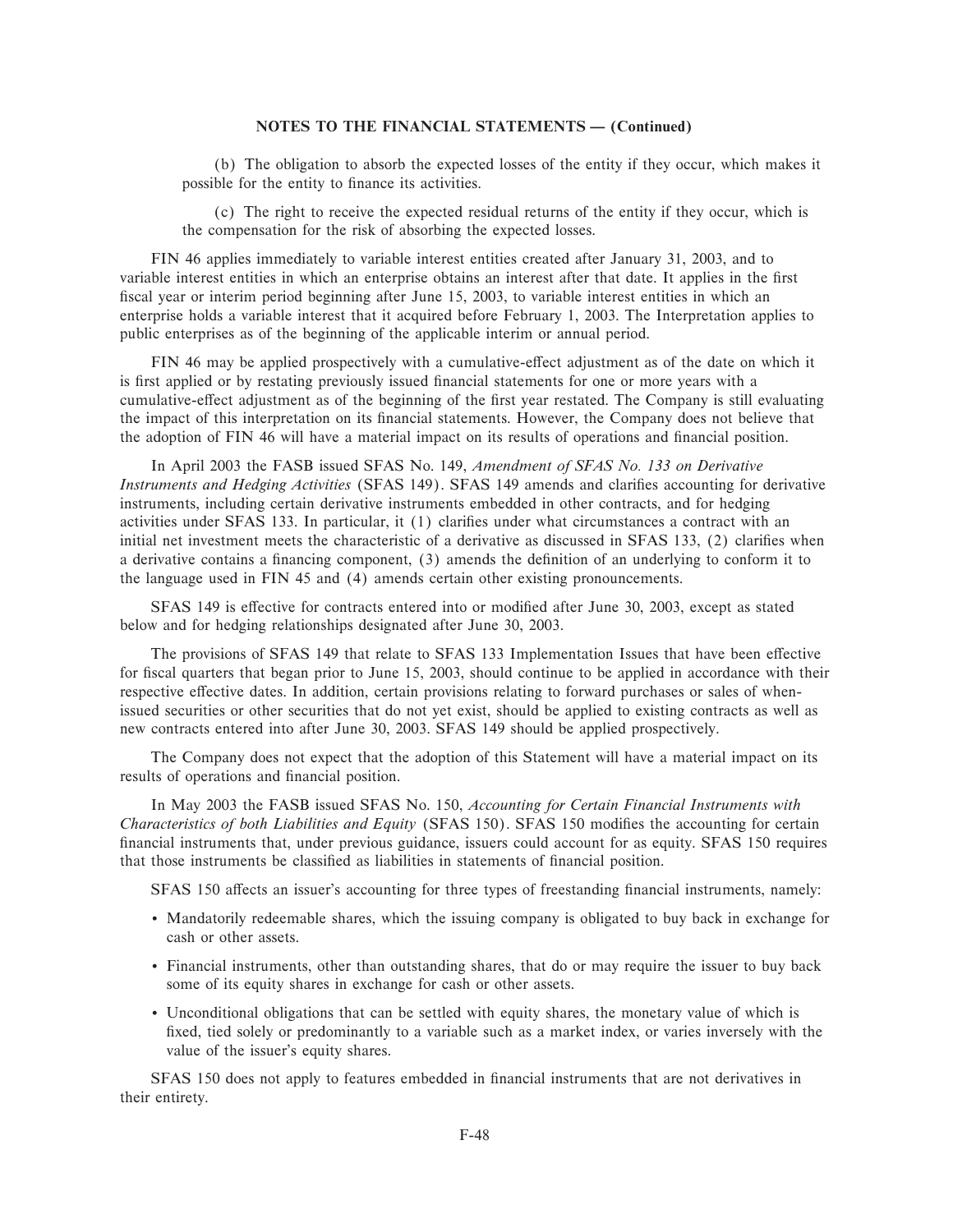**NOTES TO THE FINANCIAL STATEMENTS — (Continued)**

(b) The obligation to absorb the expected losses of the entity if they occur, which makes it possible for the entity to finance its activities.

(c) The right to receive the expected residual returns of the entity if they occur, which is the compensation for the risk of absorbing the expected losses.

FIN 46 applies immediately to variable interest entities created after January 31, 2003, and to variable interest entities in which an enterprise obtains an interest after that date. It applies in the first fiscal year or interim period beginning after June 15, 2003, to variable interest entities in which an enterprise holds a variable interest that it acquired before February 1, 2003. The Interpretation applies to public enterprises as of the beginning of the applicable interim or annual period.

FIN 46 may be applied prospectively with a cumulative-effect adjustment as of the date on which it is first applied or by restating previously issued financial statements for one or more years with a cumulative-effect adjustment as of the beginning of the first year restated. The Company is still evaluating the impact of this interpretation on its financial statements. However, the Company does not believe that the adoption of FIN 46 will have a material impact on its results of operations and financial position.

In April 2003 the FASB issued SFAS No. 149, *Amendment of SFAS No. 133 on Derivative Instruments and Hedging Activities* (SFAS 149). SFAS 149 amends and clarifies accounting for derivative instruments, including certain derivative instruments embedded in other contracts, and for hedging activities under SFAS 133. In particular, it (1) clarifies under what circumstances a contract with an initial net investment meets the characteristic of a derivative as discussed in SFAS 133, (2) clarifies when a derivative contains a financing component, (3) amends the definition of an underlying to conform it to the language used in FIN 45 and (4) amends certain other existing pronouncements.

SFAS 149 is effective for contracts entered into or modified after June 30, 2003, except as stated below and for hedging relationships designated after June 30, 2003.

The provisions of SFAS 149 that relate to SFAS 133 Implementation Issues that have been effective for fiscal quarters that began prior to June 15, 2003, should continue to be applied in accordance with their respective effective dates. In addition, certain provisions relating to forward purchases or sales of when-issued securities or other securities that do not yet exist, should be applied to existing contracts as well as new contracts entered into after June 30, 2003. SFAS 149 should be applied prospectively.

The Company does not expect that the adoption of this Statement will have a material impact on its results of operations and financial position.

In May 2003 the FASB issued SFAS No. 150, *Accounting for Certain Financial Instruments with Characteristics of both Liabilities and Equity* (SFAS 150). SFAS 150 modifies the accounting for certain financial instruments that, under previous guidance, issuers could account for as equity. SFAS 150 requires that those instruments be classified as liabilities in statements of financial position.

SFAS 150 affects an issuer's accounting for three types of freestanding financial instruments, namely:

- Mandatorily redeemable shares, which the issuing company is obligated to buy back in exchange for cash or other assets.
- Financial instruments, other than outstanding shares, that do or may require the issuer to buy back some of its equity shares in exchange for cash or other assets.
- Unconditional obligations that can be settled with equity shares, the monetary value of which is fixed, tied solely or predominantly to a variable such as a market index, or varies inversely with the value of the issuer's equity shares.

SFAS 150 does not apply to features embedded in financial instruments that are not derivatives in their entirety.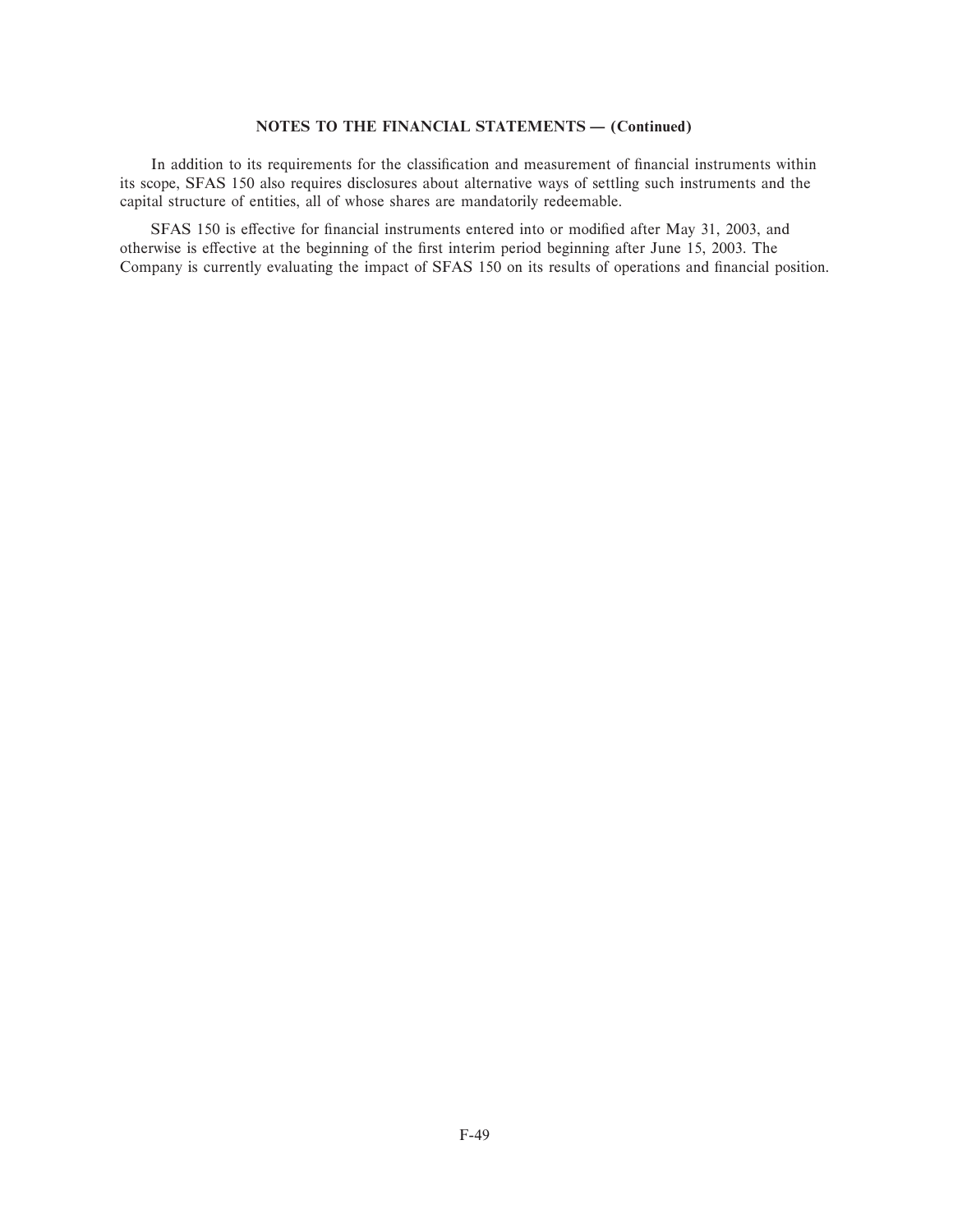**NOTES TO THE FINANCIAL STATEMENTS — (Continued)**

In addition to its requirements for the classification and measurement of financial instruments within its scope, SFAS 150 also requires disclosures about alternative ways of settling such instruments and the capital structure of entities, all of whose shares are mandatorily redeemable.

SFAS 150 is effective for financial instruments entered into or modified after May 31, 2003, and otherwise is effective at the beginning of the first interim period beginning after June 15, 2003. The Company is currently evaluating the impact of SFAS 150 on its results of operations and financial position.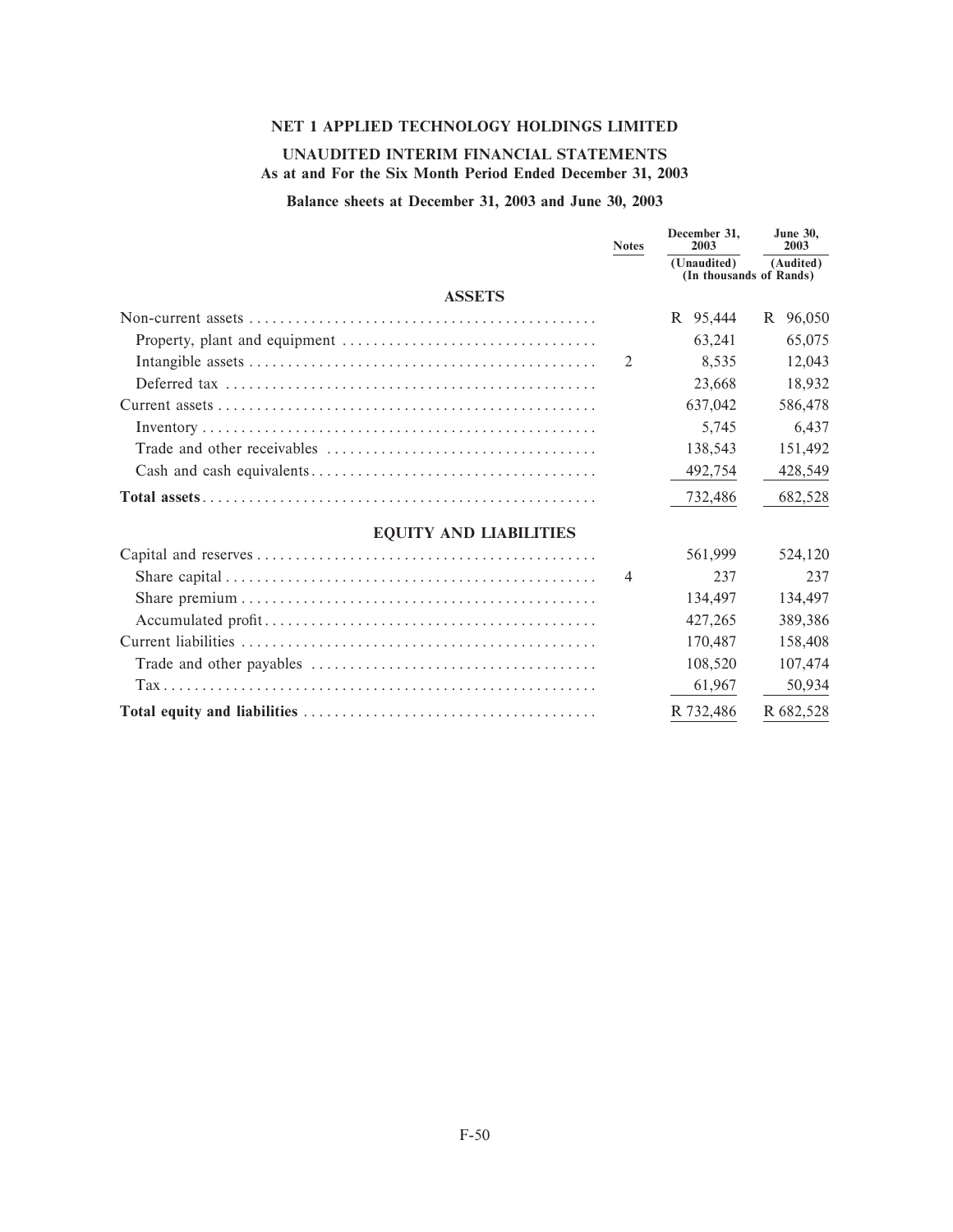# NET 1 APPLIED TECHNOLOGY HOLDINGS LIMITED

## UNAUDITED INTERIM FINANCIAL STATEMENTS
## As at and For the Six Month Period Ended December 31, 2003

### Balance sheets at December 31, 2003 and June 30, 2003

| | Notes | December 31, 2003 | June 30, 2003 |
|---|---|---|---|
| | | (Unaudited) | (Audited) |
| | | (In thousands of Rands) | |
| **ASSETS** | | | |
| Non-current assets | | R 95,444 | R 96,050 |
| Property, plant and equipment | | 63,241 | 65,075 |
| Intangible assets | 2 | 8,535 | 12,043 |
| Deferred tax | | 23,668 | 18,932 |
| Current assets | | 637,042 | 586,478 |
| Inventory | | 5,745 | 6,437 |
| Trade and other receivables | | 138,543 | 151,492 |
| Cash and cash equivalents | | 492,754 | 428,549 |
| **Total assets** | | 732,486 | 682,528 |
| **EQUITY AND LIABILITIES** | | | |
| Capital and reserves | | 561,999 | 524,120 |
| Share capital | 4 | 237 | 237 |
| Share premium | | 134,497 | 134,497 |
| Accumulated profit | | 427,265 | 389,386 |
| Current liabilities | | 170,487 | 158,408 |
| Trade and other payables | | 108,520 | 107,474 |
| Tax | | 61,967 | 50,934 |
| **Total equity and liabilities** | | R 732,486 | R 682,528 |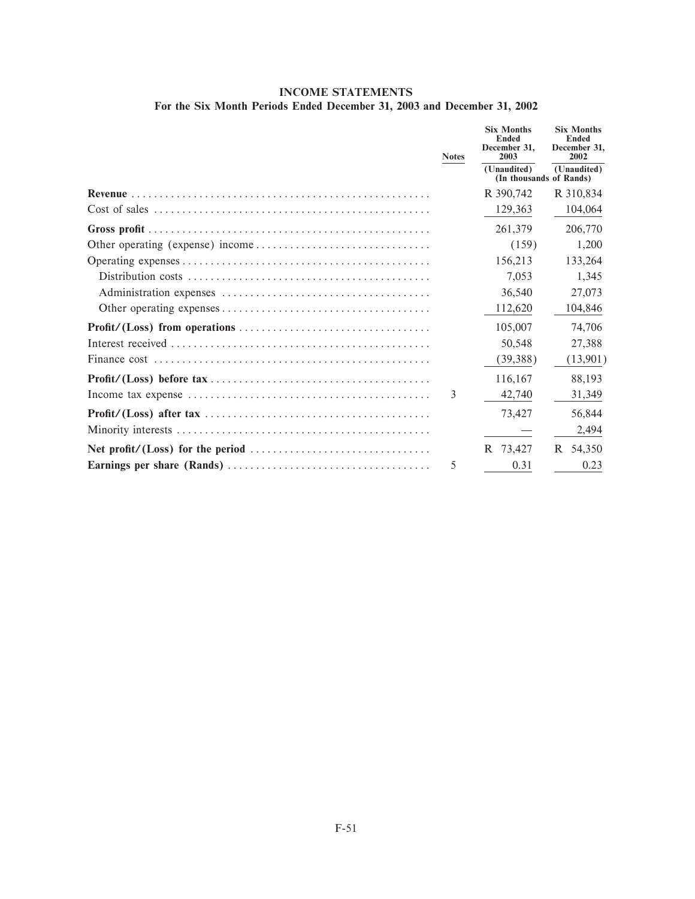# INCOME STATEMENTS

## For the Six Month Periods Ended December 31, 2003 and December 31, 2002

| | Notes | Six Months Ended December 31, 2003 | Six Months Ended December 31, 2002 |
|---|---|---|---|
| | | (Unaudited) | (Unaudited) |
| | | (In thousands of Rands) | |
| **Revenue** | | R 390,742 | R 310,834 |
| Cost of sales | | 129,363 | 104,064 |
| **Gross profit** | | 261,379 | 206,770 |
| Other operating (expense) income | | (159) | 1,200 |
| Operating expenses | | 156,213 | 133,264 |
| Distribution costs | | 7,053 | 1,345 |
| Administration expenses | | 36,540 | 27,073 |
| Other operating expenses | | 112,620 | 104,846 |
| **Profit/(Loss) from operations** | | 105,007 | 74,706 |
| Interest received | | 50,548 | 27,388 |
| Finance cost | | (39,388) | (13,901) |
| **Profit/(Loss) before tax** | | 116,167 | 88,193 |
| Income tax expense | 3 | 42,740 | 31,349 |
| **Profit/(Loss) after tax** | | 73,427 | 56,844 |
| Minority interests | | — | 2,494 |
| **Net profit/(Loss) for the period** | | R 73,427 | R 54,350 |
| **Earnings per share (Rands)** | 5 | 0.31 | 0.23 |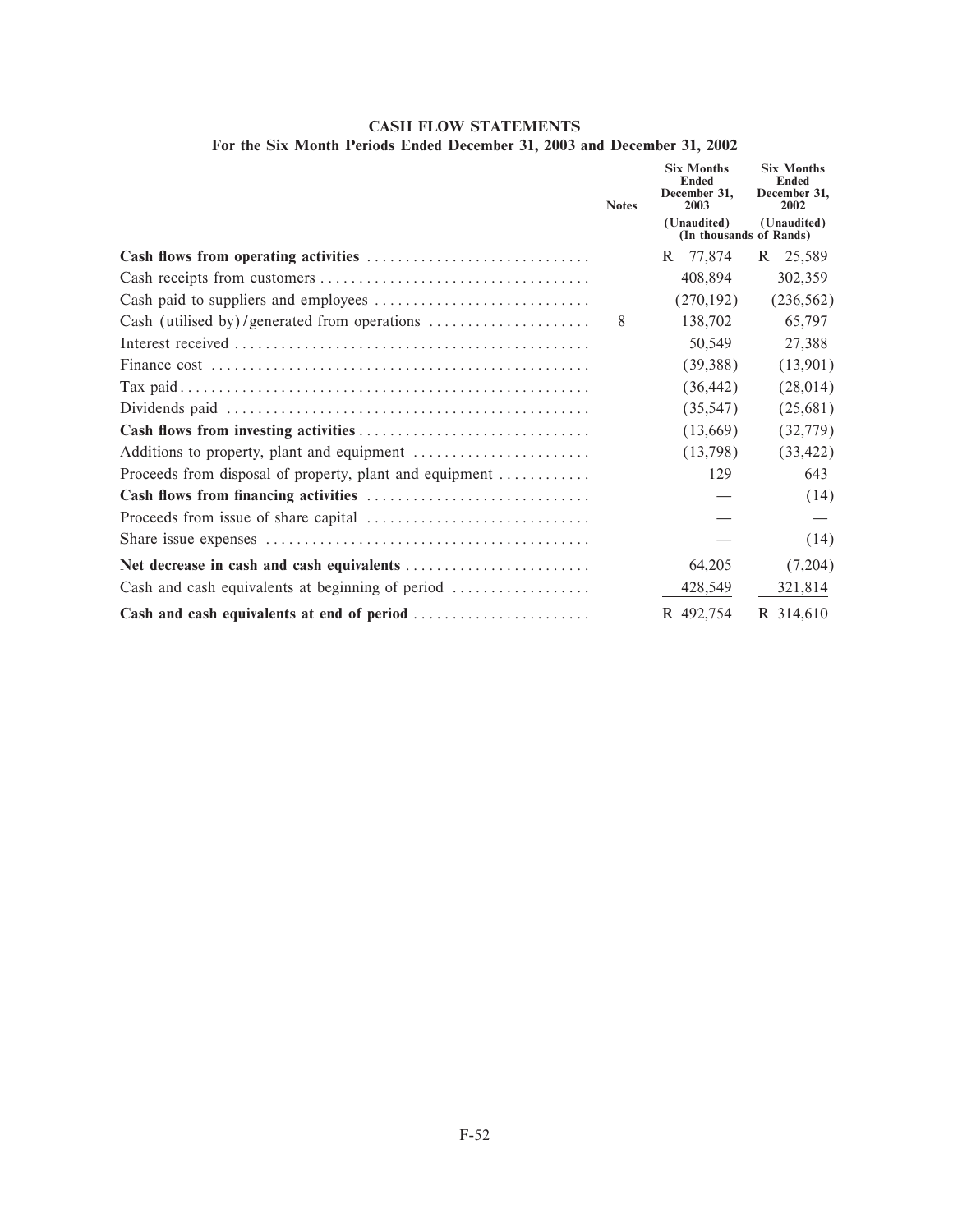**CASH FLOW STATEMENTS**
**For the Six Month Periods Ended December 31, 2003 and December 31, 2002**

| | Notes | Six Months Ended December 31, 2003 | Six Months Ended December 31, 2002 |
|---|---|---|---|
| | | (Unaudited) | (Unaudited) |
| | | (In thousands of Rands) | |
| **Cash flows from operating activities** | | R 77,874 | R 25,589 |
| Cash receipts from customers | | 408,894 | 302,359 |
| Cash paid to suppliers and employees | | (270,192) | (236,562) |
| Cash (utilised by)/generated from operations | 8 | 138,702 | 65,797 |
| Interest received | | 50,549 | 27,388 |
| Finance cost | | (39,388) | (13,901) |
| Tax paid | | (36,442) | (28,014) |
| Dividends paid | | (35,547) | (25,681) |
| **Cash flows from investing activities** | | (13,669) | (32,779) |
| Additions to property, plant and equipment | | (13,798) | (33,422) |
| Proceeds from disposal of property, plant and equipment | | 129 | 643 |
| **Cash flows from financing activities** | | — | (14) |
| Proceeds from issue of share capital | | — | — |
| Share issue expenses | | — | (14) |
| **Net decrease in cash and cash equivalents** | | 64,205 | (7,204) |
| Cash and cash equivalents at beginning of period | | 428,549 | 321,814 |
| **Cash and cash equivalents at end of period** | | R 492,754 | R 314,610 |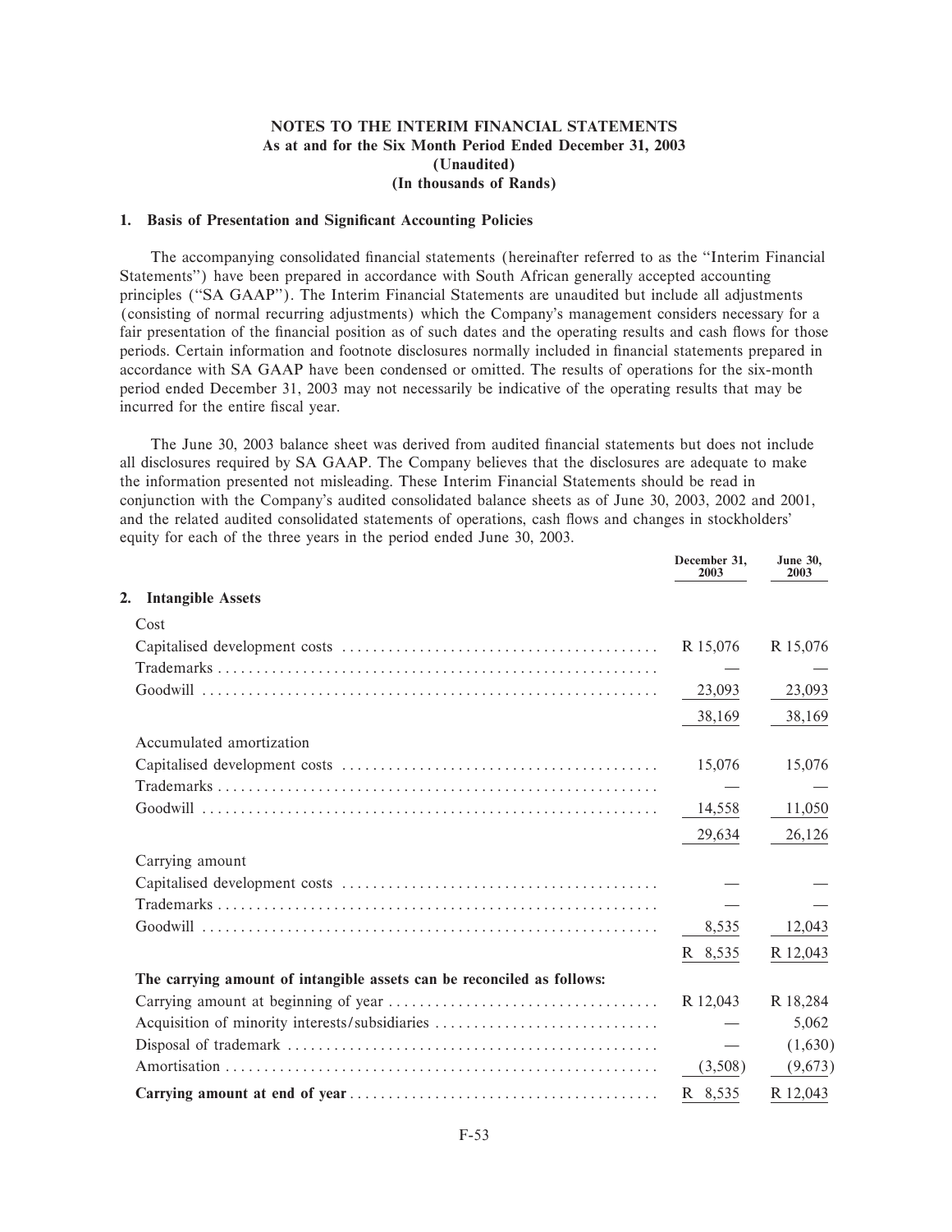**NOTES TO THE INTERIM FINANCIAL STATEMENTS**
**As at and for the Six Month Period Ended December 31, 2003**
**(Unaudited)**
**(In thousands of Rands)**

### 1. Basis of Presentation and Significant Accounting Policies

The accompanying consolidated financial statements (hereinafter referred to as the ''Interim Financial Statements'') have been prepared in accordance with South African generally accepted accounting principles (''SA GAAP''). The Interim Financial Statements are unaudited but include all adjustments (consisting of normal recurring adjustments) which the Company's management considers necessary for a fair presentation of the financial position as of such dates and the operating results and cash flows for those periods. Certain information and footnote disclosures normally included in financial statements prepared in accordance with SA GAAP have been condensed or omitted. The results of operations for the six-month period ended December 31, 2003 may not necessarily be indicative of the operating results that may be incurred for the entire fiscal year.

The June 30, 2003 balance sheet was derived from audited financial statements but does not include all disclosures required by SA GAAP. The Company believes that the disclosures are adequate to make the information presented not misleading. These Interim Financial Statements should be read in conjunction with the Company's audited consolidated balance sheets as of June 30, 2003, 2002 and 2001, and the related audited consolidated statements of operations, cash flows and changes in stockholders' equity for each of the three years in the period ended June 30, 2003.

### 2. Intangible Assets

| | December 31, 2003 | June 30, 2003 |
|---|---|---|
| Cost | | |
| Capitalised development costs | R 15,076 | R 15,076 |
| Trademarks | — | — |
| Goodwill | 23,093 | 23,093 |
| | 38,169 | 38,169 |
| Accumulated amortization | | |
| Capitalised development costs | 15,076 | 15,076 |
| Trademarks | — | — |
| Goodwill | 14,558 | 11,050 |
| | 29,634 | 26,126 |
| Carrying amount | | |
| Capitalised development costs | — | — |
| Trademarks | — | — |
| Goodwill | 8,535 | 12,043 |
| | R 8,535 | R 12,043 |
| **The carrying amount of intangible assets can be reconciled as follows:** | | |
| Carrying amount at beginning of year | R 12,043 | R 18,284 |
| Acquisition of minority interests/subsidiaries | — | 5,062 |
| Disposal of trademark | — | (1,630) |
| Amortisation | (3,508) | (9,673) |
| **Carrying amount at end of year** | R 8,535 | R 12,043 |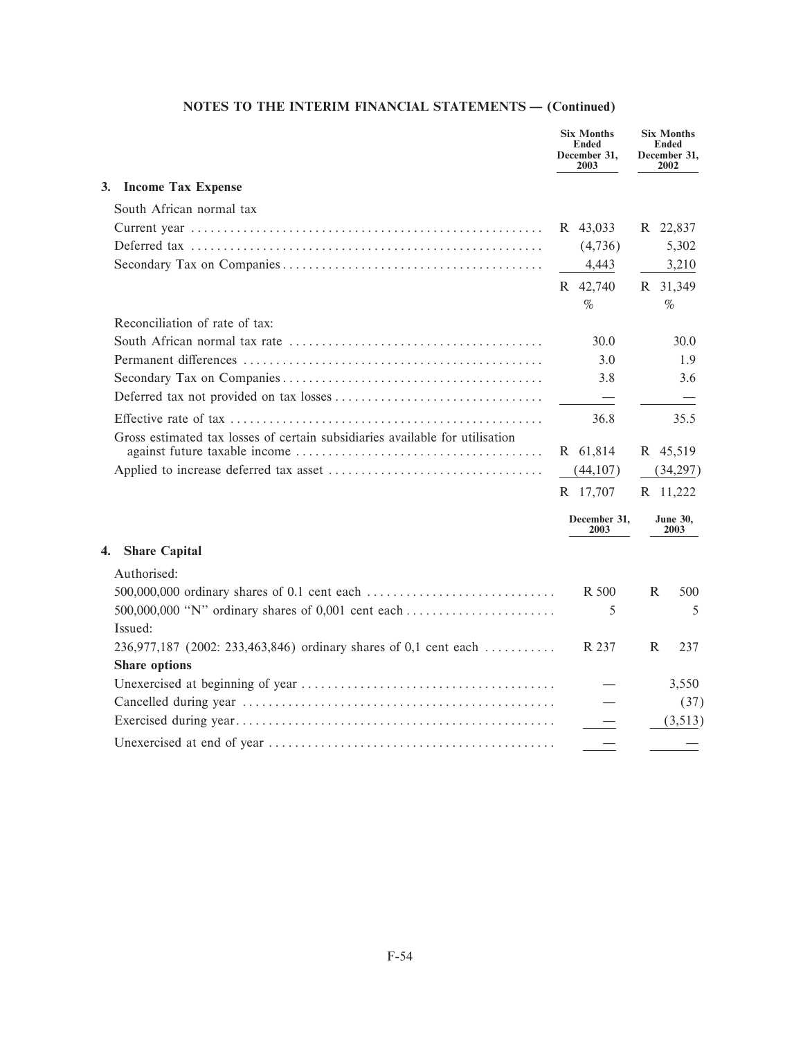## NOTES TO THE INTERIM FINANCIAL STATEMENTS — (Continued)

| | Six Months Ended December 31, 2003 | Six Months Ended December 31, 2002 |
|---|---|---|
| **3. Income Tax Expense** | | |
| South African normal tax | | |
| Current year | R 43,033 | R 22,837 |
| Deferred tax | (4,736) | 5,302 |
| Secondary Tax on Companies | 4,443 | 3,210 |
| | R 42,740 | R 31,349 |
| | % | % |
| Reconciliation of rate of tax: | | |
| South African normal tax rate | 30.0 | 30.0 |
| Permanent differences | 3.0 | 1.9 |
| Secondary Tax on Companies | 3.8 | 3.6 |
| Deferred tax not provided on tax losses | — | — |
| Effective rate of tax | 36.8 | 35.5 |
| Gross estimated tax losses of certain subsidiaries available for utilisation against future taxable income | R 61,814 | R 45,519 |
| Applied to increase deferred tax asset | (44,107) | (34,297) |
| | R 17,707 | R 11,222 |

| | December 31, 2003 | June 30, 2003 |
|---|---|---|
| **4. Share Capital** | | |
| Authorised: | | |
| 500,000,000 ordinary shares of 0.1 cent each | R 500 | R 500 |
| 500,000,000 "N" ordinary shares of 0,001 cent each | 5 | 5 |
| Issued: | | |
| 236,977,187 (2002: 233,463,846) ordinary shares of 0,1 cent each | R 237 | R 237 |
| **Share options** | | |
| Unexercised at beginning of year | — | 3,550 |
| Cancelled during year | — | (37) |
| Exercised during year | — | (3,513) |
| Unexercised at end of year | — | — |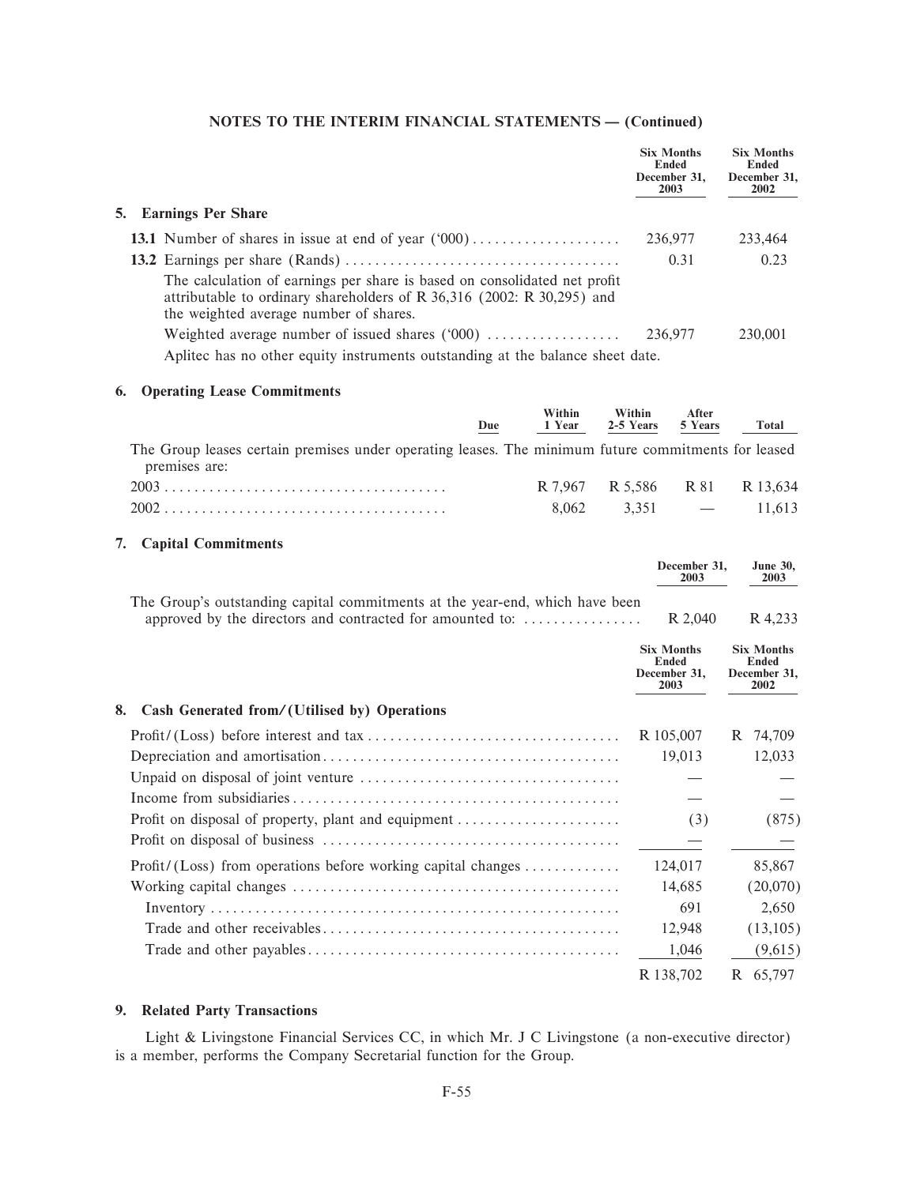## NOTES TO THE INTERIM FINANCIAL STATEMENTS — (Continued)

| | Six Months Ended December 31, 2003 | Six Months Ended December 31, 2002 |
|---|---|---|
| **5. Earnings Per Share** | | |
| **13.1** Number of shares in issue at end of year ('000) | 236,977 | 233,464 |
| **13.2** Earnings per share (Rands) | 0.31 | 0.23 |
| The calculation of earnings per share is based on consolidated net profit attributable to ordinary shareholders of R 36,316 (2002: R 30,295) and the weighted average number of shares. | | |
| Weighted average number of issued shares ('000) | 236,977 | 230,001 |
| Aplitec has no other equity instruments outstanding at the balance sheet date. | | |

### 6. Operating Lease Commitments

| Due | Within 1 Year | Within 2-5 Years | After 5 Years | Total |
|---|---|---|---|---|
| The Group leases certain premises under operating leases. The minimum future commitments for leased premises are: | | | | |
| 2003 | R 7,967 | R 5,586 | R 81 | R 13,634 |
| 2002 | 8,062 | 3,351 | — | 11,613 |

### 7. Capital Commitments

| | December 31, 2003 | June 30, 2003 |
|---|---|---|
| The Group's outstanding capital commitments at the year-end, which have been approved by the directors and contracted for amounted to: | R 2,040 | R 4,233 |

| | Six Months Ended December 31, 2003 | Six Months Ended December 31, 2002 |
|---|---|---|
| **8. Cash Generated from/(Utilised by) Operations** | | |
| Profit/(Loss) before interest and tax | R 105,007 | R 74,709 |
| Depreciation and amortisation | 19,013 | 12,033 |
| Unpaid on disposal of joint venture | — | — |
| Income from subsidiaries | — | — |
| Profit on disposal of property, plant and equipment | (3) | (875) |
| Profit on disposal of business | — | — |
| Profit/(Loss) from operations before working capital changes | 124,017 | 85,867 |
| Working capital changes | 14,685 | (20,070) |
| Inventory | 691 | 2,650 |
| Trade and other receivables | 12,948 | (13,105) |
| Trade and other payables | 1,046 | (9,615) |
| | R 138,702 | R 65,797 |

### 9. Related Party Transactions

Light & Livingstone Financial Services CC, in which Mr. J C Livingstone (a non-executive director) is a member, performs the Company Secretarial function for the Group.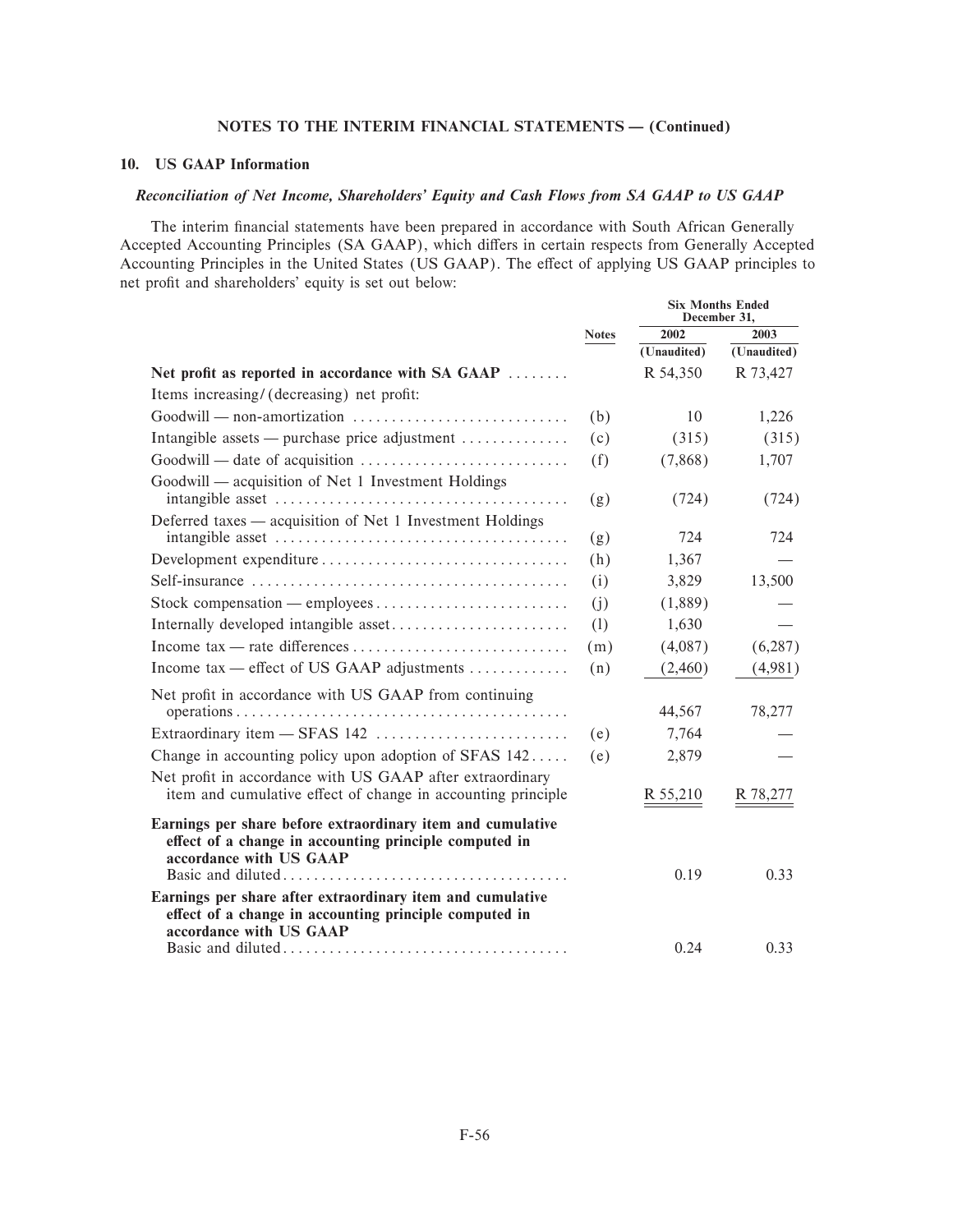## NOTES TO THE INTERIM FINANCIAL STATEMENTS — (Continued)

### 10. US GAAP Information

***Reconciliation of Net Income, Shareholders' Equity and Cash Flows from SA GAAP to US GAAP***

The interim financial statements have been prepared in accordance with South African Generally Accepted Accounting Principles (SA GAAP), which differs in certain respects from Generally Accepted Accounting Principles in the United States (US GAAP). The effect of applying US GAAP principles to net profit and shareholders' equity is set out below:

| | Notes | Six Months Ended December 31, | |
|---|---|---|---|
| | | 2002 | 2003 |
| | | (Unaudited) | (Unaudited) |
| **Net profit as reported in accordance with SA GAAP** | | R 54,350 | R 73,427 |
| Items increasing/(decreasing) net profit: | | | |
| Goodwill — non-amortization | (b) | 10 | 1,226 |
| Intangible assets — purchase price adjustment | (c) | (315) | (315) |
| Goodwill — date of acquisition | (f) | (7,868) | 1,707 |
| Goodwill — acquisition of Net 1 Investment Holdings intangible asset | (g) | (724) | (724) |
| Deferred taxes — acquisition of Net 1 Investment Holdings intangible asset | (g) | 724 | 724 |
| Development expenditure | (h) | 1,367 | — |
| Self-insurance | (i) | 3,829 | 13,500 |
| Stock compensation — employees | (j) | (1,889) | — |
| Internally developed intangible asset | (l) | 1,630 | — |
| Income tax — rate differences | (m) | (4,087) | (6,287) |
| Income tax — effect of US GAAP adjustments | (n) | (2,460) | (4,981) |
| Net profit in accordance with US GAAP from continuing operations | | 44,567 | 78,277 |
| Extraordinary item — SFAS 142 | (e) | 7,764 | — |
| Change in accounting policy upon adoption of SFAS 142 | (e) | 2,879 | — |
| Net profit in accordance with US GAAP after extraordinary item and cumulative effect of change in accounting principle | | R 55,210 | R 78,277 |
| **Earnings per share before extraordinary item and cumulative effect of a change in accounting principle computed in accordance with US GAAP** | | | |
| Basic and diluted | | 0.19 | 0.33 |
| **Earnings per share after extraordinary item and cumulative effect of a change in accounting principle computed in accordance with US GAAP** | | | |
| Basic and diluted | | 0.24 | 0.33 |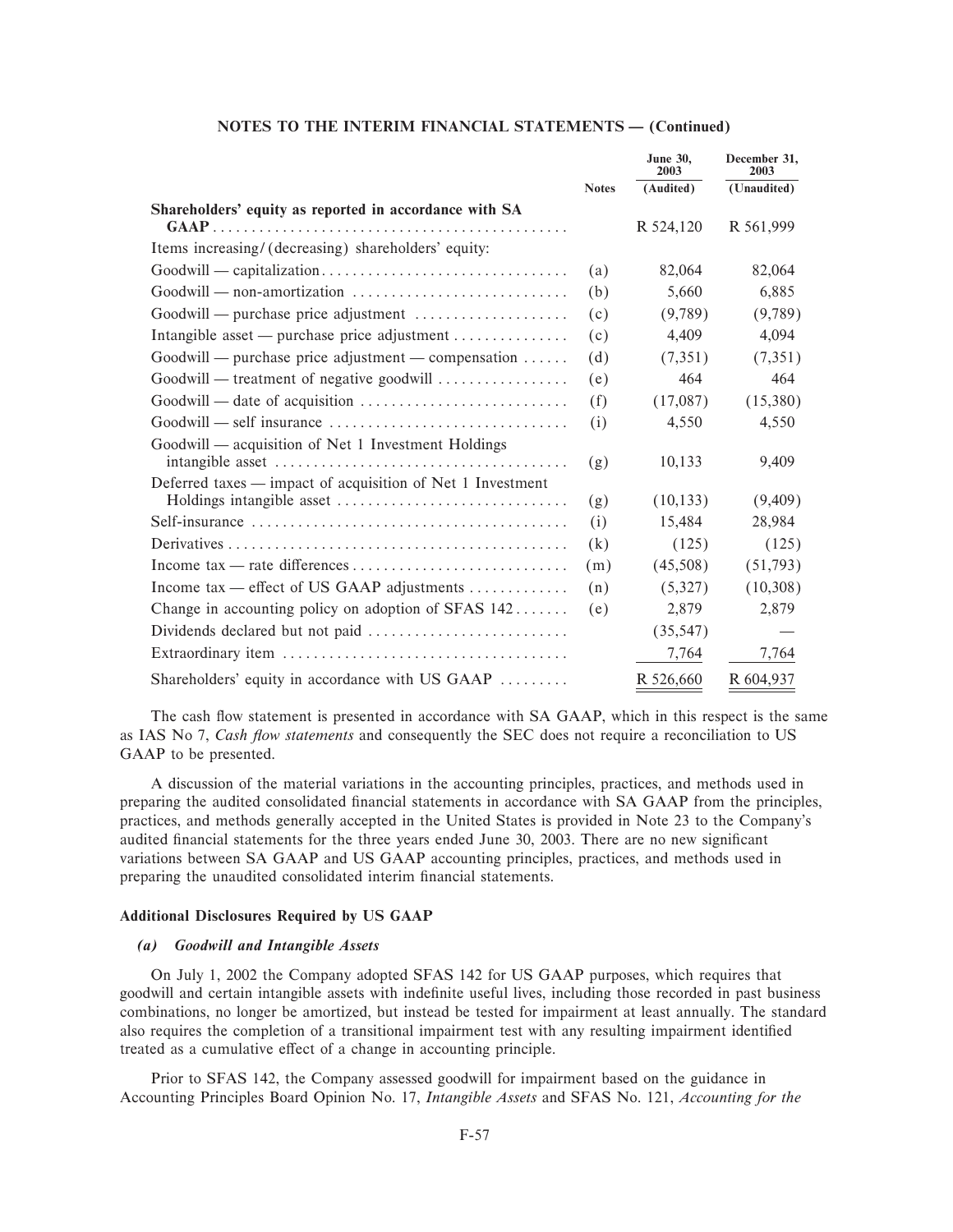**NOTES TO THE INTERIM FINANCIAL STATEMENTS — (Continued)**

| | Notes | June 30, 2003 (Audited) | December 31, 2003 (Unaudited) |
|---|---|---|---|
| **Shareholders' equity as reported in accordance with SA GAAP** | | R 524,120 | R 561,999 |
| Items increasing/(decreasing) shareholders' equity: | | | |
| Goodwill — capitalization | (a) | 82,064 | 82,064 |
| Goodwill — non-amortization | (b) | 5,660 | 6,885 |
| Goodwill — purchase price adjustment | (c) | (9,789) | (9,789) |
| Intangible asset — purchase price adjustment | (c) | 4,409 | 4,094 |
| Goodwill — purchase price adjustment — compensation | (d) | (7,351) | (7,351) |
| Goodwill — treatment of negative goodwill | (e) | 464 | 464 |
| Goodwill — date of acquisition | (f) | (17,087) | (15,380) |
| Goodwill — self insurance | (i) | 4,550 | 4,550 |
| Goodwill — acquisition of Net 1 Investment Holdings intangible asset | (g) | 10,133 | 9,409 |
| Deferred taxes — impact of acquisition of Net 1 Investment Holdings intangible asset | (g) | (10,133) | (9,409) |
| Self-insurance | (i) | 15,484 | 28,984 |
| Derivatives | (k) | (125) | (125) |
| Income tax — rate differences | (m) | (45,508) | (51,793) |
| Income tax — effect of US GAAP adjustments | (n) | (5,327) | (10,308) |
| Change in accounting policy on adoption of SFAS 142 | (e) | 2,879 | 2,879 |
| Dividends declared but not paid | | (35,547) | — |
| Extraordinary item | | 7,764 | 7,764 |
| Shareholders' equity in accordance with US GAAP | | R 526,660 | R 604,937 |

The cash flow statement is presented in accordance with SA GAAP, which in this respect is the same as IAS No 7, *Cash flow statements* and consequently the SEC does not require a reconciliation to US GAAP to be presented.

A discussion of the material variations in the accounting principles, practices, and methods used in preparing the audited consolidated financial statements in accordance with SA GAAP from the principles, practices, and methods generally accepted in the United States is provided in Note 23 to the Company's audited financial statements for the three years ended June 30, 2003. There are no new significant variations between SA GAAP and US GAAP accounting principles, practices, and methods used in preparing the unaudited consolidated interim financial statements.

**Additional Disclosures Required by US GAAP**

***(a) Goodwill and Intangible Assets***

On July 1, 2002 the Company adopted SFAS 142 for US GAAP purposes, which requires that goodwill and certain intangible assets with indefinite useful lives, including those recorded in past business combinations, no longer be amortized, but instead be tested for impairment at least annually. The standard also requires the completion of a transitional impairment test with any resulting impairment identified treated as a cumulative effect of a change in accounting principle.

Prior to SFAS 142, the Company assessed goodwill for impairment based on the guidance in Accounting Principles Board Opinion No. 17, *Intangible Assets* and SFAS No. 121, *Accounting for the*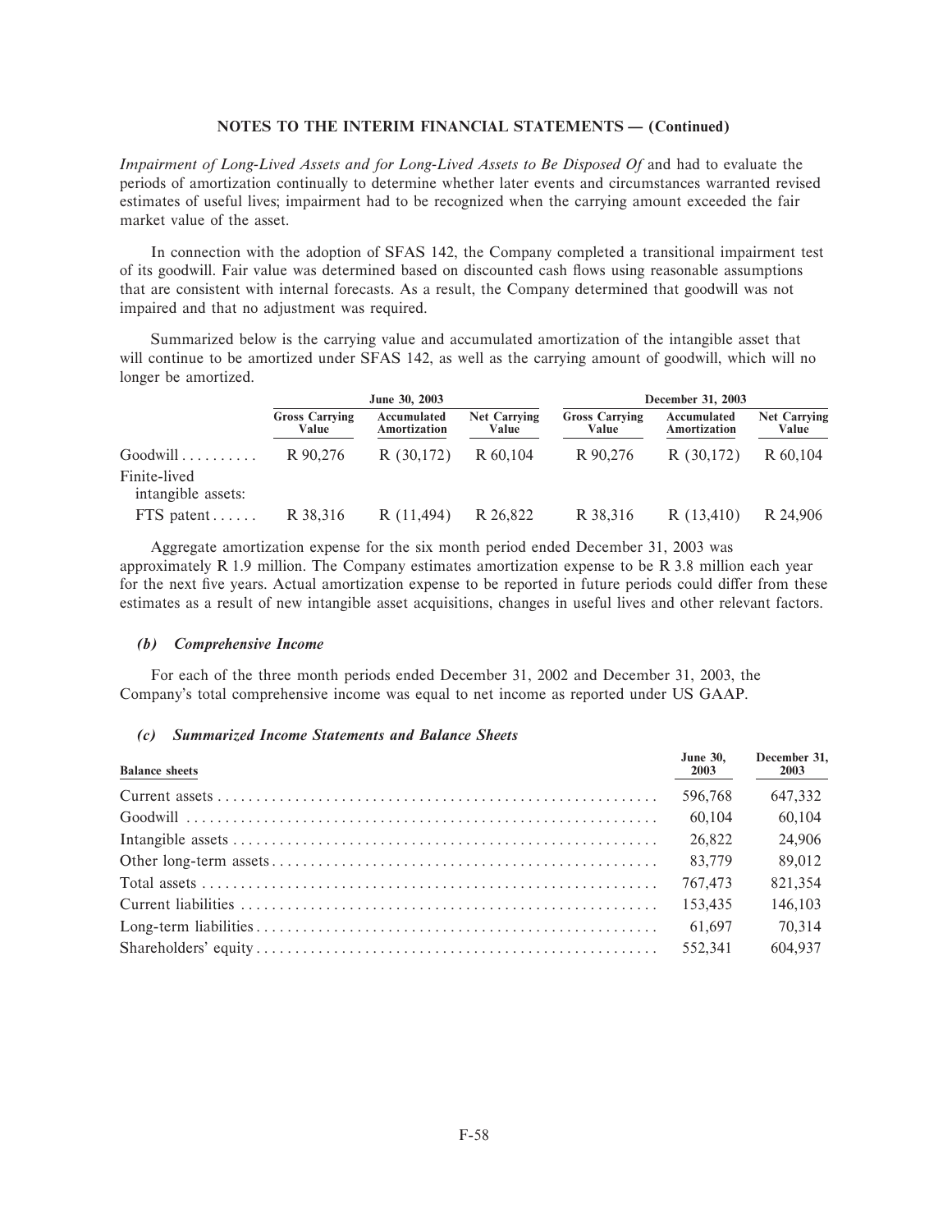## NOTES TO THE INTERIM FINANCIAL STATEMENTS — (Continued)

*Impairment of Long-Lived Assets and for Long-Lived Assets to Be Disposed Of* and had to evaluate the periods of amortization continually to determine whether later events and circumstances warranted revised estimates of useful lives; impairment had to be recognized when the carrying amount exceeded the fair market value of the asset.

In connection with the adoption of SFAS 142, the Company completed a transitional impairment test of its goodwill. Fair value was determined based on discounted cash flows using reasonable assumptions that are consistent with internal forecasts. As a result, the Company determined that goodwill was not impaired and that no adjustment was required.

Summarized below is the carrying value and accumulated amortization of the intangible asset that will continue to be amortized under SFAS 142, as well as the carrying amount of goodwill, which will no longer be amortized.

| | June 30, 2003 | | | December 31, 2003 | | |
|---|---|---|---|---|---|---|
| | Gross Carrying Value | Accumulated Amortization | Net Carrying Value | Gross Carrying Value | Accumulated Amortization | Net Carrying Value |
| Goodwill | R 90,276 | R (30,172) | R 60,104 | R 90,276 | R (30,172) | R 60,104 |
| Finite-lived intangible assets: | | | | | | |
| FTS patent | R 38,316 | R (11,494) | R 26,822 | R 38,316 | R (13,410) | R 24,906 |

Aggregate amortization expense for the six month period ended December 31, 2003 was approximately R 1.9 million. The Company estimates amortization expense to be R 3.8 million each year for the next five years. Actual amortization expense to be reported in future periods could differ from these estimates as a result of new intangible asset acquisitions, changes in useful lives and other relevant factors.

### *(b) Comprehensive Income*

For each of the three month periods ended December 31, 2002 and December 31, 2003, the Company's total comprehensive income was equal to net income as reported under US GAAP.

### *(c) Summarized Income Statements and Balance Sheets*

| Balance sheets | June 30, 2003 | December 31, 2003 |
|---|---|---|
| Current assets | 596,768 | 647,332 |
| Goodwill | 60,104 | 60,104 |
| Intangible assets | 26,822 | 24,906 |
| Other long-term assets | 83,779 | 89,012 |
| Total assets | 767,473 | 821,354 |
| Current liabilities | 153,435 | 146,103 |
| Long-term liabilities | 61,697 | 70,314 |
| Shareholders' equity | 552,341 | 604,937 |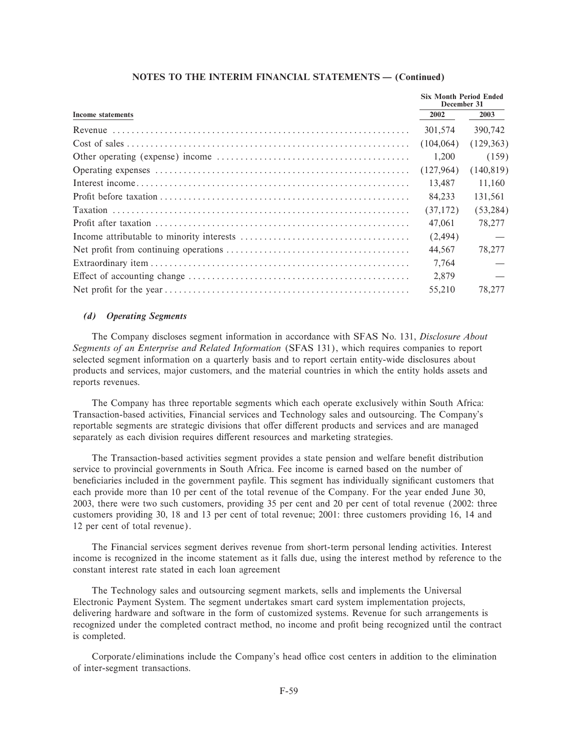**NOTES TO THE INTERIM FINANCIAL STATEMENTS — (Continued)**

| Income statements | Six Month Period Ended December 31 | |
|---|---|---|
| | 2002 | 2003 |
| Revenue | 301,574 | 390,742 |
| Cost of sales | (104,064) | (129,363) |
| Other operating (expense) income | 1,200 | (159) |
| Operating expenses | (127,964) | (140,819) |
| Interest income | 13,487 | 11,160 |
| Profit before taxation | 84,233 | 131,561 |
| Taxation | (37,172) | (53,284) |
| Profit after taxation | 47,061 | 78,277 |
| Income attributable to minority interests | (2,494) | — |
| Net profit from continuing operations | 44,567 | 78,277 |
| Extraordinary item | 7,764 | — |
| Effect of accounting change | 2,879 | — |
| Net profit for the year | 55,210 | 78,277 |

### *(d) Operating Segments*

The Company discloses segment information in accordance with SFAS No. 131, *Disclosure About Segments of an Enterprise and Related Information* (SFAS 131), which requires companies to report selected segment information on a quarterly basis and to report certain entity-wide disclosures about products and services, major customers, and the material countries in which the entity holds assets and reports revenues.

The Company has three reportable segments which each operate exclusively within South Africa: Transaction-based activities, Financial services and Technology sales and outsourcing. The Company's reportable segments are strategic divisions that offer different products and services and are managed separately as each division requires different resources and marketing strategies.

The Transaction-based activities segment provides a state pension and welfare benefit distribution service to provincial governments in South Africa. Fee income is earned based on the number of beneficiaries included in the government payfile. This segment has individually significant customers that each provide more than 10 per cent of the total revenue of the Company. For the year ended June 30, 2003, there were two such customers, providing 35 per cent and 20 per cent of total revenue (2002: three customers providing 30, 18 and 13 per cent of total revenue; 2001: three customers providing 16, 14 and 12 per cent of total revenue).

The Financial services segment derives revenue from short-term personal lending activities. Interest income is recognized in the income statement as it falls due, using the interest method by reference to the constant interest rate stated in each loan agreement

The Technology sales and outsourcing segment markets, sells and implements the Universal Electronic Payment System. The segment undertakes smart card system implementation projects, delivering hardware and software in the form of customized systems. Revenue for such arrangements is recognized under the completed contract method, no income and profit being recognized until the contract is completed.

Corporate/eliminations include the Company's head office cost centers in addition to the elimination of inter-segment transactions.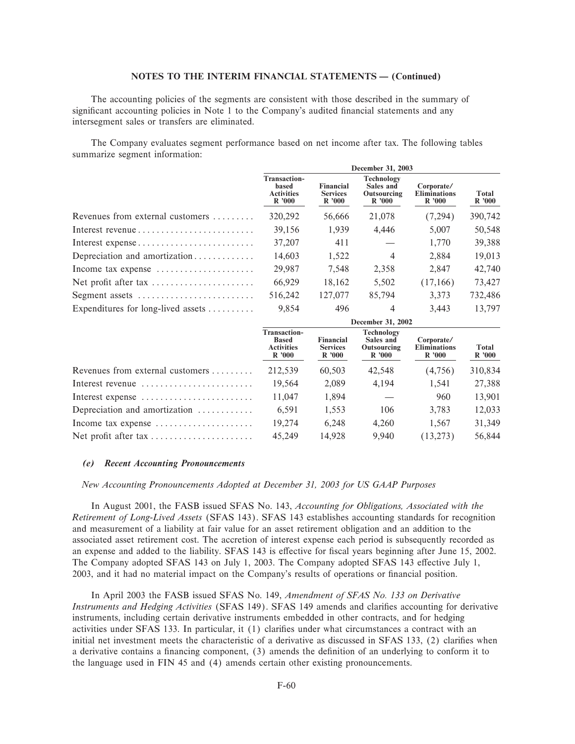**NOTES TO THE INTERIM FINANCIAL STATEMENTS — (Continued)**

The accounting policies of the segments are consistent with those described in the summary of significant accounting policies in Note 1 to the Company's audited financial statements and any intersegment sales or transfers are eliminated.

The Company evaluates segment performance based on net income after tax. The following tables summarize segment information:

| | December 31, 2003 | | | | |
|---|---|---|---|---|---|
| | Transaction-based Activities R '000 | Financial Services R '000 | Technology Sales and Outsourcing R '000 | Corporate/ Eliminations R '000 | Total R '000 |
| Revenues from external customers | 320,292 | 56,666 | 21,078 | (7,294) | 390,742 |
| Interest revenue | 39,156 | 1,939 | 4,446 | 5,007 | 50,548 |
| Interest expense | 37,207 | 411 | — | 1,770 | 39,388 |
| Depreciation and amortization | 14,603 | 1,522 | 4 | 2,884 | 19,013 |
| Income tax expense | 29,987 | 7,548 | 2,358 | 2,847 | 42,740 |
| Net profit after tax | 66,929 | 18,162 | 5,502 | (17,166) | 73,427 |
| Segment assets | 516,242 | 127,077 | 85,794 | 3,373 | 732,486 |
| Expenditures for long-lived assets | 9,854 | 496 | 4 | 3,443 | 13,797 |

| | December 31, 2002 | | | | |
|---|---|---|---|---|---|
| | Transaction-Based Activities R '000 | Financial Services R '000 | Technology Sales and Outsourcing R '000 | Corporate/ Eliminations R '000 | Total R '000 |
| Revenues from external customers | 212,539 | 60,503 | 42,548 | (4,756) | 310,834 |
| Interest revenue | 19,564 | 2,089 | 4,194 | 1,541 | 27,388 |
| Interest expense | 11,047 | 1,894 | — | 960 | 13,901 |
| Depreciation and amortization | 6,591 | 1,553 | 106 | 3,783 | 12,033 |
| Income tax expense | 19,274 | 6,248 | 4,260 | 1,567 | 31,349 |
| Net profit after tax | 45,249 | 14,928 | 9,940 | (13,273) | 56,844 |

### *(e) Recent Accounting Pronouncements*

*New Accounting Pronouncements Adopted at December 31, 2003 for US GAAP Purposes*

In August 2001, the FASB issued SFAS No. 143, *Accounting for Obligations, Associated with the Retirement of Long-Lived Assets* (SFAS 143). SFAS 143 establishes accounting standards for recognition and measurement of a liability at fair value for an asset retirement obligation and an addition to the associated asset retirement cost. The accretion of interest expense each period is subsequently recorded as an expense and added to the liability. SFAS 143 is effective for fiscal years beginning after June 15, 2002. The Company adopted SFAS 143 on July 1, 2003. The Company adopted SFAS 143 effective July 1, 2003, and it had no material impact on the Company's results of operations or financial position.

In April 2003 the FASB issued SFAS No. 149, *Amendment of SFAS No. 133 on Derivative Instruments and Hedging Activities* (SFAS 149). SFAS 149 amends and clarifies accounting for derivative instruments, including certain derivative instruments embedded in other contracts, and for hedging activities under SFAS 133. In particular, it (1) clarifies under what circumstances a contract with an initial net investment meets the characteristic of a derivative as discussed in SFAS 133, (2) clarifies when a derivative contains a financing component, (3) amends the definition of an underlying to conform it to the language used in FIN 45 and (4) amends certain other existing pronouncements.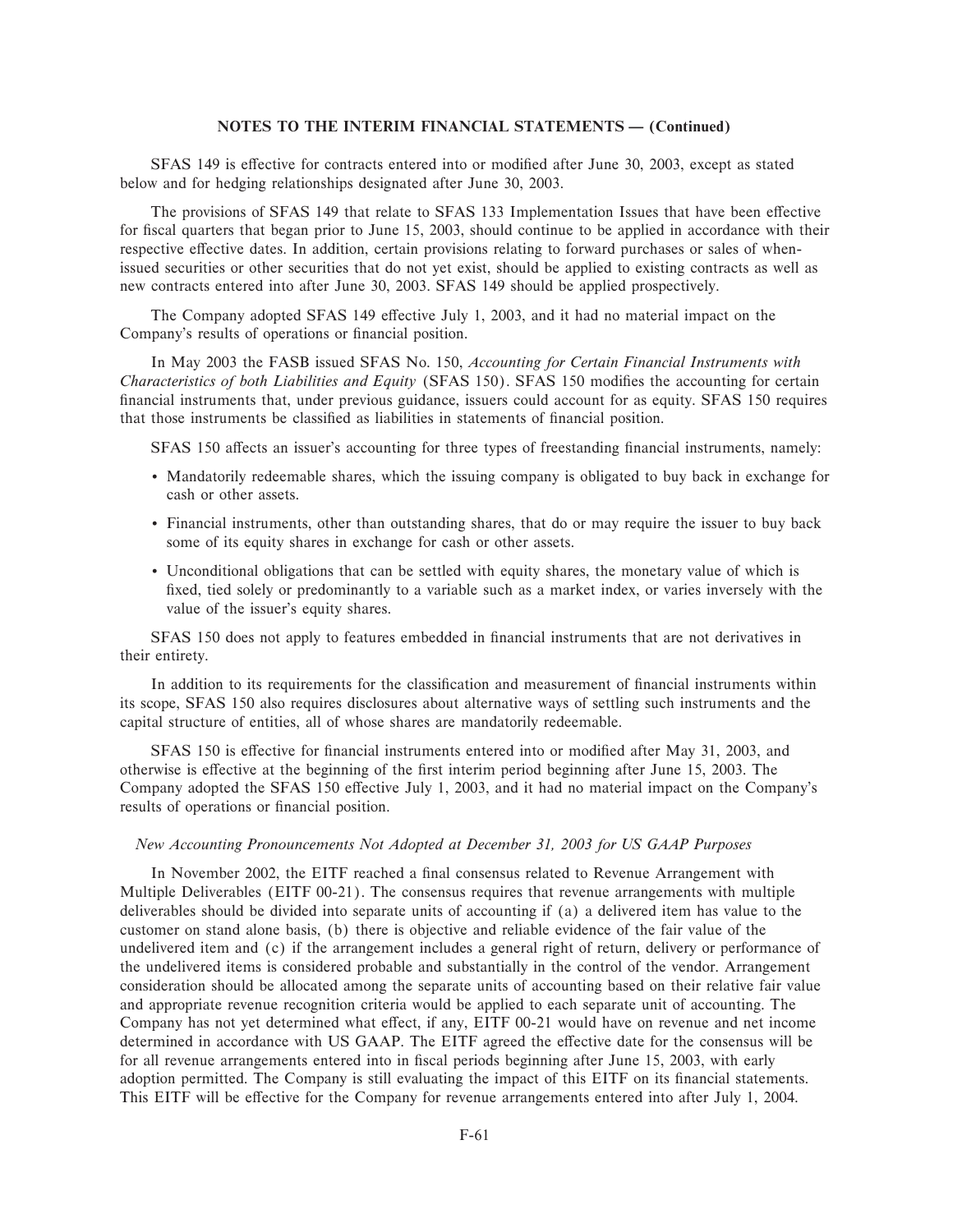## NOTES TO THE INTERIM FINANCIAL STATEMENTS — (Continued)

SFAS 149 is effective for contracts entered into or modified after June 30, 2003, except as stated below and for hedging relationships designated after June 30, 2003.

The provisions of SFAS 149 that relate to SFAS 133 Implementation Issues that have been effective for fiscal quarters that began prior to June 15, 2003, should continue to be applied in accordance with their respective effective dates. In addition, certain provisions relating to forward purchases or sales of when-issued securities or other securities that do not yet exist, should be applied to existing contracts as well as new contracts entered into after June 30, 2003. SFAS 149 should be applied prospectively.

The Company adopted SFAS 149 effective July 1, 2003, and it had no material impact on the Company's results of operations or financial position.

In May 2003 the FASB issued SFAS No. 150, *Accounting for Certain Financial Instruments with Characteristics of both Liabilities and Equity* (SFAS 150). SFAS 150 modifies the accounting for certain financial instruments that, under previous guidance, issuers could account for as equity. SFAS 150 requires that those instruments be classified as liabilities in statements of financial position.

SFAS 150 affects an issuer's accounting for three types of freestanding financial instruments, namely:

- Mandatorily redeemable shares, which the issuing company is obligated to buy back in exchange for cash or other assets.
- Financial instruments, other than outstanding shares, that do or may require the issuer to buy back some of its equity shares in exchange for cash or other assets.
- Unconditional obligations that can be settled with equity shares, the monetary value of which is fixed, tied solely or predominantly to a variable such as a market index, or varies inversely with the value of the issuer's equity shares.

SFAS 150 does not apply to features embedded in financial instruments that are not derivatives in their entirety.

In addition to its requirements for the classification and measurement of financial instruments within its scope, SFAS 150 also requires disclosures about alternative ways of settling such instruments and the capital structure of entities, all of whose shares are mandatorily redeemable.

SFAS 150 is effective for financial instruments entered into or modified after May 31, 2003, and otherwise is effective at the beginning of the first interim period beginning after June 15, 2003. The Company adopted the SFAS 150 effective July 1, 2003, and it had no material impact on the Company's results of operations or financial position.

*New Accounting Pronouncements Not Adopted at December 31, 2003 for US GAAP Purposes*

In November 2002, the EITF reached a final consensus related to Revenue Arrangement with Multiple Deliverables (EITF 00-21). The consensus requires that revenue arrangements with multiple deliverables should be divided into separate units of accounting if (a) a delivered item has value to the customer on stand alone basis, (b) there is objective and reliable evidence of the fair value of the undelivered item and (c) if the arrangement includes a general right of return, delivery or performance of the undelivered items is considered probable and substantially in the control of the vendor. Arrangement consideration should be allocated among the separate units of accounting based on their relative fair value and appropriate revenue recognition criteria would be applied to each separate unit of accounting. The Company has not yet determined what effect, if any, EITF 00-21 would have on revenue and net income determined in accordance with US GAAP. The EITF agreed the effective date for the consensus will be for all revenue arrangements entered into in fiscal periods beginning after June 15, 2003, with early adoption permitted. The Company is still evaluating the impact of this EITF on its financial statements. This EITF will be effective for the Company for revenue arrangements entered into after July 1, 2004.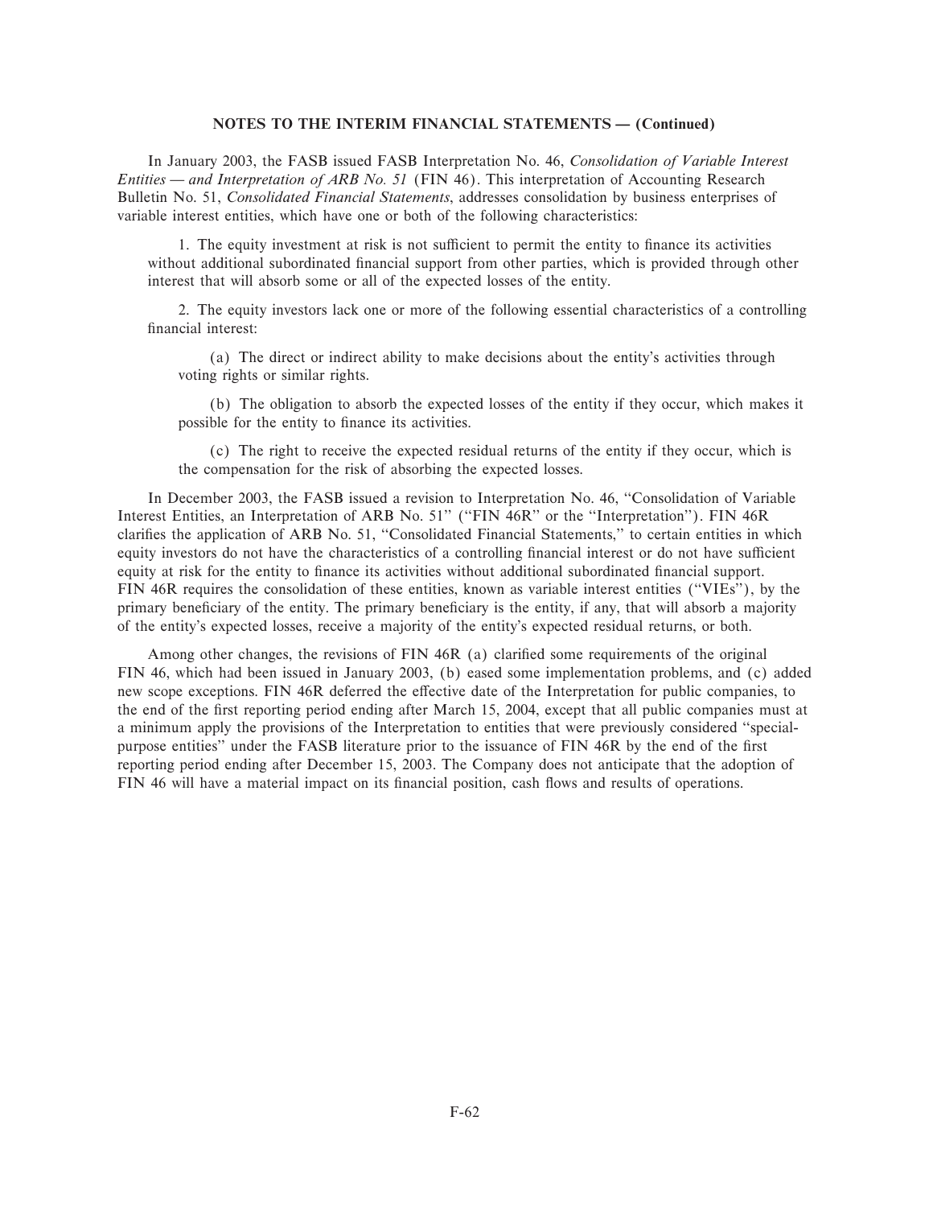**NOTES TO THE INTERIM FINANCIAL STATEMENTS — (Continued)**

In January 2003, the FASB issued FASB Interpretation No. 46, *Consolidation of Variable Interest Entities — and Interpretation of ARB No. 51* (FIN 46). This interpretation of Accounting Research Bulletin No. 51, *Consolidated Financial Statements*, addresses consolidation by business enterprises of variable interest entities, which have one or both of the following characteristics:

1. The equity investment at risk is not sufficient to permit the entity to finance its activities without additional subordinated financial support from other parties, which is provided through other interest that will absorb some or all of the expected losses of the entity.

2. The equity investors lack one or more of the following essential characteristics of a controlling financial interest:

   (a) The direct or indirect ability to make decisions about the entity's activities through voting rights or similar rights.

   (b) The obligation to absorb the expected losses of the entity if they occur, which makes it possible for the entity to finance its activities.

   (c) The right to receive the expected residual returns of the entity if they occur, which is the compensation for the risk of absorbing the expected losses.

In December 2003, the FASB issued a revision to Interpretation No. 46, "Consolidation of Variable Interest Entities, an Interpretation of ARB No. 51" ("FIN 46R" or the "Interpretation"). FIN 46R clarifies the application of ARB No. 51, "Consolidated Financial Statements," to certain entities in which equity investors do not have the characteristics of a controlling financial interest or do not have sufficient equity at risk for the entity to finance its activities without additional subordinated financial support. FIN 46R requires the consolidation of these entities, known as variable interest entities ("VIEs"), by the primary beneficiary of the entity. The primary beneficiary is the entity, if any, that will absorb a majority of the entity's expected losses, receive a majority of the entity's expected residual returns, or both.

Among other changes, the revisions of FIN 46R (a) clarified some requirements of the original FIN 46, which had been issued in January 2003, (b) eased some implementation problems, and (c) added new scope exceptions. FIN 46R deferred the effective date of the Interpretation for public companies, to the end of the first reporting period ending after March 15, 2004, except that all public companies must at a minimum apply the provisions of the Interpretation to entities that were previously considered "special-purpose entities" under the FASB literature prior to the issuance of FIN 46R by the end of the first reporting period ending after December 15, 2003. The Company does not anticipate that the adoption of FIN 46 will have a material impact on its financial position, cash flows and results of operations.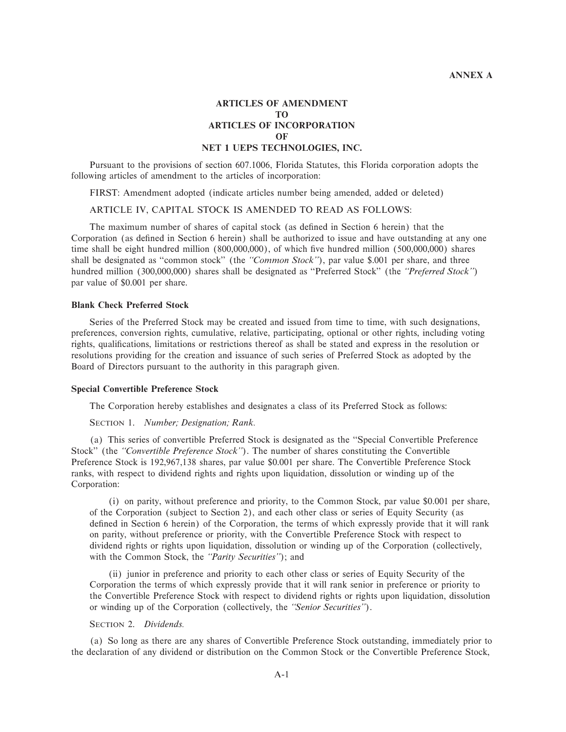**ANNEX A**

# ARTICLES OF AMENDMENT
# TO
# ARTICLES OF INCORPORATION
# OF
# NET 1 UEPS TECHNOLOGIES, INC.

Pursuant to the provisions of section 607.1006, Florida Statutes, this Florida corporation adopts the following articles of amendment to the articles of incorporation:

FIRST: Amendment adopted (indicate articles number being amended, added or deleted)

ARTICLE IV, CAPITAL STOCK IS AMENDED TO READ AS FOLLOWS:

The maximum number of shares of capital stock (as defined in Section 6 herein) that the Corporation (as defined in Section 6 herein) shall be authorized to issue and have outstanding at any one time shall be eight hundred million (800,000,000), of which five hundred million (500,000,000) shares shall be designated as "common stock" (the *"Common Stock"*), par value $.001 per share, and three hundred million (300,000,000) shares shall be designated as "Preferred Stock" (the *"Preferred Stock"*) par value of $0.001 per share.

**Blank Check Preferred Stock**

Series of the Preferred Stock may be created and issued from time to time, with such designations, preferences, conversion rights, cumulative, relative, participating, optional or other rights, including voting rights, qualifications, limitations or restrictions thereof as shall be stated and express in the resolution or resolutions providing for the creation and issuance of such series of Preferred Stock as adopted by the Board of Directors pursuant to the authority in this paragraph given.

**Special Convertible Preference Stock**

The Corporation hereby establishes and designates a class of its Preferred Stock as follows:

SECTION 1. *Number; Designation; Rank.*

(a) This series of convertible Preferred Stock is designated as the "Special Convertible Preference Stock" (the *"Convertible Preference Stock"*). The number of shares constituting the Convertible Preference Stock is 192,967,138 shares, par value $0.001 per share. The Convertible Preference Stock ranks, with respect to dividend rights and rights upon liquidation, dissolution or winding up of the Corporation:

(i) on parity, without preference and priority, to the Common Stock, par value $0.001 per share, of the Corporation (subject to Section 2), and each other class or series of Equity Security (as defined in Section 6 herein) of the Corporation, the terms of which expressly provide that it will rank on parity, without preference or priority, with the Convertible Preference Stock with respect to dividend rights or rights upon liquidation, dissolution or winding up of the Corporation (collectively, with the Common Stock, the *"Parity Securities"*); and

(ii) junior in preference and priority to each other class or series of Equity Security of the Corporation the terms of which expressly provide that it will rank senior in preference or priority to the Convertible Preference Stock with respect to dividend rights or rights upon liquidation, dissolution or winding up of the Corporation (collectively, the *"Senior Securities"*).

SECTION 2. *Dividends.*

(a) So long as there are any shares of Convertible Preference Stock outstanding, immediately prior to the declaration of any dividend or distribution on the Common Stock or the Convertible Preference Stock,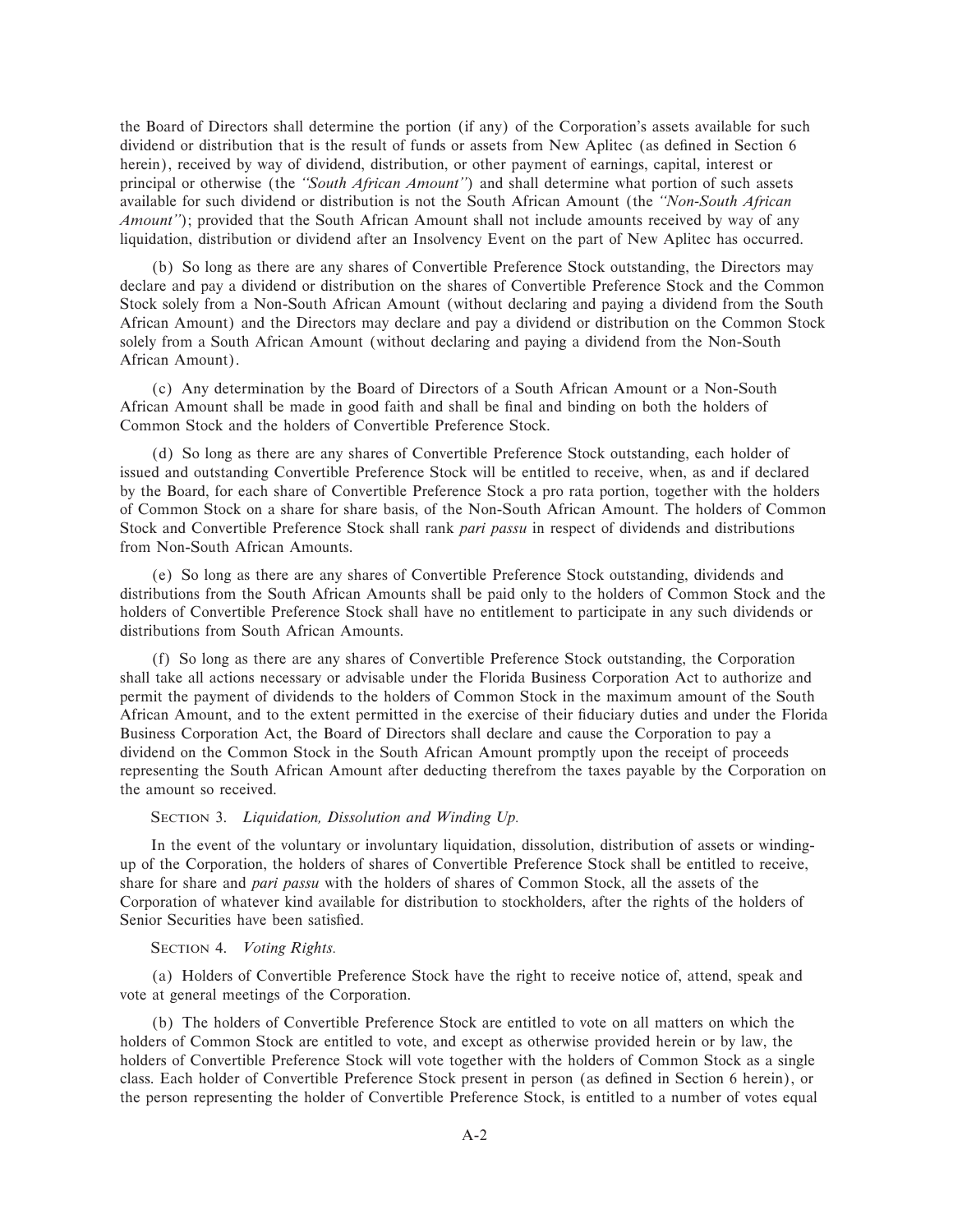the Board of Directors shall determine the portion (if any) of the Corporation's assets available for such dividend or distribution that is the result of funds or assets from New Aplitec (as defined in Section 6 herein), received by way of dividend, distribution, or other payment of earnings, capital, interest or principal or otherwise (the *"South African Amount"*) and shall determine what portion of such assets available for such dividend or distribution is not the South African Amount (the *"Non-South African Amount"*); provided that the South African Amount shall not include amounts received by way of any liquidation, distribution or dividend after an Insolvency Event on the part of New Aplitec has occurred.

(b) So long as there are any shares of Convertible Preference Stock outstanding, the Directors may declare and pay a dividend or distribution on the shares of Convertible Preference Stock and the Common Stock solely from a Non-South African Amount (without declaring and paying a dividend from the South African Amount) and the Directors may declare and pay a dividend or distribution on the Common Stock solely from a South African Amount (without declaring and paying a dividend from the Non-South African Amount).

(c) Any determination by the Board of Directors of a South African Amount or a Non-South African Amount shall be made in good faith and shall be final and binding on both the holders of Common Stock and the holders of Convertible Preference Stock.

(d) So long as there are any shares of Convertible Preference Stock outstanding, each holder of issued and outstanding Convertible Preference Stock will be entitled to receive, when, as and if declared by the Board, for each share of Convertible Preference Stock a pro rata portion, together with the holders of Common Stock on a share for share basis, of the Non-South African Amount. The holders of Common Stock and Convertible Preference Stock shall rank *pari passu* in respect of dividends and distributions from Non-South African Amounts.

(e) So long as there are any shares of Convertible Preference Stock outstanding, dividends and distributions from the South African Amounts shall be paid only to the holders of Common Stock and the holders of Convertible Preference Stock shall have no entitlement to participate in any such dividends or distributions from South African Amounts.

(f) So long as there are any shares of Convertible Preference Stock outstanding, the Corporation shall take all actions necessary or advisable under the Florida Business Corporation Act to authorize and permit the payment of dividends to the holders of Common Stock in the maximum amount of the South African Amount, and to the extent permitted in the exercise of their fiduciary duties and under the Florida Business Corporation Act, the Board of Directors shall declare and cause the Corporation to pay a dividend on the Common Stock in the South African Amount promptly upon the receipt of proceeds representing the South African Amount after deducting therefrom the taxes payable by the Corporation on the amount so received.

SECTION 3. *Liquidation, Dissolution and Winding Up.*

In the event of the voluntary or involuntary liquidation, dissolution, distribution of assets or winding-up of the Corporation, the holders of shares of Convertible Preference Stock shall be entitled to receive, share for share and *pari passu* with the holders of shares of Common Stock, all the assets of the Corporation of whatever kind available for distribution to stockholders, after the rights of the holders of Senior Securities have been satisfied.

SECTION 4. *Voting Rights.*

(a) Holders of Convertible Preference Stock have the right to receive notice of, attend, speak and vote at general meetings of the Corporation.

(b) The holders of Convertible Preference Stock are entitled to vote on all matters on which the holders of Common Stock are entitled to vote, and except as otherwise provided herein or by law, the holders of Convertible Preference Stock will vote together with the holders of Common Stock as a single class. Each holder of Convertible Preference Stock present in person (as defined in Section 6 herein), or the person representing the holder of Convertible Preference Stock, is entitled to a number of votes equal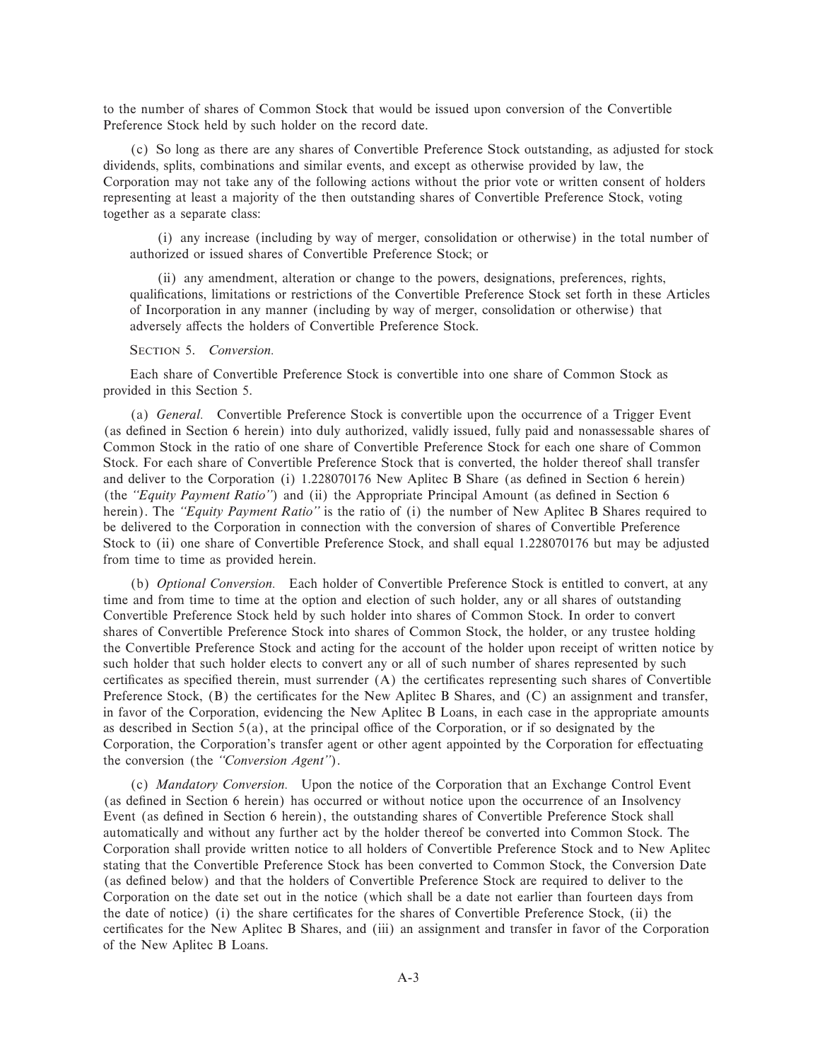to the number of shares of Common Stock that would be issued upon conversion of the Convertible Preference Stock held by such holder on the record date.

(c) So long as there are any shares of Convertible Preference Stock outstanding, as adjusted for stock dividends, splits, combinations and similar events, and except as otherwise provided by law, the Corporation may not take any of the following actions without the prior vote or written consent of holders representing at least a majority of the then outstanding shares of Convertible Preference Stock, voting together as a separate class:

(i) any increase (including by way of merger, consolidation or otherwise) in the total number of authorized or issued shares of Convertible Preference Stock; or

(ii) any amendment, alteration or change to the powers, designations, preferences, rights, qualifications, limitations or restrictions of the Convertible Preference Stock set forth in these Articles of Incorporation in any manner (including by way of merger, consolidation or otherwise) that adversely affects the holders of Convertible Preference Stock.

SECTION 5. *Conversion.*

Each share of Convertible Preference Stock is convertible into one share of Common Stock as provided in this Section 5.

(a) *General.* Convertible Preference Stock is convertible upon the occurrence of a Trigger Event (as defined in Section 6 herein) into duly authorized, validly issued, fully paid and nonassessable shares of Common Stock in the ratio of one share of Convertible Preference Stock for each one share of Common Stock. For each share of Convertible Preference Stock that is converted, the holder thereof shall transfer and deliver to the Corporation (i) 1.228070176 New Aplitec B Share (as defined in Section 6 herein) (the *"Equity Payment Ratio"*) and (ii) the Appropriate Principal Amount (as defined in Section 6 herein). The *"Equity Payment Ratio"* is the ratio of (i) the number of New Aplitec B Shares required to be delivered to the Corporation in connection with the conversion of shares of Convertible Preference Stock to (ii) one share of Convertible Preference Stock, and shall equal 1.228070176 but may be adjusted from time to time as provided herein.

(b) *Optional Conversion.* Each holder of Convertible Preference Stock is entitled to convert, at any time and from time to time at the option and election of such holder, any or all shares of outstanding Convertible Preference Stock held by such holder into shares of Common Stock. In order to convert shares of Convertible Preference Stock into shares of Common Stock, the holder, or any trustee holding the Convertible Preference Stock and acting for the account of the holder upon receipt of written notice by such holder that such holder elects to convert any or all of such number of shares represented by such certificates as specified therein, must surrender (A) the certificates representing such shares of Convertible Preference Stock, (B) the certificates for the New Aplitec B Shares, and (C) an assignment and transfer, in favor of the Corporation, evidencing the New Aplitec B Loans, in each case in the appropriate amounts as described in Section 5(a), at the principal office of the Corporation, or if so designated by the Corporation, the Corporation's transfer agent or other agent appointed by the Corporation for effectuating the conversion (the *"Conversion Agent"*).

(c) *Mandatory Conversion.* Upon the notice of the Corporation that an Exchange Control Event (as defined in Section 6 herein) has occurred or without notice upon the occurrence of an Insolvency Event (as defined in Section 6 herein), the outstanding shares of Convertible Preference Stock shall automatically and without any further act by the holder thereof be converted into Common Stock. The Corporation shall provide written notice to all holders of Convertible Preference Stock and to New Aplitec stating that the Convertible Preference Stock has been converted to Common Stock, the Conversion Date (as defined below) and that the holders of Convertible Preference Stock are required to deliver to the Corporation on the date set out in the notice (which shall be a date not earlier than fourteen days from the date of notice) (i) the share certificates for the shares of Convertible Preference Stock, (ii) the certificates for the New Aplitec B Shares, and (iii) an assignment and transfer in favor of the Corporation of the New Aplitec B Loans.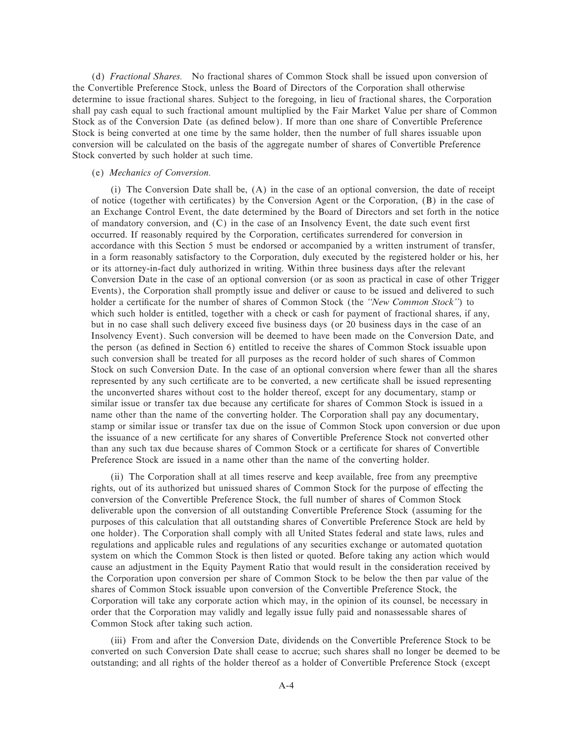(d) *Fractional Shares.* No fractional shares of Common Stock shall be issued upon conversion of the Convertible Preference Stock, unless the Board of Directors of the Corporation shall otherwise determine to issue fractional shares. Subject to the foregoing, in lieu of fractional shares, the Corporation shall pay cash equal to such fractional amount multiplied by the Fair Market Value per share of Common Stock as of the Conversion Date (as defined below). If more than one share of Convertible Preference Stock is being converted at one time by the same holder, then the number of full shares issuable upon conversion will be calculated on the basis of the aggregate number of shares of Convertible Preference Stock converted by such holder at such time.

(e) *Mechanics of Conversion.*

(i) The Conversion Date shall be, (A) in the case of an optional conversion, the date of receipt of notice (together with certificates) by the Conversion Agent or the Corporation, (B) in the case of an Exchange Control Event, the date determined by the Board of Directors and set forth in the notice of mandatory conversion, and (C) in the case of an Insolvency Event, the date such event first occurred. If reasonably required by the Corporation, certificates surrendered for conversion in accordance with this Section 5 must be endorsed or accompanied by a written instrument of transfer, in a form reasonably satisfactory to the Corporation, duly executed by the registered holder or his, her or its attorney-in-fact duly authorized in writing. Within three business days after the relevant Conversion Date in the case of an optional conversion (or as soon as practical in case of other Trigger Events), the Corporation shall promptly issue and deliver or cause to be issued and delivered to such holder a certificate for the number of shares of Common Stock (the *"New Common Stock"*) to which such holder is entitled, together with a check or cash for payment of fractional shares, if any, but in no case shall such delivery exceed five business days (or 20 business days in the case of an Insolvency Event). Such conversion will be deemed to have been made on the Conversion Date, and the person (as defined in Section 6) entitled to receive the shares of Common Stock issuable upon such conversion shall be treated for all purposes as the record holder of such shares of Common Stock on such Conversion Date. In the case of an optional conversion where fewer than all the shares represented by any such certificate are to be converted, a new certificate shall be issued representing the unconverted shares without cost to the holder thereof, except for any documentary, stamp or similar issue or transfer tax due because any certificate for shares of Common Stock is issued in a name other than the name of the converting holder. The Corporation shall pay any documentary, stamp or similar issue or transfer tax due on the issue of Common Stock upon conversion or due upon the issuance of a new certificate for any shares of Convertible Preference Stock not converted other than any such tax due because shares of Common Stock or a certificate for shares of Convertible Preference Stock are issued in a name other than the name of the converting holder.

(ii) The Corporation shall at all times reserve and keep available, free from any preemptive rights, out of its authorized but unissued shares of Common Stock for the purpose of effecting the conversion of the Convertible Preference Stock, the full number of shares of Common Stock deliverable upon the conversion of all outstanding Convertible Preference Stock (assuming for the purposes of this calculation that all outstanding shares of Convertible Preference Stock are held by one holder). The Corporation shall comply with all United States federal and state laws, rules and regulations and applicable rules and regulations of any securities exchange or automated quotation system on which the Common Stock is then listed or quoted. Before taking any action which would cause an adjustment in the Equity Payment Ratio that would result in the consideration received by the Corporation upon conversion per share of Common Stock to be below the then par value of the shares of Common Stock issuable upon conversion of the Convertible Preference Stock, the Corporation will take any corporate action which may, in the opinion of its counsel, be necessary in order that the Corporation may validly and legally issue fully paid and nonassessable shares of Common Stock after taking such action.

(iii) From and after the Conversion Date, dividends on the Convertible Preference Stock to be converted on such Conversion Date shall cease to accrue; such shares shall no longer be deemed to be outstanding; and all rights of the holder thereof as a holder of Convertible Preference Stock (except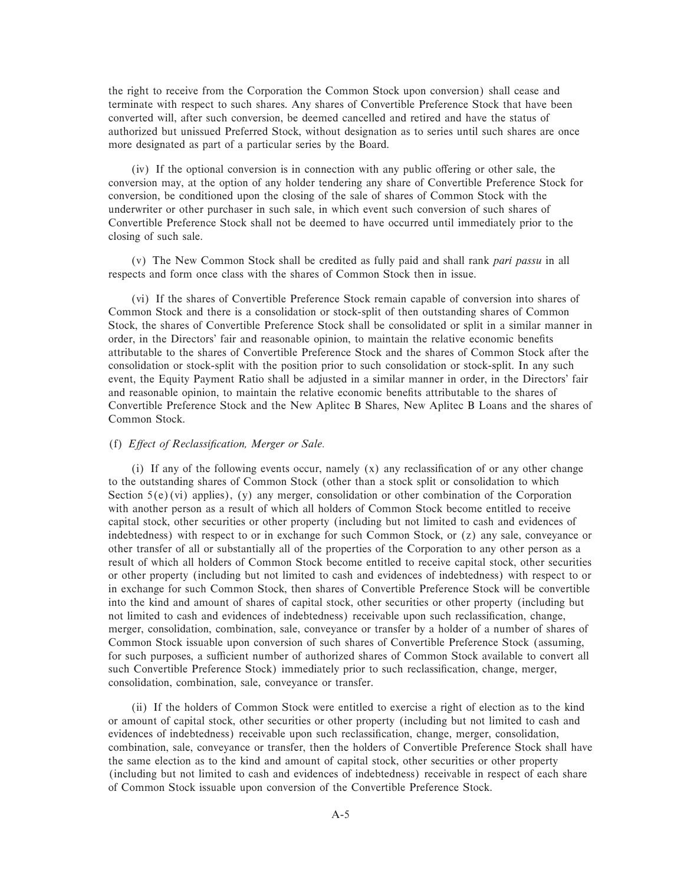the right to receive from the Corporation the Common Stock upon conversion) shall cease and terminate with respect to such shares. Any shares of Convertible Preference Stock that have been converted will, after such conversion, be deemed cancelled and retired and have the status of authorized but unissued Preferred Stock, without designation as to series until such shares are once more designated as part of a particular series by the Board.

(iv) If the optional conversion is in connection with any public offering or other sale, the conversion may, at the option of any holder tendering any share of Convertible Preference Stock for conversion, be conditioned upon the closing of the sale of shares of Common Stock with the underwriter or other purchaser in such sale, in which event such conversion of such shares of Convertible Preference Stock shall not be deemed to have occurred until immediately prior to the closing of such sale.

(v) The New Common Stock shall be credited as fully paid and shall rank *pari passu* in all respects and form once class with the shares of Common Stock then in issue.

(vi) If the shares of Convertible Preference Stock remain capable of conversion into shares of Common Stock and there is a consolidation or stock-split of then outstanding shares of Common Stock, the shares of Convertible Preference Stock shall be consolidated or split in a similar manner in order, in the Directors' fair and reasonable opinion, to maintain the relative economic benefits attributable to the shares of Convertible Preference Stock and the shares of Common Stock after the consolidation or stock-split with the position prior to such consolidation or stock-split. In any such event, the Equity Payment Ratio shall be adjusted in a similar manner in order, in the Directors' fair and reasonable opinion, to maintain the relative economic benefits attributable to the shares of Convertible Preference Stock and the New Aplitec B Shares, New Aplitec B Loans and the shares of Common Stock.

(f) *Effect of Reclassification, Merger or Sale.*

(i) If any of the following events occur, namely (x) any reclassification of or any other change to the outstanding shares of Common Stock (other than a stock split or consolidation to which Section 5(e)(vi) applies), (y) any merger, consolidation or other combination of the Corporation with another person as a result of which all holders of Common Stock become entitled to receive capital stock, other securities or other property (including but not limited to cash and evidences of indebtedness) with respect to or in exchange for such Common Stock, or (z) any sale, conveyance or other transfer of all or substantially all of the properties of the Corporation to any other person as a result of which all holders of Common Stock become entitled to receive capital stock, other securities or other property (including but not limited to cash and evidences of indebtedness) with respect to or in exchange for such Common Stock, then shares of Convertible Preference Stock will be convertible into the kind and amount of shares of capital stock, other securities or other property (including but not limited to cash and evidences of indebtedness) receivable upon such reclassification, change, merger, consolidation, combination, sale, conveyance or transfer by a holder of a number of shares of Common Stock issuable upon conversion of such shares of Convertible Preference Stock (assuming, for such purposes, a sufficient number of authorized shares of Common Stock available to convert all such Convertible Preference Stock) immediately prior to such reclassification, change, merger, consolidation, combination, sale, conveyance or transfer.

(ii) If the holders of Common Stock were entitled to exercise a right of election as to the kind or amount of capital stock, other securities or other property (including but not limited to cash and evidences of indebtedness) receivable upon such reclassification, change, merger, consolidation, combination, sale, conveyance or transfer, then the holders of Convertible Preference Stock shall have the same election as to the kind and amount of capital stock, other securities or other property (including but not limited to cash and evidences of indebtedness) receivable in respect of each share of Common Stock issuable upon conversion of the Convertible Preference Stock.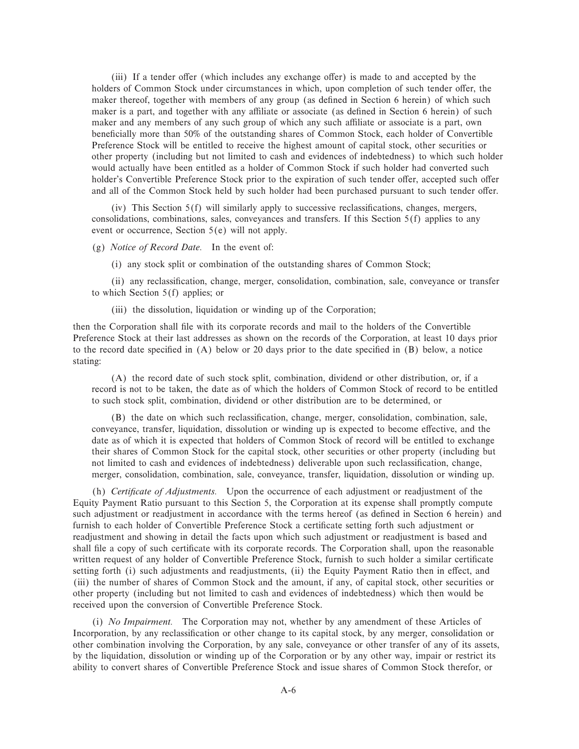(iii) If a tender offer (which includes any exchange offer) is made to and accepted by the holders of Common Stock under circumstances in which, upon completion of such tender offer, the maker thereof, together with members of any group (as defined in Section 6 herein) of which such maker is a part, and together with any affiliate or associate (as defined in Section 6 herein) of such maker and any members of any such group of which any such affiliate or associate is a part, own beneficially more than 50% of the outstanding shares of Common Stock, each holder of Convertible Preference Stock will be entitled to receive the highest amount of capital stock, other securities or other property (including but not limited to cash and evidences of indebtedness) to which such holder would actually have been entitled as a holder of Common Stock if such holder had converted such holder's Convertible Preference Stock prior to the expiration of such tender offer, accepted such offer and all of the Common Stock held by such holder had been purchased pursuant to such tender offer.

(iv) This Section 5(f) will similarly apply to successive reclassifications, changes, mergers, consolidations, combinations, sales, conveyances and transfers. If this Section 5(f) applies to any event or occurrence, Section 5(e) will not apply.

(g) *Notice of Record Date.* In the event of:

(i) any stock split or combination of the outstanding shares of Common Stock;

(ii) any reclassification, change, merger, consolidation, combination, sale, conveyance or transfer to which Section 5(f) applies; or

(iii) the dissolution, liquidation or winding up of the Corporation;

then the Corporation shall file with its corporate records and mail to the holders of the Convertible Preference Stock at their last addresses as shown on the records of the Corporation, at least 10 days prior to the record date specified in (A) below or 20 days prior to the date specified in (B) below, a notice stating:

(A) the record date of such stock split, combination, dividend or other distribution, or, if a record is not to be taken, the date as of which the holders of Common Stock of record to be entitled to such stock split, combination, dividend or other distribution are to be determined, or

(B) the date on which such reclassification, change, merger, consolidation, combination, sale, conveyance, transfer, liquidation, dissolution or winding up is expected to become effective, and the date as of which it is expected that holders of Common Stock of record will be entitled to exchange their shares of Common Stock for the capital stock, other securities or other property (including but not limited to cash and evidences of indebtedness) deliverable upon such reclassification, change, merger, consolidation, combination, sale, conveyance, transfer, liquidation, dissolution or winding up.

(h) *Certificate of Adjustments.* Upon the occurrence of each adjustment or readjustment of the Equity Payment Ratio pursuant to this Section 5, the Corporation at its expense shall promptly compute such adjustment or readjustment in accordance with the terms hereof (as defined in Section 6 herein) and furnish to each holder of Convertible Preference Stock a certificate setting forth such adjustment or readjustment and showing in detail the facts upon which such adjustment or readjustment is based and shall file a copy of such certificate with its corporate records. The Corporation shall, upon the reasonable written request of any holder of Convertible Preference Stock, furnish to such holder a similar certificate setting forth (i) such adjustments and readjustments, (ii) the Equity Payment Ratio then in effect, and (iii) the number of shares of Common Stock and the amount, if any, of capital stock, other securities or other property (including but not limited to cash and evidences of indebtedness) which then would be received upon the conversion of Convertible Preference Stock.

(i) *No Impairment.* The Corporation may not, whether by any amendment of these Articles of Incorporation, by any reclassification or other change to its capital stock, by any merger, consolidation or other combination involving the Corporation, by any sale, conveyance or other transfer of any of its assets, by the liquidation, dissolution or winding up of the Corporation or by any other way, impair or restrict its ability to convert shares of Convertible Preference Stock and issue shares of Common Stock therefor, or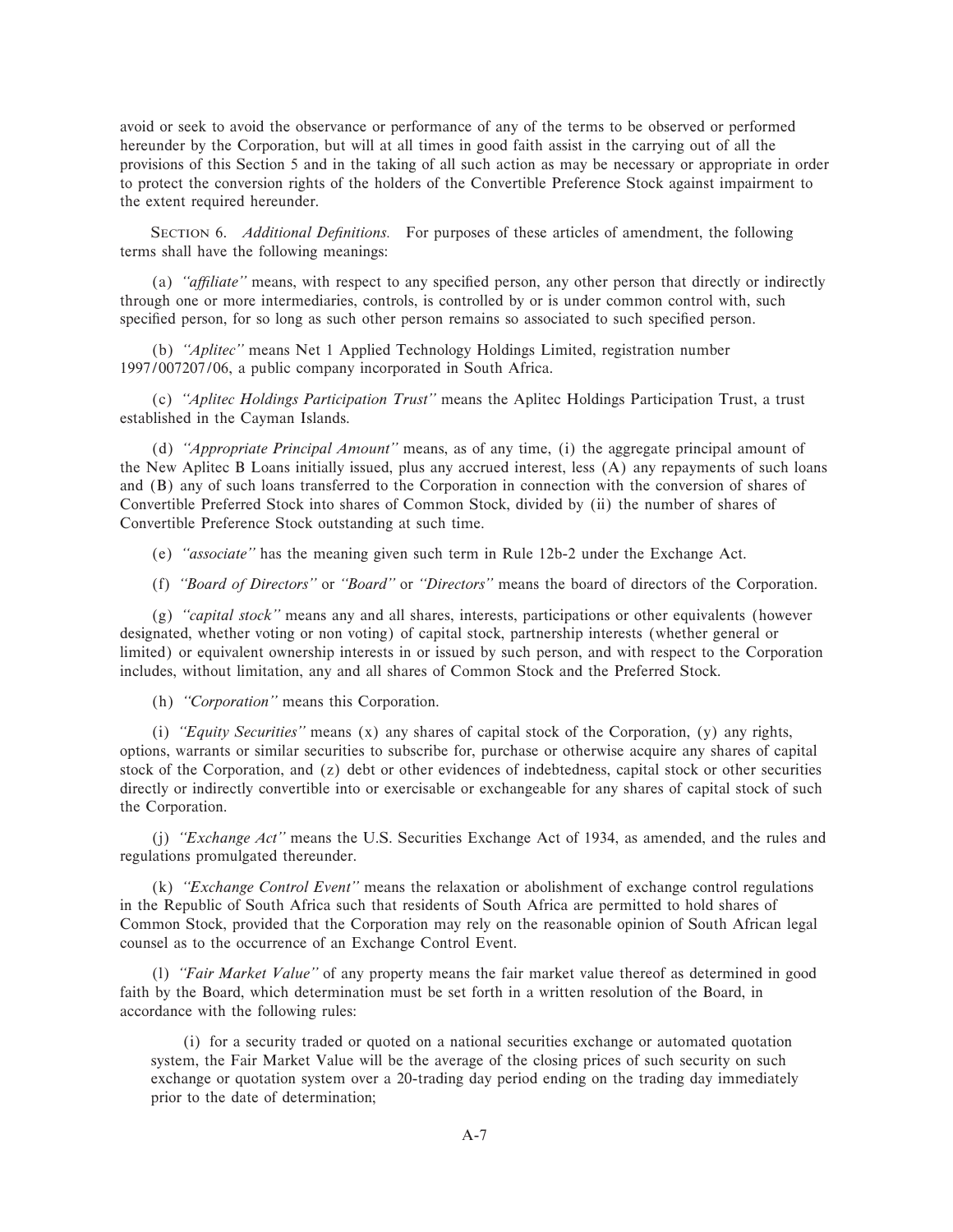avoid or seek to avoid the observance or performance of any of the terms to be observed or performed hereunder by the Corporation, but will at all times in good faith assist in the carrying out of all the provisions of this Section 5 and in the taking of all such action as may be necessary or appropriate in order to protect the conversion rights of the holders of the Convertible Preference Stock against impairment to the extent required hereunder.

SECTION 6. *Additional Definitions.* For purposes of these articles of amendment, the following terms shall have the following meanings:

(a) *''affiliate''* means, with respect to any specified person, any other person that directly or indirectly through one or more intermediaries, controls, is controlled by or is under common control with, such specified person, for so long as such other person remains so associated to such specified person.

(b) *''Aplitec''* means Net 1 Applied Technology Holdings Limited, registration number 1997/007207/06, a public company incorporated in South Africa.

(c) *''Aplitec Holdings Participation Trust''* means the Aplitec Holdings Participation Trust, a trust established in the Cayman Islands.

(d) *''Appropriate Principal Amount''* means, as of any time, (i) the aggregate principal amount of the New Aplitec B Loans initially issued, plus any accrued interest, less (A) any repayments of such loans and (B) any of such loans transferred to the Corporation in connection with the conversion of shares of Convertible Preferred Stock into shares of Common Stock, divided by (ii) the number of shares of Convertible Preference Stock outstanding at such time.

(e) *''associate''* has the meaning given such term in Rule 12b-2 under the Exchange Act.

(f) *''Board of Directors''* or *''Board''* or *''Directors''* means the board of directors of the Corporation.

(g) *''capital stock''* means any and all shares, interests, participations or other equivalents (however designated, whether voting or non voting) of capital stock, partnership interests (whether general or limited) or equivalent ownership interests in or issued by such person, and with respect to the Corporation includes, without limitation, any and all shares of Common Stock and the Preferred Stock.

(h) *''Corporation''* means this Corporation.

(i) *''Equity Securities''* means (x) any shares of capital stock of the Corporation, (y) any rights, options, warrants or similar securities to subscribe for, purchase or otherwise acquire any shares of capital stock of the Corporation, and (z) debt or other evidences of indebtedness, capital stock or other securities directly or indirectly convertible into or exercisable or exchangeable for any shares of capital stock of such the Corporation.

(j) *''Exchange Act''* means the U.S. Securities Exchange Act of 1934, as amended, and the rules and regulations promulgated thereunder.

(k) *''Exchange Control Event''* means the relaxation or abolishment of exchange control regulations in the Republic of South Africa such that residents of South Africa are permitted to hold shares of Common Stock, provided that the Corporation may rely on the reasonable opinion of South African legal counsel as to the occurrence of an Exchange Control Event.

(l) *''Fair Market Value''* of any property means the fair market value thereof as determined in good faith by the Board, which determination must be set forth in a written resolution of the Board, in accordance with the following rules:

(i) for a security traded or quoted on a national securities exchange or automated quotation system, the Fair Market Value will be the average of the closing prices of such security on such exchange or quotation system over a 20-trading day period ending on the trading day immediately prior to the date of determination;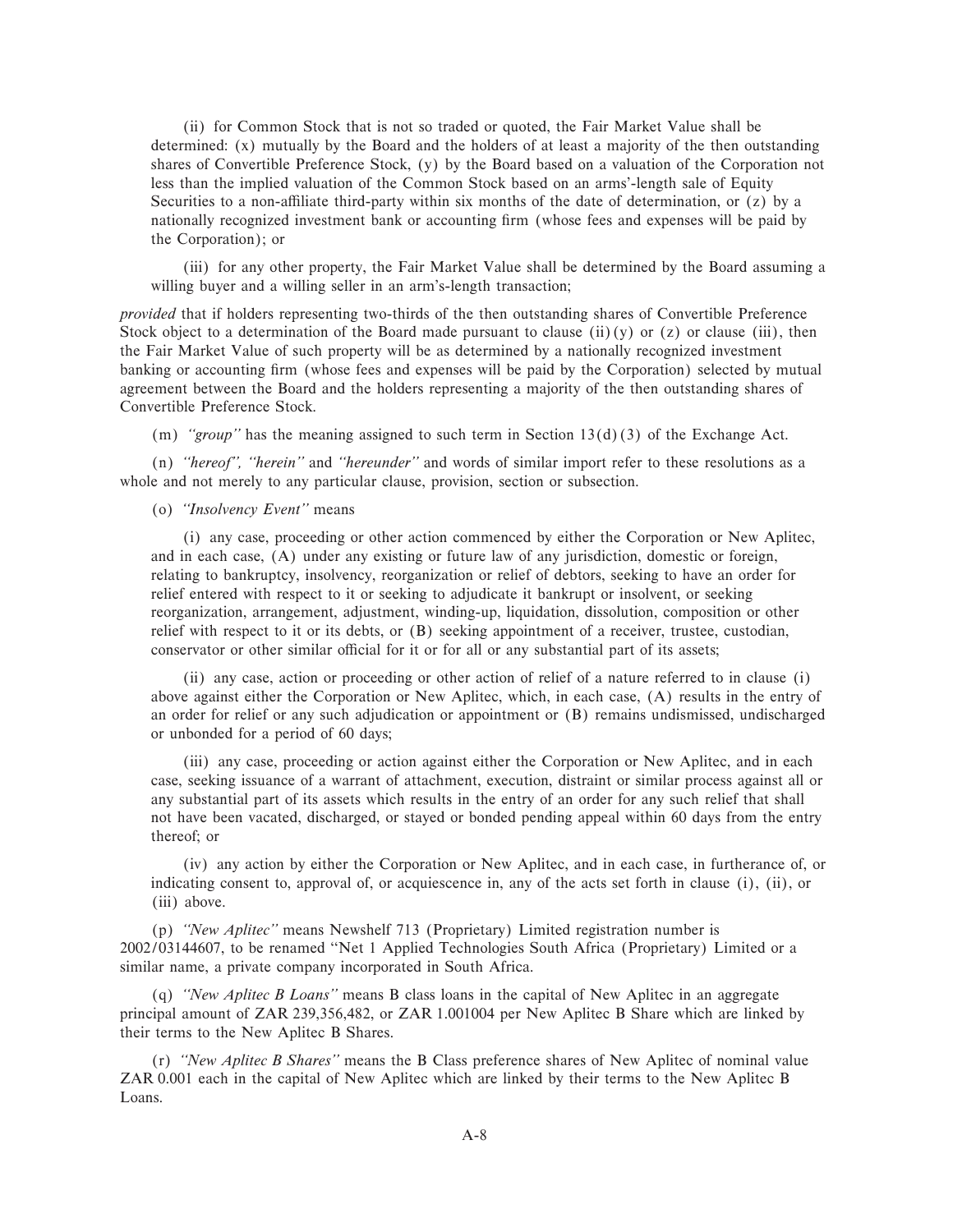(ii) for Common Stock that is not so traded or quoted, the Fair Market Value shall be determined: (x) mutually by the Board and the holders of at least a majority of the then outstanding shares of Convertible Preference Stock, (y) by the Board based on a valuation of the Corporation not less than the implied valuation of the Common Stock based on an arms'-length sale of Equity Securities to a non-affiliate third-party within six months of the date of determination, or (z) by a nationally recognized investment bank or accounting firm (whose fees and expenses will be paid by the Corporation); or

(iii) for any other property, the Fair Market Value shall be determined by the Board assuming a willing buyer and a willing seller in an arm's-length transaction;

*provided* that if holders representing two-thirds of the then outstanding shares of Convertible Preference Stock object to a determination of the Board made pursuant to clause (ii)(y) or (z) or clause (iii), then the Fair Market Value of such property will be as determined by a nationally recognized investment banking or accounting firm (whose fees and expenses will be paid by the Corporation) selected by mutual agreement between the Board and the holders representing a majority of the then outstanding shares of Convertible Preference Stock.

(m) *''group''* has the meaning assigned to such term in Section 13(d)(3) of the Exchange Act.

(n) *''hereof'', ''herein''* and *''hereunder''* and words of similar import refer to these resolutions as a whole and not merely to any particular clause, provision, section or subsection.

(o) *''Insolvency Event''* means

(i) any case, proceeding or other action commenced by either the Corporation or New Aplitec, and in each case, (A) under any existing or future law of any jurisdiction, domestic or foreign, relating to bankruptcy, insolvency, reorganization or relief of debtors, seeking to have an order for relief entered with respect to it or seeking to adjudicate it bankrupt or insolvent, or seeking reorganization, arrangement, adjustment, winding-up, liquidation, dissolution, composition or other relief with respect to it or its debts, or (B) seeking appointment of a receiver, trustee, custodian, conservator or other similar official for it or for all or any substantial part of its assets;

(ii) any case, action or proceeding or other action of relief of a nature referred to in clause (i) above against either the Corporation or New Aplitec, which, in each case, (A) results in the entry of an order for relief or any such adjudication or appointment or (B) remains undismissed, undischarged or unbonded for a period of 60 days;

(iii) any case, proceeding or action against either the Corporation or New Aplitec, and in each case, seeking issuance of a warrant of attachment, execution, distraint or similar process against all or any substantial part of its assets which results in the entry of an order for any such relief that shall not have been vacated, discharged, or stayed or bonded pending appeal within 60 days from the entry thereof; or

(iv) any action by either the Corporation or New Aplitec, and in each case, in furtherance of, or indicating consent to, approval of, or acquiescence in, any of the acts set forth in clause (i), (ii), or (iii) above.

(p) *''New Aplitec''* means Newshelf 713 (Proprietary) Limited registration number is 2002/03144607, to be renamed ''Net 1 Applied Technologies South Africa (Proprietary) Limited or a similar name, a private company incorporated in South Africa.

(q) *''New Aplitec B Loans''* means B class loans in the capital of New Aplitec in an aggregate principal amount of ZAR 239,356,482, or ZAR 1.001004 per New Aplitec B Share which are linked by their terms to the New Aplitec B Shares.

(r) *''New Aplitec B Shares''* means the B Class preference shares of New Aplitec of nominal value ZAR 0.001 each in the capital of New Aplitec which are linked by their terms to the New Aplitec B Loans.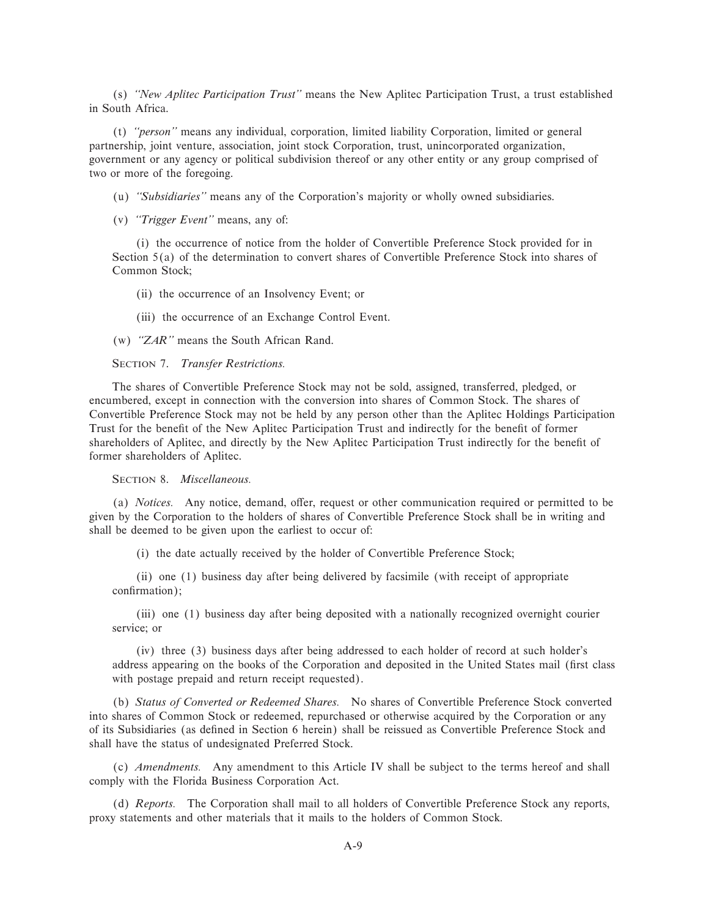(s) *"New Aplitec Participation Trust"* means the New Aplitec Participation Trust, a trust established in South Africa.

(t) *"person"* means any individual, corporation, limited liability Corporation, limited or general partnership, joint venture, association, joint stock Corporation, trust, unincorporated organization, government or any agency or political subdivision thereof or any other entity or any group comprised of two or more of the foregoing.

(u) *"Subsidiaries"* means any of the Corporation's majority or wholly owned subsidiaries.

(v) *"Trigger Event"* means, any of:

(i) the occurrence of notice from the holder of Convertible Preference Stock provided for in Section 5(a) of the determination to convert shares of Convertible Preference Stock into shares of Common Stock;

(ii) the occurrence of an Insolvency Event; or

(iii) the occurrence of an Exchange Control Event.

(w) *"ZAR"* means the South African Rand.

SECTION 7. *Transfer Restrictions.*

The shares of Convertible Preference Stock may not be sold, assigned, transferred, pledged, or encumbered, except in connection with the conversion into shares of Common Stock. The shares of Convertible Preference Stock may not be held by any person other than the Aplitec Holdings Participation Trust for the benefit of the New Aplitec Participation Trust and indirectly for the benefit of former shareholders of Aplitec, and directly by the New Aplitec Participation Trust indirectly the benefit of former shareholders of Aplitec.

SECTION 8. *Miscellaneous.*

(a) *Notices.* Any notice, demand, offer, request or other communication required or permitted to be given by the Corporation to the holders of shares of Convertible Preference Stock shall be in writing and shall be deemed to be given upon the earliest to occur of:

(i) the date actually received by the holder of Convertible Preference Stock;

(ii) one (1) business day after being delivered by facsimile (with receipt of appropriate confirmation);

(iii) one (1) business day after being deposited with a nationally recognized overnight courier service; or

(iv) three (3) business days after being addressed to each holder of record at such holder's address appearing on the books of the Corporation and deposited in the United States mail (first class with postage prepaid and return receipt requested).

(b) *Status of Converted or Redeemed Shares.* No shares of Convertible Preference Stock converted into shares of Common Stock or redeemed, repurchased or otherwise acquired by the Corporation or any of its Subsidiaries (as defined in Section 6 herein) shall be reissued as Convertible Preference Stock and shall have the status of undesignated Preferred Stock.

(c) *Amendments.* Any amendment to this Article IV shall be subject to the terms hereof and shall comply with the Florida Business Corporation Act.

(d) *Reports.* The Corporation shall mail to all holders of Convertible Preference Stock any reports, proxy statements and other materials that it mails to the holders of Common Stock.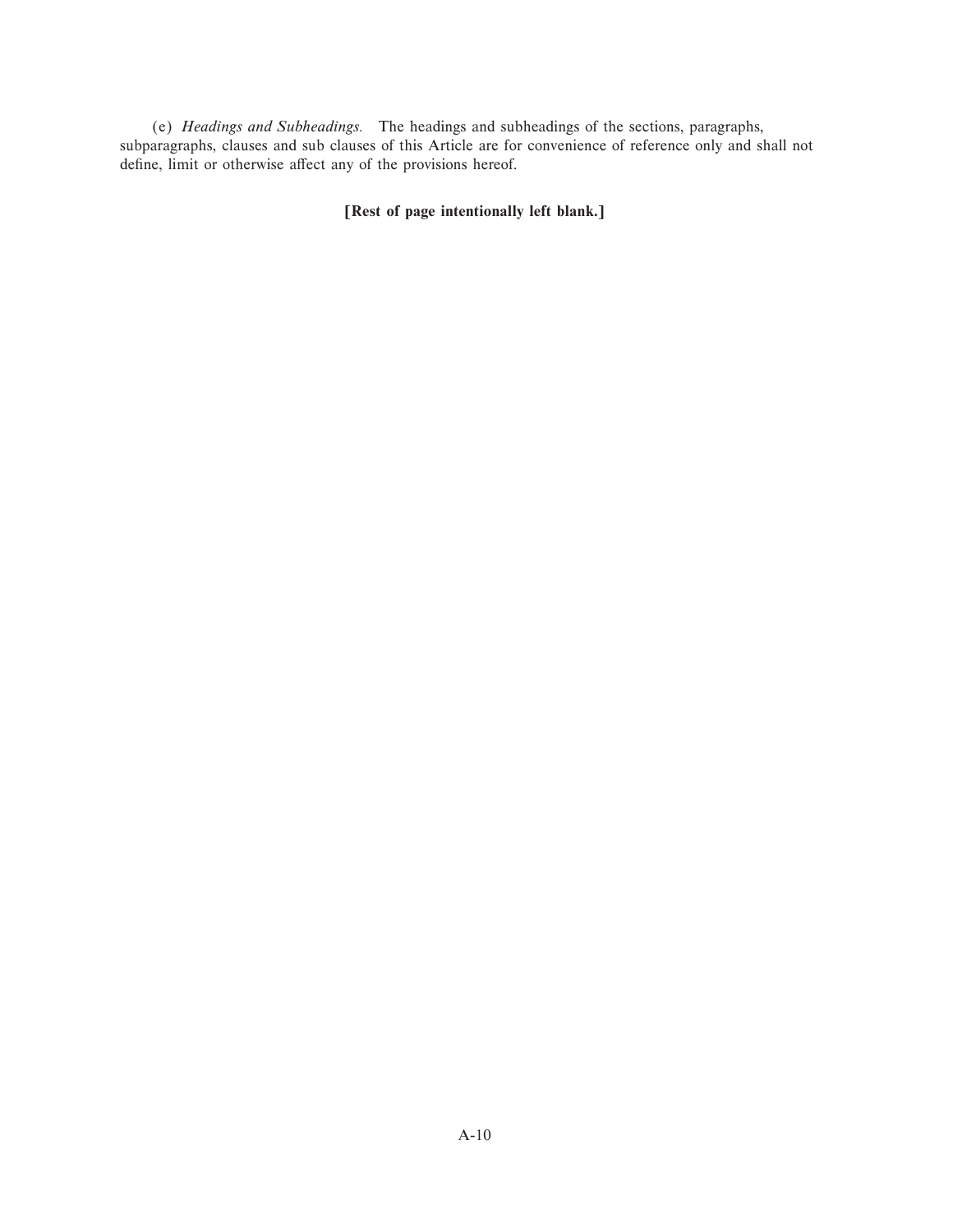(e) *Headings and Subheadings.* The headings and subheadings of the sections, paragraphs, subparagraphs, clauses and sub clauses of this Article are for convenience of reference only and shall not define, limit or otherwise affect any of the provisions hereof.

**[Rest of page intentionally left blank.]**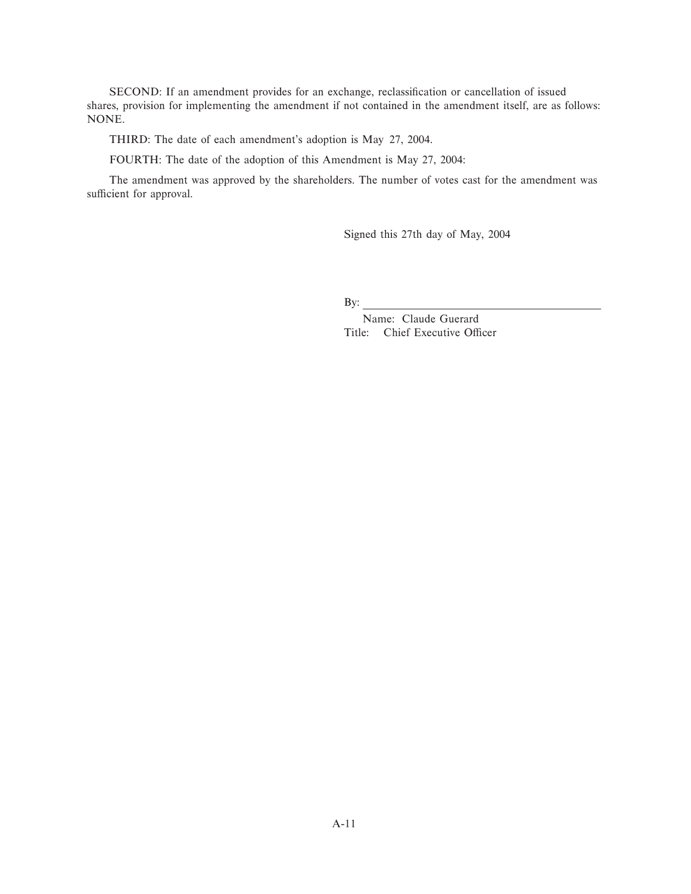SECOND: If an amendment provides for an exchange, reclassification or cancellation of issued shares, provision for implementing the amendment if not contained in the amendment itself, are as follows: NONE.

THIRD: The date of each amendment's adoption is May 27, 2004.

FOURTH: The date of the adoption of this Amendment is May 27, 2004:

The amendment was approved by the shareholders. The number of votes cast for the amendment was sufficient for approval.

Signed this 27th day of May, 2004

By: \_\_\_\_\_\_\_\_\_\_\_\_\_\_\_\_\_\_\_\_\_\_\_\_\_\_\_\_\_\_\_\_\_\_\_\_\_\_\_\_

Name: Claude Guerard
Title: Chief Executive Officer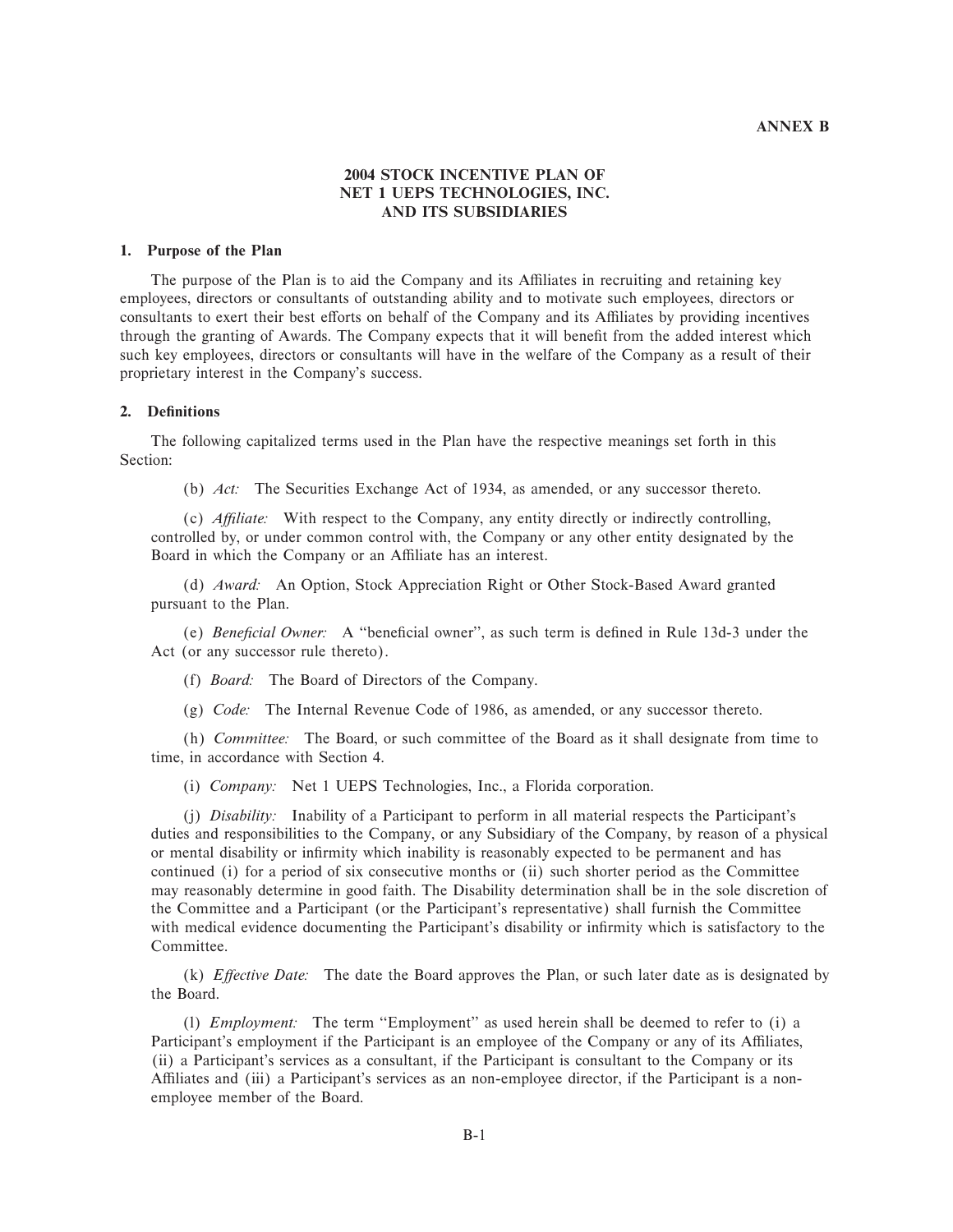**ANNEX B**

# 2004 STOCK INCENTIVE PLAN OF NET 1 UEPS TECHNOLOGIES, INC. AND ITS SUBSIDIARIES

## 1. Purpose of the Plan

The purpose of the Plan is to aid the Company and its Affiliates in recruiting and retaining key employees, directors or consultants of outstanding ability and to motivate such employees, directors or consultants to exert their best efforts on behalf of the Company and its Affiliates by providing incentives through the granting of Awards. The Company expects that it will benefit from the added interest which such key employees, directors or consultants will have in the welfare of the Company as a result of their proprietary interest in the Company's success.

## 2. Definitions

The following capitalized terms used in the Plan have the respective meanings set forth in this Section:

(b) *Act:* The Securities Exchange Act of 1934, as amended, or any successor thereto.

(c) *Affiliate:* With respect to the Company, any entity directly or indirectly controlling, controlled by, or under common control with, the Company or any other entity designated by the Board in which the Company or an Affiliate has an interest.

(d) *Award:* An Option, Stock Appreciation Right or Other Stock-Based Award granted pursuant to the Plan.

(e) *Beneficial Owner:* A "beneficial owner", as such term is defined in Rule 13d-3 under the Act (or any successor rule thereto).

(f) *Board:* The Board of Directors of the Company.

(g) *Code:* The Internal Revenue Code of 1986, as amended, or any successor thereto.

(h) *Committee:* The Board, or such committee of the Board as it shall designate from time to time, in accordance with Section 4.

(i) *Company:* Net 1 UEPS Technologies, Inc., a Florida corporation.

(j) *Disability:* Inability of a Participant to perform in all material respects the Participant's duties and responsibilities to the Company, or any Subsidiary of the Company, by reason of a physical or mental disability or infirmity which inability is reasonably expected to be permanent and has continued (i) for a period of six consecutive months or (ii) such shorter period as the Committee may reasonably determine in good faith. The Disability determination shall be in the sole discretion of the Committee and a Participant (or the Participant's representative) shall furnish the Committee with medical evidence documenting the Participant's disability or infirmity which is satisfactory to the Committee.

(k) *Effective Date:* The date the Board approves the Plan, or such later date as is designated by the Board.

(l) *Employment:* The term "Employment" as used herein shall be deemed to refer to (i) a Participant's employment if the Participant is an employee of the Company or any of its Affiliates, (ii) a Participant's services as a consultant, if the Participant is consultant to the Company or its Affiliates and (iii) a Participant's services as an non-employee director, if the Participant is a non-employee member of the Board.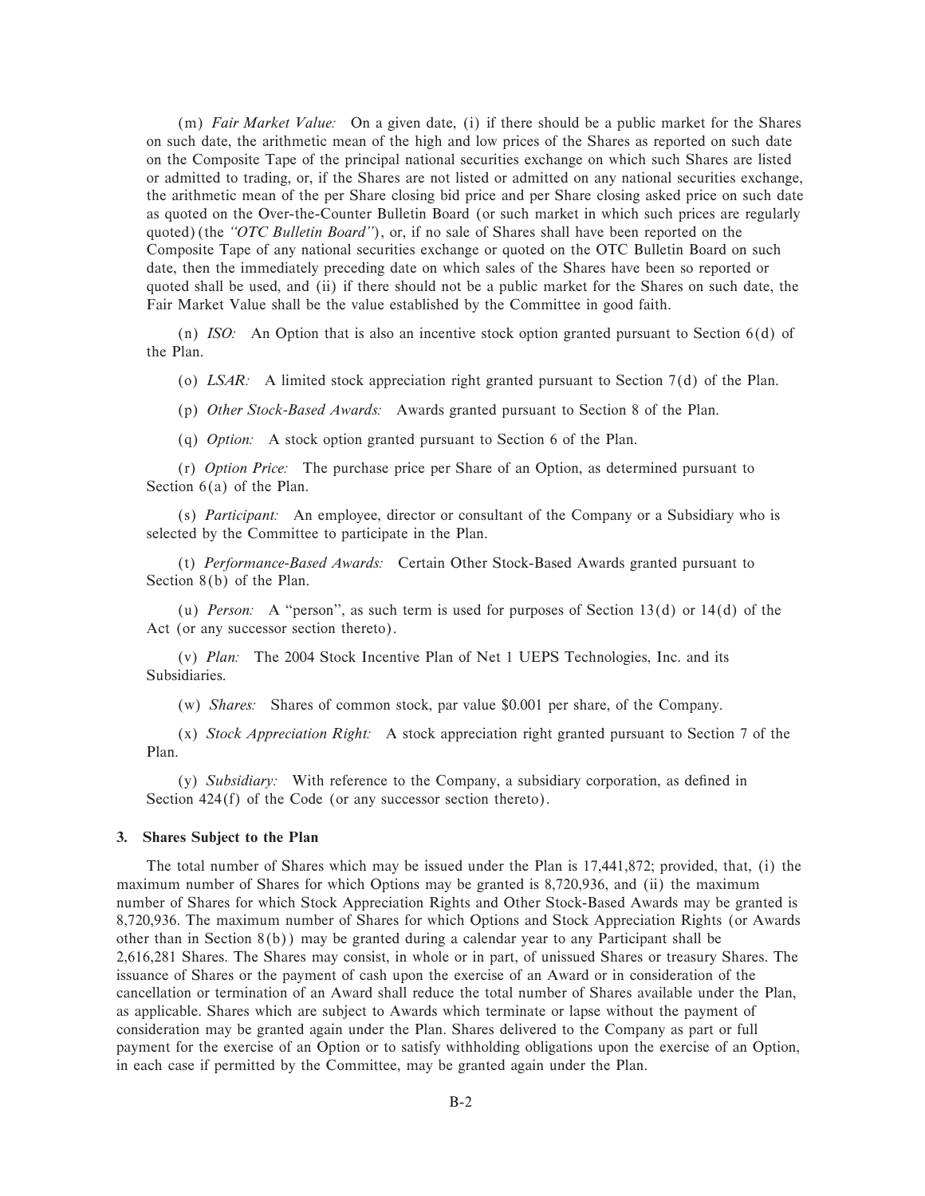(m) *Fair Market Value:* On a given date, (i) if there should be a public market for the Shares on such date, the arithmetic mean of the high and low prices of the Shares as reported on such date on the Composite Tape of the principal national securities exchange on which such Shares are listed or admitted to trading, or, if the Shares are not listed or admitted on any national securities exchange, the arithmetic mean of the per Share closing bid price and per Share closing asked price on such date as quoted on the Over-the-Counter Bulletin Board (or such market in which such prices are regularly quoted) (the *"OTC Bulletin Board"*), or, if no sale of Shares shall have been reported on the Composite Tape of any national securities exchange or quoted on the OTC Bulletin Board on such date, then the immediately preceding date on which sales of the Shares have been so reported or quoted shall be used, and (ii) if there should not be a public market for the Shares on such date, the Fair Market Value shall be the value established by the Committee in good faith.

(n) *ISO:* An Option that is also an incentive stock option granted pursuant to Section 6(d) of the Plan.

(o) *LSAR:* A limited stock appreciation right granted pursuant to Section 7(d) of the Plan.

(p) *Other Stock-Based Awards:* Awards granted pursuant to Section 8 of the Plan.

(q) *Option:* A stock option granted pursuant to Section 6 of the Plan.

(r) *Option Price:* The purchase price per Share of an Option, as determined pursuant to Section 6(a) of the Plan.

(s) *Participant:* An employee, director or consultant of the Company or a Subsidiary who is selected by the Committee to participate in the Plan.

(t) *Performance-Based Awards:* Certain Other Stock-Based Awards granted pursuant to Section 8(b) of the Plan.

(u) *Person:* A "person", as such term is used for purposes of Section 13(d) or 14(d) of the Act (or any successor section thereto).

(v) *Plan:* The 2004 Stock Incentive Plan of Net 1 UEPS Technologies, Inc. and its Subsidiaries.

(w) *Shares:* Shares of common stock, par value $0.001 per share, of the Company.

(x) *Stock Appreciation Right:* A stock appreciation right granted pursuant to Section 7 of the Plan.

(y) *Subsidiary:* With reference to the Company, a subsidiary corporation, as defined in Section 424(f) of the Code (or any successor section thereto).

### 3. Shares Subject to the Plan

The total number of Shares which may be issued under the Plan is 17,441,872; provided, that, (i) the maximum number of Shares for which Options may be granted is 8,720,936, and (ii) the maximum number of Shares for which Stock Appreciation Rights and Other Stock-Based Awards may be granted is 8,720,936. The maximum number of Shares for which Options and Stock Appreciation Rights (or Awards other than in Section 8(b)) may be granted during a calendar year to any Participant shall be 2,616,281 Shares. The Shares may consist, in whole or in part, of unissued Shares or treasury Shares. The issuance of Shares or the payment of cash upon the exercise of an Award or in consideration of the cancellation or termination of an Award shall reduce the total number of Shares available under the Plan, as applicable. Shares which are subject to Awards which terminate or lapse without the payment of consideration may be granted again under the Plan. Shares delivered to the Company as part or full payment for the exercise of an Option or to satisfy withholding obligations upon the exercise of an Option, in each case if permitted by the Committee, may be granted again under the Plan.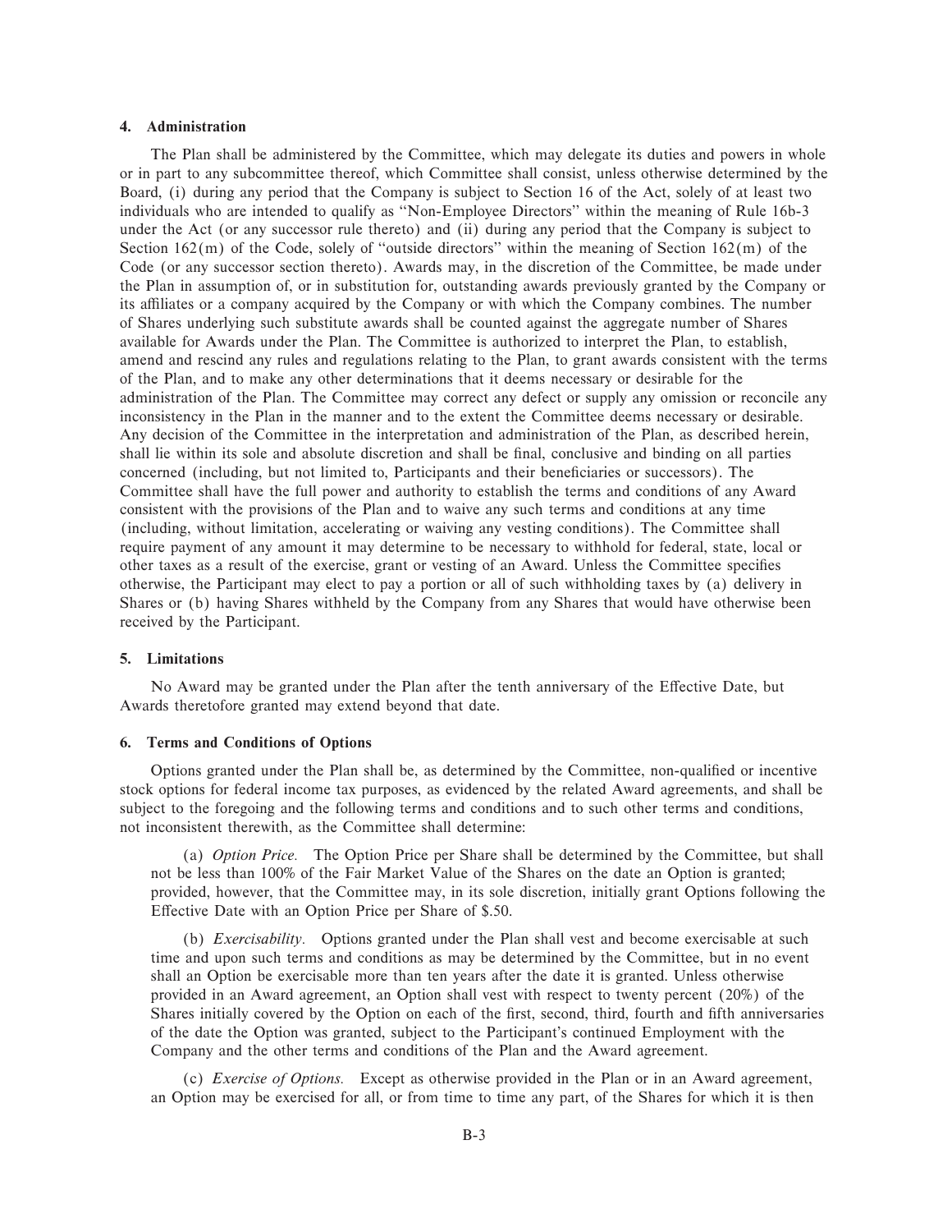#### 4. Administration

The Plan shall be administered by the Committee, which may delegate its duties and powers in whole or in part to any subcommittee thereof, which Committee shall consist, unless otherwise determined by the Board, (i) during any period that the Company is subject to Section 16 of the Act, solely of at least two individuals who are intended to qualify as ''Non-Employee Directors'' within the meaning of Rule 16b-3 under the Act (or any successor rule thereto) and (ii) during any period that the Company is subject to Section 162(m) of the Code, solely of ''outside directors'' within the meaning of Section 162(m) of the Code (or any successor section thereto). Awards may, in the discretion of the Committee, be made under the Plan in assumption of, or in substitution for, outstanding awards previously granted by the Company or its affiliates or a company acquired by the Company or with which the Company combines. The number of Shares underlying such substitute awards shall be counted against the aggregate number of Shares available for Awards under the Plan. The Committee is authorized to interpret the Plan, to establish, amend and rescind any rules and regulations relating to the Plan, to grant awards consistent with the terms of the Plan, and to make any other determinations that it deems necessary or desirable for the administration of the Plan. The Committee may correct any defect or supply any omission or reconcile any inconsistency in the Plan in the manner and to the extent the Committee deems necessary or desirable. Any decision of the Committee in the interpretation and administration of the Plan, as described herein, shall lie within its sole and absolute discretion and shall be final, conclusive and binding on all parties concerned (including, but not limited to, Participants and their beneficiaries or successors). The Committee shall have the full power and authority to establish the terms and conditions of any Award consistent with the provisions of the Plan and to waive any such terms and conditions at any time (including, without limitation, accelerating or waiving any vesting conditions). The Committee shall require payment of any amount it may determine to be necessary to withhold for federal, state, local or other taxes as a result of the exercise, grant or vesting of an Award. Unless the Committee specifies otherwise, the Participant may elect to pay a portion or all of such withholding taxes by (a) delivery in Shares or (b) having Shares withheld by the Company from any Shares that would have otherwise been received by the Participant.

#### 5. Limitations

No Award may be granted under the Plan after the tenth anniversary of the Effective Date, but Awards theretofore granted may extend beyond that date.

#### 6. Terms and Conditions of Options

Options granted under the Plan shall be, as determined by the Committee, non-qualified or incentive stock options for federal income tax purposes, as evidenced by the related Award agreements, and shall be subject to the foregoing and the following terms and conditions and to such other terms and conditions, not inconsistent therewith, as the Committee shall determine:

(a) *Option Price.* The Option Price per Share shall be determined by the Committee, but shall not be less than 100% of the Fair Market Value of the Shares on the date an Option is granted; provided, however, that the Committee may, in its sole discretion, initially grant Options following the Effective Date with an Option Price per Share of $.50.

(b) *Exercisability.* Options granted under the Plan shall vest and become exercisable at such time and upon such terms and conditions as may be determined by the Committee, but in no event shall an Option be exercisable more than ten years after the date it is granted. Unless otherwise provided in an Award agreement, an Option shall vest with respect to twenty percent (20%) of the Shares initially covered by the Option on each of the first, second, third, fourth and fifth anniversaries of the date the Option was granted, subject to the Participant's continued Employment with the Company and the other terms and conditions of the Plan and the Award agreement.

(c) *Exercise of Options.* Except as otherwise provided in the Plan or in an Award agreement, an Option may be exercised for all, or from time to time any part, of the Shares for which it is then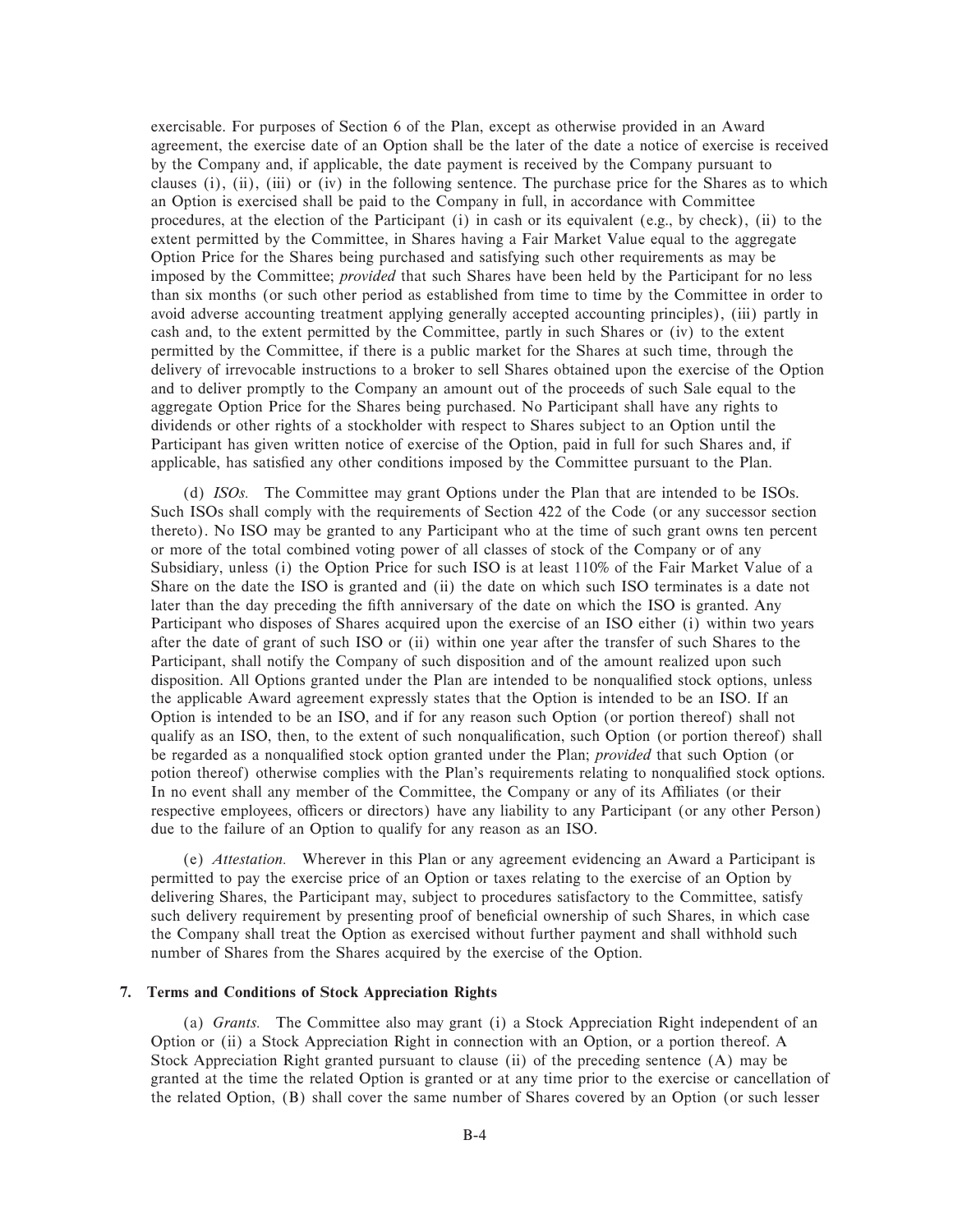exercisable. For purposes of Section 6 of the Plan, except as otherwise provided in an Award agreement, the exercise date of an Option shall be the later of the date a notice of exercise is received by the Company and, if applicable, the date payment is received by the Company pursuant to clauses (i), (ii), (iii) or (iv) in the following sentence. The purchase price for the Shares as to which an Option is exercised shall be paid to the Company in full, in accordance with Committee procedures, at the election of the Participant (i) in cash or its equivalent (e.g., by check), (ii) to the extent permitted by the Committee, in Shares having a Fair Market Value equal to the aggregate Option Price for the Shares being purchased and satisfying such other requirements as may be imposed by the Committee; *provided* that such Shares have been held by the Participant for no less than six months (or such other period as established from time to time by the Committee in order to avoid adverse accounting treatment applying generally accepted accounting principles), (iii) partly in cash and, to the extent permitted by the Committee, partly in such Shares or (iv) to the extent permitted by the Committee, if there is a public market for the Shares at such time, through the delivery of irrevocable instructions to a broker to sell Shares obtained upon the exercise of the Option and to deliver promptly to the Company an amount out of the proceeds of such Sale equal to the aggregate Option Price for the Shares being purchased. No Participant shall have any rights to dividends or other rights of a stockholder with respect to Shares subject to an Option until the Participant has given written notice of exercise of the Option, paid in full for such Shares and, if applicable, has satisfied any other conditions imposed by the Committee pursuant to the Plan.

(d) *ISOs.* The Committee may grant Options under the Plan that are intended to be ISOs. Such ISOs shall comply with the requirements of Section 422 of the Code (or any successor section thereto). No ISO may be granted to any Participant who at the time of such grant owns ten percent or more of the total combined voting power of all classes of stock of the Company or of any Subsidiary, unless (i) the Option Price for such ISO is at least 110% of the Fair Market Value of a Share on the date the ISO is granted and (ii) the date on which such ISO terminates is a date not later than the day preceding the fifth anniversary of the date on which the ISO is granted. Any Participant who disposes of Shares acquired upon the exercise of an ISO either (i) within two years after the date of grant of such ISO or (ii) within one year after the transfer of such Shares to the Participant, shall notify the Company of such disposition and of the amount realized upon such disposition. All Options granted under the Plan are intended to be nonqualified stock options, unless the applicable Award agreement expressly states that the Option is intended to be an ISO. If an Option is intended to be an ISO, and if for any reason such Option (or portion thereof) shall not qualify as an ISO, then, to the extent of such nonqualification, such Option (or portion thereof) shall be regarded as a nonqualified stock option granted under the Plan; *provided* that such Option (or potion thereof) otherwise complies with the Plan's requirements relating to nonqualified stock options. In no event shall any member of the Committee, the Company or any of its Affiliates (or their respective employees, officers or directors) have any liability to any Participant (or any other Person) due to the failure of an Option to qualify for any reason as an ISO.

(e) *Attestation.* Wherever in this Plan or any agreement evidencing an Award a Participant is permitted to pay the exercise price of an Option or taxes relating to the exercise of an Option by delivering Shares, the Participant may, subject to procedures satisfactory to the Committee, satisfy such delivery requirement by presenting proof of beneficial ownership of such Shares, in which case the Company shall treat the Option as exercised without further payment and shall withhold such number of Shares from the Shares acquired by the exercise of the Option.

**7. Terms and Conditions of Stock Appreciation Rights**

(a) *Grants.* The Committee also may grant (i) a Stock Appreciation Right independent of an Option or (ii) a Stock Appreciation Right in connection with an Option, or a portion thereof. A Stock Appreciation Right granted pursuant to clause (ii) of the preceding sentence (A) may be granted at the time the related Option is granted or at any time prior to the exercise or cancellation of the related Option, (B) shall cover the same number of Shares covered by an Option (or such lesser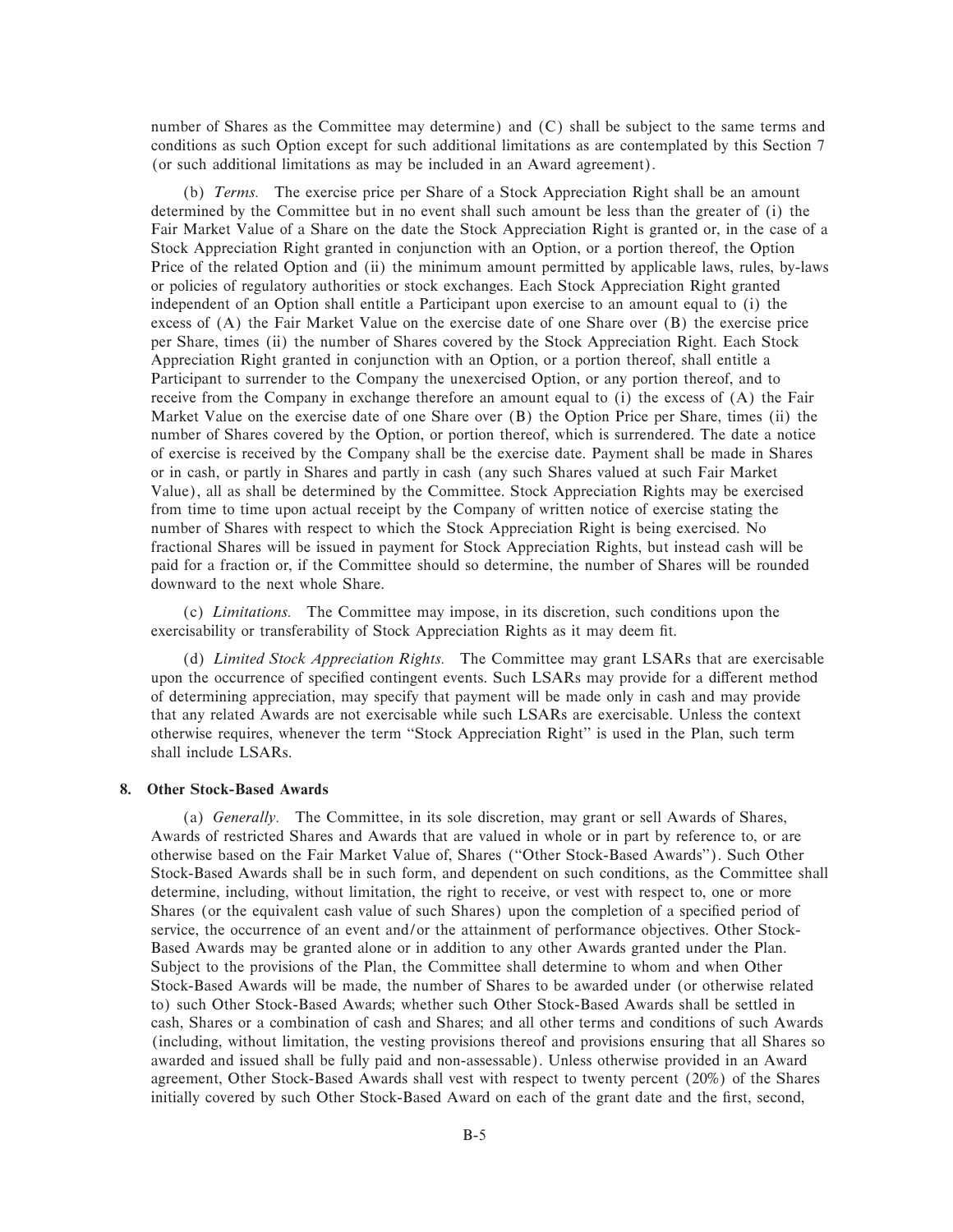number of Shares as the Committee may determine) and (C) shall be subject to the same terms and conditions as such Option except for such additional limitations as are contemplated by this Section 7 (or such additional limitations as may be included in an Award agreement).

(b) *Terms.* The exercise price per Share of a Stock Appreciation Right shall be an amount determined by the Committee but in no event shall such amount be less than the greater of (i) the Fair Market Value of a Share on the date the Stock Appreciation Right is granted or, in the case of a Stock Appreciation Right granted in conjunction with an Option, or a portion thereof, the Option Price of the related Option and (ii) the minimum amount permitted by applicable laws, rules, by-laws or policies of regulatory authorities or stock exchanges. Each Stock Appreciation Right granted independent of an Option shall entitle a Participant upon exercise to an amount equal to (i) the excess of (A) the Fair Market Value on the exercise date of one Share over (B) the exercise price per Share, times (ii) the number of Shares covered by the Stock Appreciation Right. Each Stock Appreciation Right granted in conjunction with an Option, or a portion thereof, shall entitle a Participant to surrender to the Company the unexercised Option, or any portion thereof, and to receive from the Company in exchange therefore an amount equal to (i) the excess of (A) the Fair Market Value on the exercise date of one Share over (B) the Option Price per Share, times (ii) the number of Shares covered by the Option, or portion thereof, which is surrendered. The date a notice of exercise is received by the Company shall be the exercise date. Payment shall be made in Shares or in cash, or partly in Shares and partly in cash (any such Shares valued at such Fair Market Value), all as shall be determined by the Committee. Stock Appreciation Rights may be exercised from time to time upon actual receipt by the Company of written notice of exercise stating the number of Shares with respect to which the Stock Appreciation Right is being exercised. No fractional Shares will be issued in payment for Stock Appreciation Rights, but instead cash will be paid for a fraction or, if the Committee should so determine, the number of Shares will be rounded downward to the next whole Share.

(c) *Limitations.* The Committee may impose, in its discretion, such conditions upon the exercisability or transferability of Stock Appreciation Rights as it may deem fit.

(d) *Limited Stock Appreciation Rights.* The Committee may grant LSARs that are exercisable upon the occurrence of specified contingent events. Such LSARs may provide for a different method of determining appreciation, may specify that payment will be made only in cash and may provide that any related Awards are not exercisable while such LSARs are exercisable. Unless the context otherwise requires, whenever the term "Stock Appreciation Right" is used in the Plan, such term shall include LSARs.

**8. Other Stock-Based Awards**

(a) *Generally.* The Committee, in its sole discretion, may grant or sell Awards of Shares, Awards of restricted Shares and Awards that are valued in whole or in part by reference to, or are otherwise based on the Fair Market Value of, Shares ("Other Stock-Based Awards"). Such Other Stock-Based Awards shall be in such form, and dependent on such conditions, as the Committee shall determine, including, without limitation, the right to receive, or vest with respect to, one or more Shares (or the equivalent cash value of such Shares) upon the completion of a specified period of service, the occurrence of an event and/or the attainment of performance objectives. Other Stock-Based Awards may be granted alone or in addition to any other Awards granted under the Plan. Subject to the provisions of the Plan, the Committee shall determine to whom and when Other Stock-Based Awards will be made, the number of Shares to be awarded under (or otherwise related to) such Other Stock-Based Awards; whether such Other Stock-Based Awards shall be settled in cash, Shares or a combination of cash and Shares; and all other terms and conditions of such Awards (including, without limitation, the vesting provisions thereof and provisions ensuring that all Shares so awarded and issued shall be fully paid and non-assessable). Unless otherwise provided in an Award agreement, Other Stock-Based Awards shall vest with respect to twenty percent (20%) of the Shares initially covered by such Other Stock-Based Award on each of the grant date and the first, second,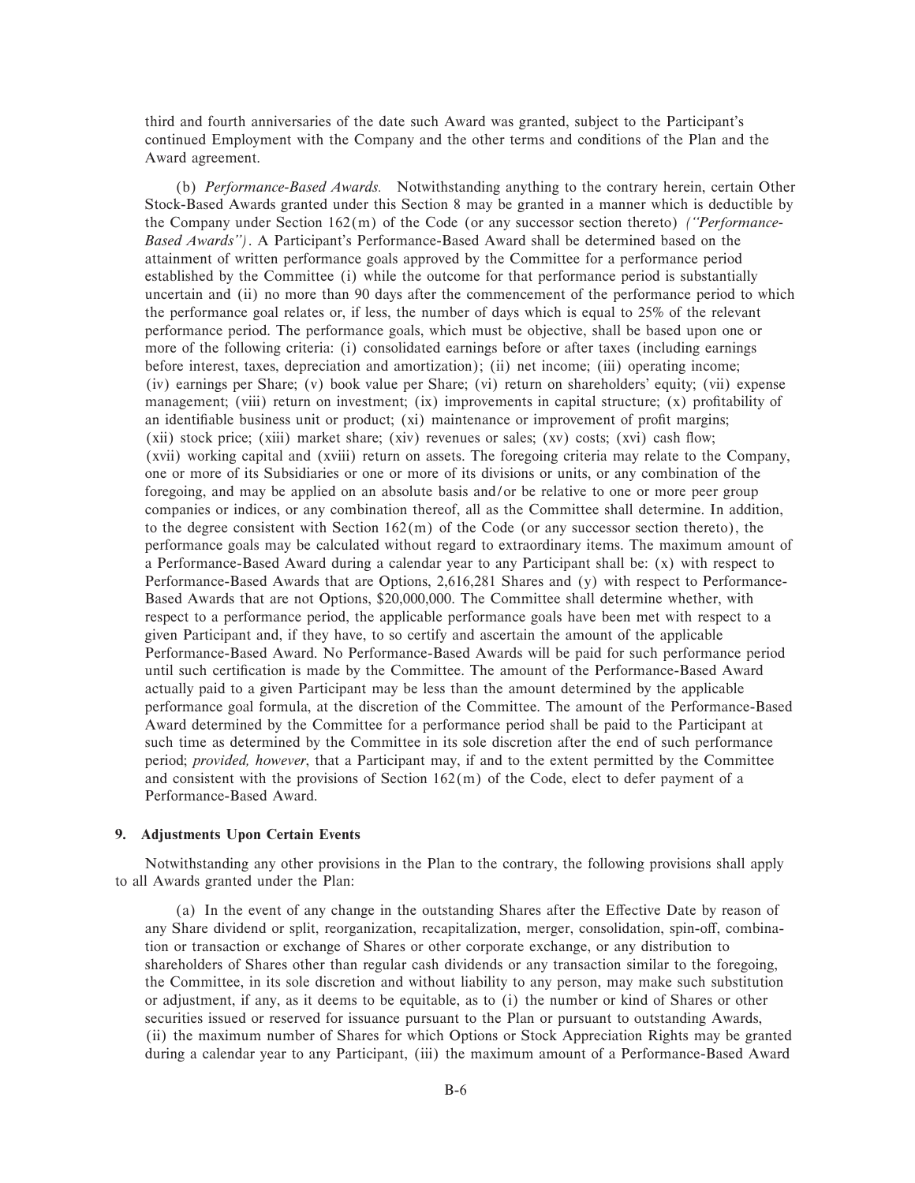third and fourth anniversaries of the date such Award was granted, subject to the Participant's continued Employment with the Company and the other terms and conditions of the Plan and the Award agreement.

(b) *Performance-Based Awards.* Notwithstanding anything to the contrary herein, certain Other Stock-Based Awards granted under this Section 8 may be granted in a manner which is deductible by the Company under Section 162(m) of the Code (or any successor section thereto) *("Performance-Based Awards")*. A Participant's Performance-Based Award shall be determined based on the attainment of written performance goals approved by the Committee for a performance period established by the Committee (i) while the outcome for that performance period is substantially uncertain and (ii) no more than 90 days after the commencement of the performance period to which the performance goal relates or, if less, the number of days which is equal to 25% of the relevant performance period. The performance goals, which must be objective, shall be based upon one or more of the following criteria: (i) consolidated earnings before or after taxes (including earnings before interest, taxes, depreciation and amortization); (ii) net income; (iii) operating income; (iv) earnings per Share; (v) book value per Share; (vi) return on shareholders' equity; (vii) expense management; (viii) return on investment; (ix) improvements in capital structure; (x) profitability of an identifiable business unit or product; (xi) maintenance or improvement of profit margins; (xii) stock price; (xiii) market share; (xiv) revenues or sales; (xv) costs; (xvi) cash flow; (xvii) working capital and (xviii) return on assets. The foregoing criteria may relate to the Company, one or more of its Subsidiaries or one or more of its divisions or units, or any combination of the foregoing, and may be applied on an absolute basis and/or be relative to one or more peer group companies or indices, or any combination thereof, all as the Committee shall determine. In addition, to the degree consistent with Section 162(m) of the Code (or any successor section thereto), the performance goals may be calculated without regard to extraordinary items. The maximum amount of a Performance-Based Award during a calendar year to any Participant shall be: (x) with respect to Performance-Based Awards that are Options, 2,616,281 Shares and (y) with respect to Performance-Based Awards that are not Options, $20,000,000. The Committee shall determine whether, with respect to a performance period, the applicable performance goals have been met with respect to a given Participant and, if they have, to so certify and ascertain the amount of the applicable Performance-Based Award. No Performance-Based Awards will be paid for such performance period until such certification is made by the Committee. The amount of the Performance-Based Award actually paid to a given Participant may be less than the amount determined by the applicable performance goal formula, at the discretion of the Committee. The amount of the Performance-Based Award determined by the Committee for a performance period shall be paid to the Participant at such time as determined by the Committee in its sole discretion after the end of such performance period; *provided, however*, that a Participant may, if and to the extent permitted by the Committee and consistent with the provisions of Section 162(m) of the Code, elect to defer payment of a Performance-Based Award.

**9. Adjustments Upon Certain Events**

Notwithstanding any other provisions in the Plan to the contrary, the following provisions shall apply to all Awards granted under the Plan:

(a) In the event of any change in the outstanding Shares after the Effective Date by reason of any Share dividend or split, reorganization, recapitalization, merger, consolidation, spin-off, combination or transaction or exchange of Shares or other corporate exchange, or any distribution to shareholders of Shares other than regular cash dividends or any transaction similar to the foregoing, the Committee, in its sole discretion and without liability to any person, may make such substitution or adjustment, if any, as it deems to be equitable, as to (i) the number or kind of Shares or other securities issued or reserved for issuance pursuant to the Plan or pursuant to outstanding Awards, (ii) the maximum number of Shares for which Options or Stock Appreciation Rights may be granted during a calendar year to any Participant, (iii) the maximum amount of a Performance-Based Award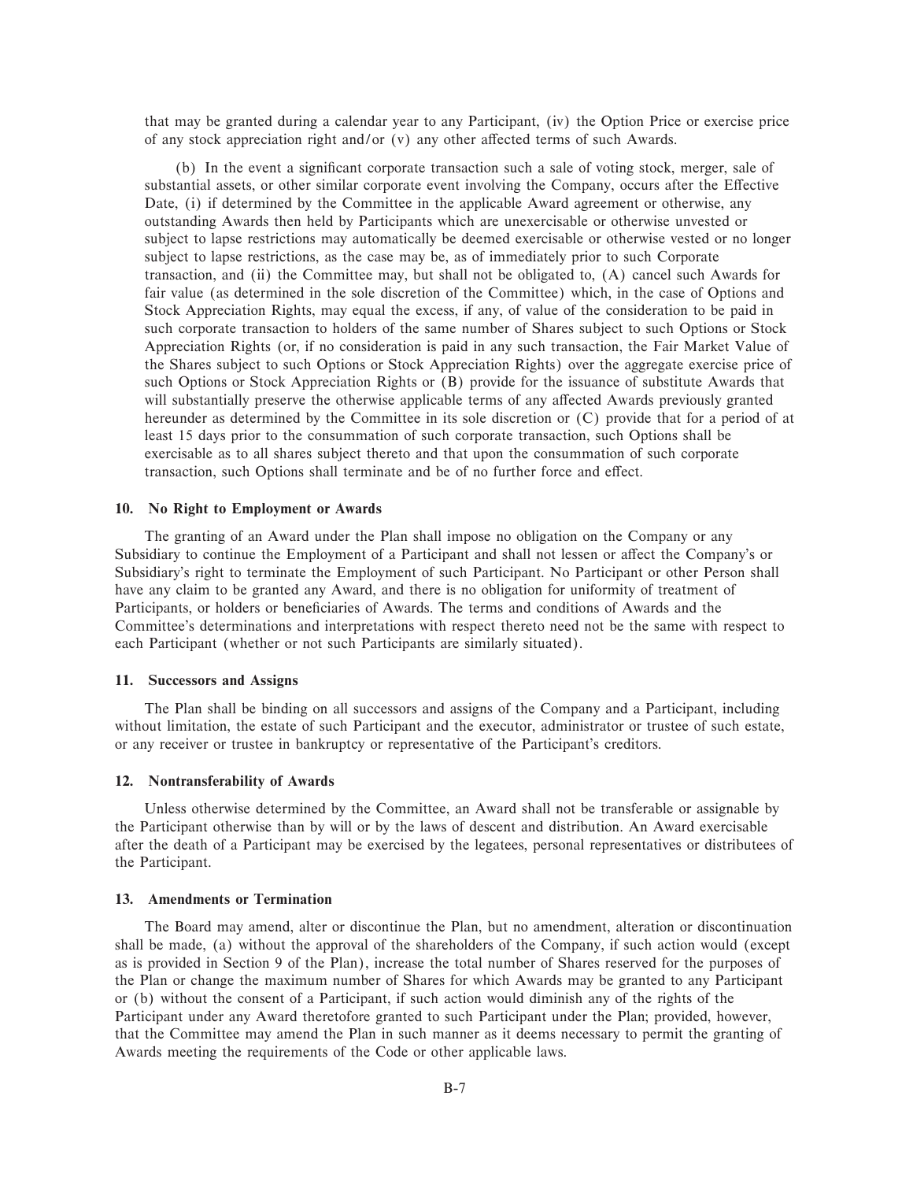that may be granted during a calendar year to any Participant, (iv) the Option Price or exercise price of any stock appreciation right and/or (v) any other affected terms of such Awards.

(b) In the event a significant corporate transaction such a sale of voting stock, merger, sale of substantial assets, or other similar corporate event involving the Company, occurs after the Effective Date, (i) if determined by the Committee in the applicable Award agreement or otherwise, any outstanding Awards then held by Participants which are unexercisable or otherwise unvested or subject to lapse restrictions may automatically be deemed exercisable or otherwise vested or no longer subject to lapse restrictions, as the case may be, as of immediately prior to such Corporate transaction, and (ii) the Committee may, but shall not be obligated to, (A) cancel such Awards for fair value (as determined in the sole discretion of the Committee) which, in the case of Options and Stock Appreciation Rights, may equal the excess, if any, of value of the consideration to be paid in such corporate transaction to holders of the same number of Shares subject to such Options or Stock Appreciation Rights (or, if no consideration is paid in any such transaction, the Fair Market Value of the Shares subject to such Options or Stock Appreciation Rights) over the aggregate exercise price of such Options or Stock Appreciation Rights or (B) provide for the issuance of substitute Awards that will substantially preserve the otherwise applicable terms of any affected Awards previously granted hereunder as determined by the Committee in its sole discretion or (C) provide that for a period of at least 15 days prior to the consummation of such corporate transaction, such Options shall be exercisable as to all shares subject thereto and that upon the consummation of such corporate transaction, such Options shall terminate and be of no further force and effect.

### 10. No Right to Employment or Awards

The granting of an Award under the Plan shall impose no obligation on the Company or any Subsidiary to continue the Employment of a Participant and shall not lessen or affect the Company's or Subsidiary's right to terminate the Employment of such Participant. No Participant or other Person shall have any claim to be granted any Award, and there is no obligation for uniformity of treatment of Participants, or holders or beneficiaries of Awards. The terms and conditions of Awards and the Committee's determinations and interpretations with respect thereto need not be the same with respect to each Participant (whether or not such Participants are similarly situated).

### 11. Successors and Assigns

The Plan shall be binding on all successors and assigns of the Company and a Participant, including without limitation, the estate of such Participant and the executor, administrator or trustee of such estate, or any receiver or trustee in bankruptcy or representative of the Participant's creditors.

### 12. Nontransferability of Awards

Unless otherwise determined by the Committee, an Award shall not be transferable or assignable by the Participant otherwise than by will or by the laws of descent and distribution. An Award exercisable after the death of a Participant may be exercised by the legatees, personal representatives or distributees of the Participant.

### 13. Amendments or Termination

The Board may amend, alter or discontinue the Plan, but no amendment, alteration or discontinuation shall be made, (a) without the approval of the shareholders of the Company, if such action would (except as is provided in Section 9 of the Plan), increase the total number of Shares reserved for the purposes of the Plan or change the maximum number of Shares for which Awards may be granted to any Participant or (b) without the consent of a Participant, if such action would diminish any of the rights of the Participant under any Award theretofore granted to such Participant under the Plan; provided, however, that the Committee may amend the Plan in such manner as it deems necessary to permit the granting of Awards meeting the requirements of the Code or other applicable laws.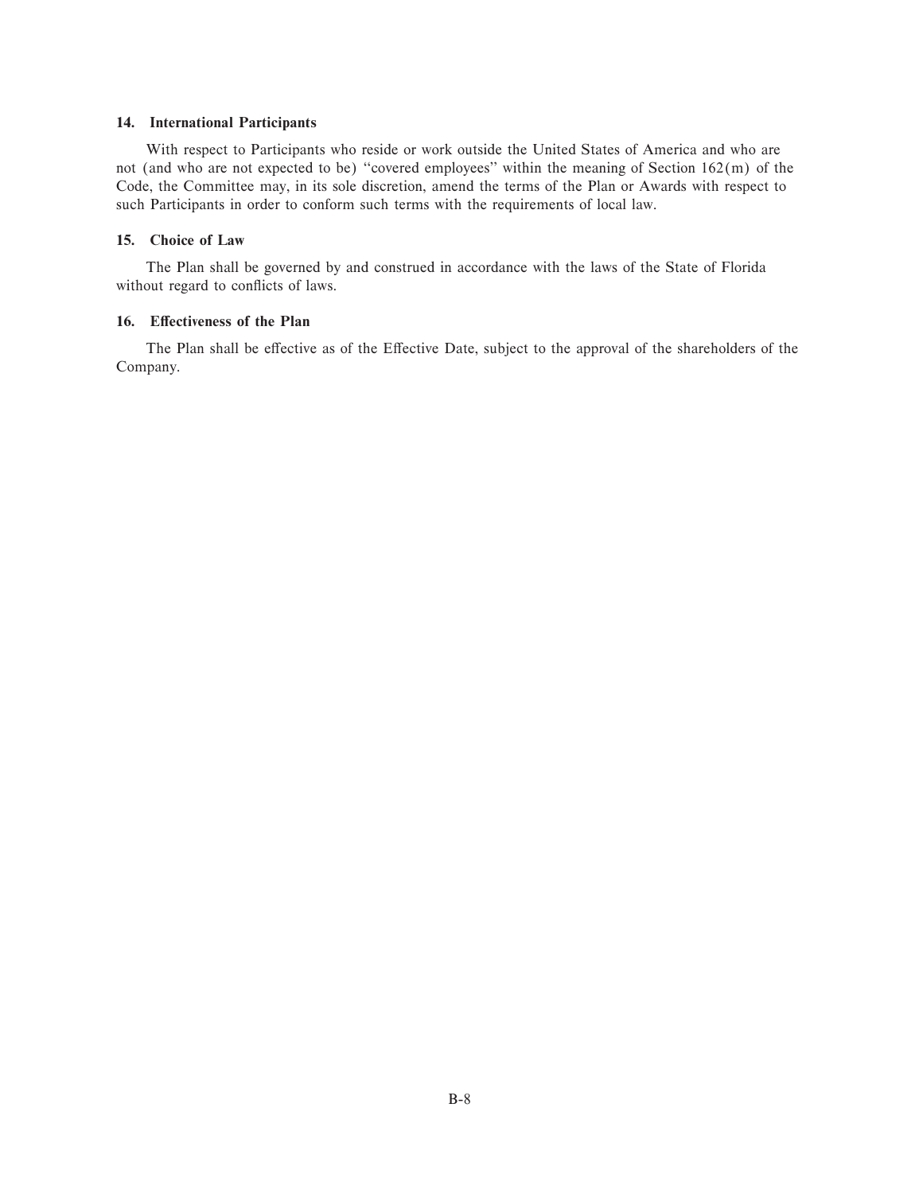### 14. International Participants

With respect to Participants who reside or work outside the United States of America and who are not (and who are not expected to be) ''covered employees'' within the meaning of Section 162(m) of the Code, the Committee may, in its sole discretion, amend the terms of the Plan or Awards with respect to such Participants in order to conform such terms with the requirements of local law.

### 15. Choice of Law

The Plan shall be governed by and construed in accordance with the laws of the State of Florida without regard to conflicts of laws.

### 16. Effectiveness of the Plan

The Plan shall be effective as of the Effective Date, subject to the approval of the shareholders of the Company.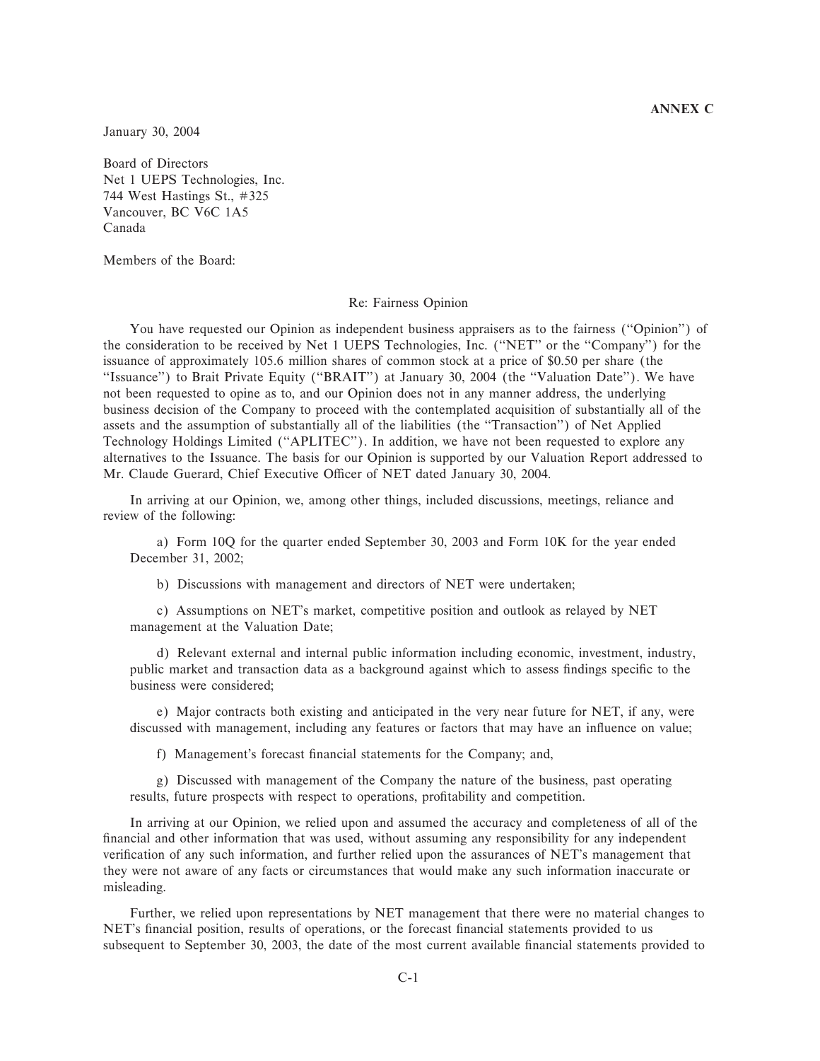**ANNEX C**

January 30, 2004

Board of Directors
Net 1 UEPS Technologies, Inc.
744 West Hastings St., #325
Vancouver, BC V6C 1A5
Canada

Members of the Board:

Re: Fairness Opinion

You have requested our Opinion as independent business appraisers as to the fairness (''Opinion'') of the consideration to be received by Net 1 UEPS Technologies, Inc. (''NET'' or the ''Company'') for the issuance of approximately 105.6 million shares of common stock at a price of $0.50 per share (the ''Issuance'') to Brait Private Equity (''BRAIT'') at January 30, 2004 (the ''Valuation Date''). We have not been requested to opine as to, and our Opinion does not in any manner address, the underlying business decision of the Company to proceed with the contemplated acquisition of substantially all of the assets and the assumption of substantially all of the liabilities (the ''Transaction'') of Net Applied Technology Holdings Limited (''APLITEC''). In addition, we have not been requested to explore any alternatives to the Issuance. The basis for our Opinion is supported by our Valuation Report addressed to Mr. Claude Guerard, Chief Executive Officer of NET dated January 30, 2004.

In arriving at our Opinion, we, among other things, included discussions, meetings, reliance and review of the following:

a) Form 10Q for the quarter ended September 30, 2003 and Form 10K for the year ended December 31, 2002;

b) Discussions with management and directors of NET were undertaken;

c) Assumptions on NET's market, competitive position and outlook as relayed by NET management at the Valuation Date;

d) Relevant external and internal public information including economic, investment, industry, public market and transaction data as a background against which to assess findings specific to the business were considered;

e) Major contracts both existing and anticipated in the very near future for NET, if any, were discussed with management, including any features or factors that may have an influence on value;

f) Management's forecast financial statements for the Company; and,

g) Discussed with management of the Company the nature of the business, past operating results, future prospects with respect to operations, profitability and competition.

In arriving at our Opinion, we relied upon and assumed the accuracy and completeness of all of the financial and other information that was used, without assuming any responsibility for any independent verification of any such information, and further relied upon the assurances of NET's management that they were not aware of any facts or circumstances that would make any such information inaccurate or misleading.

Further, we relied upon representations by NET management that there were no material changes to NET's financial position, results of operations, or the forecast financial statements provided to us subsequent to September 30, 2003, the date of the most current available financial statements provided to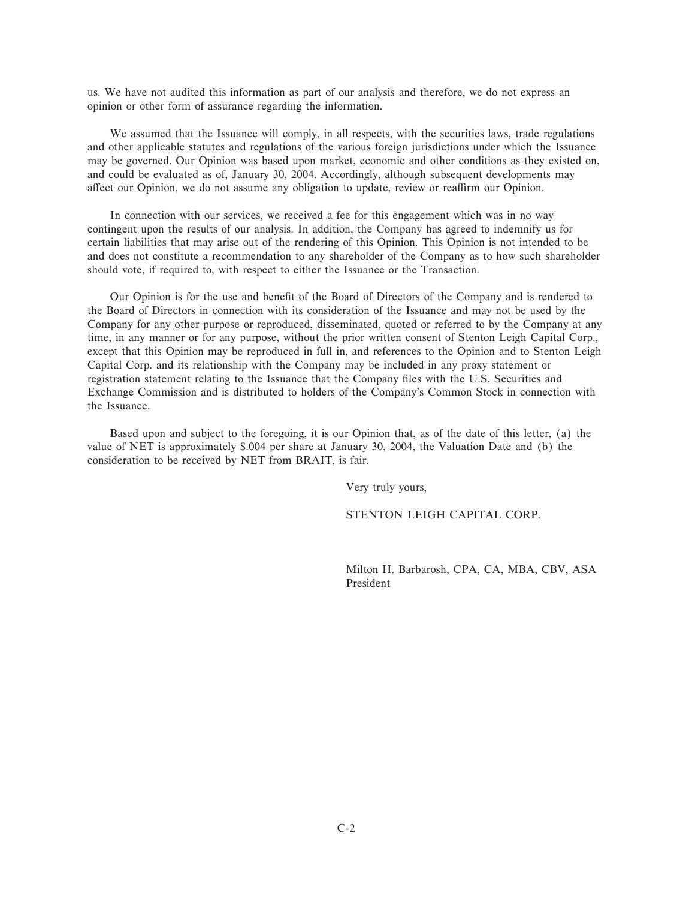us. We have not audited this information as part of our analysis and therefore, we do not express an opinion or other form of assurance regarding the information.

We assumed that the Issuance will comply, in all respects, with the securities laws, trade regulations and other applicable statutes and regulations of the various foreign jurisdictions under which the Issuance may be governed. Our Opinion was based upon market, economic and other conditions as they existed on, and could be evaluated as of, January 30, 2004. Accordingly, although subsequent developments may affect our Opinion, we do not assume any obligation to update, review or reaffirm our Opinion.

In connection with our services, we received a fee for this engagement which was in no way contingent upon the results of our analysis. In addition, the Company has agreed to indemnify us for certain liabilities that may arise out of the rendering of this Opinion. This Opinion is not intended to be and does not constitute a recommendation to any shareholder of the Company as to how such shareholder should vote, if required to, with respect to either the Issuance or the Transaction.

Our Opinion is for the use and benefit of the Board of Directors of the Company and is rendered to the Board of Directors in connection with its consideration of the Issuance and may not be used by the Company for any other purpose or reproduced, disseminated, quoted or referred to by the Company at any time, in any manner or for any purpose, without the prior written consent of Stenton Leigh Capital Corp., except that this Opinion may be reproduced in full in, and references to the Opinion and to Stenton Leigh Capital Corp. and its relationship with the Company may be included in any proxy statement or registration statement relating to the Issuance that the Company files with the U.S. Securities and Exchange Commission and is distributed to holders of the Company's Common Stock in connection with the Issuance.

Based upon and subject to the foregoing, it is our Opinion that, as of the date of this letter, (a) the value of NET is approximately $.004 per share at January 30, 2004, the Valuation Date and (b) the consideration to be received by NET from BRAIT, is fair.

Very truly yours,

STENTON LEIGH CAPITAL CORP.

Milton H. Barbarosh, CPA, CA, MBA, CBV, ASA
President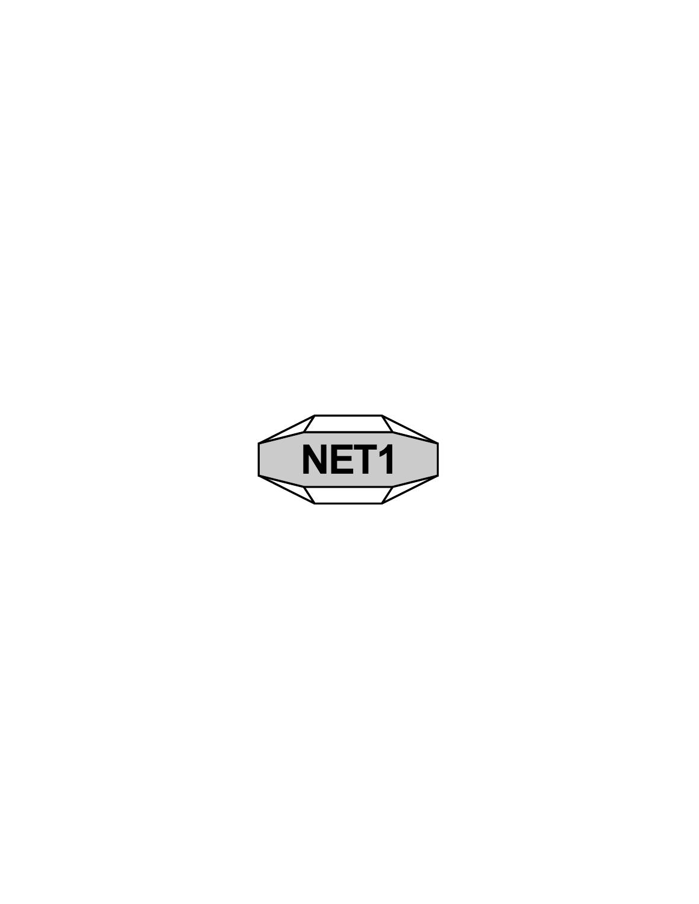NET1